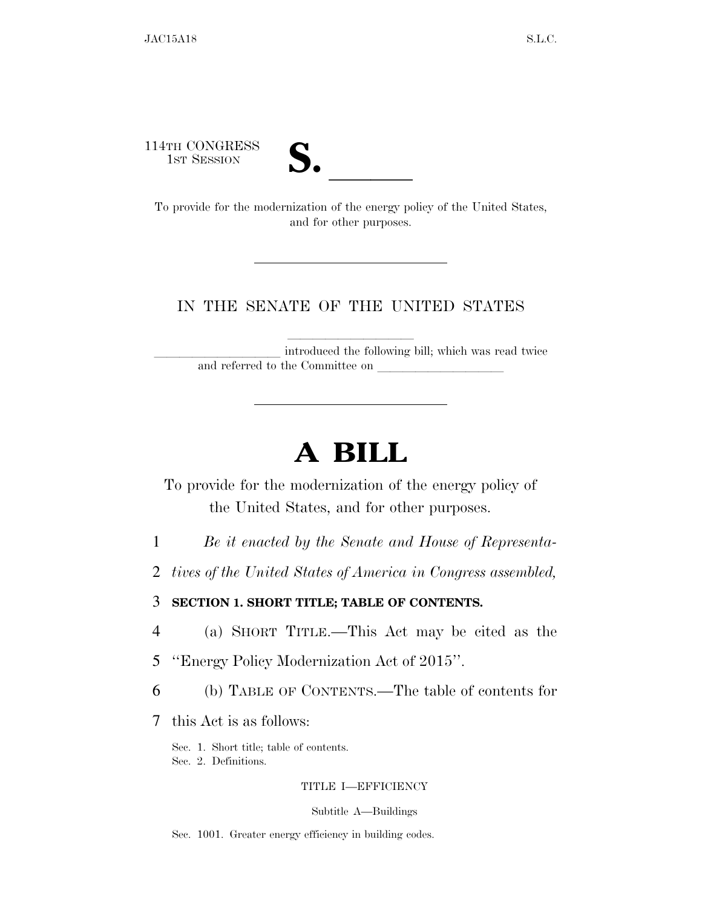114TH CONGRESS
1ST SESSION

# S. \_\_\_\_\_\_

To provide for the modernization of the energy policy of the United States, and for other purposes.

---

IN THE SENATE OF THE UNITED STATES

\_\_\_\_\_\_\_\_\_\_\_\_\_\_\_\_\_\_\_\_ introduced the following bill; which was read twice and referred to the Committee on \_\_\_\_\_\_\_\_\_\_\_\_\_\_\_\_\_\_\_\_

---

# A BILL

To provide for the modernization of the energy policy of the United States, and for other purposes.

1 *Be it enacted by the Senate and House of Representa-*
2 *tives of the United States of America in Congress assembled,*

3 **SECTION 1. SHORT TITLE; TABLE OF CONTENTS.**

4 (a) SHORT TITLE.—This Act may be cited as the
5 "Energy Policy Modernization Act of 2015".

6 (b) TABLE OF CONTENTS.—The table of contents for
7 this Act is as follows:

Sec. 1. Short title; table of contents.
Sec. 2. Definitions.

TITLE I—EFFICIENCY

Subtitle A—Buildings

Sec. 1001. Greater energy efficiency in building codes.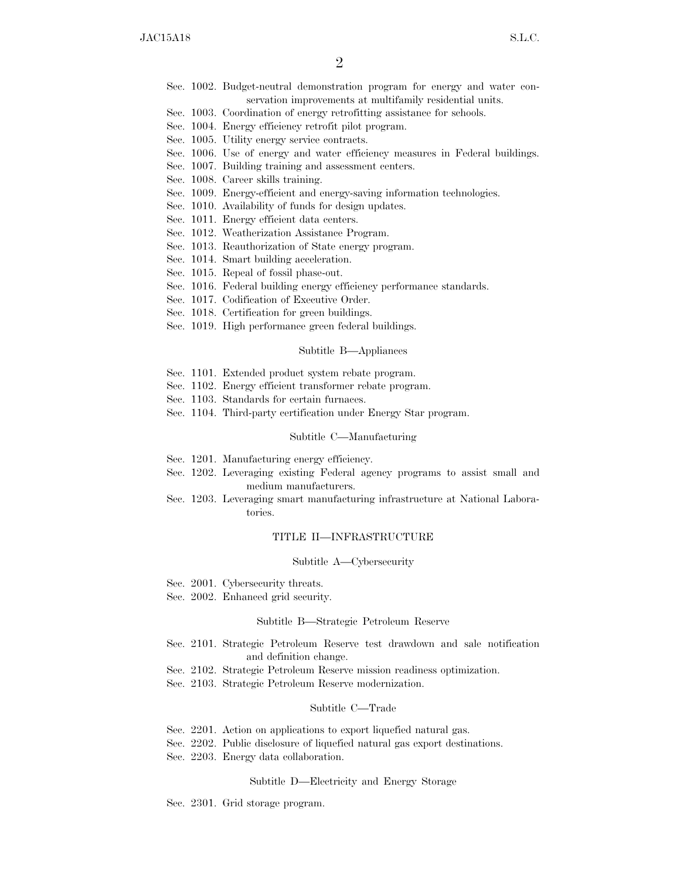Sec. 1002. Budget-neutral demonstration program for energy and water conservation improvements at multifamily residential units.
Sec. 1003. Coordination of energy retrofitting assistance for schools.
Sec. 1004. Energy efficiency retrofit pilot program.
Sec. 1005. Utility energy service contracts.
Sec. 1006. Use of energy and water efficiency measures in Federal buildings.
Sec. 1007. Building training and assessment centers.
Sec. 1008. Career skills training.
Sec. 1009. Energy-efficient and energy-saving information technologies.
Sec. 1010. Availability of funds for design updates.
Sec. 1011. Energy efficient data centers.
Sec. 1012. Weatherization Assistance Program.
Sec. 1013. Reauthorization of State energy program.
Sec. 1014. Smart building acceleration.
Sec. 1015. Repeal of fossil phase-out.
Sec. 1016. Federal building energy efficiency performance standards.
Sec. 1017. Codification of Executive Order.
Sec. 1018. Certification for green buildings.
Sec. 1019. High performance green federal buildings.

### Subtitle B—Appliances

Sec. 1101. Extended product system rebate program.
Sec. 1102. Energy efficient transformer rebate program.
Sec. 1103. Standards for certain furnaces.
Sec. 1104. Third-party certification under Energy Star program.

### Subtitle C—Manufacturing

Sec. 1201. Manufacturing energy efficiency.
Sec. 1202. Leveraging existing Federal agency programs to assist small and medium manufacturers.
Sec. 1203. Leveraging smart manufacturing infrastructure at National Laboratories.

## TITLE II—INFRASTRUCTURE

### Subtitle A—Cybersecurity

Sec. 2001. Cybersecurity threats.
Sec. 2002. Enhanced grid security.

### Subtitle B—Strategic Petroleum Reserve

Sec. 2101. Strategic Petroleum Reserve test drawdown and sale notification and definition change.
Sec. 2102. Strategic Petroleum Reserve mission readiness optimization.
Sec. 2103. Strategic Petroleum Reserve modernization.

### Subtitle C—Trade

Sec. 2201. Action on applications to export liquefied natural gas.
Sec. 2202. Public disclosure of liquefied natural gas export destinations.
Sec. 2203. Energy data collaboration.

### Subtitle D—Electricity and Energy Storage

Sec. 2301. Grid storage program.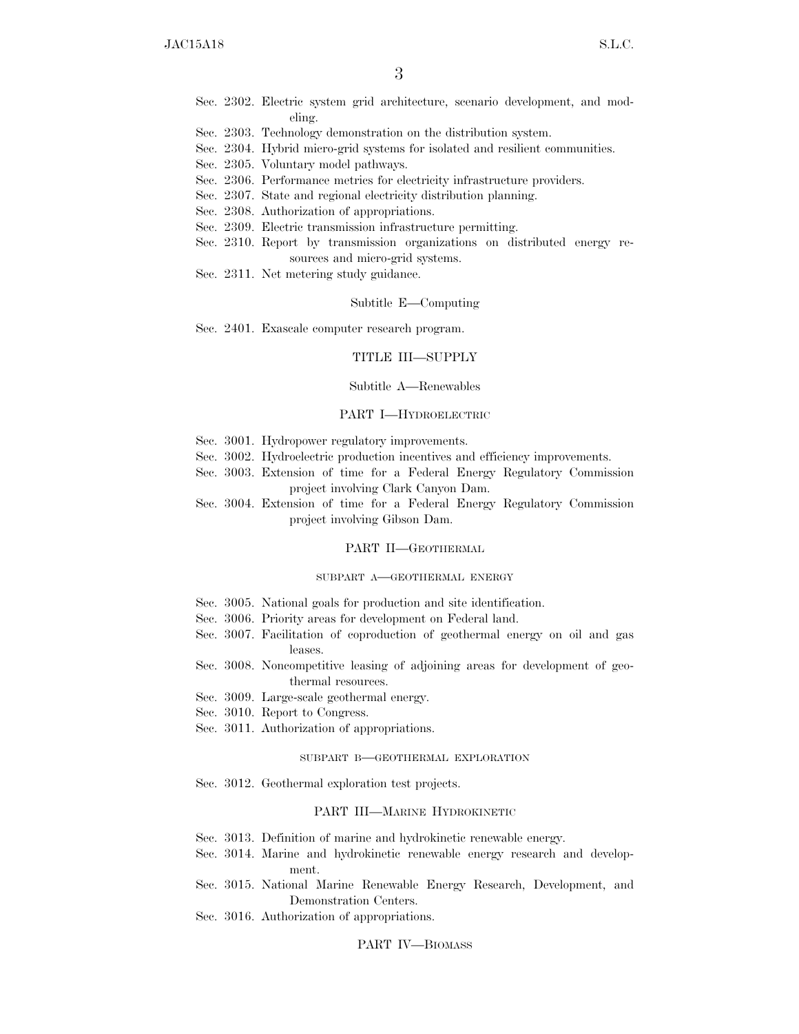Sec. 2302. Electric system grid architecture, scenario development, and modeling.
Sec. 2303. Technology demonstration on the distribution system.
Sec. 2304. Hybrid micro-grid systems for isolated and resilient communities.
Sec. 2305. Voluntary model pathways.
Sec. 2306. Performance metrics for electricity infrastructure providers.
Sec. 2307. State and regional electricity distribution planning.
Sec. 2308. Authorization of appropriations.
Sec. 2309. Electric transmission infrastructure permitting.
Sec. 2310. Report by transmission organizations on distributed energy resources and micro-grid systems.
Sec. 2311. Net metering study guidance.

Subtitle E—Computing

Sec. 2401. Exascale computer research program.

TITLE III—SUPPLY

Subtitle A—Renewables

PART I—HYDROELECTRIC

Sec. 3001. Hydropower regulatory improvements.
Sec. 3002. Hydroelectric production incentives and efficiency improvements.
Sec. 3003. Extension of time for a Federal Energy Regulatory Commission project involving Clark Canyon Dam.
Sec. 3004. Extension of time for a Federal Energy Regulatory Commission project involving Gibson Dam.

PART II—GEOTHERMAL

SUBPART A—GEOTHERMAL ENERGY

Sec. 3005. National goals for production and site identification.
Sec. 3006. Priority areas for development on Federal land.
Sec. 3007. Facilitation of coproduction of geothermal energy on oil and gas leases.
Sec. 3008. Noncompetitive leasing of adjoining areas for development of geothermal resources.
Sec. 3009. Large-scale geothermal energy.
Sec. 3010. Report to Congress.
Sec. 3011. Authorization of appropriations.

SUBPART B—GEOTHERMAL EXPLORATION

Sec. 3012. Geothermal exploration test projects.

PART III—MARINE HYDROKINETIC

Sec. 3013. Definition of marine and hydrokinetic renewable energy.
Sec. 3014. Marine and hydrokinetic renewable energy research and development.
Sec. 3015. National Marine Renewable Energy Research, Development, and Demonstration Centers.
Sec. 3016. Authorization of appropriations.

PART IV—BIOMASS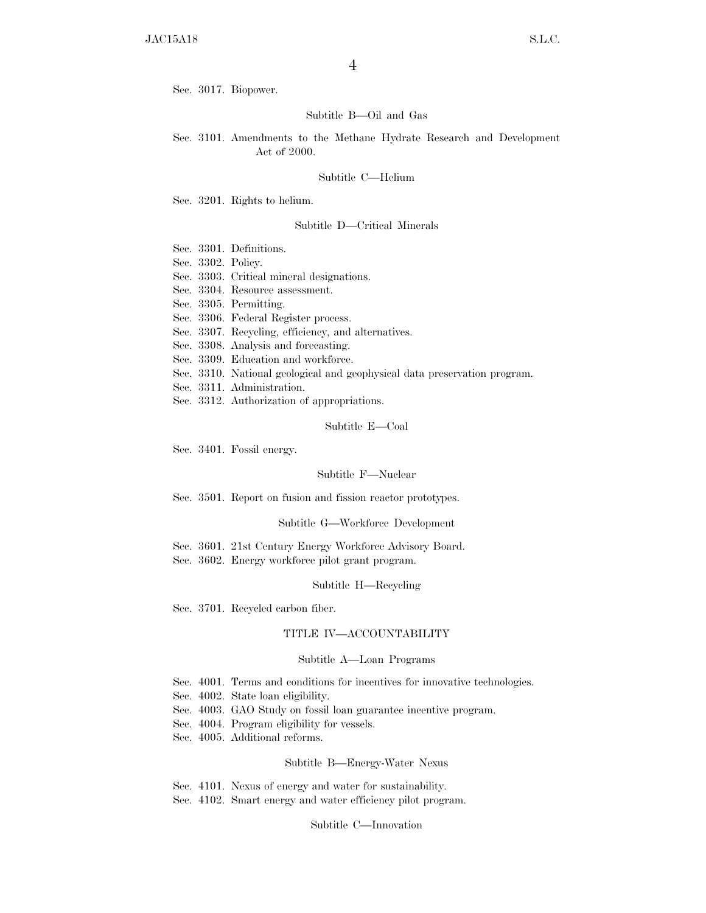Sec. 3017. Biopower.

Subtitle B—Oil and Gas

Sec. 3101. Amendments to the Methane Hydrate Research and Development Act of 2000.

Subtitle C—Helium

Sec. 3201. Rights to helium.

Subtitle D—Critical Minerals

Sec. 3301. Definitions.
Sec. 3302. Policy.
Sec. 3303. Critical mineral designations.
Sec. 3304. Resource assessment.
Sec. 3305. Permitting.
Sec. 3306. Federal Register process.
Sec. 3307. Recycling, efficiency, and alternatives.
Sec. 3308. Analysis and forecasting.
Sec. 3309. Education and workforce.
Sec. 3310. National geological and geophysical data preservation program.
Sec. 3311. Administration.
Sec. 3312. Authorization of appropriations.

Subtitle E—Coal

Sec. 3401. Fossil energy.

Subtitle F—Nuclear

Sec. 3501. Report on fusion and fission reactor prototypes.

Subtitle G—Workforce Development

Sec. 3601. 21st Century Energy Workforce Advisory Board.
Sec. 3602. Energy workforce pilot grant program.

Subtitle H—Recycling

Sec. 3701. Recycled carbon fiber.

TITLE IV—ACCOUNTABILITY

Subtitle A—Loan Programs

Sec. 4001. Terms and conditions for incentives for innovative technologies.
Sec. 4002. State loan eligibility.
Sec. 4003. GAO Study on fossil loan guarantee incentive program.
Sec. 4004. Program eligibility for vessels.
Sec. 4005. Additional reforms.

Subtitle B—Energy-Water Nexus

Sec. 4101. Nexus of energy and water for sustainability.
Sec. 4102. Smart energy and water efficiency pilot program.

Subtitle C—Innovation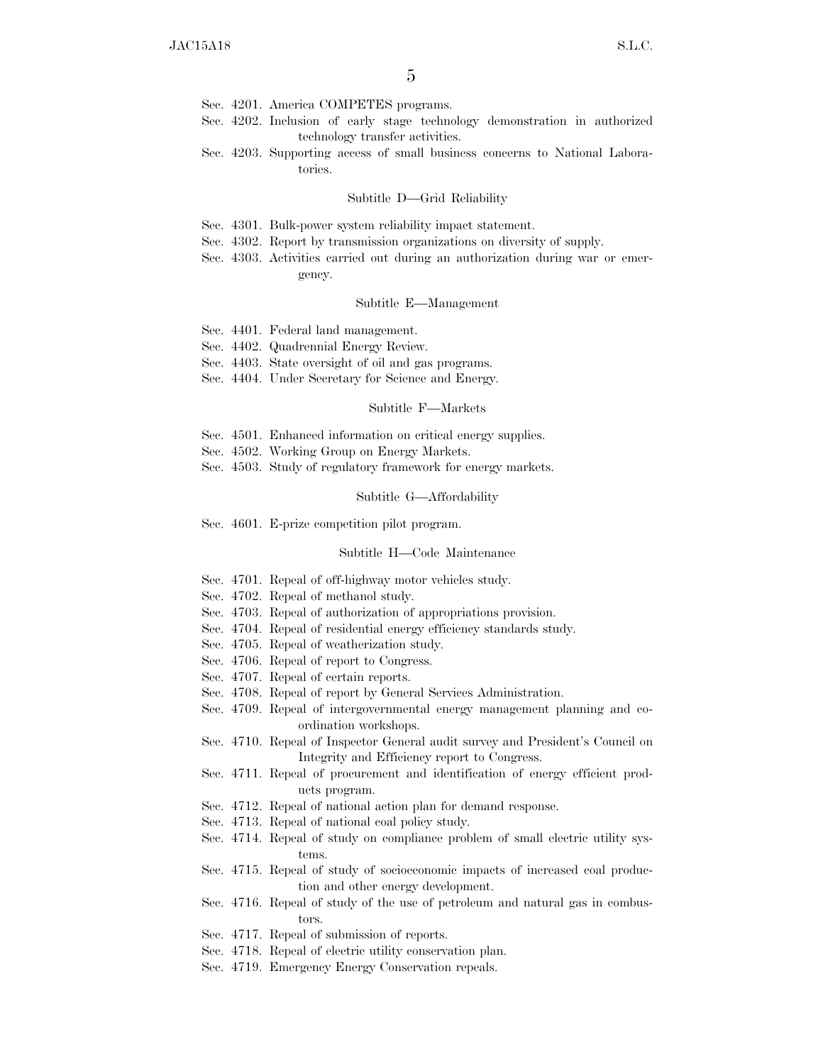Sec. 4201. America COMPETES programs.

Sec. 4202. Inclusion of early stage technology demonstration in authorized technology transfer activities.

Sec. 4203. Supporting access of small business concerns to National Laboratories.

### Subtitle D—Grid Reliability

Sec. 4301. Bulk-power system reliability impact statement.

Sec. 4302. Report by transmission organizations on diversity of supply.

Sec. 4303. Activities carried out during an authorization during war or emergency.

### Subtitle E—Management

Sec. 4401. Federal land management.

Sec. 4402. Quadrennial Energy Review.

Sec. 4403. State oversight of oil and gas programs.

Sec. 4404. Under Secretary for Science and Energy.

### Subtitle F—Markets

Sec. 4501. Enhanced information on critical energy supplies.

Sec. 4502. Working Group on Energy Markets.

Sec. 4503. Study of regulatory framework for energy markets.

### Subtitle G—Affordability

Sec. 4601. E-prize competition pilot program.

### Subtitle H—Code Maintenance

Sec. 4701. Repeal of off-highway motor vehicles study.

Sec. 4702. Repeal of methanol study.

Sec. 4703. Repeal of authorization of appropriations provision.

Sec. 4704. Repeal of residential energy efficiency standards study.

Sec. 4705. Repeal of weatherization study.

Sec. 4706. Repeal of report to Congress.

Sec. 4707. Repeal of certain reports.

Sec. 4708. Repeal of report by General Services Administration.

Sec. 4709. Repeal of intergovernmental energy management planning and coordination workshops.

Sec. 4710. Repeal of Inspector General audit survey and President's Council on Integrity and Efficiency report to Congress.

Sec. 4711. Repeal of procurement and identification of energy efficient products program.

Sec. 4712. Repeal of national action plan for demand response.

Sec. 4713. Repeal of national coal policy study.

Sec. 4714. Repeal of study on compliance problem of small electric utility systems.

Sec. 4715. Repeal of study of socioeconomic impacts of increased coal production and other energy development.

Sec. 4716. Repeal of study of the use of petroleum and natural gas in combustors.

Sec. 4717. Repeal of submission of reports.

Sec. 4718. Repeal of electric utility conservation plan.

Sec. 4719. Emergency Energy Conservation repeals.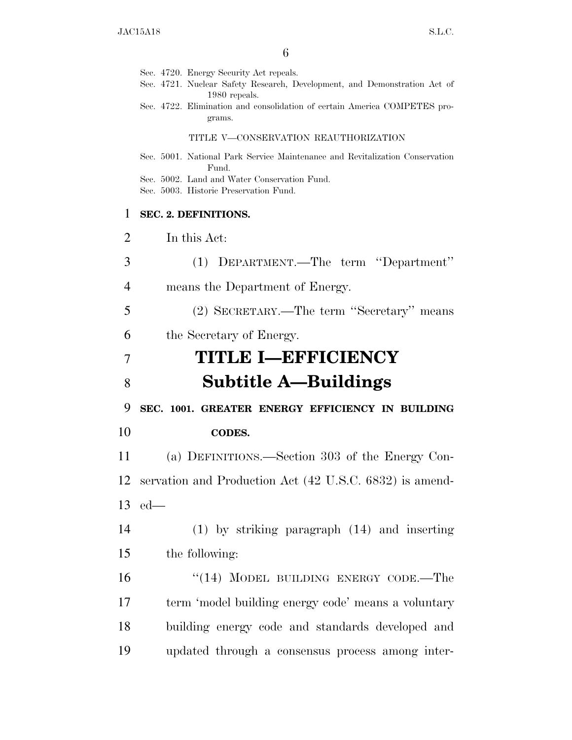Sec. 4720. Energy Security Act repeals.
Sec. 4721. Nuclear Safety Research, Development, and Demonstration Act of 1980 repeals.
Sec. 4722. Elimination and consolidation of certain America COMPETES programs.

TITLE V—CONSERVATION REAUTHORIZATION

Sec. 5001. National Park Service Maintenance and Revitalization Conservation Fund.
Sec. 5002. Land and Water Conservation Fund.
Sec. 5003. Historic Preservation Fund.

**SEC. 2. DEFINITIONS.**

In this Act:

(1) DEPARTMENT.—The term ''Department'' means the Department of Energy.

(2) SECRETARY.—The term ''Secretary'' means the Secretary of Energy.

# TITLE I—EFFICIENCY

## Subtitle A—Buildings

**SEC. 1001. GREATER ENERGY EFFICIENCY IN BUILDING CODES.**

(a) DEFINITIONS.—Section 303 of the Energy Conservation and Production Act (42 U.S.C. 6832) is amended—

(1) by striking paragraph (14) and inserting the following:

''(14) MODEL BUILDING ENERGY CODE.—The term 'model building energy code' means a voluntary building energy code and standards developed and updated through a consensus process among inter-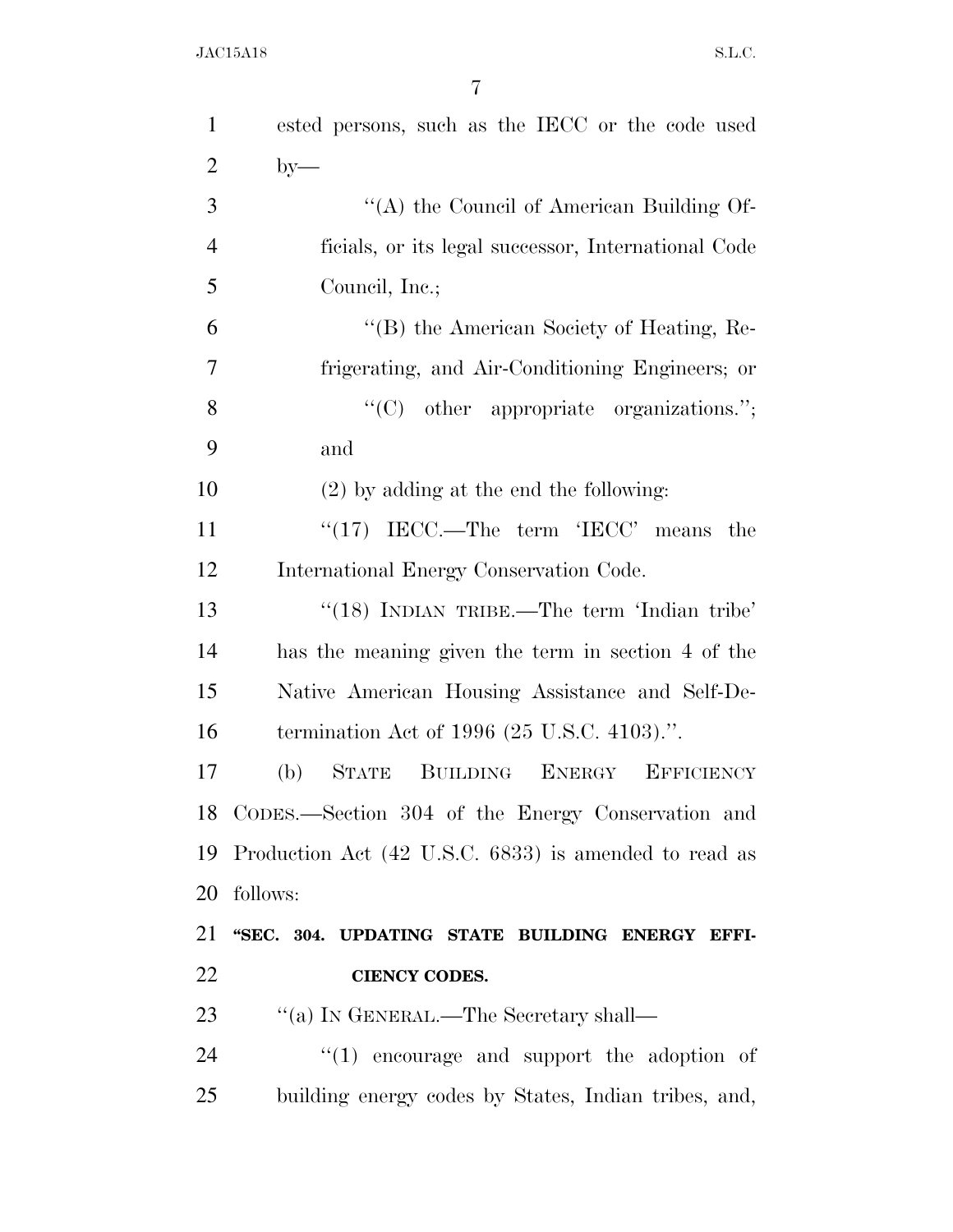ested persons, such as the IECC or the code used by—

''(A) the Council of American Building Officials, or its legal successor, International Code Council, Inc.;

''(B) the American Society of Heating, Refrigerating, and Air-Conditioning Engineers; or

''(C) other appropriate organizations.''; and

(2) by adding at the end the following:

''(17) IECC.—The term 'IECC' means the International Energy Conservation Code.

''(18) INDIAN TRIBE.—The term 'Indian tribe' has the meaning given the term in section 4 of the Native American Housing Assistance and Self-Determination Act of 1996 (25 U.S.C. 4103).''.

(b) STATE BUILDING ENERGY EFFICIENCY CODES.—Section 304 of the Energy Conservation and Production Act (42 U.S.C. 6833) is amended to read as follows:

**''SEC. 304. UPDATING STATE BUILDING ENERGY EFFICIENCY CODES.**

''(a) IN GENERAL.—The Secretary shall—

''(1) encourage and support the adoption of building energy codes by States, Indian tribes, and,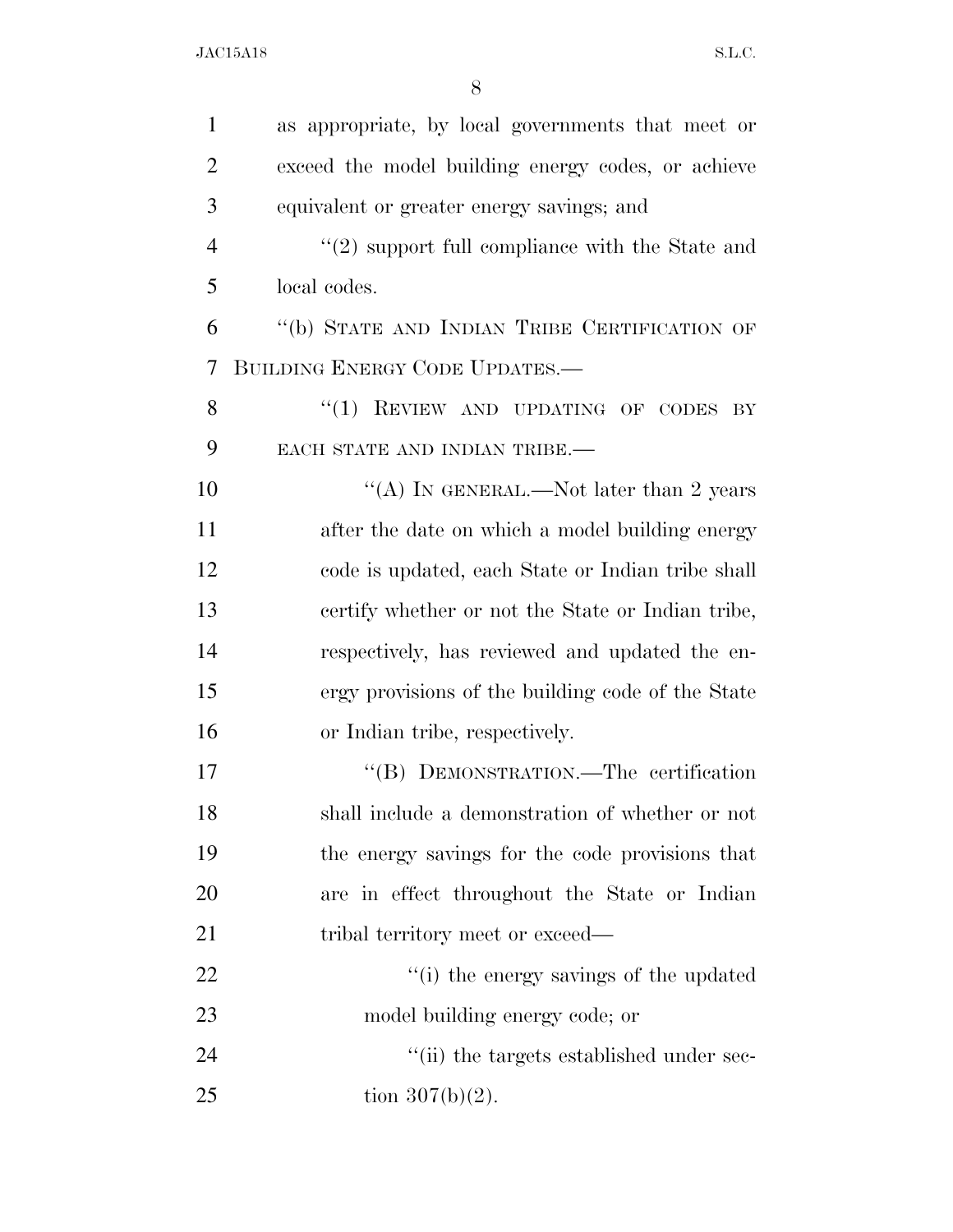as appropriate, by local governments that meet or exceed the model building energy codes, or achieve equivalent or greater energy savings; and

''(2) support full compliance with the State and local codes.

''(b) STATE AND INDIAN TRIBE CERTIFICATION OF BUILDING ENERGY CODE UPDATES.—

''(1) REVIEW AND UPDATING OF CODES BY EACH STATE AND INDIAN TRIBE.—

''(A) IN GENERAL.—Not later than 2 years after the date on which a model building energy code is updated, each State or Indian tribe shall certify whether or not the State or Indian tribe, respectively, has reviewed and updated the energy provisions of the building code of the State or Indian tribe, respectively.

''(B) DEMONSTRATION.—The certification shall include a demonstration of whether or not the energy savings for the code provisions that are in effect throughout the State or Indian tribal territory meet or exceed—

''(i) the energy savings of the updated model building energy code; or

''(ii) the targets established under section 307(b)(2).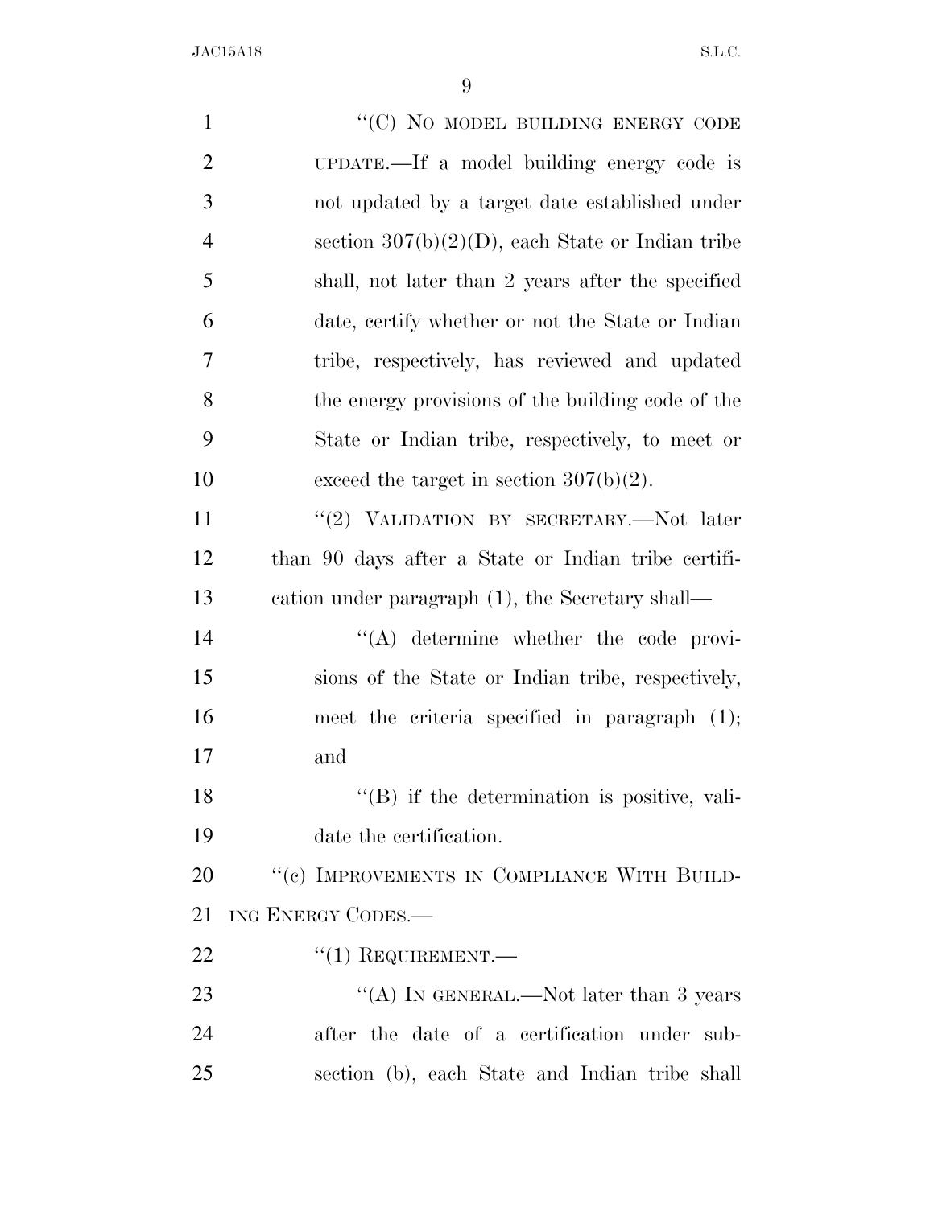"(C) NO MODEL BUILDING ENERGY CODE UPDATE.—If a model building energy code is not updated by a target date established under section 307(b)(2)(D), each State or Indian tribe shall, not later than 2 years after the specified date, certify whether or not the State or Indian tribe, respectively, has reviewed and updated the energy provisions of the building code of the State or Indian tribe, respectively, to meet or exceed the target in section 307(b)(2).

"(2) VALIDATION BY SECRETARY.—Not later than 90 days after a State or Indian tribe certification under paragraph (1), the Secretary shall—

"(A) determine whether the code provisions of the State or Indian tribe, respectively, meet the criteria specified in paragraph (1); and

"(B) if the determination is positive, validate the certification.

"(c) IMPROVEMENTS IN COMPLIANCE WITH BUILDING ENERGY CODES.—

"(1) REQUIREMENT.—

"(A) IN GENERAL.—Not later than 3 years after the date of a certification under subsection (b), each State and Indian tribe shall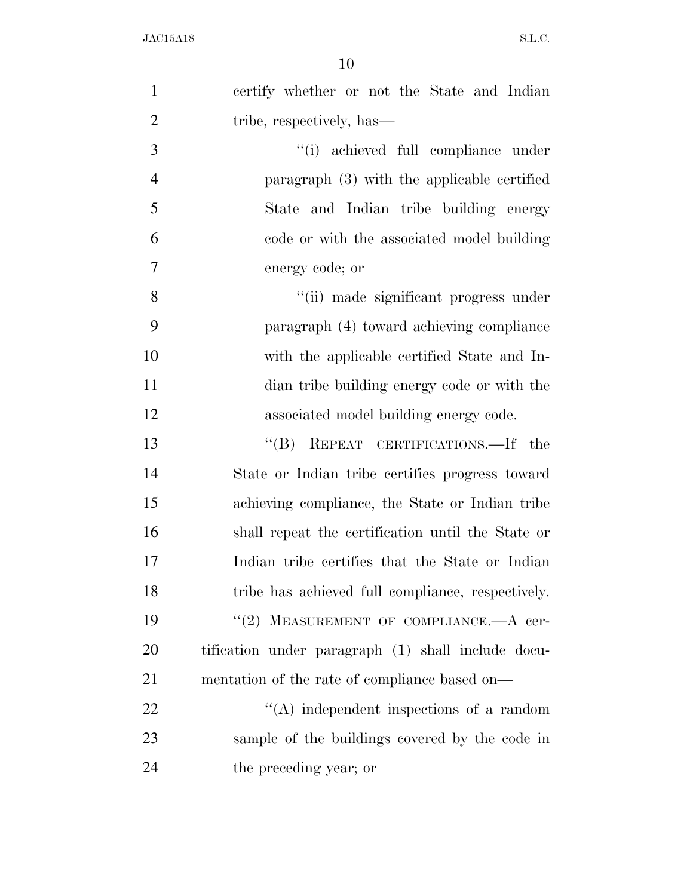certify whether or not the State and Indian tribe, respectively, has—

"(i) achieved full compliance under paragraph (3) with the applicable certified State and Indian tribe building energy code or with the associated model building energy code; or

"(ii) made significant progress under paragraph (4) toward achieving compliance with the applicable certified State and Indian tribe building energy code or with the associated model building energy code.

"(B) REPEAT CERTIFICATIONS.—If the State or Indian tribe certifies progress toward achieving compliance, the State or Indian tribe shall repeat the certification until the State or Indian tribe certifies that the State or Indian tribe has achieved full compliance, respectively.

"(2) MEASUREMENT OF COMPLIANCE.—A certification under paragraph (1) shall include documentation of the rate of compliance based on—

"(A) independent inspections of a random sample of the buildings covered by the code in the preceding year; or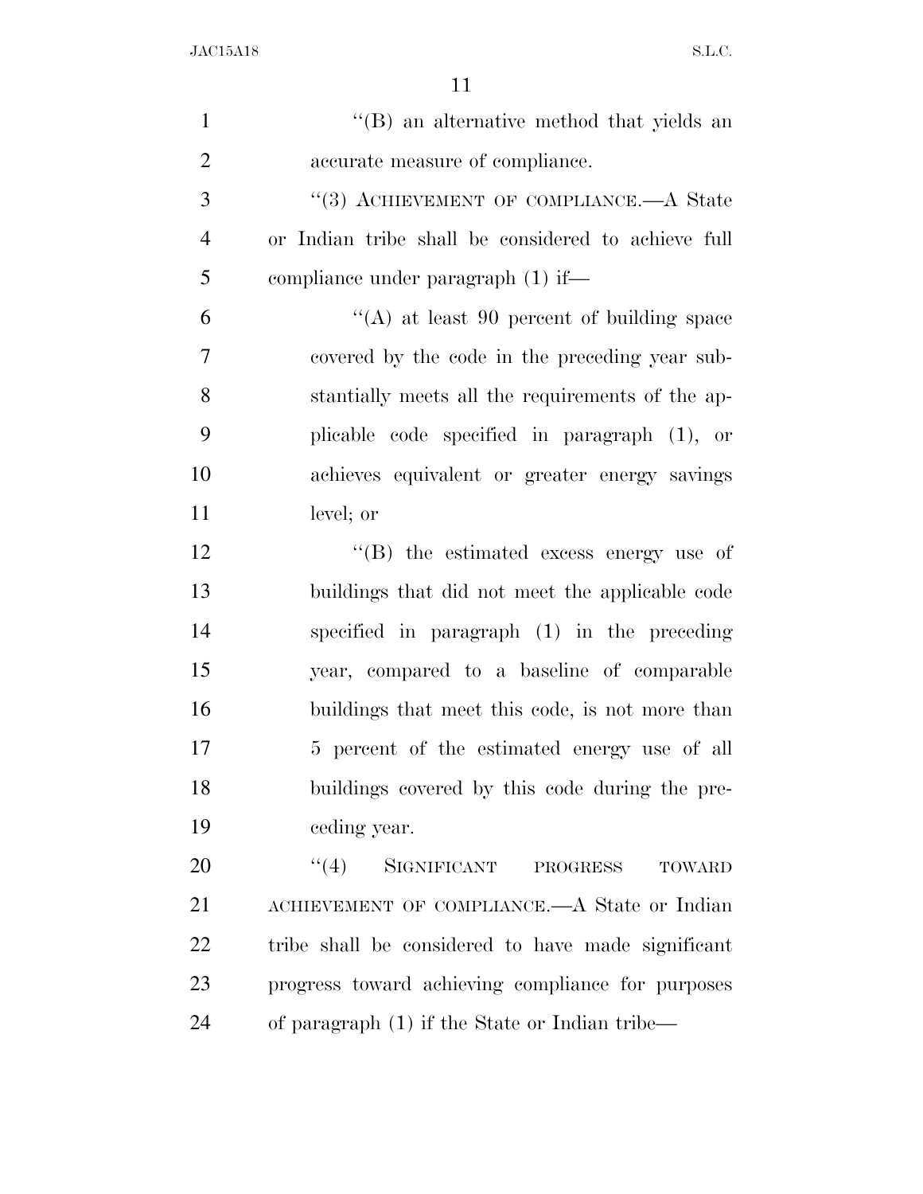''(B) an alternative method that yields an accurate measure of compliance.

''(3) ACHIEVEMENT OF COMPLIANCE.—A State or Indian tribe shall be considered to achieve full compliance under paragraph (1) if—

''(A) at least 90 percent of building space covered by the code in the preceding year substantially meets all the requirements of the applicable code specified in paragraph (1), or achieves equivalent or greater energy savings level; or

''(B) the estimated excess energy use of buildings that did not meet the applicable code specified in paragraph (1) in the preceding year, compared to a baseline of comparable buildings that meet this code, is not more than 5 percent of the estimated energy use of all buildings covered by this code during the preceding year.

''(4) SIGNIFICANT PROGRESS TOWARD ACHIEVEMENT OF COMPLIANCE.—A State or Indian tribe shall be considered to have made significant progress toward achieving compliance for purposes of paragraph (1) if the State or Indian tribe—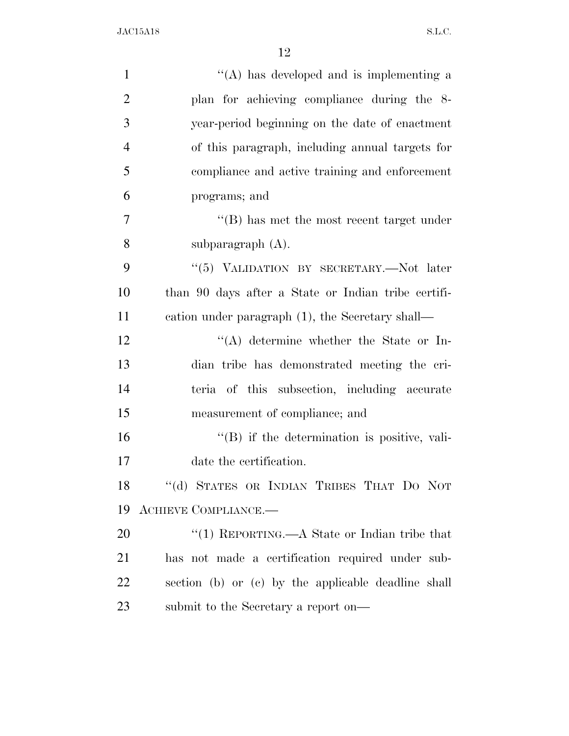''(A) has developed and is implementing a plan for achieving compliance during the 8-year-period beginning on the date of enactment of this paragraph, including annual targets for compliance and active training and enforcement programs; and

''(B) has met the most recent target under subparagraph (A).

''(5) VALIDATION BY SECRETARY.—Not later than 90 days after a State or Indian tribe certification under paragraph (1), the Secretary shall—

''(A) determine whether the State or Indian tribe has demonstrated meeting the criteria of this subsection, including accurate measurement of compliance; and

''(B) if the determination is positive, validate the certification.

''(d) STATES OR INDIAN TRIBES THAT DO NOT ACHIEVE COMPLIANCE.—

''(1) REPORTING.—A State or Indian tribe that has not made a certification required under subsection (b) or (c) by the applicable deadline shall submit to the Secretary a report on—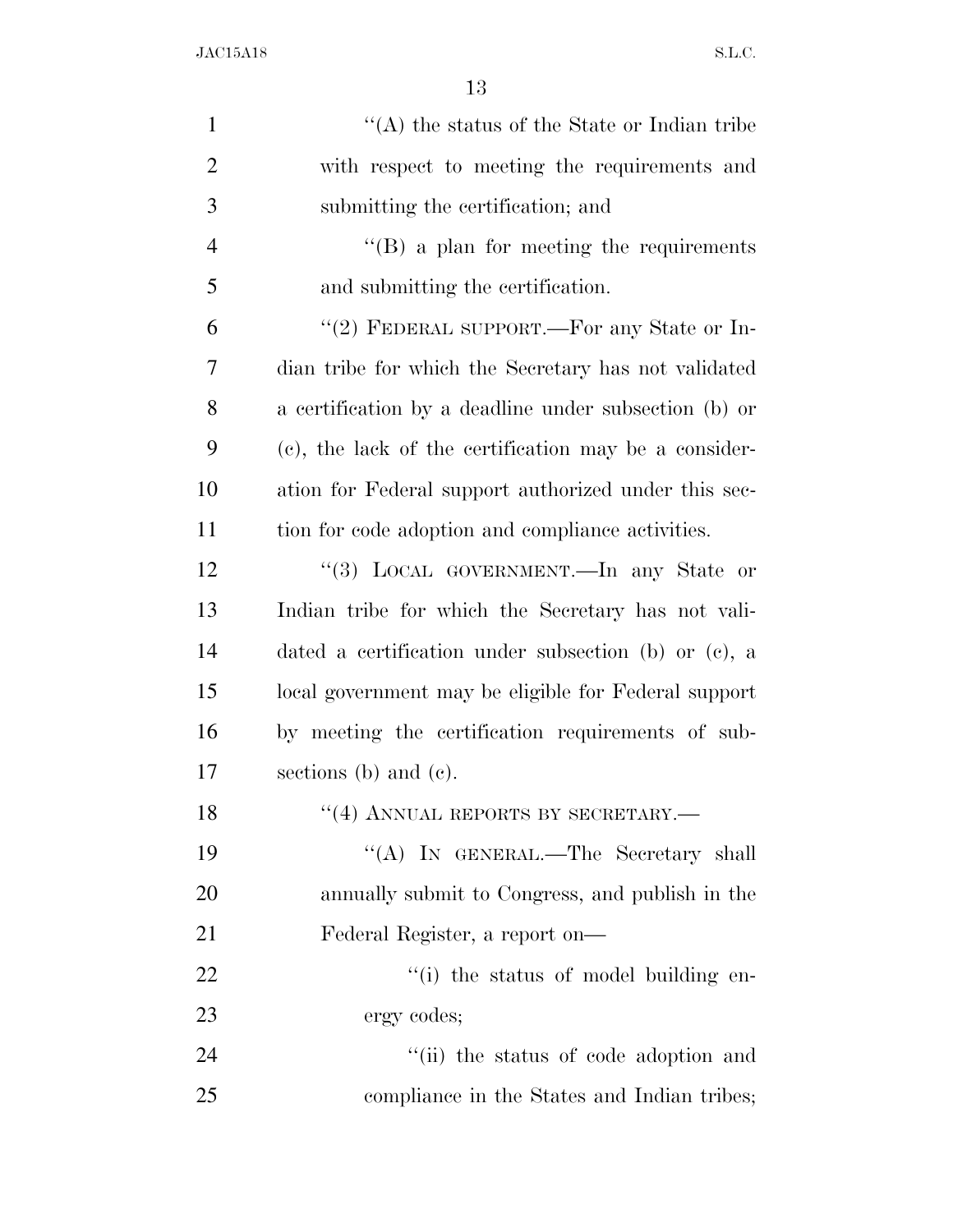"(A) the status of the State or Indian tribe with respect to meeting the requirements and submitting the certification; and

"(B) a plan for meeting the requirements and submitting the certification.

"(2) FEDERAL SUPPORT.—For any State or Indian tribe for which the Secretary has not validated a certification by a deadline under subsection (b) or (c), the lack of the certification may be a consideration for Federal support authorized under this section for code adoption and compliance activities.

"(3) LOCAL GOVERNMENT.—In any State or Indian tribe for which the Secretary has not validated a certification under subsection (b) or (c), a local government may be eligible for Federal support by meeting the certification requirements of subsections (b) and (c).

"(4) ANNUAL REPORTS BY SECRETARY.—

"(A) IN GENERAL.—The Secretary shall annually submit to Congress, and publish in the Federal Register, a report on—

"(i) the status of model building energy codes;

"(ii) the status of code adoption and compliance in the States and Indian tribes;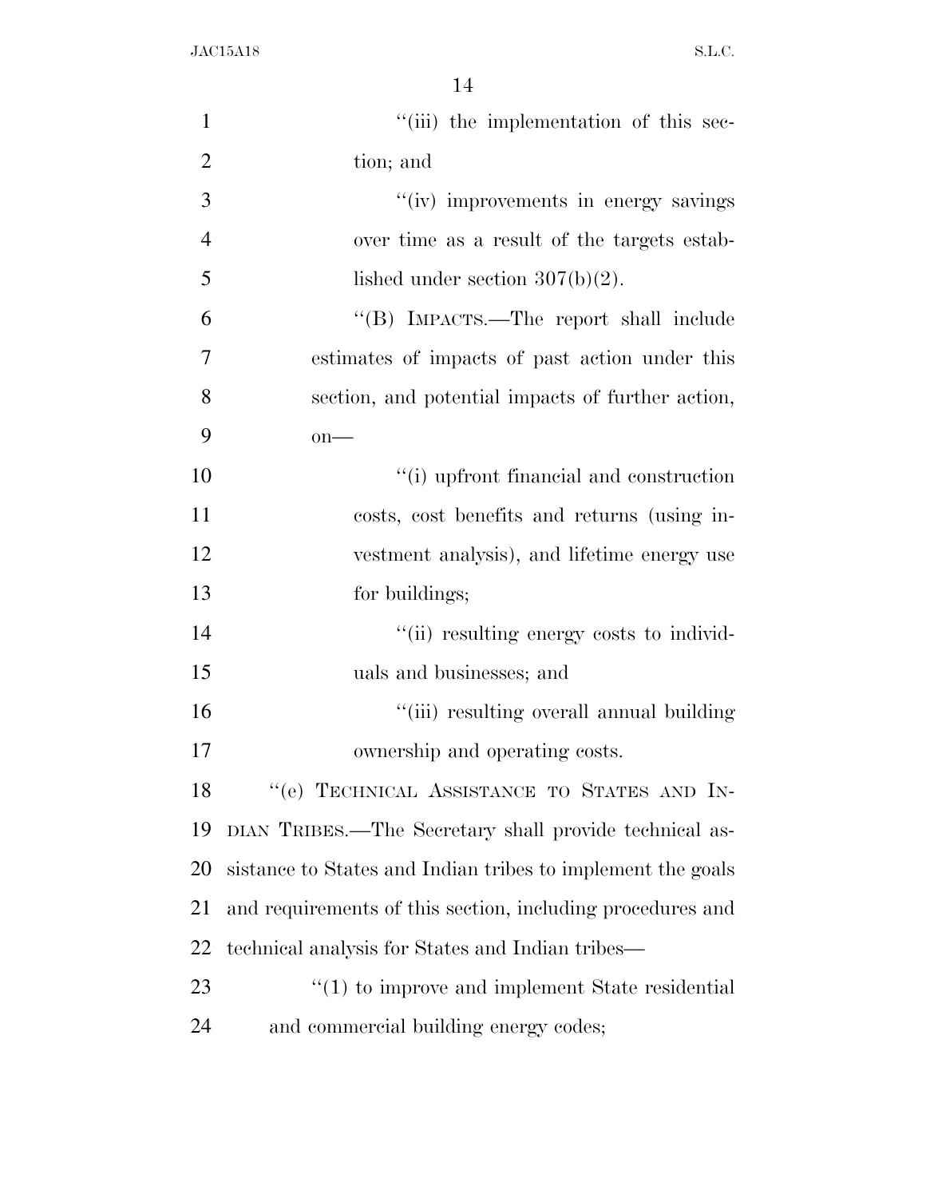"(iii) the implementation of this section; and

"(iv) improvements in energy savings over time as a result of the targets established under section 307(b)(2).

"(B) IMPACTS.—The report shall include estimates of impacts of past action under this section, and potential impacts of further action, on—

"(i) upfront financial and construction costs, cost benefits and returns (using investment analysis), and lifetime energy use for buildings;

"(ii) resulting energy costs to individuals and businesses; and

"(iii) resulting overall annual building ownership and operating costs.

"(e) TECHNICAL ASSISTANCE TO STATES AND INDIAN TRIBES.—The Secretary shall provide technical assistance to States and Indian tribes to implement the goals and requirements of this section, including procedures and technical analysis for States and Indian tribes—

"(1) to improve and implement State residential and commercial building energy codes;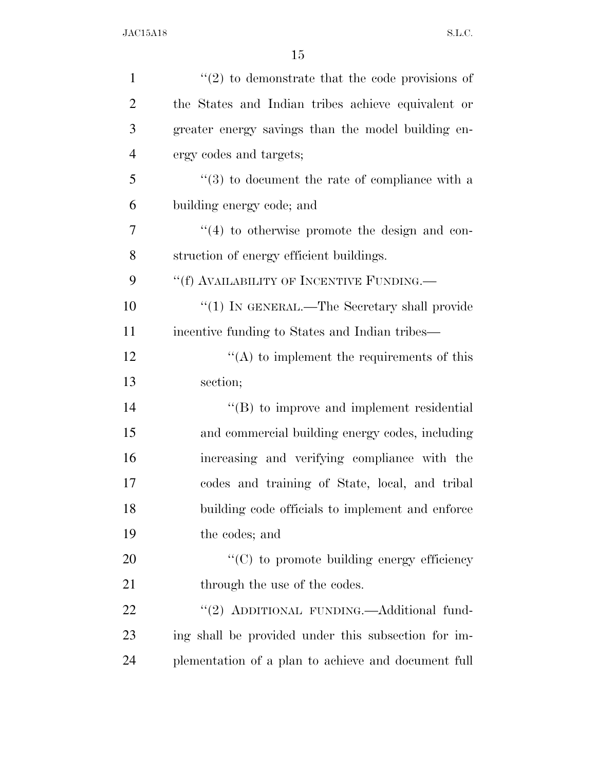''(2) to demonstrate that the code provisions of the States and Indian tribes achieve equivalent or greater energy savings than the model building energy codes and targets;

''(3) to document the rate of compliance with a building energy code; and

''(4) to otherwise promote the design and construction of energy efficient buildings.

''(f) AVAILABILITY OF INCENTIVE FUNDING.—

''(1) IN GENERAL.—The Secretary shall provide incentive funding to States and Indian tribes—

''(A) to implement the requirements of this section;

''(B) to improve and implement residential and commercial building energy codes, including increasing and verifying compliance with the codes and training of State, local, and tribal building code officials to implement and enforce the codes; and

''(C) to promote building energy efficiency through the use of the codes.

''(2) ADDITIONAL FUNDING.—Additional funding shall be provided under this subsection for implementation of a plan to achieve and document full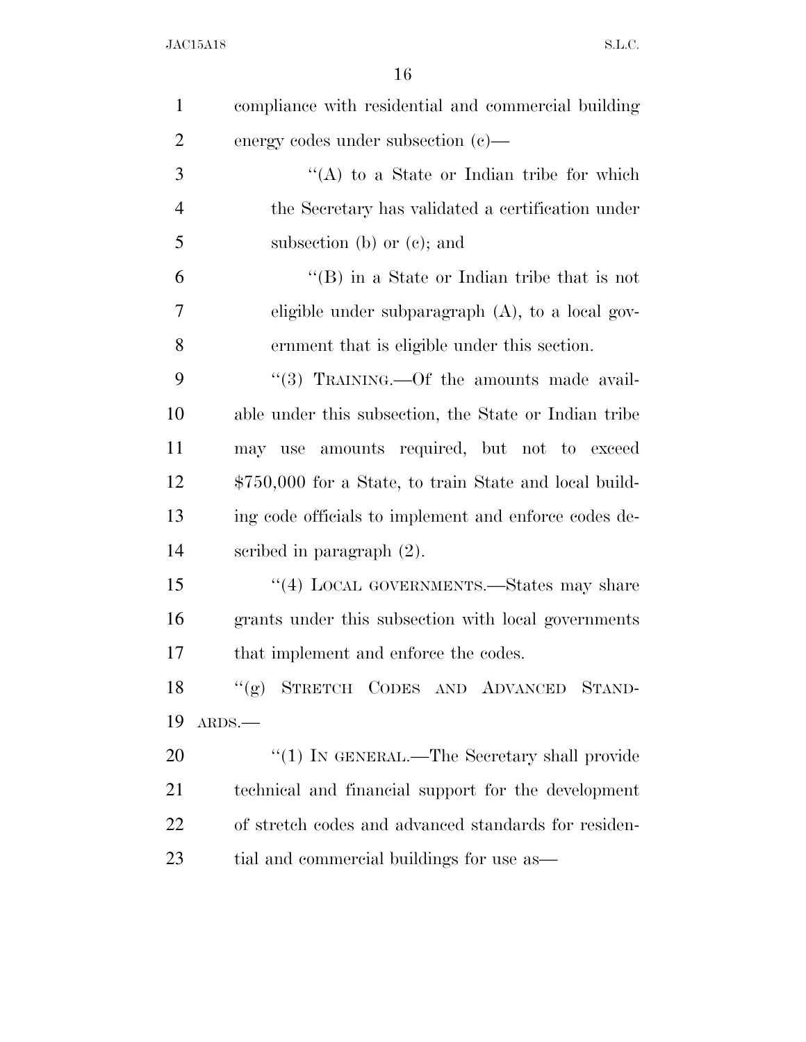compliance with residential and commercial building energy codes under subsection (c)—

"(A) to a State or Indian tribe for which the Secretary has validated a certification under subsection (b) or (c); and

"(B) in a State or Indian tribe that is not eligible under subparagraph (A), to a local government that is eligible under this section.

"(3) TRAINING.—Of the amounts made available under this subsection, the State or Indian tribe may use amounts required, but not to exceed $750,000 for a State, to train State and local building code officials to implement and enforce codes described in paragraph (2).

"(4) LOCAL GOVERNMENTS.—States may share grants under this subsection with local governments that implement and enforce the codes.

"(g) STRETCH CODES AND ADVANCED STANDARDS.—

"(1) IN GENERAL.—The Secretary shall provide technical and financial support for the development of stretch codes and advanced standards for residential and commercial buildings for use as—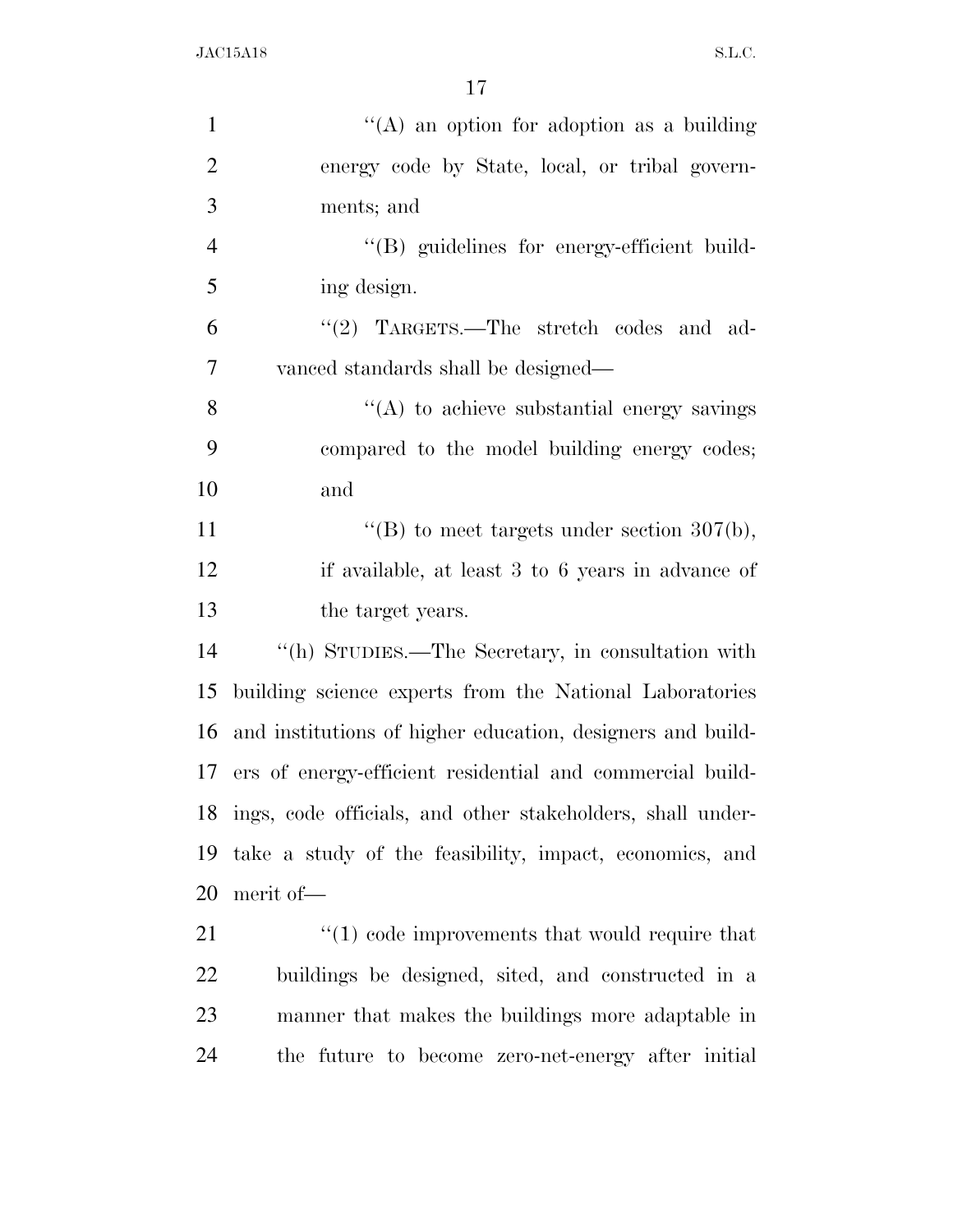''(A) an option for adoption as a building energy code by State, local, or tribal governments; and

''(B) guidelines for energy-efficient building design.

''(2) TARGETS.—The stretch codes and advanced standards shall be designed—

''(A) to achieve substantial energy savings compared to the model building energy codes; and

''(B) to meet targets under section 307(b), if available, at least 3 to 6 years in advance of the target years.

''(h) STUDIES.—The Secretary, in consultation with building science experts from the National Laboratories and institutions of higher education, designers and builders of energy-efficient residential and commercial buildings, code officials, and other stakeholders, shall undertake a study of the feasibility, impact, economics, and merit of—

''(1) code improvements that would require that buildings be designed, sited, and constructed in a manner that makes the buildings more adaptable in the future to become zero-net-energy after initial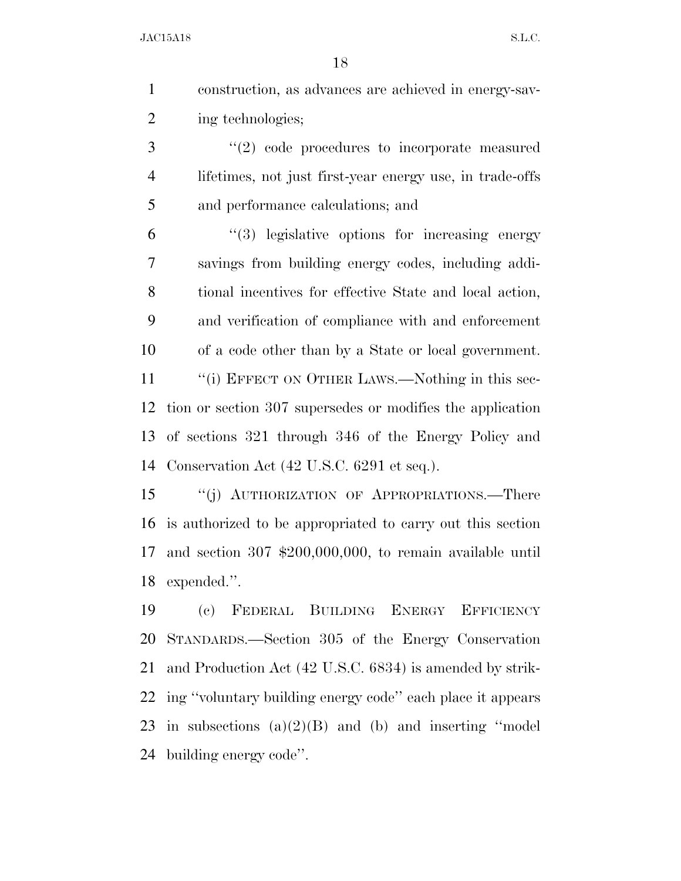construction, as advances are achieved in energy-saving technologies;

"(2) code procedures to incorporate measured lifetimes, not just first-year energy use, in trade-offs and performance calculations; and

"(3) legislative options for increasing energy savings from building energy codes, including additional incentives for effective State and local action, and verification of compliance with and enforcement of a code other than by a State or local government.

"(i) EFFECT ON OTHER LAWS.—Nothing in this section or section 307 supersedes or modifies the application of sections 321 through 346 of the Energy Policy and Conservation Act (42 U.S.C. 6291 et seq.).

"(j) AUTHORIZATION OF APPROPRIATIONS.—There is authorized to be appropriated to carry out this section and section 307 $200,000,000, to remain available until expended.".

(c) FEDERAL BUILDING ENERGY EFFICIENCY STANDARDS.—Section 305 of the Energy Conservation and Production Act (42 U.S.C. 6834) is amended by striking "voluntary building energy code" each place it appears in subsections (a)(2)(B) and (b) and inserting "model building energy code".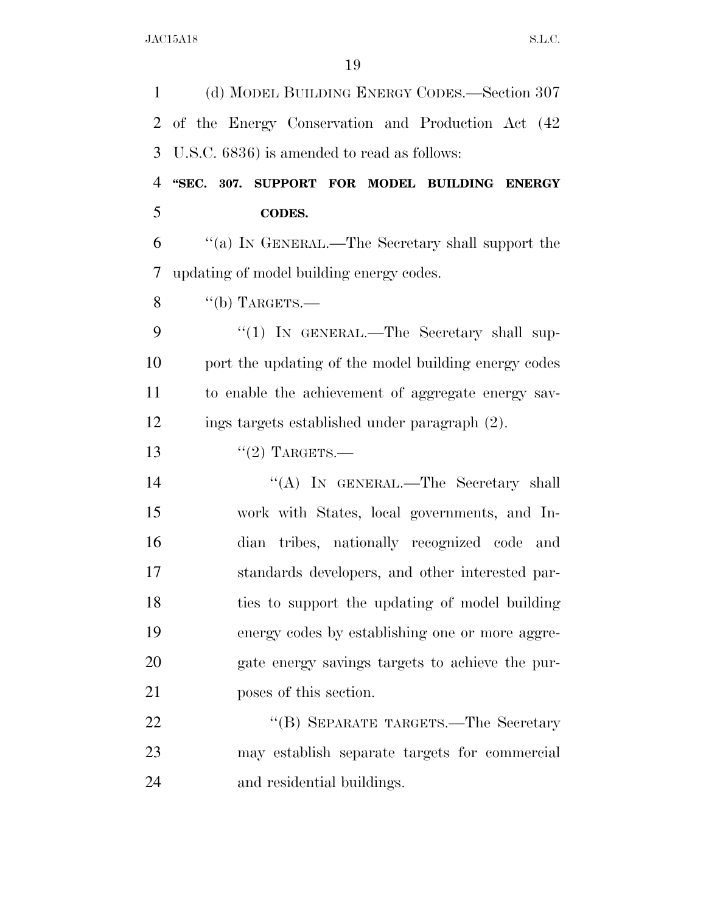(d) MODEL BUILDING ENERGY CODES.—Section 307 of the Energy Conservation and Production Act (42 U.S.C. 6836) is amended to read as follows:

**"SEC. 307. SUPPORT FOR MODEL BUILDING ENERGY CODES.**

"(a) IN GENERAL.—The Secretary shall support the updating of model building energy codes.

"(b) TARGETS.—

"(1) IN GENERAL.—The Secretary shall support the updating of the model building energy codes to enable the achievement of aggregate energy savings targets established under paragraph (2).

"(2) TARGETS.—

"(A) IN GENERAL.—The Secretary shall work with States, local governments, and Indian tribes, nationally recognized code and standards developers, and other interested parties to support the updating of model building energy codes by establishing one or more aggregate energy savings targets to achieve the purposes of this section.

"(B) SEPARATE TARGETS.—The Secretary may establish separate targets for commercial and residential buildings.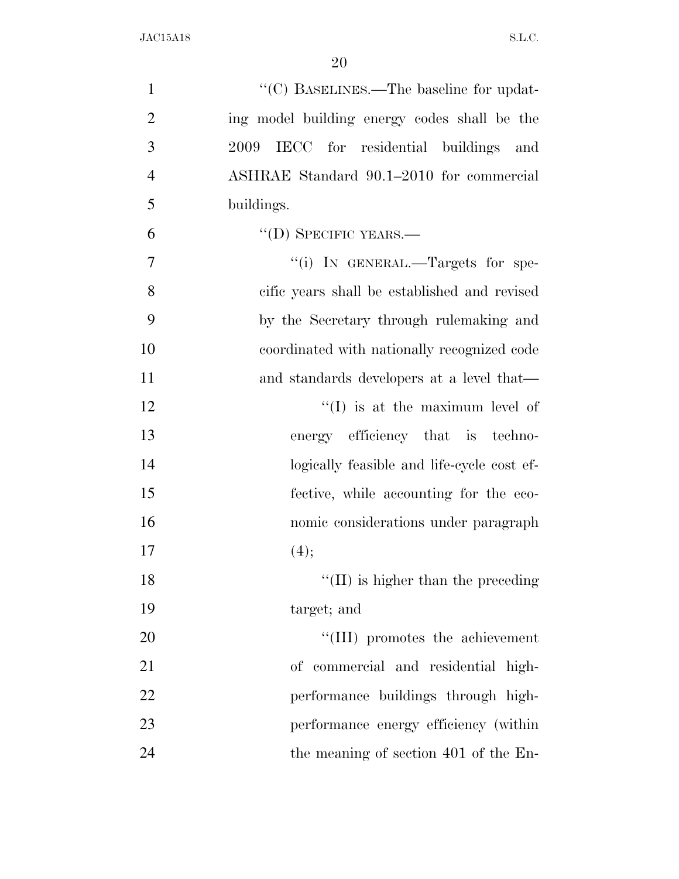''(C) BASELINES.—The baseline for updating model building energy codes shall be the 2009 IECC for residential buildings and ASHRAE Standard 90.1–2010 for commercial buildings.

''(D) SPECIFIC YEARS.—

''(i) IN GENERAL.—Targets for specific years shall be established and revised by the Secretary through rulemaking and coordinated with nationally recognized code and standards developers at a level that—

''(I) is at the maximum level of energy efficiency that is technologically feasible and life-cycle cost effective, while accounting for the economic considerations under paragraph (4);

''(II) is higher than the preceding target; and

''(III) promotes the achievement of commercial and residential high-performance buildings through high-performance energy efficiency (within the meaning of section 401 of the En-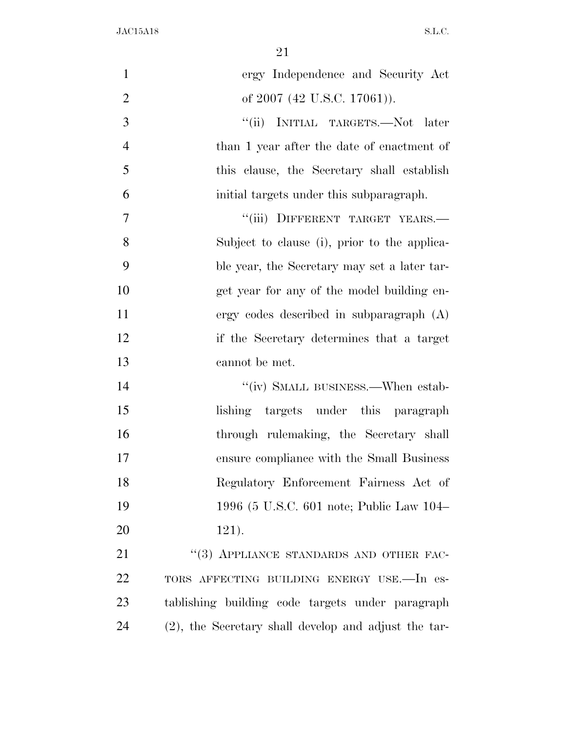ergy Independence and Security Act of 2007 (42 U.S.C. 17061)).

"(ii) INITIAL TARGETS.—Not later than 1 year after the date of enactment of this clause, the Secretary shall establish initial targets under this subparagraph.

"(iii) DIFFERENT TARGET YEARS.—Subject to clause (i), prior to the applicable year, the Secretary may set a later target year for any of the model building energy codes described in subparagraph (A) if the Secretary determines that a target cannot be met.

"(iv) SMALL BUSINESS.—When establishing targets under this paragraph through rulemaking, the Secretary shall ensure compliance with the Small Business Regulatory Enforcement Fairness Act of 1996 (5 U.S.C. 601 note; Public Law 104–121).

"(3) APPLIANCE STANDARDS AND OTHER FACTORS AFFECTING BUILDING ENERGY USE.—In establishing building code targets under paragraph (2), the Secretary shall develop and adjust the tar-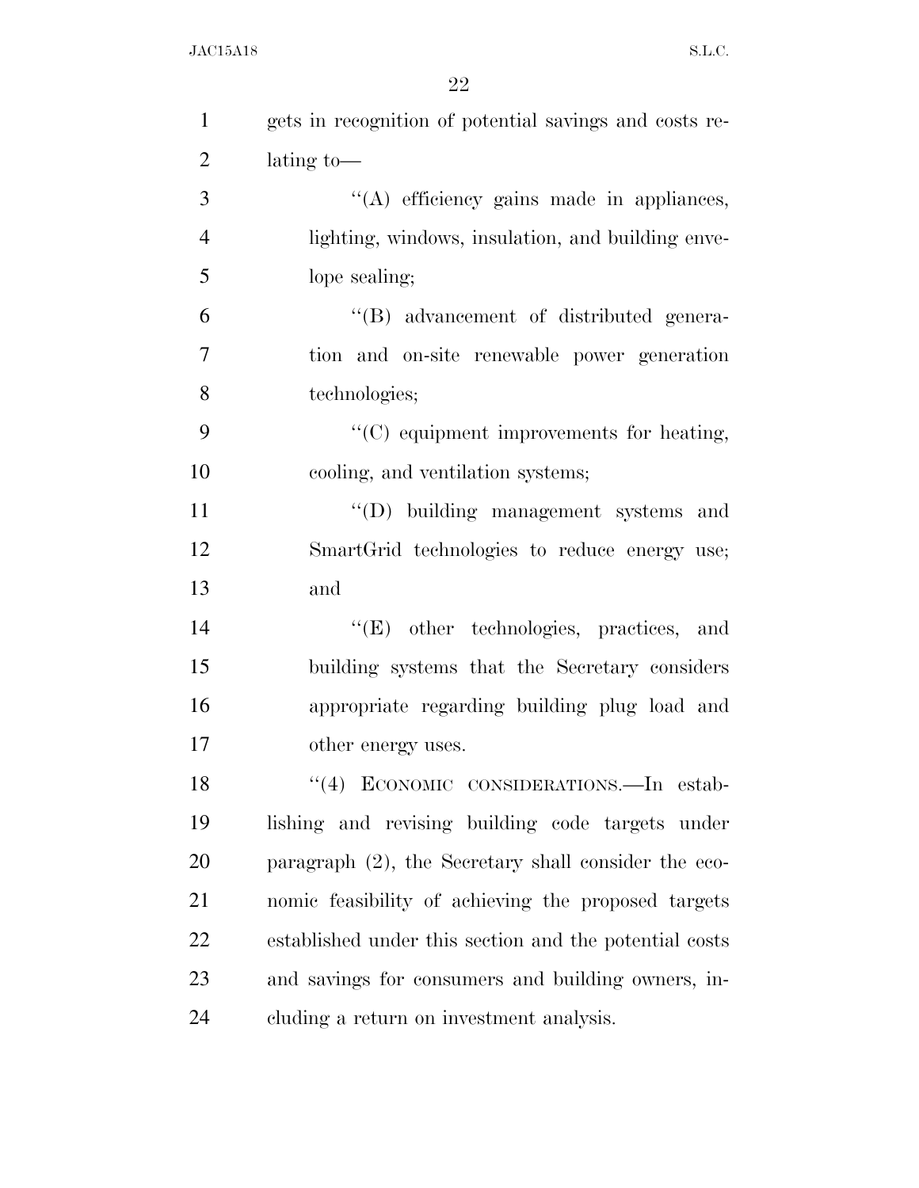gets in recognition of potential savings and costs relating to—

“(A) efficiency gains made in appliances, lighting, windows, insulation, and building envelope sealing;

“(B) advancement of distributed generation and on-site renewable power generation technologies;

“(C) equipment improvements for heating, cooling, and ventilation systems;

“(D) building management systems and SmartGrid technologies to reduce energy use; and

“(E) other technologies, practices, and building systems that the Secretary considers appropriate regarding building plug load and other energy uses.

“(4) ECONOMIC CONSIDERATIONS.—In establishing and revising building code targets under paragraph (2), the Secretary shall consider the economic feasibility of achieving the proposed targets established under this section and the potential costs and savings for consumers and building owners, including a return on investment analysis.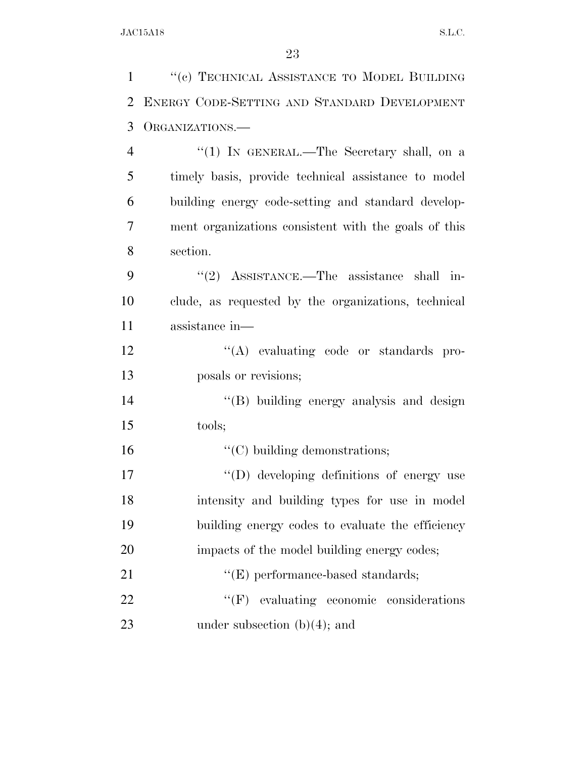"(c) TECHNICAL ASSISTANCE TO MODEL BUILDING ENERGY CODE-SETTING AND STANDARD DEVELOPMENT ORGANIZATIONS.—

"(1) IN GENERAL.—The Secretary shall, on a timely basis, provide technical assistance to model building energy code-setting and standard development organizations consistent with the goals of this section.

"(2) ASSISTANCE.—The assistance shall include, as requested by the organizations, technical assistance in—

"(A) evaluating code or standards proposals or revisions;

"(B) building energy analysis and design tools;

"(C) building demonstrations;

"(D) developing definitions of energy use intensity and building types for use in model building energy codes to evaluate the efficiency impacts of the model building energy codes;

"(E) performance-based standards;

"(F) evaluating economic considerations under subsection (b)(4); and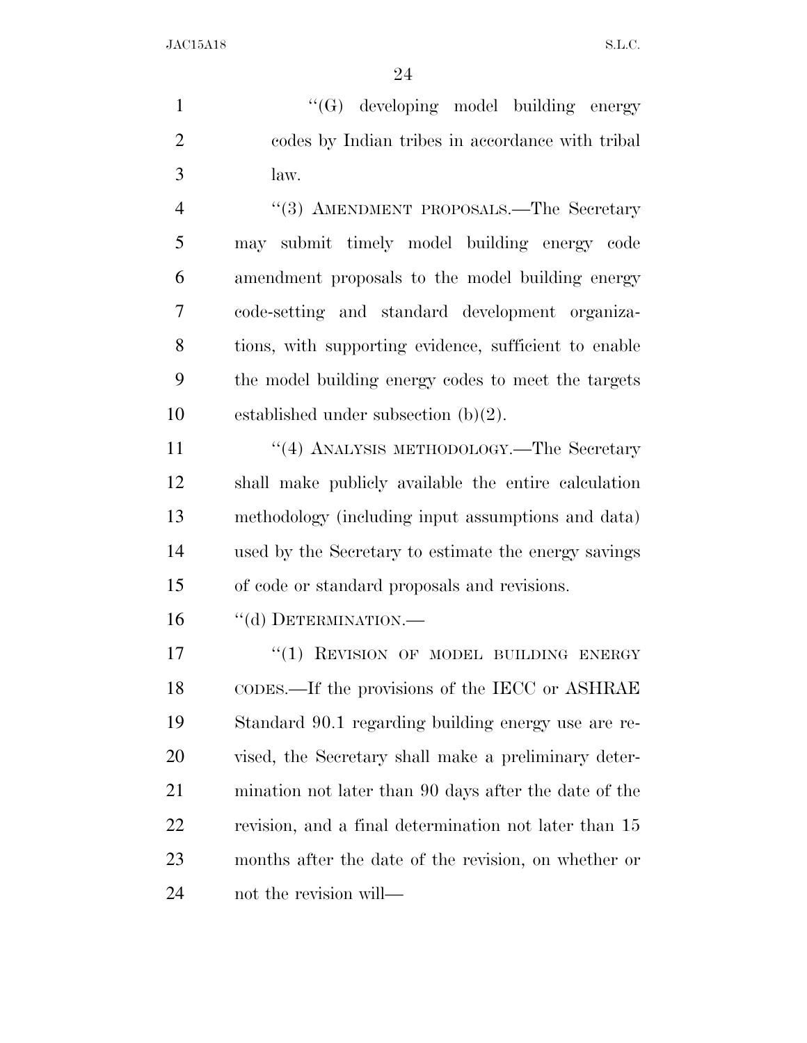''(G) developing model building energy codes by Indian tribes in accordance with tribal law.

''(3) AMENDMENT PROPOSALS.—The Secretary may submit timely model building energy code amendment proposals to the model building energy code-setting and standard development organizations, with supporting evidence, sufficient to enable the model building energy codes to meet the targets established under subsection (b)(2).

''(4) ANALYSIS METHODOLOGY.—The Secretary shall make publicly available the entire calculation methodology (including input assumptions and data) used by the Secretary to estimate the energy savings of code or standard proposals and revisions.

''(d) DETERMINATION.—

''(1) REVISION OF MODEL BUILDING ENERGY CODES.—If the provisions of the IECC or ASHRAE Standard 90.1 regarding building energy use are revised, the Secretary shall make a preliminary determination not later than 90 days after the date of the revision, and a final determination not later than 15 months after the date of the revision, on whether or not the revision will—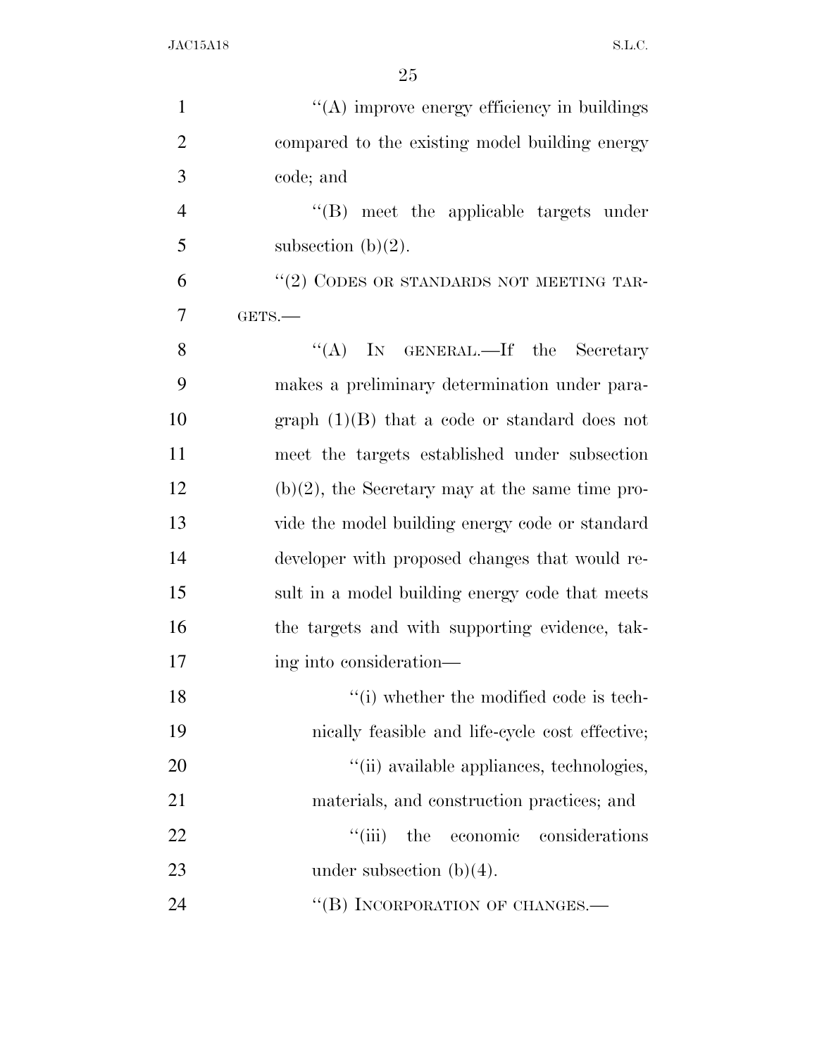''(A) improve energy efficiency in buildings compared to the existing model building energy code; and

''(B) meet the applicable targets under subsection (b)(2).

''(2) CODES OR STANDARDS NOT MEETING TARGETS.—

''(A) IN GENERAL.—If the Secretary makes a preliminary determination under paragraph (1)(B) that a code or standard does not meet the targets established under subsection (b)(2), the Secretary may at the same time provide the model building energy code or standard developer with proposed changes that would result in a model building energy code that meets the targets and with supporting evidence, taking into consideration—

''(i) whether the modified code is technically feasible and life-cycle cost effective;

''(ii) available appliances, technologies, materials, and construction practices; and

''(iii) the economic considerations under subsection (b)(4).

''(B) INCORPORATION OF CHANGES.—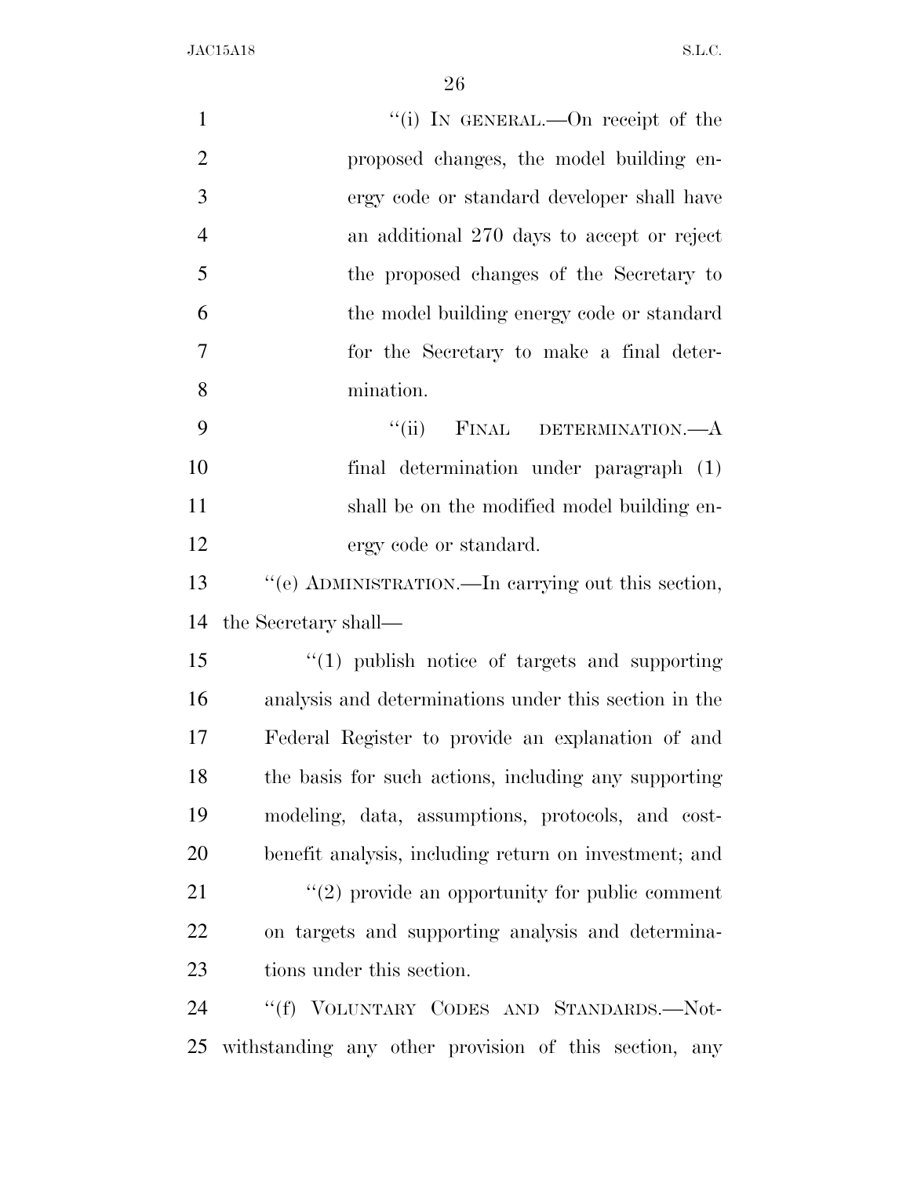''(i) IN GENERAL.—On receipt of the proposed changes, the model building energy code or standard developer shall have an additional 270 days to accept or reject the proposed changes of the Secretary to the model building energy code or standard for the Secretary to make a final determination.

''(ii) FINAL DETERMINATION.—A final determination under paragraph (1) shall be on the modified model building energy code or standard.

''(e) ADMINISTRATION.—In carrying out this section, the Secretary shall—

''(1) publish notice of targets and supporting analysis and determinations under this section in the Federal Register to provide an explanation of and the basis for such actions, including any supporting modeling, data, assumptions, protocols, and cost-benefit analysis, including return on investment; and

''(2) provide an opportunity for public comment on targets and supporting analysis and determinations under this section.

''(f) VOLUNTARY CODES AND STANDARDS.—Notwithstanding any other provision of this section, any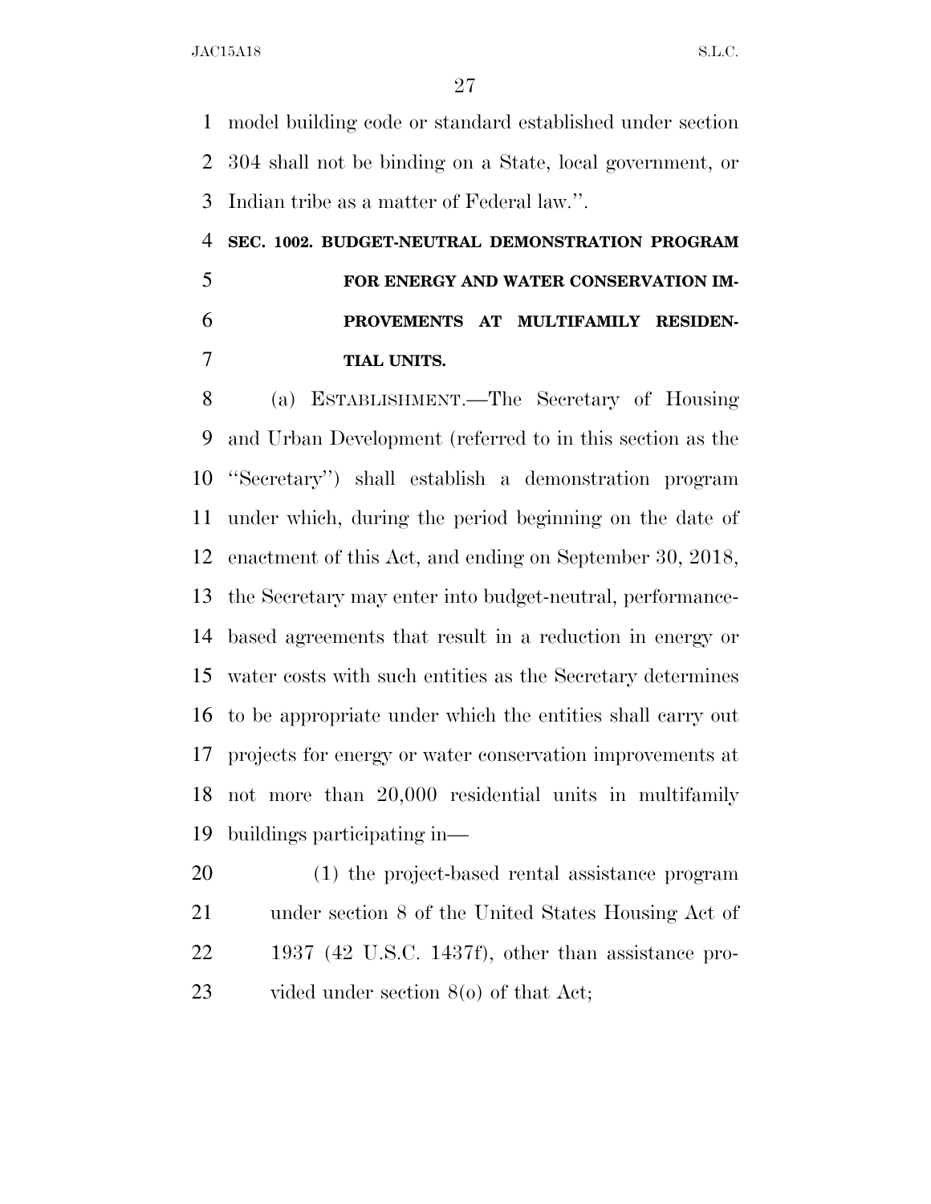model building code or standard established under section 304 shall not be binding on a State, local government, or Indian tribe as a matter of Federal law.''.

**SEC. 1002. BUDGET-NEUTRAL DEMONSTRATION PROGRAM FOR ENERGY AND WATER CONSERVATION IMPROVEMENTS AT MULTIFAMILY RESIDENTIAL UNITS.**

(a) ESTABLISHMENT.—The Secretary of Housing and Urban Development (referred to in this section as the ''Secretary'') shall establish a demonstration program under which, during the period beginning on the date of enactment of this Act, and ending on September 30, 2018, the Secretary may enter into budget-neutral, performance-based agreements that result in a reduction in energy or water costs with such entities as the Secretary determines to be appropriate under which the entities shall carry out projects for energy or water conservation improvements at not more than 20,000 residential units in multifamily buildings participating in—

(1) the project-based rental assistance program under section 8 of the United States Housing Act of 1937 (42 U.S.C. 1437f), other than assistance provided under section 8(o) of that Act;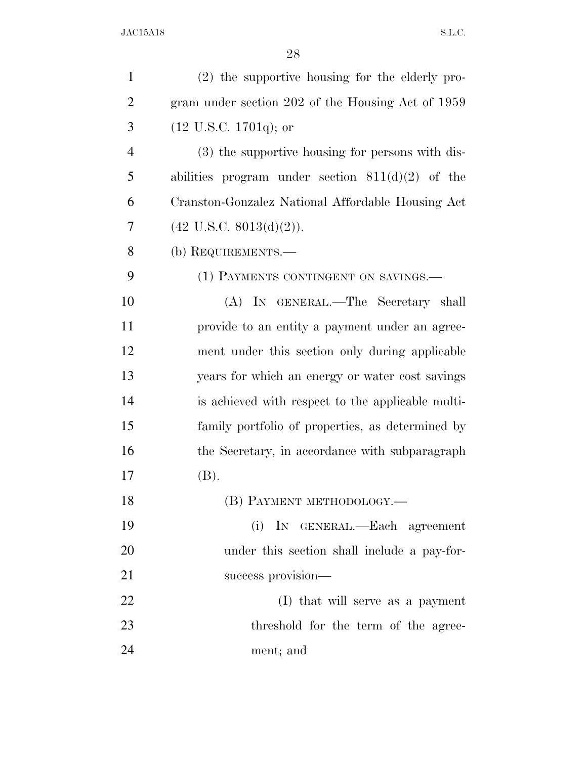(2) the supportive housing for the elderly program under section 202 of the Housing Act of 1959 (12 U.S.C. 1701q); or

(3) the supportive housing for persons with disabilities program under section 811(d)(2) of the Cranston-Gonzalez National Affordable Housing Act (42 U.S.C. 8013(d)(2)).

(b) REQUIREMENTS.—

(1) PAYMENTS CONTINGENT ON SAVINGS.—

(A) IN GENERAL.—The Secretary shall provide to an entity a payment under an agreement under this section only during applicable years for which an energy or water cost savings is achieved with respect to the applicable multifamily portfolio of properties, as determined by the Secretary, in accordance with subparagraph (B).

(B) PAYMENT METHODOLOGY.—

(i) IN GENERAL.—Each agreement under this section shall include a pay-for-success provision—

(I) that will serve as a payment threshold for the term of the agreement; and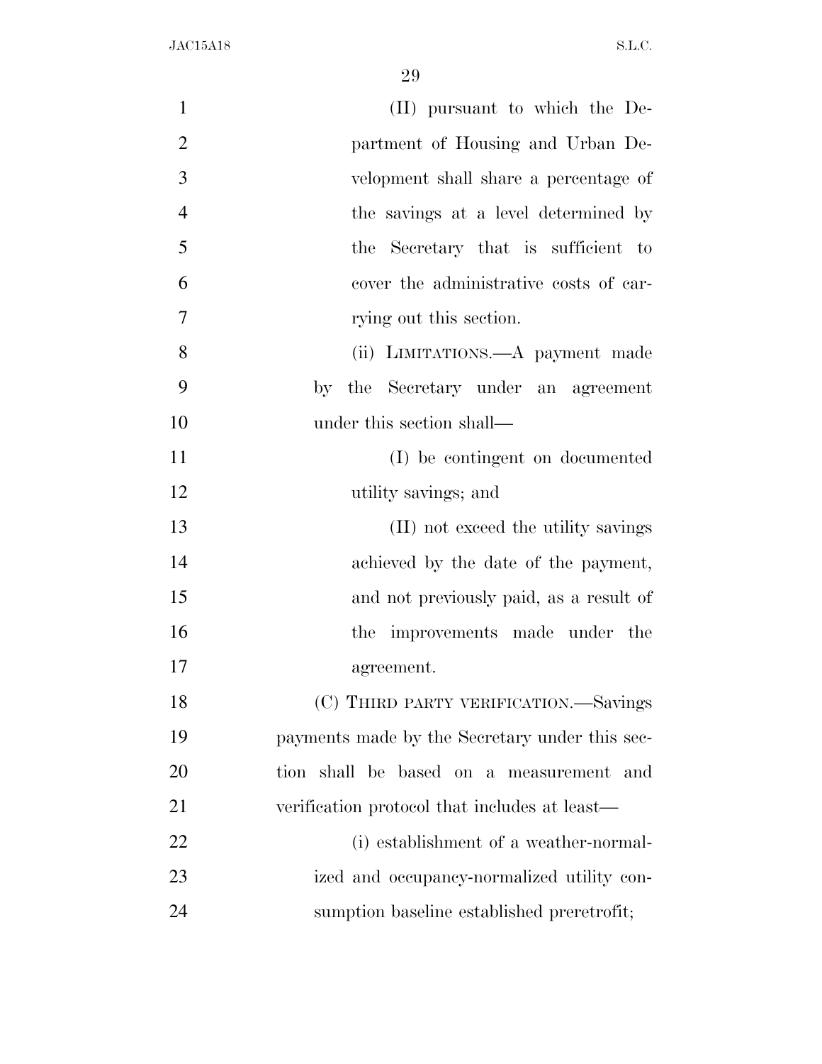(II) pursuant to which the Department of Housing and Urban Development shall share a percentage of the savings at a level determined by the Secretary that is sufficient to cover the administrative costs of carrying out this section.

(ii) LIMITATIONS.—A payment made by the Secretary under an agreement under this section shall—

(I) be contingent on documented utility savings; and

(II) not exceed the utility savings achieved by the date of the payment, and not previously paid, as a result of the improvements made under the agreement.

(C) THIRD PARTY VERIFICATION.—Savings payments made by the Secretary under this section shall be based on a measurement and verification protocol that includes at least—

(i) establishment of a weather-normalized and occupancy-normalized utility consumption baseline established preretrofit;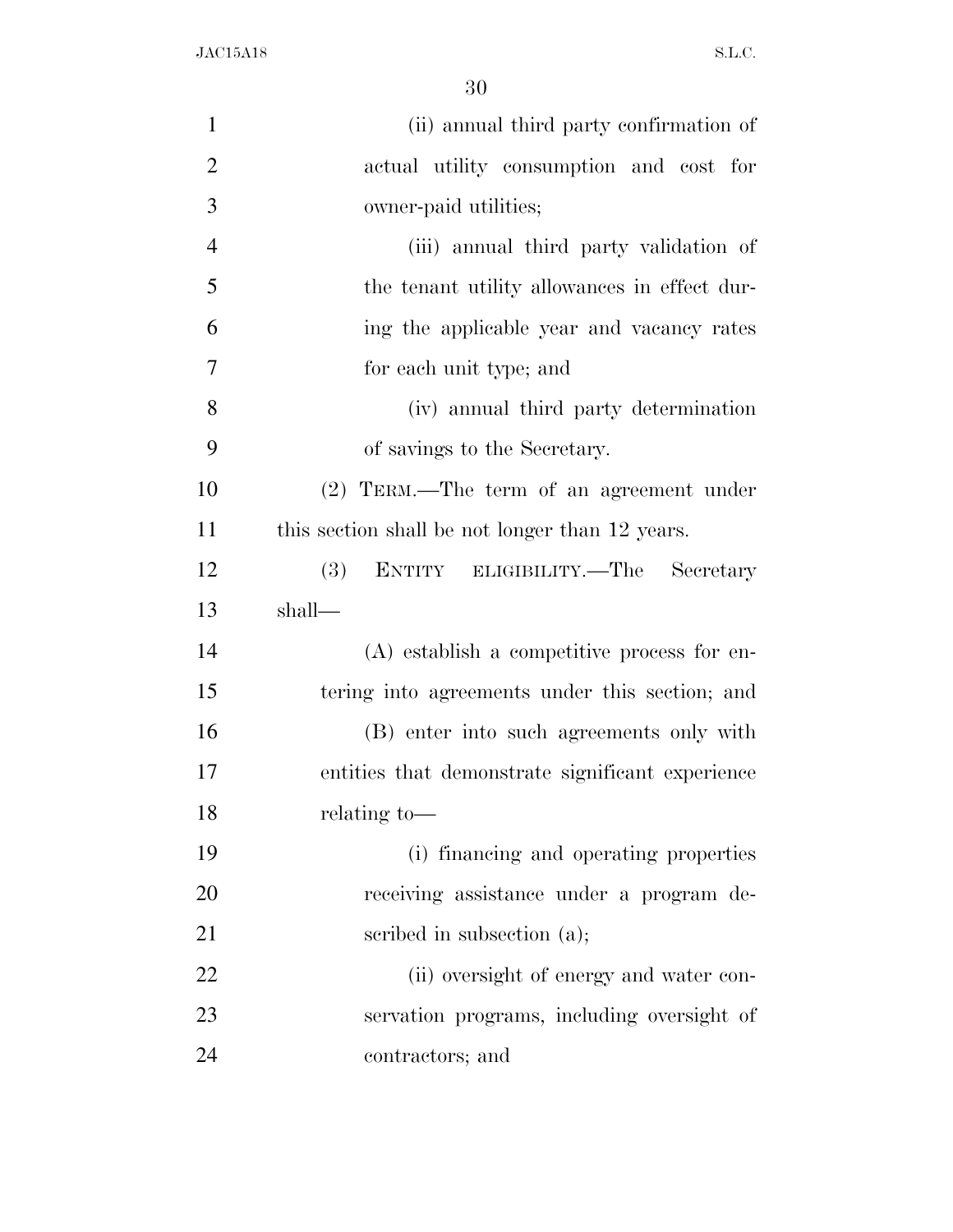(ii) annual third party confirmation of actual utility consumption and cost for owner-paid utilities;

(iii) annual third party validation of the tenant utility allowances in effect during the applicable year and vacancy rates for each unit type; and

(iv) annual third party determination of savings to the Secretary.

(2) TERM.—The term of an agreement under this section shall be not longer than 12 years.

(3) ENTITY ELIGIBILITY.—The Secretary shall—

(A) establish a competitive process for entering into agreements under this section; and

(B) enter into such agreements only with entities that demonstrate significant experience relating to—

(i) financing and operating properties receiving assistance under a program described in subsection (a);

(ii) oversight of energy and water conservation programs, including oversight of contractors; and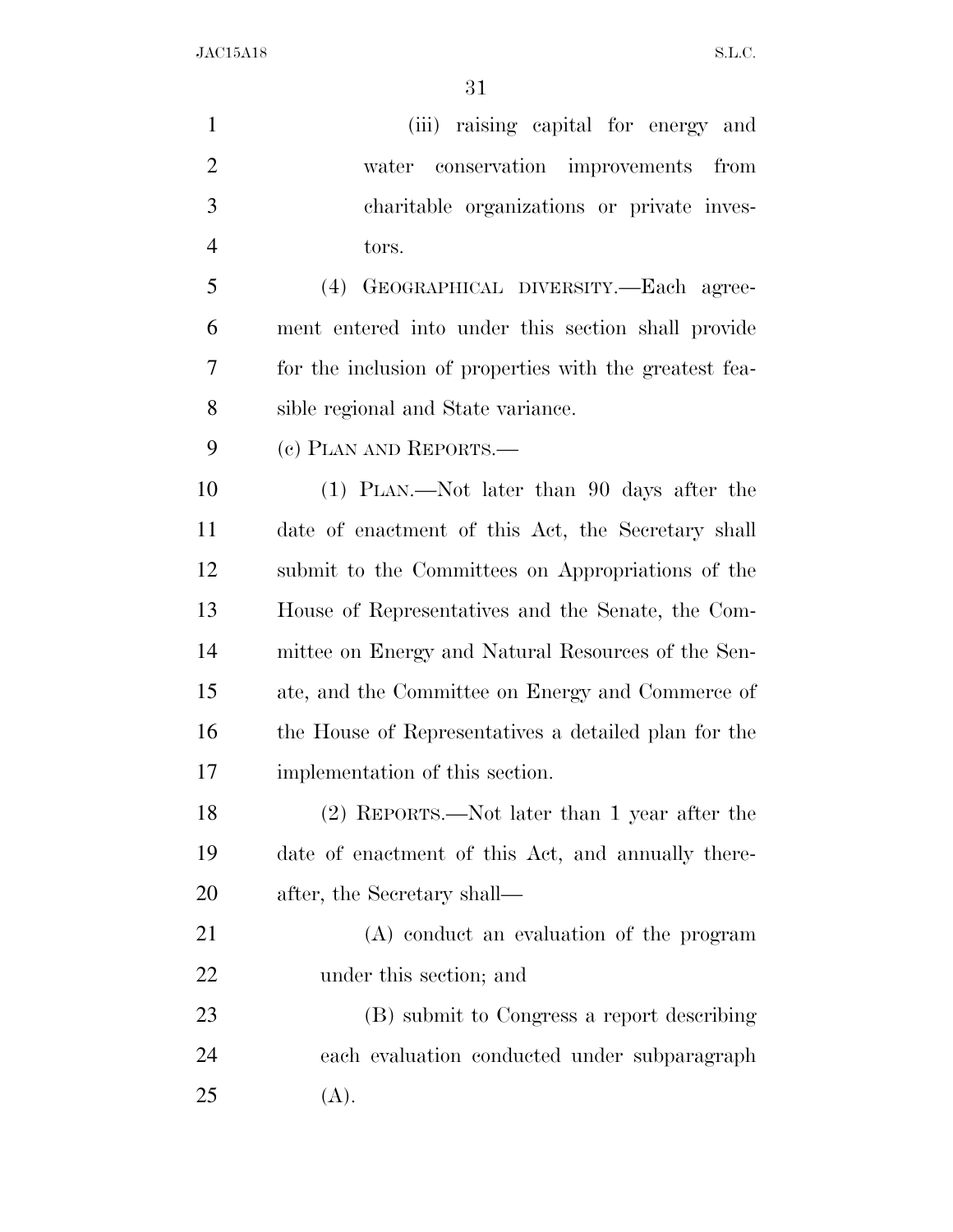(iii) raising capital for energy and water conservation improvements from charitable organizations or private investors.

(4) GEOGRAPHICAL DIVERSITY.—Each agreement entered into under this section shall provide for the inclusion of properties with the greatest feasible regional and State variance.

(c) PLAN AND REPORTS.—

(1) PLAN.—Not later than 90 days after the date of enactment of this Act, the Secretary shall submit to the Committees on Appropriations of the House of Representatives and the Senate, the Committee on Energy and Natural Resources of the Senate, and the Committee on Energy and Commerce of the House of Representatives a detailed plan for the implementation of this section.

(2) REPORTS.—Not later than 1 year after the date of enactment of this Act, and annually thereafter, the Secretary shall—

(A) conduct an evaluation of the program under this section; and

(B) submit to Congress a report describing each evaluation conducted under subparagraph (A).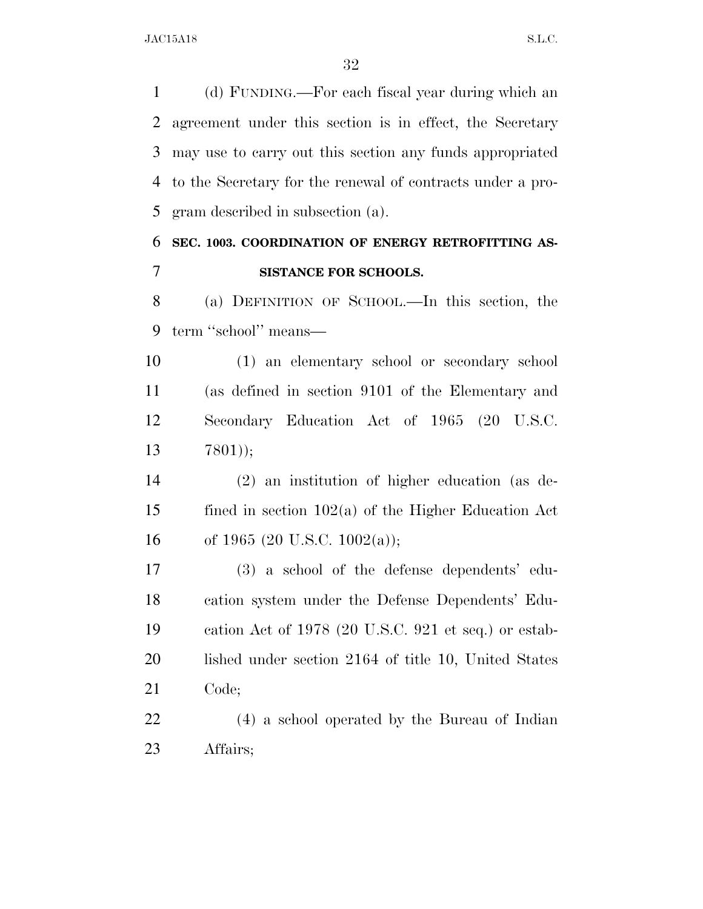(d) FUNDING.—For each fiscal year during which an agreement under this section is in effect, the Secretary may use to carry out this section any funds appropriated to the Secretary for the renewal of contracts under a program described in subsection (a).

**SEC. 1003. COORDINATION OF ENERGY RETROFITTING ASSISTANCE FOR SCHOOLS.**

(a) DEFINITION OF SCHOOL.—In this section, the term ''school'' means—

(1) an elementary school or secondary school (as defined in section 9101 of the Elementary and Secondary Education Act of 1965 (20 U.S.C. 7801));

(2) an institution of higher education (as defined in section 102(a) of the Higher Education Act of 1965 (20 U.S.C. 1002(a));

(3) a school of the defense dependents' education system under the Defense Dependents' Education Act of 1978 (20 U.S.C. 921 et seq.) or established under section 2164 of title 10, United States Code;

(4) a school operated by the Bureau of Indian Affairs;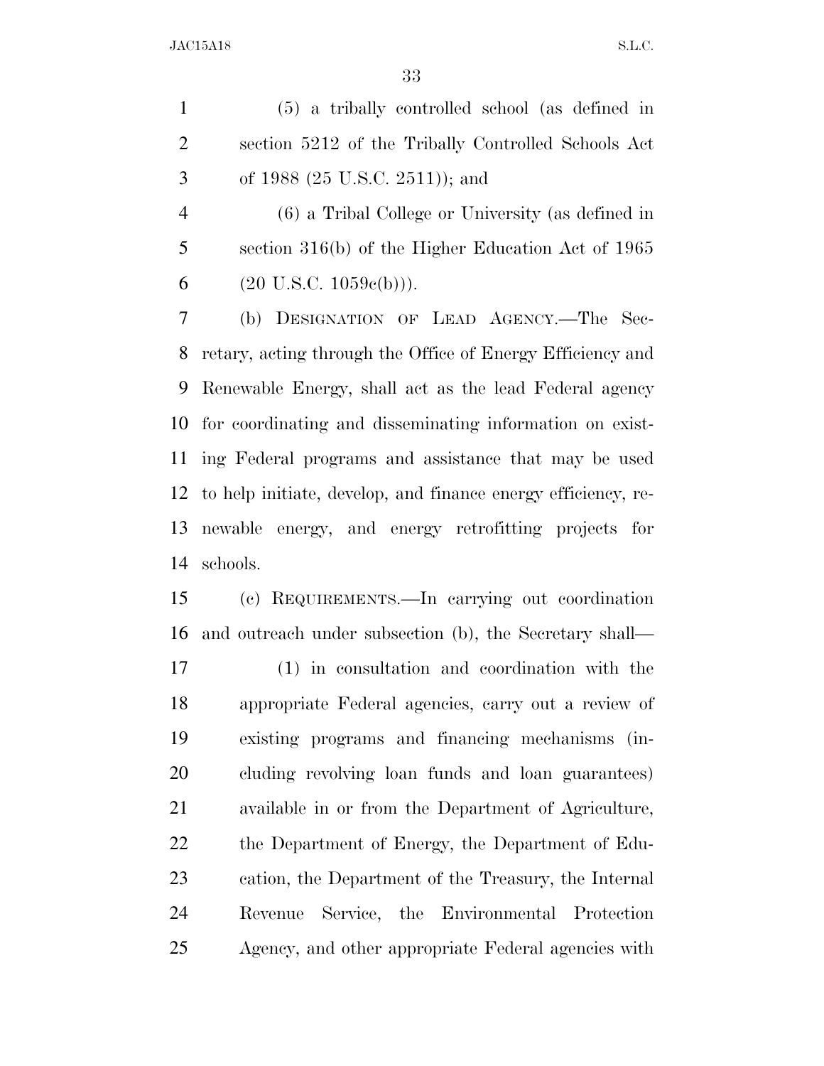(5) a tribally controlled school (as defined in section 5212 of the Tribally Controlled Schools Act of 1988 (25 U.S.C. 2511)); and

(6) a Tribal College or University (as defined in section 316(b) of the Higher Education Act of 1965 (20 U.S.C. 1059c(b))).

(b) DESIGNATION OF LEAD AGENCY.—The Secretary, acting through the Office of Energy Efficiency and Renewable Energy, shall act as the lead Federal agency for coordinating and disseminating information on existing Federal programs and assistance that may be used to help initiate, develop, and finance energy efficiency, renewable energy, and energy retrofitting projects for schools.

(c) REQUIREMENTS.—In carrying out coordination and outreach under subsection (b), the Secretary shall—

(1) in consultation and coordination with the appropriate Federal agencies, carry out a review of existing programs and financing mechanisms (including revolving loan funds and loan guarantees) available in or from the Department of Agriculture, the Department of Energy, the Department of Education, the Department of the Treasury, the Internal Revenue Service, the Environmental Protection Agency, and other appropriate Federal agencies with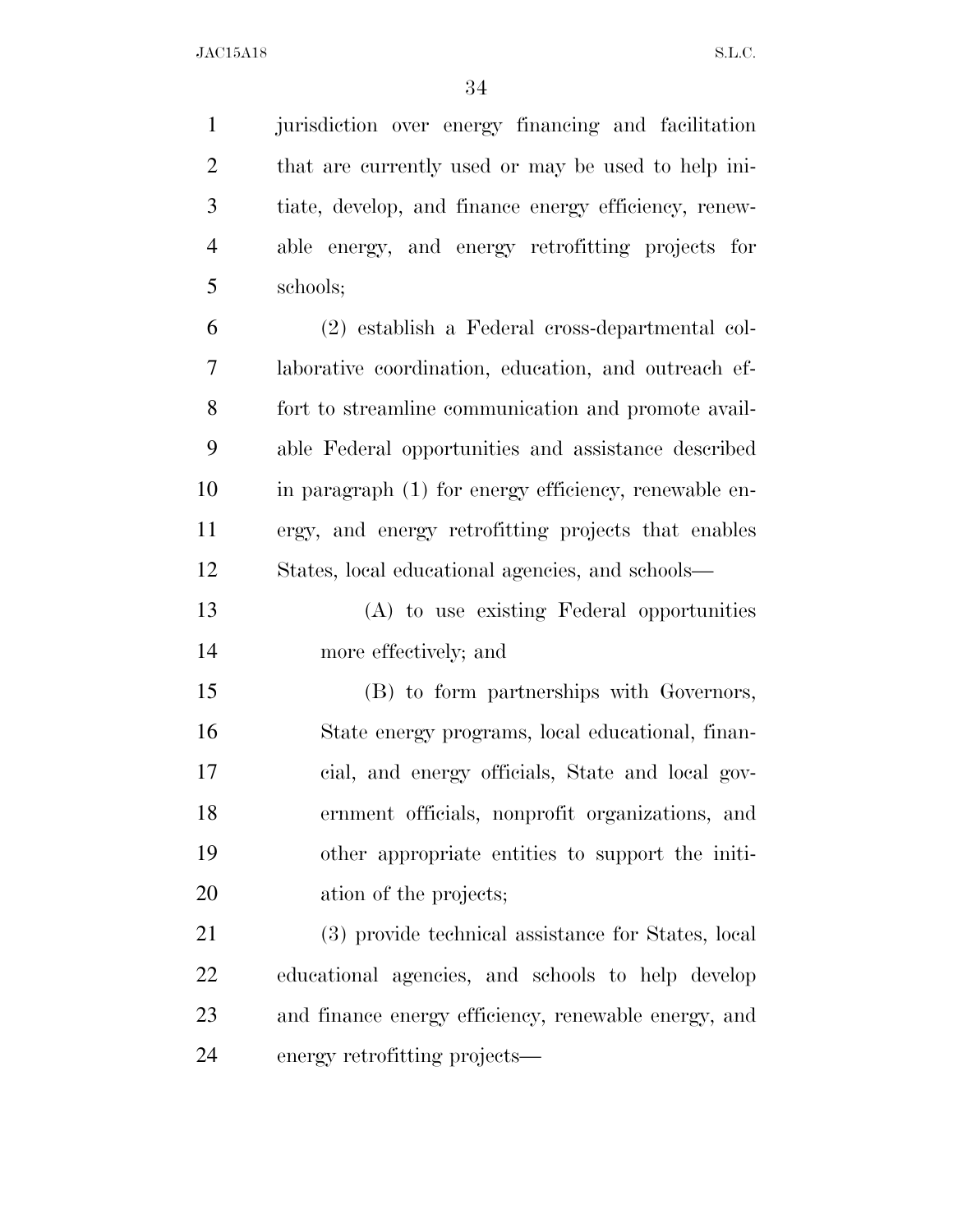jurisdiction over energy financing and facilitation that are currently used or may be used to help initiate, develop, and finance energy efficiency, renewable energy, and energy retrofitting projects for schools;

(2) establish a Federal cross-departmental collaborative coordination, education, and outreach effort to streamline communication and promote available Federal opportunities and assistance described in paragraph (1) for energy efficiency, renewable energy, and energy retrofitting projects that enables States, local educational agencies, and schools—

(A) to use existing Federal opportunities more effectively; and

(B) to form partnerships with Governors, State energy programs, local educational, financial, and energy officials, State and local government officials, nonprofit organizations, and other appropriate entities to support the initiation of the projects;

(3) provide technical assistance for States, local educational agencies, and schools to help develop and finance energy efficiency, renewable energy, and energy retrofitting projects—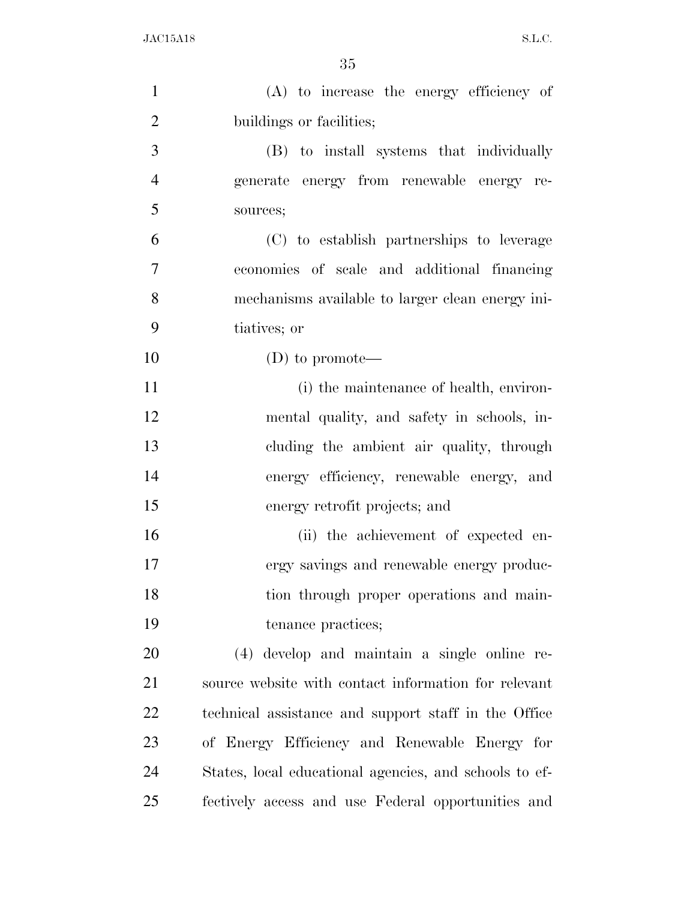(A) to increase the energy efficiency of buildings or facilities;

(B) to install systems that individually generate energy from renewable energy resources;

(C) to establish partnerships to leverage economies of scale and additional financing mechanisms available to larger clean energy initiatives; or

(D) to promote—

(i) the maintenance of health, environmental quality, and safety in schools, including the ambient air quality, through energy efficiency, renewable energy, and energy retrofit projects; and

(ii) the achievement of expected energy savings and renewable energy production through proper operations and maintenance practices;

(4) develop and maintain a single online resource website with contact information for relevant technical assistance and support staff in the Office of Energy Efficiency and Renewable Energy for States, local educational agencies, and schools to effectively access and use Federal opportunities and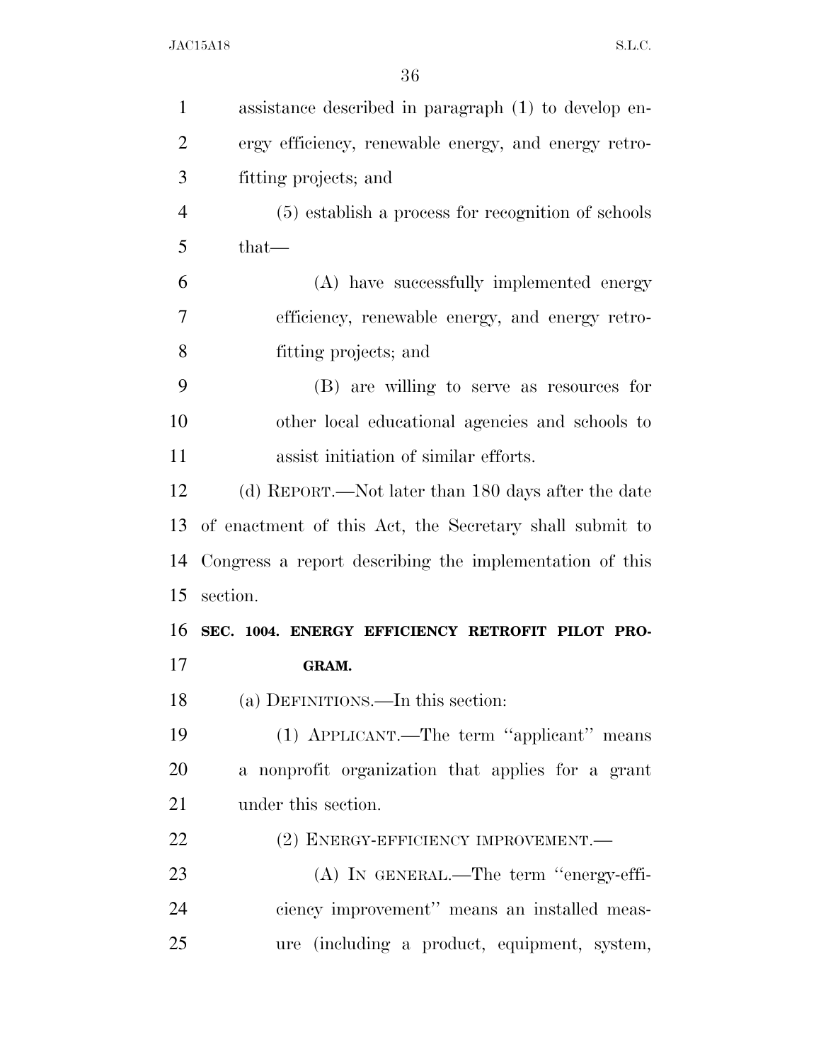assistance described in paragraph (1) to develop energy efficiency, renewable energy, and energy retrofitting projects; and

(5) establish a process for recognition of schools that—

(A) have successfully implemented energy efficiency, renewable energy, and energy retrofitting projects; and

(B) are willing to serve as resources for other local educational agencies and schools to assist initiation of similar efforts.

(d) REPORT.—Not later than 180 days after the date of enactment of this Act, the Secretary shall submit to Congress a report describing the implementation of this section.

**SEC. 1004. ENERGY EFFICIENCY RETROFIT PILOT PROGRAM.**

(a) DEFINITIONS.—In this section:

(1) APPLICANT.—The term ''applicant'' means a nonprofit organization that applies for a grant under this section.

(2) ENERGY-EFFICIENCY IMPROVEMENT.—

(A) IN GENERAL.—The term ''energy-efficiency improvement'' means an installed measure (including a product, equipment, system,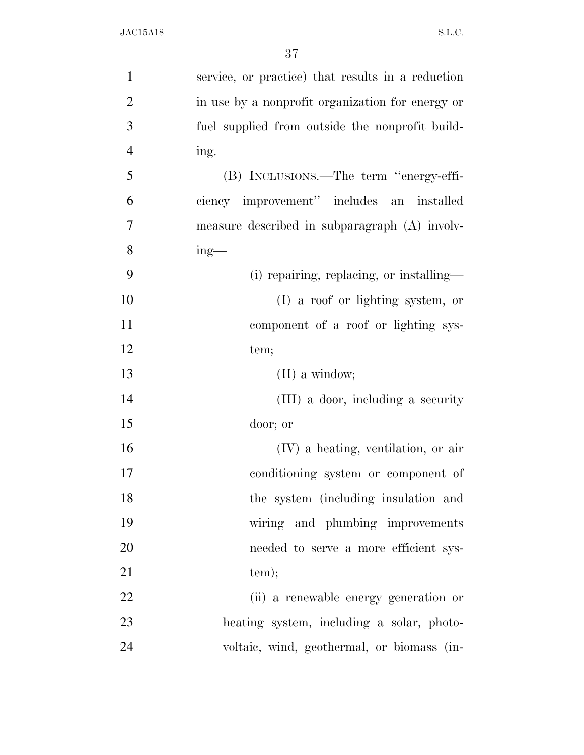service, or practice) that results in a reduction in use by a nonprofit organization for energy or fuel supplied from outside the nonprofit building.

(B) INCLUSIONS.—The term "energy-efficiency improvement" includes an installed measure described in subparagraph (A) involving—

(i) repairing, replacing, or installing—

(I) a roof or lighting system, or component of a roof or lighting system;

(II) a window;

(III) a door, including a security door; or

(IV) a heating, ventilation, or air conditioning system or component of the system (including insulation and wiring and plumbing improvements needed to serve a more efficient system);

(ii) a renewable energy generation or heating system, including a solar, photovoltaic, wind, geothermal, or biomass (in-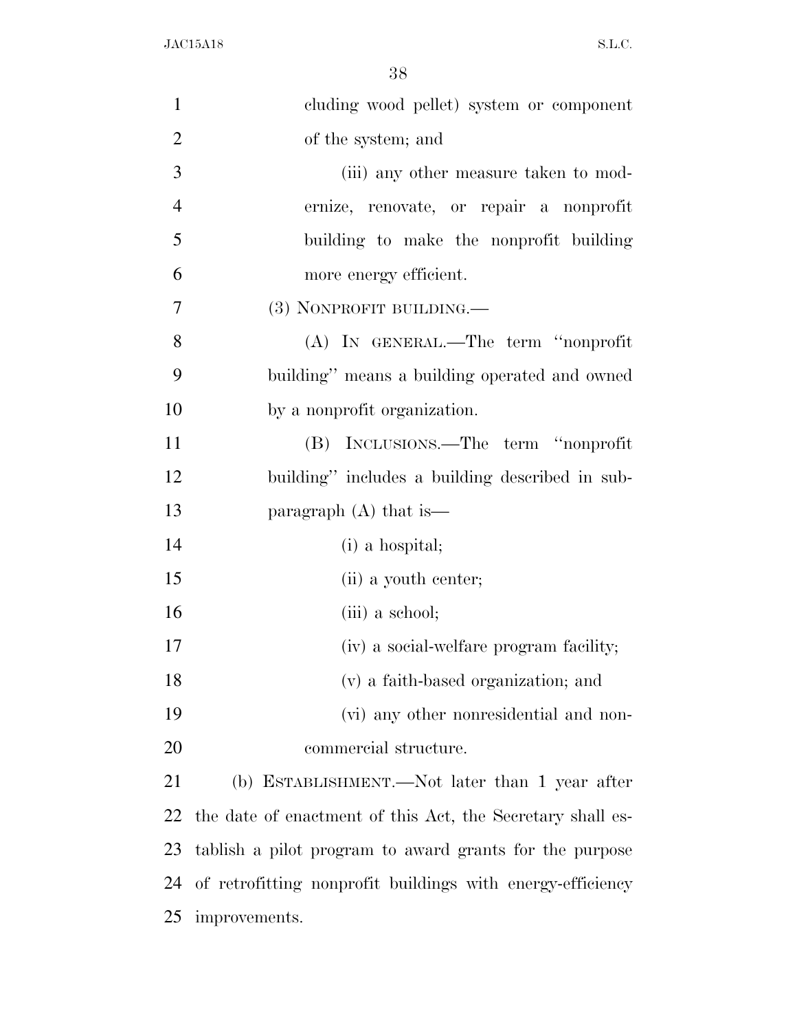cluding wood pellet) system or component of the system; and

(iii) any other measure taken to modernize, renovate, or repair a nonprofit building to make the nonprofit building more energy efficient.

(3) NONPROFIT BUILDING.—

(A) IN GENERAL.—The term ''nonprofit building'' means a building operated and owned by a nonprofit organization.

(B) INCLUSIONS.—The term ''nonprofit building'' includes a building described in subparagraph (A) that is—

(i) a hospital;

(ii) a youth center;

(iii) a school;

(iv) a social-welfare program facility;

(v) a faith-based organization; and

(vi) any other nonresidential and noncommercial structure.

(b) ESTABLISHMENT.—Not later than 1 year after the date of enactment of this Act, the Secretary shall establish a pilot program to award grants for the purpose of retrofitting nonprofit buildings with energy-efficiency improvements.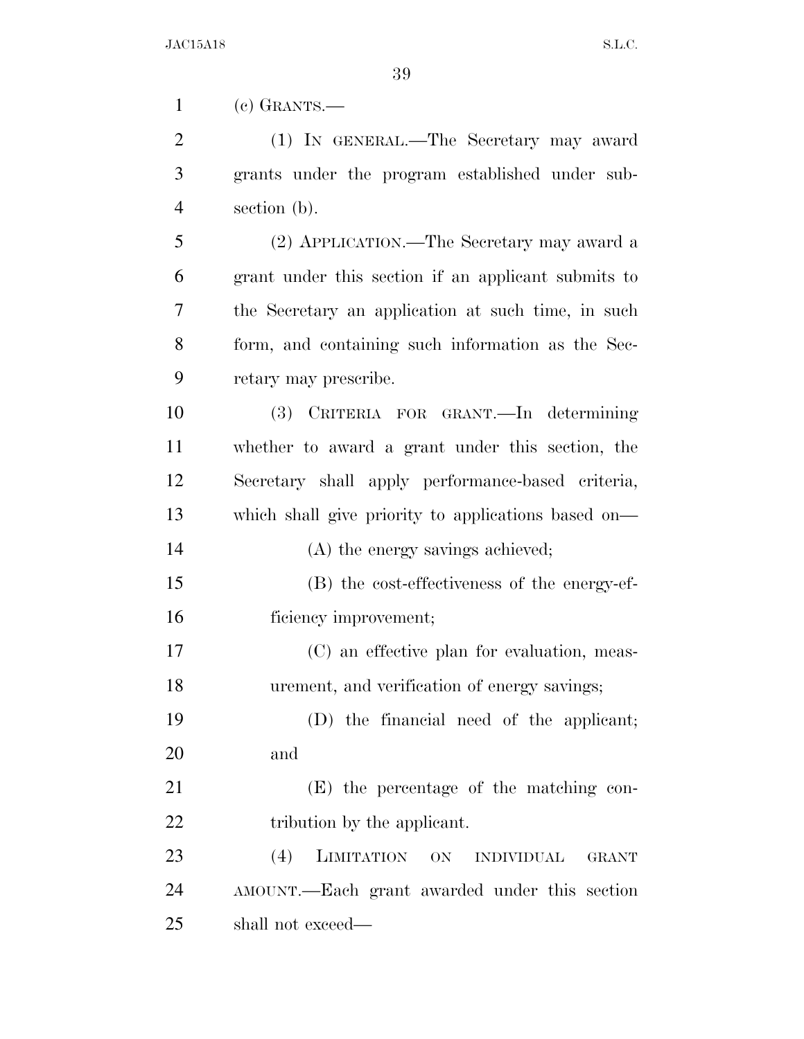(c) GRANTS.—

(1) IN GENERAL.—The Secretary may award grants under the program established under subsection (b).

(2) APPLICATION.—The Secretary may award a grant under this section if an applicant submits to the Secretary an application at such time, in such form, and containing such information as the Secretary may prescribe.

(3) CRITERIA FOR GRANT.—In determining whether to award a grant under this section, the Secretary shall apply performance-based criteria, which shall give priority to applications based on—

(A) the energy savings achieved;

(B) the cost-effectiveness of the energy-efficiency improvement;

(C) an effective plan for evaluation, measurement, and verification of energy savings;

(D) the financial need of the applicant; and

(E) the percentage of the matching contribution by the applicant.

(4) LIMITATION ON INDIVIDUAL GRANT AMOUNT.—Each grant awarded under this section shall not exceed—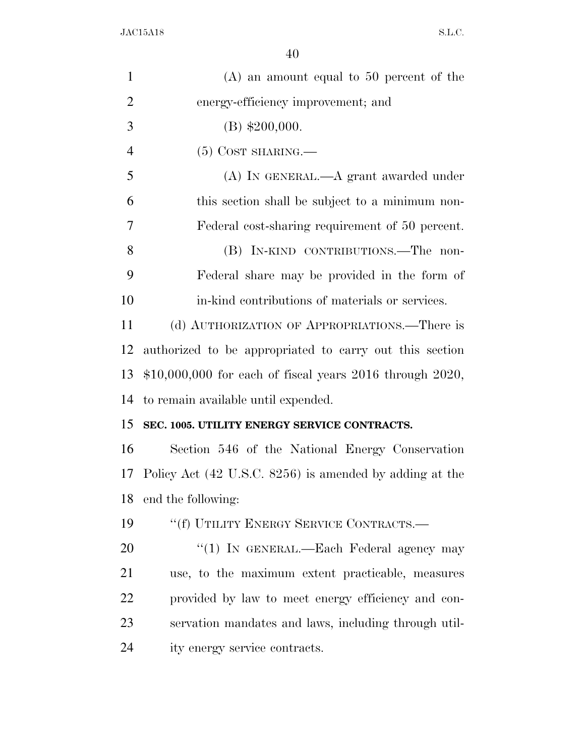(A) an amount equal to 50 percent of the energy-efficiency improvement; and

(B) $200,000.

(5) COST SHARING.—

(A) IN GENERAL.—A grant awarded under this section shall be subject to a minimum non-Federal cost-sharing requirement of 50 percent.

(B) IN-KIND CONTRIBUTIONS.—The non-Federal share may be provided in the form of in-kind contributions of materials or services.

(d) AUTHORIZATION OF APPROPRIATIONS.—There is authorized to be appropriated to carry out this section $10,000,000 for each of fiscal years 2016 through 2020, to remain available until expended.

**SEC. 1005. UTILITY ENERGY SERVICE CONTRACTS.**

Section 546 of the National Energy Conservation Policy Act (42 U.S.C. 8256) is amended by adding at the end the following:

"(f) UTILITY ENERGY SERVICE CONTRACTS.—

"(1) IN GENERAL.—Each Federal agency may use, to the maximum extent practicable, measures provided by law to meet energy efficiency and conservation mandates and laws, including through utility energy service contracts.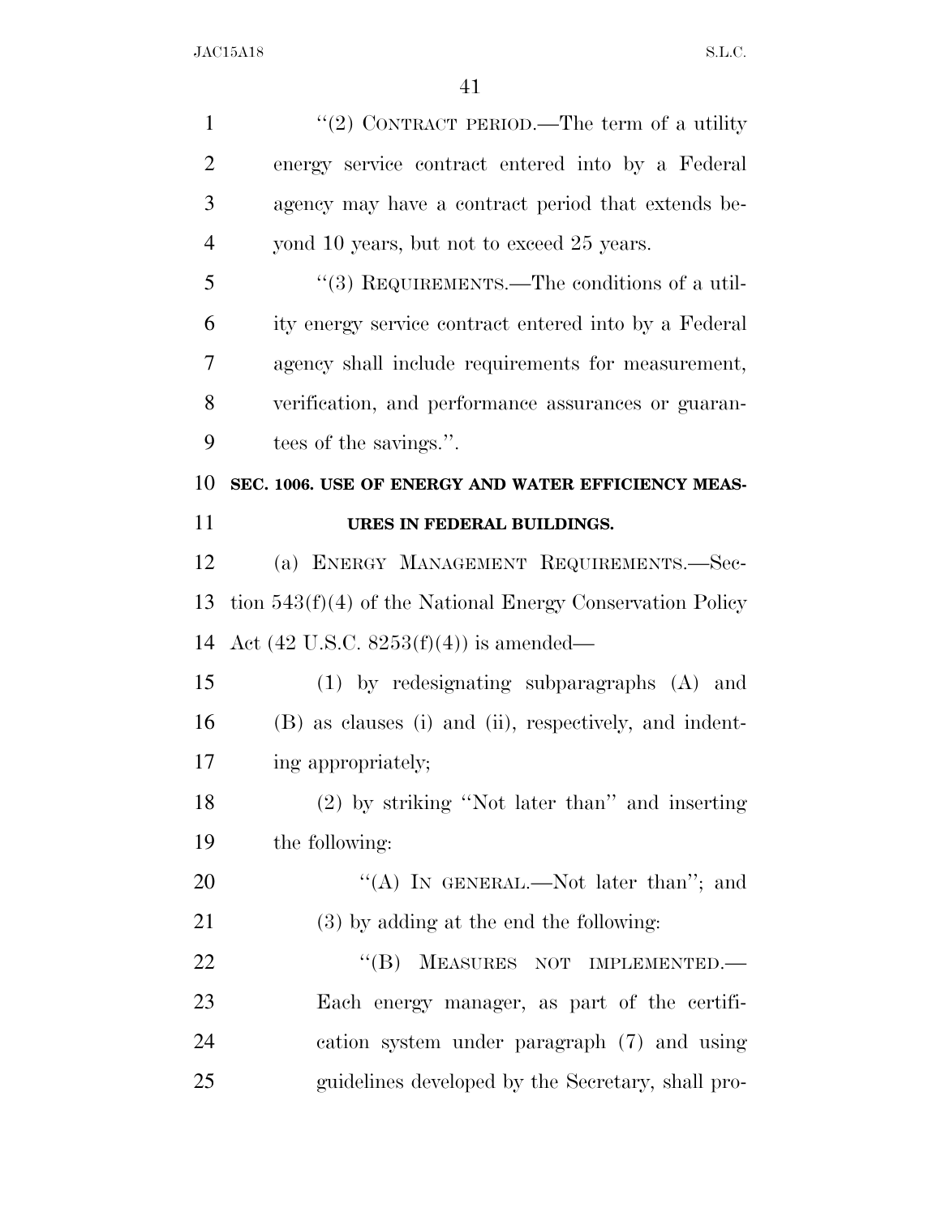''(2) CONTRACT PERIOD.—The term of a utility energy service contract entered into by a Federal agency may have a contract period that extends beyond 10 years, but not to exceed 25 years.

''(3) REQUIREMENTS.—The conditions of a utility energy service contract entered into by a Federal agency shall include requirements for measurement, verification, and performance assurances or guarantees of the savings.''.

**SEC. 1006. USE OF ENERGY AND WATER EFFICIENCY MEASURES IN FEDERAL BUILDINGS.**

(a) ENERGY MANAGEMENT REQUIREMENTS.—Section 543(f)(4) of the National Energy Conservation Policy Act (42 U.S.C. 8253(f)(4)) is amended—

(1) by redesignating subparagraphs (A) and (B) as clauses (i) and (ii), respectively, and indenting appropriately;

(2) by striking ''Not later than'' and inserting the following:

''(A) IN GENERAL.—Not later than''; and

(3) by adding at the end the following:

''(B) MEASURES NOT IMPLEMENTED.—Each energy manager, as part of the certification system under paragraph (7) and using guidelines developed by the Secretary, shall pro-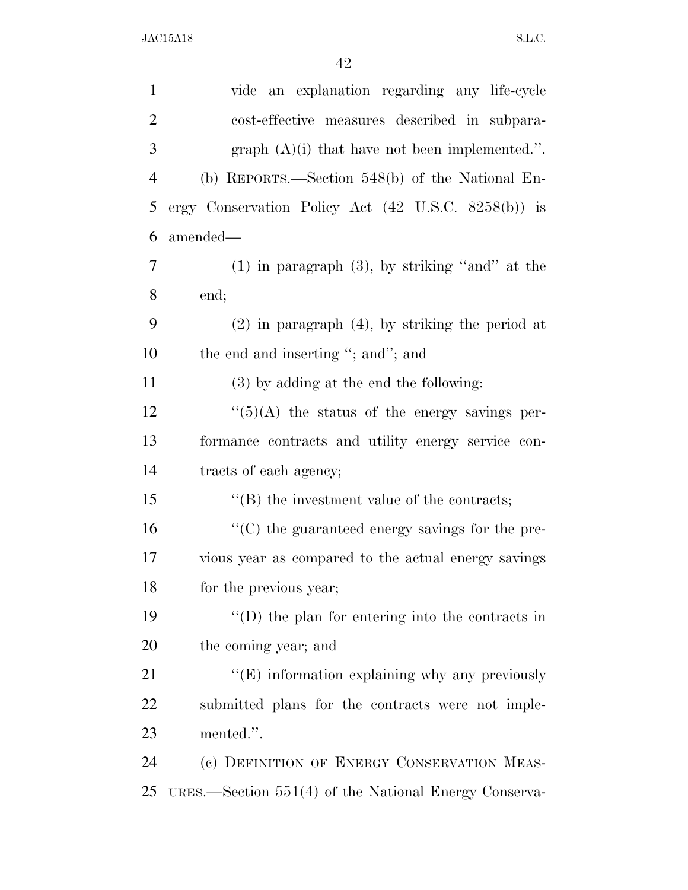vide an explanation regarding any life-cycle cost-effective measures described in subparagraph (A)(i) that have not been implemented.''.

(b) REPORTS.—Section 548(b) of the National Energy Conservation Policy Act (42 U.S.C. 8258(b)) is amended—

(1) in paragraph (3), by striking ''and'' at the end;

(2) in paragraph (4), by striking the period at the end and inserting ''; and''; and

(3) by adding at the end the following:

''(5)(A) the status of the energy savings performance contracts and utility energy service contracts of each agency;

''(B) the investment value of the contracts;

''(C) the guaranteed energy savings for the previous year as compared to the actual energy savings for the previous year;

''(D) the plan for entering into the contracts in the coming year; and

''(E) information explaining why any previously submitted plans for the contracts were not implemented.''.

(c) DEFINITION OF ENERGY CONSERVATION MEASURES.—Section 551(4) of the National Energy Conserva-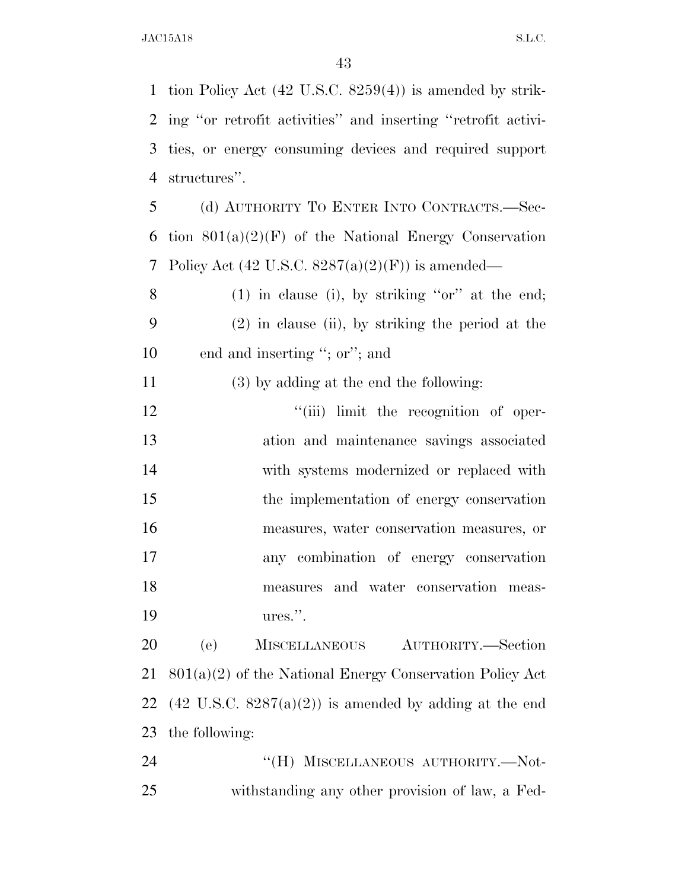tion Policy Act (42 U.S.C. 8259(4)) is amended by striking ''or retrofit activities'' and inserting ''retrofit activities, or energy consuming devices and required support structures''.

(d) AUTHORITY TO ENTER INTO CONTRACTS.—Section 801(a)(2)(F) of the National Energy Conservation Policy Act (42 U.S.C. 8287(a)(2)(F)) is amended—

(1) in clause (i), by striking ''or'' at the end;

(2) in clause (ii), by striking the period at the end and inserting ''; or''; and

(3) by adding at the end the following:

''(iii) limit the recognition of operation and maintenance savings associated with systems modernized or replaced with the implementation of energy conservation measures, water conservation measures, or any combination of energy conservation measures and water conservation measures.''.

(e) MISCELLANEOUS AUTHORITY.—Section 801(a)(2) of the National Energy Conservation Policy Act (42 U.S.C. 8287(a)(2)) is amended by adding at the end the following:

''(H) MISCELLANEOUS AUTHORITY.—Notwithstanding any other provision of law, a Fed-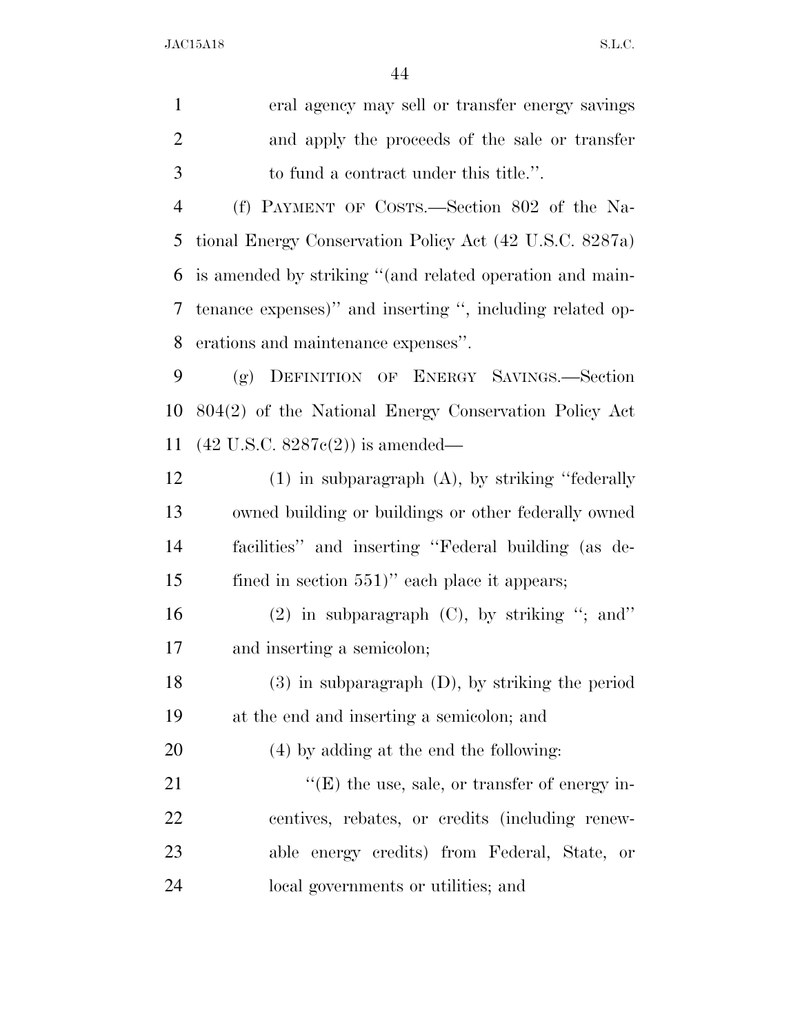eral agency may sell or transfer energy savings and apply the proceeds of the sale or transfer to fund a contract under this title.''.

(f) PAYMENT OF COSTS.—Section 802 of the National Energy Conservation Policy Act (42 U.S.C. 8287a) is amended by striking ''(and related operation and maintenance expenses)'' and inserting '', including related operations and maintenance expenses''.

(g) DEFINITION OF ENERGY SAVINGS.—Section 804(2) of the National Energy Conservation Policy Act (42 U.S.C. 8287c(2)) is amended—

(1) in subparagraph (A), by striking ''federally owned building or buildings or other federally owned facilities'' and inserting ''Federal building (as defined in section 551)'' each place it appears;

(2) in subparagraph (C), by striking ''; and'' and inserting a semicolon;

(3) in subparagraph (D), by striking the period at the end and inserting a semicolon; and

(4) by adding at the end the following:

''(E) the use, sale, or transfer of energy incentives, rebates, or credits (including renewable energy credits) from Federal, State, or local governments or utilities; and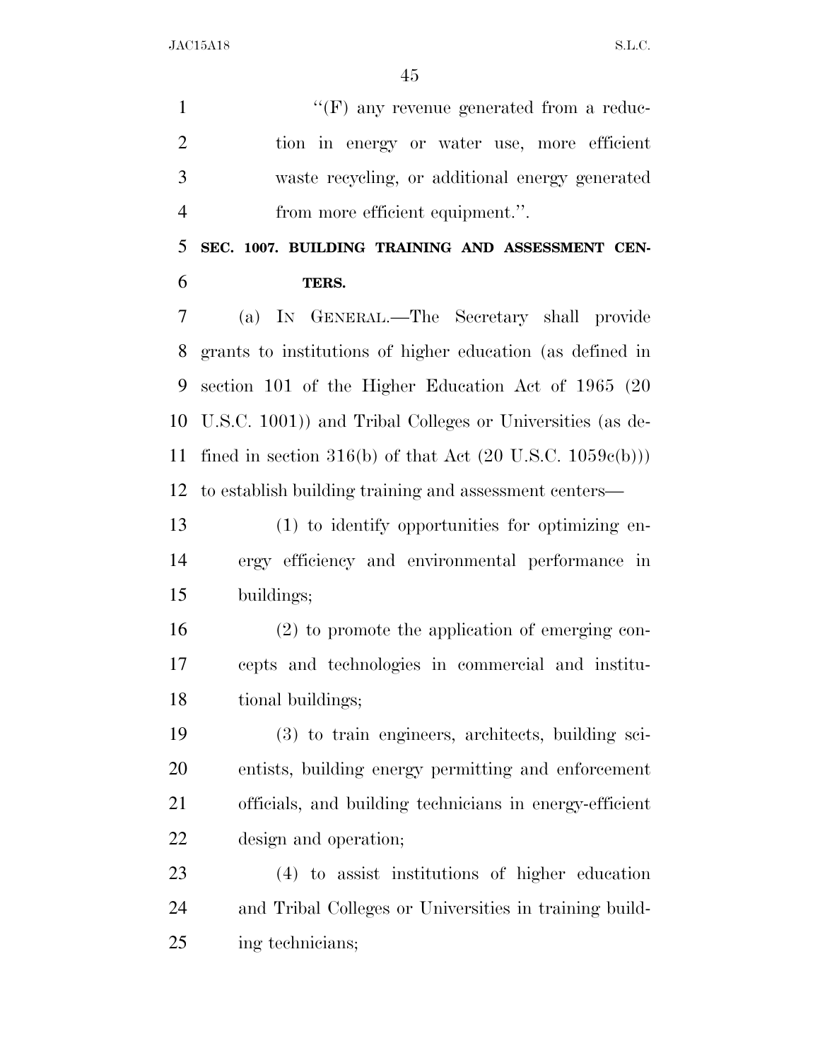"(F) any revenue generated from a reduction in energy or water use, more efficient waste recycling, or additional energy generated from more efficient equipment.".

**SEC. 1007. BUILDING TRAINING AND ASSESSMENT CENTERS.**

(a) IN GENERAL.—The Secretary shall provide grants to institutions of higher education (as defined in section 101 of the Higher Education Act of 1965 (20 U.S.C. 1001)) and Tribal Colleges or Universities (as defined in section 316(b) of that Act (20 U.S.C. 1059c(b))) to establish building training and assessment centers—

(1) to identify opportunities for optimizing energy efficiency and environmental performance in buildings;

(2) to promote the application of emerging concepts and technologies in commercial and institutional buildings;

(3) to train engineers, architects, building scientists, building energy permitting and enforcement officials, and building technicians in energy-efficient design and operation;

(4) to assist institutions of higher education and Tribal Colleges or Universities in training building technicians;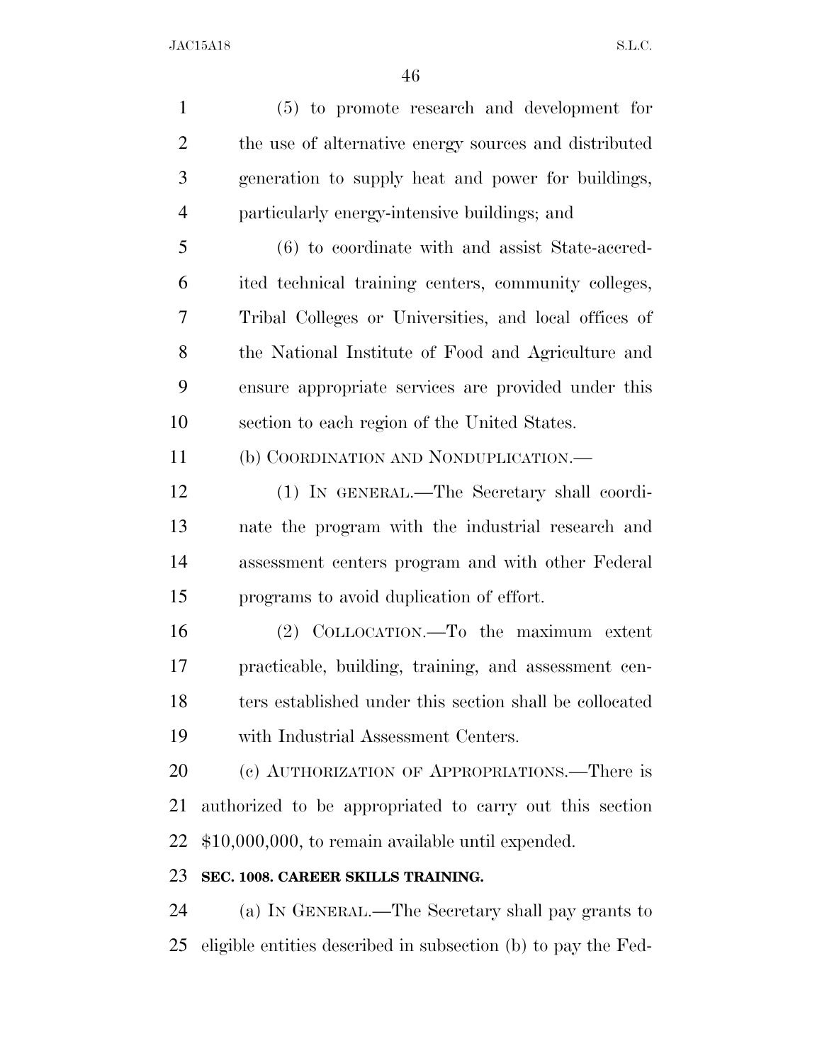(5) to promote research and development for the use of alternative energy sources and distributed generation to supply heat and power for buildings, particularly energy-intensive buildings; and

(6) to coordinate with and assist State-accredited technical training centers, community colleges, Tribal Colleges or Universities, and local offices of the National Institute of Food and Agriculture and ensure appropriate services are provided under this section to each region of the United States.

(b) COORDINATION AND NONDUPLICATION.—

(1) IN GENERAL.—The Secretary shall coordinate the program with the industrial research and assessment centers program and with other Federal programs to avoid duplication of effort.

(2) COLLOCATION.—To the maximum extent practicable, building, training, and assessment centers established under this section shall be collocated with Industrial Assessment Centers.

(c) AUTHORIZATION OF APPROPRIATIONS.—There is authorized to be appropriated to carry out this section $10,000,000, to remain available until expended.

**SEC. 1008. CAREER SKILLS TRAINING.**

(a) IN GENERAL.—The Secretary shall pay grants to eligible entities described in subsection (b) to pay the Fed-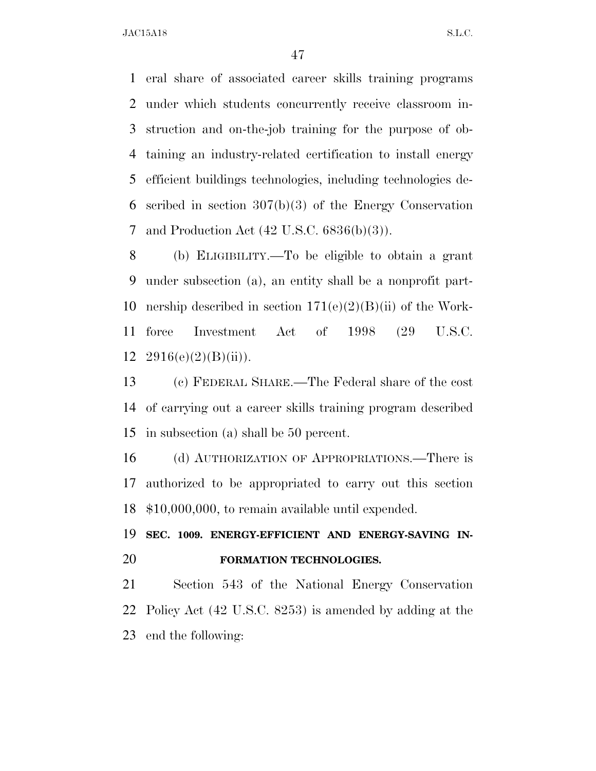eral share of associated career skills training programs under which students concurrently receive classroom instruction and on-the-job training for the purpose of obtaining an industry-related certification to install energy efficient buildings technologies, including technologies described in section 307(b)(3) of the Energy Conservation and Production Act (42 U.S.C. 6836(b)(3)).

(b) ELIGIBILITY.—To be eligible to obtain a grant under subsection (a), an entity shall be a nonprofit partnership described in section 171(e)(2)(B)(ii) of the Workforce Investment Act of 1998 (29 U.S.C. 2916(e)(2)(B)(ii)).

(c) FEDERAL SHARE.—The Federal share of the cost of carrying out a career skills training program described in subsection (a) shall be 50 percent.

(d) AUTHORIZATION OF APPROPRIATIONS.—There is authorized to be appropriated to carry out this section $10,000,000, to remain available until expended.

## SEC. 1009. ENERGY-EFFICIENT AND ENERGY-SAVING INFORMATION TECHNOLOGIES.

Section 543 of the National Energy Conservation Policy Act (42 U.S.C. 8253) is amended by adding at the end the following: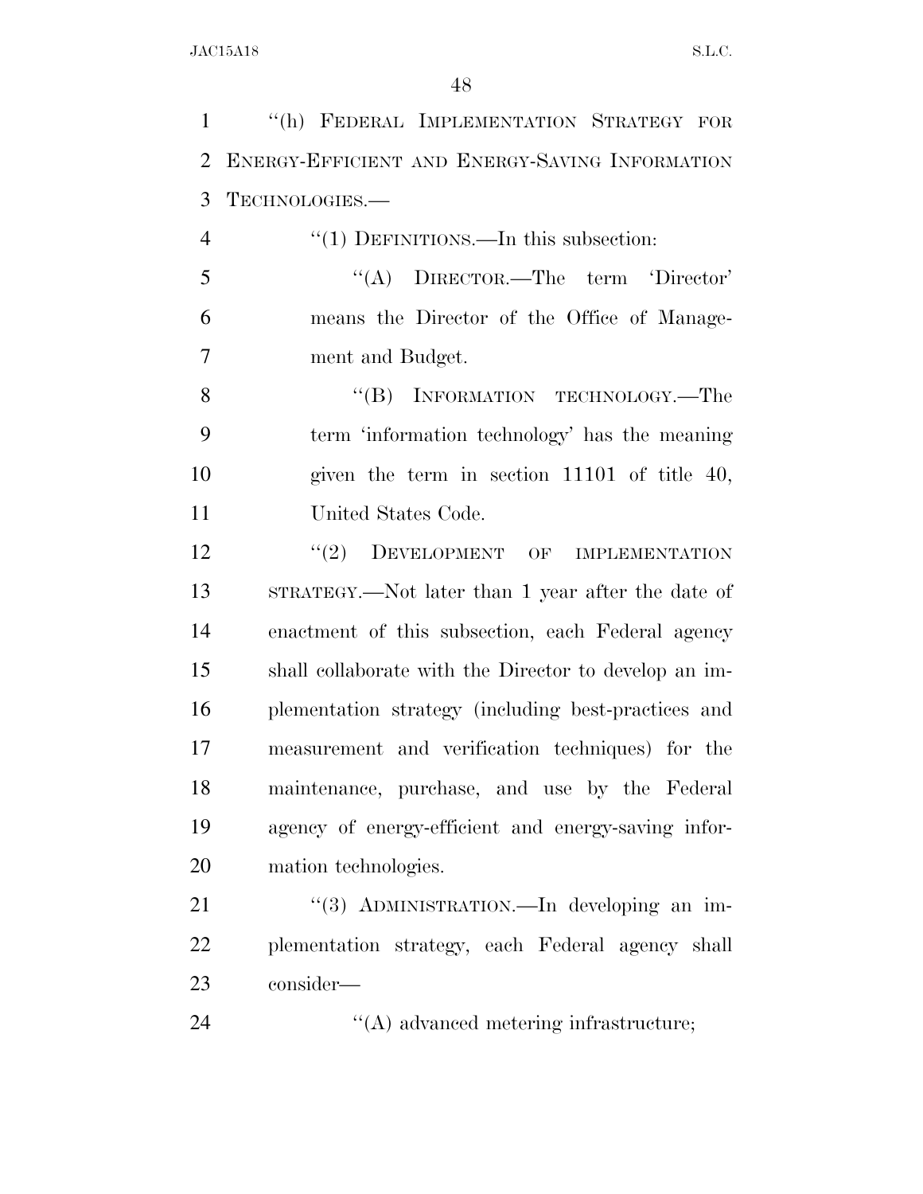"(h) FEDERAL IMPLEMENTATION STRATEGY FOR ENERGY-EFFICIENT AND ENERGY-SAVING INFORMATION TECHNOLOGIES.—

"(1) DEFINITIONS.—In this subsection:

"(A) DIRECTOR.—The term 'Director' means the Director of the Office of Management and Budget.

"(B) INFORMATION TECHNOLOGY.—The term 'information technology' has the meaning given the term in section 11101 of title 40, United States Code.

"(2) DEVELOPMENT OF IMPLEMENTATION STRATEGY.—Not later than 1 year after the date of enactment of this subsection, each Federal agency shall collaborate with the Director to develop an implementation strategy (including best-practices and measurement and verification techniques) for the maintenance, purchase, and use by the Federal agency of energy-efficient and energy-saving information technologies.

"(3) ADMINISTRATION.—In developing an implementation strategy, each Federal agency shall consider—

"(A) advanced metering infrastructure;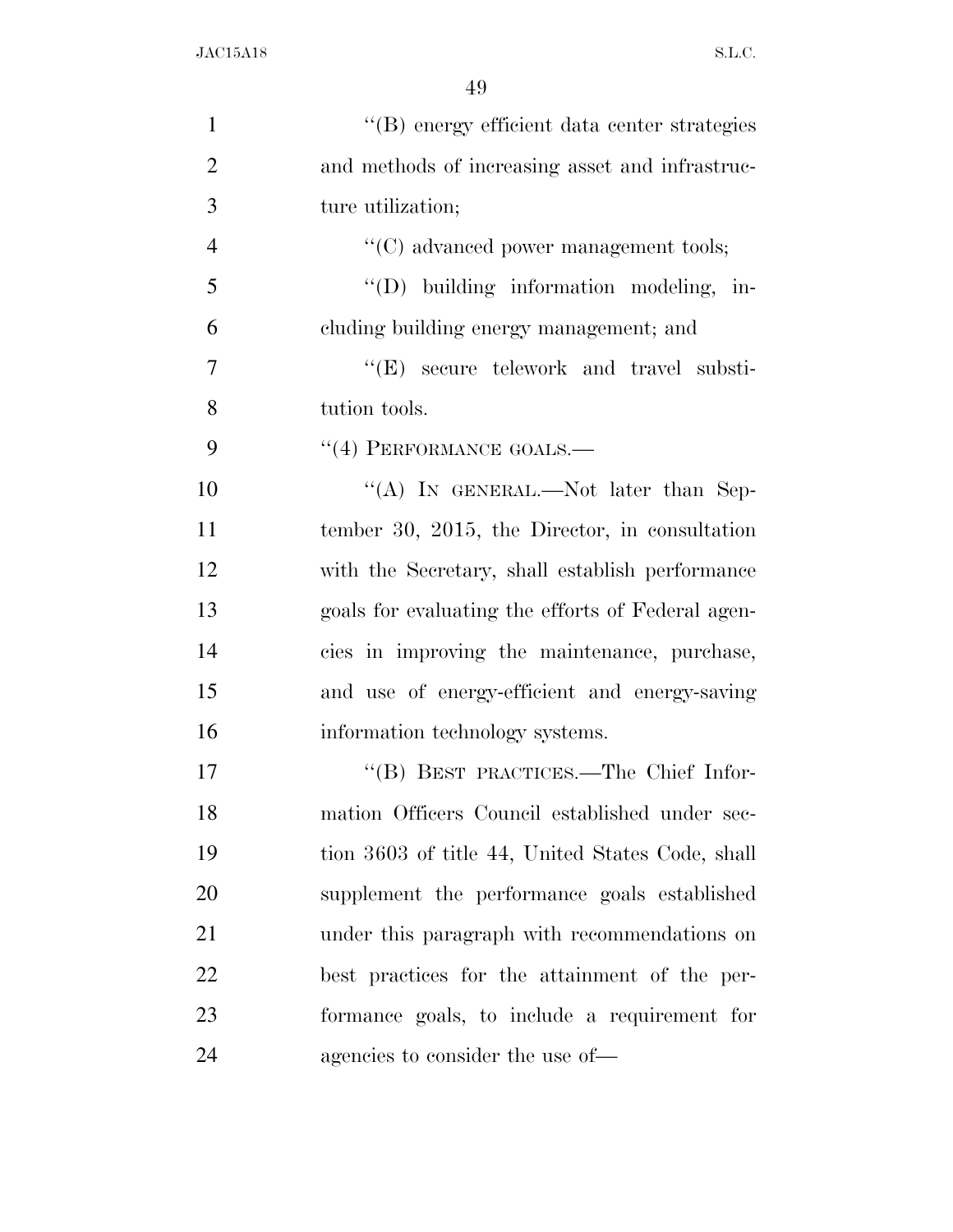''(B) energy efficient data center strategies and methods of increasing asset and infrastructure utilization;

''(C) advanced power management tools;

''(D) building information modeling, including building energy management; and

''(E) secure telework and travel substitution tools.

''(4) PERFORMANCE GOALS.—

''(A) IN GENERAL.—Not later than September 30, 2015, the Director, in consultation with the Secretary, shall establish performance goals for evaluating the efforts of Federal agencies in improving the maintenance, purchase, and use of energy-efficient and energy-saving information technology systems.

''(B) BEST PRACTICES.—The Chief Information Officers Council established under section 3603 of title 44, United States Code, shall supplement the performance goals established under this paragraph with recommendations on best practices for the attainment of the performance goals, to include a requirement for agencies to consider the use of—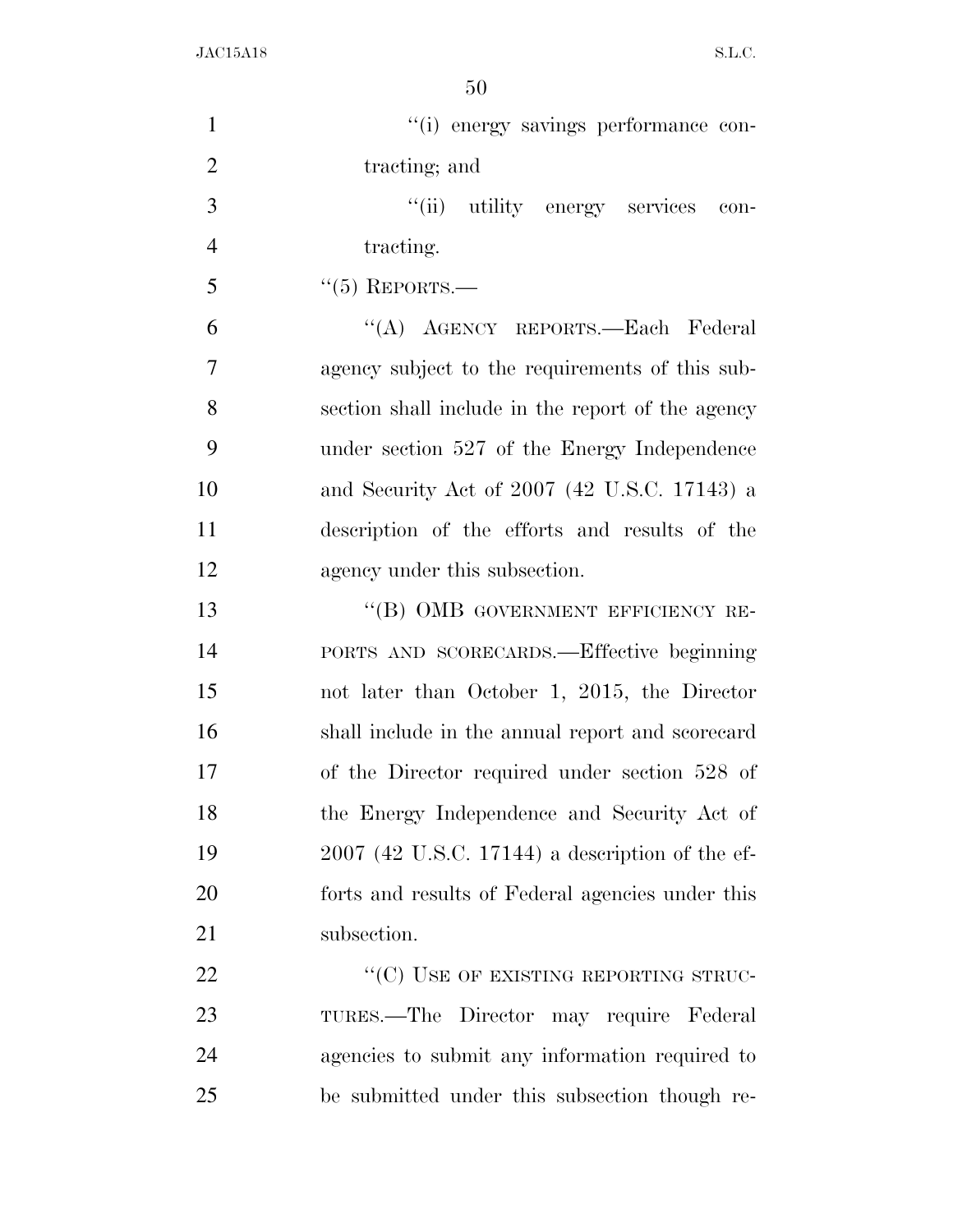"(i) energy savings performance contracting; and

"(ii) utility energy services contracting.

"(5) REPORTS.—

"(A) AGENCY REPORTS.—Each Federal agency subject to the requirements of this subsection shall include in the report of the agency under section 527 of the Energy Independence and Security Act of 2007 (42 U.S.C. 17143) a description of the efforts and results of the agency under this subsection.

"(B) OMB GOVERNMENT EFFICIENCY REPORTS AND SCORECARDS.—Effective beginning not later than October 1, 2015, the Director shall include in the annual report and scorecard of the Director required under section 528 of the Energy Independence and Security Act of 2007 (42 U.S.C. 17144) a description of the efforts and results of Federal agencies under this subsection.

"(C) USE OF EXISTING REPORTING STRUCTURES.—The Director may require Federal agencies to submit any information required to be submitted under this subsection though re-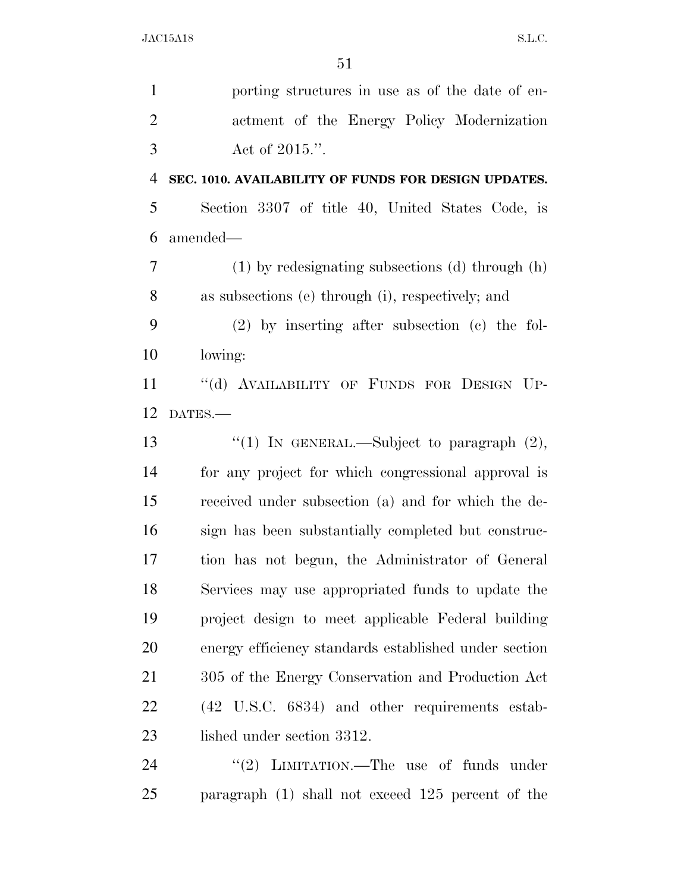porting structures in use as of the date of enactment of the Energy Policy Modernization Act of 2015.''.

**SEC. 1010. AVAILABILITY OF FUNDS FOR DESIGN UPDATES.**

Section 3307 of title 40, United States Code, is amended—

(1) by redesignating subsections (d) through (h) as subsections (e) through (i), respectively; and

(2) by inserting after subsection (c) the following:

''(d) AVAILABILITY OF FUNDS FOR DESIGN UPDATES.—

''(1) IN GENERAL.—Subject to paragraph (2), for any project for which congressional approval is received under subsection (a) and for which the design has been substantially completed but construction has not begun, the Administrator of General Services may use appropriated funds to update the project design to meet applicable Federal building energy efficiency standards established under section 305 of the Energy Conservation and Production Act (42 U.S.C. 6834) and other requirements established under section 3312.

''(2) LIMITATION.—The use of funds under paragraph (1) shall not exceed 125 percent of the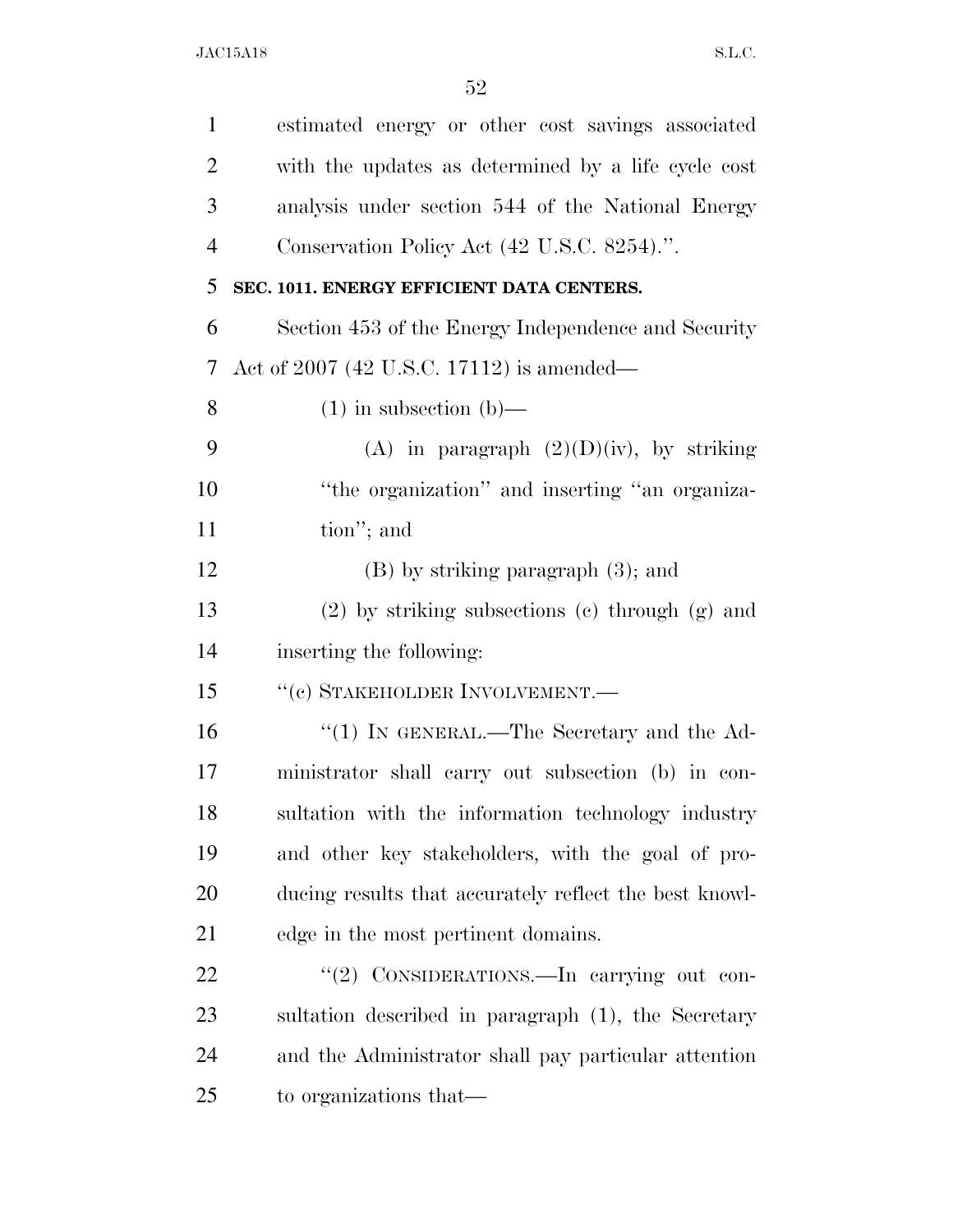estimated energy or other cost savings associated with the updates as determined by a life cycle cost analysis under section 544 of the National Energy Conservation Policy Act (42 U.S.C. 8254).''.

**SEC. 1011. ENERGY EFFICIENT DATA CENTERS.**

Section 453 of the Energy Independence and Security Act of 2007 (42 U.S.C. 17112) is amended—

(1) in subsection (b)—

(A) in paragraph (2)(D)(iv), by striking ''the organization'' and inserting ''an organization''; and

(B) by striking paragraph (3); and

(2) by striking subsections (c) through (g) and inserting the following:

''(c) STAKEHOLDER INVOLVEMENT.—

''(1) IN GENERAL.—The Secretary and the Administrator shall carry out subsection (b) in consultation with the information technology industry and other key stakeholders, with the goal of producing results that accurately reflect the best knowledge in the most pertinent domains.

''(2) CONSIDERATIONS.—In carrying out consultation described in paragraph (1), the Secretary and the Administrator shall pay particular attention to organizations that—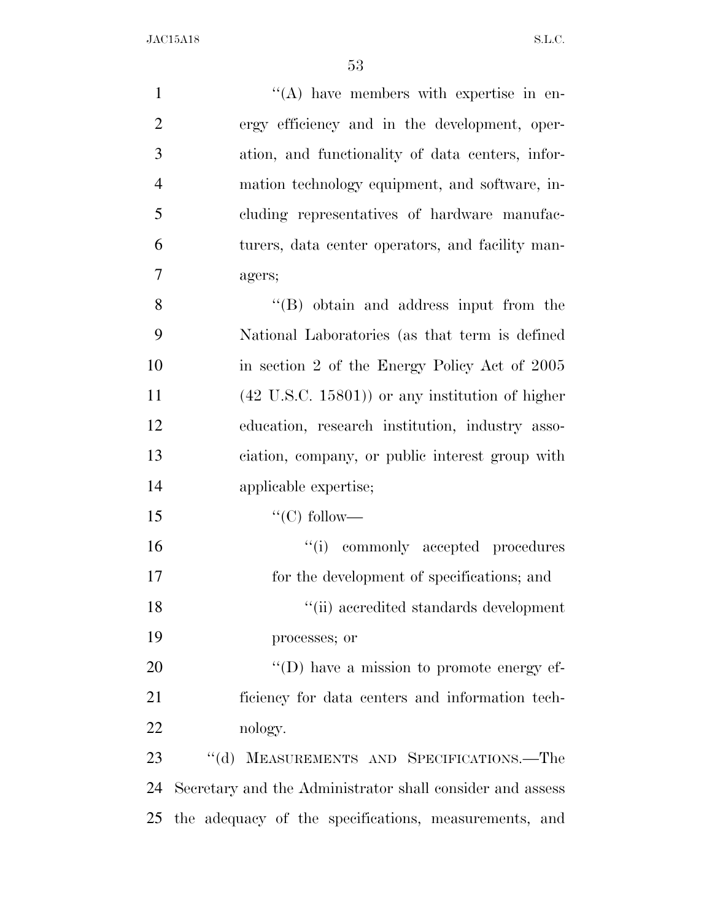"(A) have members with expertise in energy efficiency and in the development, operation, and functionality of data centers, information technology equipment, and software, including representatives of hardware manufacturers, data center operators, and facility managers;

"(B) obtain and address input from the National Laboratories (as that term is defined in section 2 of the Energy Policy Act of 2005 (42 U.S.C. 15801)) or any institution of higher education, research institution, industry association, company, or public interest group with applicable expertise;

"(C) follow—

"(i) commonly accepted procedures for the development of specifications; and

"(ii) accredited standards development processes; or

"(D) have a mission to promote energy efficiency for data centers and information technology.

"(d) MEASUREMENTS AND SPECIFICATIONS.—The Secretary and the Administrator shall consider and assess the adequacy of the specifications, measurements, and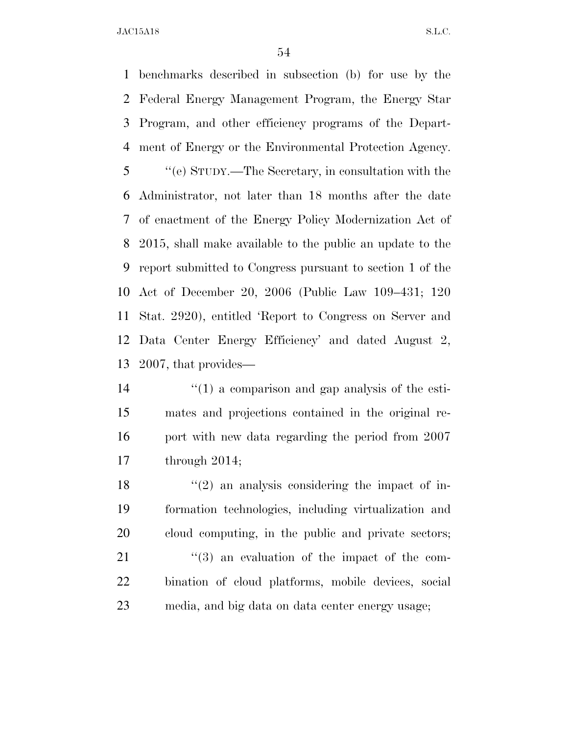benchmarks described in subsection (b) for use by the Federal Energy Management Program, the Energy Star Program, and other efficiency programs of the Department of Energy or the Environmental Protection Agency.

"(e) STUDY.—The Secretary, in consultation with the Administrator, not later than 18 months after the date of enactment of the Energy Policy Modernization Act of 2015, shall make available to the public an update to the report submitted to Congress pursuant to section 1 of the Act of December 20, 2006 (Public Law 109–431; 120 Stat. 2920), entitled 'Report to Congress on Server and Data Center Energy Efficiency' and dated August 2, 2007, that provides—

"(1) a comparison and gap analysis of the estimates and projections contained in the original report with new data regarding the period from 2007 through 2014;

"(2) an analysis considering the impact of information technologies, including virtualization and cloud computing, in the public and private sectors;

"(3) an evaluation of the impact of the combination of cloud platforms, mobile devices, social media, and big data on data center energy usage;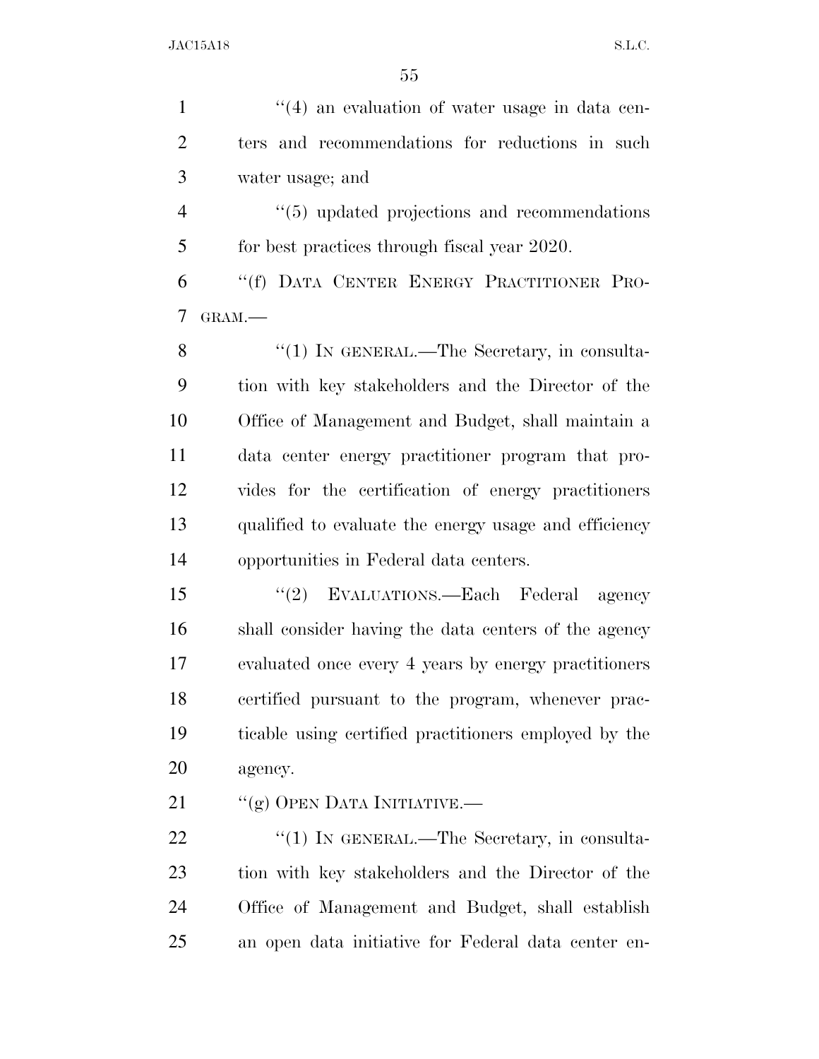''(4) an evaluation of water usage in data centers and recommendations for reductions in such water usage; and

''(5) updated projections and recommendations for best practices through fiscal year 2020.

''(f) DATA CENTER ENERGY PRACTITIONER PROGRAM.—

''(1) IN GENERAL.—The Secretary, in consultation with key stakeholders and the Director of the Office of Management and Budget, shall maintain a data center energy practitioner program that provides for the certification of energy practitioners qualified to evaluate the energy usage and efficiency opportunities in Federal data centers.

''(2) EVALUATIONS.—Each Federal agency shall consider having the data centers of the agency evaluated once every 4 years by energy practitioners certified pursuant to the program, whenever practicable using certified practitioners employed by the agency.

''(g) OPEN DATA INITIATIVE.—

''(1) IN GENERAL.—The Secretary, in consultation with key stakeholders and the Director of the Office of Management and Budget, shall establish an open data initiative for Federal data center en-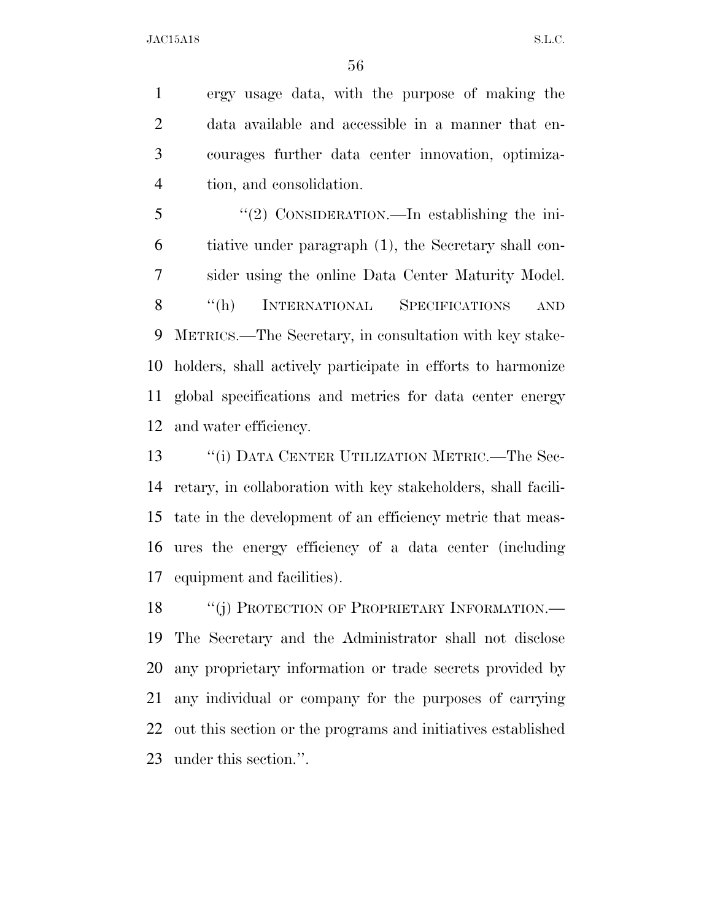ergy usage data, with the purpose of making the data available and accessible in a manner that encourages further data center innovation, optimization, and consolidation.

"(2) CONSIDERATION.—In establishing the initiative under paragraph (1), the Secretary shall consider using the online Data Center Maturity Model.

"(h) INTERNATIONAL SPECIFICATIONS AND METRICS.—The Secretary, in consultation with key stakeholders, shall actively participate in efforts to harmonize global specifications and metrics for data center energy and water efficiency.

"(i) DATA CENTER UTILIZATION METRIC.—The Secretary, in collaboration with key stakeholders, shall facilitate in the development of an efficiency metric that measures the energy efficiency of a data center (including equipment and facilities).

"(j) PROTECTION OF PROPRIETARY INFORMATION.—The Secretary and the Administrator shall not disclose any proprietary information or trade secrets provided by any individual or company for the purposes of carrying out this section or the programs and initiatives established under this section.".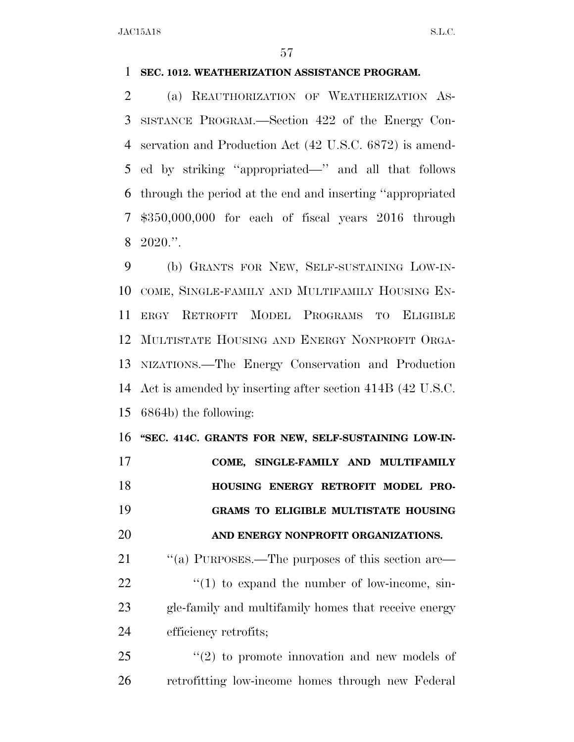**SEC. 1012. WEATHERIZATION ASSISTANCE PROGRAM.**

(a) REAUTHORIZATION OF WEATHERIZATION ASSISTANCE PROGRAM.—Section 422 of the Energy Conservation and Production Act (42 U.S.C. 6872) is amended by striking ''appropriated—'' and all that follows through the period at the end and inserting ''appropriated $350,000,000 for each of fiscal years 2016 through 2020.''.

(b) GRANTS FOR NEW, SELF-SUSTAINING LOW-INCOME, SINGLE-FAMILY AND MULTIFAMILY HOUSING ENERGY RETROFIT MODEL PROGRAMS TO ELIGIBLE MULTISTATE HOUSING AND ENERGY NONPROFIT ORGANIZATIONS.—The Energy Conservation and Production Act is amended by inserting after section 414B (42 U.S.C. 6864b) the following:

**''SEC. 414C. GRANTS FOR NEW, SELF-SUSTAINING LOW-INCOME, SINGLE-FAMILY AND MULTIFAMILY HOUSING ENERGY RETROFIT MODEL PROGRAMS TO ELIGIBLE MULTISTATE HOUSING AND ENERGY NONPROFIT ORGANIZATIONS.**

''(a) PURPOSES.—The purposes of this section are—

''(1) to expand the number of low-income, single-family and multifamily homes that receive energy efficiency retrofits;

''(2) to promote innovation and new models of retrofitting low-income homes through new Federal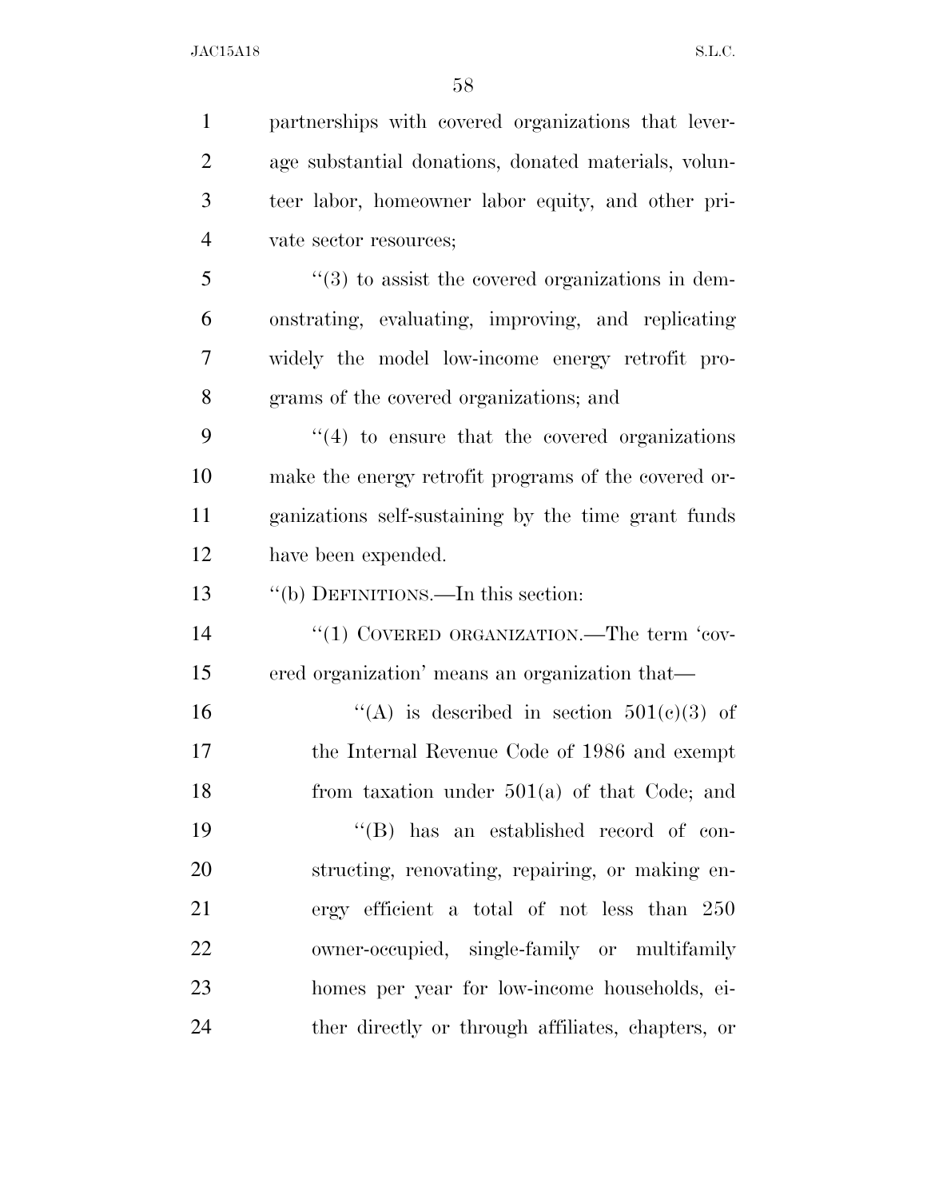partnerships with covered organizations that leverage substantial donations, donated materials, volunteer labor, homeowner labor equity, and other private sector resources;

"(3) to assist the covered organizations in demonstrating, evaluating, improving, and replicating widely the model low-income energy retrofit programs of the covered organizations; and

"(4) to ensure that the covered organizations make the energy retrofit programs of the covered organizations self-sustaining by the time grant funds have been expended.

"(b) DEFINITIONS.—In this section:

"(1) COVERED ORGANIZATION.—The term 'covered organization' means an organization that—

"(A) is described in section 501(c)(3) of the Internal Revenue Code of 1986 and exempt from taxation under 501(a) of that Code; and

"(B) has an established record of constructing, renovating, repairing, or making energy efficient a total of not less than 250 owner-occupied, single-family or multifamily homes per year for low-income households, either directly or through affiliates, chapters, or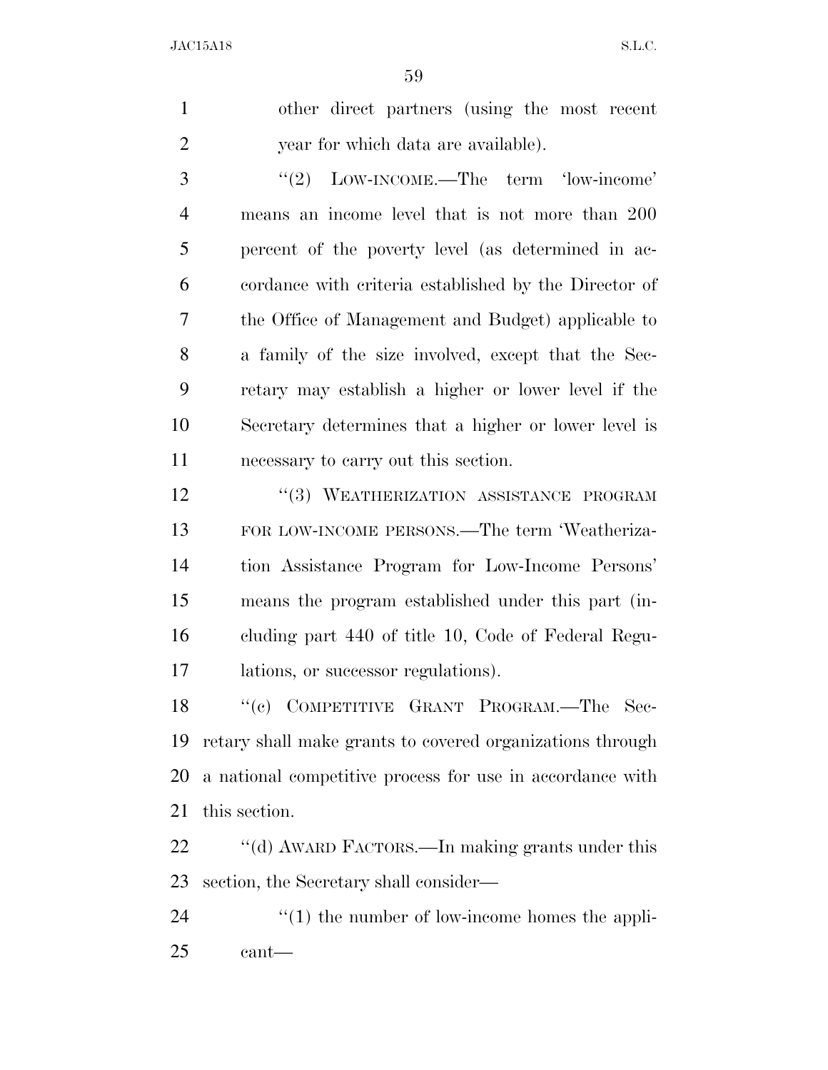other direct partners (using the most recent year for which data are available).

''(2) LOW-INCOME.—The term 'low-income' means an income level that is not more than 200 percent of the poverty level (as determined in accordance with criteria established by the Director of the Office of Management and Budget) applicable to a family of the size involved, except that the Secretary may establish a higher or lower level if the Secretary determines that a higher or lower level is necessary to carry out this section.

''(3) WEATHERIZATION ASSISTANCE PROGRAM FOR LOW-INCOME PERSONS.—The term 'Weatherization Assistance Program for Low-Income Persons' means the program established under this part (including part 440 of title 10, Code of Federal Regulations, or successor regulations).

''(c) COMPETITIVE GRANT PROGRAM.—The Secretary shall make grants to covered organizations through a national competitive process for use in accordance with this section.

''(d) AWARD FACTORS.—In making grants under this section, the Secretary shall consider—

''(1) the number of low-income homes the applicant—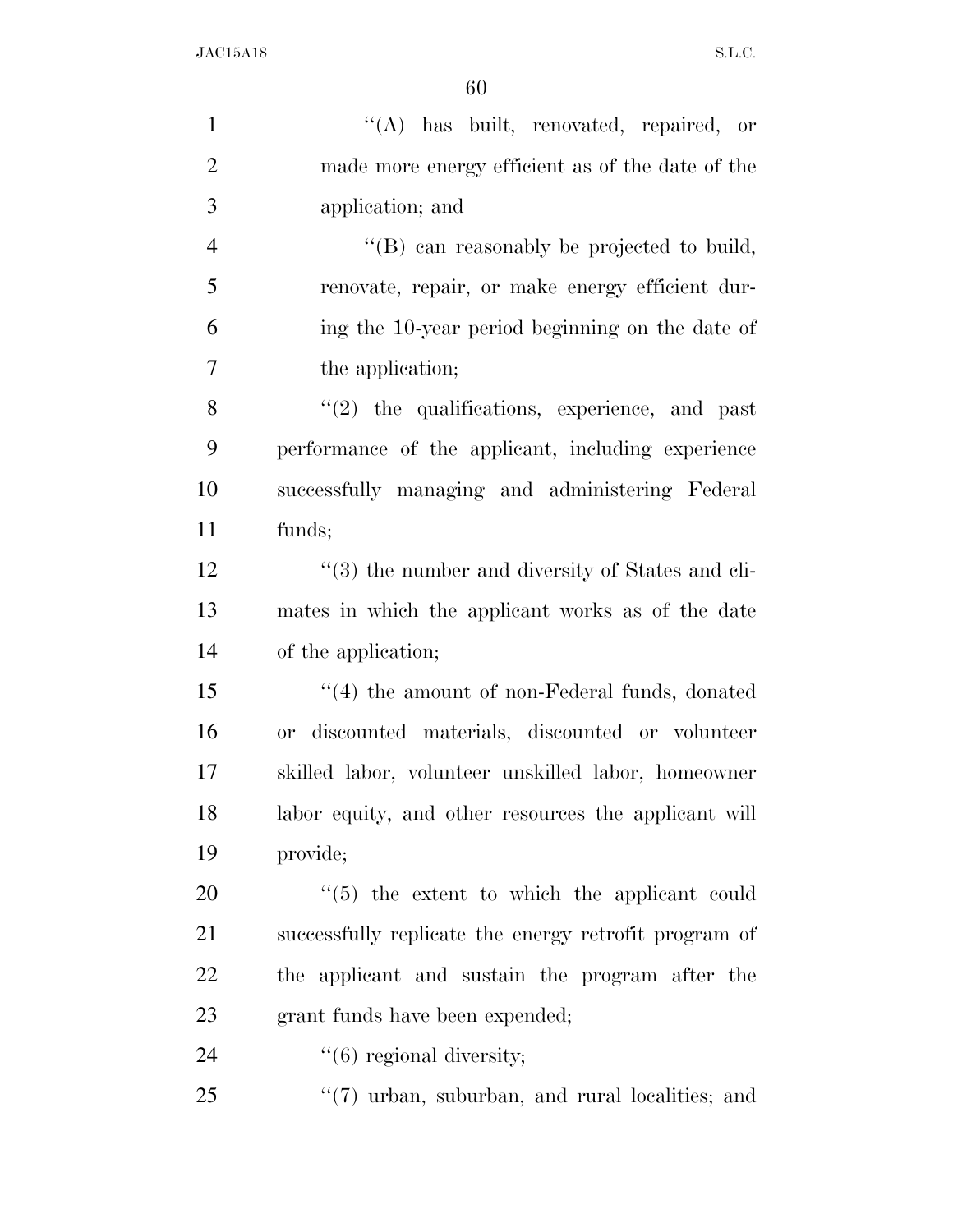''(A) has built, renovated, repaired, or made more energy efficient as of the date of the application; and

''(B) can reasonably be projected to build, renovate, repair, or make energy efficient during the 10-year period beginning on the date of the application;

''(2) the qualifications, experience, and past performance of the applicant, including experience successfully managing and administering Federal funds;

''(3) the number and diversity of States and climates in which the applicant works as of the date of the application;

''(4) the amount of non-Federal funds, donated or discounted materials, discounted or volunteer skilled labor, volunteer unskilled labor, homeowner labor equity, and other resources the applicant will provide;

''(5) the extent to which the applicant could successfully replicate the energy retrofit program of the applicant and sustain the program after the grant funds have been expended;

''(6) regional diversity;

''(7) urban, suburban, and rural localities; and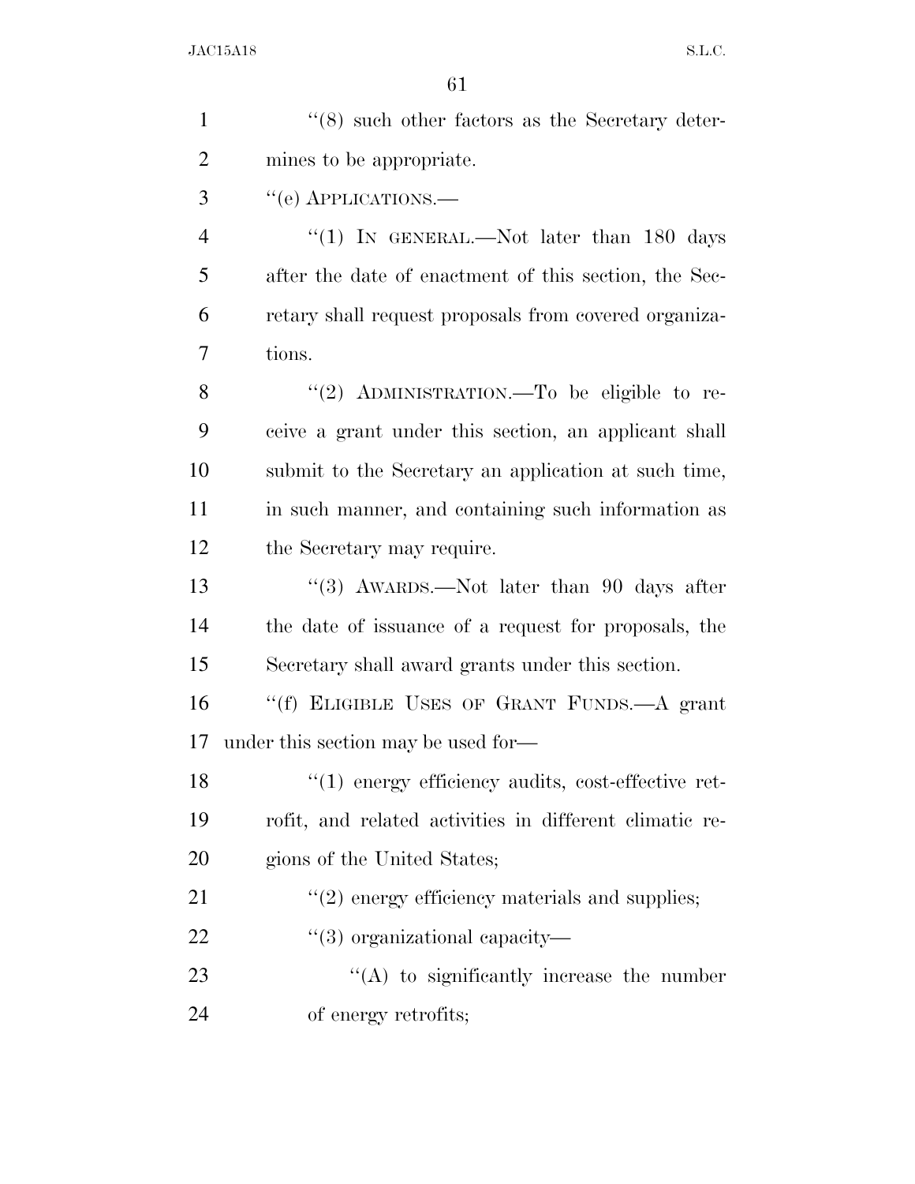"(8) such other factors as the Secretary determines to be appropriate.

"(e) APPLICATIONS.—

"(1) IN GENERAL.—Not later than 180 days after the date of enactment of this section, the Secretary shall request proposals from covered organizations.

"(2) ADMINISTRATION.—To be eligible to receive a grant under this section, an applicant shall submit to the Secretary an application at such time, in such manner, and containing such information as the Secretary may require.

"(3) AWARDS.—Not later than 90 days after the date of issuance of a request for proposals, the Secretary shall award grants under this section.

"(f) ELIGIBLE USES OF GRANT FUNDS.—A grant under this section may be used for—

"(1) energy efficiency audits, cost-effective retrofit, and related activities in different climatic regions of the United States;

"(2) energy efficiency materials and supplies;

"(3) organizational capacity—

"(A) to significantly increase the number of energy retrofits;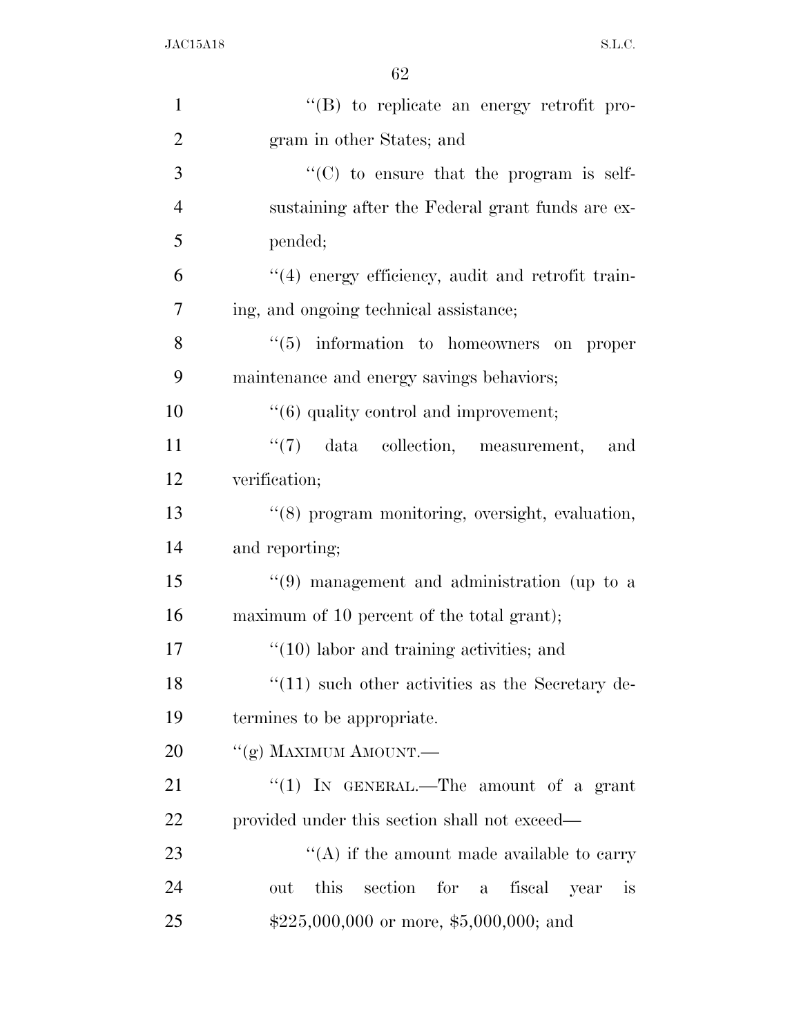''(B) to replicate an energy retrofit program in other States; and

''(C) to ensure that the program is self-sustaining after the Federal grant funds are expended;

''(4) energy efficiency, audit and retrofit training, and ongoing technical assistance;

''(5) information to homeowners on proper maintenance and energy savings behaviors;

''(6) quality control and improvement;

''(7) data collection, measurement, and verification;

''(8) program monitoring, oversight, evaluation, and reporting;

''(9) management and administration (up to a maximum of 10 percent of the total grant);

''(10) labor and training activities; and

''(11) such other activities as the Secretary determines to be appropriate.

''(g) MAXIMUM AMOUNT.—

''(1) IN GENERAL.—The amount of a grant provided under this section shall not exceed—

''(A) if the amount made available to carry out this section for a fiscal year is $225,000,000 or more, $5,000,000; and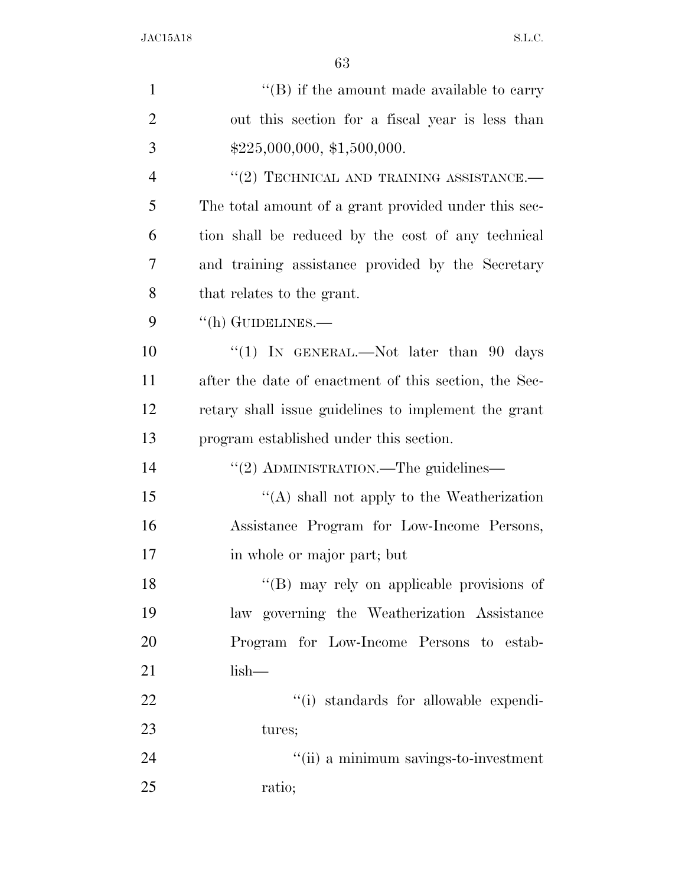"(B) if the amount made available to carry out this section for a fiscal year is less than $225,000,000, $1,500,000.

"(2) TECHNICAL AND TRAINING ASSISTANCE.—The total amount of a grant provided under this section shall be reduced by the cost of any technical and training assistance provided by the Secretary that relates to the grant.

"(h) GUIDELINES.—

"(1) IN GENERAL.—Not later than 90 days after the date of enactment of this section, the Secretary shall issue guidelines to implement the grant program established under this section.

"(2) ADMINISTRATION.—The guidelines—

"(A) shall not apply to the Weatherization Assistance Program for Low-Income Persons, in whole or major part; but

"(B) may rely on applicable provisions of law governing the Weatherization Assistance Program for Low-Income Persons to establish—

"(i) standards for allowable expenditures;

"(ii) a minimum savings-to-investment ratio;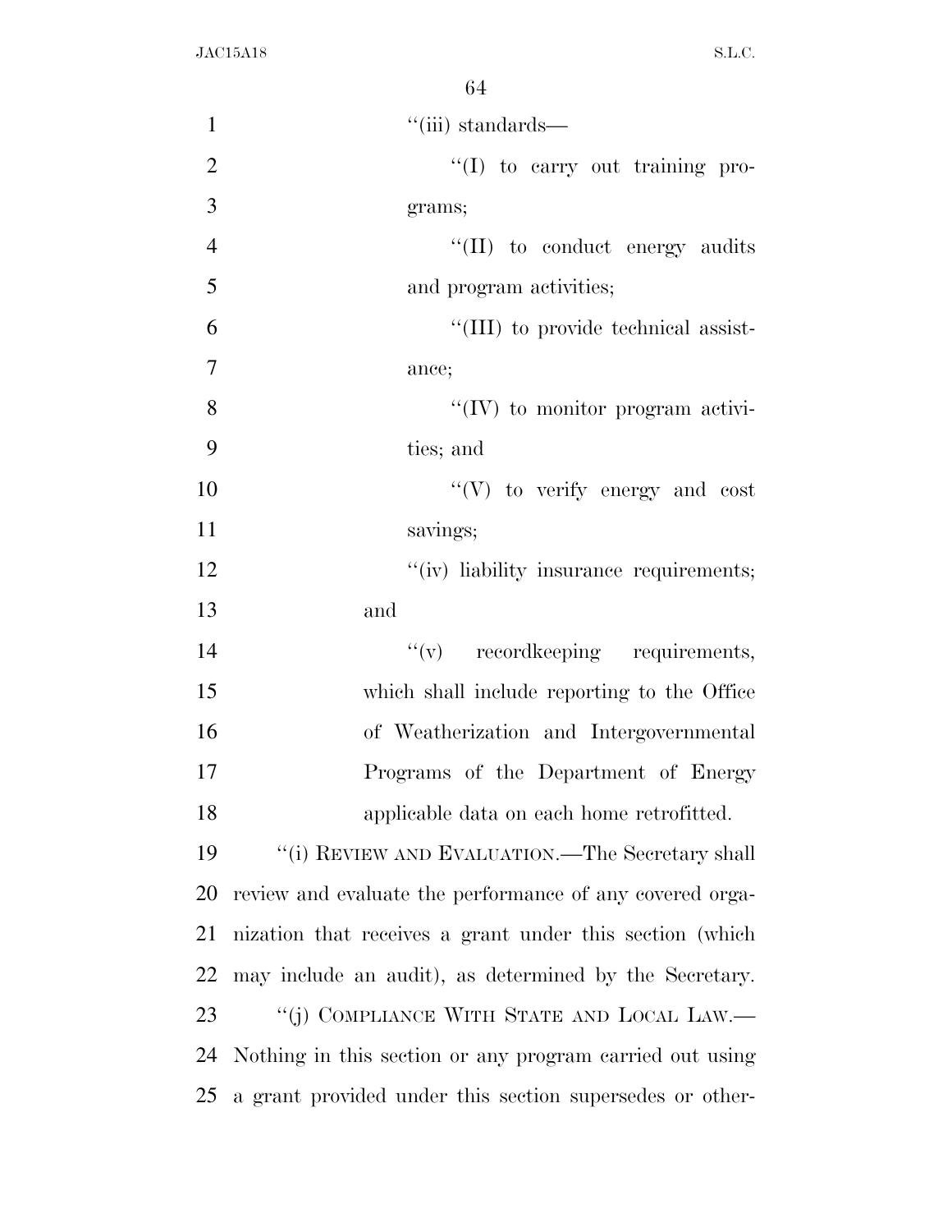"(iii) standards—

"(I) to carry out training programs;

"(II) to conduct energy audits and program activities;

"(III) to provide technical assistance;

"(IV) to monitor program activities; and

"(V) to verify energy and cost savings;

"(iv) liability insurance requirements; and

"(v) recordkeeping requirements, which shall include reporting to the Office of Weatherization and Intergovernmental Programs of the Department of Energy applicable data on each home retrofitted.

"(i) REVIEW AND EVALUATION.—The Secretary shall review and evaluate the performance of any covered organization that receives a grant under this section (which may include an audit), as determined by the Secretary.

"(j) COMPLIANCE WITH STATE AND LOCAL LAW.—Nothing in this section or any program carried out using a grant provided under this section supersedes or other-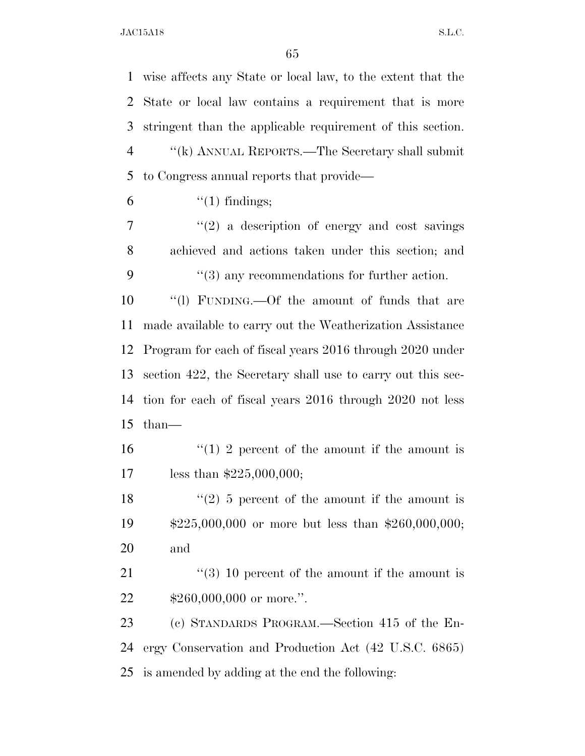wise affects any State or local law, to the extent that the State or local law contains a requirement that is more stringent than the applicable requirement of this section.

"(k) ANNUAL REPORTS.—The Secretary shall submit to Congress annual reports that provide—

"(1) findings;

"(2) a description of energy and cost savings achieved and actions taken under this section; and

"(3) any recommendations for further action.

"(l) FUNDING.—Of the amount of funds that are made available to carry out the Weatherization Assistance Program for each of fiscal years 2016 through 2020 under section 422, the Secretary shall use to carry out this section for each of fiscal years 2016 through 2020 not less than—

"(1) 2 percent of the amount if the amount is less than $225,000,000;

"(2) 5 percent of the amount if the amount is $225,000,000 or more but less than $260,000,000; and

"(3) 10 percent of the amount if the amount is $260,000,000 or more.".

(c) STANDARDS PROGRAM.—Section 415 of the Energy Conservation and Production Act (42 U.S.C. 6865) is amended by adding at the end the following: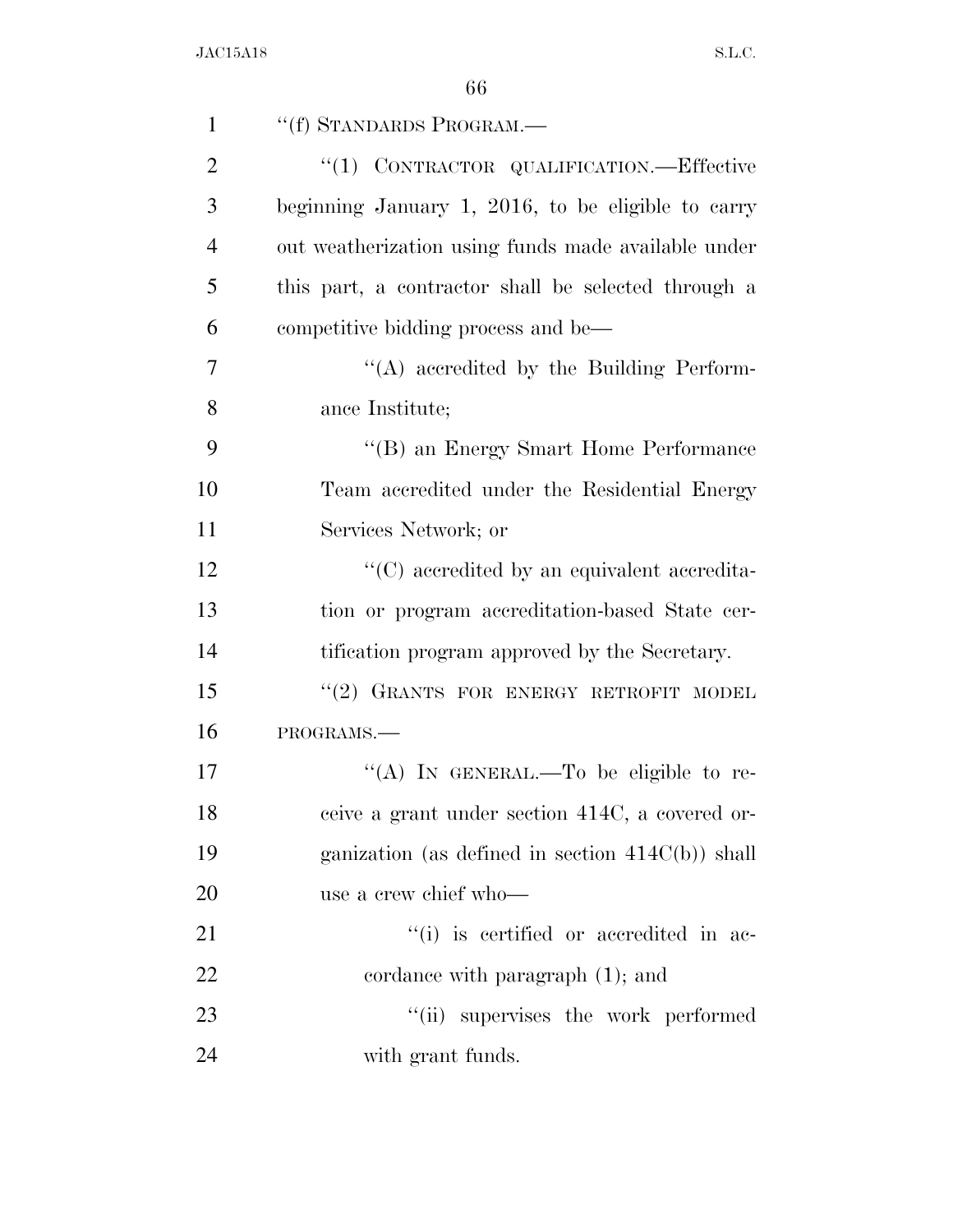"(f) STANDARDS PROGRAM.—

"(1) CONTRACTOR QUALIFICATION.—Effective beginning January 1, 2016, to be eligible to carry out weatherization using funds made available under this part, a contractor shall be selected through a competitive bidding process and be—

"(A) accredited by the Building Performance Institute;

"(B) an Energy Smart Home Performance Team accredited under the Residential Energy Services Network; or

"(C) accredited by an equivalent accreditation or program accreditation-based State certification program approved by the Secretary.

"(2) GRANTS FOR ENERGY RETROFIT MODEL PROGRAMS.—

"(A) IN GENERAL.—To be eligible to receive a grant under section 414C, a covered organization (as defined in section 414C(b)) shall use a crew chief who—

"(i) is certified or accredited in accordance with paragraph (1); and

"(ii) supervises the work performed with grant funds.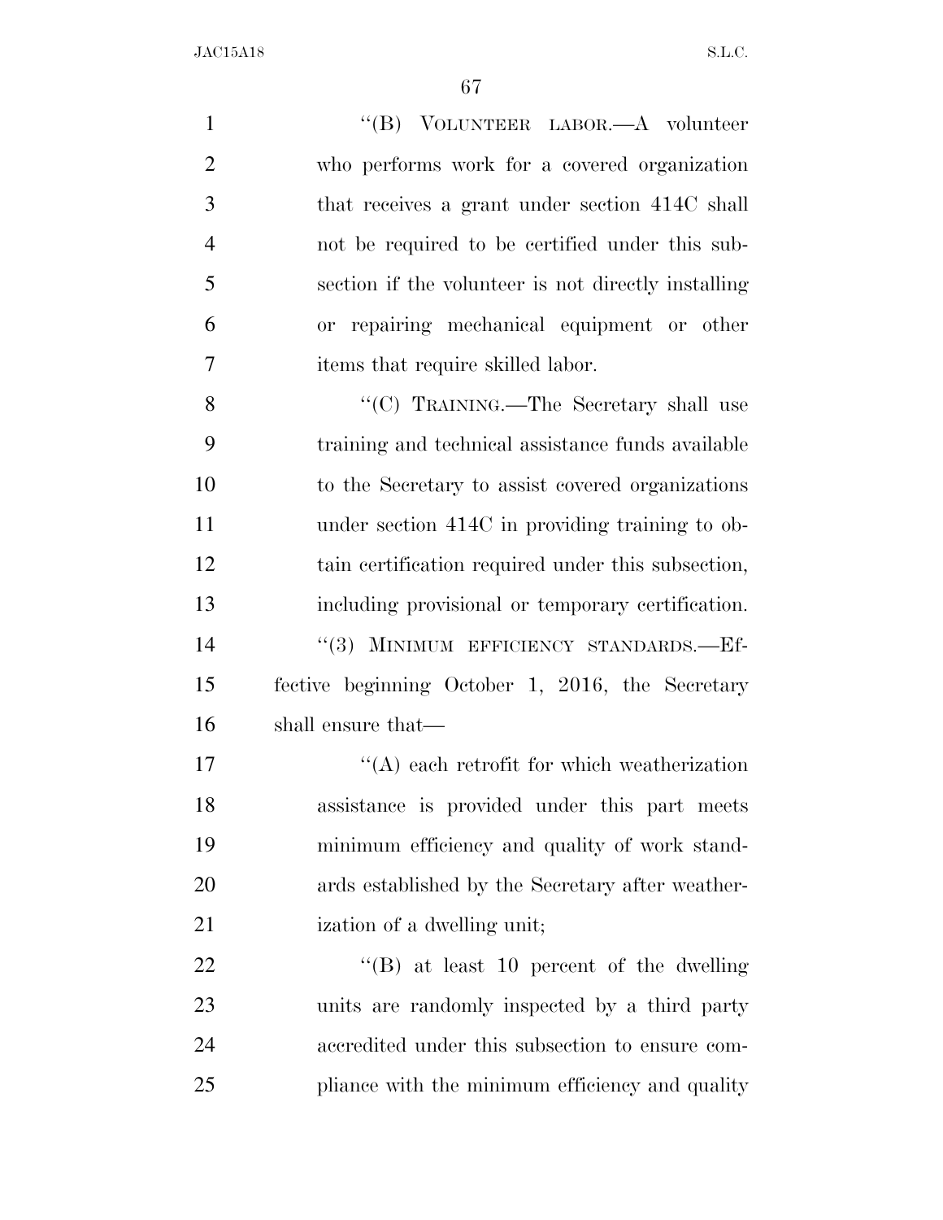''(B) VOLUNTEER LABOR.—A volunteer who performs work for a covered organization that receives a grant under section 414C shall not be required to be certified under this subsection if the volunteer is not directly installing or repairing mechanical equipment or other items that require skilled labor.

''(C) TRAINING.—The Secretary shall use training and technical assistance funds available to the Secretary to assist covered organizations under section 414C in providing training to obtain certification required under this subsection, including provisional or temporary certification.

''(3) MINIMUM EFFICIENCY STANDARDS.—Effective beginning October 1, 2016, the Secretary shall ensure that—

''(A) each retrofit for which weatherization assistance is provided under this part meets minimum efficiency and quality of work standards established by the Secretary after weatherization of a dwelling unit;

''(B) at least 10 percent of the dwelling units are randomly inspected by a third party accredited under this subsection to ensure compliance with the minimum efficiency and quality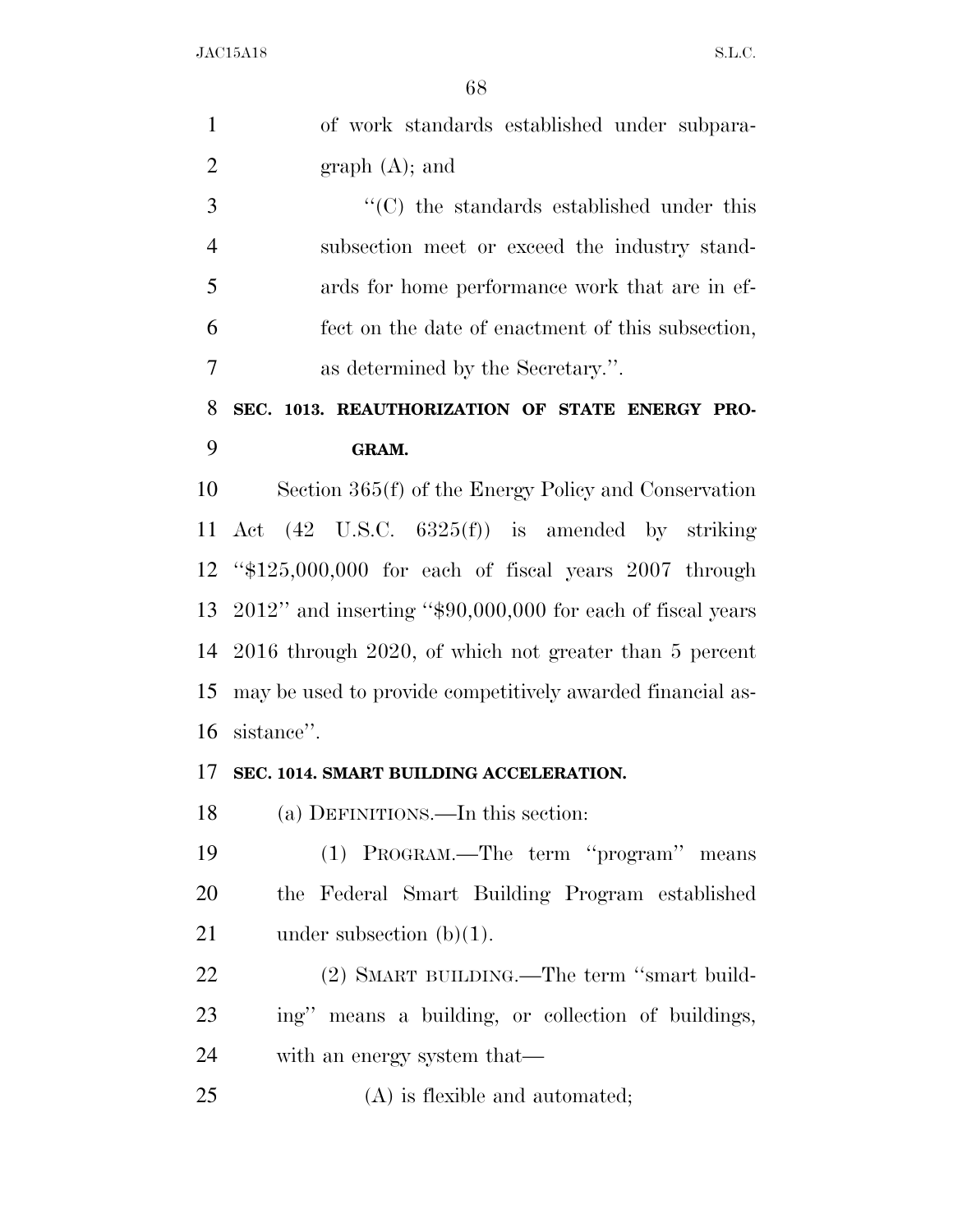of work standards established under subparagraph (A); and

"(C) the standards established under this subsection meet or exceed the industry standards for home performance work that are in effect on the date of enactment of this subsection, as determined by the Secretary.".

**SEC. 1013. REAUTHORIZATION OF STATE ENERGY PROGRAM.**

Section 365(f) of the Energy Policy and Conservation Act (42 U.S.C. 6325(f)) is amended by striking "$125,000,000 for each of fiscal years 2007 through 2012" and inserting "$90,000,000 for each of fiscal years 2016 through 2020, of which not greater than 5 percent may be used to provide competitively awarded financial assistance".

**SEC. 1014. SMART BUILDING ACCELERATION.**

(a) DEFINITIONS.—In this section:

(1) PROGRAM.—The term "program" means the Federal Smart Building Program established under subsection (b)(1).

(2) SMART BUILDING.—The term "smart building" means a building, or collection of buildings, with an energy system that—

(A) is flexible and automated;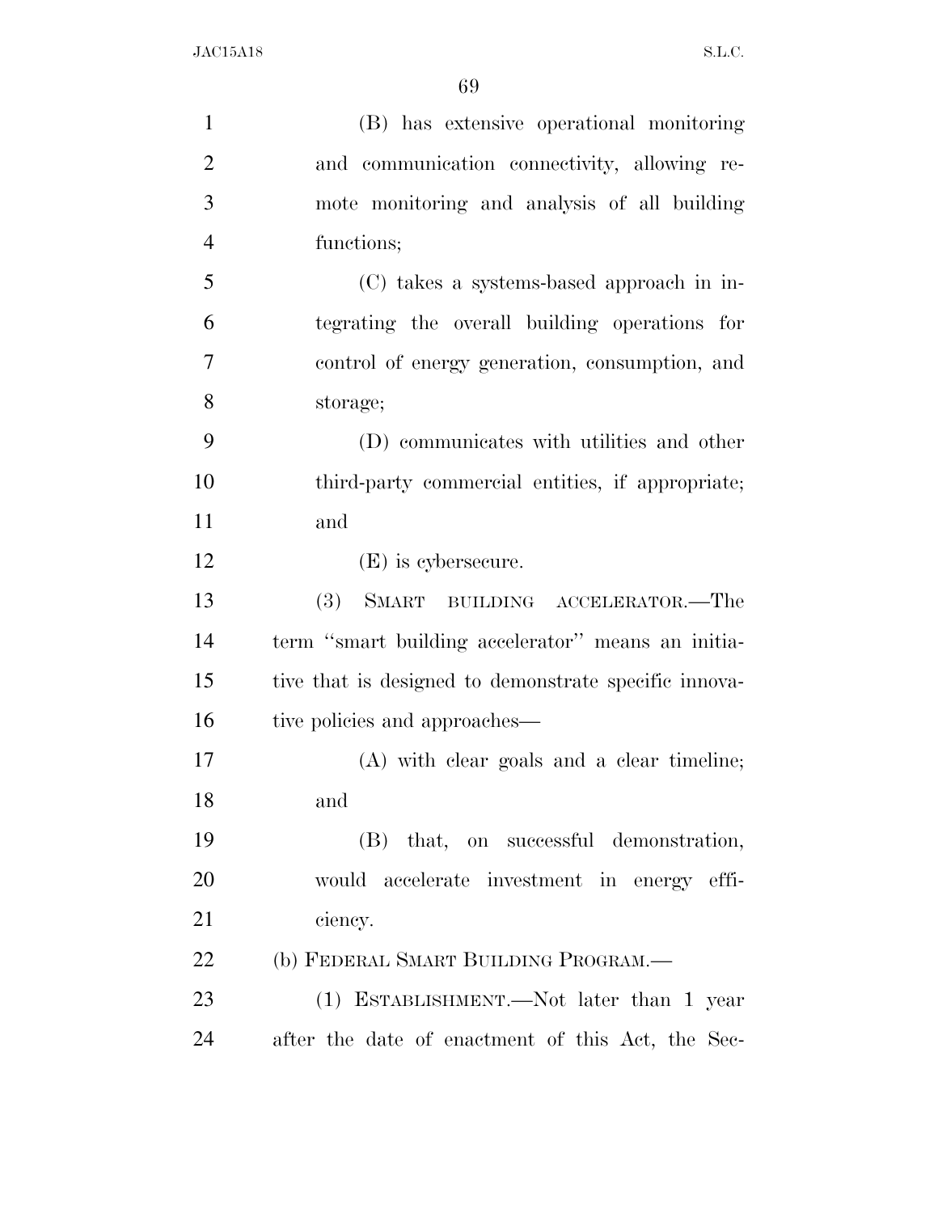(B) has extensive operational monitoring and communication connectivity, allowing remote monitoring and analysis of all building functions;

(C) takes a systems-based approach in integrating the overall building operations for control of energy generation, consumption, and storage;

(D) communicates with utilities and other third-party commercial entities, if appropriate; and

(E) is cybersecure.

(3) SMART BUILDING ACCELERATOR.—The term ''smart building accelerator'' means an initiative that is designed to demonstrate specific innovative policies and approaches—

(A) with clear goals and a clear timeline; and

(B) that, on successful demonstration, would accelerate investment in energy efficiency.

(b) FEDERAL SMART BUILDING PROGRAM.—

(1) ESTABLISHMENT.—Not later than 1 year after the date of enactment of this Act, the Sec-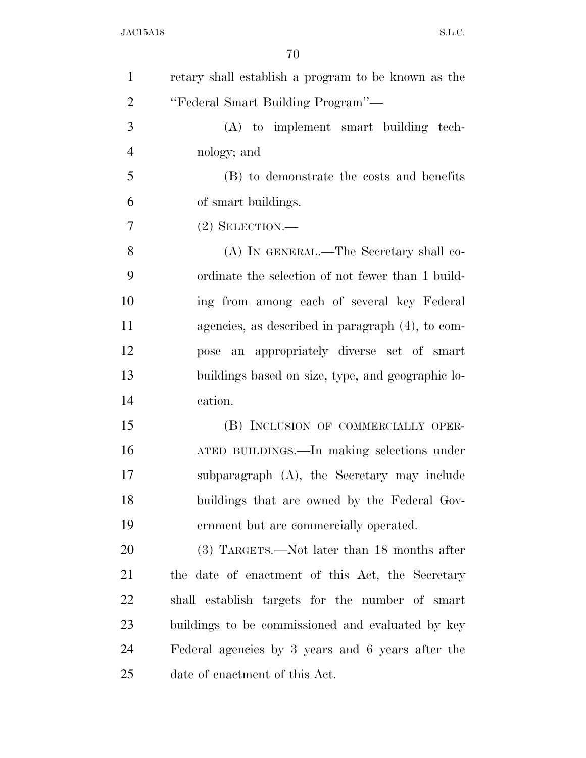retary shall establish a program to be known as the "Federal Smart Building Program"—

(A) to implement smart building technology; and

(B) to demonstrate the costs and benefits of smart buildings.

(2) SELECTION.—

(A) IN GENERAL.—The Secretary shall coordinate the selection of not fewer than 1 building from among each of several key Federal agencies, as described in paragraph (4), to compose an appropriately diverse set of smart buildings based on size, type, and geographic location.

(B) INCLUSION OF COMMERCIALLY OPERATED BUILDINGS.—In making selections under subparagraph (A), the Secretary may include buildings that are owned by the Federal Government but are commercially operated.

(3) TARGETS.—Not later than 18 months after the date of enactment of this Act, the Secretary shall establish targets for the number of smart buildings to be commissioned and evaluated by key Federal agencies by 3 years and 6 years after the date of enactment of this Act.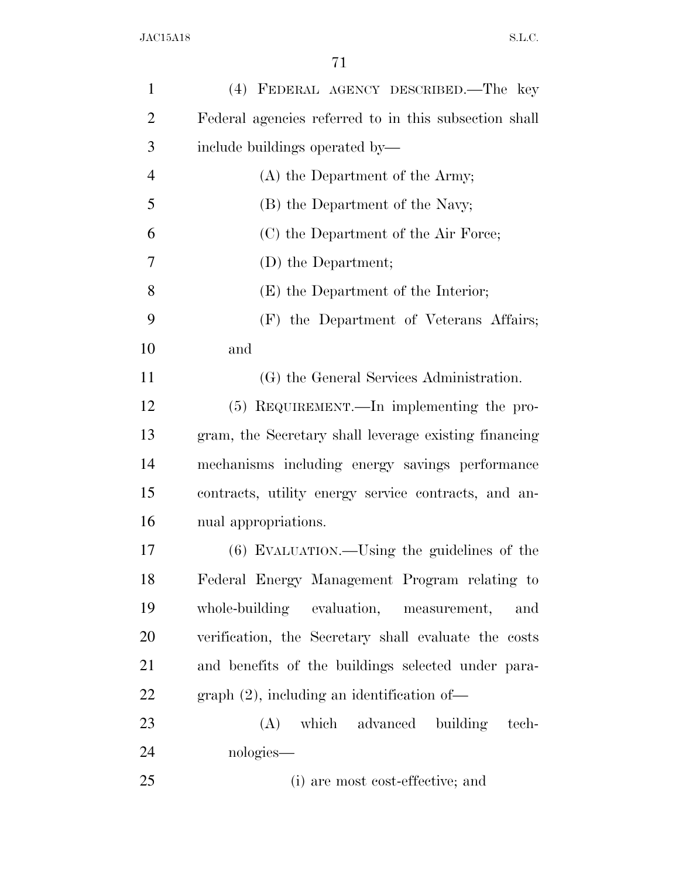(4) FEDERAL AGENCY DESCRIBED.—The key Federal agencies referred to in this subsection shall include buildings operated by—

(A) the Department of the Army;

(B) the Department of the Navy;

(C) the Department of the Air Force;

(D) the Department;

(E) the Department of the Interior;

(F) the Department of Veterans Affairs; and

(G) the General Services Administration.

(5) REQUIREMENT.—In implementing the program, the Secretary shall leverage existing financing mechanisms including energy savings performance contracts, utility energy service contracts, and annual appropriations.

(6) EVALUATION.—Using the guidelines of the Federal Energy Management Program relating to whole-building evaluation, measurement, and verification, the Secretary shall evaluate the costs and benefits of the buildings selected under paragraph (2), including an identification of—

(A) which advanced building technologies—

(i) are most cost-effective; and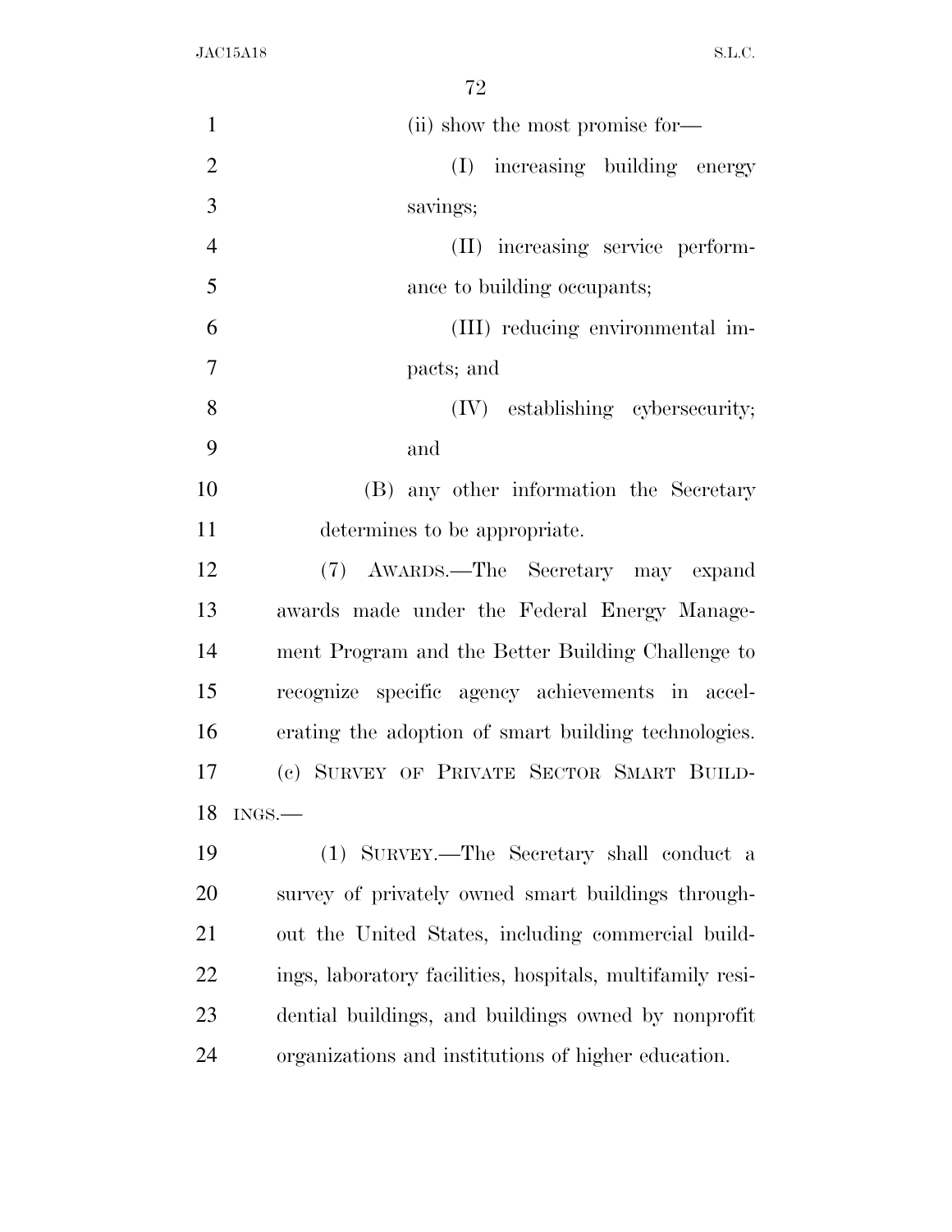(ii) show the most promise for—

(I) increasing building energy savings;

(II) increasing service performance to building occupants;

(III) reducing environmental impacts; and

(IV) establishing cybersecurity; and

(B) any other information the Secretary determines to be appropriate.

(7) AWARDS.—The Secretary may expand awards made under the Federal Energy Management Program and the Better Building Challenge to recognize specific agency achievements in accelerating the adoption of smart building technologies.

(c) SURVEY OF PRIVATE SECTOR SMART BUILDINGS.—

(1) SURVEY.—The Secretary shall conduct a survey of privately owned smart buildings throughout the United States, including commercial buildings, laboratory facilities, hospitals, multifamily residential buildings, and buildings owned by nonprofit organizations and institutions of higher education.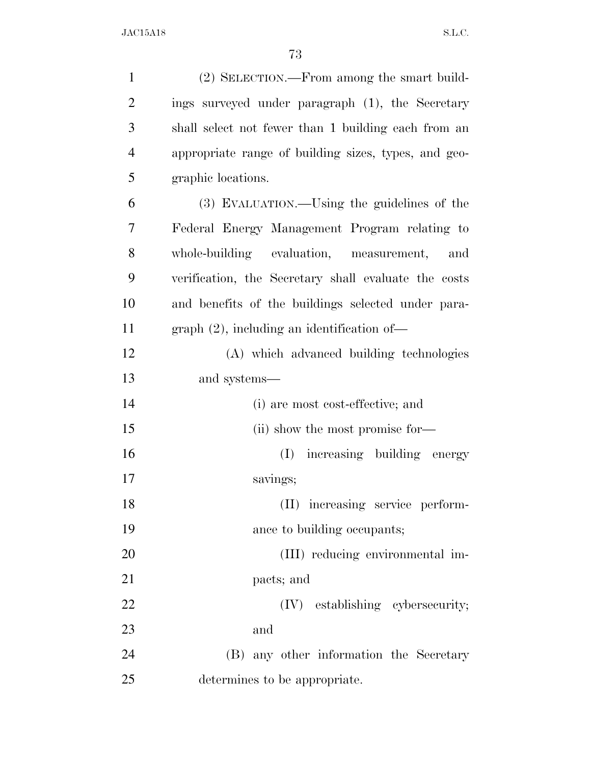(2) SELECTION.—From among the smart buildings surveyed under paragraph (1), the Secretary shall select not fewer than 1 building each from an appropriate range of building sizes, types, and geographic locations.

(3) EVALUATION.—Using the guidelines of the Federal Energy Management Program relating to whole-building evaluation, measurement, and verification, the Secretary shall evaluate the costs and benefits of the buildings selected under paragraph (2), including an identification of—

(A) which advanced building technologies and systems—

(i) are most cost-effective; and

(ii) show the most promise for—

(I) increasing building energy savings;

(II) increasing service performance to building occupants;

(III) reducing environmental impacts; and

(IV) establishing cybersecurity; and

(B) any other information the Secretary determines to be appropriate.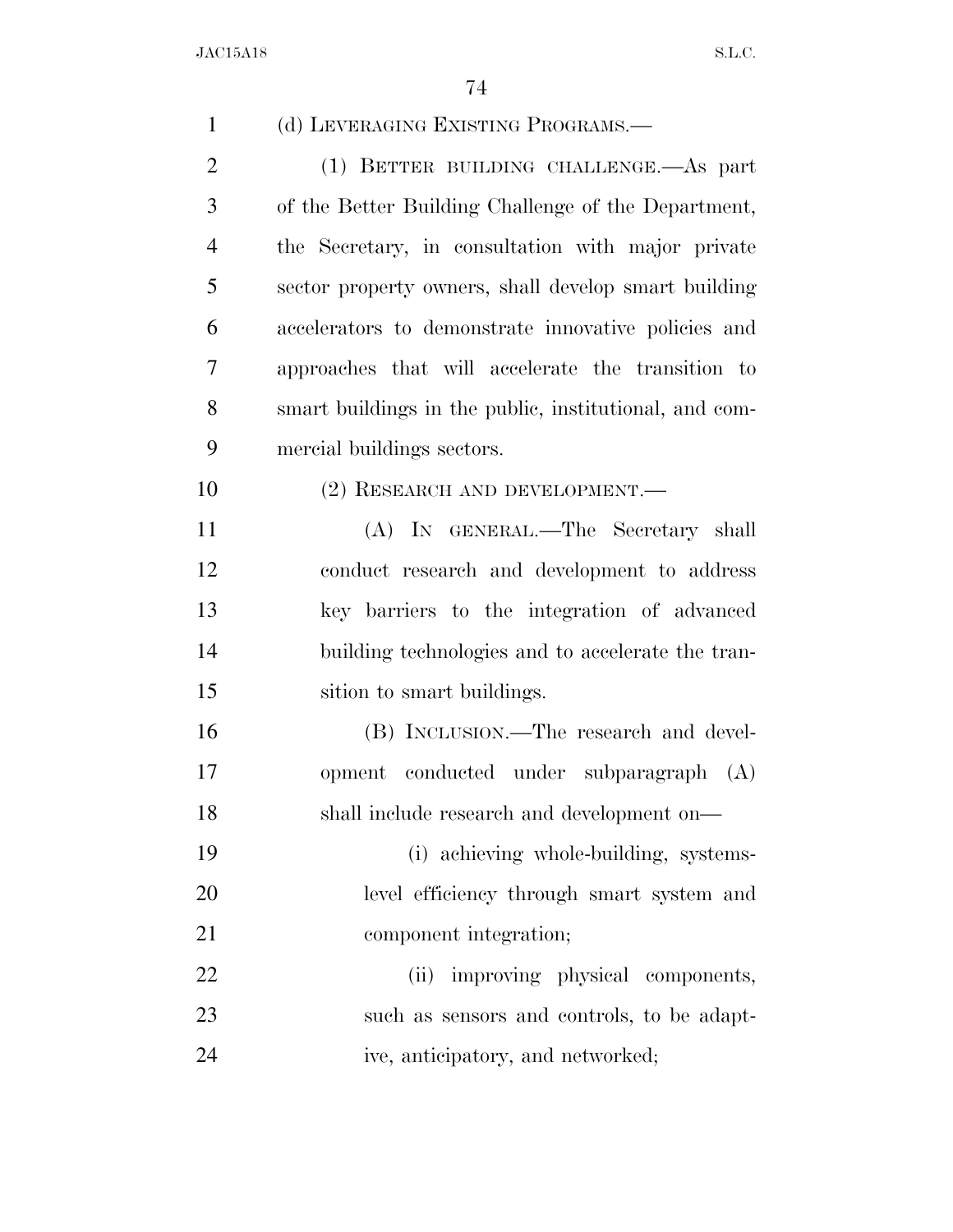(d) LEVERAGING EXISTING PROGRAMS.—

(1) BETTER BUILDING CHALLENGE.—As part of the Better Building Challenge of the Department, the Secretary, in consultation with major private sector property owners, shall develop smart building accelerators to demonstrate innovative policies and approaches that will accelerate the transition to smart buildings in the public, institutional, and commercial buildings sectors.

(2) RESEARCH AND DEVELOPMENT.—

(A) IN GENERAL.—The Secretary shall conduct research and development to address key barriers to the integration of advanced building technologies and to accelerate the transition to smart buildings.

(B) INCLUSION.—The research and development conducted under subparagraph (A) shall include research and development on—

(i) achieving whole-building, systems-level efficiency through smart system and component integration;

(ii) improving physical components, such as sensors and controls, to be adaptive, anticipatory, and networked;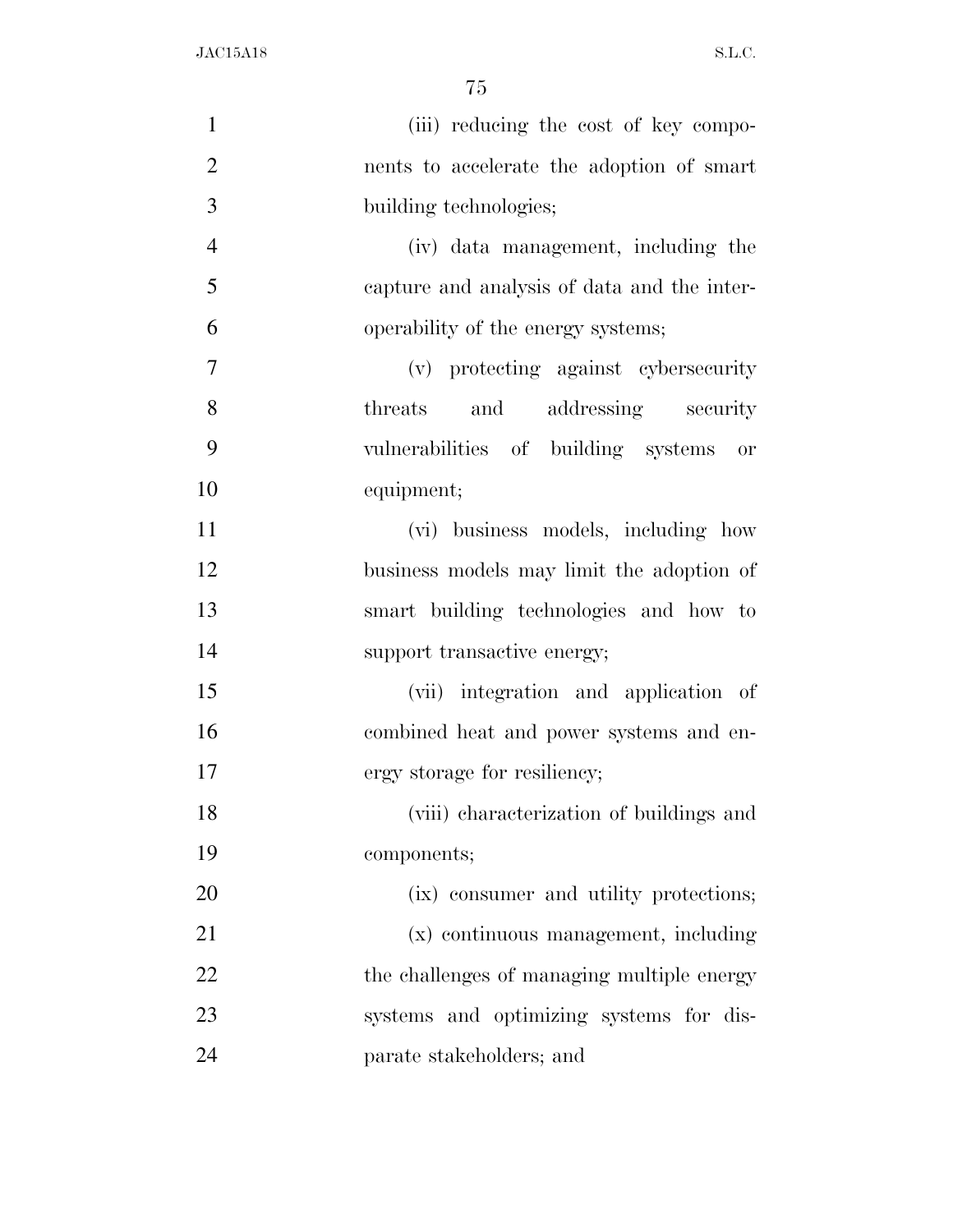(iii) reducing the cost of key components to accelerate the adoption of smart building technologies;

(iv) data management, including the capture and analysis of data and the interoperability of the energy systems;

(v) protecting against cybersecurity threats and addressing security vulnerabilities of building systems or equipment;

(vi) business models, including how business models may limit the adoption of smart building technologies and how to support transactive energy;

(vii) integration and application of combined heat and power systems and energy storage for resiliency;

(viii) characterization of buildings and components;

(ix) consumer and utility protections;

(x) continuous management, including the challenges of managing multiple energy systems and optimizing systems for disparate stakeholders; and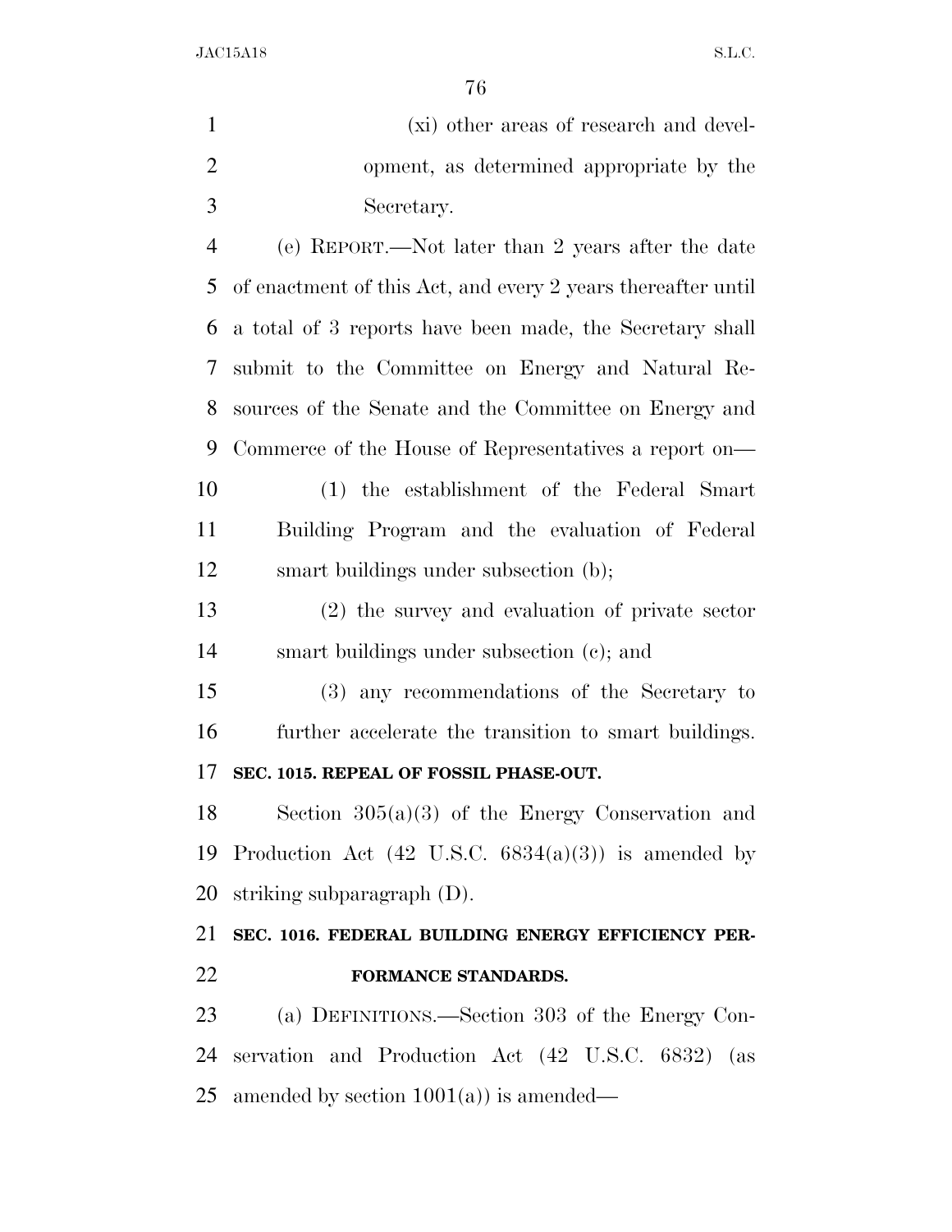(xi) other areas of research and development, as determined appropriate by the Secretary.

(e) REPORT.—Not later than 2 years after the date of enactment of this Act, and every 2 years thereafter until a total of 3 reports have been made, the Secretary shall submit to the Committee on Energy and Natural Resources of the Senate and the Committee on Energy and Commerce of the House of Representatives a report on—

(1) the establishment of the Federal Smart Building Program and the evaluation of Federal smart buildings under subsection (b);

(2) the survey and evaluation of private sector smart buildings under subsection (c); and

(3) any recommendations of the Secretary to further accelerate the transition to smart buildings.

**SEC. 1015. REPEAL OF FOSSIL PHASE-OUT.**

Section 305(a)(3) of the Energy Conservation and Production Act (42 U.S.C. 6834(a)(3)) is amended by striking subparagraph (D).

**SEC. 1016. FEDERAL BUILDING ENERGY EFFICIENCY PERFORMANCE STANDARDS.**

(a) DEFINITIONS.—Section 303 of the Energy Conservation and Production Act (42 U.S.C. 6832) (as amended by section 1001(a)) is amended—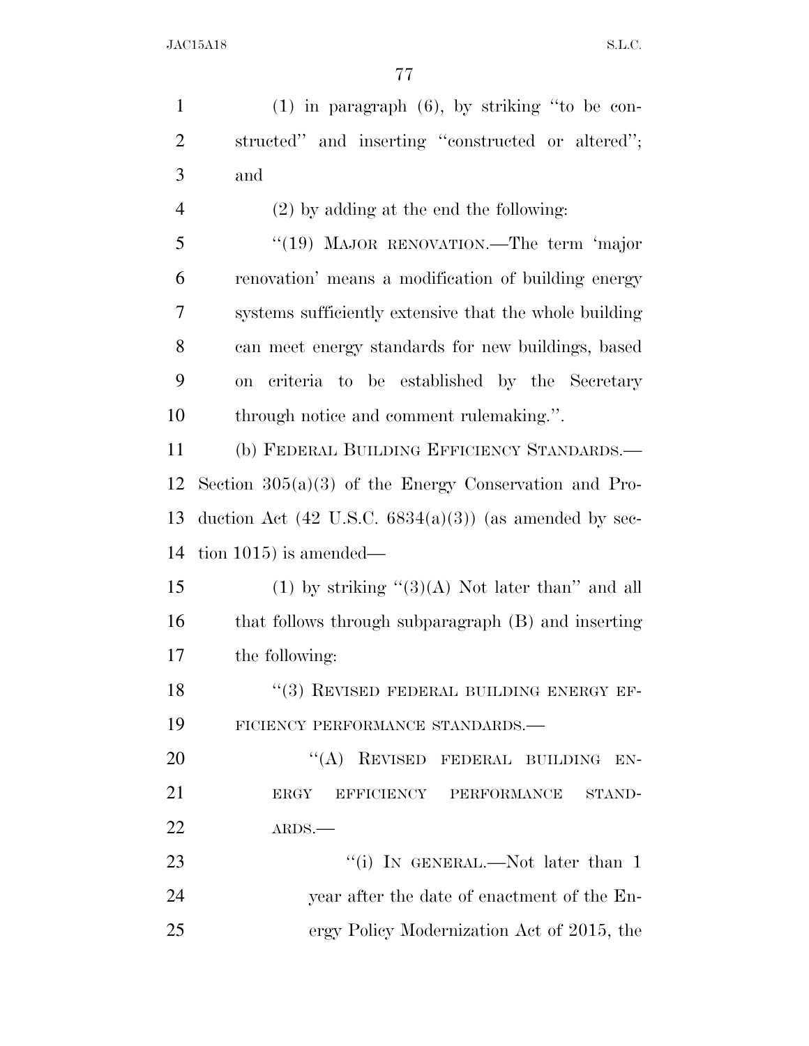(1) in paragraph (6), by striking "to be constructed" and inserting "constructed or altered"; and

(2) by adding at the end the following:

"(19) MAJOR RENOVATION.—The term 'major renovation' means a modification of building energy systems sufficiently extensive that the whole building can meet energy standards for new buildings, based on criteria to be established by the Secretary through notice and comment rulemaking.".

(b) FEDERAL BUILDING EFFICIENCY STANDARDS.—Section 305(a)(3) of the Energy Conservation and Production Act (42 U.S.C. 6834(a)(3)) (as amended by section 1015) is amended—

(1) by striking "(3)(A) Not later than" and all that follows through subparagraph (B) and inserting the following:

"(3) REVISED FEDERAL BUILDING ENERGY EFFICIENCY PERFORMANCE STANDARDS.—

"(A) REVISED FEDERAL BUILDING ENERGY EFFICIENCY PERFORMANCE STANDARDS.—

"(i) IN GENERAL.—Not later than 1 year after the date of enactment of the Energy Policy Modernization Act of 2015, the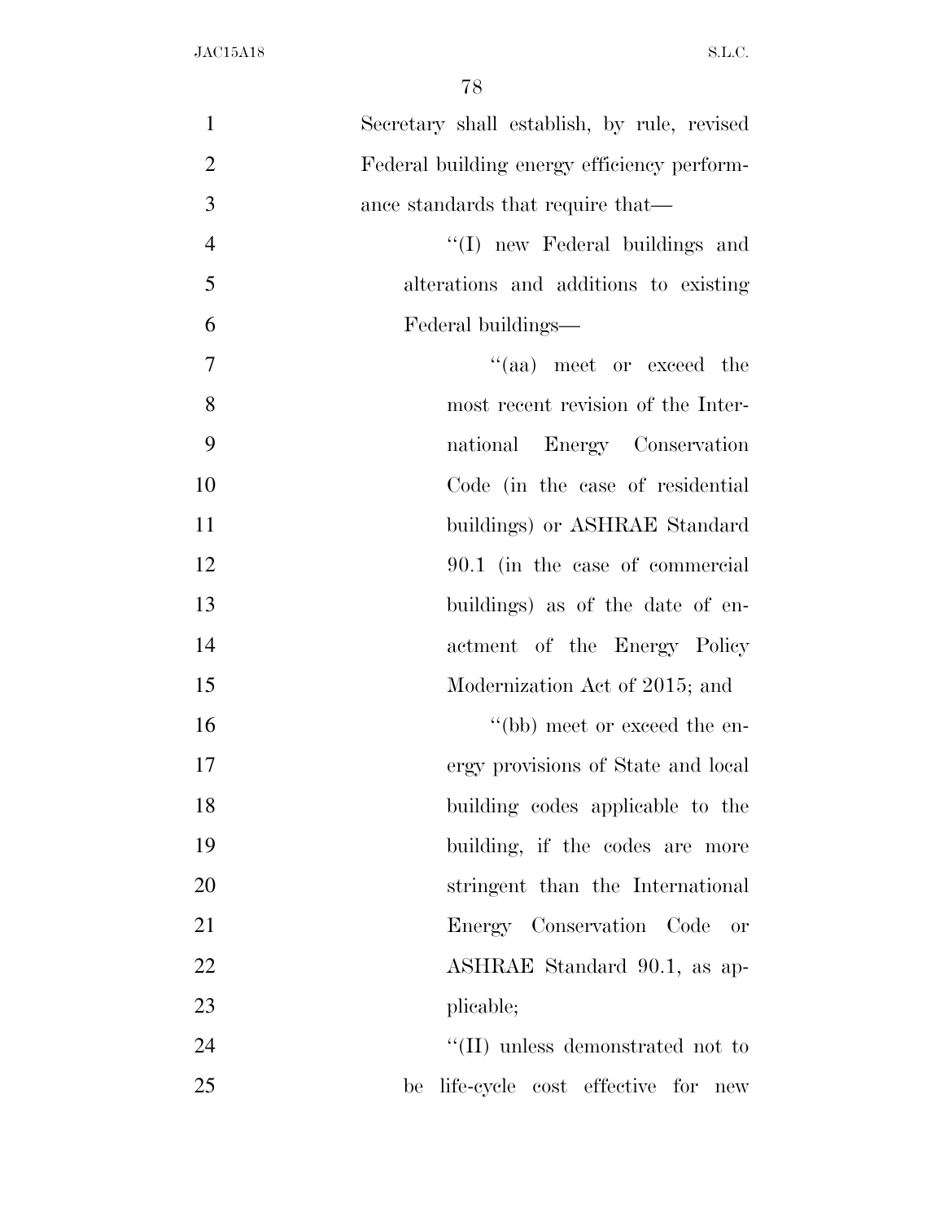Secretary shall establish, by rule, revised Federal building energy efficiency performance standards that require that—

"(I) new Federal buildings and alterations and additions to existing Federal buildings—

"(aa) meet or exceed the most recent revision of the International Energy Conservation Code (in the case of residential buildings) or ASHRAE Standard 90.1 (in the case of commercial buildings) as of the date of enactment of the Energy Policy Modernization Act of 2015; and

"(bb) meet or exceed the energy provisions of State and local building codes applicable to the building, if the codes are more stringent than the International Energy Conservation Code or ASHRAE Standard 90.1, as applicable;

"(II) unless demonstrated not to be life-cycle cost effective for new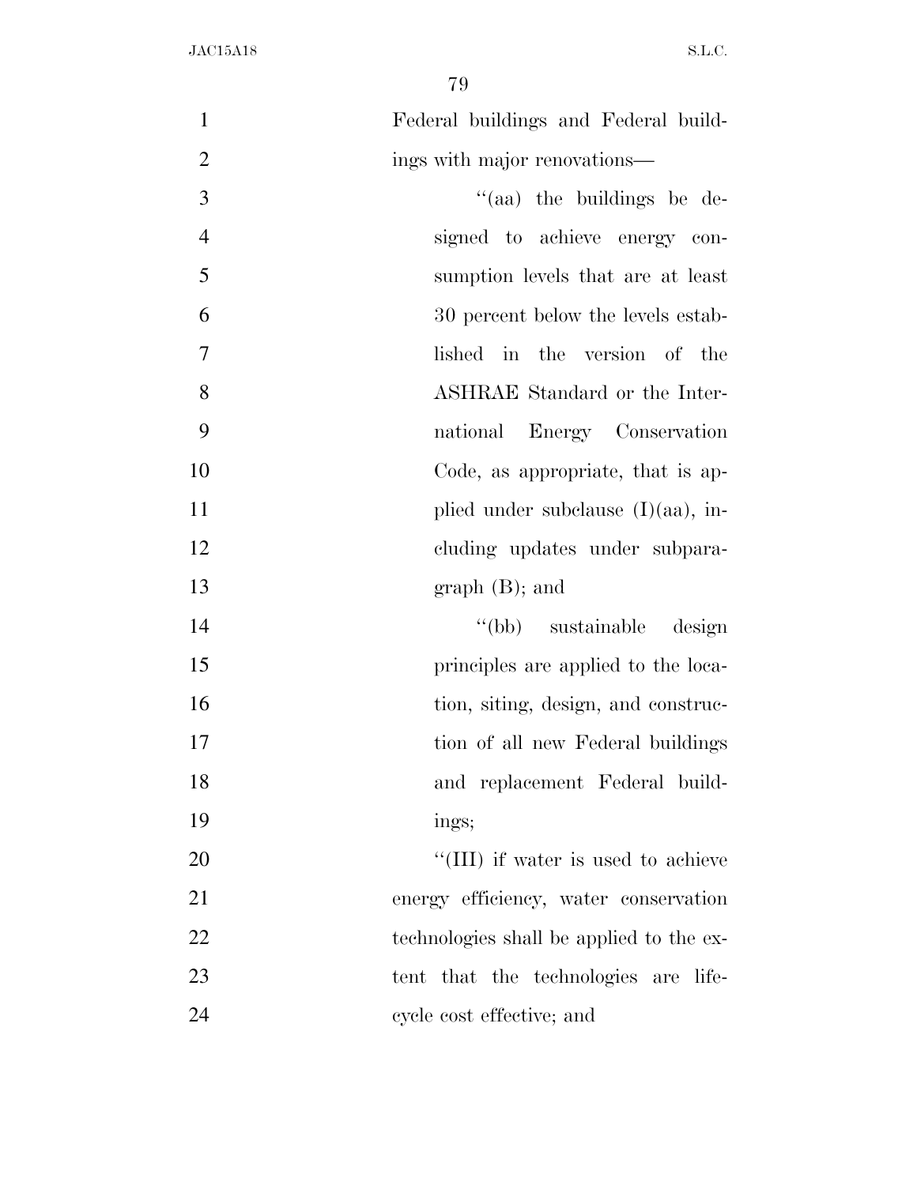Federal buildings and Federal buildings with major renovations—

''(aa) the buildings be designed to achieve energy consumption levels that are at least 30 percent below the levels established in the version of the ASHRAE Standard or the International Energy Conservation Code, as appropriate, that is applied under subclause (I)(aa), including updates under subparagraph (B); and

''(bb) sustainable design principles are applied to the location, siting, design, and construction of all new Federal buildings and replacement Federal buildings;

''(III) if water is used to achieve energy efficiency, water conservation technologies shall be applied to the extent that the technologies are life-cycle cost effective; and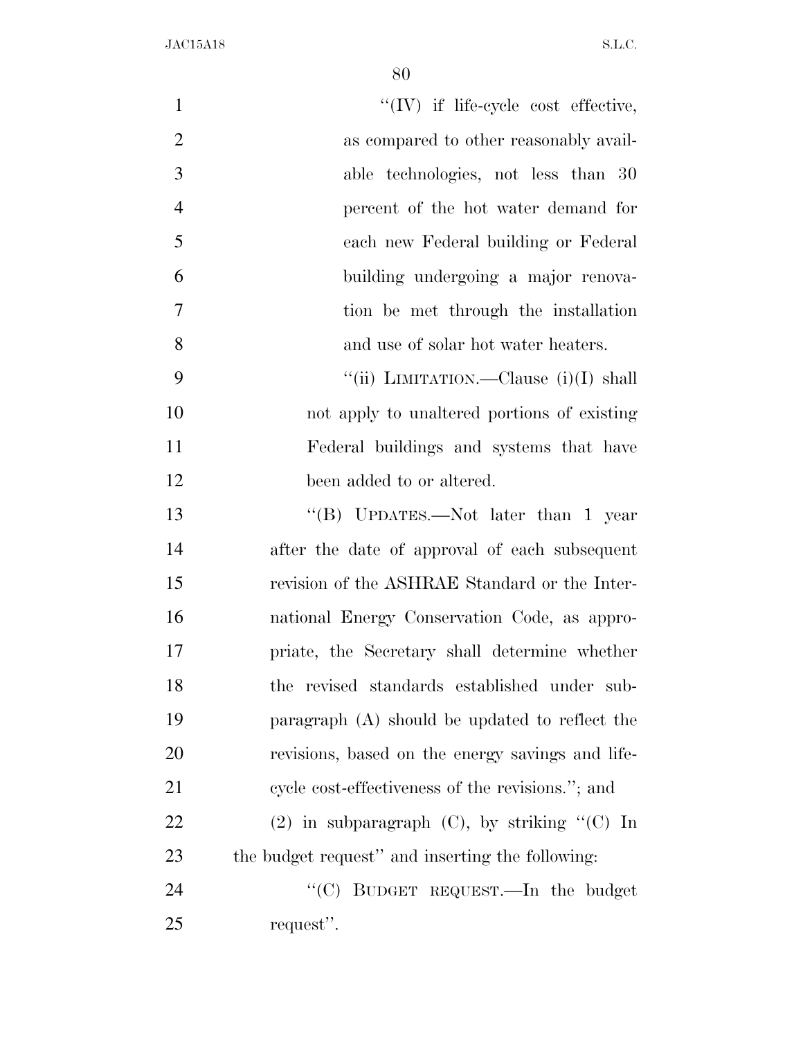''(IV) if life-cycle cost effective, as compared to other reasonably available technologies, not less than 30 percent of the hot water demand for each new Federal building or Federal building undergoing a major renovation be met through the installation and use of solar hot water heaters.

''(ii) LIMITATION.—Clause (i)(I) shall not apply to unaltered portions of existing Federal buildings and systems that have been added to or altered.

''(B) UPDATES.—Not later than 1 year after the date of approval of each subsequent revision of the ASHRAE Standard or the International Energy Conservation Code, as appropriate, the Secretary shall determine whether the revised standards established under subparagraph (A) should be updated to reflect the revisions, based on the energy savings and life-cycle cost-effectiveness of the revisions.''; and

(2) in subparagraph (C), by striking ''(C) In the budget request'' and inserting the following:

''(C) BUDGET REQUEST.—In the budget request''.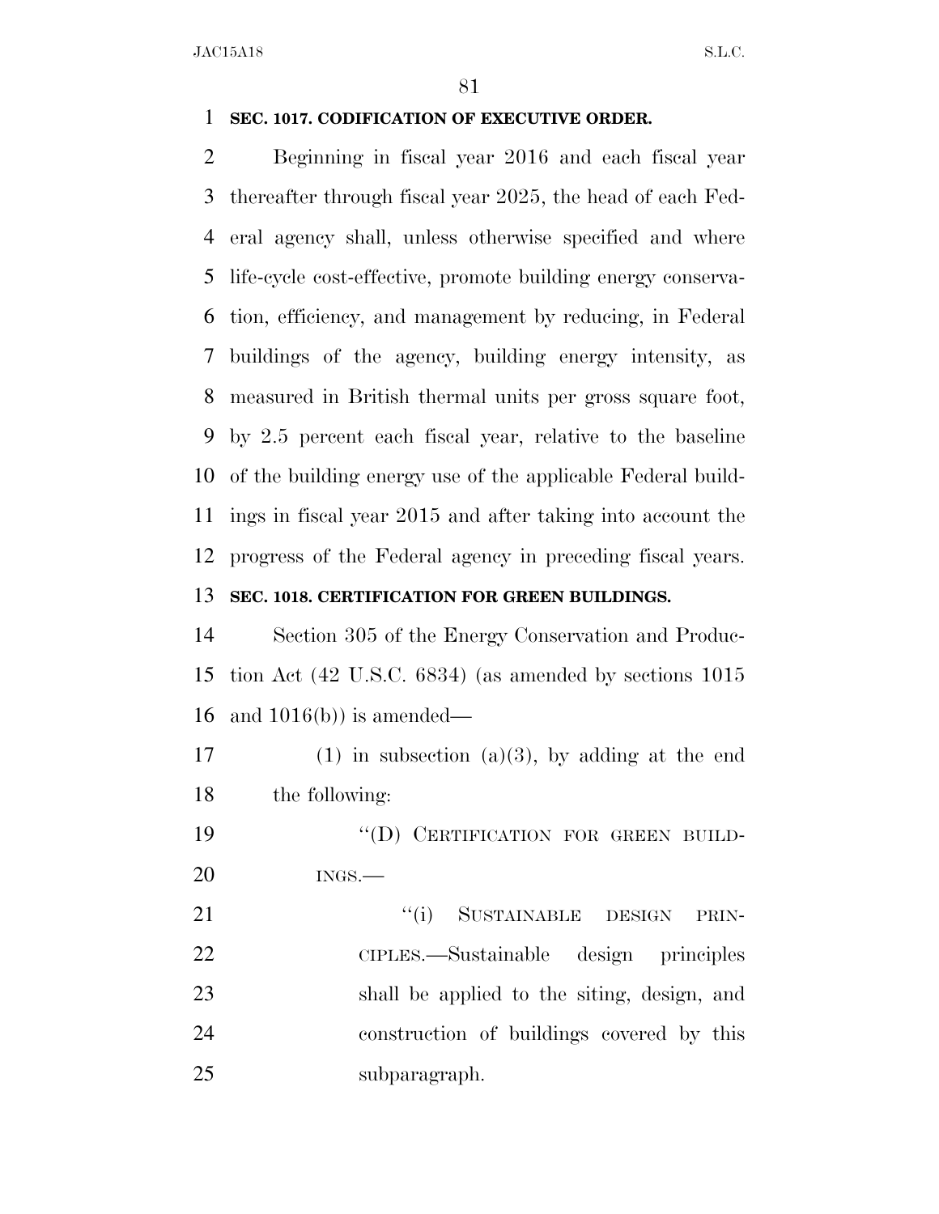**SEC. 1017. CODIFICATION OF EXECUTIVE ORDER.**

Beginning in fiscal year 2016 and each fiscal year thereafter through fiscal year 2025, the head of each Federal agency shall, unless otherwise specified and where life-cycle cost-effective, promote building energy conservation, efficiency, and management by reducing, in Federal buildings of the agency, building energy intensity, as measured in British thermal units per gross square foot, by 2.5 percent each fiscal year, relative to the baseline of the building energy use of the applicable Federal buildings in fiscal year 2015 and after taking into account the progress of the Federal agency in preceding fiscal years.

**SEC. 1018. CERTIFICATION FOR GREEN BUILDINGS.**

Section 305 of the Energy Conservation and Production Act (42 U.S.C. 6834) (as amended by sections 1015 and 1016(b)) is amended—

(1) in subsection (a)(3), by adding at the end the following:

"(D) CERTIFICATION FOR GREEN BUILDINGS.—

"(i) SUSTAINABLE DESIGN PRINCIPLES.—Sustainable design principles shall be applied to the siting, design, and construction of buildings covered by this subparagraph.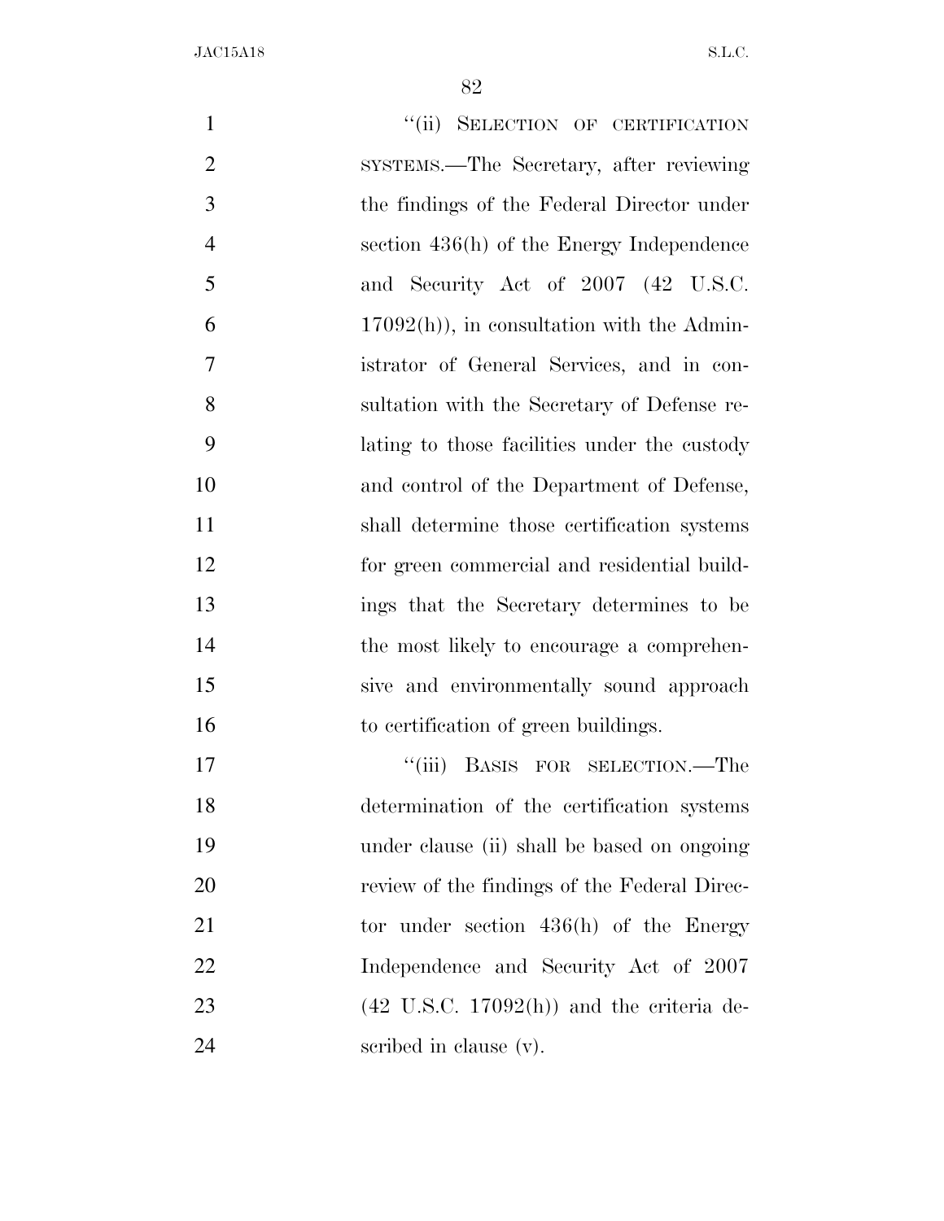"(ii) SELECTION OF CERTIFICATION SYSTEMS.—The Secretary, after reviewing the findings of the Federal Director under section 436(h) of the Energy Independence and Security Act of 2007 (42 U.S.C. 17092(h)), in consultation with the Administrator of General Services, and in consultation with the Secretary of Defense relating to those facilities under the custody and control of the Department of Defense, shall determine those certification systems for green commercial and residential buildings that the Secretary determines to be the most likely to encourage a comprehensive and environmentally sound approach to certification of green buildings.

"(iii) BASIS FOR SELECTION.—The determination of the certification systems under clause (ii) shall be based on ongoing review of the findings of the Federal Director under section 436(h) of the Energy Independence and Security Act of 2007 (42 U.S.C. 17092(h)) and the criteria described in clause (v).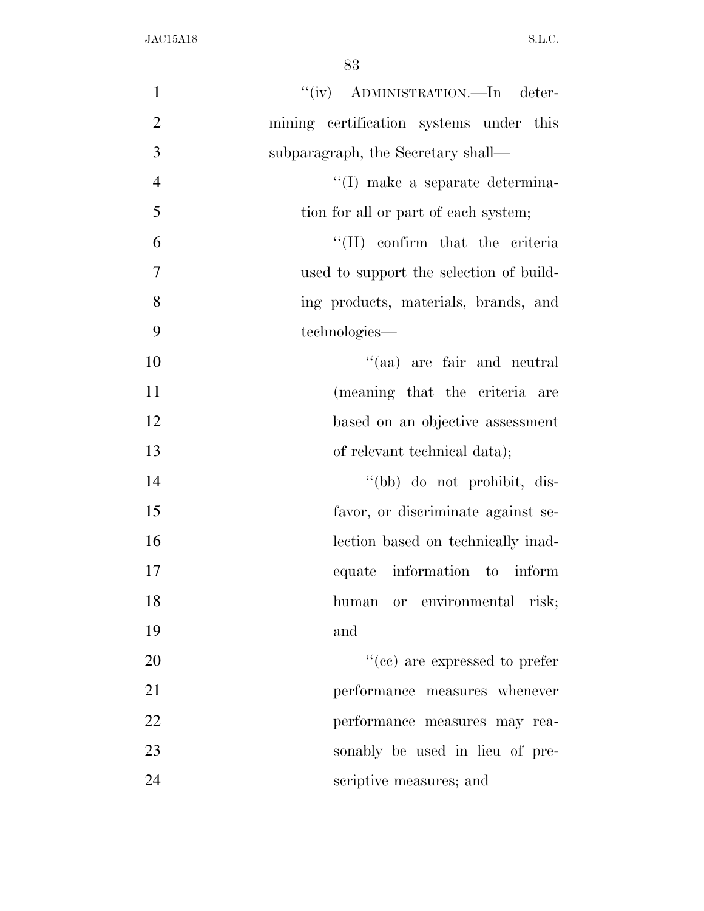"(iv) ADMINISTRATION.—In determining certification systems under this subparagraph, the Secretary shall—

"(I) make a separate determination for all or part of each system;

"(II) confirm that the criteria used to support the selection of building products, materials, brands, and technologies—

"(aa) are fair and neutral (meaning that the criteria are based on an objective assessment of relevant technical data);

"(bb) do not prohibit, disfavor, or discriminate against selection based on technically inadequate information to inform human or environmental risk; and

"(cc) are expressed to prefer performance measures whenever performance measures may reasonably be used in lieu of prescriptive measures; and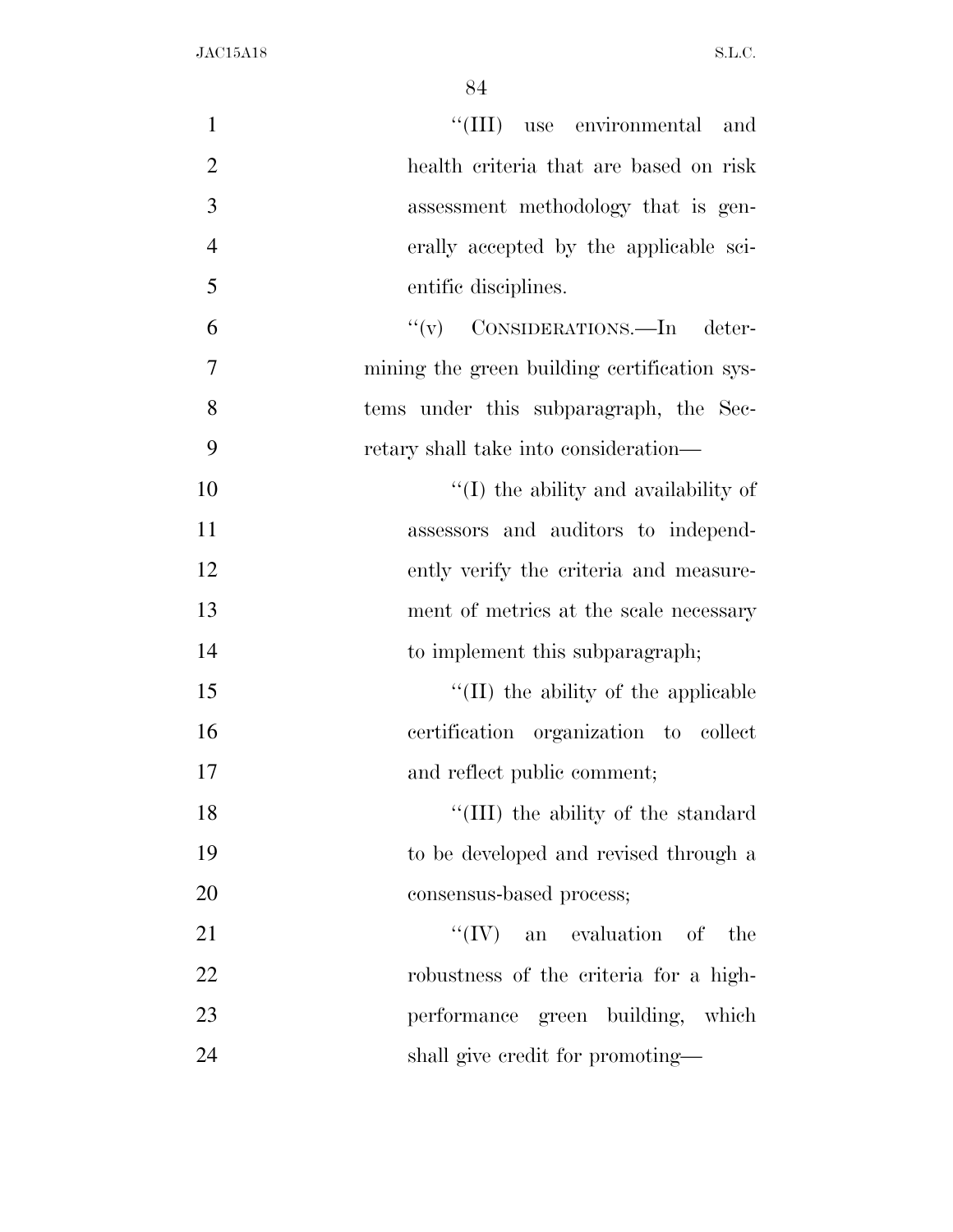''(III) use environmental and health criteria that are based on risk assessment methodology that is generally accepted by the applicable scientific disciplines.

''(v) CONSIDERATIONS.—In determining the green building certification systems under this subparagraph, the Secretary shall take into consideration—

''(I) the ability and availability of assessors and auditors to independently verify the criteria and measurement of metrics at the scale necessary to implement this subparagraph;

''(II) the ability of the applicable certification organization to collect and reflect public comment;

''(III) the ability of the standard to be developed and revised through a consensus-based process;

''(IV) an evaluation of the robustness of the criteria for a high-performance green building, which shall give credit for promoting—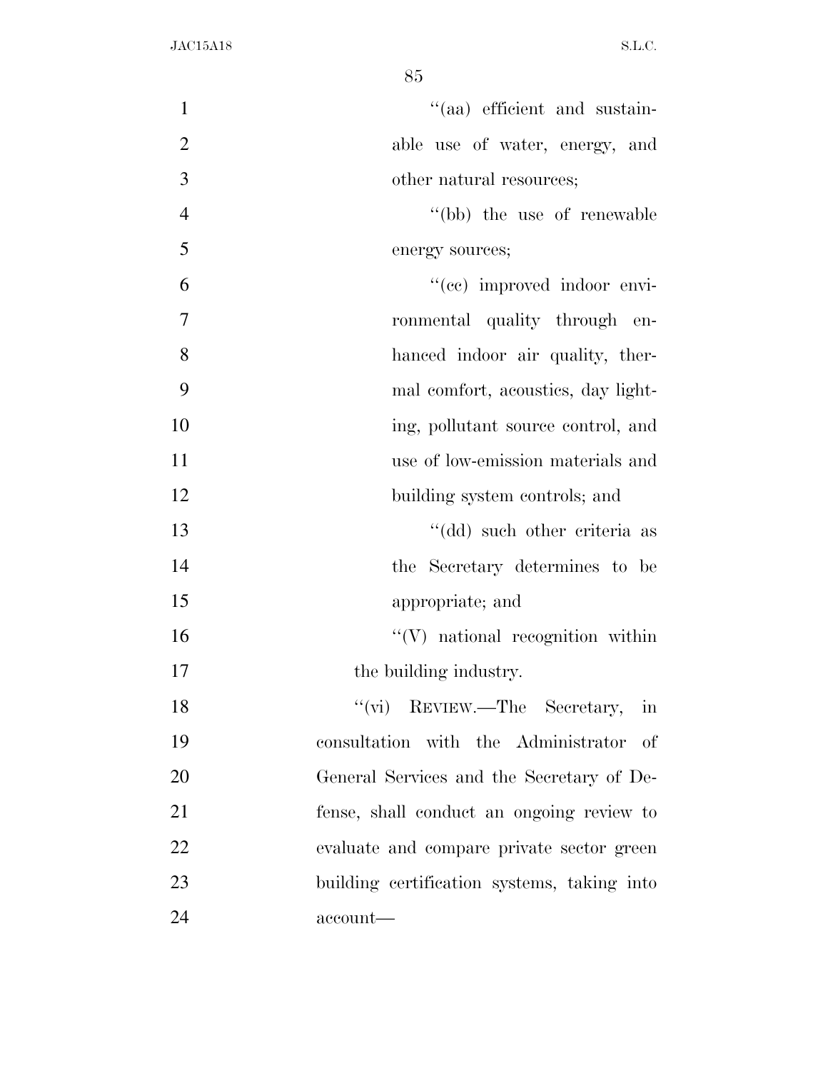''(aa) efficient and sustainable use of water, energy, and other natural resources;

''(bb) the use of renewable energy sources;

''(cc) improved indoor environmental quality through enhanced indoor air quality, thermal comfort, acoustics, day lighting, pollutant source control, and use of low-emission materials and building system controls; and

''(dd) such other criteria as the Secretary determines to be appropriate; and

''(V) national recognition within the building industry.

''(vi) REVIEW.—The Secretary, in consultation with the Administrator of General Services and the Secretary of Defense, shall conduct an ongoing review to evaluate and compare private sector green building certification systems, taking into account—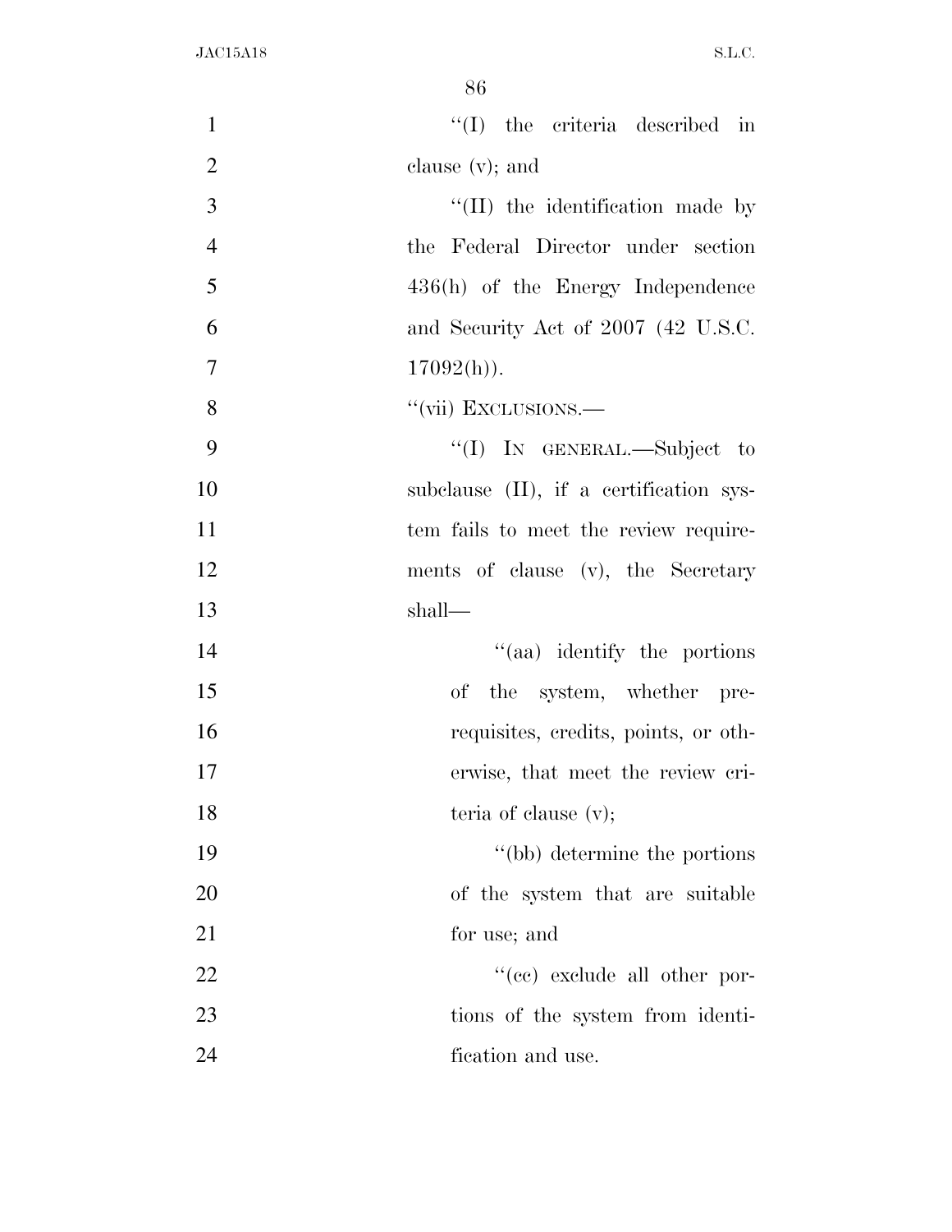"(I) the criteria described in clause (v); and

"(II) the identification made by the Federal Director under section 436(h) of the Energy Independence and Security Act of 2007 (42 U.S.C. 17092(h)).

"(vii) EXCLUSIONS.—

"(I) IN GENERAL.—Subject to subclause (II), if a certification system fails to meet the review requirements of clause (v), the Secretary shall—

"(aa) identify the portions of the system, whether prerequisites, credits, points, or otherwise, that meet the review criteria of clause (v);

"(bb) determine the portions of the system that are suitable for use; and

"(cc) exclude all other portions of the system from identification and use.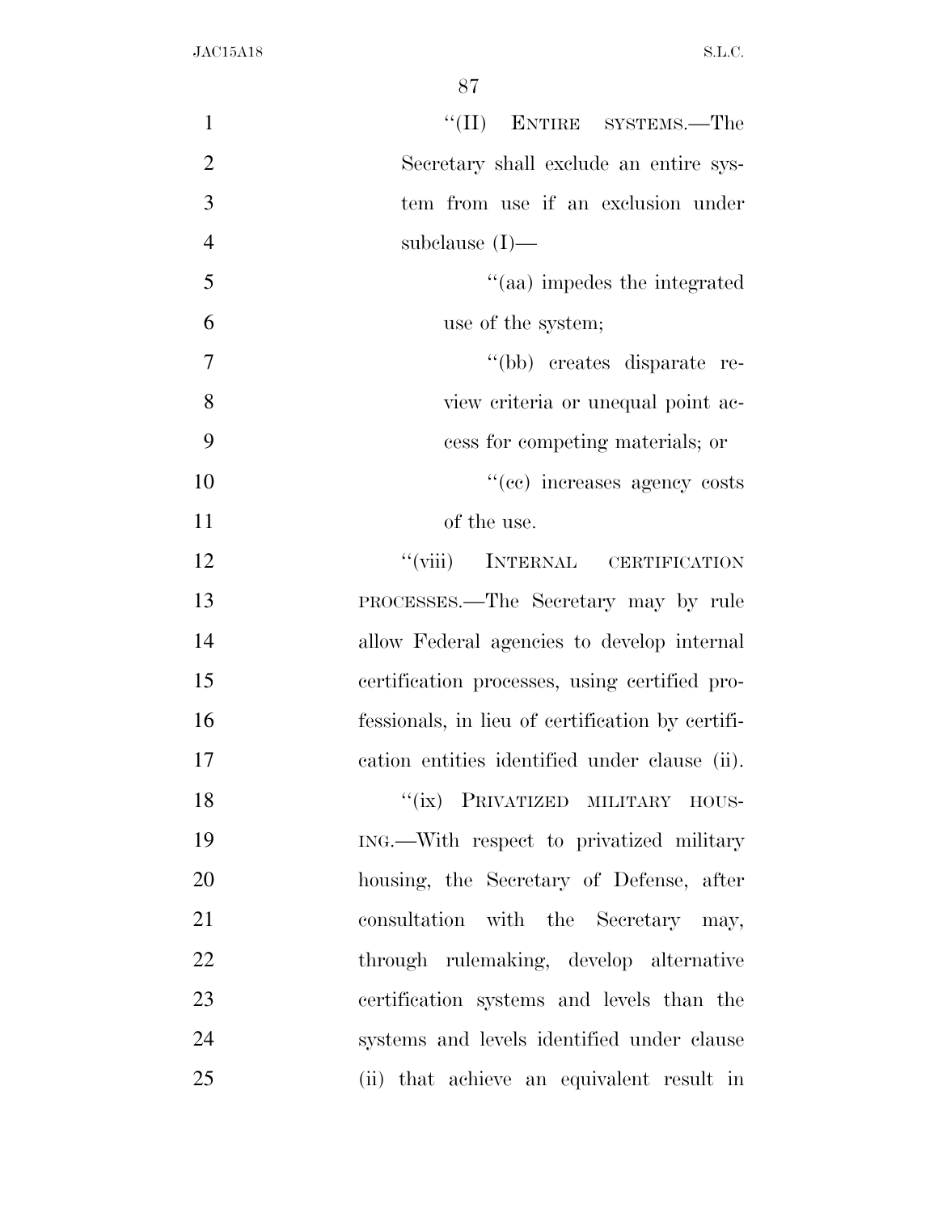"(II) ENTIRE SYSTEMS.—The Secretary shall exclude an entire system from use if an exclusion under subclause (I)—

"(aa) impedes the integrated use of the system;

"(bb) creates disparate review criteria or unequal point access for competing materials; or

"(cc) increases agency costs of the use.

"(viii) INTERNAL CERTIFICATION PROCESSES.—The Secretary may by rule allow Federal agencies to develop internal certification processes, using certified professionals, in lieu of certification by certification entities identified under clause (ii).

"(ix) PRIVATIZED MILITARY HOUSING.—With respect to privatized military housing, the Secretary of Defense, after consultation with the Secretary may, through rulemaking, develop alternative certification systems and levels than the systems and levels identified under clause (ii) that achieve an equivalent result in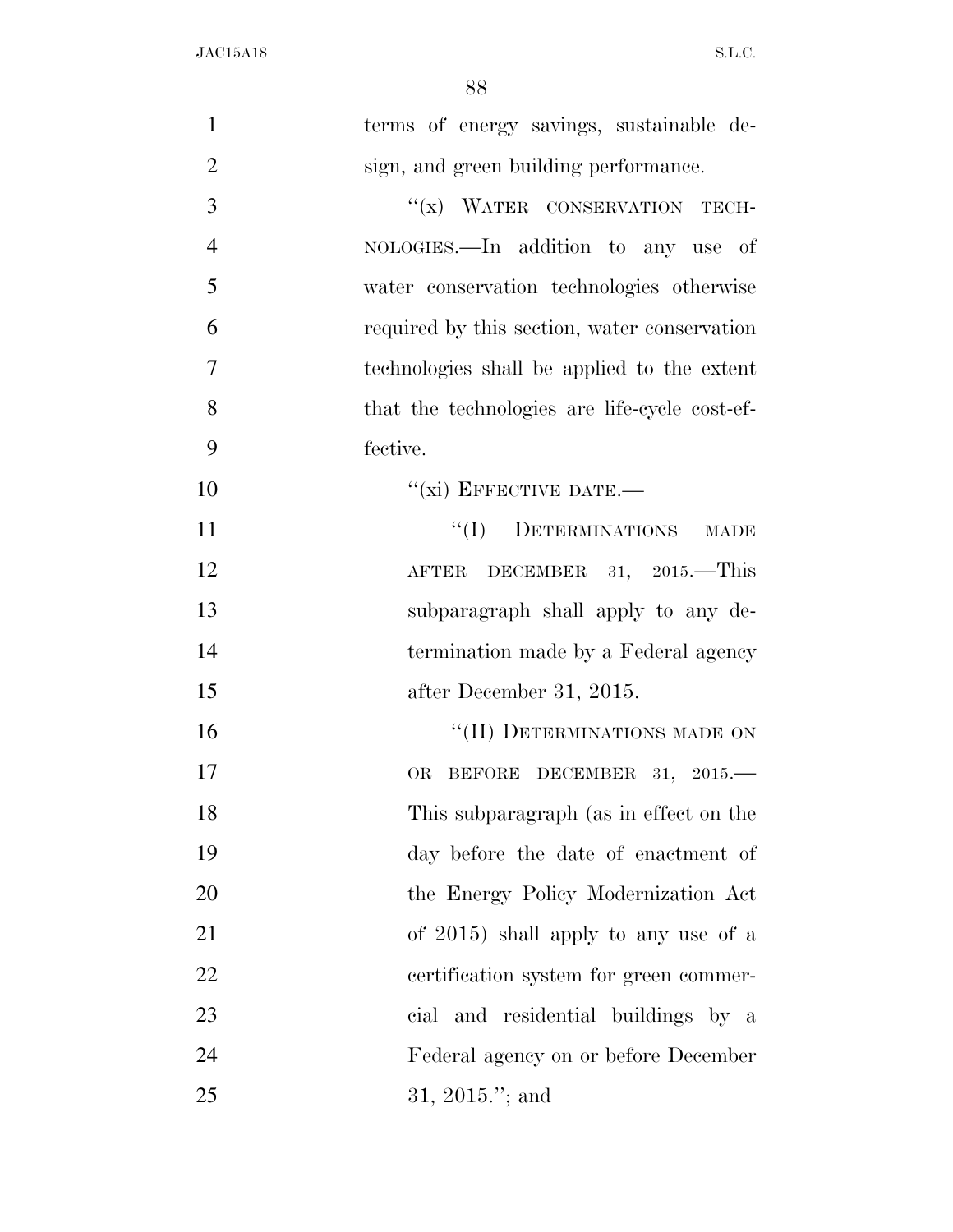terms of energy savings, sustainable design, and green building performance.

"(x) WATER CONSERVATION TECHNOLOGIES.—In addition to any use of water conservation technologies otherwise required by this section, water conservation technologies shall be applied to the extent that the technologies are life-cycle cost-effective.

"(xi) EFFECTIVE DATE.—

"(I) DETERMINATIONS MADE AFTER DECEMBER 31, 2015.—This subparagraph shall apply to any determination made by a Federal agency after December 31, 2015.

"(II) DETERMINATIONS MADE ON OR BEFORE DECEMBER 31, 2015.—This subparagraph (as in effect on the day before the date of enactment of the Energy Policy Modernization Act of 2015) shall apply to any use of a certification system for green commercial and residential buildings by a Federal agency on or before December 31, 2015."; and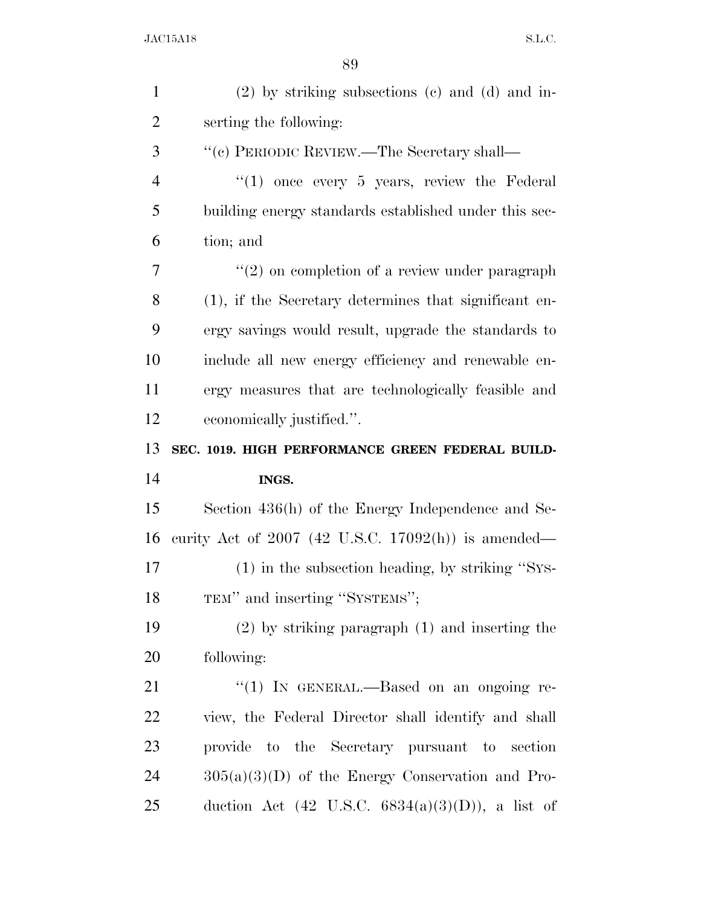(2) by striking subsections (c) and (d) and inserting the following:

"(c) PERIODIC REVIEW.—The Secretary shall—

"(1) once every 5 years, review the Federal building energy standards established under this section; and

"(2) on completion of a review under paragraph (1), if the Secretary determines that significant energy savings would result, upgrade the standards to include all new energy efficiency and renewable energy measures that are technologically feasible and economically justified.".

**SEC. 1019. HIGH PERFORMANCE GREEN FEDERAL BUILDINGS.**

Section 436(h) of the Energy Independence and Security Act of 2007 (42 U.S.C. 17092(h)) is amended—

(1) in the subsection heading, by striking "SYSTEM" and inserting "SYSTEMS";

(2) by striking paragraph (1) and inserting the following:

"(1) IN GENERAL.—Based on an ongoing review, the Federal Director shall identify and shall provide to the Secretary pursuant to section 305(a)(3)(D) of the Energy Conservation and Production Act (42 U.S.C. 6834(a)(3)(D)), a list of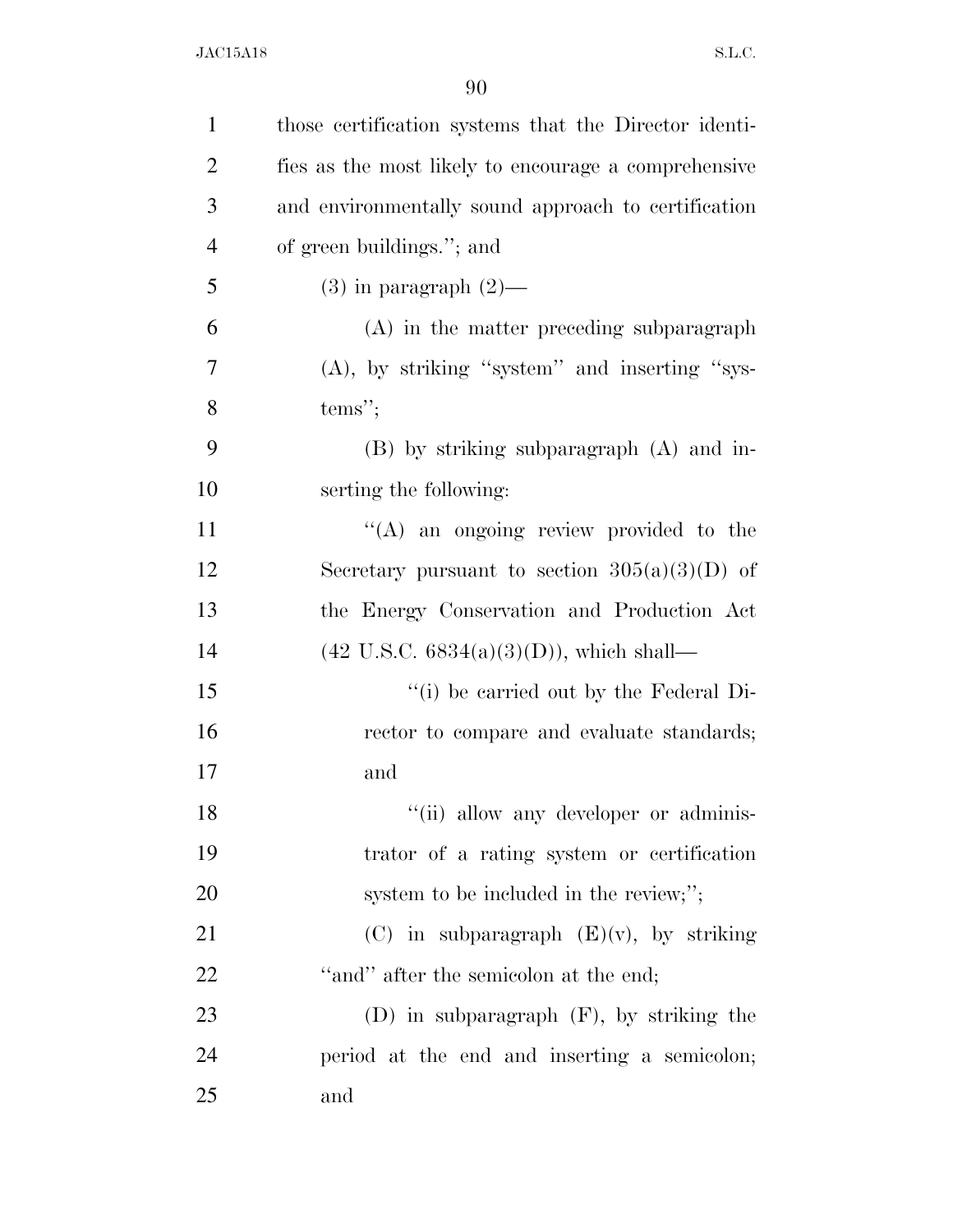those certification systems that the Director identifies as the most likely to encourage a comprehensive and environmentally sound approach to certification of green buildings.''; and

(3) in paragraph (2)—

(A) in the matter preceding subparagraph (A), by striking ''system'' and inserting ''systems'';

(B) by striking subparagraph (A) and inserting the following:

''(A) an ongoing review provided to the Secretary pursuant to section 305(a)(3)(D) of the Energy Conservation and Production Act (42 U.S.C. 6834(a)(3)(D)), which shall—

''(i) be carried out by the Federal Director to compare and evaluate standards; and

''(ii) allow any developer or administrator of a rating system or certification system to be included in the review;'';

(C) in subparagraph (E)(v), by striking ''and'' after the semicolon at the end;

(D) in subparagraph (F), by striking the period at the end and inserting a semicolon; and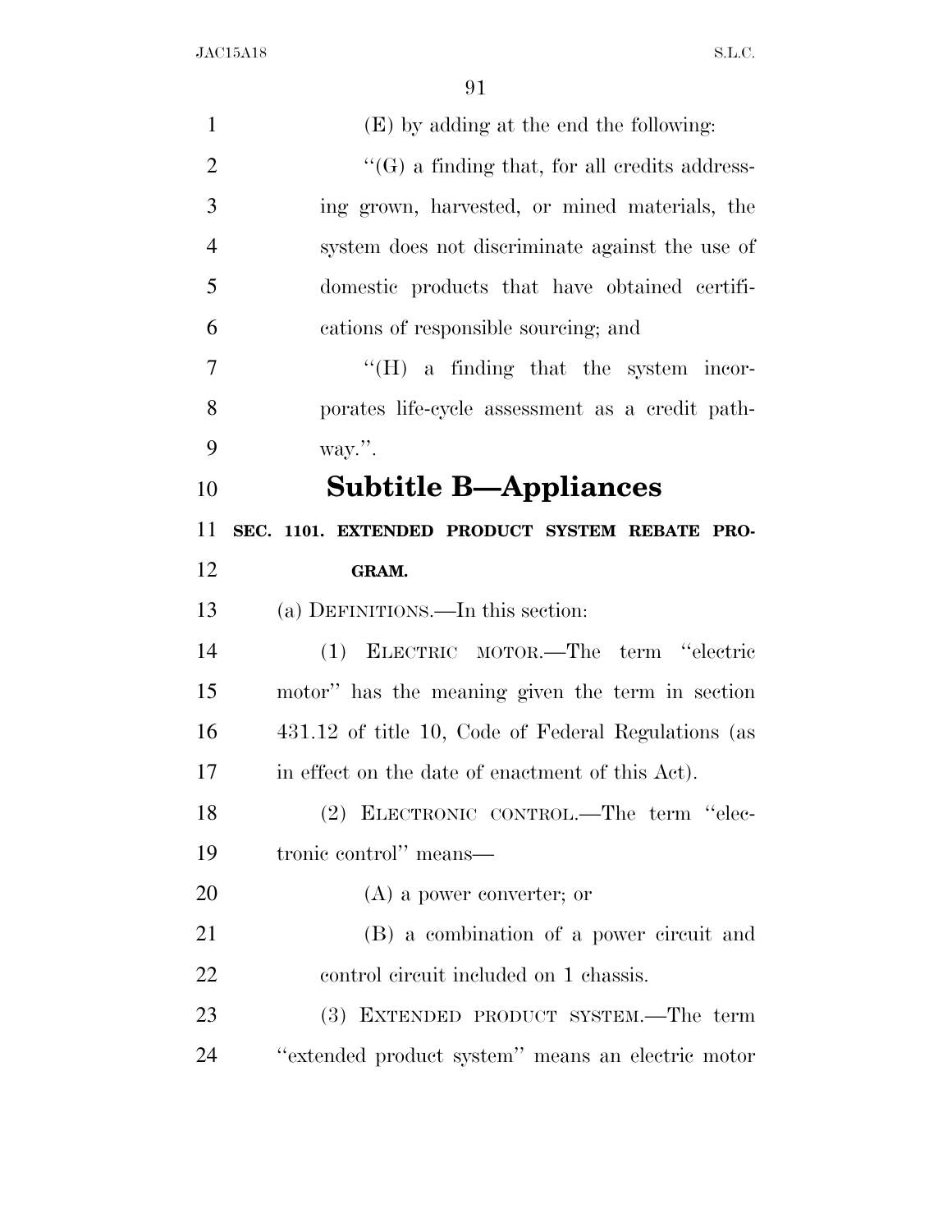(E) by adding at the end the following:

"(G) a finding that, for all credits addressing grown, harvested, or mined materials, the system does not discriminate against the use of domestic products that have obtained certifications of responsible sourcing; and

"(H) a finding that the system incorporates life-cycle assessment as a credit pathway.".

## Subtitle B—Appliances

**SEC. 1101. EXTENDED PRODUCT SYSTEM REBATE PROGRAM.**

(a) DEFINITIONS.—In this section:

(1) ELECTRIC MOTOR.—The term "electric motor" has the meaning given the term in section 431.12 of title 10, Code of Federal Regulations (as in effect on the date of enactment of this Act).

(2) ELECTRONIC CONTROL.—The term "electronic control" means—

(A) a power converter; or

(B) a combination of a power circuit and control circuit included on 1 chassis.

(3) EXTENDED PRODUCT SYSTEM.—The term "extended product system" means an electric motor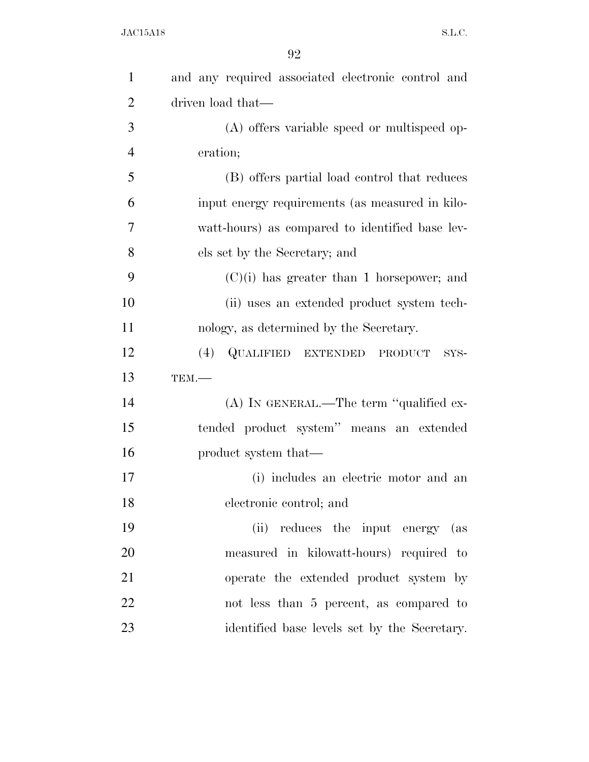and any required associated electronic control and driven load that—

(A) offers variable speed or multispeed operation;

(B) offers partial load control that reduces input energy requirements (as measured in kilowatt-hours) as compared to identified base levels set by the Secretary; and

(C)(i) has greater than 1 horsepower; and

(ii) uses an extended product system technology, as determined by the Secretary.

(4) QUALIFIED EXTENDED PRODUCT SYSTEM.—

(A) IN GENERAL.—The term ''qualified extended product system'' means an extended product system that—

(i) includes an electric motor and an electronic control; and

(ii) reduces the input energy (as measured in kilowatt-hours) required to operate the extended product system by not less than 5 percent, as compared to identified base levels set by the Secretary.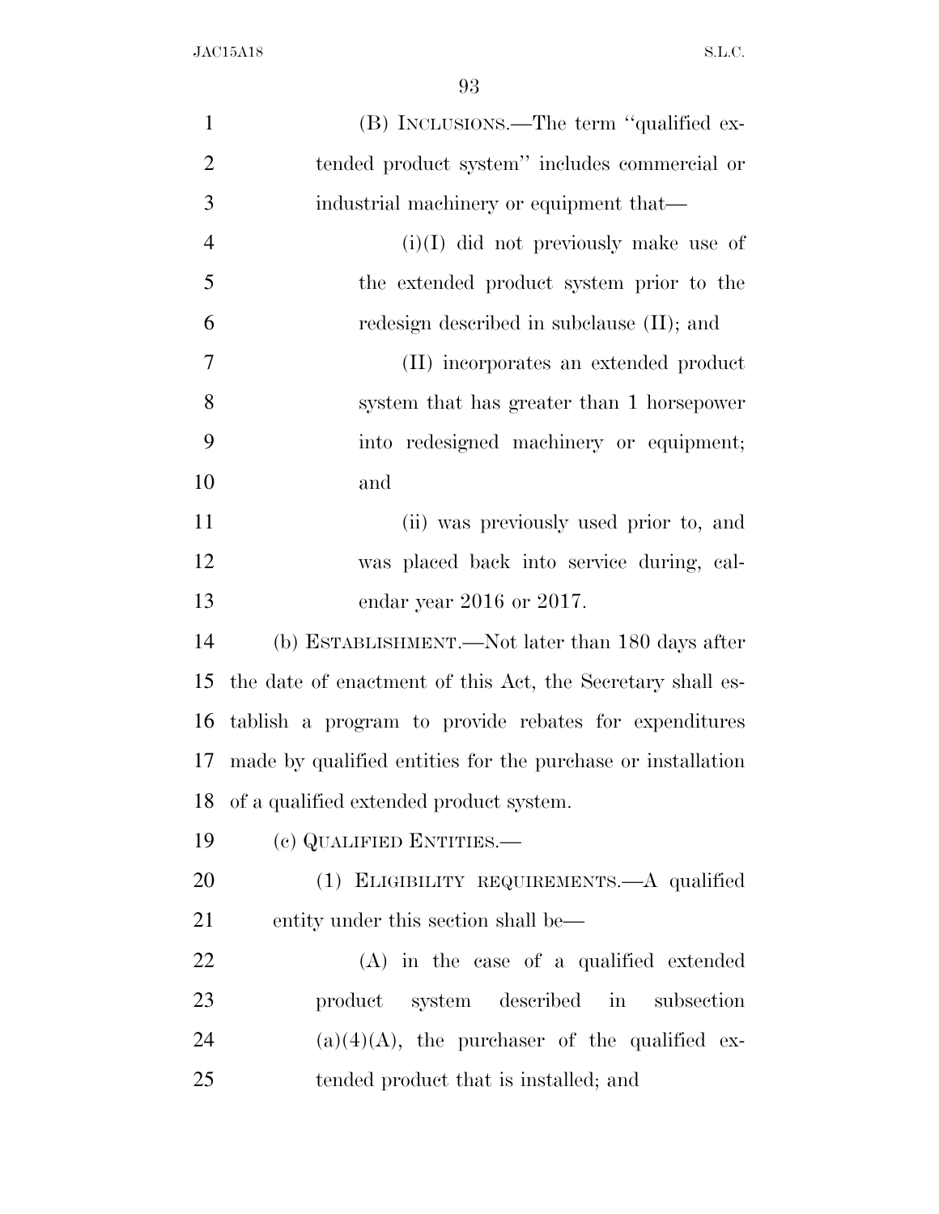(B) INCLUSIONS.—The term "qualified extended product system" includes commercial or industrial machinery or equipment that—

(i)(I) did not previously make use of the extended product system prior to the redesign described in subclause (II); and

(II) incorporates an extended product system that has greater than 1 horsepower into redesigned machinery or equipment; and

(ii) was previously used prior to, and was placed back into service during, calendar year 2016 or 2017.

(b) ESTABLISHMENT.—Not later than 180 days after the date of enactment of this Act, the Secretary shall establish a program to provide rebates for expenditures made by qualified entities for the purchase or installation of a qualified extended product system.

(c) QUALIFIED ENTITIES.—

(1) ELIGIBILITY REQUIREMENTS.—A qualified entity under this section shall be—

(A) in the case of a qualified extended product system described in subsection (a)(4)(A), the purchaser of the qualified extended product that is installed; and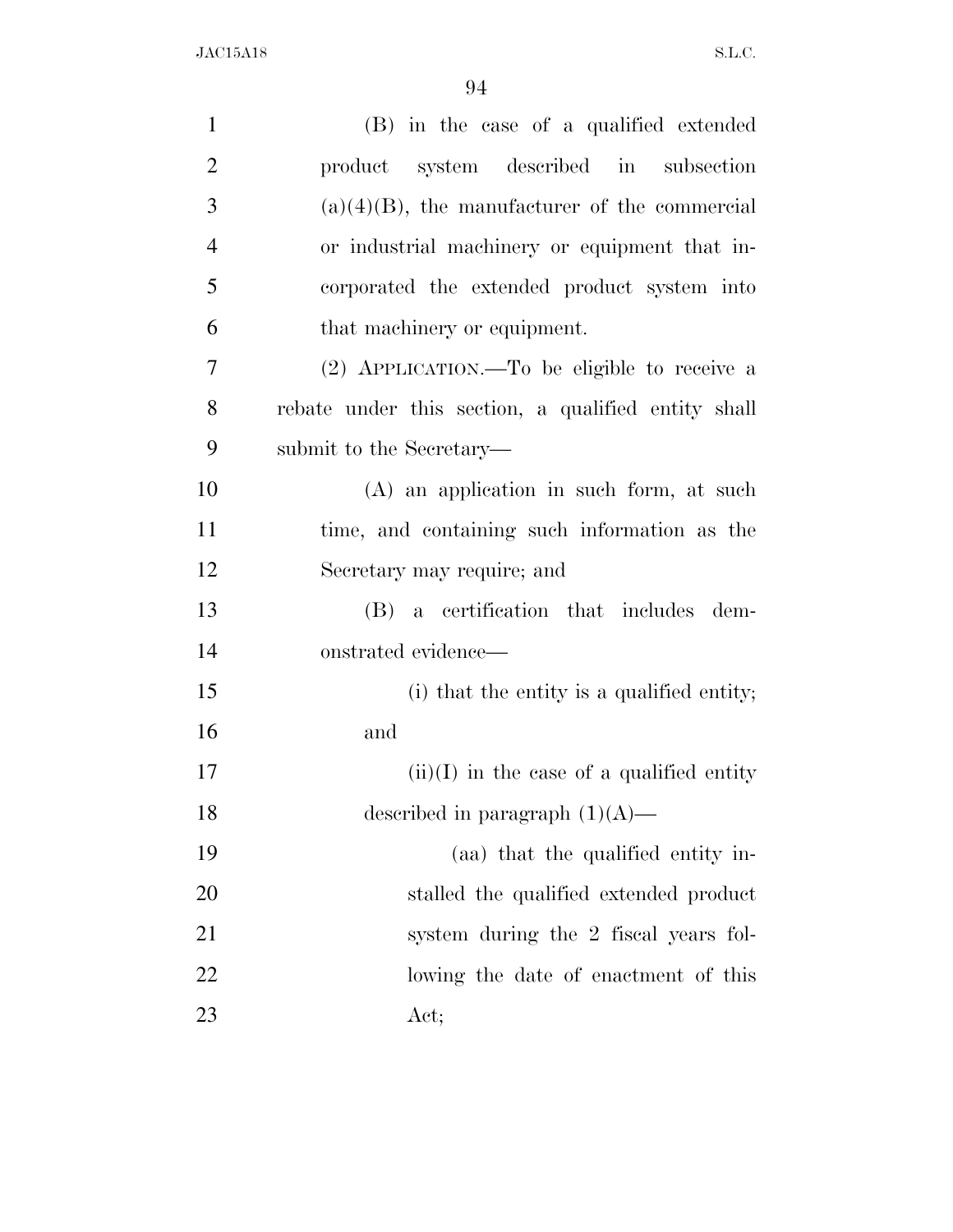(B) in the case of a qualified extended product system described in subsection (a)(4)(B), the manufacturer of the commercial or industrial machinery or equipment that incorporated the extended product system into that machinery or equipment.

(2) APPLICATION.—To be eligible to receive a rebate under this section, a qualified entity shall submit to the Secretary—

(A) an application in such form, at such time, and containing such information as the Secretary may require; and

(B) a certification that includes demonstrated evidence—

(i) that the entity is a qualified entity; and

(ii)(I) in the case of a qualified entity described in paragraph (1)(A)—

(aa) that the qualified entity installed the qualified extended product system during the 2 fiscal years following the date of enactment of this Act;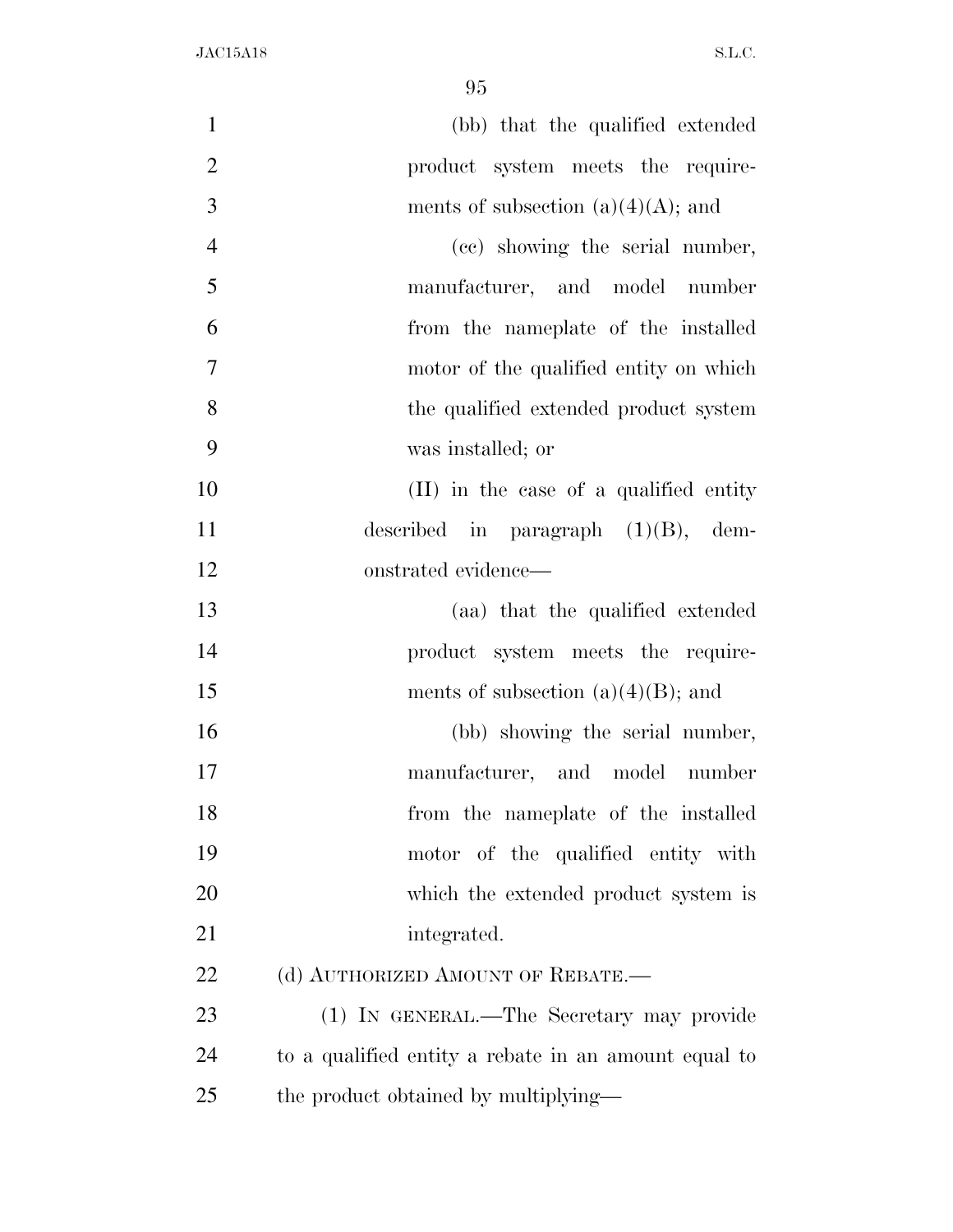(bb) that the qualified extended product system meets the requirements of subsection (a)(4)(A); and

(cc) showing the serial number, manufacturer, and model number from the nameplate of the installed motor of the qualified entity on which the qualified extended product system was installed; or

(II) in the case of a qualified entity described in paragraph (1)(B), demonstrated evidence—

(aa) that the qualified extended product system meets the requirements of subsection (a)(4)(B); and

(bb) showing the serial number, manufacturer, and model number from the nameplate of the installed motor of the qualified entity with which the extended product system is integrated.

(d) AUTHORIZED AMOUNT OF REBATE.—

(1) IN GENERAL.—The Secretary may provide to a qualified entity a rebate in an amount equal to the product obtained by multiplying—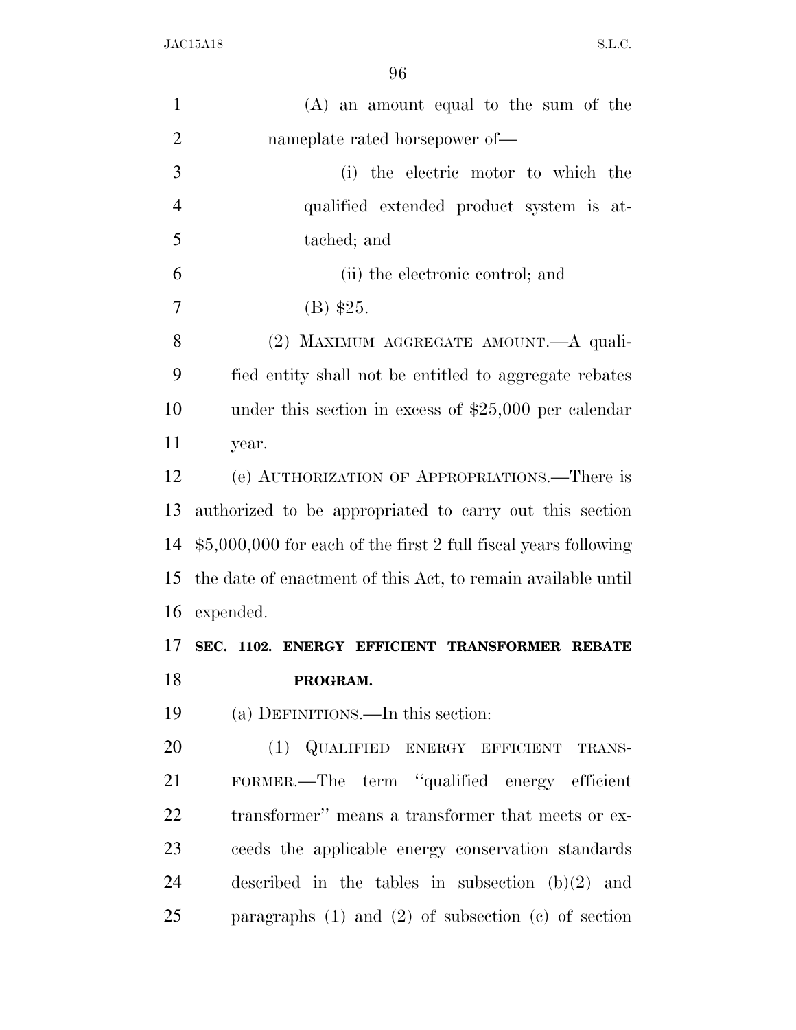(A) an amount equal to the sum of the nameplate rated horsepower of—

(i) the electric motor to which the qualified extended product system is attached; and

(ii) the electronic control; and

(B) $25.

(2) MAXIMUM AGGREGATE AMOUNT.—A qualified entity shall not be entitled to aggregate rebates under this section in excess of $25,000 per calendar year.

(e) AUTHORIZATION OF APPROPRIATIONS.—There is authorized to be appropriated to carry out this section $5,000,000 for each of the first 2 full fiscal years following the date of enactment of this Act, to remain available until expended.

**SEC. 1102. ENERGY EFFICIENT TRANSFORMER REBATE PROGRAM.**

(a) DEFINITIONS.—In this section:

(1) QUALIFIED ENERGY EFFICIENT TRANSFORMER.—The term ''qualified energy efficient transformer'' means a transformer that meets or exceeds the applicable energy conservation standards described in the tables in subsection (b)(2) and paragraphs (1) and (2) of subsection (c) of section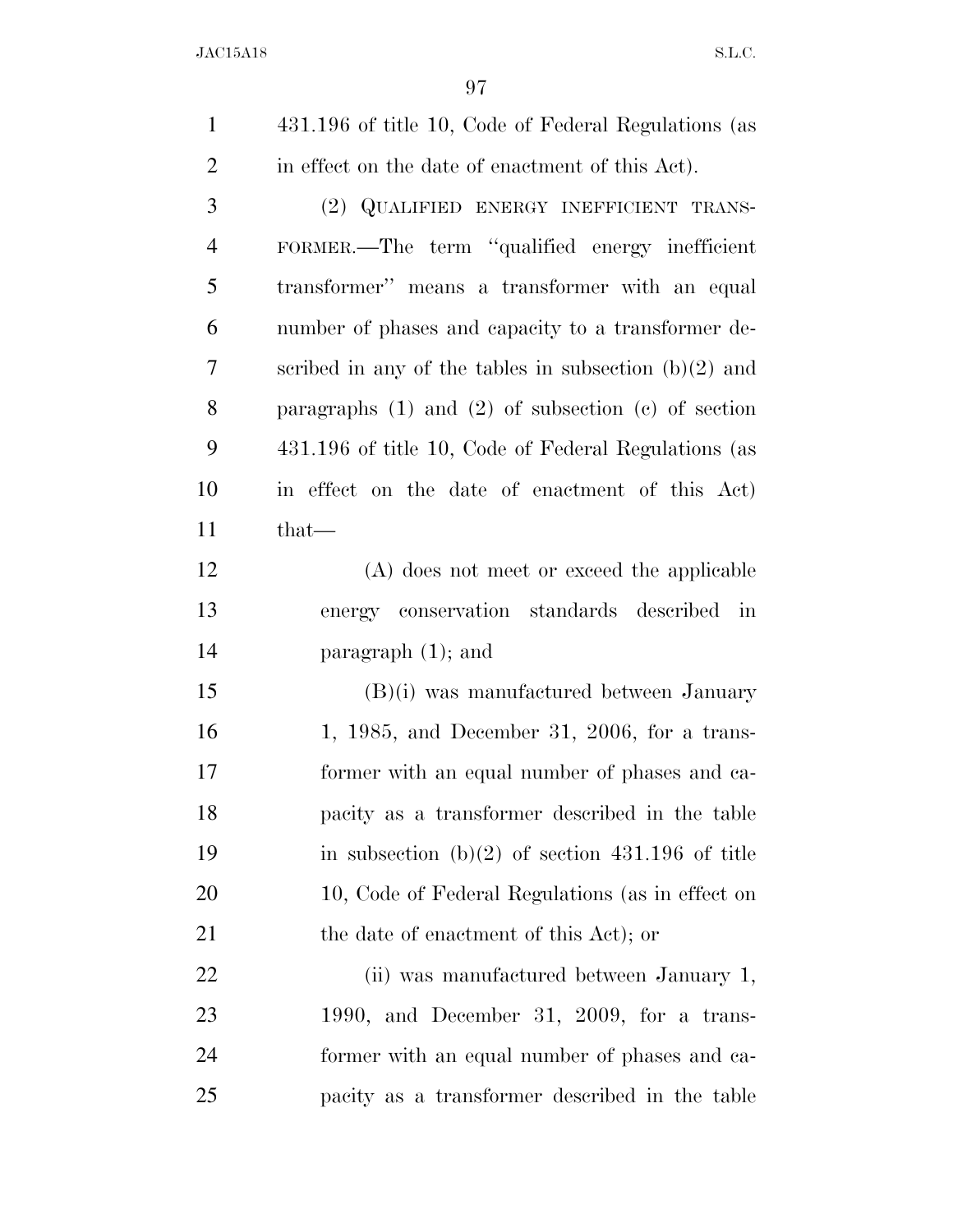431.196 of title 10, Code of Federal Regulations (as in effect on the date of enactment of this Act).

(2) QUALIFIED ENERGY INEFFICIENT TRANSFORMER.—The term ''qualified energy inefficient transformer'' means a transformer with an equal number of phases and capacity to a transformer described in any of the tables in subsection (b)(2) and paragraphs (1) and (2) of subsection (c) of section 431.196 of title 10, Code of Federal Regulations (as in effect on the date of enactment of this Act) that—

(A) does not meet or exceed the applicable energy conservation standards described in paragraph (1); and

(B)(i) was manufactured between January 1, 1985, and December 31, 2006, for a transformer with an equal number of phases and capacity as a transformer described in the table in subsection (b)(2) of section 431.196 of title 10, Code of Federal Regulations (as in effect on the date of enactment of this Act); or

(ii) was manufactured between January 1, 1990, and December 31, 2009, for a transformer with an equal number of phases and capacity as a transformer described in the table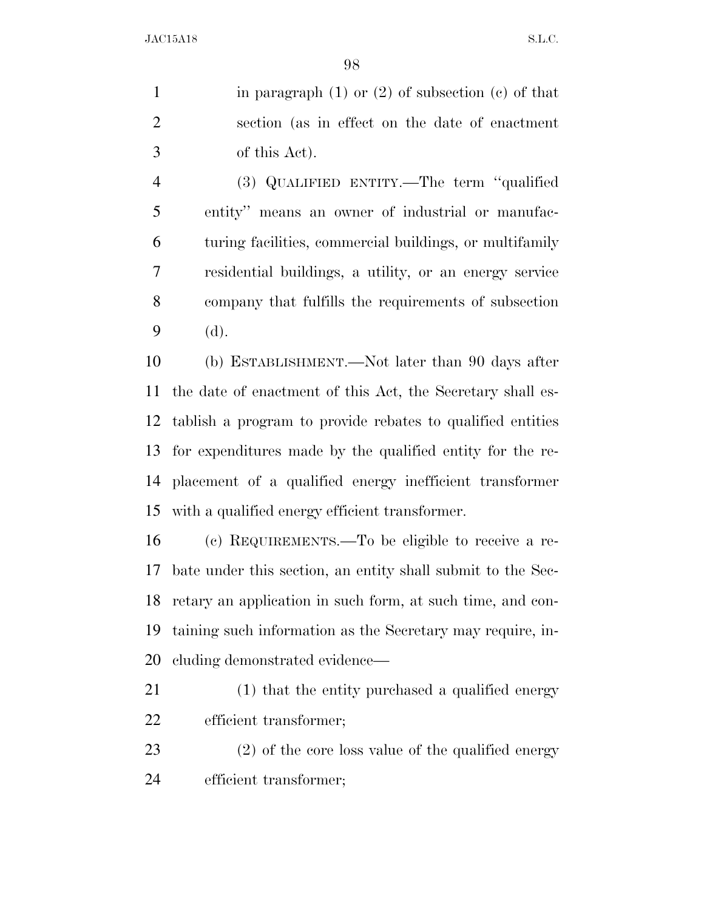in paragraph (1) or (2) of subsection (c) of that section (as in effect on the date of enactment of this Act).

(3) QUALIFIED ENTITY.—The term ''qualified entity'' means an owner of industrial or manufacturing facilities, commercial buildings, or multifamily residential buildings, a utility, or an energy service company that fulfills the requirements of subsection (d).

(b) ESTABLISHMENT.—Not later than 90 days after the date of enactment of this Act, the Secretary shall establish a program to provide rebates to qualified entities for expenditures made by the qualified entity for the replacement of a qualified energy inefficient transformer with a qualified energy efficient transformer.

(c) REQUIREMENTS.—To be eligible to receive a rebate under this section, an entity shall submit to the Secretary an application in such form, at such time, and containing such information as the Secretary may require, including demonstrated evidence—

(1) that the entity purchased a qualified energy efficient transformer;

(2) of the core loss value of the qualified energy efficient transformer;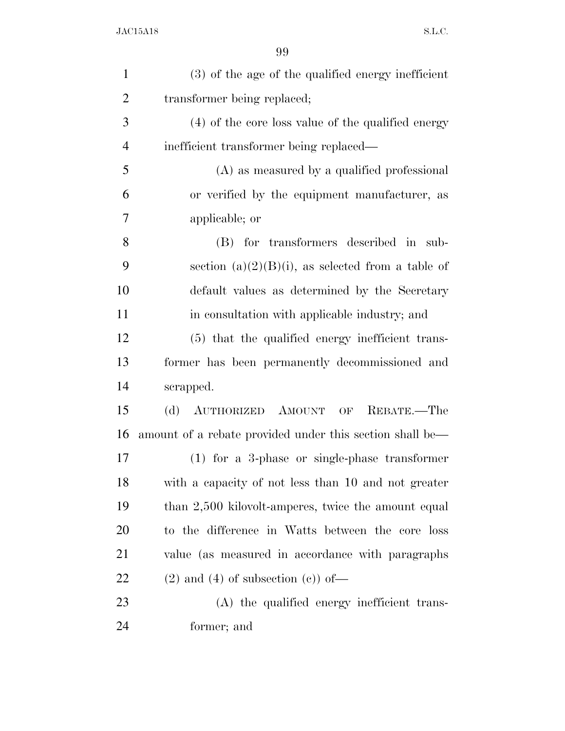(3) of the age of the qualified energy inefficient transformer being replaced;

(4) of the core loss value of the qualified energy inefficient transformer being replaced—

(A) as measured by a qualified professional or verified by the equipment manufacturer, as applicable; or

(B) for transformers described in subsection (a)(2)(B)(i), as selected from a table of default values as determined by the Secretary in consultation with applicable industry; and

(5) that the qualified energy inefficient transformer has been permanently decommissioned and scrapped.

(d) AUTHORIZED AMOUNT OF REBATE.—The amount of a rebate provided under this section shall be—

(1) for a 3-phase or single-phase transformer with a capacity of not less than 10 and not greater than 2,500 kilovolt-amperes, twice the amount equal to the difference in Watts between the core loss value (as measured in accordance with paragraphs (2) and (4) of subsection (c)) of—

(A) the qualified energy inefficient transformer; and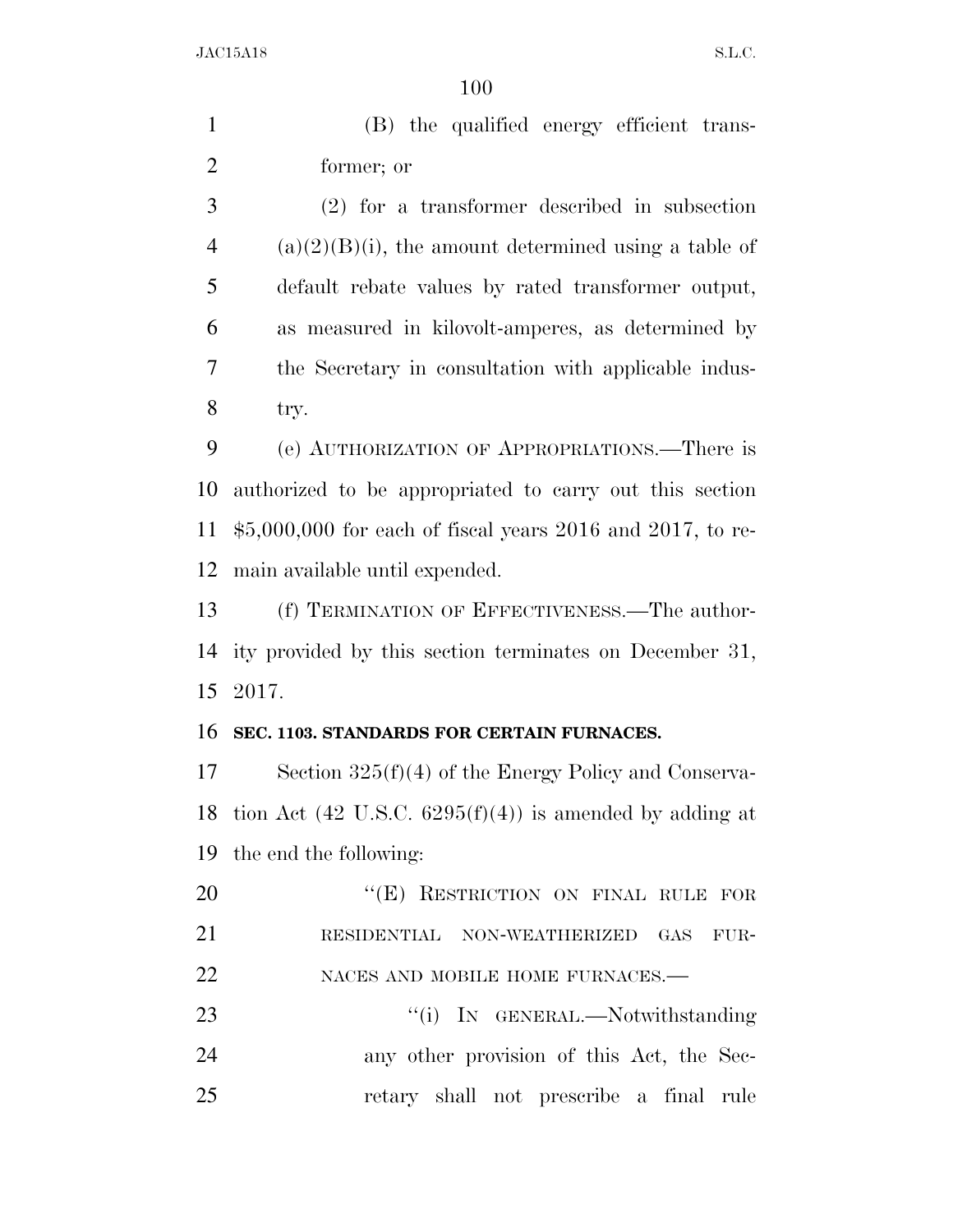(B) the qualified energy efficient transformer; or

(2) for a transformer described in subsection (a)(2)(B)(i), the amount determined using a table of default rebate values by rated transformer output, as measured in kilovolt-amperes, as determined by the Secretary in consultation with applicable industry.

(e) AUTHORIZATION OF APPROPRIATIONS.—There is authorized to be appropriated to carry out this section $5,000,000 for each of fiscal years 2016 and 2017, to remain available until expended.

(f) TERMINATION OF EFFECTIVENESS.—The authority provided by this section terminates on December 31, 2017.

**SEC. 1103. STANDARDS FOR CERTAIN FURNACES.**

Section 325(f)(4) of the Energy Policy and Conservation Act (42 U.S.C. 6295(f)(4)) is amended by adding at the end the following:

"(E) RESTRICTION ON FINAL RULE FOR RESIDENTIAL NON-WEATHERIZED GAS FURNACES AND MOBILE HOME FURNACES.—

"(i) IN GENERAL.—Notwithstanding any other provision of this Act, the Secretary shall not prescribe a final rule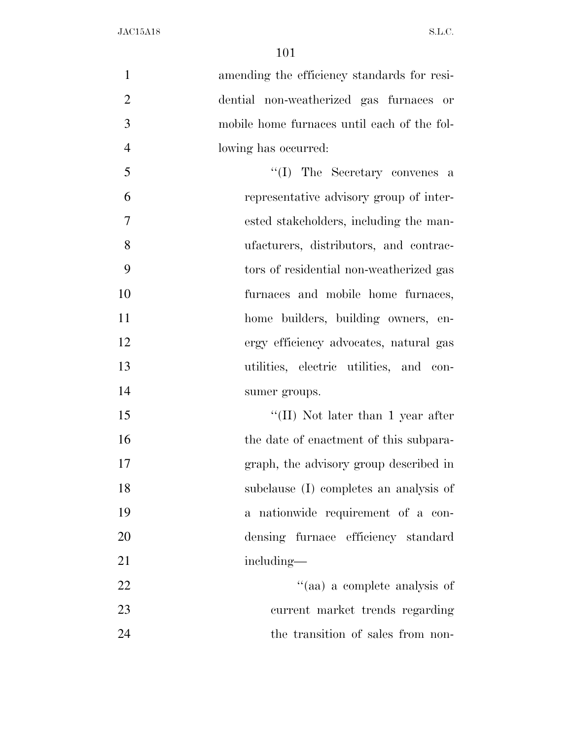amending the efficiency standards for residential non-weatherized gas furnaces or mobile home furnaces until each of the following has occurred:

"(I) The Secretary convenes a representative advisory group of interested stakeholders, including the manufacturers, distributors, and contractors of residential non-weatherized gas furnaces and mobile home furnaces, home builders, building owners, energy efficiency advocates, natural gas utilities, electric utilities, and consumer groups.

"(II) Not later than 1 year after the date of enactment of this subparagraph, the advisory group described in subclause (I) completes an analysis of a nationwide requirement of a condensing furnace efficiency standard including—

"(aa) a complete analysis of current market trends regarding the transition of sales from non-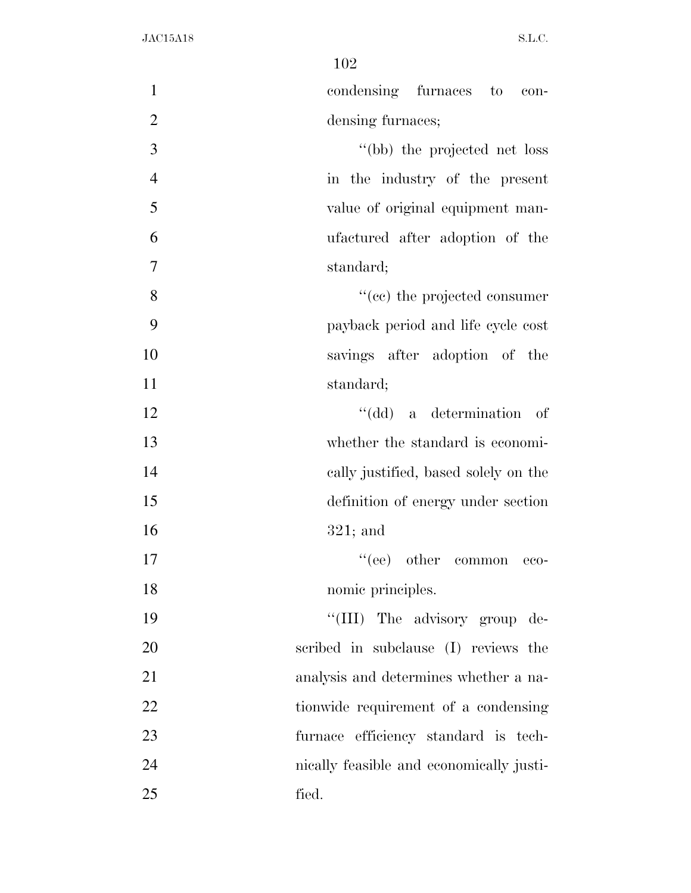condensing furnaces to condensing furnaces;

''(bb) the projected net loss in the industry of the present value of original equipment manufactured after adoption of the standard;

''(cc) the projected consumer payback period and life cycle cost savings after adoption of the standard;

''(dd) a determination of whether the standard is economically justified, based solely on the definition of energy under section 321; and

''(ee) other common economic principles.

''(III) The advisory group described in subclause (I) reviews the analysis and determines whether a nationwide requirement of a condensing furnace efficiency standard is technically feasible and economically justified.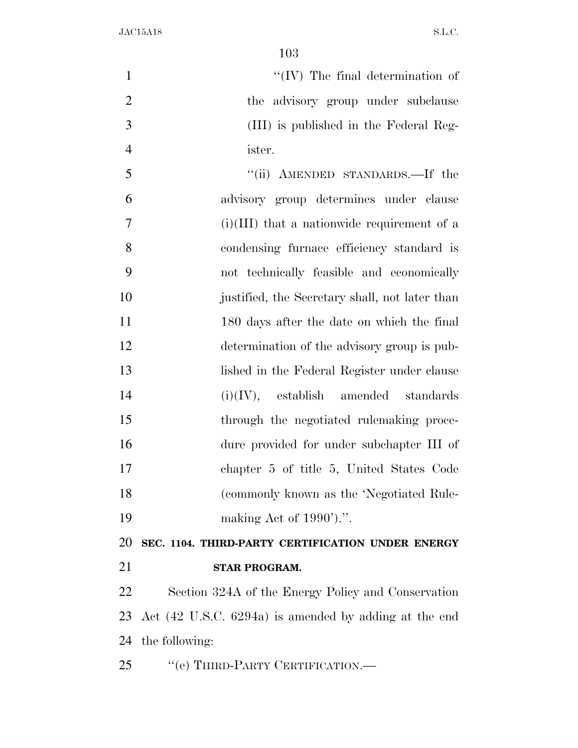"(IV) The final determination of the advisory group under subclause (III) is published in the Federal Register.

"(ii) AMENDED STANDARDS.—If the advisory group determines under clause (i)(III) that a nationwide requirement of a condensing furnace efficiency standard is not technically feasible and economically justified, the Secretary shall, not later than 180 days after the date on which the final determination of the advisory group is published in the Federal Register under clause (i)(IV), establish amended standards through the negotiated rulemaking procedure provided for under subchapter III of chapter 5 of title 5, United States Code (commonly known as the 'Negotiated Rulemaking Act of 1990').".

**SEC. 1104. THIRD-PARTY CERTIFICATION UNDER ENERGY STAR PROGRAM.**

Section 324A of the Energy Policy and Conservation Act (42 U.S.C. 6294a) is amended by adding at the end the following:

"(e) THIRD-PARTY CERTIFICATION.—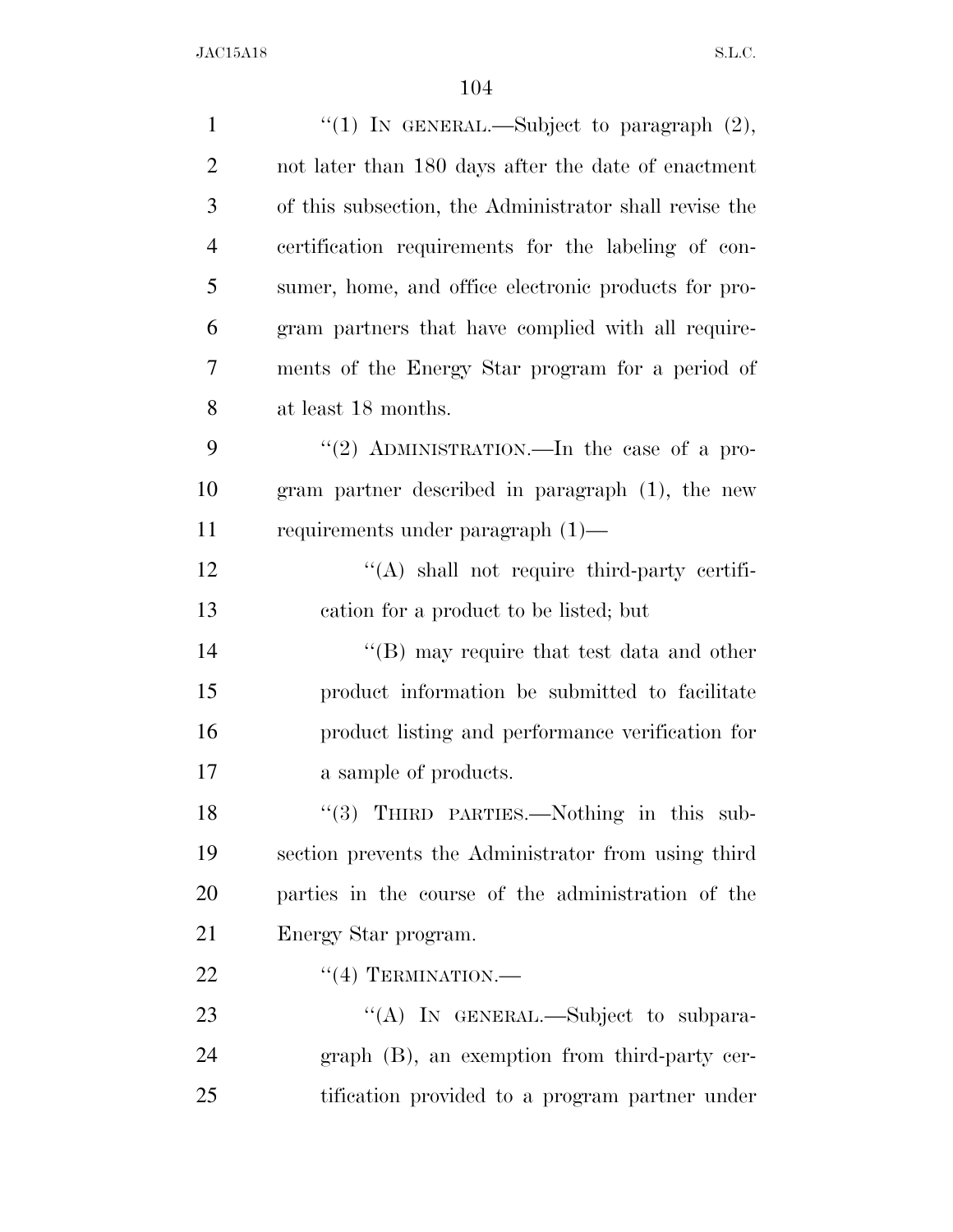"(1) IN GENERAL.—Subject to paragraph (2), not later than 180 days after the date of enactment of this subsection, the Administrator shall revise the certification requirements for the labeling of consumer, home, and office electronic products for program partners that have complied with all requirements of the Energy Star program for a period of at least 18 months.

"(2) ADMINISTRATION.—In the case of a program partner described in paragraph (1), the new requirements under paragraph (1)—

"(A) shall not require third-party certification for a product to be listed; but

"(B) may require that test data and other product information be submitted to facilitate product listing and performance verification for a sample of products.

"(3) THIRD PARTIES.—Nothing in this subsection prevents the Administrator from using third parties in the course of the administration of the Energy Star program.

"(4) TERMINATION.—

"(A) IN GENERAL.—Subject to subparagraph (B), an exemption from third-party certification provided to a program partner under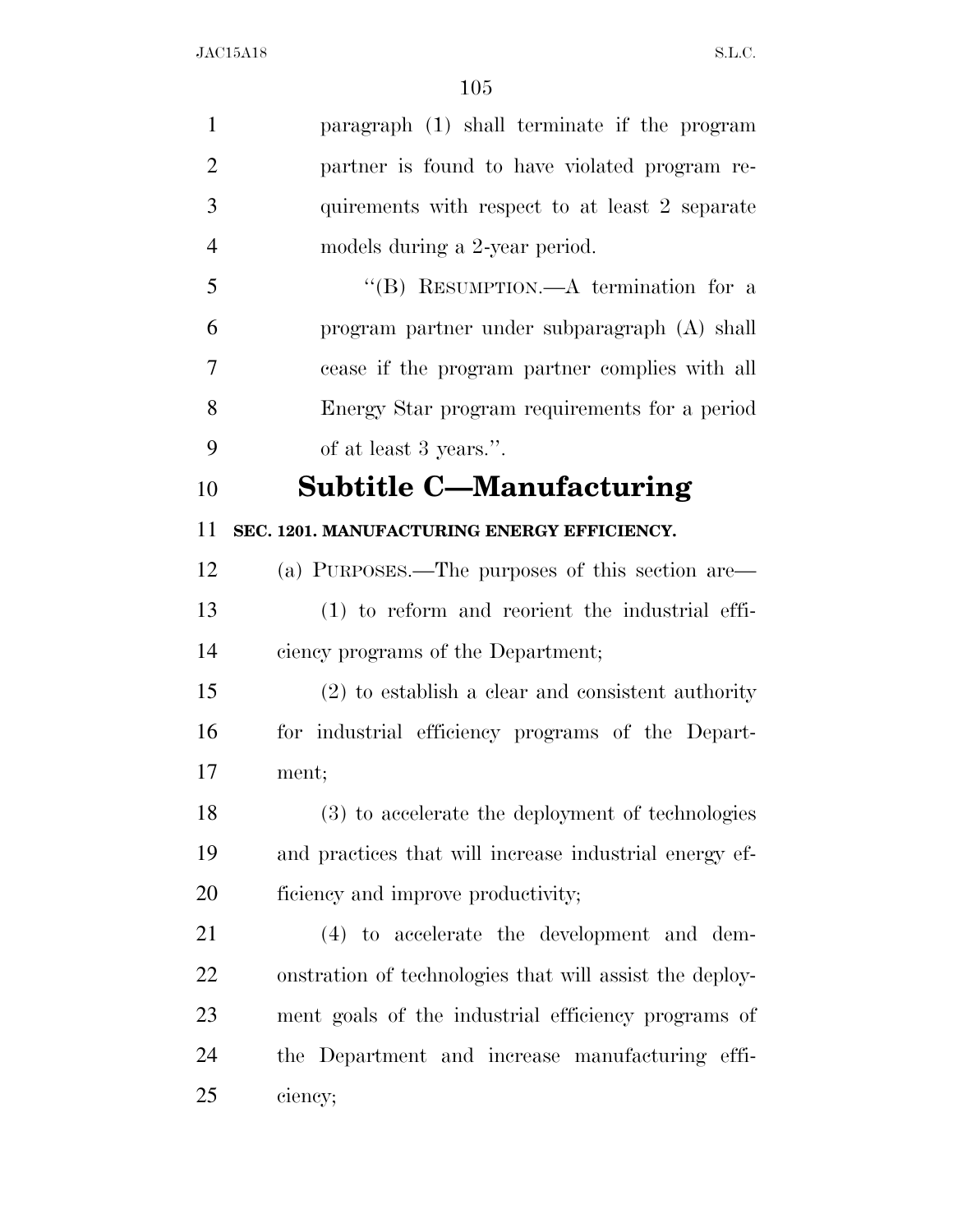paragraph (1) shall terminate if the program partner is found to have violated program requirements with respect to at least 2 separate models during a 2-year period.

"(B) RESUMPTION.—A termination for a program partner under subparagraph (A) shall cease if the program partner complies with all Energy Star program requirements for a period of at least 3 years.".

## Subtitle C—Manufacturing

### SEC. 1201. MANUFACTURING ENERGY EFFICIENCY.

(a) PURPOSES.—The purposes of this section are—

(1) to reform and reorient the industrial efficiency programs of the Department;

(2) to establish a clear and consistent authority for industrial efficiency programs of the Department;

(3) to accelerate the deployment of technologies and practices that will increase industrial energy efficiency and improve productivity;

(4) to accelerate the development and demonstration of technologies that will assist the deployment goals of the industrial efficiency programs of the Department and increase manufacturing efficiency;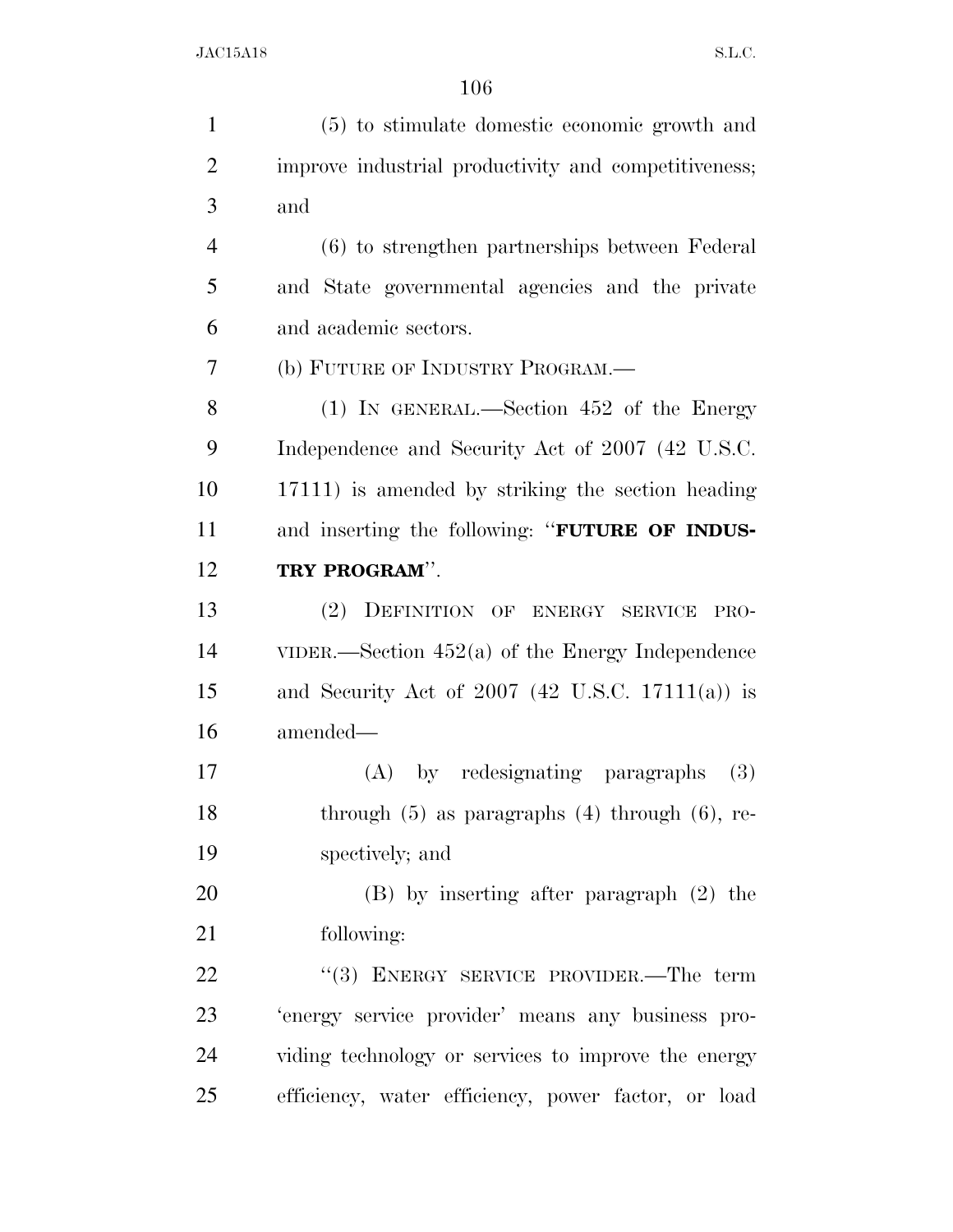(5) to stimulate domestic economic growth and improve industrial productivity and competitiveness; and

(6) to strengthen partnerships between Federal and State governmental agencies and the private and academic sectors.

(b) FUTURE OF INDUSTRY PROGRAM.—

(1) IN GENERAL.—Section 452 of the Energy Independence and Security Act of 2007 (42 U.S.C. 17111) is amended by striking the section heading and inserting the following: ''**FUTURE OF INDUSTRY PROGRAM**''.

(2) DEFINITION OF ENERGY SERVICE PROVIDER.—Section 452(a) of the Energy Independence and Security Act of 2007 (42 U.S.C. 17111(a)) is amended—

(A) by redesignating paragraphs (3) through (5) as paragraphs (4) through (6), respectively; and

(B) by inserting after paragraph (2) the following:

''(3) ENERGY SERVICE PROVIDER.—The term 'energy service provider' means any business providing technology or services to improve the energy efficiency, water efficiency, power factor, or load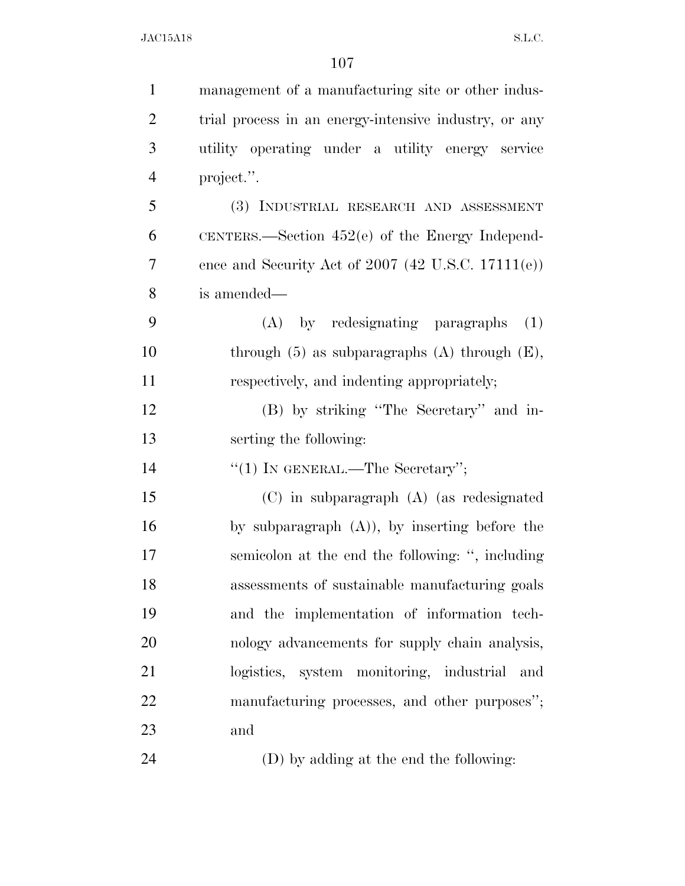management of a manufacturing site or other industrial process in an energy-intensive industry, or any utility operating under a utility energy service project.''.

(3) INDUSTRIAL RESEARCH AND ASSESSMENT CENTERS.—Section 452(e) of the Energy Independence and Security Act of 2007 (42 U.S.C. 17111(e)) is amended—

(A) by redesignating paragraphs (1) through (5) as subparagraphs (A) through (E), respectively, and indenting appropriately;

(B) by striking ''The Secretary'' and inserting the following:

''(1) IN GENERAL.—The Secretary'';

(C) in subparagraph (A) (as redesignated by subparagraph (A)), by inserting before the semicolon at the end the following: '', including assessments of sustainable manufacturing goals and the implementation of information technology advancements for supply chain analysis, logistics, system monitoring, industrial and manufacturing processes, and other purposes''; and

(D) by adding at the end the following: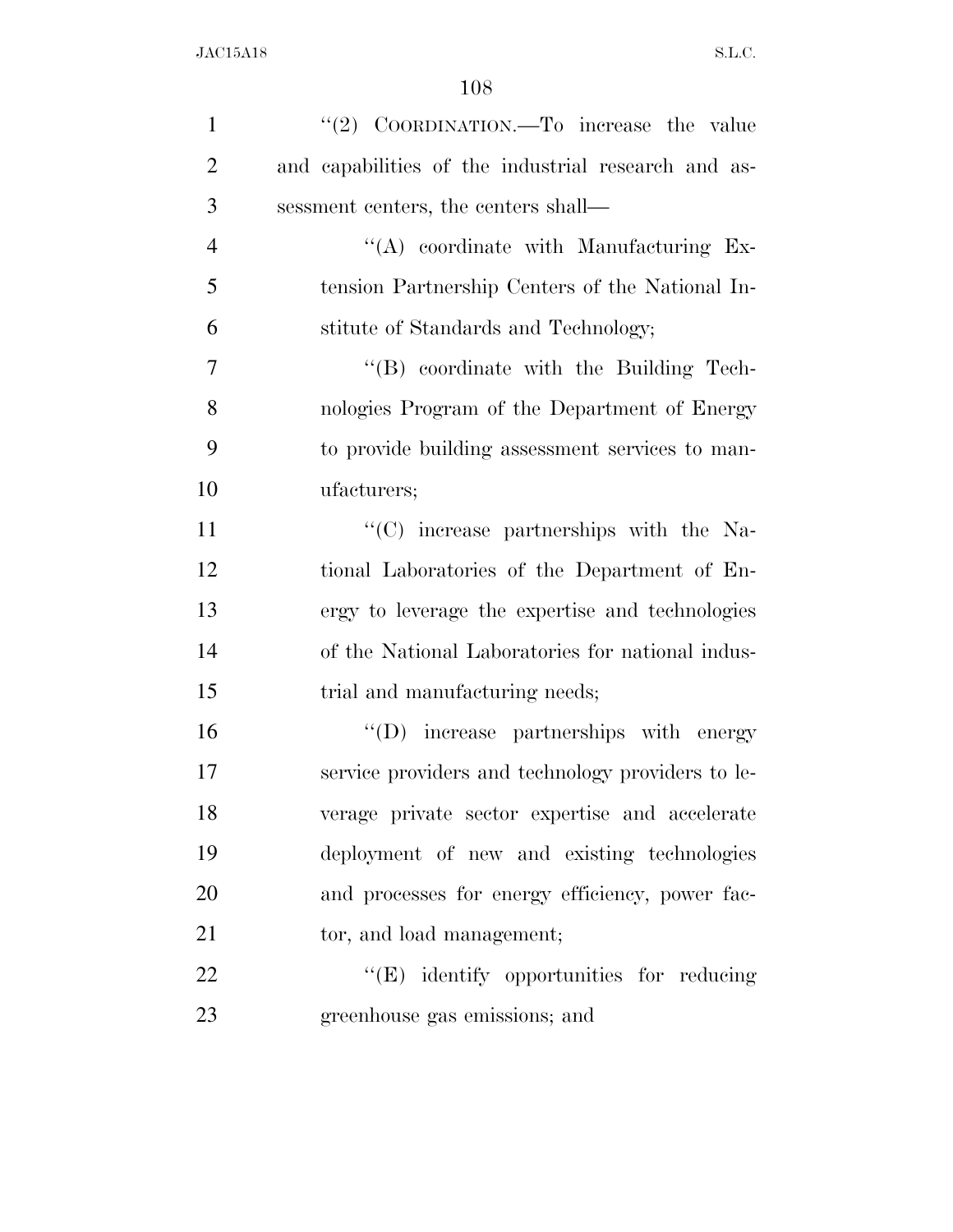''(2) COORDINATION.—To increase the value and capabilities of the industrial research and assessment centers, the centers shall—

''(A) coordinate with Manufacturing Extension Partnership Centers of the National Institute of Standards and Technology;

''(B) coordinate with the Building Technologies Program of the Department of Energy to provide building assessment services to manufacturers;

''(C) increase partnerships with the National Laboratories of the Department of Energy to leverage the expertise and technologies of the National Laboratories for national industrial and manufacturing needs;

''(D) increase partnerships with energy service providers and technology providers to leverage private sector expertise and accelerate deployment of new and existing technologies and processes for energy efficiency, power factor, and load management;

''(E) identify opportunities for reducing greenhouse gas emissions; and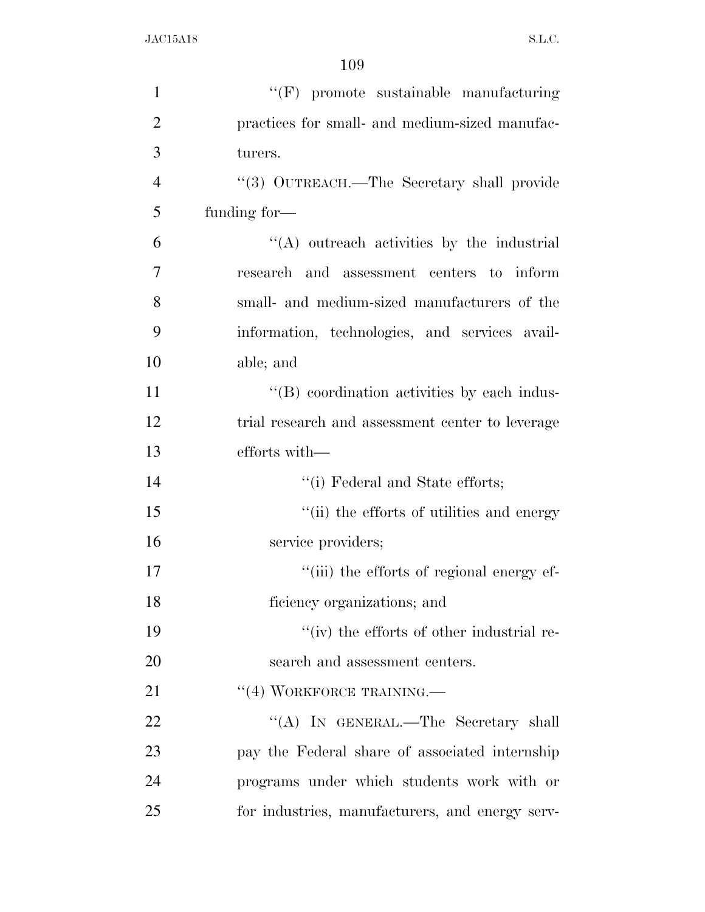''(F) promote sustainable manufacturing practices for small- and medium-sized manufacturers.

''(3) OUTREACH.—The Secretary shall provide funding for—

''(A) outreach activities by the industrial research and assessment centers to inform small- and medium-sized manufacturers of the information, technologies, and services available; and

''(B) coordination activities by each industrial research and assessment center to leverage efforts with—

''(i) Federal and State efforts;

''(ii) the efforts of utilities and energy service providers;

''(iii) the efforts of regional energy efficiency organizations; and

''(iv) the efforts of other industrial research and assessment centers.

''(4) WORKFORCE TRAINING.—

''(A) IN GENERAL.—The Secretary shall pay the Federal share of associated internship programs under which students work with or for industries, manufacturers, and energy serv-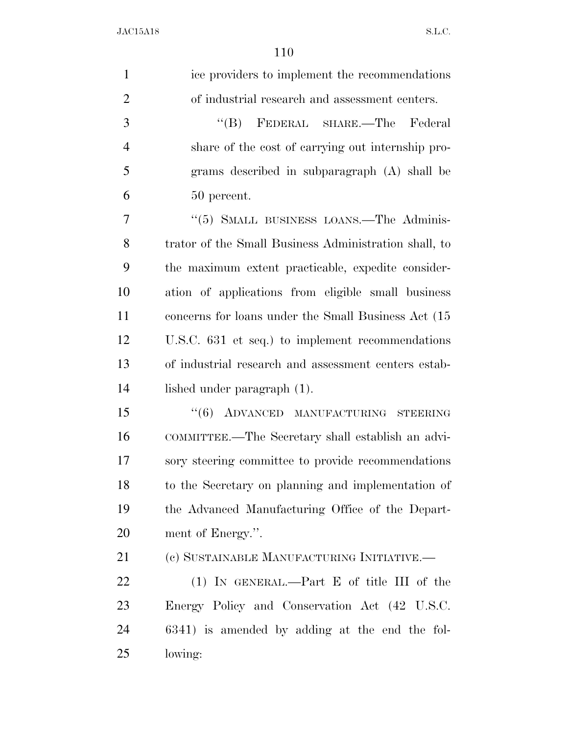ice providers to implement the recommendations of industrial research and assessment centers.

"(B) FEDERAL SHARE.—The Federal share of the cost of carrying out internship programs described in subparagraph (A) shall be 50 percent.

"(5) SMALL BUSINESS LOANS.—The Administrator of the Small Business Administration shall, to the maximum extent practicable, expedite consideration of applications from eligible small business concerns for loans under the Small Business Act (15 U.S.C. 631 et seq.) to implement recommendations of industrial research and assessment centers established under paragraph (1).

"(6) ADVANCED MANUFACTURING STEERING COMMITTEE.—The Secretary shall establish an advisory steering committee to provide recommendations to the Secretary on planning and implementation of the Advanced Manufacturing Office of the Department of Energy.".

(c) SUSTAINABLE MANUFACTURING INITIATIVE.—

(1) IN GENERAL.—Part E of title III of the Energy Policy and Conservation Act (42 U.S.C. 6341) is amended by adding at the end the following: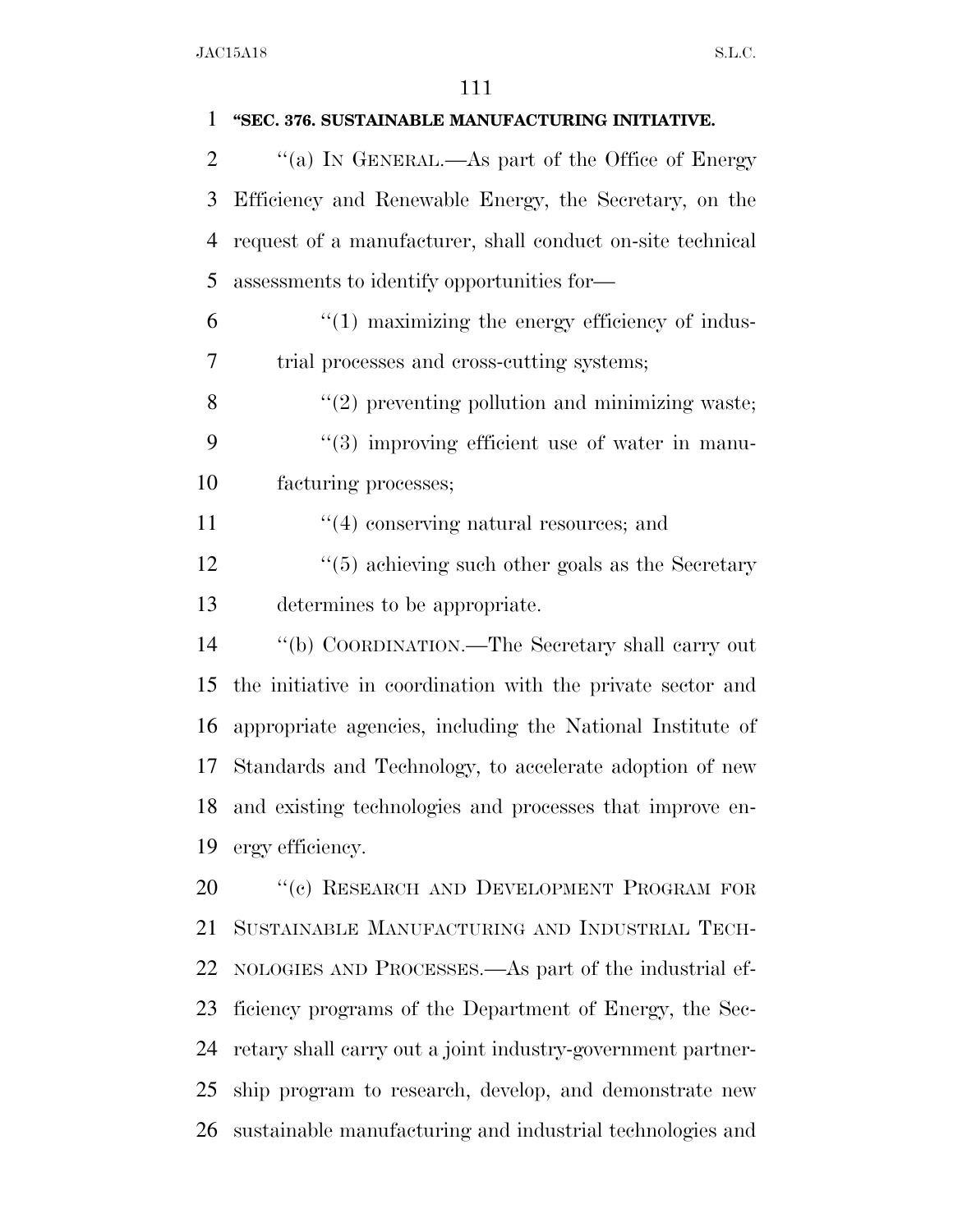**"SEC. 376. SUSTAINABLE MANUFACTURING INITIATIVE.**

"(a) IN GENERAL.—As part of the Office of Energy Efficiency and Renewable Energy, the Secretary, on the request of a manufacturer, shall conduct on-site technical assessments to identify opportunities for—

"(1) maximizing the energy efficiency of industrial processes and cross-cutting systems;

"(2) preventing pollution and minimizing waste;

"(3) improving efficient use of water in manufacturing processes;

"(4) conserving natural resources; and

"(5) achieving such other goals as the Secretary determines to be appropriate.

"(b) COORDINATION.—The Secretary shall carry out the initiative in coordination with the private sector and appropriate agencies, including the National Institute of Standards and Technology, to accelerate adoption of new and existing technologies and processes that improve energy efficiency.

"(c) RESEARCH AND DEVELOPMENT PROGRAM FOR SUSTAINABLE MANUFACTURING AND INDUSTRIAL TECHNOLOGIES AND PROCESSES.—As part of the industrial efficiency programs of the Department of Energy, the Secretary shall carry out a joint industry-government partnership program to research, develop, and demonstrate new sustainable manufacturing and industrial technologies and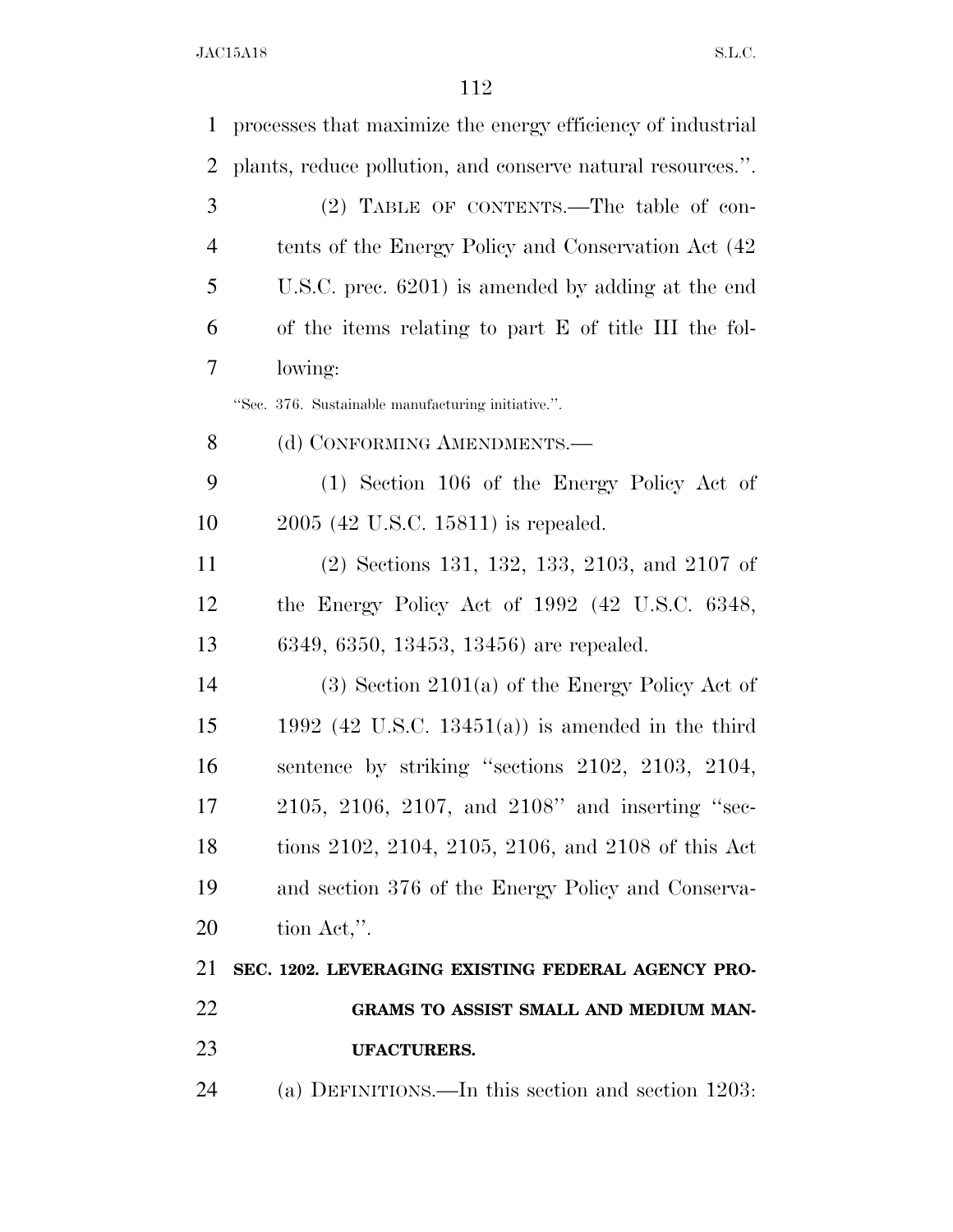processes that maximize the energy efficiency of industrial plants, reduce pollution, and conserve natural resources.''.

(2) TABLE OF CONTENTS.—The table of contents of the Energy Policy and Conservation Act (42 U.S.C. prec. 6201) is amended by adding at the end of the items relating to part E of title III the following:

''Sec. 376. Sustainable manufacturing initiative.''.

(d) CONFORMING AMENDMENTS.—

(1) Section 106 of the Energy Policy Act of 2005 (42 U.S.C. 15811) is repealed.

(2) Sections 131, 132, 133, 2103, and 2107 of the Energy Policy Act of 1992 (42 U.S.C. 6348, 6349, 6350, 13453, 13456) are repealed.

(3) Section 2101(a) of the Energy Policy Act of 1992 (42 U.S.C. 13451(a)) is amended in the third sentence by striking ''sections 2102, 2103, 2104, 2105, 2106, 2107, and 2108'' and inserting ''sections 2102, 2104, 2105, 2106, and 2108 of this Act and section 376 of the Energy Policy and Conservation Act,''.

**SEC. 1202. LEVERAGING EXISTING FEDERAL AGENCY PROGRAMS TO ASSIST SMALL AND MEDIUM MANUFACTURERS.**

(a) DEFINITIONS.—In this section and section 1203: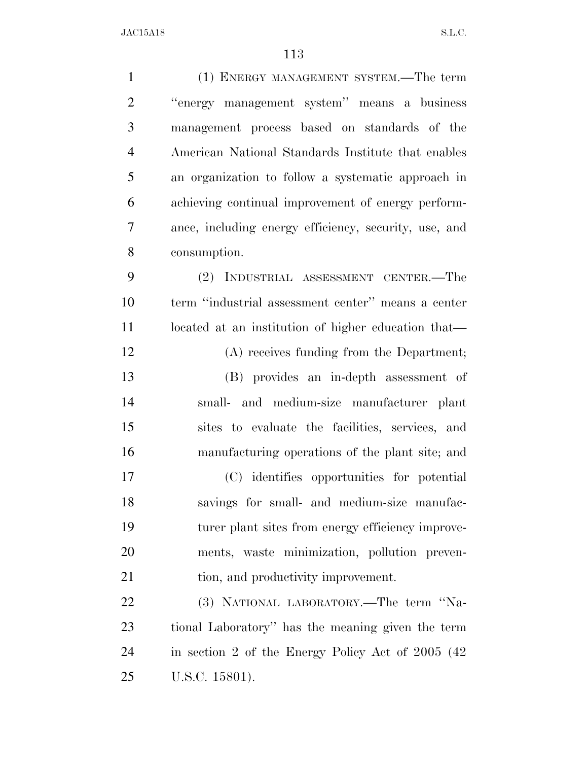(1) ENERGY MANAGEMENT SYSTEM.—The term ''energy management system'' means a business management process based on standards of the American National Standards Institute that enables an organization to follow a systematic approach in achieving continual improvement of energy performance, including energy efficiency, security, use, and consumption.

(2) INDUSTRIAL ASSESSMENT CENTER.—The term ''industrial assessment center'' means a center located at an institution of higher education that—

(A) receives funding from the Department;

(B) provides an in-depth assessment of small- and medium-size manufacturer plant sites to evaluate the facilities, services, and manufacturing operations of the plant site; and

(C) identifies opportunities for potential savings for small- and medium-size manufacturer plant sites from energy efficiency improvements, waste minimization, pollution prevention, and productivity improvement.

(3) NATIONAL LABORATORY.—The term ''National Laboratory'' has the meaning given the term in section 2 of the Energy Policy Act of 2005 (42 U.S.C. 15801).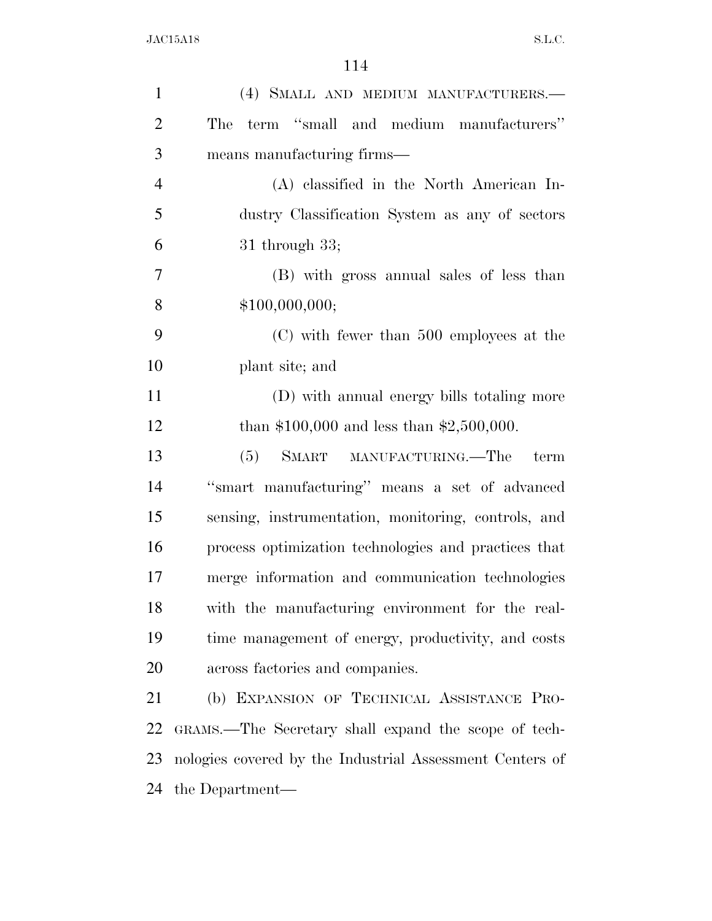(4) SMALL AND MEDIUM MANUFACTURERS.—The term "small and medium manufacturers" means manufacturing firms—

(A) classified in the North American Industry Classification System as any of sectors 31 through 33;

(B) with gross annual sales of less than $100,000,000;

(C) with fewer than 500 employees at the plant site; and

(D) with annual energy bills totaling more than $100,000 and less than $2,500,000.

(5) SMART MANUFACTURING.—The term "smart manufacturing" means a set of advanced sensing, instrumentation, monitoring, controls, and process optimization technologies and practices that merge information and communication technologies with the manufacturing environment for the real-time management of energy, productivity, and costs across factories and companies.

(b) EXPANSION OF TECHNICAL ASSISTANCE PROGRAMS.—The Secretary shall expand the scope of technologies covered by the Industrial Assessment Centers of the Department—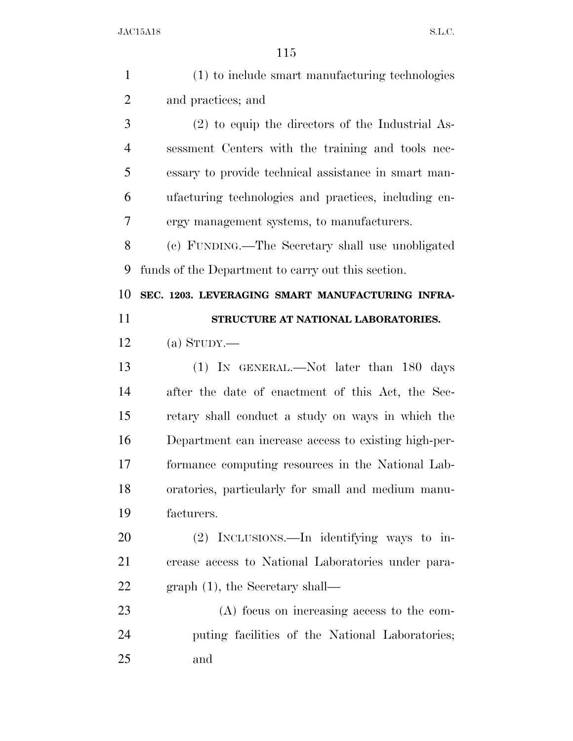(1) to include smart manufacturing technologies and practices; and

(2) to equip the directors of the Industrial Assessment Centers with the training and tools necessary to provide technical assistance in smart manufacturing technologies and practices, including energy management systems, to manufacturers.

(c) FUNDING.—The Secretary shall use unobligated funds of the Department to carry out this section.

**SEC. 1203. LEVERAGING SMART MANUFACTURING INFRASTRUCTURE AT NATIONAL LABORATORIES.**

(a) STUDY.—

(1) IN GENERAL.—Not later than 180 days after the date of enactment of this Act, the Secretary shall conduct a study on ways in which the Department can increase access to existing high-performance computing resources in the National Laboratories, particularly for small and medium manufacturers.

(2) INCLUSIONS.—In identifying ways to increase access to National Laboratories under paragraph (1), the Secretary shall—

(A) focus on increasing access to the computing facilities of the National Laboratories; and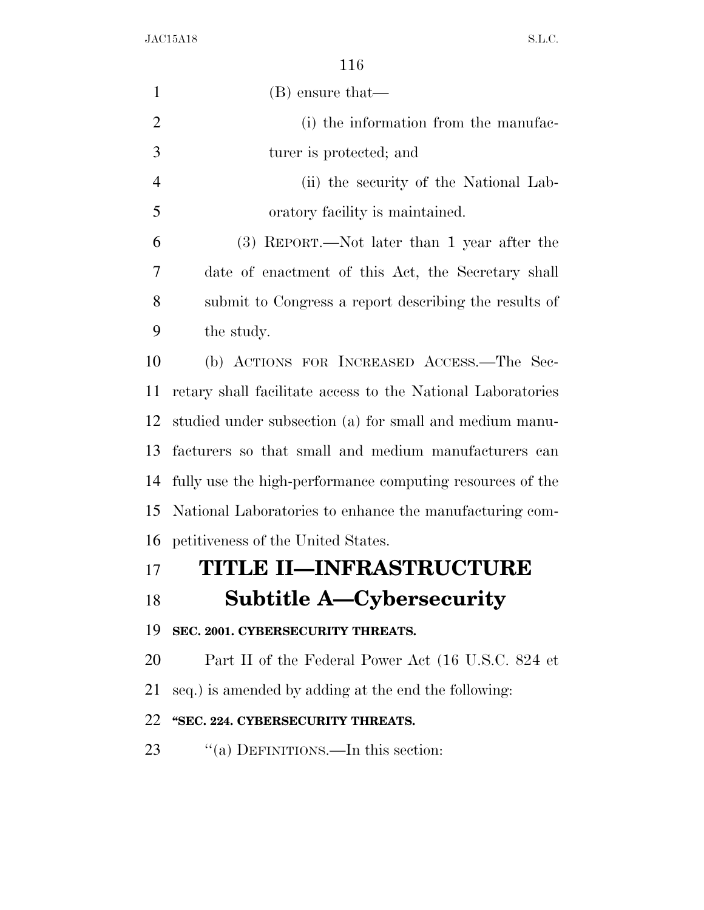(B) ensure that—

(i) the information from the manufacturer is protected; and

(ii) the security of the National Laboratory facility is maintained.

(3) REPORT.—Not later than 1 year after the date of enactment of this Act, the Secretary shall submit to Congress a report describing the results of the study.

(b) ACTIONS FOR INCREASED ACCESS.—The Secretary shall facilitate access to the National Laboratories studied under subsection (a) for small and medium manufacturers so that small and medium manufacturers can fully use the high-performance computing resources of the National Laboratories to enhance the manufacturing competitiveness of the United States.

# TITLE II—INFRASTRUCTURE

## Subtitle A—Cybersecurity

### SEC. 2001. CYBERSECURITY THREATS.

Part II of the Federal Power Act (16 U.S.C. 824 et seq.) is amended by adding at the end the following:

### "SEC. 224. CYBERSECURITY THREATS.

"(a) DEFINITIONS.—In this section: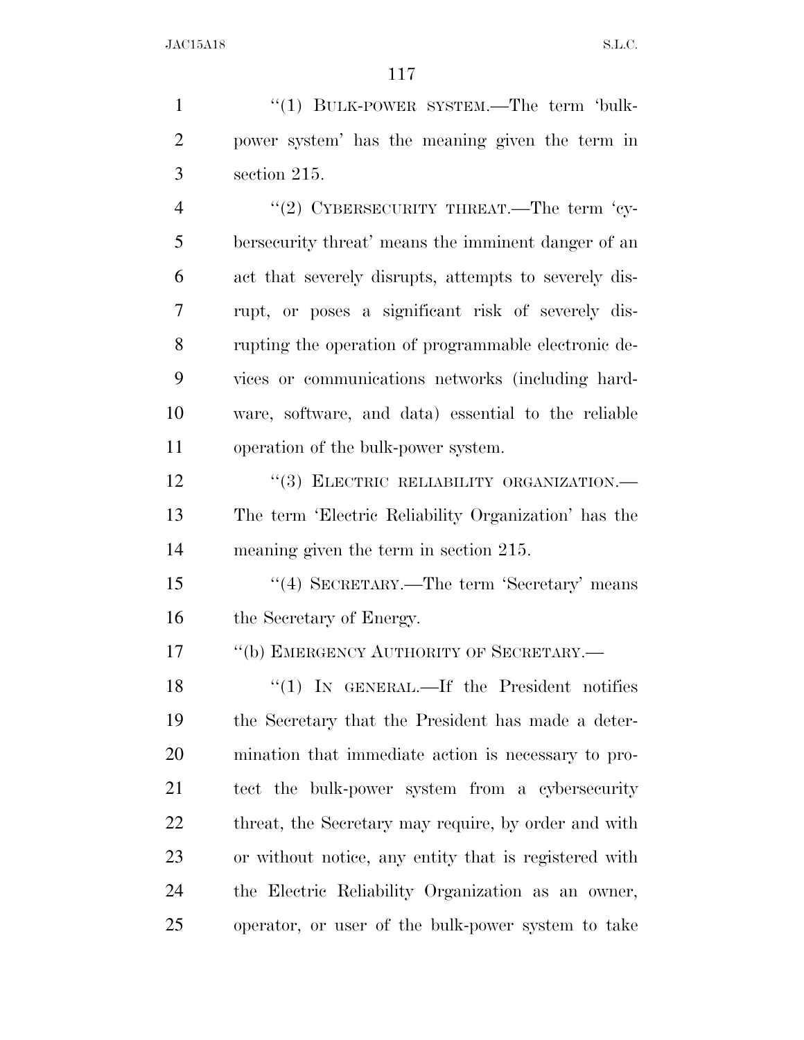"(1) BULK-POWER SYSTEM.—The term 'bulk-power system' has the meaning given the term in section 215.

"(2) CYBERSECURITY THREAT.—The term 'cybersecurity threat' means the imminent danger of an act that severely disrupts, attempts to severely disrupt, or poses a significant risk of severely disrupting the operation of programmable electronic devices or communications networks (including hardware, software, and data) essential to the reliable operation of the bulk-power system.

"(3) ELECTRIC RELIABILITY ORGANIZATION.—The term 'Electric Reliability Organization' has the meaning given the term in section 215.

"(4) SECRETARY.—The term 'Secretary' means the Secretary of Energy.

"(b) EMERGENCY AUTHORITY OF SECRETARY.—

"(1) IN GENERAL.—If the President notifies the Secretary that the President has made a determination that immediate action is necessary to protect the bulk-power system from a cybersecurity threat, the Secretary may require, by order and with or without notice, any entity that is registered with the Electric Reliability Organization as an owner, operator, or user of the bulk-power system to take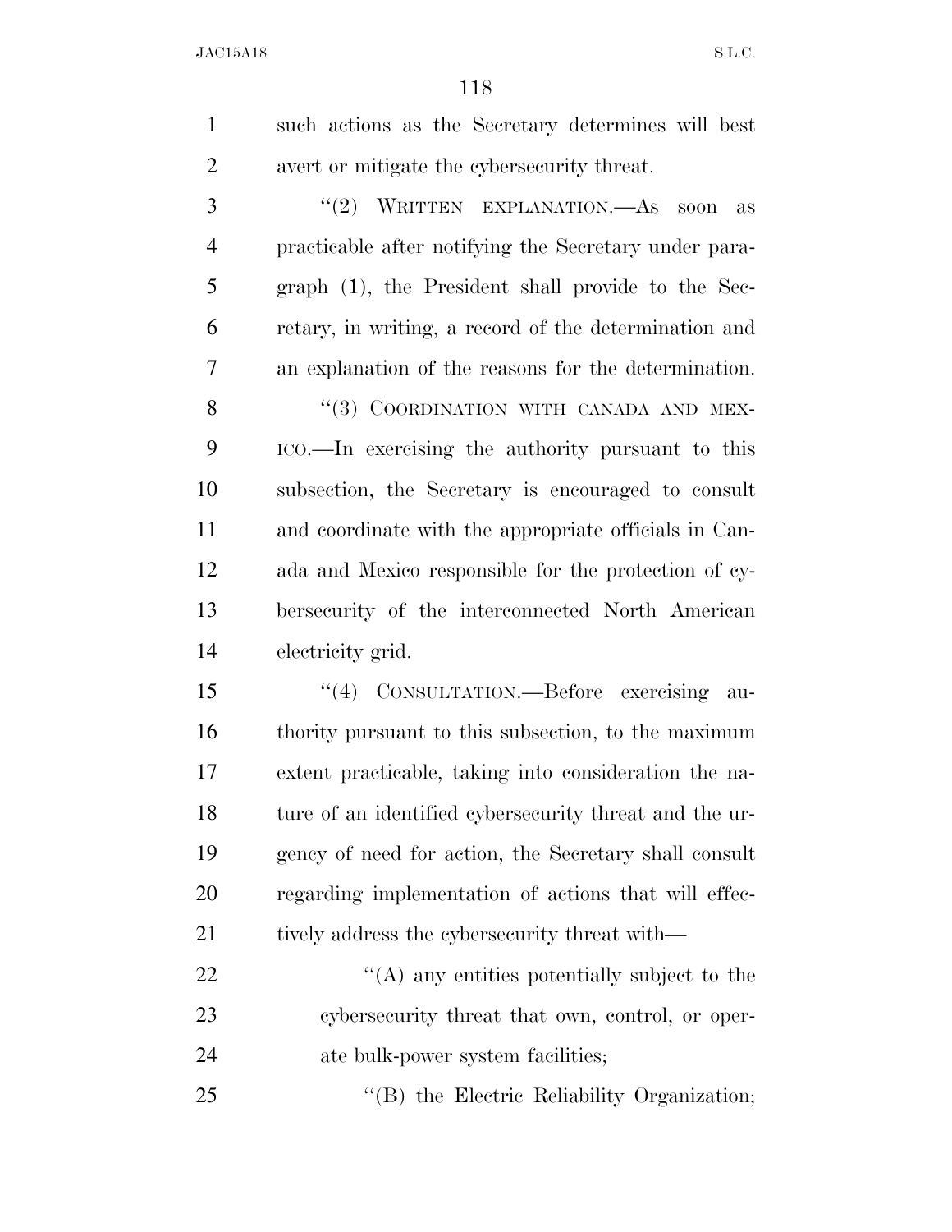such actions as the Secretary determines will best avert or mitigate the cybersecurity threat.

"(2) WRITTEN EXPLANATION.—As soon as practicable after notifying the Secretary under paragraph (1), the President shall provide to the Secretary, in writing, a record of the determination and an explanation of the reasons for the determination.

"(3) COORDINATION WITH CANADA AND MEXICO.—In exercising the authority pursuant to this subsection, the Secretary is encouraged to consult and coordinate with the appropriate officials in Canada and Mexico responsible for the protection of cybersecurity of the interconnected North American electricity grid.

"(4) CONSULTATION.—Before exercising authority pursuant to this subsection, to the maximum extent practicable, taking into consideration the nature of an identified cybersecurity threat and the urgency of need for action, the Secretary shall consult regarding implementation of actions that will effectively address the cybersecurity threat with—

"(A) any entities potentially subject to the cybersecurity threat that own, control, or operate bulk-power system facilities;

"(B) the Electric Reliability Organization;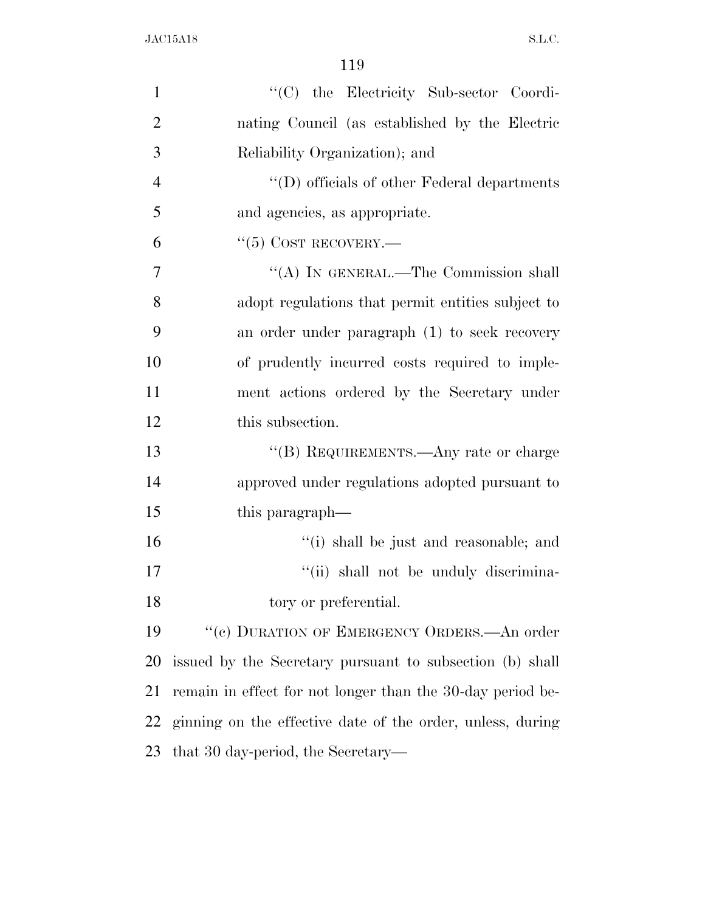''(C) the Electricity Sub-sector Coordinating Council (as established by the Electric Reliability Organization); and

''(D) officials of other Federal departments and agencies, as appropriate.

''(5) COST RECOVERY.—

''(A) IN GENERAL.—The Commission shall adopt regulations that permit entities subject to an order under paragraph (1) to seek recovery of prudently incurred costs required to implement actions ordered by the Secretary under this subsection.

''(B) REQUIREMENTS.—Any rate or charge approved under regulations adopted pursuant to this paragraph—

''(i) shall be just and reasonable; and

''(ii) shall not be unduly discriminatory or preferential.

''(c) DURATION OF EMERGENCY ORDERS.—An order issued by the Secretary pursuant to subsection (b) shall remain in effect for not longer than the 30-day period beginning on the effective date of the order, unless, during that 30 day-period, the Secretary—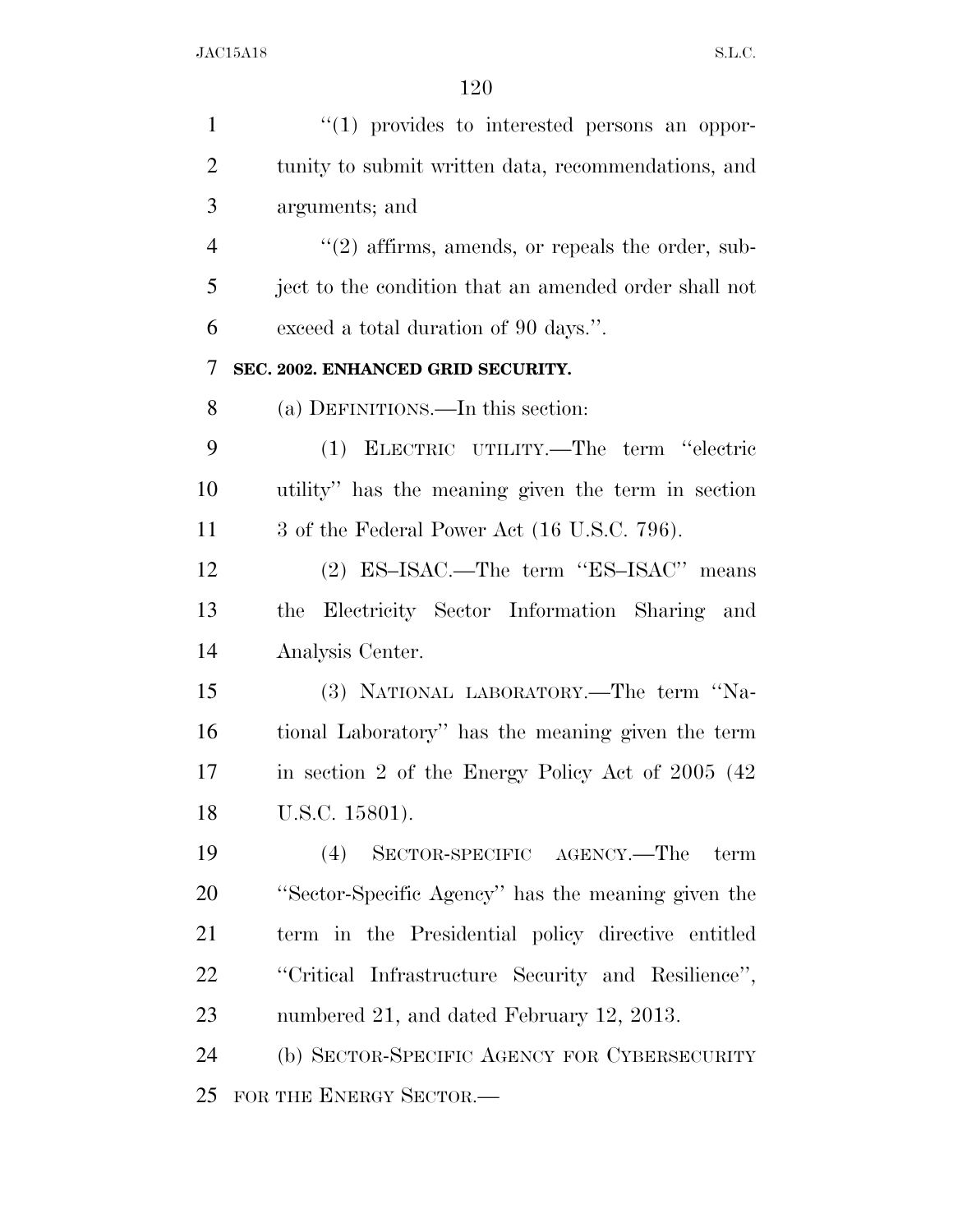''(1) provides to interested persons an opportunity to submit written data, recommendations, and arguments; and

''(2) affirms, amends, or repeals the order, subject to the condition that an amended order shall not exceed a total duration of 90 days.''.

**SEC. 2002. ENHANCED GRID SECURITY.**

(a) DEFINITIONS.—In this section:

(1) ELECTRIC UTILITY.—The term ''electric utility'' has the meaning given the term in section 3 of the Federal Power Act (16 U.S.C. 796).

(2) ES–ISAC.—The term ''ES–ISAC'' means the Electricity Sector Information Sharing and Analysis Center.

(3) NATIONAL LABORATORY.—The term ''National Laboratory'' has the meaning given the term in section 2 of the Energy Policy Act of 2005 (42 U.S.C. 15801).

(4) SECTOR-SPECIFIC AGENCY.—The term ''Sector-Specific Agency'' has the meaning given the term in the Presidential policy directive entitled ''Critical Infrastructure Security and Resilience'', numbered 21, and dated February 12, 2013.

(b) SECTOR-SPECIFIC AGENCY FOR CYBERSECURITY FOR THE ENERGY SECTOR.—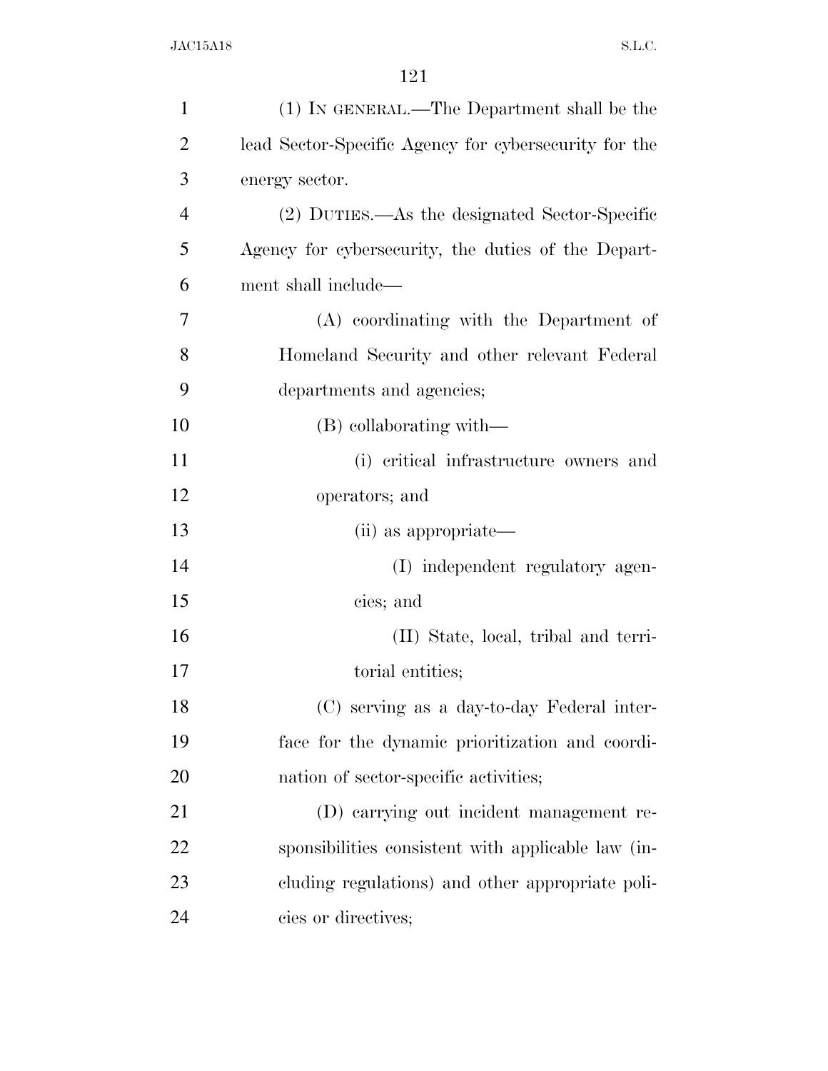(1) IN GENERAL.—The Department shall be the lead Sector-Specific Agency for cybersecurity for the energy sector.

(2) DUTIES.—As the designated Sector-Specific Agency for cybersecurity, the duties of the Department shall include—

(A) coordinating with the Department of Homeland Security and other relevant Federal departments and agencies;

(B) collaborating with—

(i) critical infrastructure owners and operators; and

(ii) as appropriate—

(I) independent regulatory agencies; and

(II) State, local, tribal and territorial entities;

(C) serving as a day-to-day Federal interface for the dynamic prioritization and coordination of sector-specific activities;

(D) carrying out incident management responsibilities consistent with applicable law (including regulations) and other appropriate policies or directives;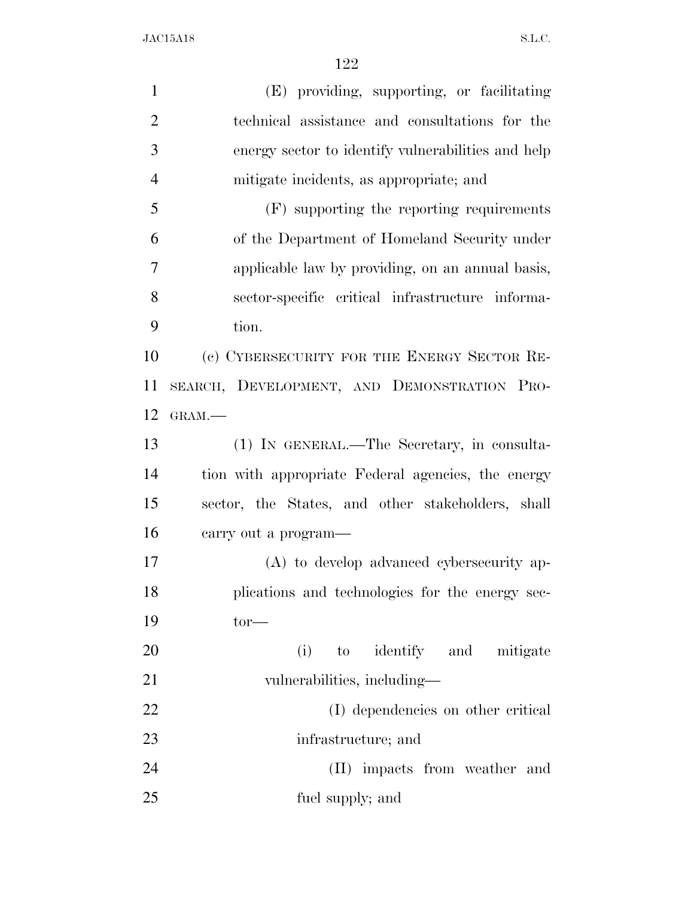(E) providing, supporting, or facilitating technical assistance and consultations for the energy sector to identify vulnerabilities and help mitigate incidents, as appropriate; and

(F) supporting the reporting requirements of the Department of Homeland Security under applicable law by providing, on an annual basis, sector-specific critical infrastructure information.

(c) CYBERSECURITY FOR THE ENERGY SECTOR RESEARCH, DEVELOPMENT, AND DEMONSTRATION PROGRAM.—

(1) IN GENERAL.—The Secretary, in consultation with appropriate Federal agencies, the energy sector, the States, and other stakeholders, shall carry out a program—

(A) to develop advanced cybersecurity applications and technologies for the energy sector—

(i) to identify and mitigate vulnerabilities, including—

(I) dependencies on other critical infrastructure; and

(II) impacts from weather and fuel supply; and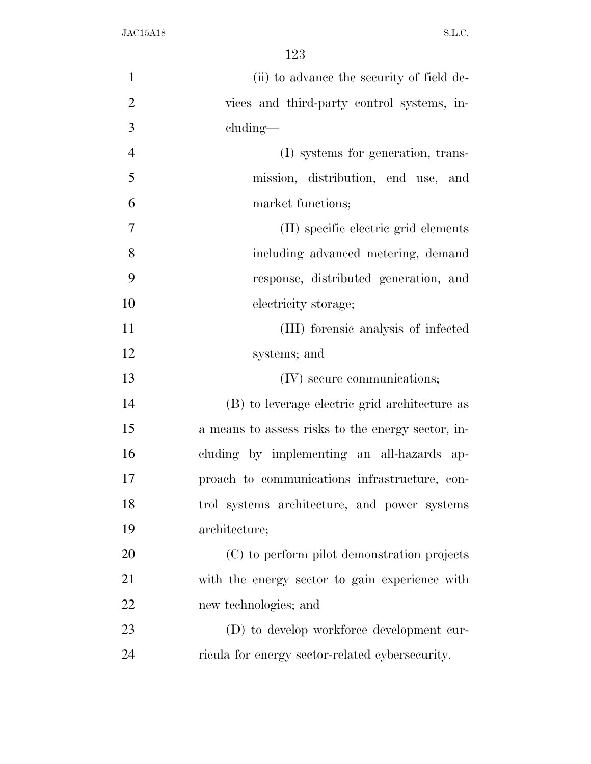(ii) to advance the security of field devices and third-party control systems, including—

(I) systems for generation, transmission, distribution, end use, and market functions;

(II) specific electric grid elements including advanced metering, demand response, distributed generation, and electricity storage;

(III) forensic analysis of infected systems; and

(IV) secure communications;

(B) to leverage electric grid architecture as a means to assess risks to the energy sector, including by implementing an all-hazards approach to communications infrastructure, control systems architecture, and power systems architecture;

(C) to perform pilot demonstration projects with the energy sector to gain experience with new technologies; and

(D) to develop workforce development curricula for energy sector-related cybersecurity.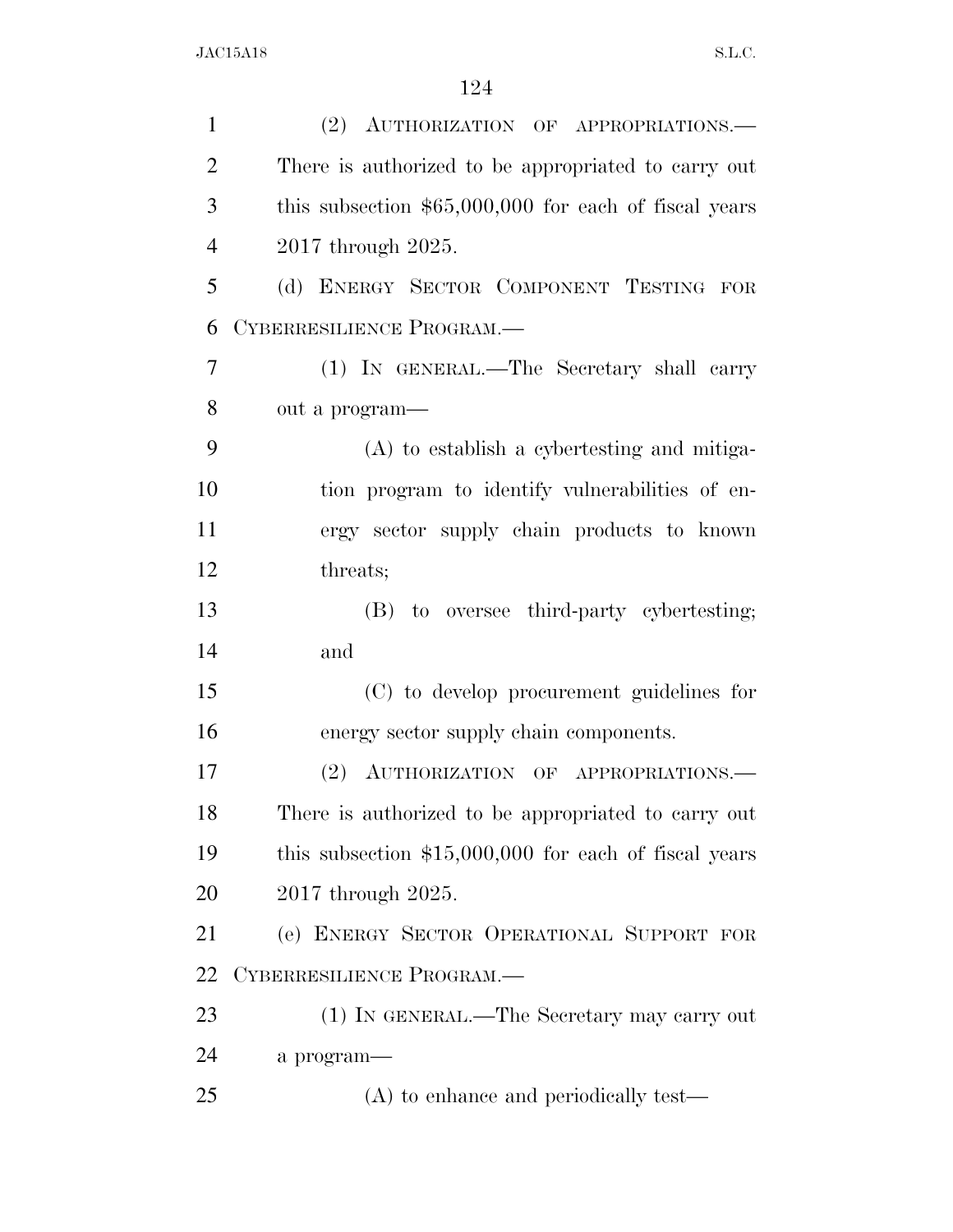(2) AUTHORIZATION OF APPROPRIATIONS.—There is authorized to be appropriated to carry out this subsection $65,000,000 for each of fiscal years 2017 through 2025.

(d) ENERGY SECTOR COMPONENT TESTING FOR CYBERRESILIENCE PROGRAM.—

(1) IN GENERAL.—The Secretary shall carry out a program—

(A) to establish a cybertesting and mitigation program to identify vulnerabilities of energy sector supply chain products to known threats;

(B) to oversee third-party cybertesting; and

(C) to develop procurement guidelines for energy sector supply chain components.

(2) AUTHORIZATION OF APPROPRIATIONS.—There is authorized to be appropriated to carry out this subsection $15,000,000 for each of fiscal years 2017 through 2025.

(e) ENERGY SECTOR OPERATIONAL SUPPORT FOR CYBERRESILIENCE PROGRAM.—

(1) IN GENERAL.—The Secretary may carry out a program—

(A) to enhance and periodically test—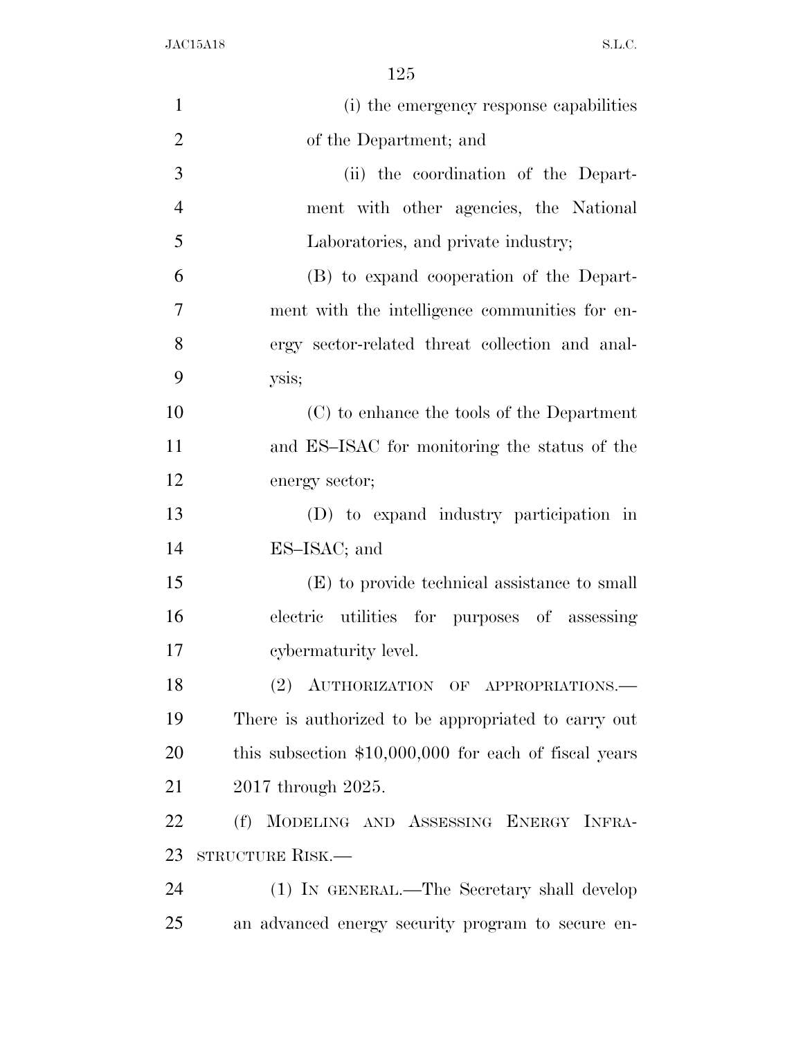(i) the emergency response capabilities of the Department; and

(ii) the coordination of the Department with other agencies, the National Laboratories, and private industry;

(B) to expand cooperation of the Department with the intelligence communities for energy sector-related threat collection and analysis;

(C) to enhance the tools of the Department and ES–ISAC for monitoring the status of the energy sector;

(D) to expand industry participation in ES–ISAC; and

(E) to provide technical assistance to small electric utilities for purposes of assessing cybermaturity level.

(2) AUTHORIZATION OF APPROPRIATIONS.—There is authorized to be appropriated to carry out this subsection $10,000,000 for each of fiscal years 2017 through 2025.

(f) MODELING AND ASSESSING ENERGY INFRASTRUCTURE RISK.—

(1) IN GENERAL.—The Secretary shall develop an advanced energy security program to secure en-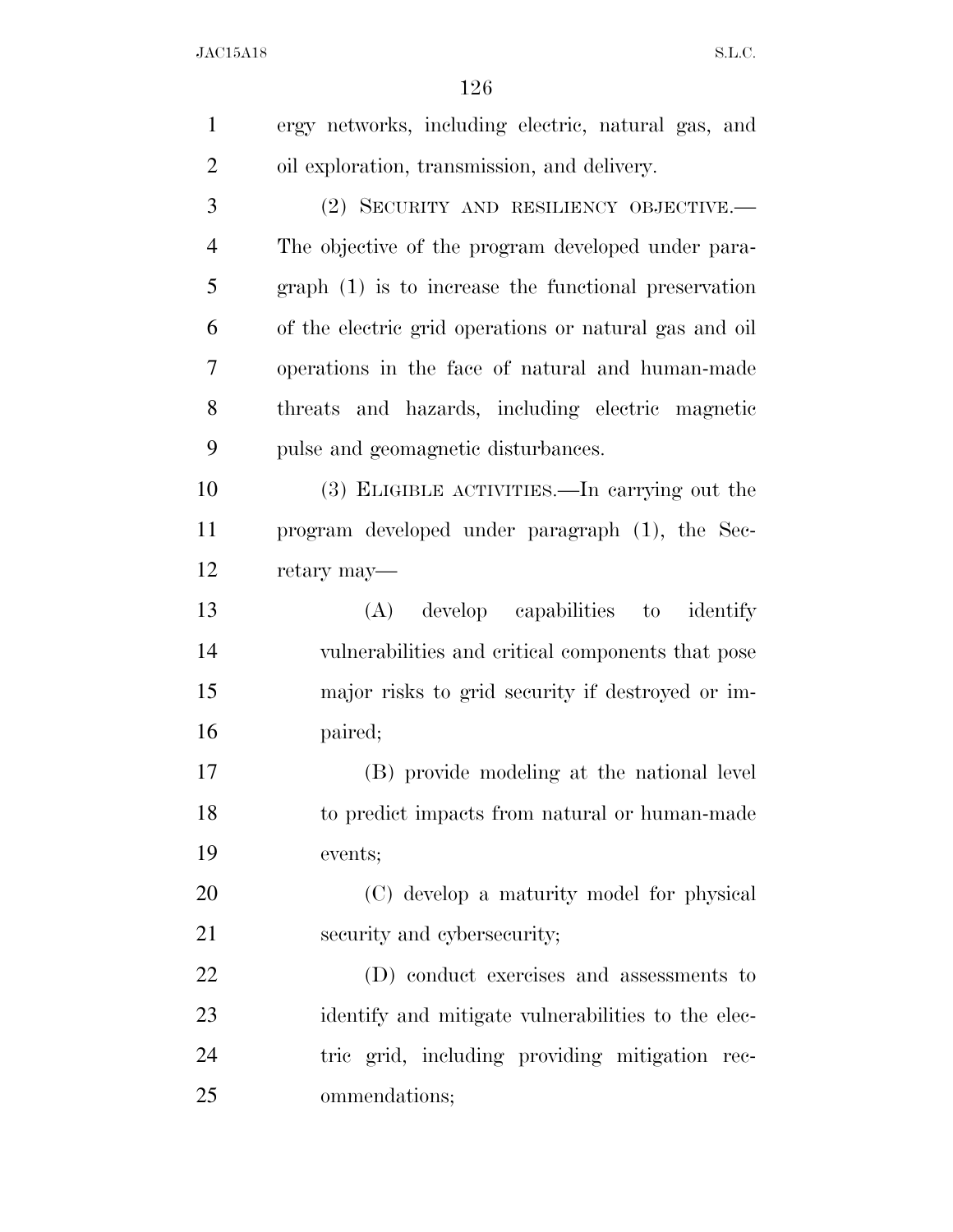ergy networks, including electric, natural gas, and oil exploration, transmission, and delivery.

(2) SECURITY AND RESILIENCY OBJECTIVE.—The objective of the program developed under paragraph (1) is to increase the functional preservation of the electric grid operations or natural gas and oil operations in the face of natural and human-made threats and hazards, including electric magnetic pulse and geomagnetic disturbances.

(3) ELIGIBLE ACTIVITIES.—In carrying out the program developed under paragraph (1), the Secretary may—

(A) develop capabilities to identify vulnerabilities and critical components that pose major risks to grid security if destroyed or impaired;

(B) provide modeling at the national level to predict impacts from natural or human-made events;

(C) develop a maturity model for physical security and cybersecurity;

(D) conduct exercises and assessments to identify and mitigate vulnerabilities to the electric grid, including providing mitigation recommendations;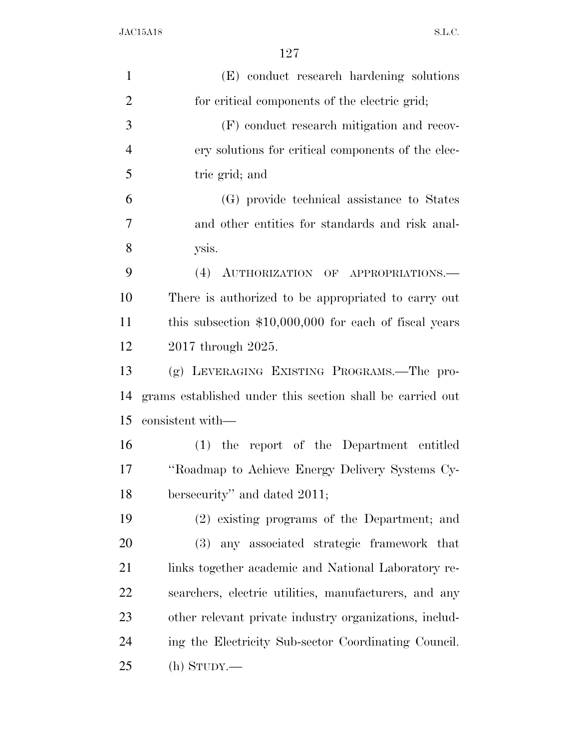(E) conduct research hardening solutions for critical components of the electric grid;

(F) conduct research mitigation and recovery solutions for critical components of the electric grid; and

(G) provide technical assistance to States and other entities for standards and risk analysis.

(4) AUTHORIZATION OF APPROPRIATIONS.—There is authorized to be appropriated to carry out this subsection $10,000,000 for each of fiscal years 2017 through 2025.

(g) LEVERAGING EXISTING PROGRAMS.—The programs established under this section shall be carried out consistent with—

(1) the report of the Department entitled ''Roadmap to Achieve Energy Delivery Systems Cybersecurity'' and dated 2011;

(2) existing programs of the Department; and

(3) any associated strategic framework that links together academic and National Laboratory researchers, electric utilities, manufacturers, and any other relevant private industry organizations, including the Electricity Sub-sector Coordinating Council.

(h) STUDY.—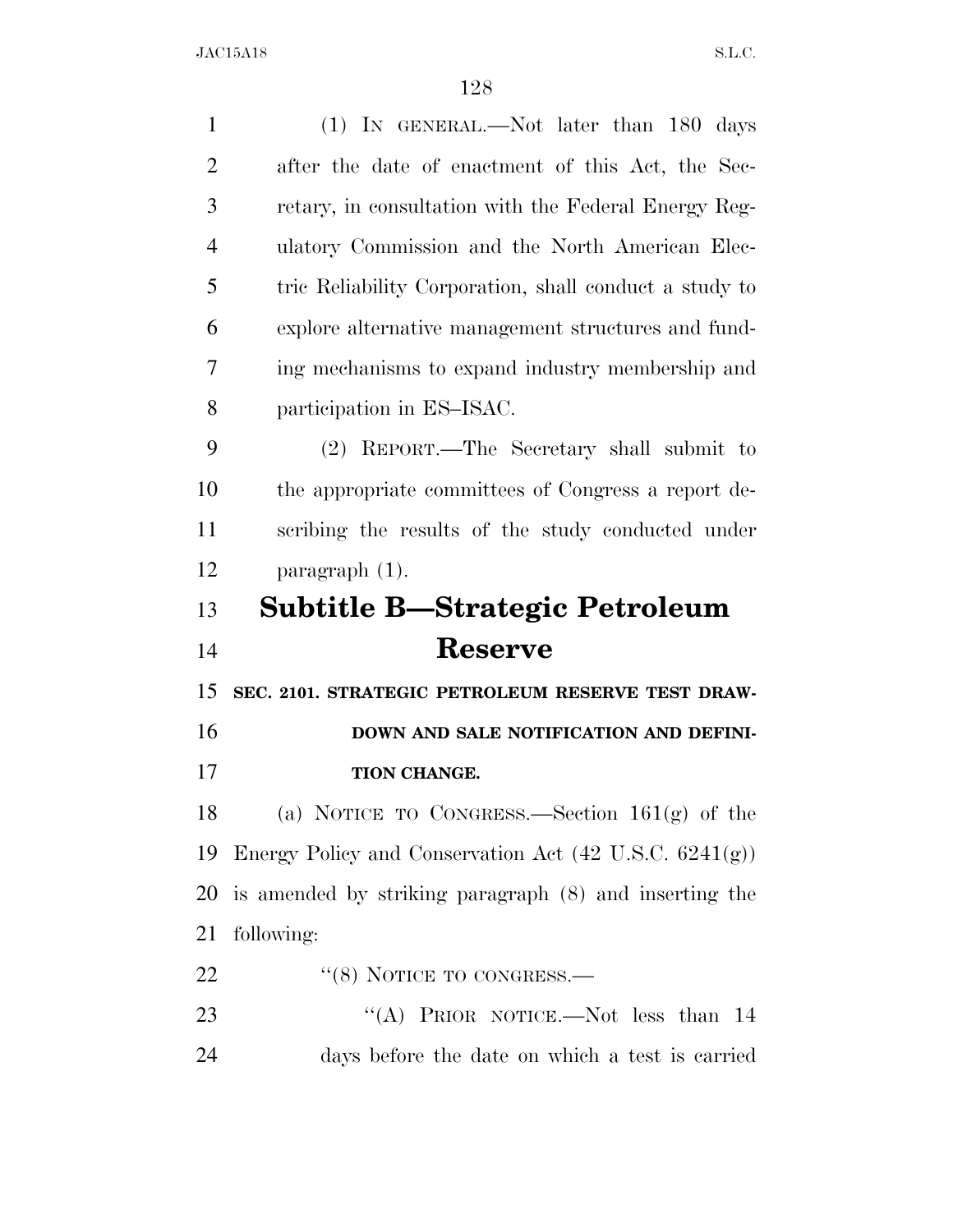(1) IN GENERAL.—Not later than 180 days after the date of enactment of this Act, the Secretary, in consultation with the Federal Energy Regulatory Commission and the North American Electric Reliability Corporation, shall conduct a study to explore alternative management structures and funding mechanisms to expand industry membership and participation in ES–ISAC.

(2) REPORT.—The Secretary shall submit to the appropriate committees of Congress a report describing the results of the study conducted under paragraph (1).

## Subtitle B—Strategic Petroleum Reserve

### SEC. 2101. STRATEGIC PETROLEUM RESERVE TEST DRAWDOWN AND SALE NOTIFICATION AND DEFINITION CHANGE.

(a) NOTICE TO CONGRESS.—Section 161(g) of the Energy Policy and Conservation Act (42 U.S.C. 6241(g)) is amended by striking paragraph (8) and inserting the following:

''(8) NOTICE TO CONGRESS.—

''(A) PRIOR NOTICE.—Not less than 14 days before the date on which a test is carried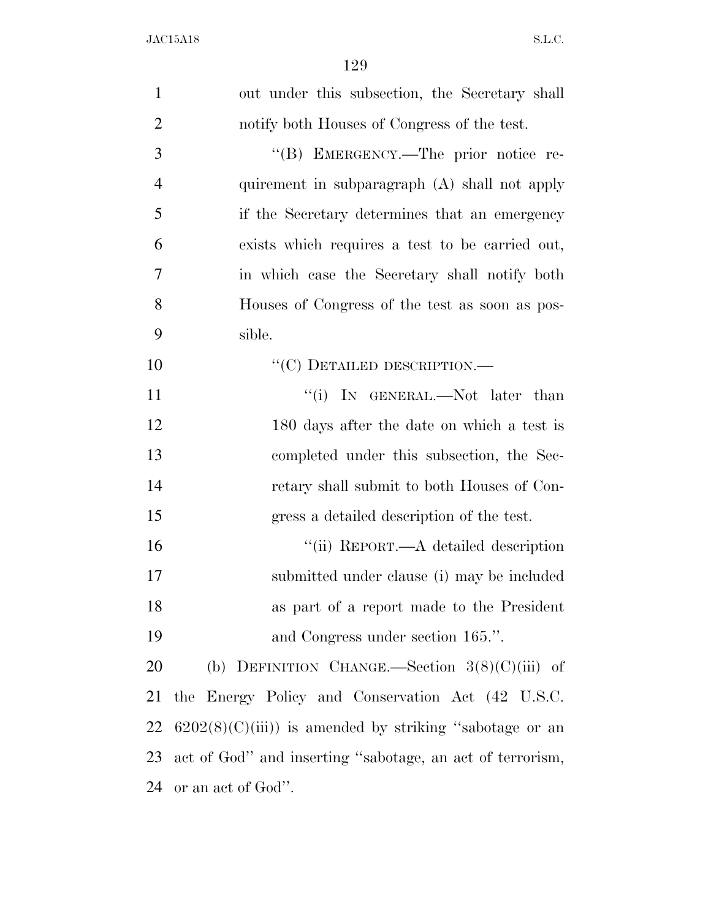out under this subsection, the Secretary shall notify both Houses of Congress of the test.

"(B) EMERGENCY.—The prior notice requirement in subparagraph (A) shall not apply if the Secretary determines that an emergency exists which requires a test to be carried out, in which case the Secretary shall notify both Houses of Congress of the test as soon as possible.

"(C) DETAILED DESCRIPTION.—

"(i) IN GENERAL.—Not later than 180 days after the date on which a test is completed under this subsection, the Secretary shall submit to both Houses of Congress a detailed description of the test.

"(ii) REPORT.—A detailed description submitted under clause (i) may be included as part of a report made to the President and Congress under section 165.".

(b) DEFINITION CHANGE.—Section 3(8)(C)(iii) of the Energy Policy and Conservation Act (42 U.S.C. 6202(8)(C)(iii)) is amended by striking "sabotage or an act of God" and inserting "sabotage, an act of terrorism, or an act of God".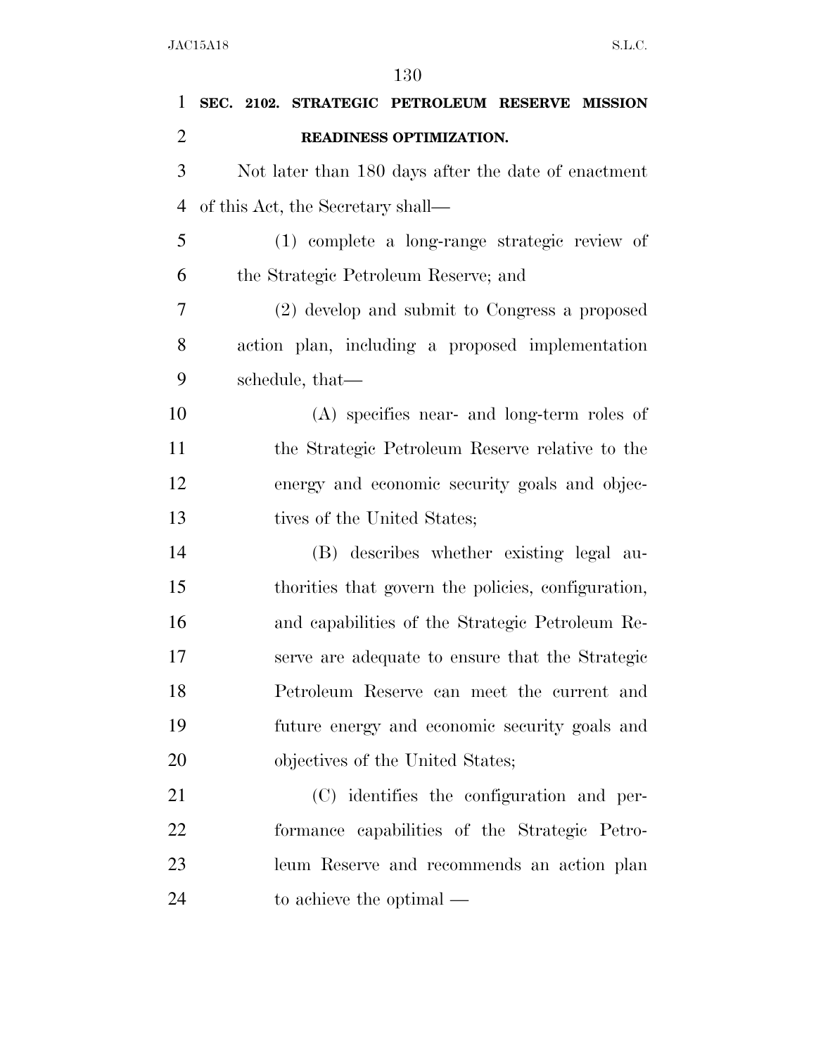**SEC. 2102. STRATEGIC PETROLEUM RESERVE MISSION READINESS OPTIMIZATION.**

Not later than 180 days after the date of enactment of this Act, the Secretary shall—

(1) complete a long-range strategic review of the Strategic Petroleum Reserve; and

(2) develop and submit to Congress a proposed action plan, including a proposed implementation schedule, that—

(A) specifies near- and long-term roles of the Strategic Petroleum Reserve relative to the energy and economic security goals and objectives of the United States;

(B) describes whether existing legal authorities that govern the policies, configuration, and capabilities of the Strategic Petroleum Reserve are adequate to ensure that the Strategic Petroleum Reserve can meet the current and future energy and economic security goals and objectives of the United States;

(C) identifies the configuration and performance capabilities of the Strategic Petroleum Reserve and recommends an action plan to achieve the optimal —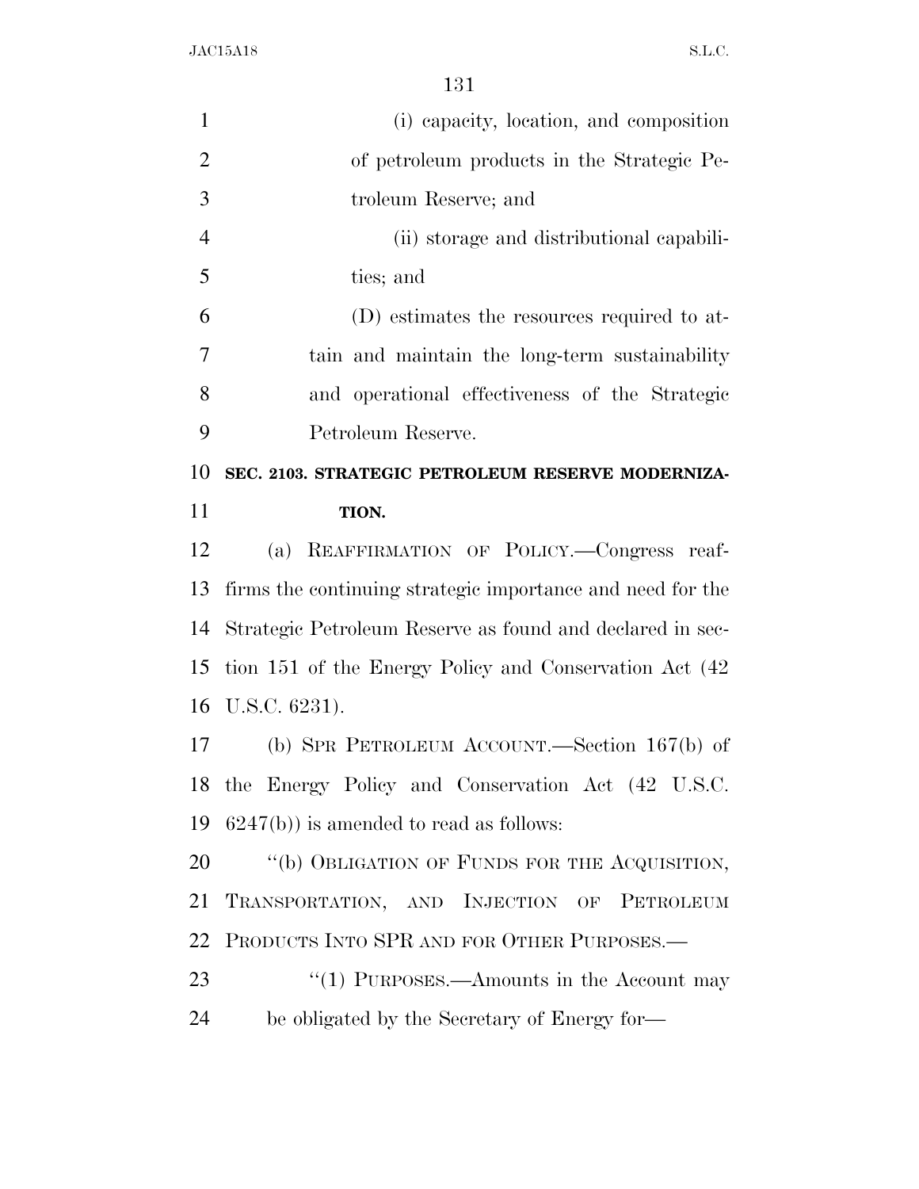(i) capacity, location, and composition of petroleum products in the Strategic Petroleum Reserve; and

(ii) storage and distributional capabilities; and

(D) estimates the resources required to attain and maintain the long-term sustainability and operational effectiveness of the Strategic Petroleum Reserve.

**SEC. 2103. STRATEGIC PETROLEUM RESERVE MODERNIZATION.**

(a) REAFFIRMATION OF POLICY.—Congress reaffirms the continuing strategic importance and need for the Strategic Petroleum Reserve as found and declared in section 151 of the Energy Policy and Conservation Act (42 U.S.C. 6231).

(b) SPR PETROLEUM ACCOUNT.—Section 167(b) of the Energy Policy and Conservation Act (42 U.S.C. 6247(b)) is amended to read as follows:

"(b) OBLIGATION OF FUNDS FOR THE ACQUISITION, TRANSPORTATION, AND INJECTION OF PETROLEUM PRODUCTS INTO SPR AND FOR OTHER PURPOSES.—

"(1) PURPOSES.—Amounts in the Account may be obligated by the Secretary of Energy for—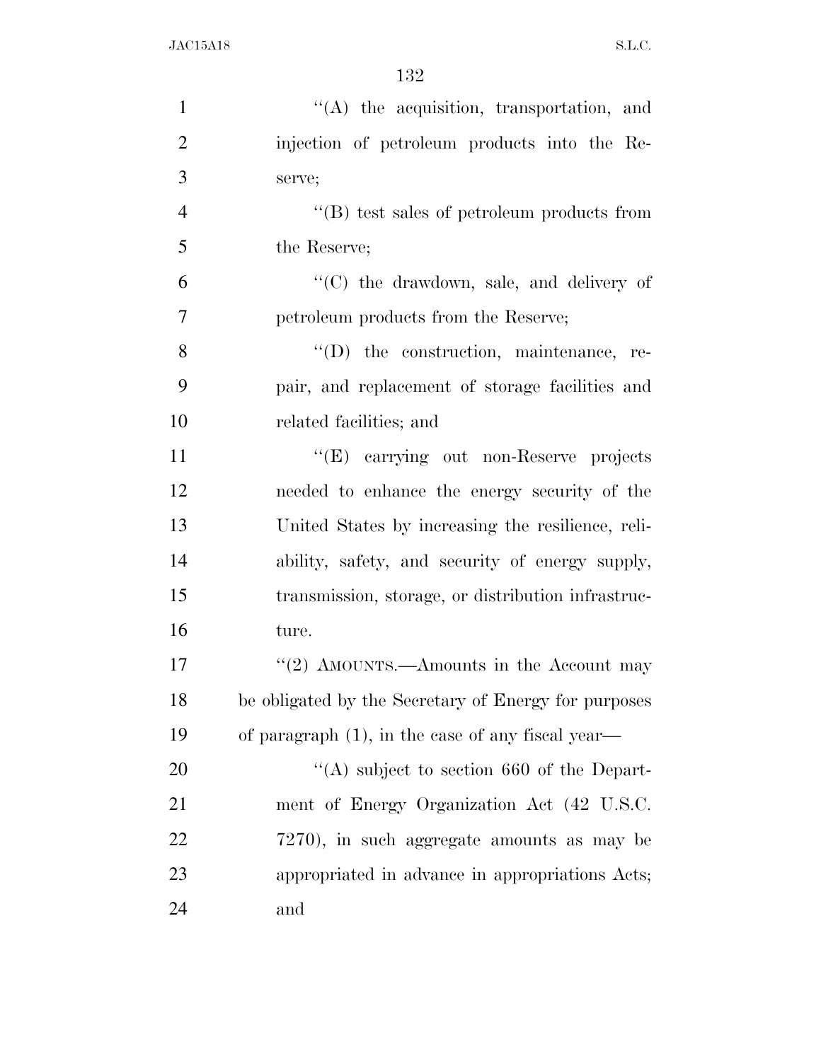''(A) the acquisition, transportation, and injection of petroleum products into the Reserve;

''(B) test sales of petroleum products from the Reserve;

''(C) the drawdown, sale, and delivery of petroleum products from the Reserve;

''(D) the construction, maintenance, repair, and replacement of storage facilities and related facilities; and

''(E) carrying out non-Reserve projects needed to enhance the energy security of the United States by increasing the resilience, reliability, safety, and security of energy supply, transmission, storage, or distribution infrastructure.

''(2) AMOUNTS.—Amounts in the Account may be obligated by the Secretary of Energy for purposes of paragraph (1), in the case of any fiscal year—

''(A) subject to section 660 of the Department of Energy Organization Act (42 U.S.C. 7270), in such aggregate amounts as may be appropriated in advance in appropriations Acts; and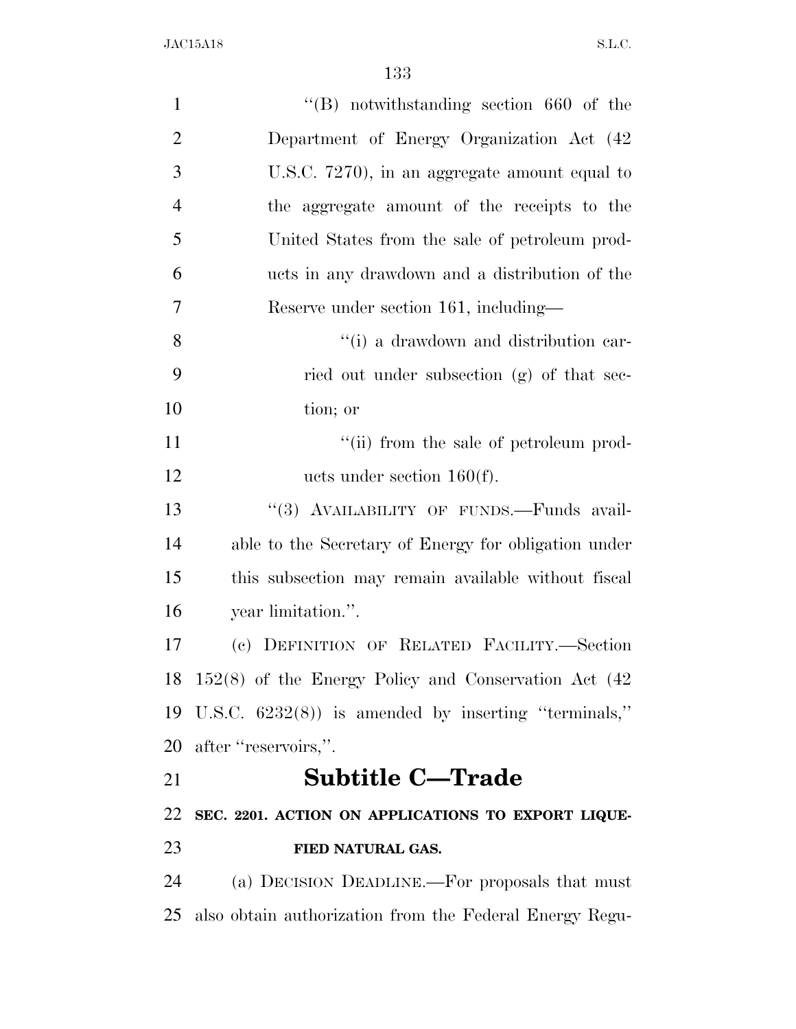"(B) notwithstanding section 660 of the Department of Energy Organization Act (42 U.S.C. 7270), in an aggregate amount equal to the aggregate amount of the receipts to the United States from the sale of petroleum products in any drawdown and a distribution of the Reserve under section 161, including—

"(i) a drawdown and distribution carried out under subsection (g) of that section; or

"(ii) from the sale of petroleum products under section 160(f).

"(3) AVAILABILITY OF FUNDS.—Funds available to the Secretary of Energy for obligation under this subsection may remain available without fiscal year limitation.".

(c) DEFINITION OF RELATED FACILITY.—Section 152(8) of the Energy Policy and Conservation Act (42 U.S.C. 6232(8)) is amended by inserting "terminals," after "reservoirs,".

## Subtitle C—Trade

### SEC. 2201. ACTION ON APPLICATIONS TO EXPORT LIQUEFIED NATURAL GAS.

(a) DECISION DEADLINE.—For proposals that must also obtain authorization from the Federal Energy Regu-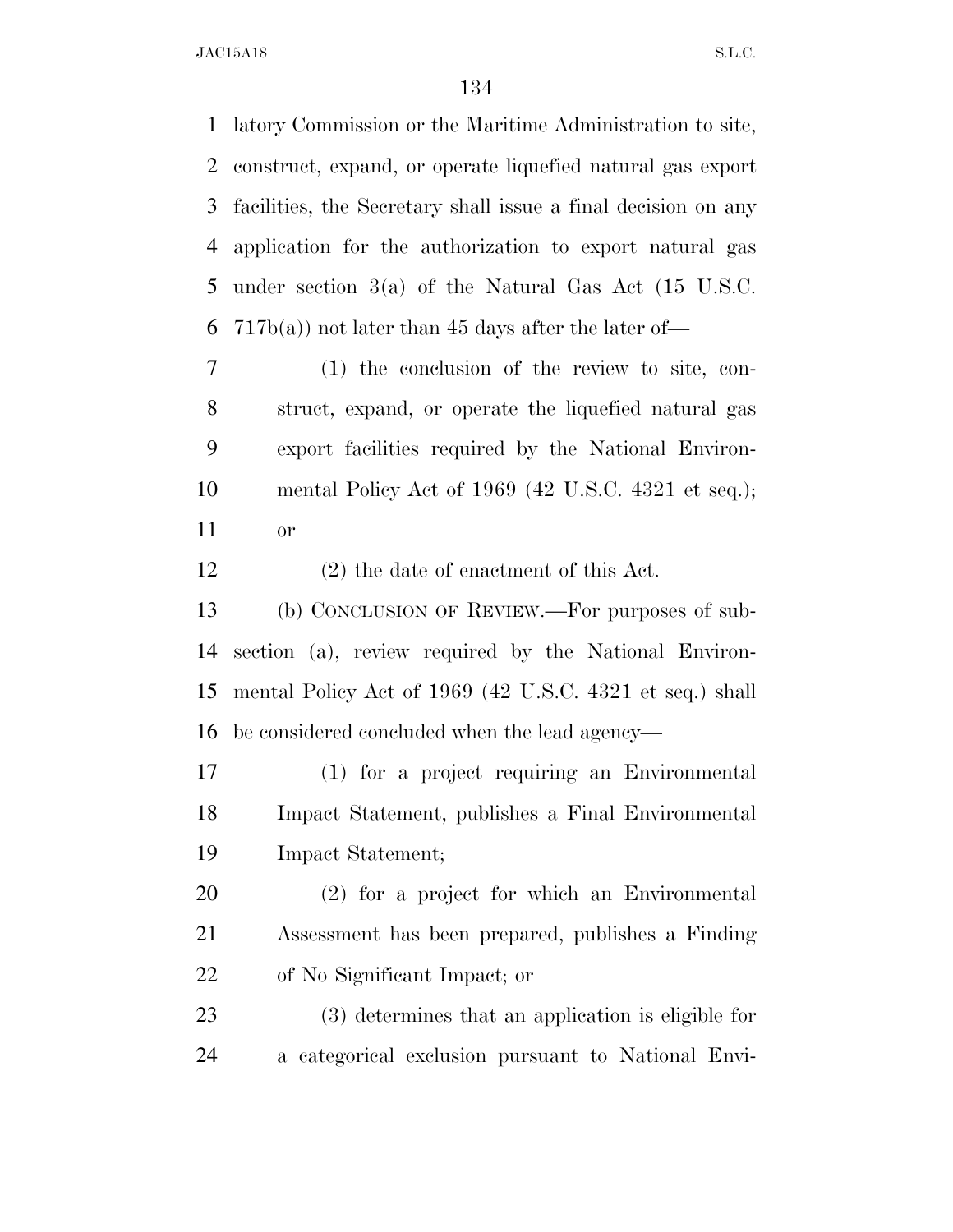latory Commission or the Maritime Administration to site, construct, expand, or operate liquefied natural gas export facilities, the Secretary shall issue a final decision on any application for the authorization to export natural gas under section 3(a) of the Natural Gas Act (15 U.S.C. 717b(a)) not later than 45 days after the later of—

(1) the conclusion of the review to site, construct, expand, or operate the liquefied natural gas export facilities required by the National Environmental Policy Act of 1969 (42 U.S.C. 4321 et seq.); or

(2) the date of enactment of this Act.

(b) CONCLUSION OF REVIEW.—For purposes of subsection (a), review required by the National Environmental Policy Act of 1969 (42 U.S.C. 4321 et seq.) shall be considered concluded when the lead agency—

(1) for a project requiring an Environmental Impact Statement, publishes a Final Environmental Impact Statement;

(2) for a project for which an Environmental Assessment has been prepared, publishes a Finding of No Significant Impact; or

(3) determines that an application is eligible for a categorical exclusion pursuant to National Envi-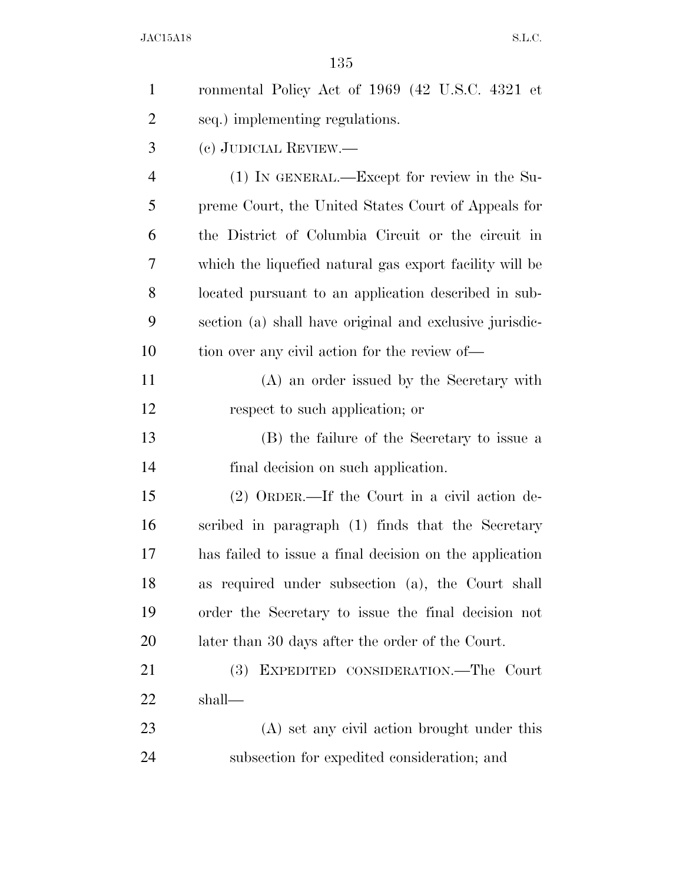ronmental Policy Act of 1969 (42 U.S.C. 4321 et seq.) implementing regulations.

(c) JUDICIAL REVIEW.—

(1) IN GENERAL.—Except for review in the Supreme Court, the United States Court of Appeals for the District of Columbia Circuit or the circuit in which the liquefied natural gas export facility will be located pursuant to an application described in subsection (a) shall have original and exclusive jurisdiction over any civil action for the review of—

(A) an order issued by the Secretary with respect to such application; or

(B) the failure of the Secretary to issue a final decision on such application.

(2) ORDER.—If the Court in a civil action described in paragraph (1) finds that the Secretary has failed to issue a final decision on the application as required under subsection (a), the Court shall order the Secretary to issue the final decision not later than 30 days after the order of the Court.

(3) EXPEDITED CONSIDERATION.—The Court shall—

(A) set any civil action brought under this subsection for expedited consideration; and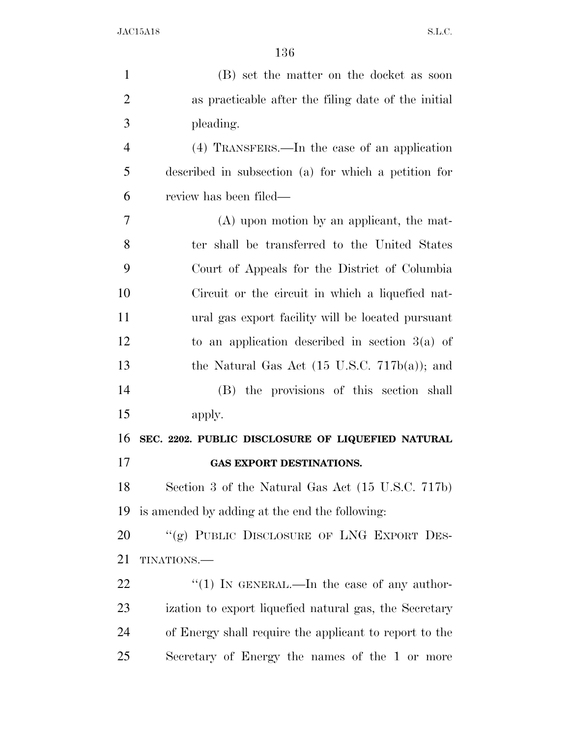(B) set the matter on the docket as soon as practicable after the filing date of the initial pleading.

(4) TRANSFERS.—In the case of an application described in subsection (a) for which a petition for review has been filed—

(A) upon motion by an applicant, the matter shall be transferred to the United States Court of Appeals for the District of Columbia Circuit or the circuit in which a liquefied natural gas export facility will be located pursuant to an application described in section 3(a) of the Natural Gas Act (15 U.S.C. 717b(a)); and

(B) the provisions of this section shall apply.

**SEC. 2202. PUBLIC DISCLOSURE OF LIQUEFIED NATURAL GAS EXPORT DESTINATIONS.**

Section 3 of the Natural Gas Act (15 U.S.C. 717b) is amended by adding at the end the following:

"(g) PUBLIC DISCLOSURE OF LNG EXPORT DESTINATIONS.—

"(1) IN GENERAL.—In the case of any authorization to export liquefied natural gas, the Secretary of Energy shall require the applicant to report to the Secretary of Energy the names of the 1 or more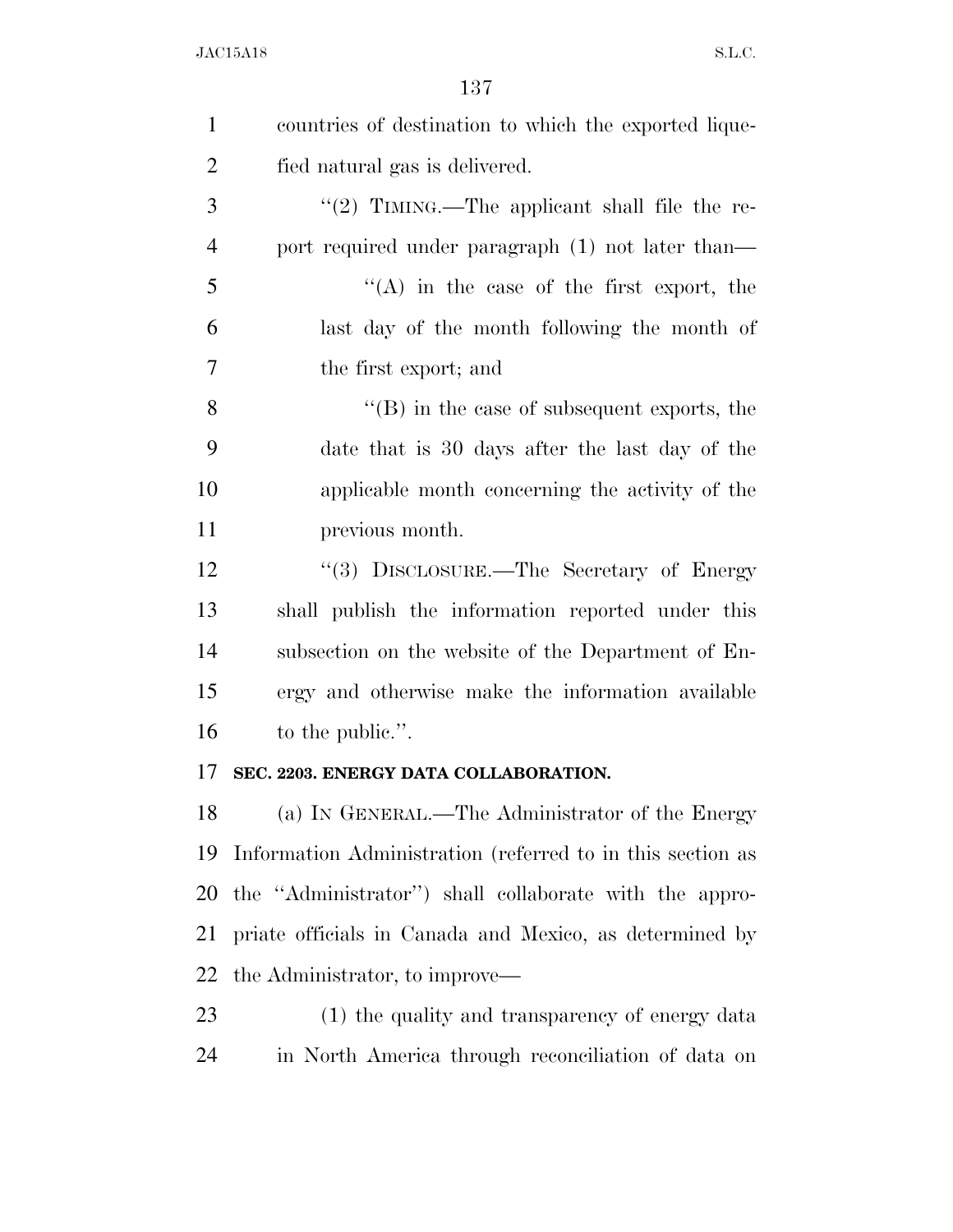countries of destination to which the exported liquefied natural gas is delivered.

"(2) TIMING.—The applicant shall file the report required under paragraph (1) not later than—

"(A) in the case of the first export, the last day of the month following the month of the first export; and

"(B) in the case of subsequent exports, the date that is 30 days after the last day of the applicable month concerning the activity of the previous month.

"(3) DISCLOSURE.—The Secretary of Energy shall publish the information reported under this subsection on the website of the Department of Energy and otherwise make the information available to the public.".

**SEC. 2203. ENERGY DATA COLLABORATION.**

(a) IN GENERAL.—The Administrator of the Energy Information Administration (referred to in this section as the "Administrator") shall collaborate with the appropriate officials in Canada and Mexico, as determined by the Administrator, to improve—

(1) the quality and transparency of energy data in North America through reconciliation of data on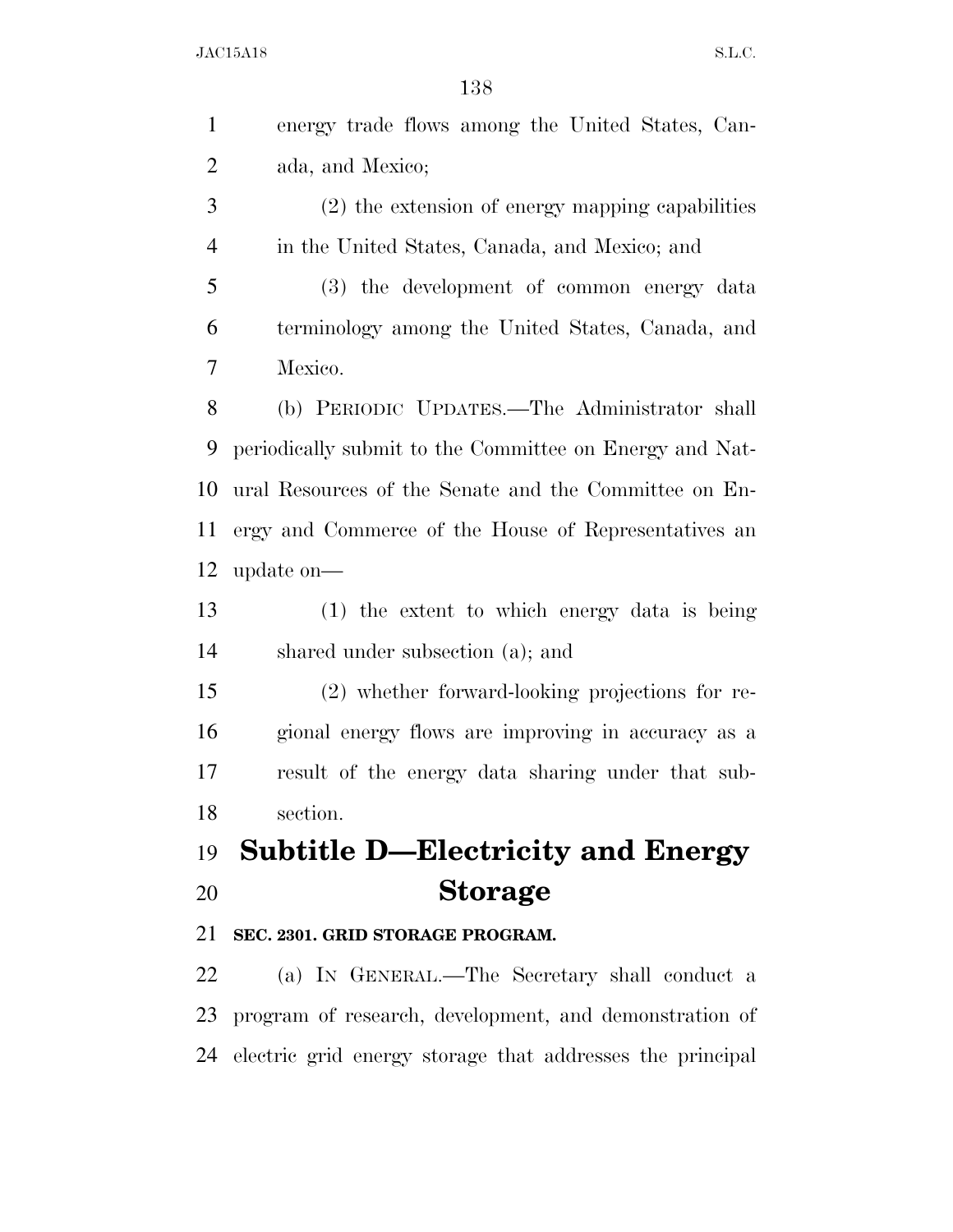energy trade flows among the United States, Canada, and Mexico;

(2) the extension of energy mapping capabilities in the United States, Canada, and Mexico; and

(3) the development of common energy data terminology among the United States, Canada, and Mexico.

(b) PERIODIC UPDATES.—The Administrator shall periodically submit to the Committee on Energy and Natural Resources of the Senate and the Committee on Energy and Commerce of the House of Representatives an update on—

(1) the extent to which energy data is being shared under subsection (a); and

(2) whether forward-looking projections for regional energy flows are improving in accuracy as a result of the energy data sharing under that subsection.

# Subtitle D—Electricity and Energy Storage

**SEC. 2301. GRID STORAGE PROGRAM.**

(a) IN GENERAL.—The Secretary shall conduct a program of research, development, and demonstration of electric grid energy storage that addresses the principal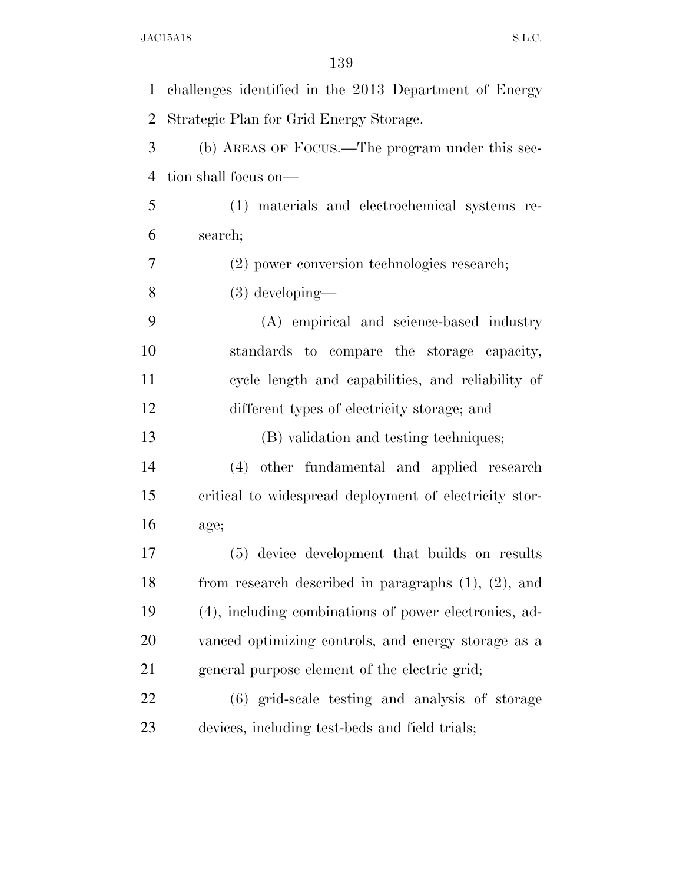challenges identified in the 2013 Department of Energy Strategic Plan for Grid Energy Storage.

(b) AREAS OF FOCUS.—The program under this section shall focus on—

(1) materials and electrochemical systems research;

(2) power conversion technologies research;

(3) developing—

(A) empirical and science-based industry standards to compare the storage capacity, cycle length and capabilities, and reliability of different types of electricity storage; and

(B) validation and testing techniques;

(4) other fundamental and applied research critical to widespread deployment of electricity storage;

(5) device development that builds on results from research described in paragraphs (1), (2), and (4), including combinations of power electronics, advanced optimizing controls, and energy storage as a general purpose element of the electric grid;

(6) grid-scale testing and analysis of storage devices, including test-beds and field trials;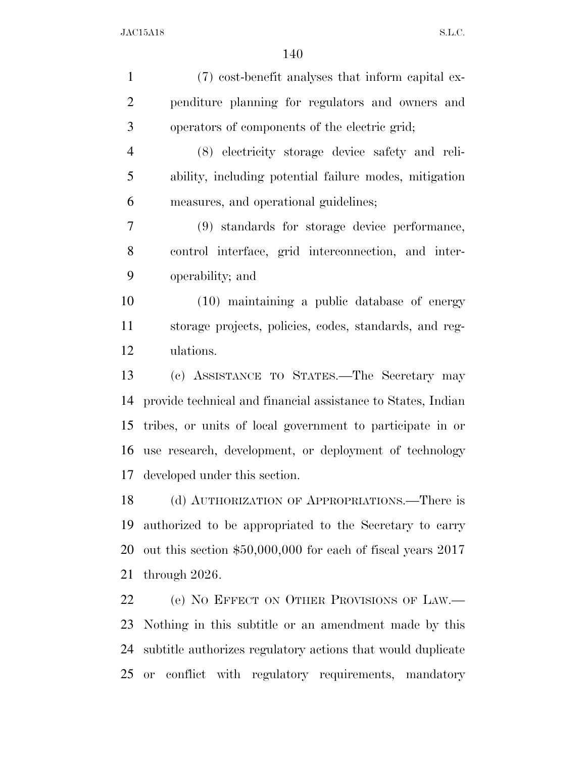(7) cost-benefit analyses that inform capital expenditure planning for regulators and owners and operators of components of the electric grid;

(8) electricity storage device safety and reliability, including potential failure modes, mitigation measures, and operational guidelines;

(9) standards for storage device performance, control interface, grid interconnection, and interoperability; and

(10) maintaining a public database of energy storage projects, policies, codes, standards, and regulations.

(c) ASSISTANCE TO STATES.—The Secretary may provide technical and financial assistance to States, Indian tribes, or units of local government to participate in or use research, development, or deployment of technology developed under this section.

(d) AUTHORIZATION OF APPROPRIATIONS.—There is authorized to be appropriated to the Secretary to carry out this section $50,000,000 for each of fiscal years 2017 through 2026.

(e) NO EFFECT ON OTHER PROVISIONS OF LAW.—Nothing in this subtitle or an amendment made by this subtitle authorizes regulatory actions that would duplicate or conflict with regulatory requirements, mandatory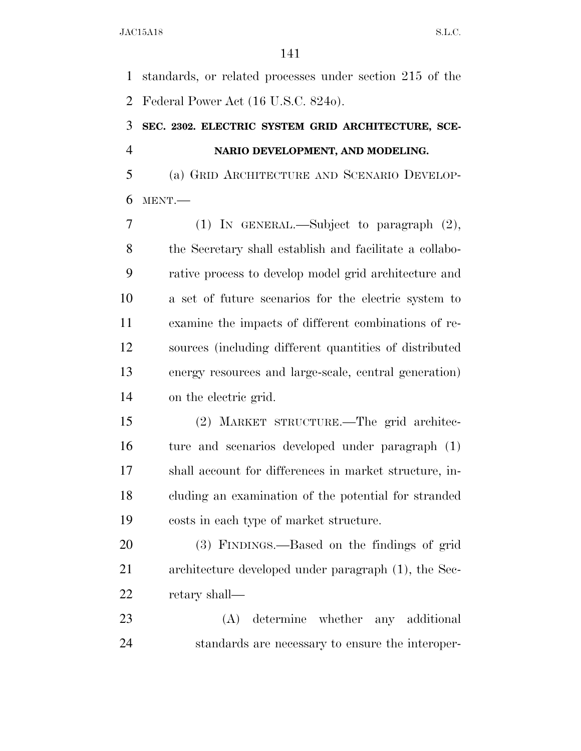standards, or related processes under section 215 of the Federal Power Act (16 U.S.C. 824o).

### SEC. 2302. ELECTRIC SYSTEM GRID ARCHITECTURE, SCENARIO DEVELOPMENT, AND MODELING.

(a) GRID ARCHITECTURE AND SCENARIO DEVELOPMENT.—

(1) IN GENERAL.—Subject to paragraph (2), the Secretary shall establish and facilitate a collaborative process to develop model grid architecture and a set of future scenarios for the electric system to examine the impacts of different combinations of resources (including different quantities of distributed energy resources and large-scale, central generation) on the electric grid.

(2) MARKET STRUCTURE.—The grid architecture and scenarios developed under paragraph (1) shall account for differences in market structure, including an examination of the potential for stranded costs in each type of market structure.

(3) FINDINGS.—Based on the findings of grid architecture developed under paragraph (1), the Secretary shall—

(A) determine whether any additional standards are necessary to ensure the interoper-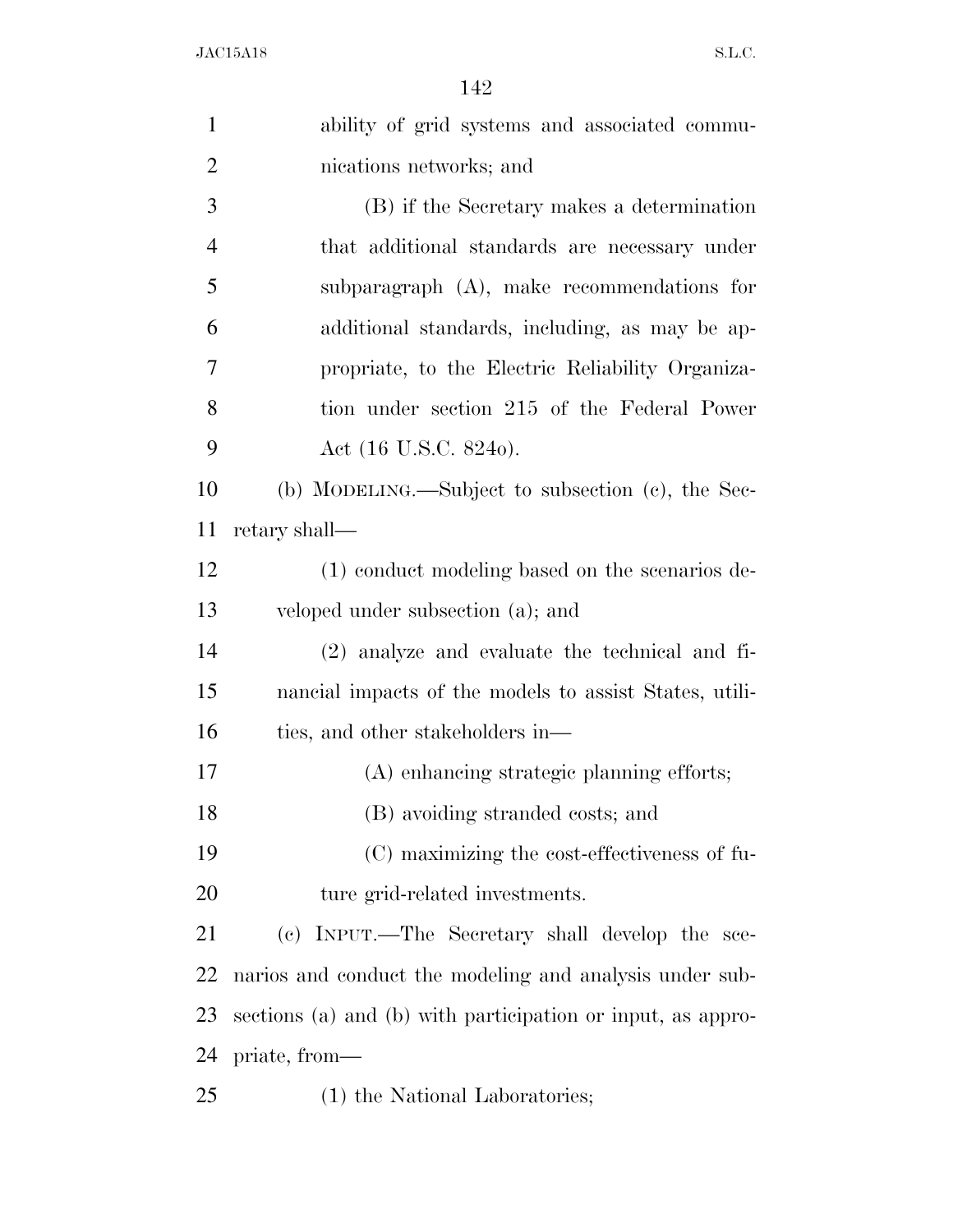ability of grid systems and associated communications networks; and

(B) if the Secretary makes a determination that additional standards are necessary under subparagraph (A), make recommendations for additional standards, including, as may be appropriate, to the Electric Reliability Organization under section 215 of the Federal Power Act (16 U.S.C. 824o).

(b) MODELING.—Subject to subsection (c), the Secretary shall—

(1) conduct modeling based on the scenarios developed under subsection (a); and

(2) analyze and evaluate the technical and financial impacts of the models to assist States, utilities, and other stakeholders in—

(A) enhancing strategic planning efforts;

(B) avoiding stranded costs; and

(C) maximizing the cost-effectiveness of future grid-related investments.

(c) INPUT.—The Secretary shall develop the scenarios and conduct the modeling and analysis under subsections (a) and (b) with participation or input, as appropriate, from—

(1) the National Laboratories;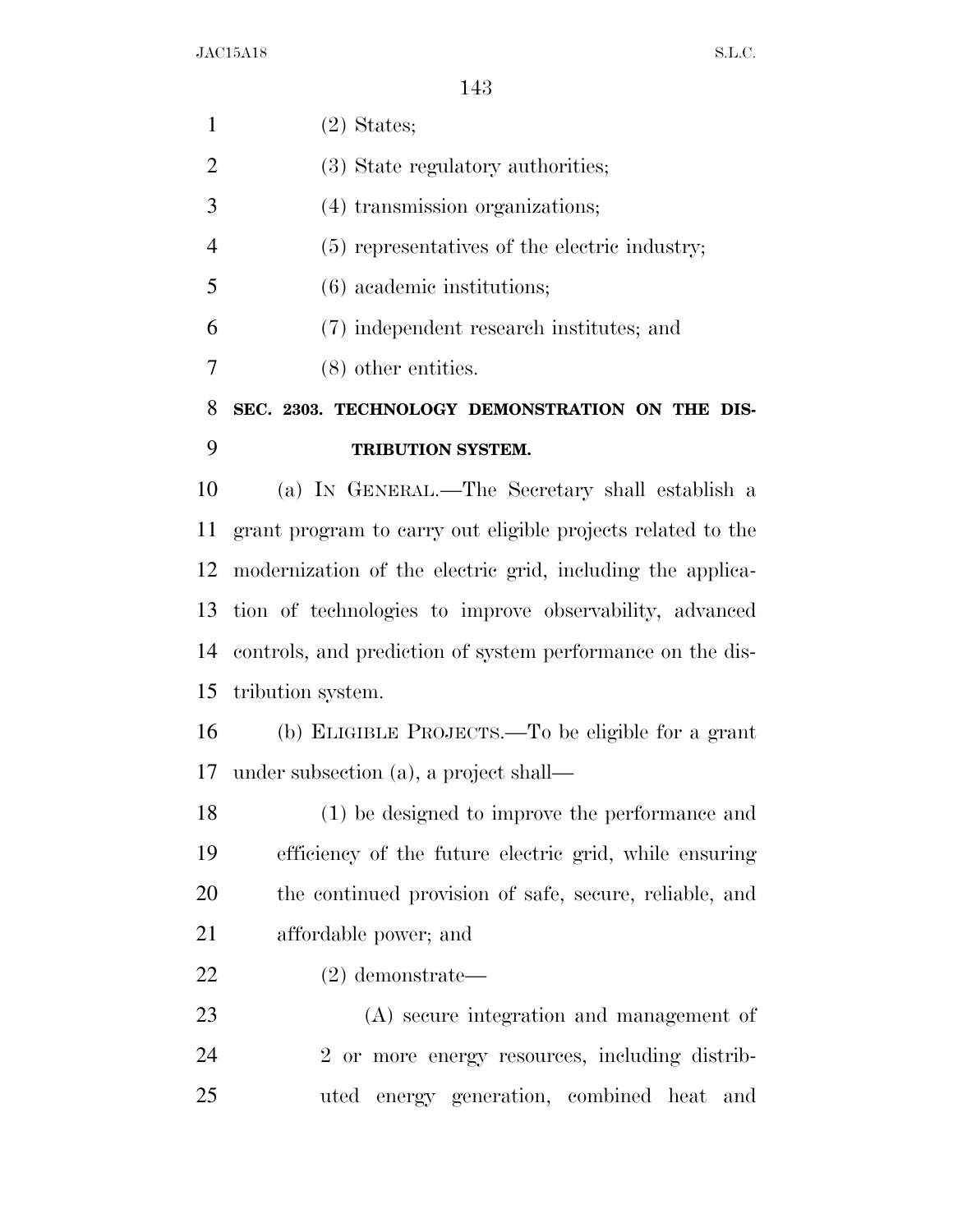(2) States;

(3) State regulatory authorities;

(4) transmission organizations;

(5) representatives of the electric industry;

(6) academic institutions;

(7) independent research institutes; and

(8) other entities.

### SEC. 2303. TECHNOLOGY DEMONSTRATION ON THE DISTRIBUTION SYSTEM.

(a) IN GENERAL.—The Secretary shall establish a grant program to carry out eligible projects related to the modernization of the electric grid, including the application of technologies to improve observability, advanced controls, and prediction of system performance on the distribution system.

(b) ELIGIBLE PROJECTS.—To be eligible for a grant under subsection (a), a project shall—

(1) be designed to improve the performance and efficiency of the future electric grid, while ensuring the continued provision of safe, secure, reliable, and affordable power; and

(2) demonstrate—

(A) secure integration and management of 2 or more energy resources, including distributed energy generation, combined heat and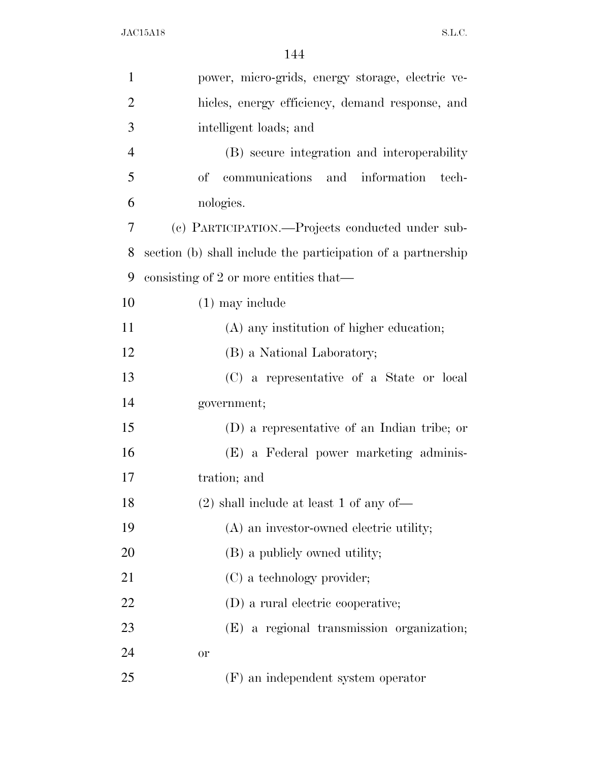power, micro-grids, energy storage, electric vehicles, energy efficiency, demand response, and intelligent loads; and

(B) secure integration and interoperability of communications and information technologies.

(c) PARTICIPATION.—Projects conducted under subsection (b) shall include the participation of a partnership consisting of 2 or more entities that—

(1) may include

(A) any institution of higher education;

(B) a National Laboratory;

(C) a representative of a State or local government;

(D) a representative of an Indian tribe; or

(E) a Federal power marketing administration; and

(2) shall include at least 1 of any of—

(A) an investor-owned electric utility;

(B) a publicly owned utility;

(C) a technology provider;

(D) a rural electric cooperative;

(E) a regional transmission organization; or

(F) an independent system operator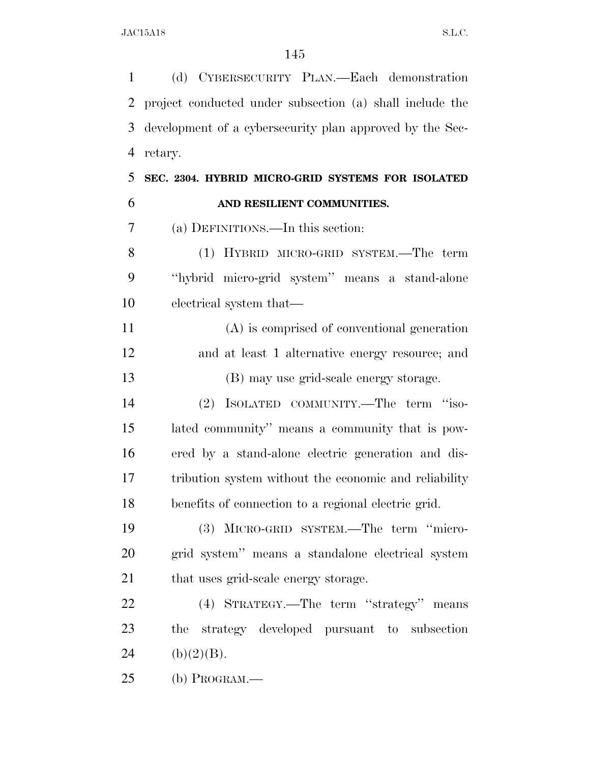(d) CYBERSECURITY PLAN.—Each demonstration project conducted under subsection (a) shall include the development of a cybersecurity plan approved by the Secretary.

**SEC. 2304. HYBRID MICRO-GRID SYSTEMS FOR ISOLATED AND RESILIENT COMMUNITIES.**

(a) DEFINITIONS.—In this section:

(1) HYBRID MICRO-GRID SYSTEM.—The term ''hybrid micro-grid system'' means a stand-alone electrical system that—

(A) is comprised of conventional generation and at least 1 alternative energy resource; and

(B) may use grid-scale energy storage.

(2) ISOLATED COMMUNITY.—The term ''isolated community'' means a community that is powered by a stand-alone electric generation and distribution system without the economic and reliability benefits of connection to a regional electric grid.

(3) MICRO-GRID SYSTEM.—The term ''micro-grid system'' means a standalone electrical system that uses grid-scale energy storage.

(4) STRATEGY.—The term ''strategy'' means the strategy developed pursuant to subsection (b)(2)(B).

(b) PROGRAM.—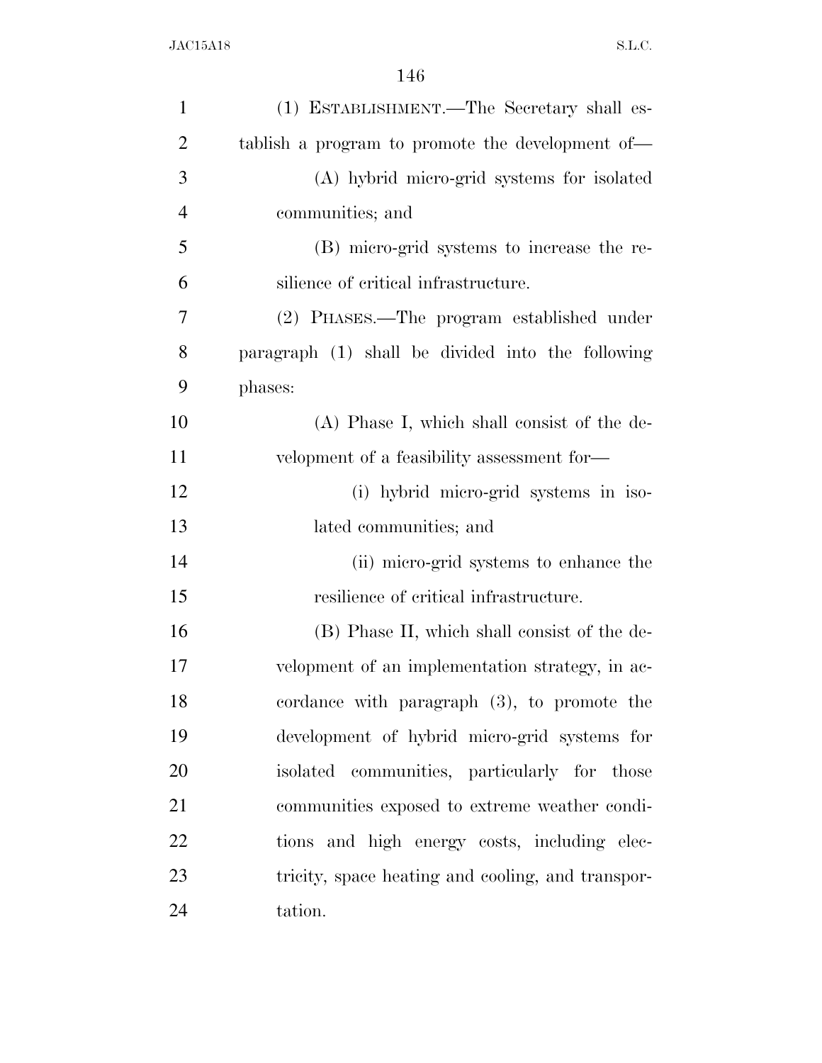(1) ESTABLISHMENT.—The Secretary shall establish a program to promote the development of—

(A) hybrid micro-grid systems for isolated communities; and

(B) micro-grid systems to increase the resilience of critical infrastructure.

(2) PHASES.—The program established under paragraph (1) shall be divided into the following phases:

(A) Phase I, which shall consist of the development of a feasibility assessment for—

(i) hybrid micro-grid systems in isolated communities; and

(ii) micro-grid systems to enhance the resilience of critical infrastructure.

(B) Phase II, which shall consist of the development of an implementation strategy, in accordance with paragraph (3), to promote the development of hybrid micro-grid systems for isolated communities, particularly for those communities exposed to extreme weather conditions and high energy costs, including electricity, space heating and cooling, and transportation.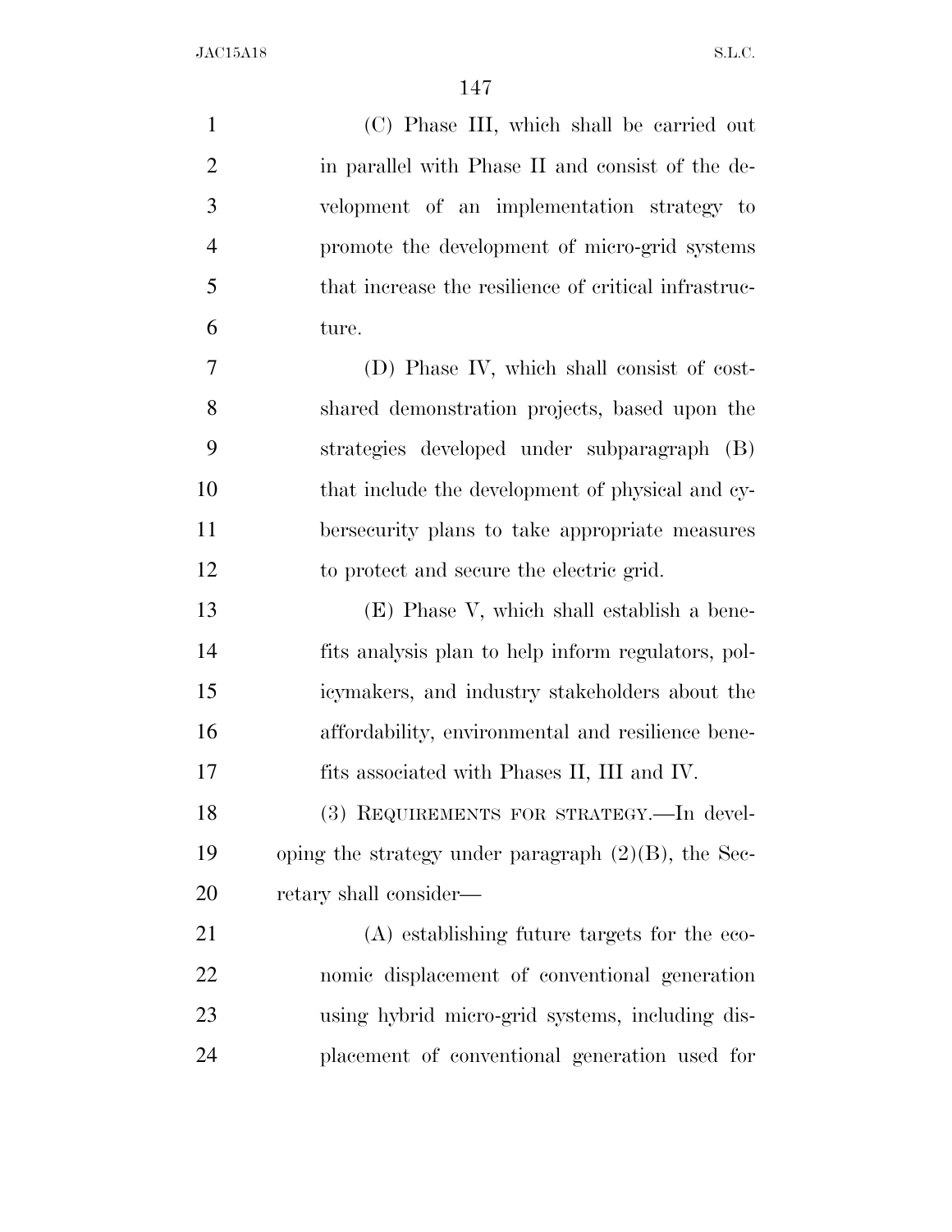(C) Phase III, which shall be carried out in parallel with Phase II and consist of the development of an implementation strategy to promote the development of micro-grid systems that increase the resilience of critical infrastructure.

(D) Phase IV, which shall consist of cost-shared demonstration projects, based upon the strategies developed under subparagraph (B) that include the development of physical and cybersecurity plans to take appropriate measures to protect and secure the electric grid.

(E) Phase V, which shall establish a benefits analysis plan to help inform regulators, policymakers, and industry stakeholders about the affordability, environmental and resilience benefits associated with Phases II, III and IV.

(3) REQUIREMENTS FOR STRATEGY.—In developing the strategy under paragraph (2)(B), the Secretary shall consider—

(A) establishing future targets for the economic displacement of conventional generation using hybrid micro-grid systems, including displacement of conventional generation used for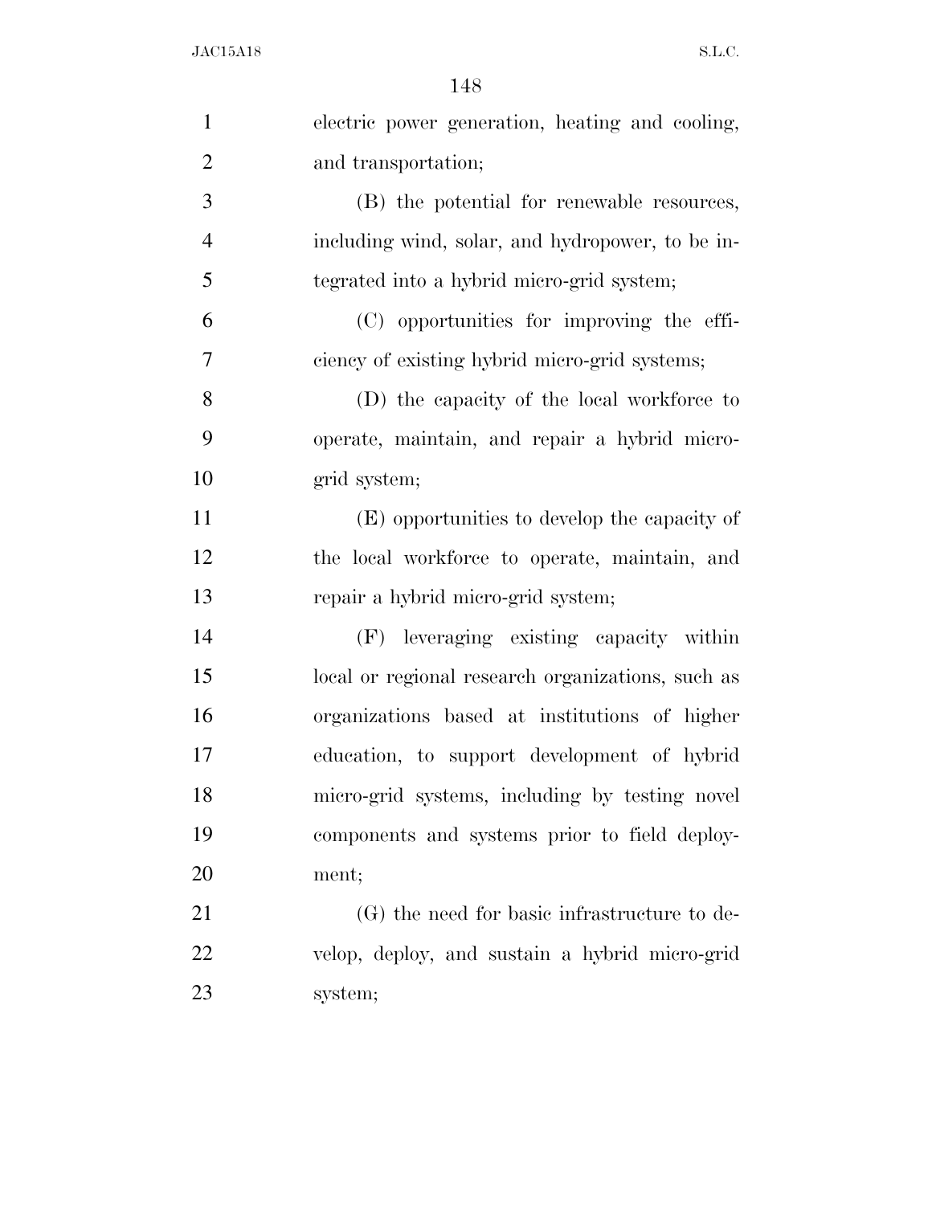electric power generation, heating and cooling, and transportation;

(B) the potential for renewable resources, including wind, solar, and hydropower, to be integrated into a hybrid micro-grid system;

(C) opportunities for improving the efficiency of existing hybrid micro-grid systems;

(D) the capacity of the local workforce to operate, maintain, and repair a hybrid micro-grid system;

(E) opportunities to develop the capacity of the local workforce to operate, maintain, and repair a hybrid micro-grid system;

(F) leveraging existing capacity within local or regional research organizations, such as organizations based at institutions of higher education, to support development of hybrid micro-grid systems, including by testing novel components and systems prior to field deployment;

(G) the need for basic infrastructure to develop, deploy, and sustain a hybrid micro-grid system;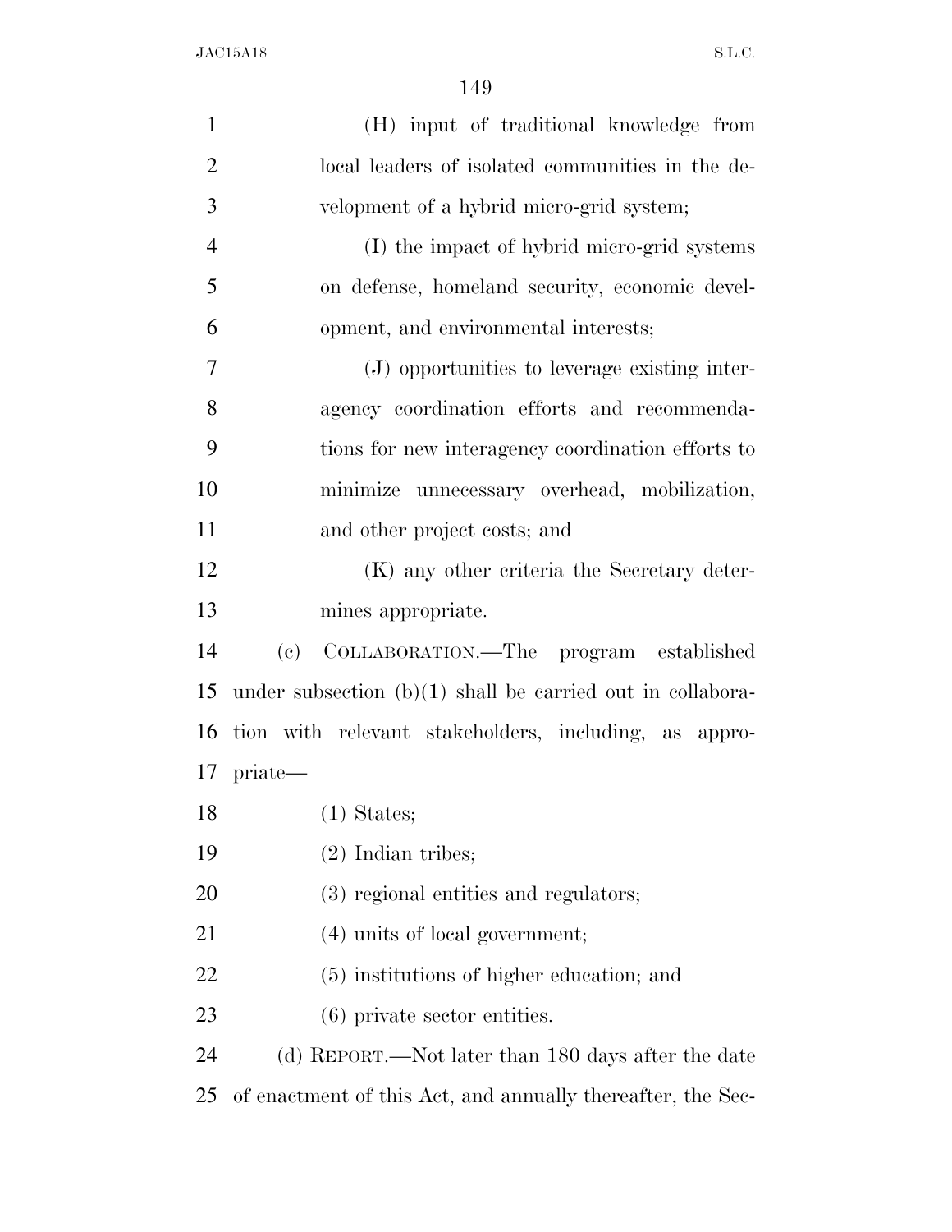(H) input of traditional knowledge from local leaders of isolated communities in the development of a hybrid micro-grid system;

(I) the impact of hybrid micro-grid systems on defense, homeland security, economic development, and environmental interests;

(J) opportunities to leverage existing interagency coordination efforts and recommendations for new interagency coordination efforts to minimize unnecessary overhead, mobilization, and other project costs; and

(K) any other criteria the Secretary determines appropriate.

(c) COLLABORATION.—The program established under subsection (b)(1) shall be carried out in collaboration with relevant stakeholders, including, as appropriate—

(1) States;

(2) Indian tribes;

(3) regional entities and regulators;

(4) units of local government;

(5) institutions of higher education; and

(6) private sector entities.

(d) REPORT.—Not later than 180 days after the date of enactment of this Act, and annually thereafter, the Sec-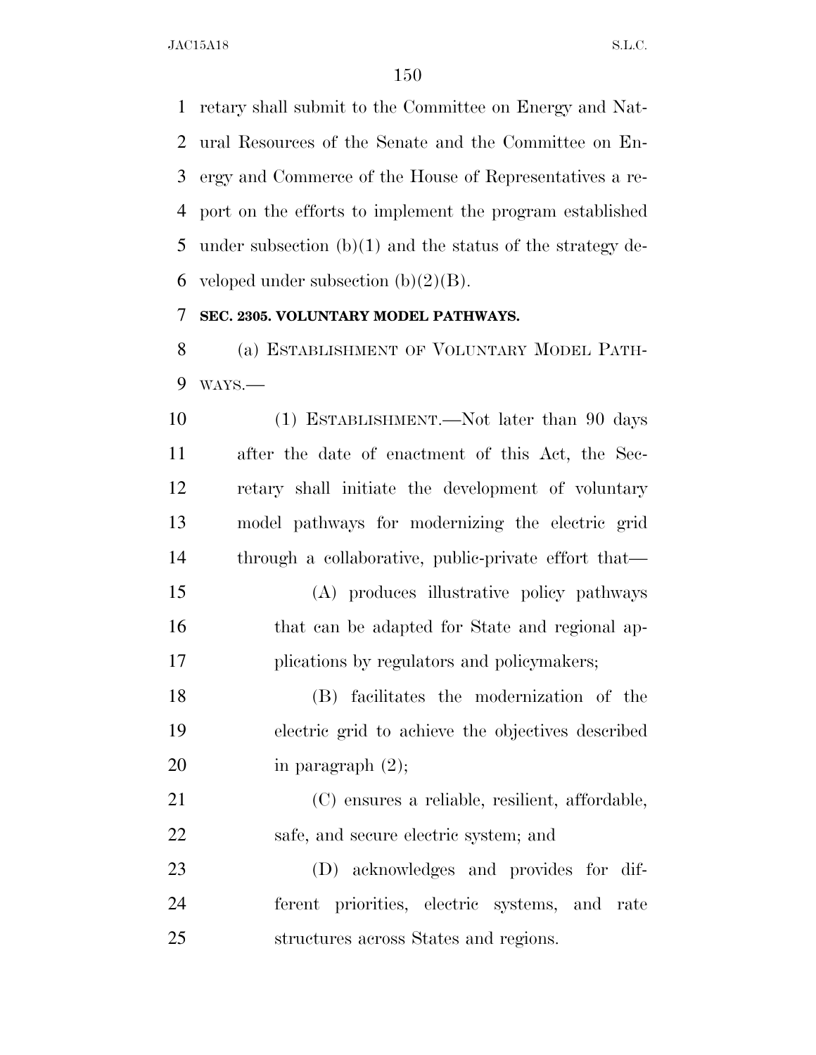retary shall submit to the Committee on Energy and Natural Resources of the Senate and the Committee on Energy and Commerce of the House of Representatives a report on the efforts to implement the program established under subsection (b)(1) and the status of the strategy developed under subsection (b)(2)(B).

**SEC. 2305. VOLUNTARY MODEL PATHWAYS.**

(a) ESTABLISHMENT OF VOLUNTARY MODEL PATHWAYS.—

(1) ESTABLISHMENT.—Not later than 90 days after the date of enactment of this Act, the Secretary shall initiate the development of voluntary model pathways for modernizing the electric grid through a collaborative, public-private effort that—

(A) produces illustrative policy pathways that can be adapted for State and regional applications by regulators and policymakers;

(B) facilitates the modernization of the electric grid to achieve the objectives described in paragraph (2);

(C) ensures a reliable, resilient, affordable, safe, and secure electric system; and

(D) acknowledges and provides for different priorities, electric systems, and rate structures across States and regions.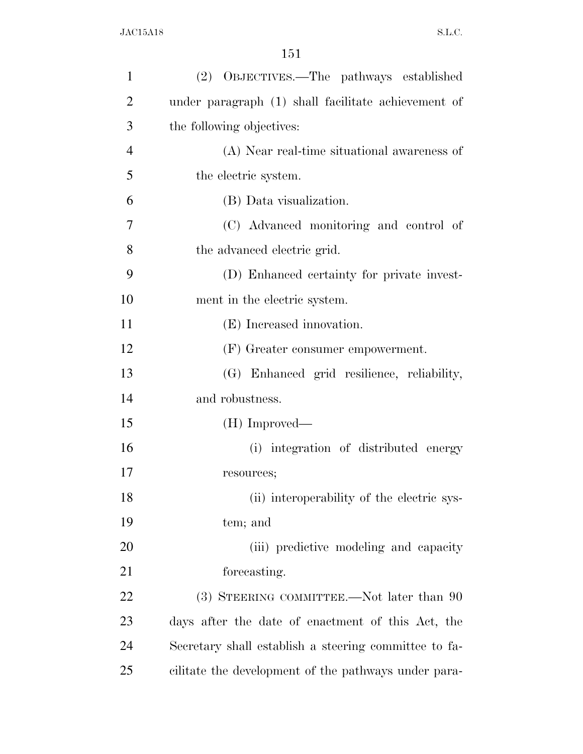(2) OBJECTIVES.—The pathways established under paragraph (1) shall facilitate achievement of the following objectives:

(A) Near real-time situational awareness of the electric system.

(B) Data visualization.

(C) Advanced monitoring and control of the advanced electric grid.

(D) Enhanced certainty for private investment in the electric system.

(E) Increased innovation.

(F) Greater consumer empowerment.

(G) Enhanced grid resilience, reliability, and robustness.

(H) Improved—

(i) integration of distributed energy resources;

(ii) interoperability of the electric system; and

(iii) predictive modeling and capacity forecasting.

(3) STEERING COMMITTEE.—Not later than 90 days after the date of enactment of this Act, the Secretary shall establish a steering committee to facilitate the development of the pathways under para-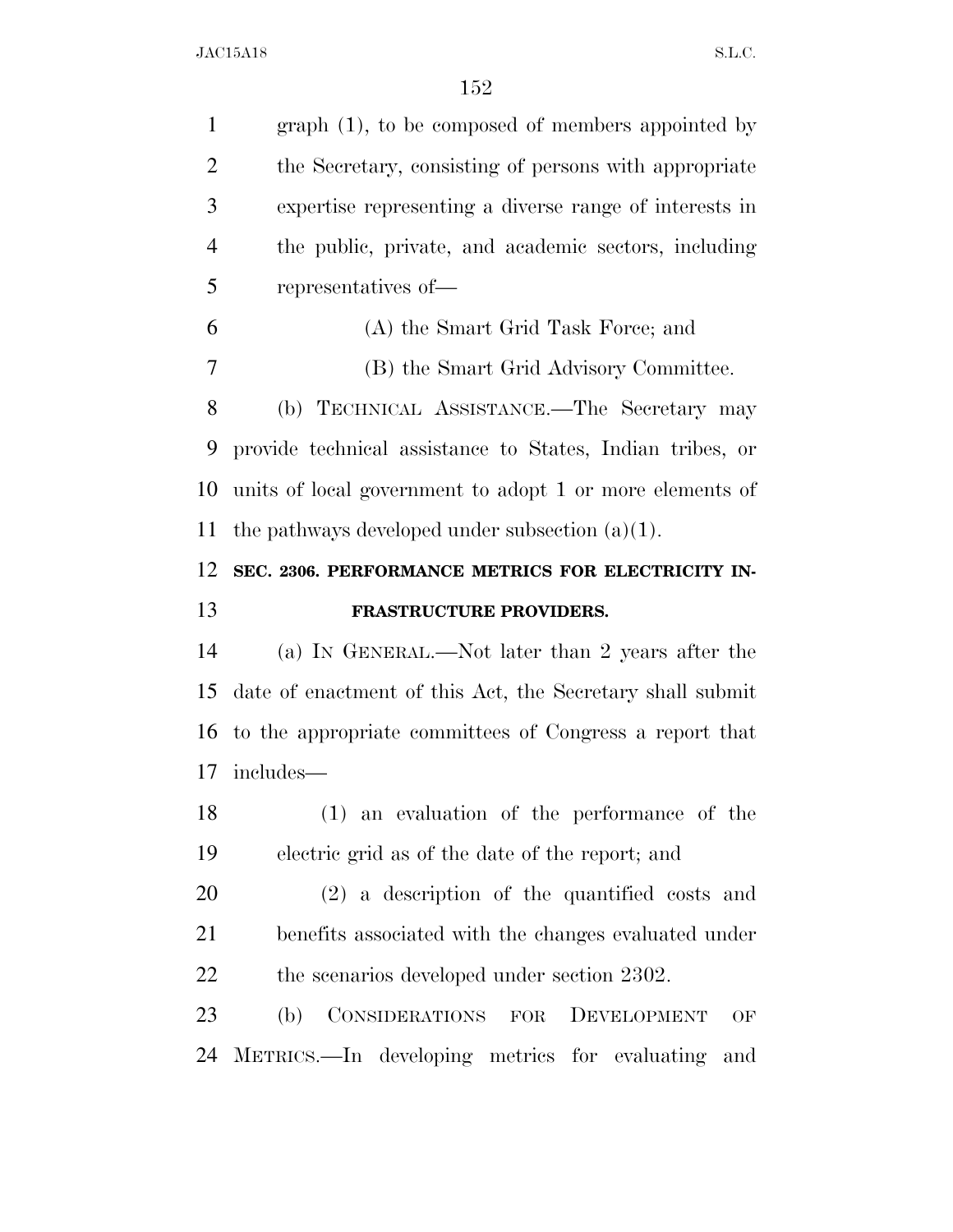graph (1), to be composed of members appointed by the Secretary, consisting of persons with appropriate expertise representing a diverse range of interests in the public, private, and academic sectors, including representatives of—

(A) the Smart Grid Task Force; and

(B) the Smart Grid Advisory Committee.

(b) TECHNICAL ASSISTANCE.—The Secretary may provide technical assistance to States, Indian tribes, or units of local government to adopt 1 or more elements of the pathways developed under subsection (a)(1).

**SEC. 2306. PERFORMANCE METRICS FOR ELECTRICITY INFRASTRUCTURE PROVIDERS.**

(a) IN GENERAL.—Not later than 2 years after the date of enactment of this Act, the Secretary shall submit to the appropriate committees of Congress a report that includes—

(1) an evaluation of the performance of the electric grid as of the date of the report; and

(2) a description of the quantified costs and benefits associated with the changes evaluated under the scenarios developed under section 2302.

(b) CONSIDERATIONS FOR DEVELOPMENT OF METRICS.—In developing metrics for evaluating and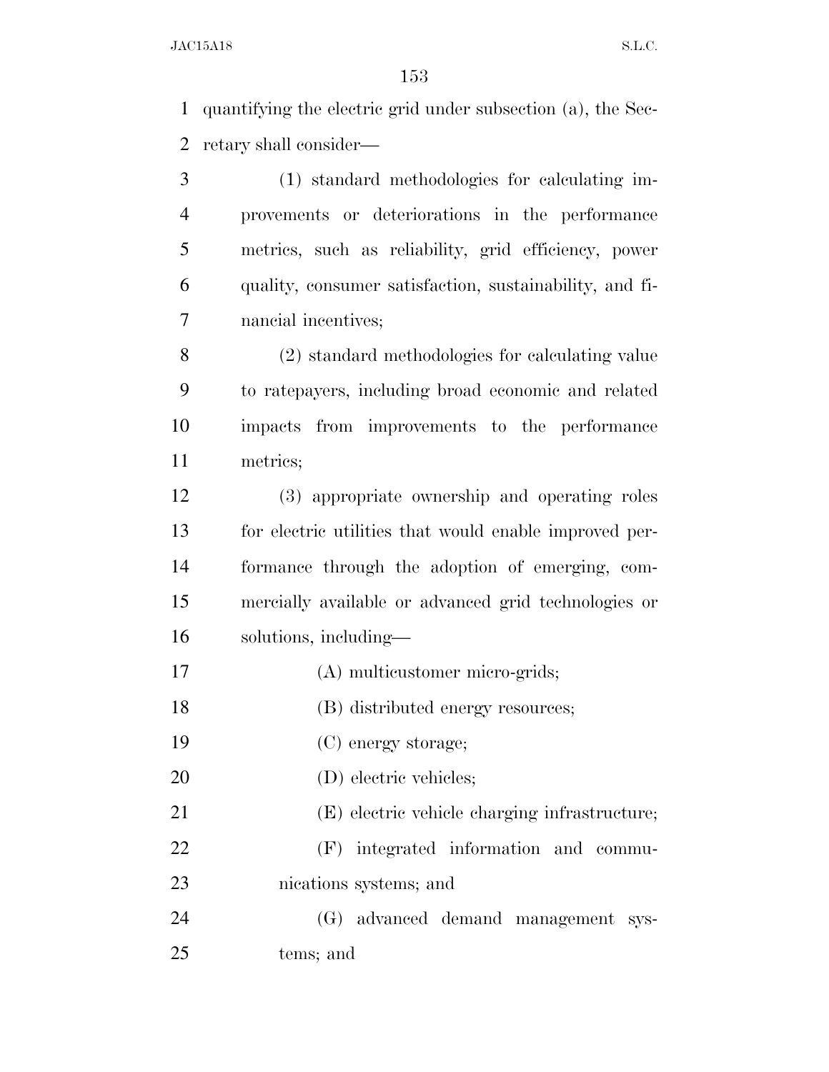quantifying the electric grid under subsection (a), the Secretary shall consider—

(1) standard methodologies for calculating improvements or deteriorations in the performance metrics, such as reliability, grid efficiency, power quality, consumer satisfaction, sustainability, and financial incentives;

(2) standard methodologies for calculating value to ratepayers, including broad economic and related impacts from improvements to the performance metrics;

(3) appropriate ownership and operating roles for electric utilities that would enable improved performance through the adoption of emerging, commercially available or advanced grid technologies or solutions, including—

(A) multicustomer micro-grids;

(B) distributed energy resources;

(C) energy storage;

(D) electric vehicles;

(E) electric vehicle charging infrastructure;

(F) integrated information and communications systems; and

(G) advanced demand management systems; and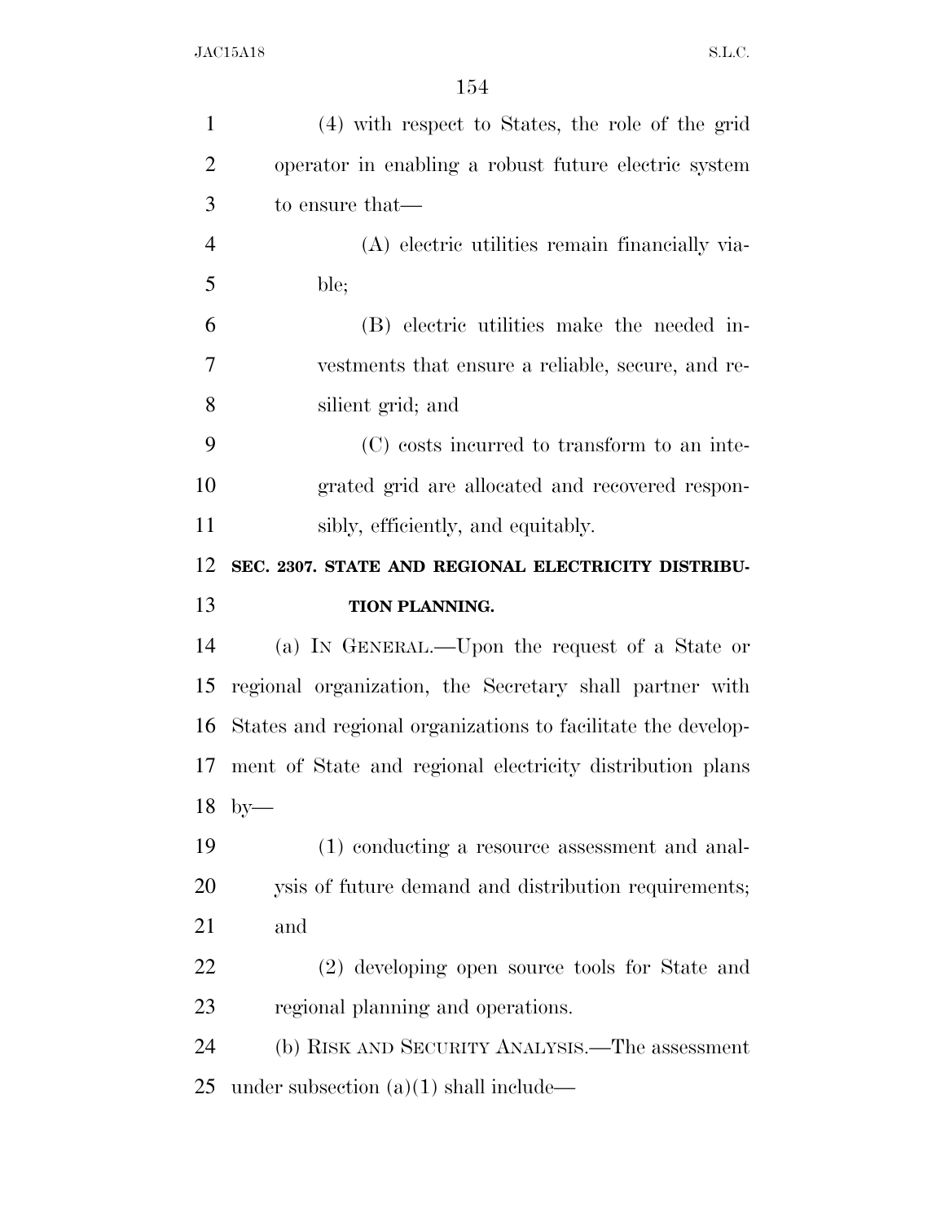(4) with respect to States, the role of the grid operator in enabling a robust future electric system to ensure that—

(A) electric utilities remain financially viable;

(B) electric utilities make the needed investments that ensure a reliable, secure, and resilient grid; and

(C) costs incurred to transform to an integrated grid are allocated and recovered responsibly, efficiently, and equitably.

**SEC. 2307. STATE AND REGIONAL ELECTRICITY DISTRIBUTION PLANNING.**

(a) IN GENERAL.—Upon the request of a State or regional organization, the Secretary shall partner with States and regional organizations to facilitate the development of State and regional electricity distribution plans by—

(1) conducting a resource assessment and analysis of future demand and distribution requirements; and

(2) developing open source tools for State and regional planning and operations.

(b) RISK AND SECURITY ANALYSIS.—The assessment under subsection (a)(1) shall include—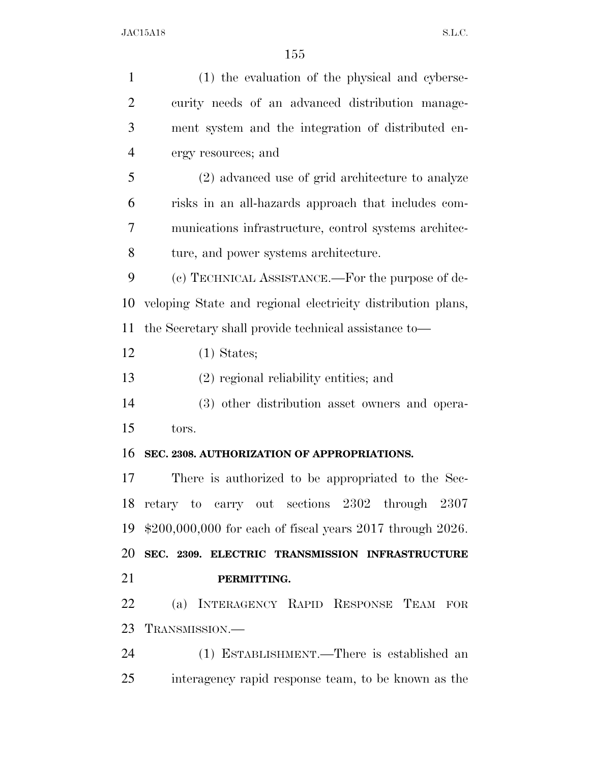(1) the evaluation of the physical and cybersecurity needs of an advanced distribution management system and the integration of distributed energy resources; and

(2) advanced use of grid architecture to analyze risks in an all-hazards approach that includes communications infrastructure, control systems architecture, and power systems architecture.

(c) TECHNICAL ASSISTANCE.—For the purpose of developing State and regional electricity distribution plans, the Secretary shall provide technical assistance to—

(1) States;

(2) regional reliability entities; and

(3) other distribution asset owners and operators.

**SEC. 2308. AUTHORIZATION OF APPROPRIATIONS.**

There is authorized to be appropriated to the Secretary to carry out sections 2302 through 2307 $200,000,000 for each of fiscal years 2017 through 2026.

**SEC. 2309. ELECTRIC TRANSMISSION INFRASTRUCTURE PERMITTING.**

(a) INTERAGENCY RAPID RESPONSE TEAM FOR TRANSMISSION.—

(1) ESTABLISHMENT.—There is established an interagency rapid response team, to be known as the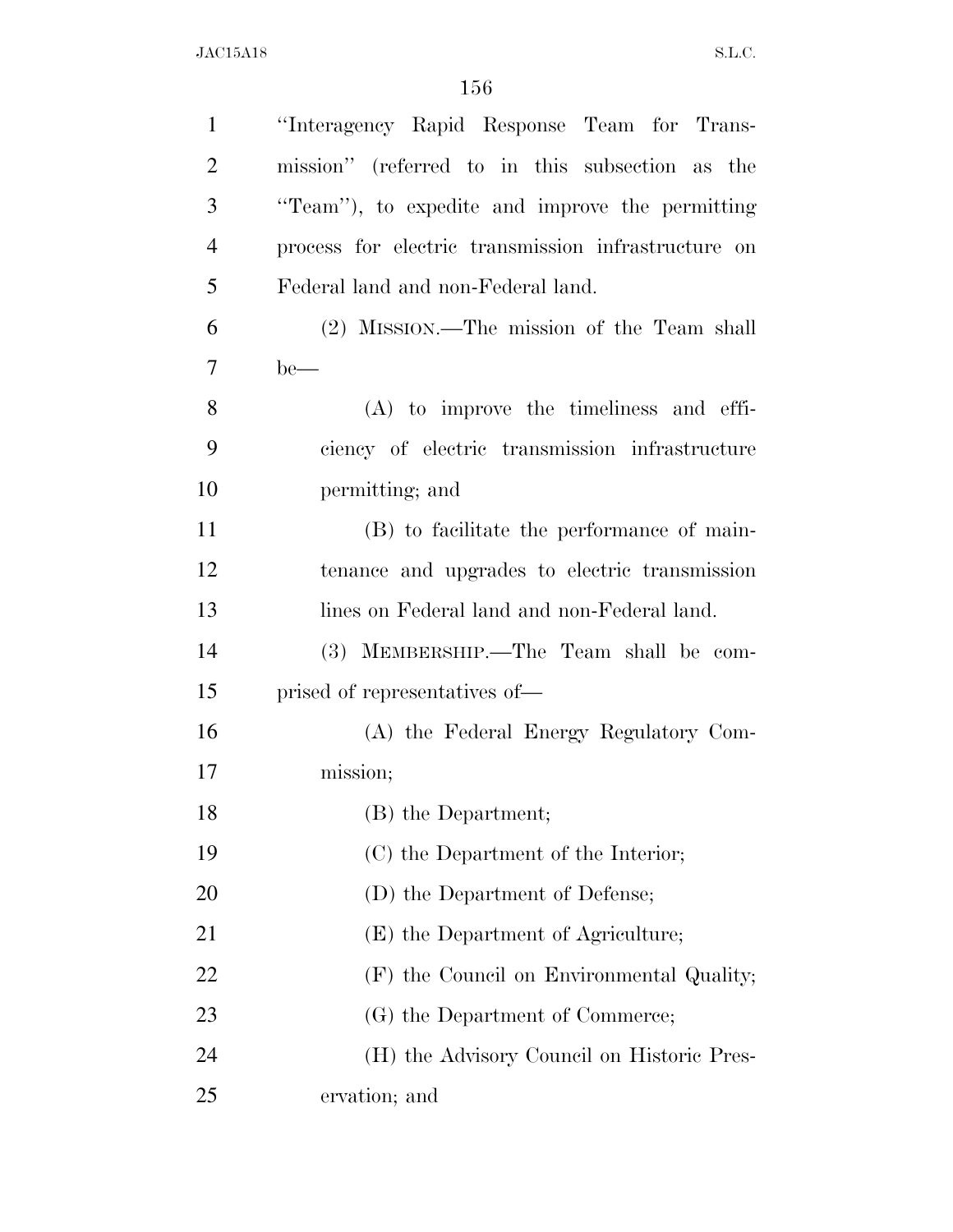"Interagency Rapid Response Team for Transmission" (referred to in this subsection as the "Team"), to expedite and improve the permitting process for electric transmission infrastructure on Federal land and non-Federal land.

(2) MISSION.—The mission of the Team shall be—

(A) to improve the timeliness and efficiency of electric transmission infrastructure permitting; and

(B) to facilitate the performance of maintenance and upgrades to electric transmission lines on Federal land and non-Federal land.

(3) MEMBERSHIP.—The Team shall be comprised of representatives of—

(A) the Federal Energy Regulatory Commission;

(B) the Department;

(C) the Department of the Interior;

(D) the Department of Defense;

(E) the Department of Agriculture;

(F) the Council on Environmental Quality;

(G) the Department of Commerce;

(H) the Advisory Council on Historic Preservation; and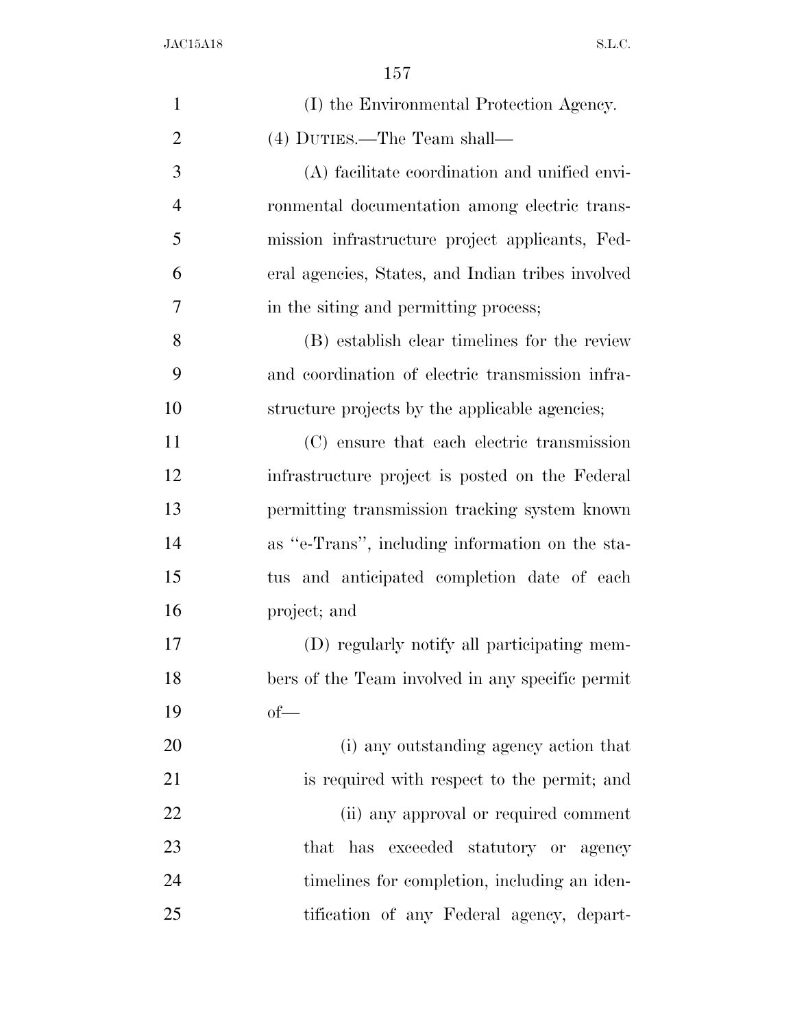(I) the Environmental Protection Agency.

(4) DUTIES.—The Team shall—

(A) facilitate coordination and unified environmental documentation among electric transmission infrastructure project applicants, Federal agencies, States, and Indian tribes involved in the siting and permitting process;

(B) establish clear timelines for the review and coordination of electric transmission infrastructure projects by the applicable agencies;

(C) ensure that each electric transmission infrastructure project is posted on the Federal permitting transmission tracking system known as "e-Trans", including information on the status and anticipated completion date of each project; and

(D) regularly notify all participating members of the Team involved in any specific permit of—

(i) any outstanding agency action that is required with respect to the permit; and

(ii) any approval or required comment that has exceeded statutory or agency timelines for completion, including an identification of any Federal agency, depart-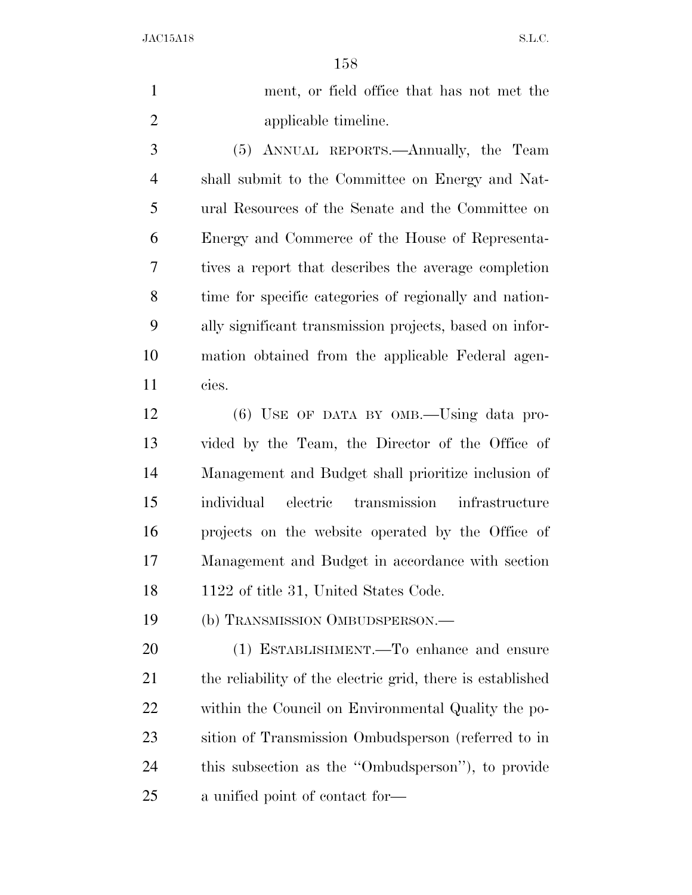ment, or field office that has not met the applicable timeline.

(5) ANNUAL REPORTS.—Annually, the Team shall submit to the Committee on Energy and Natural Resources of the Senate and the Committee on Energy and Commerce of the House of Representatives a report that describes the average completion time for specific categories of regionally and nationally significant transmission projects, based on information obtained from the applicable Federal agencies.

(6) USE OF DATA BY OMB.—Using data provided by the Team, the Director of the Office of Management and Budget shall prioritize inclusion of individual electric transmission infrastructure projects on the website operated by the Office of Management and Budget in accordance with section 1122 of title 31, United States Code.

(b) TRANSMISSION OMBUDSPERSON.—

(1) ESTABLISHMENT.—To enhance and ensure the reliability of the electric grid, there is established within the Council on Environmental Quality the position of Transmission Ombudsperson (referred to in this subsection as the ''Ombudsperson''), to provide a unified point of contact for—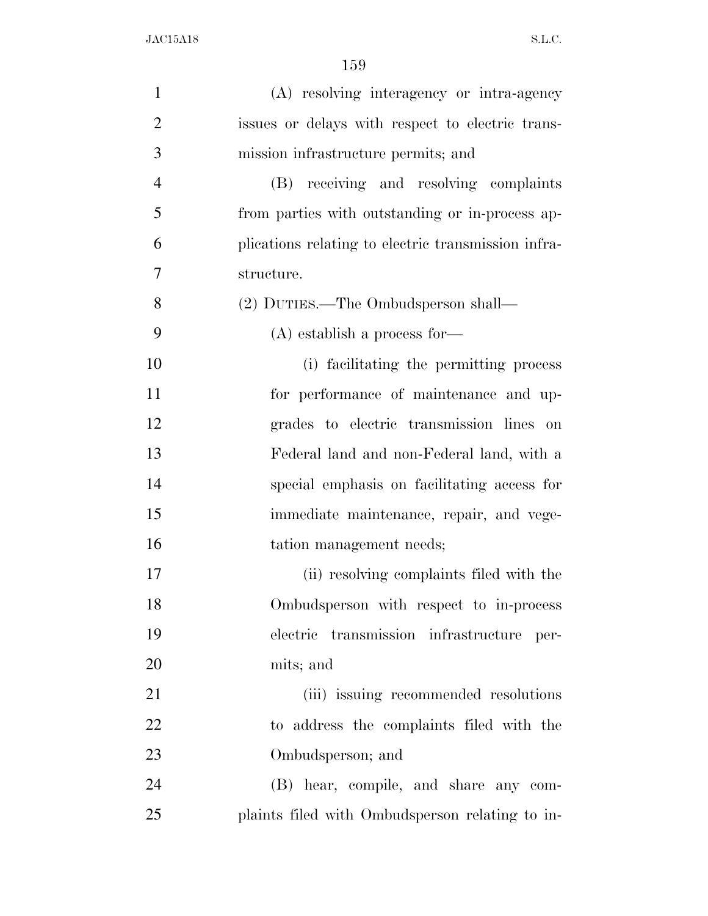(A) resolving interagency or intra-agency issues or delays with respect to electric transmission infrastructure permits; and

(B) receiving and resolving complaints from parties with outstanding or in-process applications relating to electric transmission infrastructure.

(2) DUTIES.—The Ombudsperson shall—

(A) establish a process for—

(i) facilitating the permitting process for performance of maintenance and upgrades to electric transmission lines on Federal land and non-Federal land, with a special emphasis on facilitating access for immediate maintenance, repair, and vegetation management needs;

(ii) resolving complaints filed with the Ombudsperson with respect to in-process electric transmission infrastructure permits; and

(iii) issuing recommended resolutions to address the complaints filed with the Ombudsperson; and

(B) hear, compile, and share any complaints filed with Ombudsperson relating to in-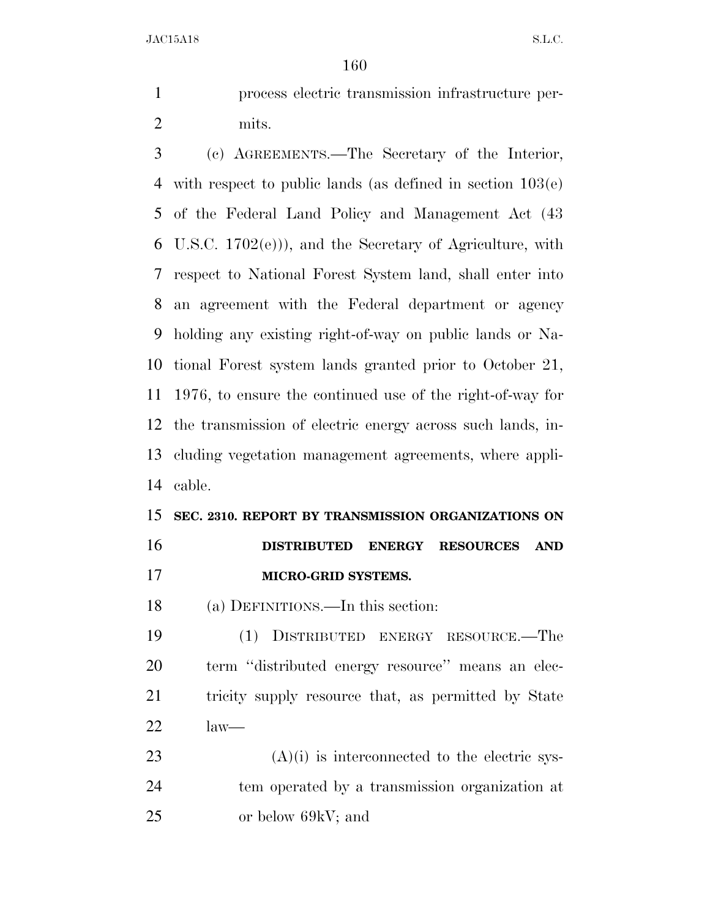process electric transmission infrastructure permits.

(c) AGREEMENTS.—The Secretary of the Interior, with respect to public lands (as defined in section 103(e) of the Federal Land Policy and Management Act (43 U.S.C. 1702(e))), and the Secretary of Agriculture, with respect to National Forest System land, shall enter into an agreement with the Federal department or agency holding any existing right-of-way on public lands or National Forest system lands granted prior to October 21, 1976, to ensure the continued use of the right-of-way for the transmission of electric energy across such lands, including vegetation management agreements, where applicable.

**SEC. 2310. REPORT BY TRANSMISSION ORGANIZATIONS ON DISTRIBUTED ENERGY RESOURCES AND MICRO-GRID SYSTEMS.**

(a) DEFINITIONS.—In this section:

(1) DISTRIBUTED ENERGY RESOURCE.—The term "distributed energy resource" means an electricity supply resource that, as permitted by State law—

(A)(i) is interconnected to the electric system operated by a transmission organization at or below 69kV; and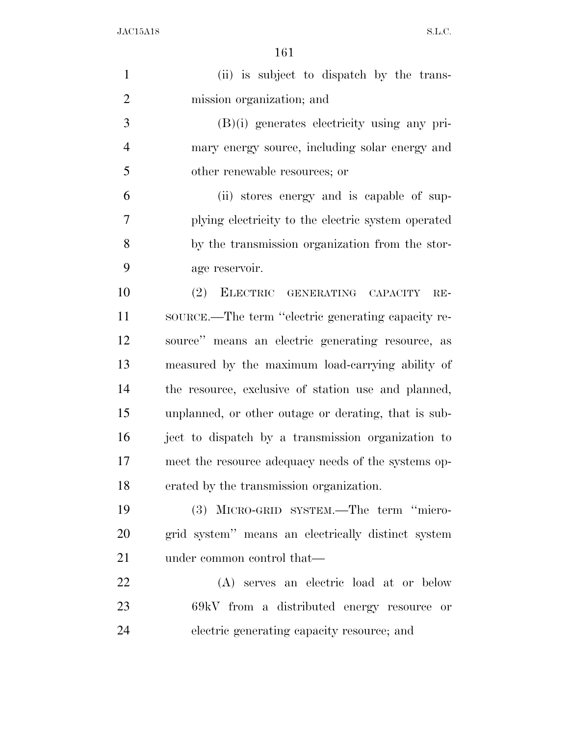(ii) is subject to dispatch by the transmission organization; and

(B)(i) generates electricity using any primary energy source, including solar energy and other renewable resources; or

(ii) stores energy and is capable of supplying electricity to the electric system operated by the transmission organization from the storage reservoir.

(2) ELECTRIC GENERATING CAPACITY RESOURCE.—The term "electric generating capacity resource" means an electric generating resource, as measured by the maximum load-carrying ability of the resource, exclusive of station use and planned, unplanned, or other outage or derating, that is subject to dispatch by a transmission organization to meet the resource adequacy needs of the systems operated by the transmission organization.

(3) MICRO-GRID SYSTEM.—The term "micro-grid system" means an electrically distinct system under common control that—

(A) serves an electric load at or below 69kV from a distributed energy resource or electric generating capacity resource; and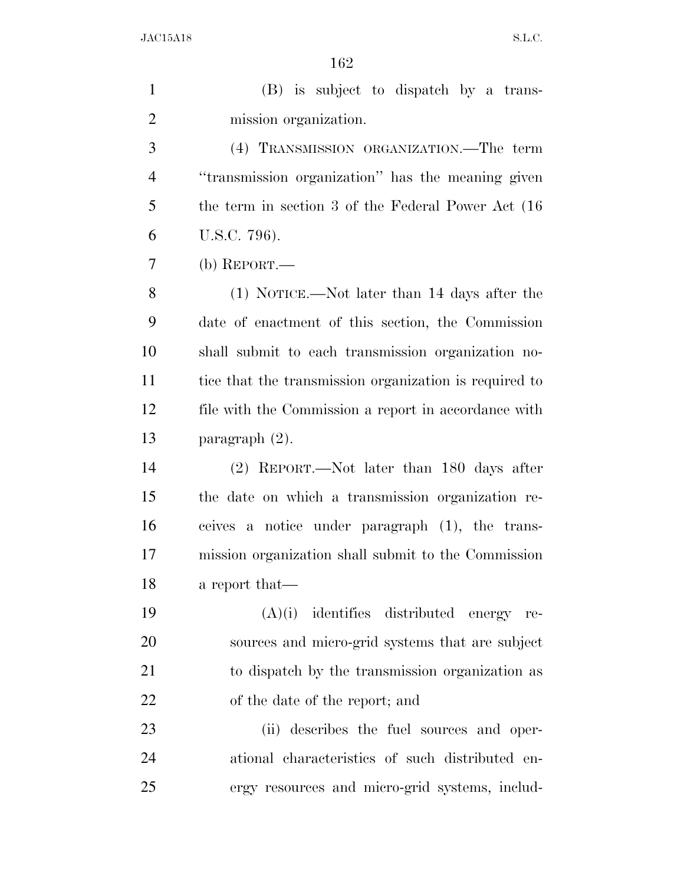(B) is subject to dispatch by a transmission organization.

(4) TRANSMISSION ORGANIZATION.—The term "transmission organization" has the meaning given the term in section 3 of the Federal Power Act (16 U.S.C. 796).

(b) REPORT.—

(1) NOTICE.—Not later than 14 days after the date of enactment of this section, the Commission shall submit to each transmission organization notice that the transmission organization is required to file with the Commission a report in accordance with paragraph (2).

(2) REPORT.—Not later than 180 days after the date on which a transmission organization receives a notice under paragraph (1), the transmission organization shall submit to the Commission a report that—

(A)(i) identifies distributed energy resources and micro-grid systems that are subject to dispatch by the transmission organization as of the date of the report; and

(ii) describes the fuel sources and operational characteristics of such distributed energy resources and micro-grid systems, includ-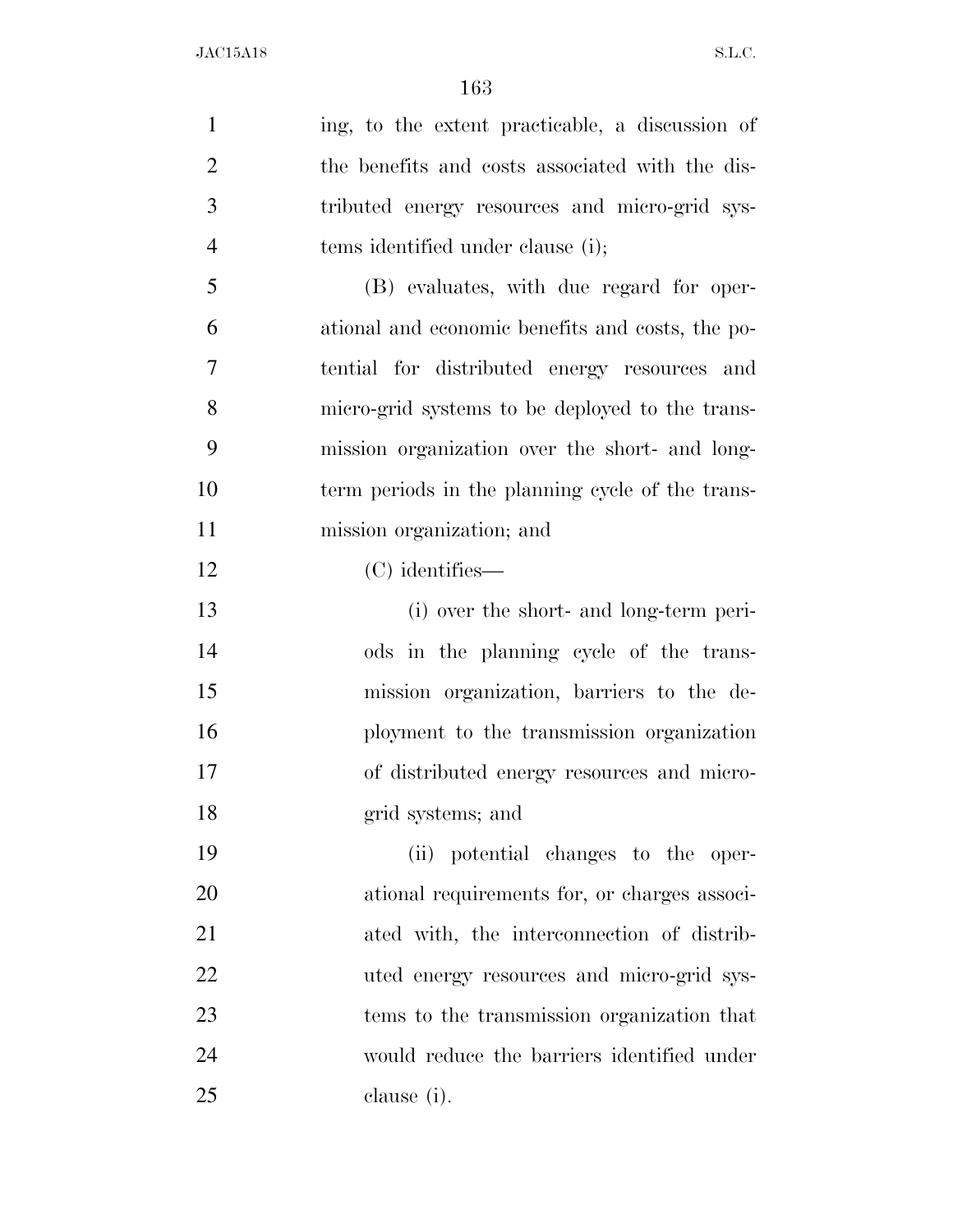ing, to the extent practicable, a discussion of the benefits and costs associated with the distributed energy resources and micro-grid systems identified under clause (i);

(B) evaluates, with due regard for operational and economic benefits and costs, the potential for distributed energy resources and micro-grid systems to be deployed to the transmission organization over the short- and long-term periods in the planning cycle of the transmission organization; and

(C) identifies—

(i) over the short- and long-term periods in the planning cycle of the transmission organization, barriers to the deployment to the transmission organization of distributed energy resources and micro-grid systems; and

(ii) potential changes to the operational requirements for, or charges associated with, the interconnection of distributed energy resources and micro-grid systems to the transmission organization that would reduce the barriers identified under clause (i).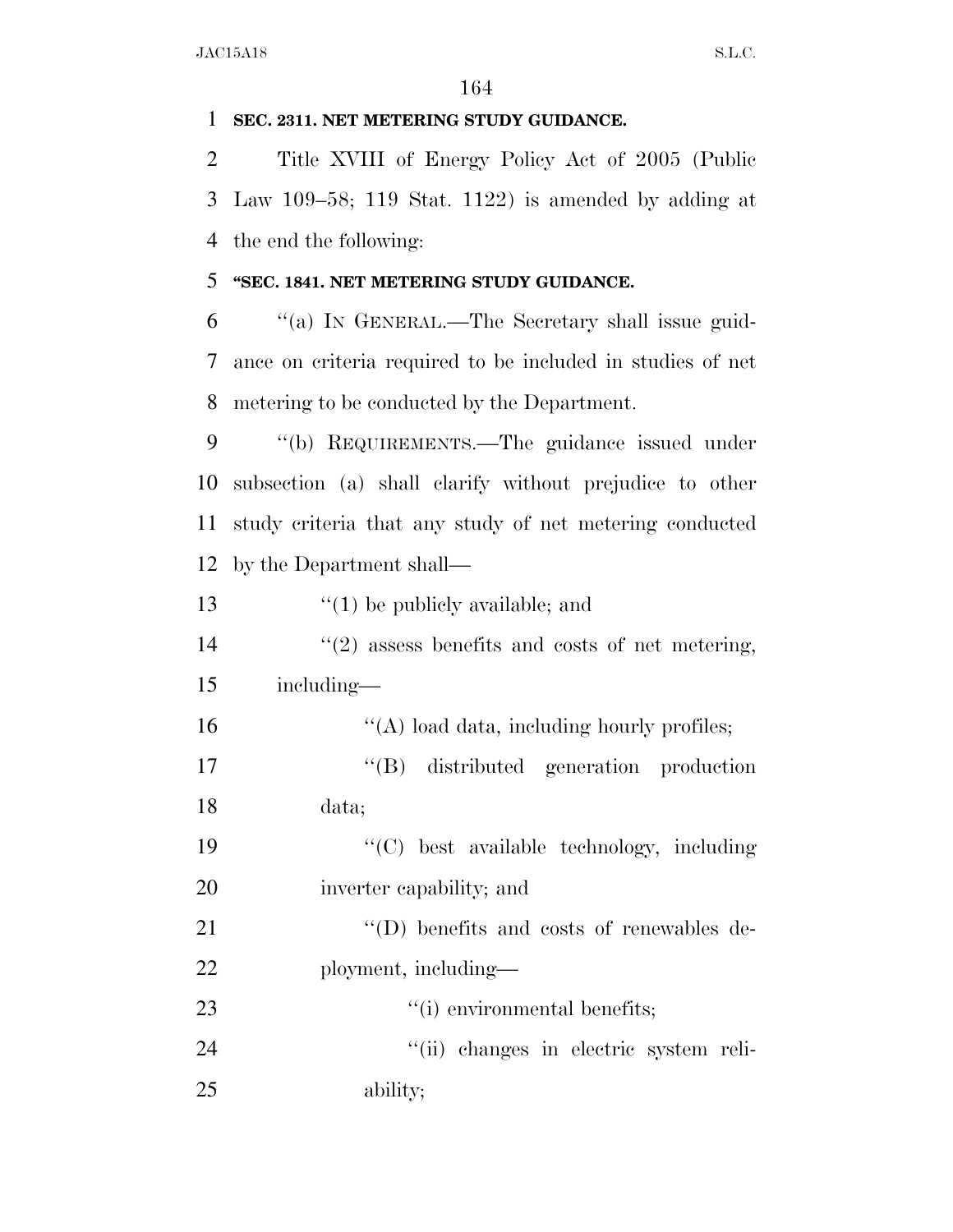**SEC. 2311. NET METERING STUDY GUIDANCE.**

Title XVIII of Energy Policy Act of 2005 (Public Law 109–58; 119 Stat. 1122) is amended by adding at the end the following:

**"SEC. 1841. NET METERING STUDY GUIDANCE.**

"(a) IN GENERAL.—The Secretary shall issue guidance on criteria required to be included in studies of net metering to be conducted by the Department.

"(b) REQUIREMENTS.—The guidance issued under subsection (a) shall clarify without prejudice to other study criteria that any study of net metering conducted by the Department shall—

"(1) be publicly available; and

"(2) assess benefits and costs of net metering, including—

"(A) load data, including hourly profiles;

"(B) distributed generation production data;

"(C) best available technology, including inverter capability; and

"(D) benefits and costs of renewables deployment, including—

"(i) environmental benefits;

"(ii) changes in electric system reliability;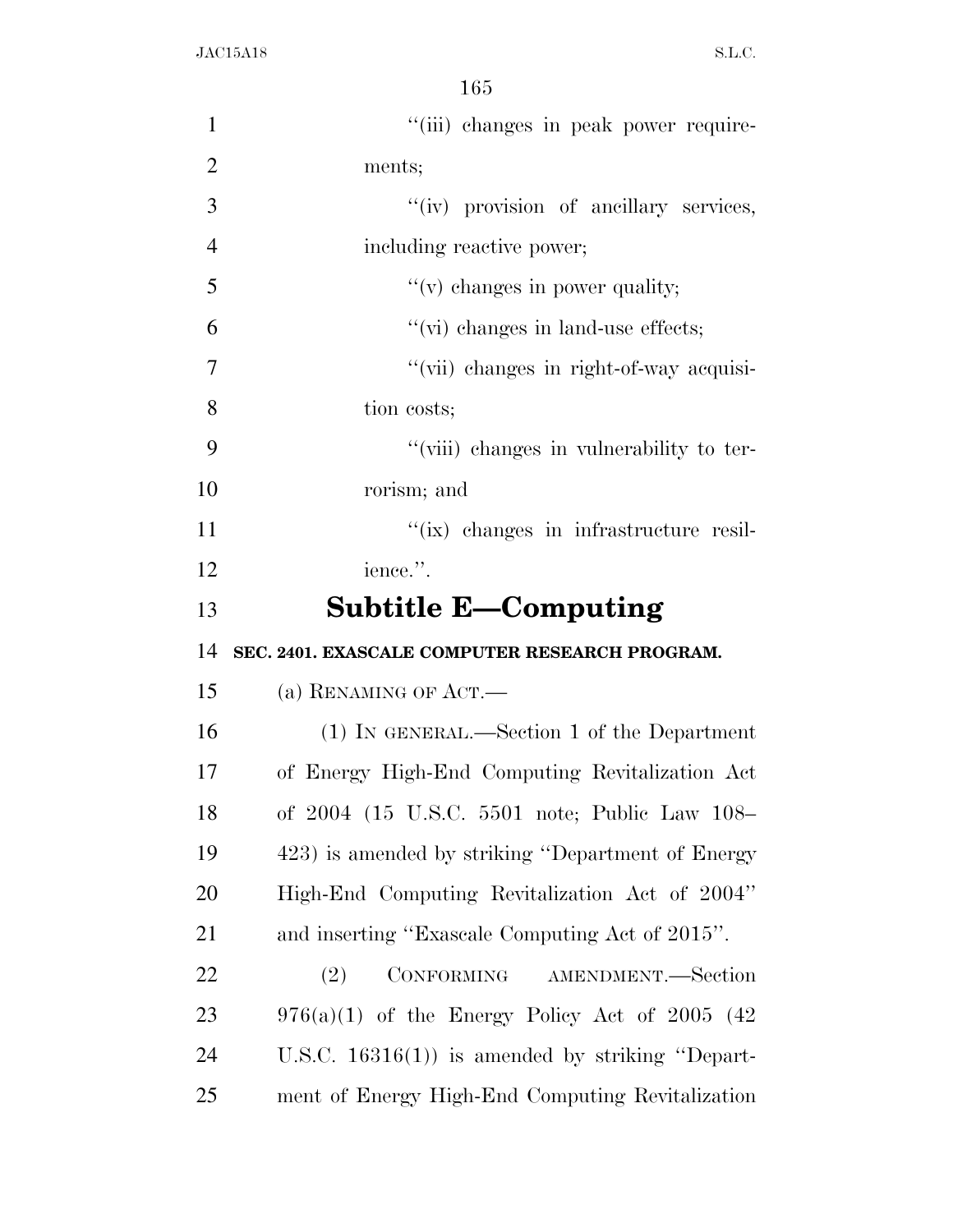"(iii) changes in peak power requirements;

"(iv) provision of ancillary services, including reactive power;

"(v) changes in power quality;

"(vi) changes in land-use effects;

"(vii) changes in right-of-way acquisition costs;

"(viii) changes in vulnerability to terrorism; and

"(ix) changes in infrastructure resilience.".

## Subtitle E—Computing

**SEC. 2401. EXASCALE COMPUTER RESEARCH PROGRAM.**

(a) RENAMING OF ACT.—

(1) IN GENERAL.—Section 1 of the Department of Energy High-End Computing Revitalization Act of 2004 (15 U.S.C. 5501 note; Public Law 108–423) is amended by striking "Department of Energy High-End Computing Revitalization Act of 2004" and inserting "Exascale Computing Act of 2015".

(2) CONFORMING AMENDMENT.—Section 976(a)(1) of the Energy Policy Act of 2005 (42 U.S.C. 16316(1)) is amended by striking "Department of Energy High-End Computing Revitalization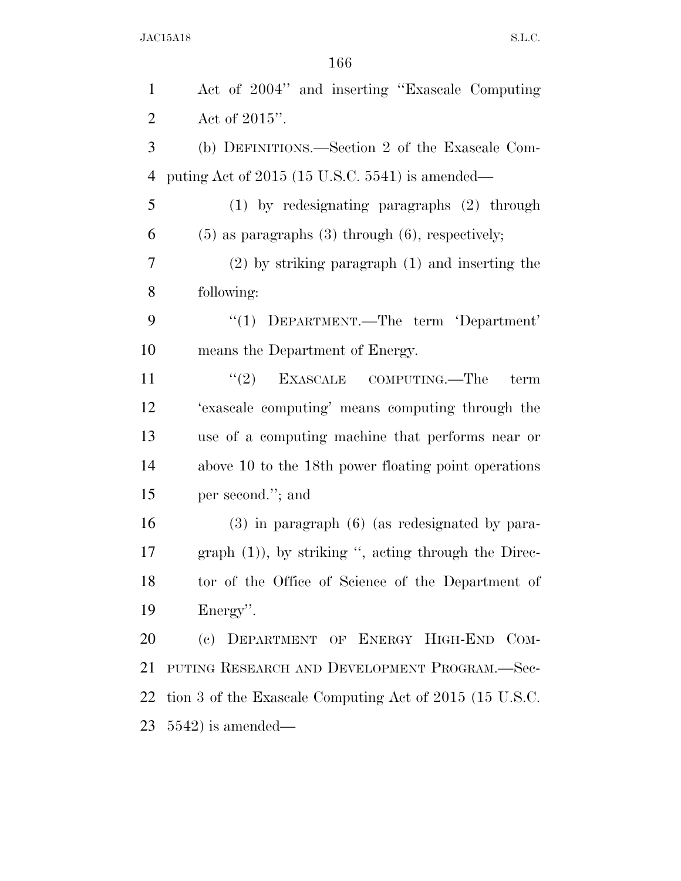Act of 2004'' and inserting ''Exascale Computing Act of 2015''.

(b) DEFINITIONS.—Section 2 of the Exascale Computing Act of 2015 (15 U.S.C. 5541) is amended—

(1) by redesignating paragraphs (2) through (5) as paragraphs (3) through (6), respectively;

(2) by striking paragraph (1) and inserting the following:

''(1) DEPARTMENT.—The term 'Department' means the Department of Energy.

''(2) EXASCALE COMPUTING.—The term 'exascale computing' means computing through the use of a computing machine that performs near or above 10 to the 18th power floating point operations per second.''; and

(3) in paragraph (6) (as redesignated by paragraph (1)), by striking '', acting through the Director of the Office of Science of the Department of Energy''.

(c) DEPARTMENT OF ENERGY HIGH-END COMPUTING RESEARCH AND DEVELOPMENT PROGRAM.—Section 3 of the Exascale Computing Act of 2015 (15 U.S.C. 5542) is amended—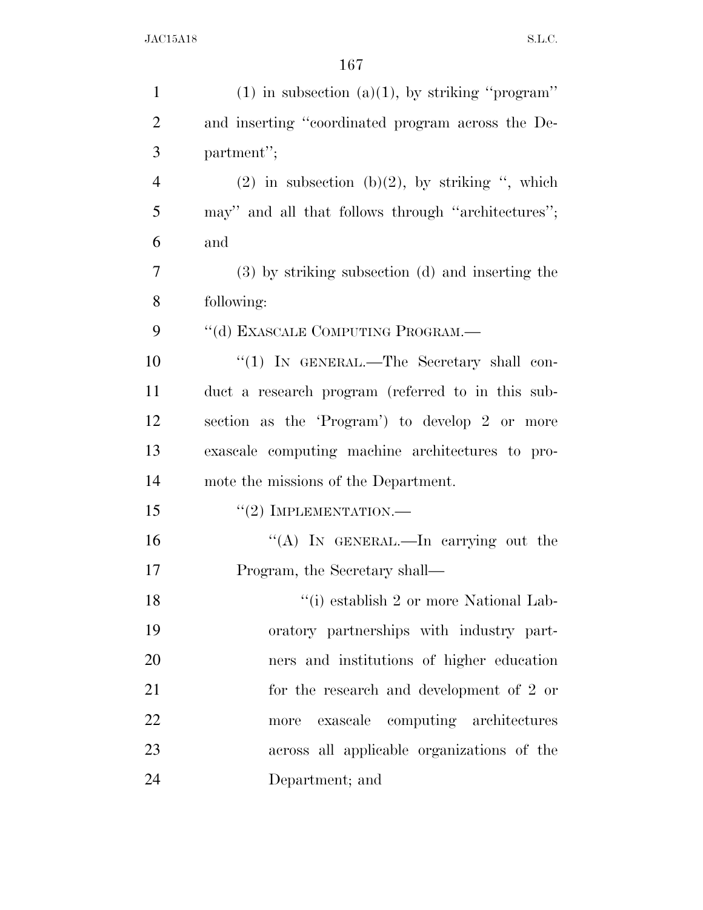(1) in subsection (a)(1), by striking ''program'' and inserting ''coordinated program across the Department'';

(2) in subsection (b)(2), by striking '', which may'' and all that follows through ''architectures''; and

(3) by striking subsection (d) and inserting the following:

''(d) EXASCALE COMPUTING PROGRAM.—

''(1) IN GENERAL.—The Secretary shall conduct a research program (referred to in this subsection as the 'Program') to develop 2 or more exascale computing machine architectures to promote the missions of the Department.

''(2) IMPLEMENTATION.—

''(A) IN GENERAL.—In carrying out the Program, the Secretary shall—

''(i) establish 2 or more National Laboratory partnerships with industry partners and institutions of higher education for the research and development of 2 or more exascale computing architectures across all applicable organizations of the Department; and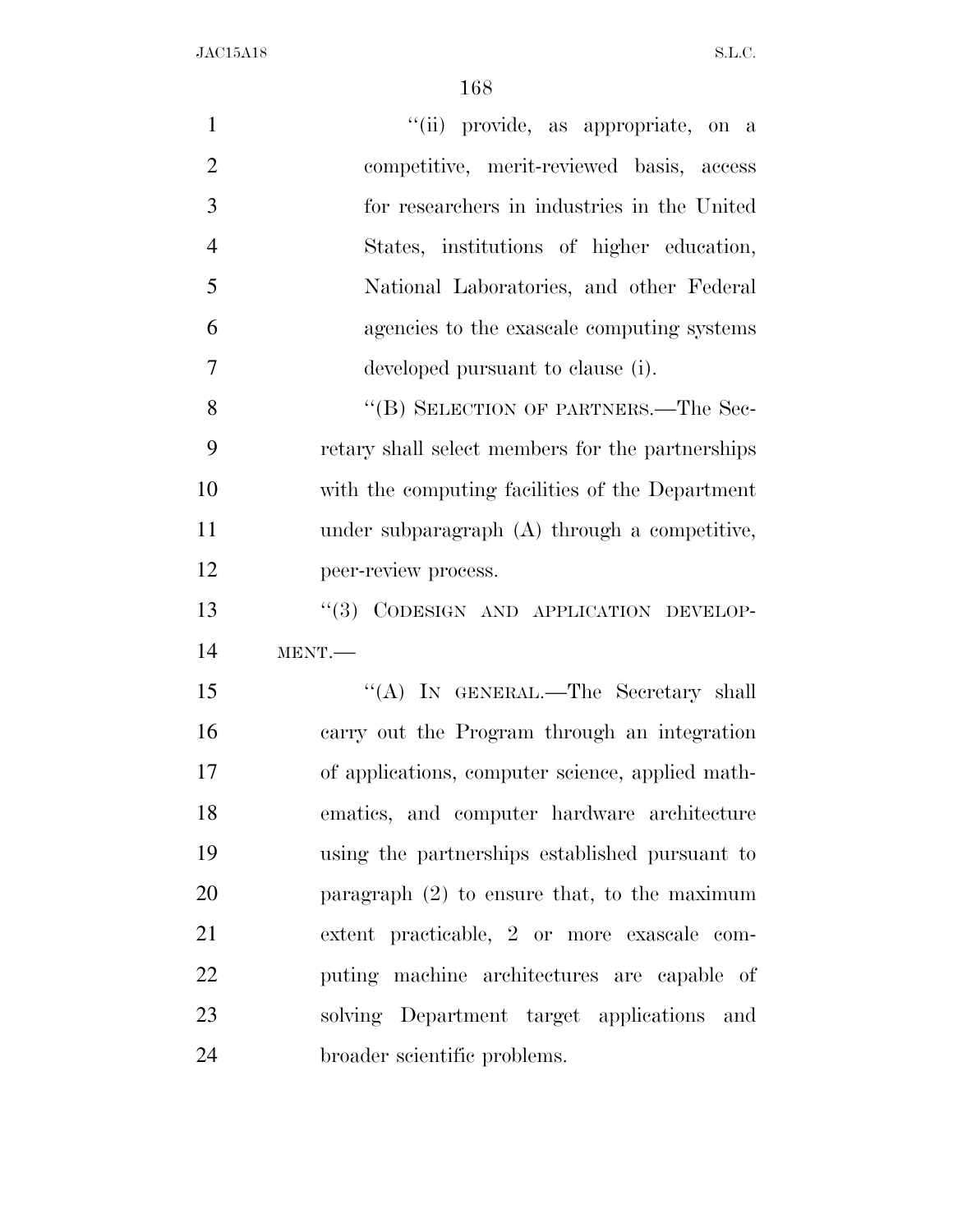''(ii) provide, as appropriate, on a competitive, merit-reviewed basis, access for researchers in industries in the United States, institutions of higher education, National Laboratories, and other Federal agencies to the exascale computing systems developed pursuant to clause (i).

''(B) SELECTION OF PARTNERS.—The Secretary shall select members for the partnerships with the computing facilities of the Department under subparagraph (A) through a competitive, peer-review process.

''(3) CODESIGN AND APPLICATION DEVELOPMENT.—

''(A) IN GENERAL.—The Secretary shall carry out the Program through an integration of applications, computer science, applied mathematics, and computer hardware architecture using the partnerships established pursuant to paragraph (2) to ensure that, to the maximum extent practicable, 2 or more exascale computing machine architectures are capable of solving Department target applications and broader scientific problems.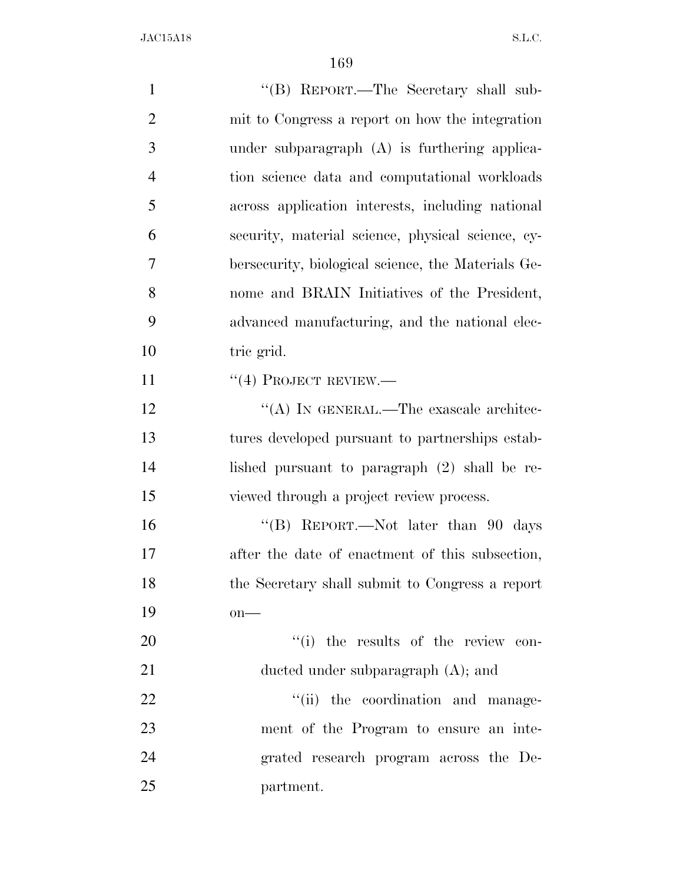"(B) REPORT.—The Secretary shall submit to Congress a report on how the integration under subparagraph (A) is furthering application science data and computational workloads across application interests, including national security, material science, physical science, cybersecurity, biological science, the Materials Genome and BRAIN Initiatives of the President, advanced manufacturing, and the national electric grid.

"(4) PROJECT REVIEW.—

"(A) IN GENERAL.—The exascale architectures developed pursuant to partnerships established pursuant to paragraph (2) shall be reviewed through a project review process.

"(B) REPORT.—Not later than 90 days after the date of enactment of this subsection, the Secretary shall submit to Congress a report on—

"(i) the results of the review conducted under subparagraph (A); and

"(ii) the coordination and management of the Program to ensure an integrated research program across the Department.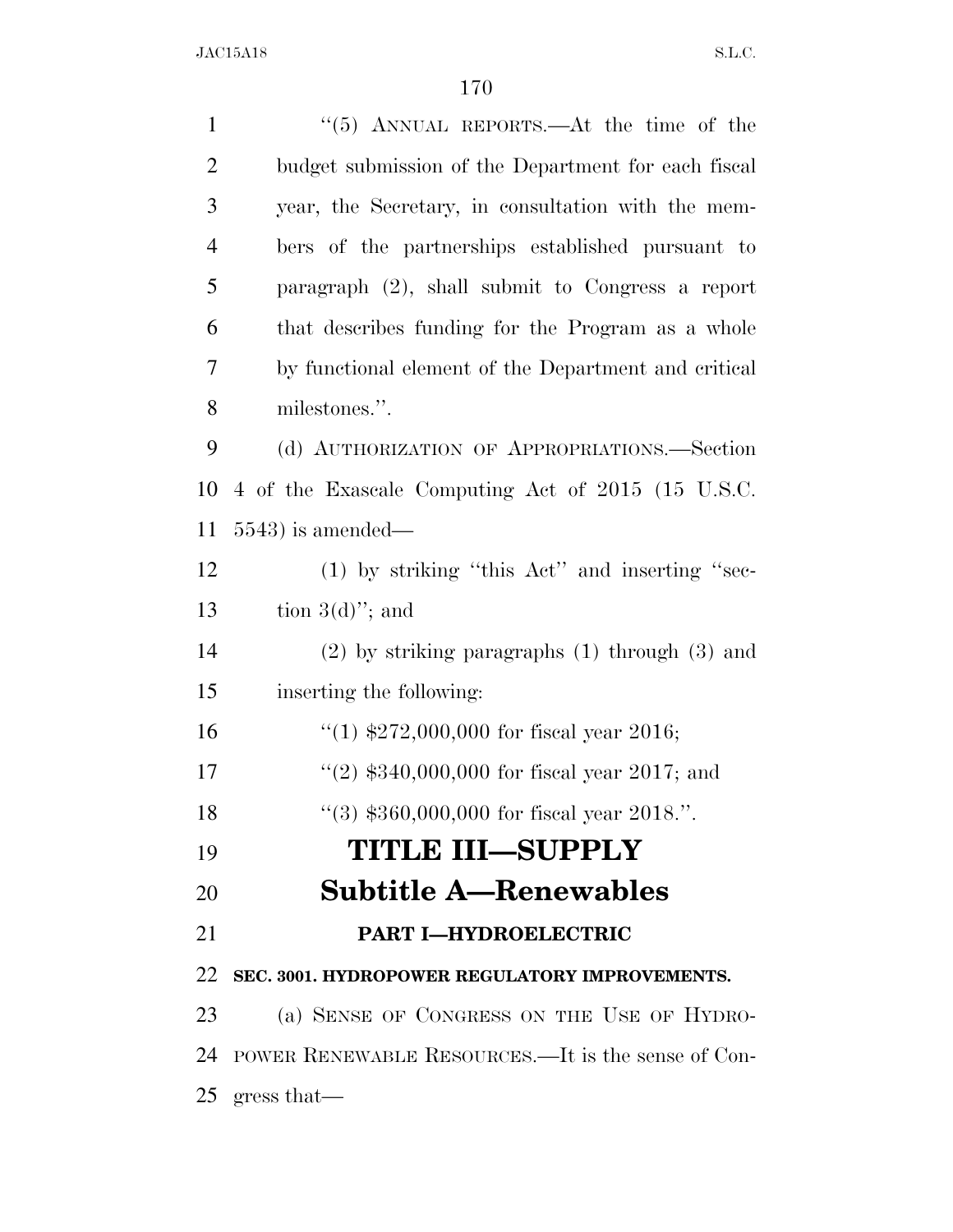"(5) ANNUAL REPORTS.—At the time of the budget submission of the Department for each fiscal year, the Secretary, in consultation with the members of the partnerships established pursuant to paragraph (2), shall submit to Congress a report that describes funding for the Program as a whole by functional element of the Department and critical milestones.".

(d) AUTHORIZATION OF APPROPRIATIONS.—Section 4 of the Exascale Computing Act of 2015 (15 U.S.C. 5543) is amended—

(1) by striking "this Act" and inserting "section 3(d)"; and

(2) by striking paragraphs (1) through (3) and inserting the following:

"(1) $272,000,000 for fiscal year 2016;

"(2) $340,000,000 for fiscal year 2017; and

"(3) $360,000,000 for fiscal year 2018.".

# TITLE III—SUPPLY

## Subtitle A—Renewables

### PART I—HYDROELECTRIC

#### SEC. 3001. HYDROPOWER REGULATORY IMPROVEMENTS.

(a) SENSE OF CONGRESS ON THE USE OF HYDROPOWER RENEWABLE RESOURCES.—It is the sense of Congress that—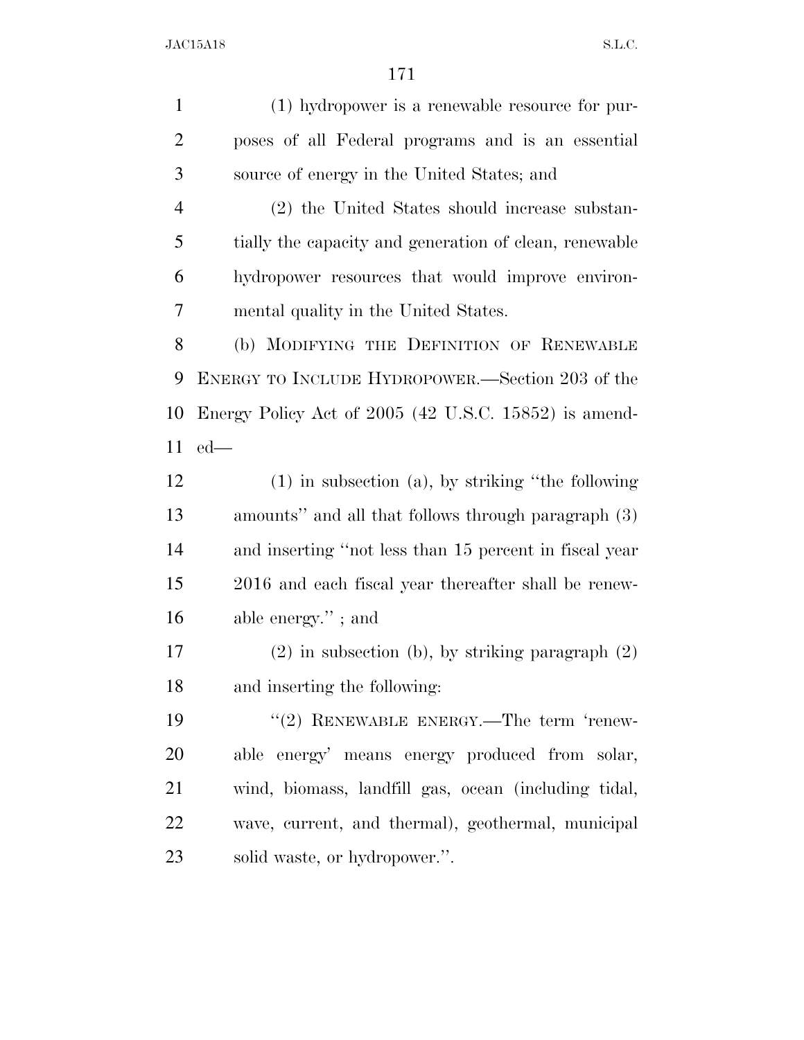(1) hydropower is a renewable resource for purposes of all Federal programs and is an essential source of energy in the United States; and

(2) the United States should increase substantially the capacity and generation of clean, renewable hydropower resources that would improve environmental quality in the United States.

(b) MODIFYING THE DEFINITION OF RENEWABLE ENERGY TO INCLUDE HYDROPOWER.—Section 203 of the Energy Policy Act of 2005 (42 U.S.C. 15852) is amended—

(1) in subsection (a), by striking ''the following amounts'' and all that follows through paragraph (3) and inserting ''not less than 15 percent in fiscal year 2016 and each fiscal year thereafter shall be renewable energy.'' ; and

(2) in subsection (b), by striking paragraph (2) and inserting the following:

''(2) RENEWABLE ENERGY.—The term 'renewable energy' means energy produced from solar, wind, biomass, landfill gas, ocean (including tidal, wave, current, and thermal), geothermal, municipal solid waste, or hydropower.''.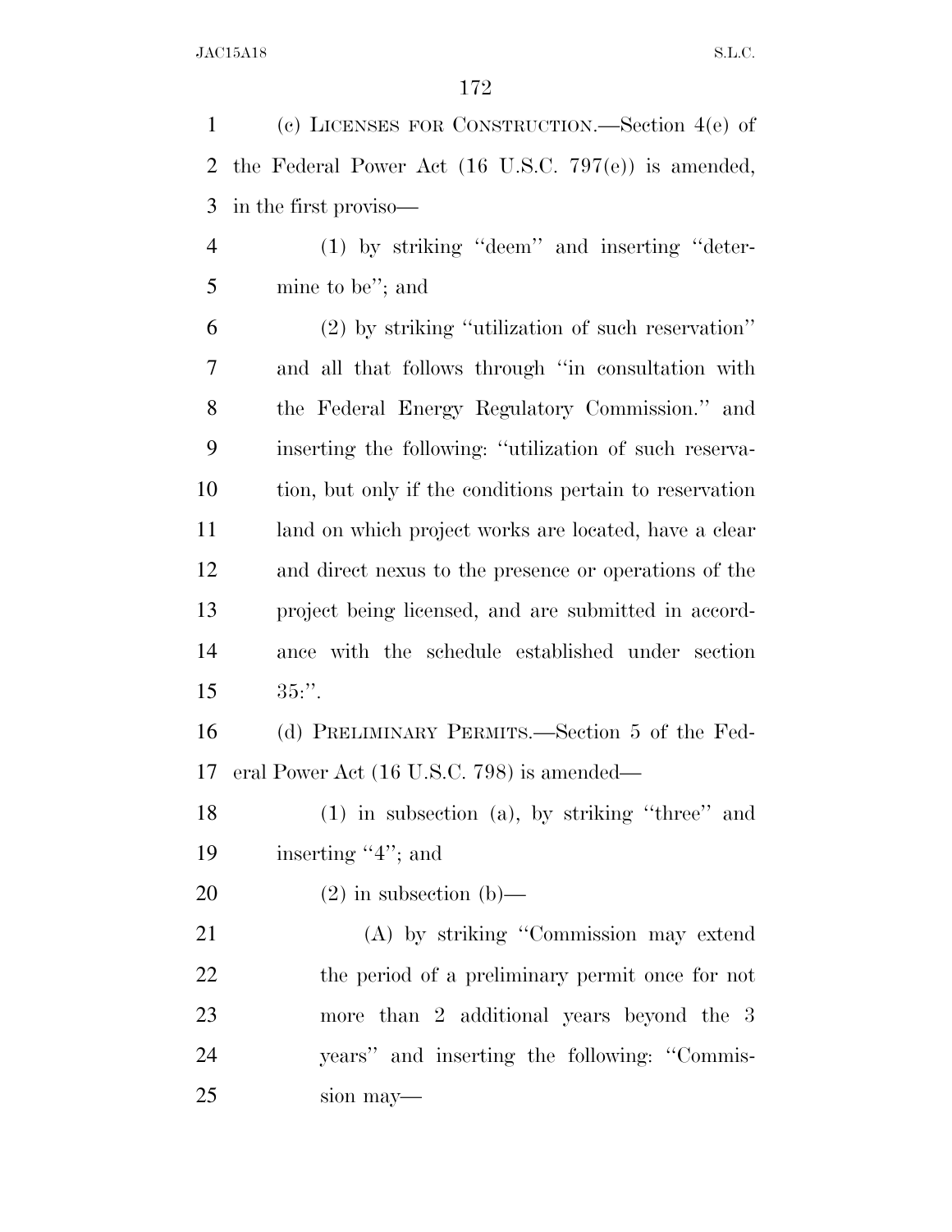(c) LICENSES FOR CONSTRUCTION.—Section 4(e) of the Federal Power Act (16 U.S.C. 797(e)) is amended, in the first proviso—

(1) by striking ''deem'' and inserting ''determine to be''; and

(2) by striking ''utilization of such reservation'' and all that follows through ''in consultation with the Federal Energy Regulatory Commission.'' and inserting the following: ''utilization of such reservation, but only if the conditions pertain to reservation land on which project works are located, have a clear and direct nexus to the presence or operations of the project being licensed, and are submitted in accordance with the schedule established under section 35:''.

(d) PRELIMINARY PERMITS.—Section 5 of the Federal Power Act (16 U.S.C. 798) is amended—

(1) in subsection (a), by striking ''three'' and inserting ''4''; and

(2) in subsection (b)—

(A) by striking ''Commission may extend the period of a preliminary permit once for not more than 2 additional years beyond the 3 years'' and inserting the following: ''Commission may—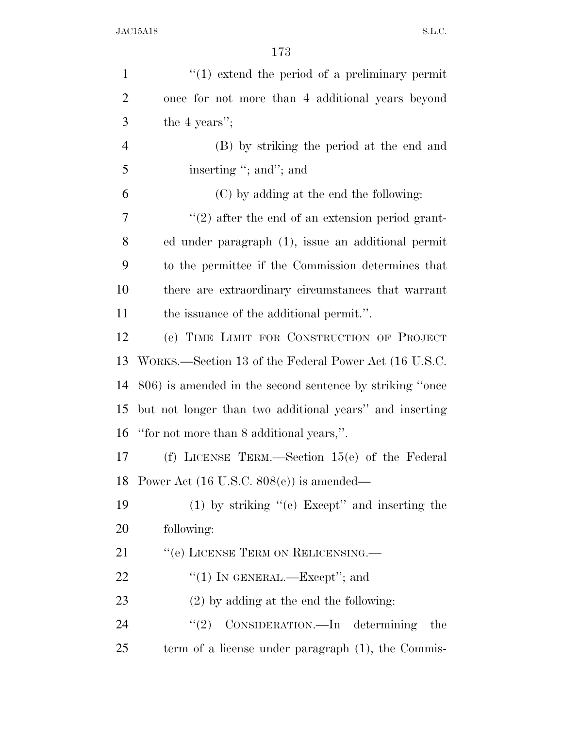"(1) extend the period of a preliminary permit once for not more than 4 additional years beyond the 4 years";

(B) by striking the period at the end and inserting "; and"; and

(C) by adding at the end the following:

"(2) after the end of an extension period granted under paragraph (1), issue an additional permit to the permittee if the Commission determines that there are extraordinary circumstances that warrant the issuance of the additional permit.".

(e) TIME LIMIT FOR CONSTRUCTION OF PROJECT WORKS.—Section 13 of the Federal Power Act (16 U.S.C. 806) is amended in the second sentence by striking "once but not longer than two additional years" and inserting "for not more than 8 additional years,".

(f) LICENSE TERM.—Section 15(e) of the Federal Power Act (16 U.S.C. 808(e)) is amended—

(1) by striking "(e) Except" and inserting the following:

"(e) LICENSE TERM ON RELICENSING.—

"(1) IN GENERAL.—Except"; and

(2) by adding at the end the following:

"(2) CONSIDERATION.—In determining the term of a license under paragraph (1), the Commis-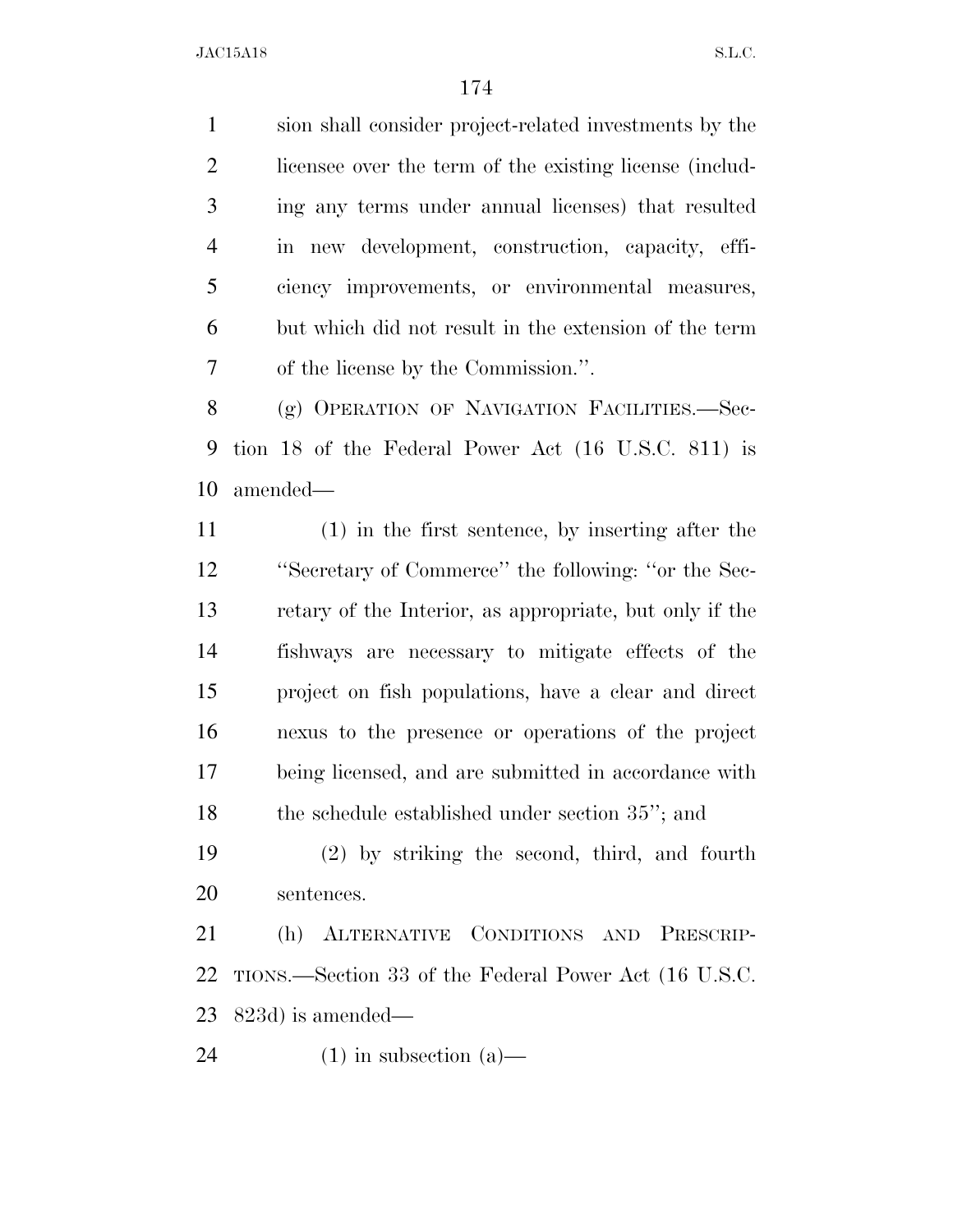sion shall consider project-related investments by the licensee over the term of the existing license (including any terms under annual licenses) that resulted in new development, construction, capacity, efficiency improvements, or environmental measures, but which did not result in the extension of the term of the license by the Commission.''.

(g) OPERATION OF NAVIGATION FACILITIES.—Section 18 of the Federal Power Act (16 U.S.C. 811) is amended—

(1) in the first sentence, by inserting after the ''Secretary of Commerce'' the following: ''or the Secretary of the Interior, as appropriate, but only if the fishways are necessary to mitigate effects of the project on fish populations, have a clear and direct nexus to the presence or operations of the project being licensed, and are submitted in accordance with the schedule established under section 35''; and

(2) by striking the second, third, and fourth sentences.

(h) ALTERNATIVE CONDITIONS AND PRESCRIPTIONS.—Section 33 of the Federal Power Act (16 U.S.C. 823d) is amended—

(1) in subsection (a)—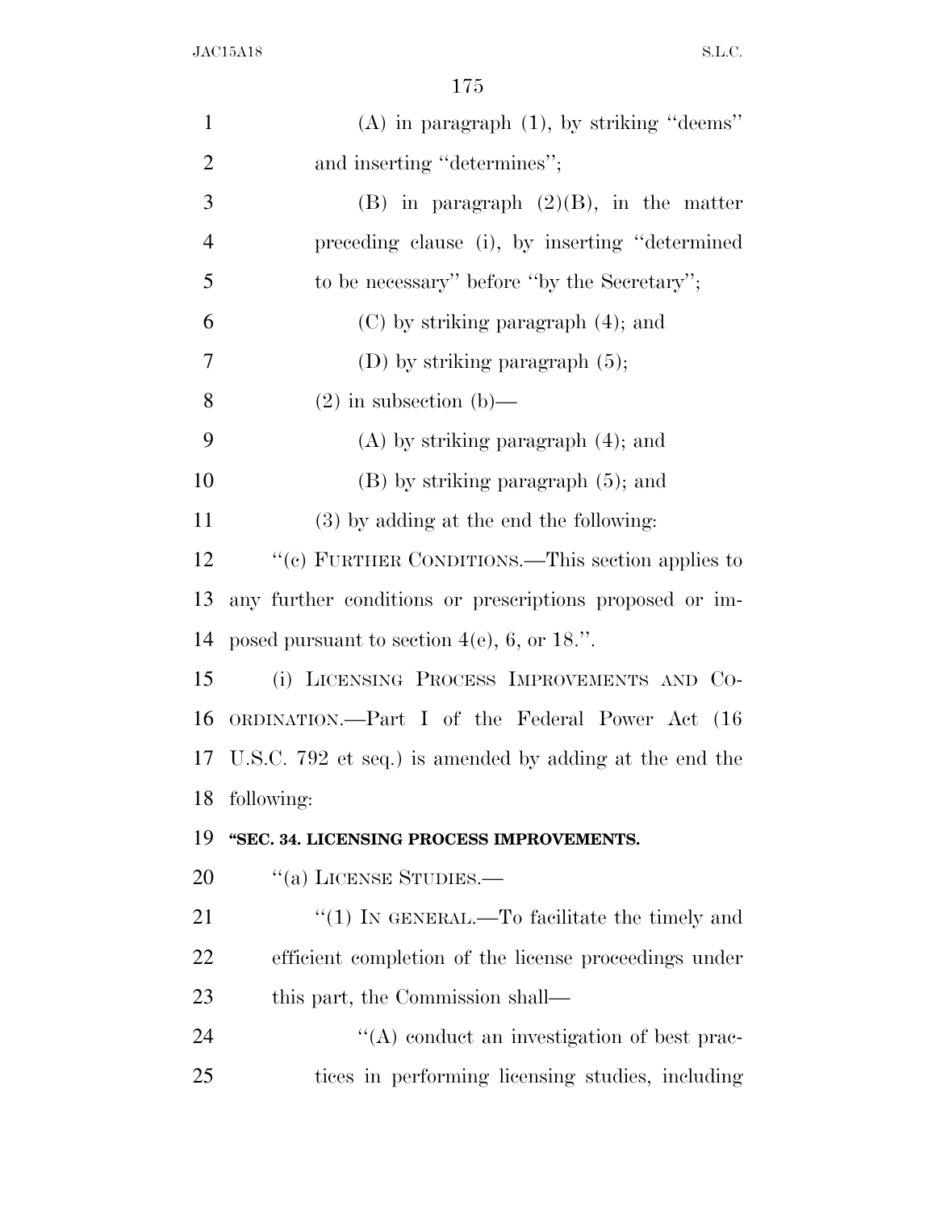(A) in paragraph (1), by striking ''deems'' and inserting ''determines'';

(B) in paragraph (2)(B), in the matter preceding clause (i), by inserting ''determined to be necessary'' before ''by the Secretary'';

(C) by striking paragraph (4); and

(D) by striking paragraph (5);

(2) in subsection (b)—

(A) by striking paragraph (4); and

(B) by striking paragraph (5); and

(3) by adding at the end the following:

''(c) FURTHER CONDITIONS.—This section applies to any further conditions or prescriptions proposed or imposed pursuant to section 4(e), 6, or 18.''.

(i) LICENSING PROCESS IMPROVEMENTS AND COORDINATION.—Part I of the Federal Power Act (16 U.S.C. 792 et seq.) is amended by adding at the end the following:

**''SEC. 34. LICENSING PROCESS IMPROVEMENTS.**

''(a) LICENSE STUDIES.—

''(1) IN GENERAL.—To facilitate the timely and efficient completion of the license proceedings under this part, the Commission shall—

''(A) conduct an investigation of best practices in performing licensing studies, including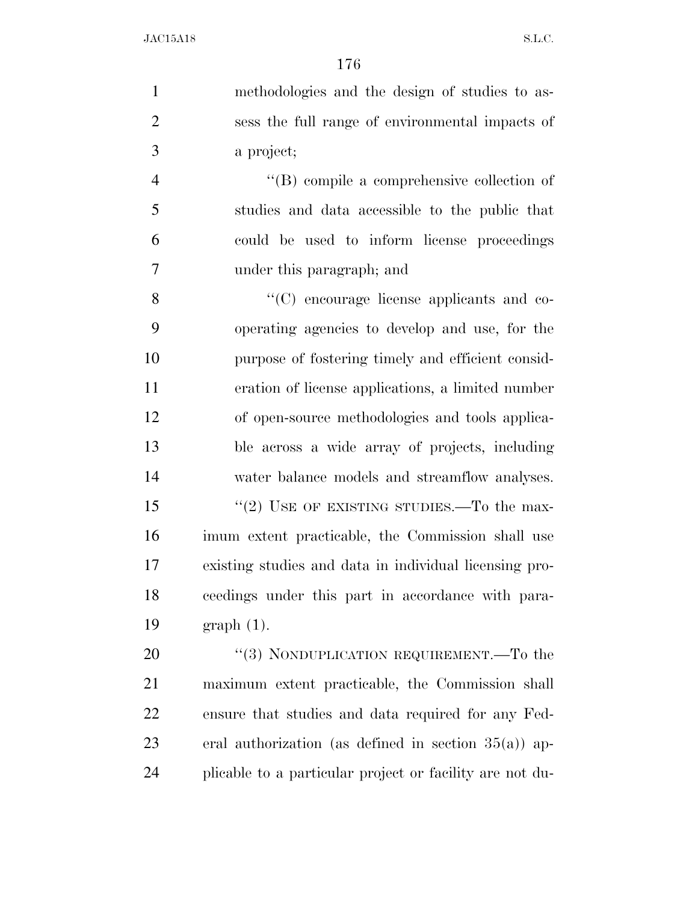methodologies and the design of studies to assess the full range of environmental impacts of a project;

"(B) compile a comprehensive collection of studies and data accessible to the public that could be used to inform license proceedings under this paragraph; and

"(C) encourage license applicants and cooperating agencies to develop and use, for the purpose of fostering timely and efficient consideration of license applications, a limited number of open-source methodologies and tools applicable across a wide array of projects, including water balance models and streamflow analyses.

"(2) USE OF EXISTING STUDIES.—To the maximum extent practicable, the Commission shall use existing studies and data in individual licensing proceedings under this part in accordance with paragraph (1).

"(3) NONDUPLICATION REQUIREMENT.—To the maximum extent practicable, the Commission shall ensure that studies and data required for any Federal authorization (as defined in section 35(a)) applicable to a particular project or facility are not du-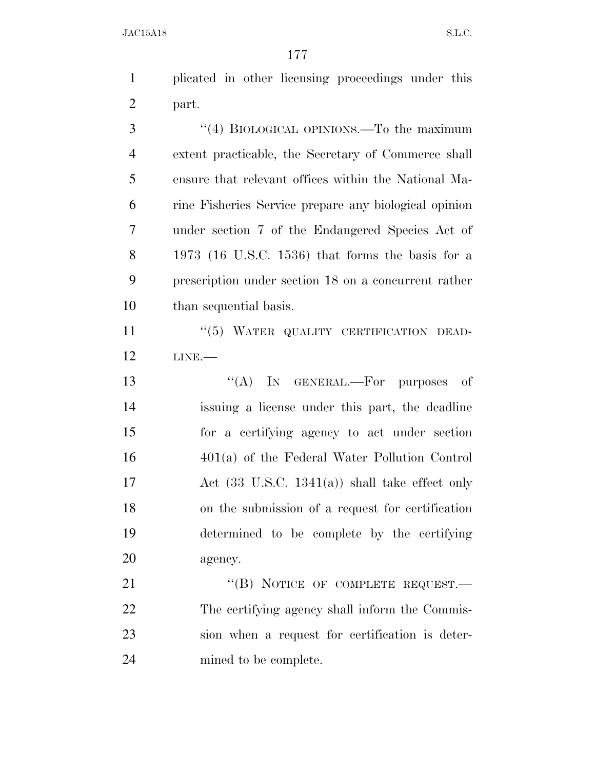plicated in other licensing proceedings under this part.

"(4) BIOLOGICAL OPINIONS.—To the maximum extent practicable, the Secretary of Commerce shall ensure that relevant offices within the National Marine Fisheries Service prepare any biological opinion under section 7 of the Endangered Species Act of 1973 (16 U.S.C. 1536) that forms the basis for a prescription under section 18 on a concurrent rather than sequential basis.

"(5) WATER QUALITY CERTIFICATION DEADLINE.—

"(A) IN GENERAL.—For purposes of issuing a license under this part, the deadline for a certifying agency to act under section 401(a) of the Federal Water Pollution Control Act (33 U.S.C. 1341(a)) shall take effect only on the submission of a request for certification determined to be complete by the certifying agency.

"(B) NOTICE OF COMPLETE REQUEST.—The certifying agency shall inform the Commission when a request for certification is determined to be complete.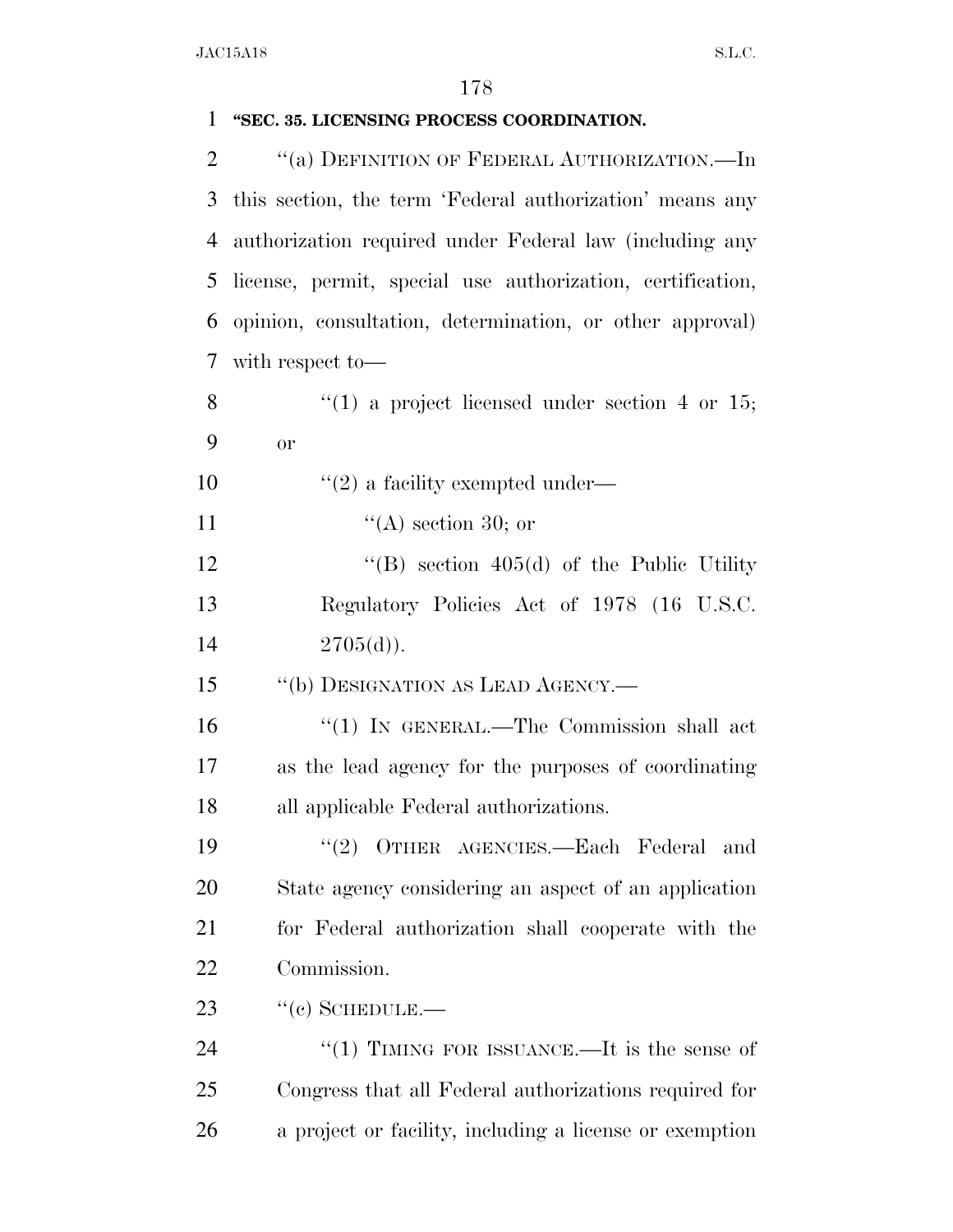**"SEC. 35. LICENSING PROCESS COORDINATION.**

"(a) DEFINITION OF FEDERAL AUTHORIZATION.—In this section, the term 'Federal authorization' means any authorization required under Federal law (including any license, permit, special use authorization, certification, opinion, consultation, determination, or other approval) with respect to—

"(1) a project licensed under section 4 or 15; or

"(2) a facility exempted under—

"(A) section 30; or

"(B) section 405(d) of the Public Utility Regulatory Policies Act of 1978 (16 U.S.C. 2705(d)).

"(b) DESIGNATION AS LEAD AGENCY.—

"(1) IN GENERAL.—The Commission shall act as the lead agency for the purposes of coordinating all applicable Federal authorizations.

"(2) OTHER AGENCIES.—Each Federal and State agency considering an aspect of an application for Federal authorization shall cooperate with the Commission.

"(c) SCHEDULE.—

"(1) TIMING FOR ISSUANCE.—It is the sense of Congress that all Federal authorizations required for a project or facility, including a license or exemption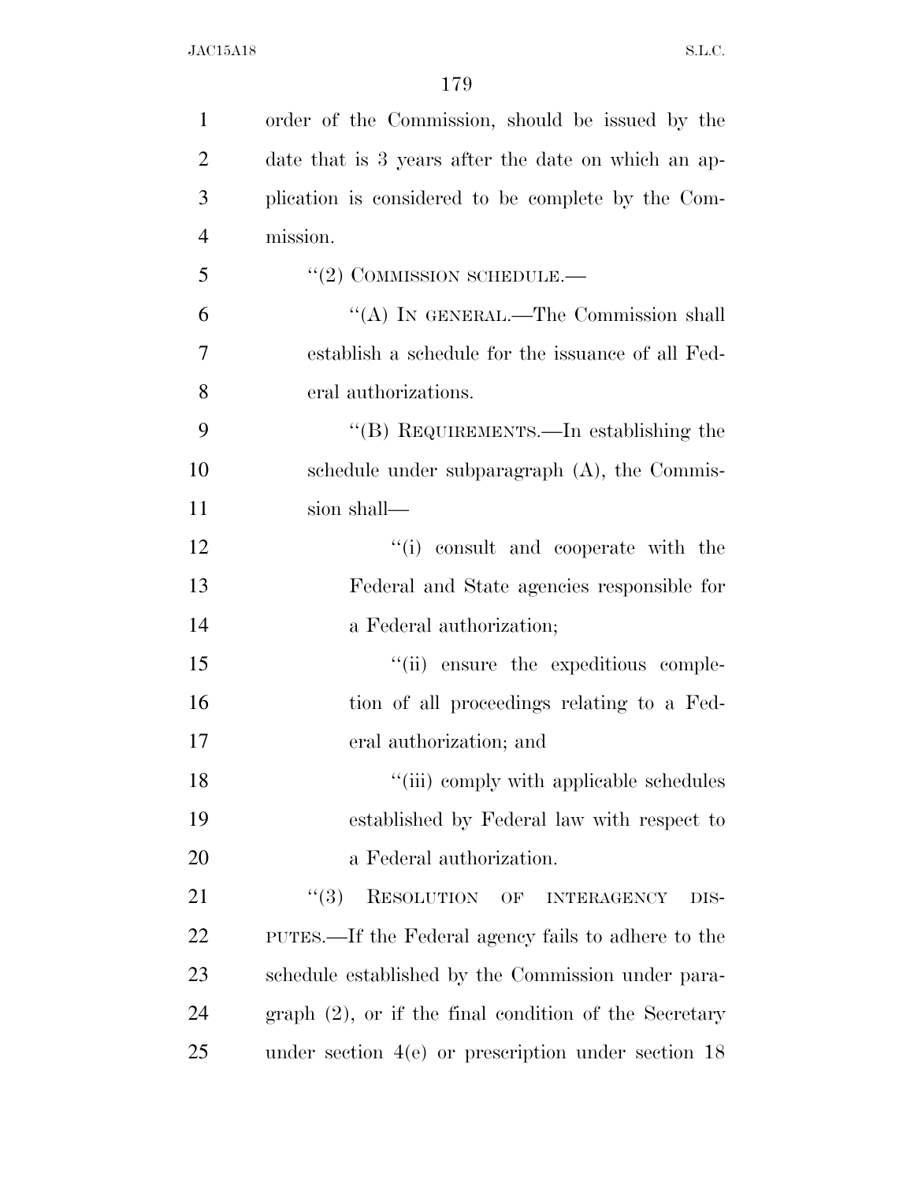order of the Commission, should be issued by the date that is 3 years after the date on which an application is considered to be complete by the Commission.

"(2) COMMISSION SCHEDULE.—

"(A) IN GENERAL.—The Commission shall establish a schedule for the issuance of all Federal authorizations.

"(B) REQUIREMENTS.—In establishing the schedule under subparagraph (A), the Commission shall—

"(i) consult and cooperate with the Federal and State agencies responsible for a Federal authorization;

"(ii) ensure the expeditious completion of all proceedings relating to a Federal authorization; and

"(iii) comply with applicable schedules established by Federal law with respect to a Federal authorization.

"(3) RESOLUTION OF INTERAGENCY DISPUTES.—If the Federal agency fails to adhere to the schedule established by the Commission under paragraph (2), or if the final condition of the Secretary under section 4(e) or prescription under section 18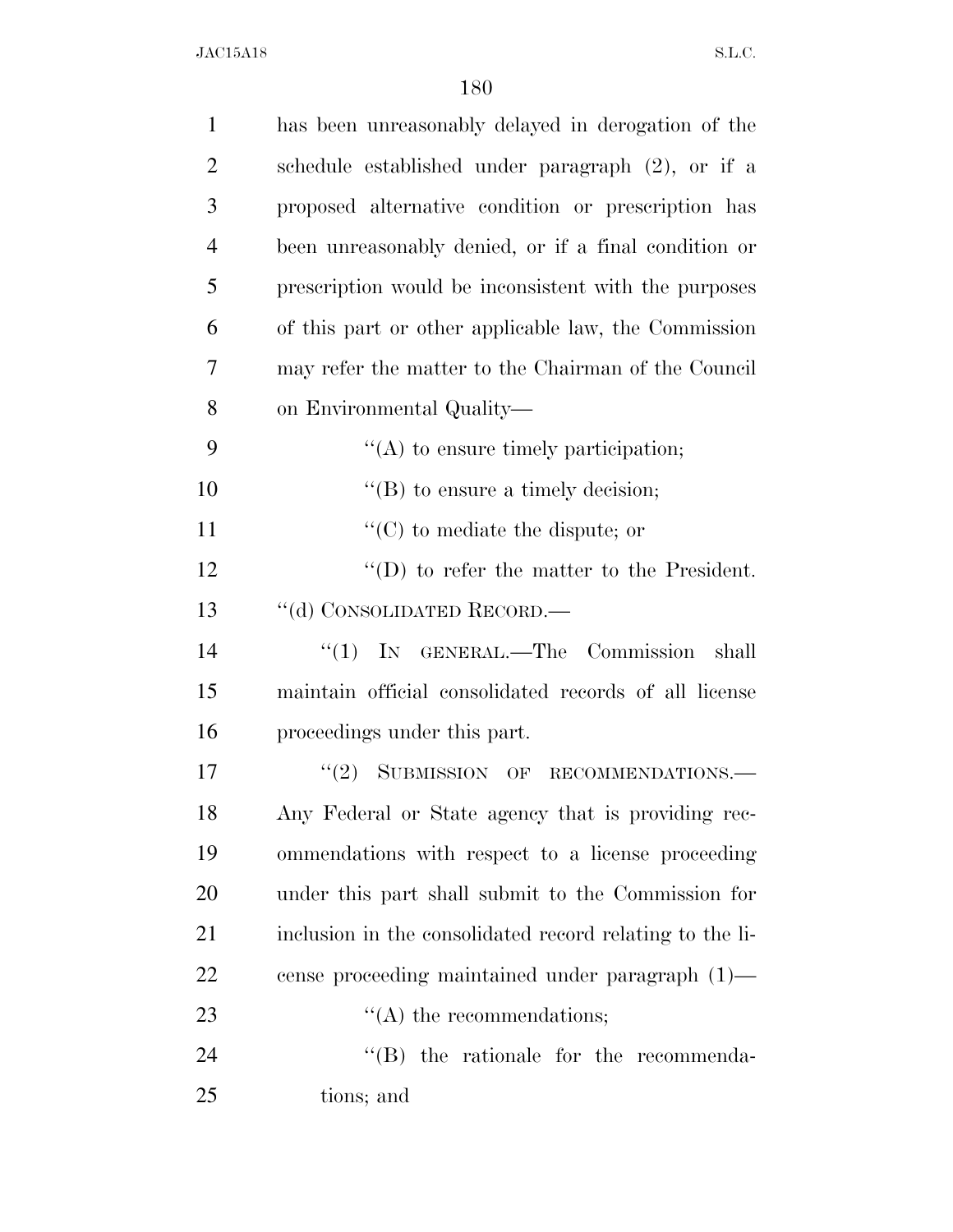has been unreasonably delayed in derogation of the schedule established under paragraph (2), or if a proposed alternative condition or prescription has been unreasonably denied, or if a final condition or prescription would be inconsistent with the purposes of this part or other applicable law, the Commission may refer the matter to the Chairman of the Council on Environmental Quality—

"(A) to ensure timely participation;

"(B) to ensure a timely decision;

"(C) to mediate the dispute; or

"(D) to refer the matter to the President.

"(d) CONSOLIDATED RECORD.—

"(1) IN GENERAL.—The Commission shall maintain official consolidated records of all license proceedings under this part.

"(2) SUBMISSION OF RECOMMENDATIONS.— Any Federal or State agency that is providing recommendations with respect to a license proceeding under this part shall submit to the Commission for inclusion in the consolidated record relating to the license proceeding maintained under paragraph (1)—

"(A) the recommendations;

"(B) the rationale for the recommendations; and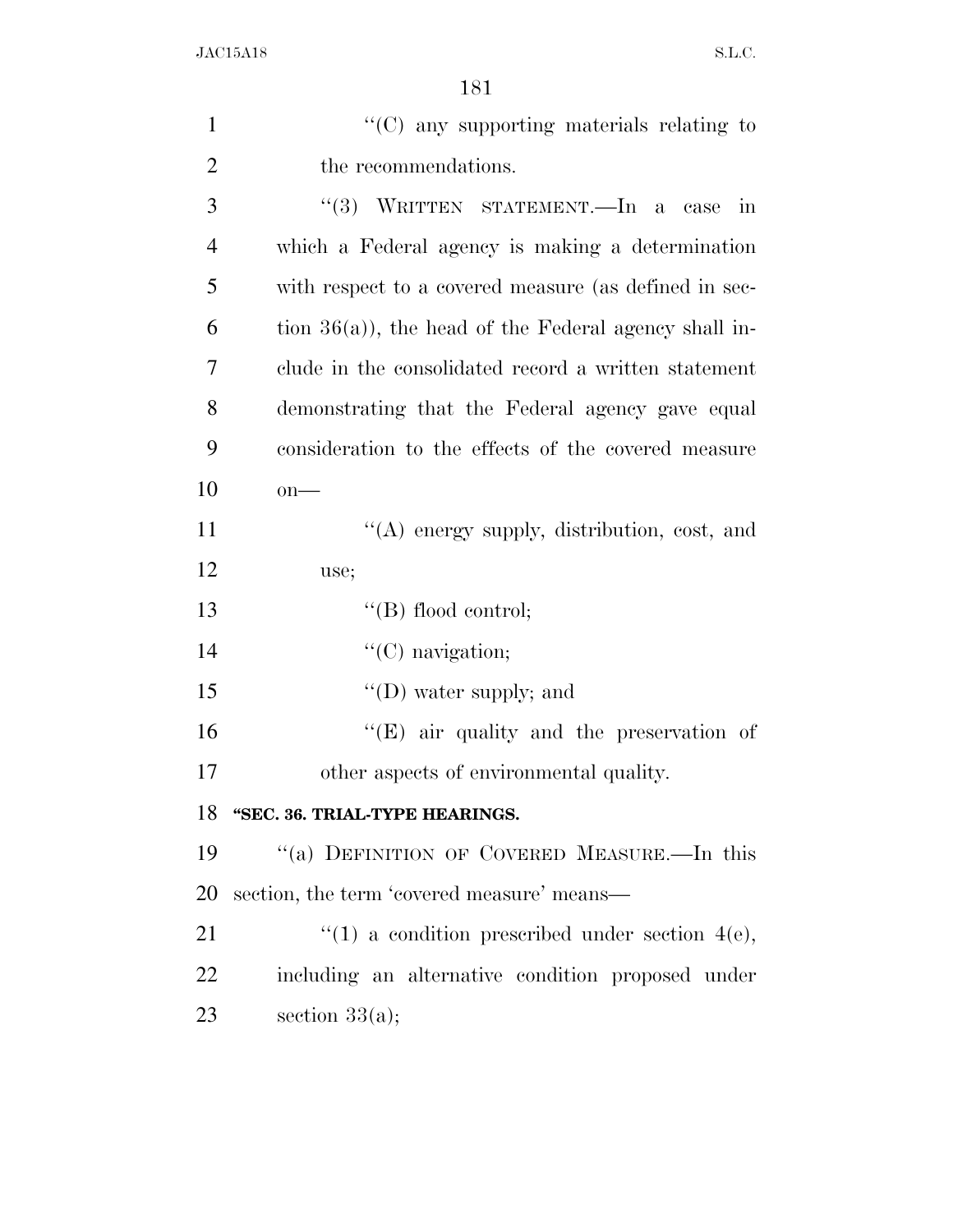"(C) any supporting materials relating to the recommendations.

"(3) WRITTEN STATEMENT.—In a case in which a Federal agency is making a determination with respect to a covered measure (as defined in section 36(a)), the head of the Federal agency shall include in the consolidated record a written statement demonstrating that the Federal agency gave equal consideration to the effects of the covered measure on—

"(A) energy supply, distribution, cost, and use;

"(B) flood control;

"(C) navigation;

"(D) water supply; and

"(E) air quality and the preservation of other aspects of environmental quality.

**"SEC. 36. TRIAL-TYPE HEARINGS.**

"(a) DEFINITION OF COVERED MEASURE.—In this section, the term 'covered measure' means—

"(1) a condition prescribed under section 4(e), including an alternative condition proposed under section 33(a);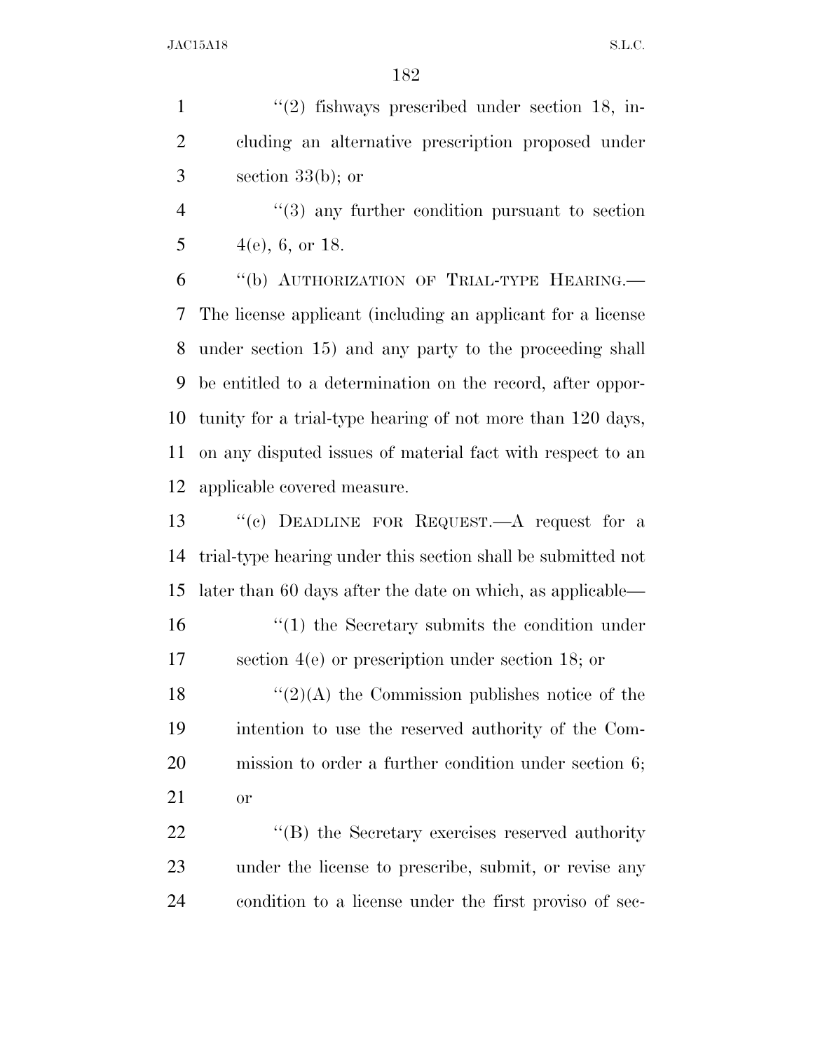''(2) fishways prescribed under section 18, including an alternative prescription proposed under section 33(b); or

''(3) any further condition pursuant to section 4(e), 6, or 18.

''(b) AUTHORIZATION OF TRIAL-TYPE HEARING.—The license applicant (including an applicant for a license under section 15) and any party to the proceeding shall be entitled to a determination on the record, after opportunity for a trial-type hearing of not more than 120 days, on any disputed issues of material fact with respect to an applicable covered measure.

''(c) DEADLINE FOR REQUEST.—A request for a trial-type hearing under this section shall be submitted not later than 60 days after the date on which, as applicable—

''(1) the Secretary submits the condition under section 4(e) or prescription under section 18; or

''(2)(A) the Commission publishes notice of the intention to use the reserved authority of the Commission to order a further condition under section 6; or

''(B) the Secretary exercises reserved authority under the license to prescribe, submit, or revise any condition to a license under the first proviso of sec-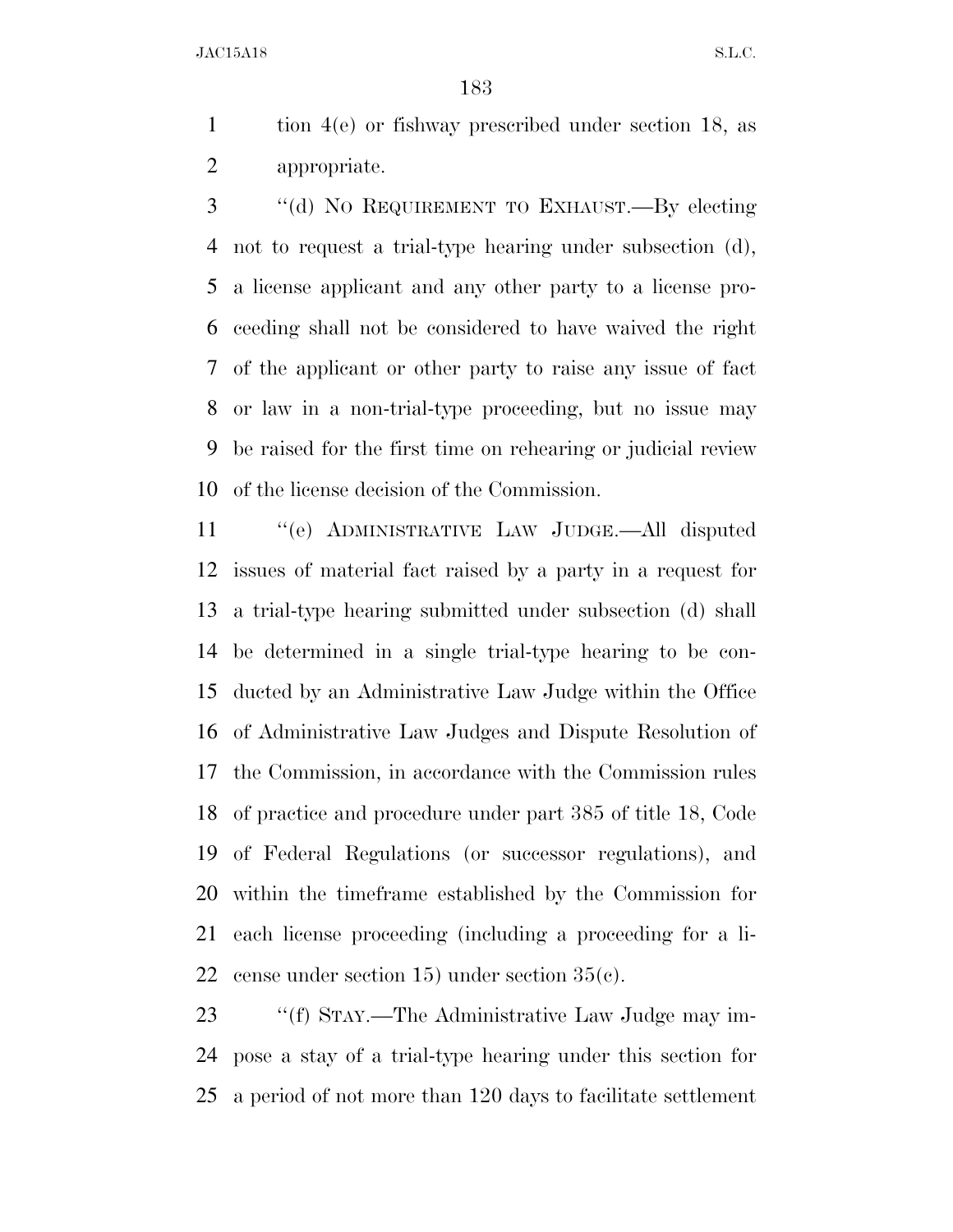tion 4(e) or fishway prescribed under section 18, as appropriate.

"(d) NO REQUIREMENT TO EXHAUST.—By electing not to request a trial-type hearing under subsection (d), a license applicant and any other party to a license proceeding shall not be considered to have waived the right of the applicant or other party to raise any issue of fact or law in a non-trial-type proceeding, but no issue may be raised for the first time on rehearing or judicial review of the license decision of the Commission.

"(e) ADMINISTRATIVE LAW JUDGE.—All disputed issues of material fact raised by a party in a request for a trial-type hearing submitted under subsection (d) shall be determined in a single trial-type hearing to be conducted by an Administrative Law Judge within the Office of Administrative Law Judges and Dispute Resolution of the Commission, in accordance with the Commission rules of practice and procedure under part 385 of title 18, Code of Federal Regulations (or successor regulations), and within the timeframe established by the Commission for each license proceeding (including a proceeding for a license under section 15) under section 35(c).

"(f) STAY.—The Administrative Law Judge may impose a stay of a trial-type hearing under this section for a period of not more than 120 days to facilitate settlement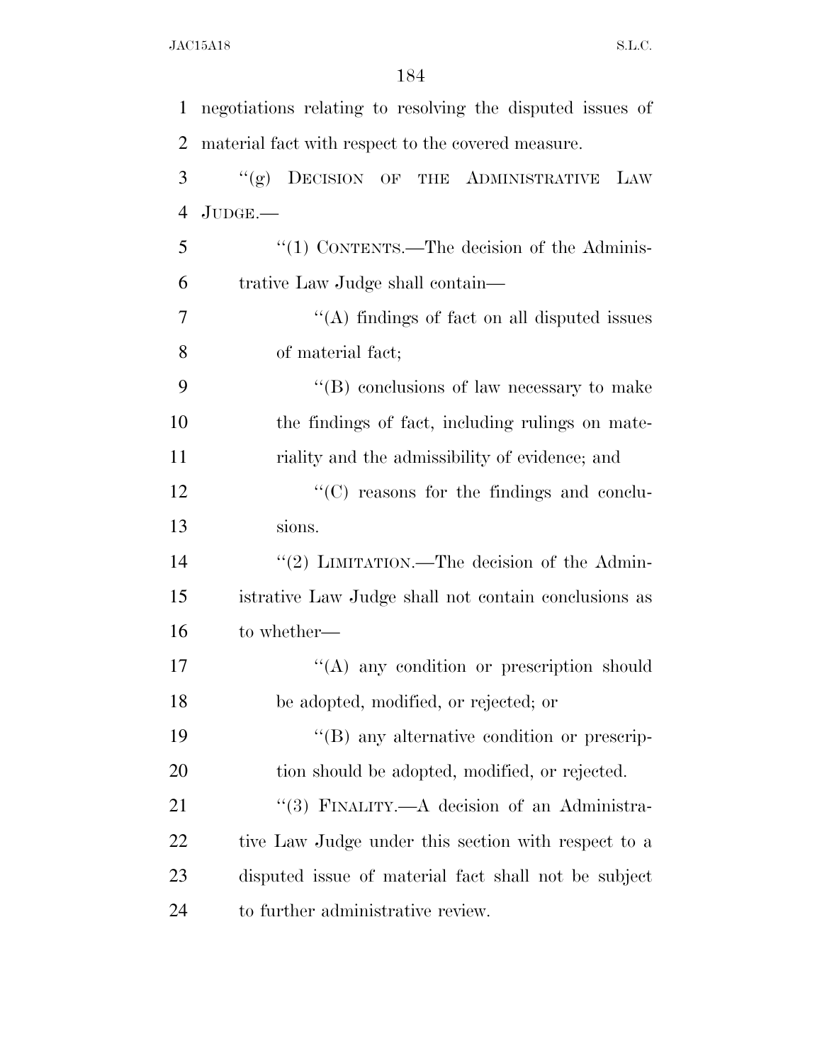negotiations relating to resolving the disputed issues of material fact with respect to the covered measure.

"(g) DECISION OF THE ADMINISTRATIVE LAW JUDGE.—

"(1) CONTENTS.—The decision of the Administrative Law Judge shall contain—

"(A) findings of fact on all disputed issues of material fact;

"(B) conclusions of law necessary to make the findings of fact, including rulings on materiality and the admissibility of evidence; and

"(C) reasons for the findings and conclusions.

"(2) LIMITATION.—The decision of the Administrative Law Judge shall not contain conclusions as to whether—

"(A) any condition or prescription should be adopted, modified, or rejected; or

"(B) any alternative condition or prescription should be adopted, modified, or rejected.

"(3) FINALITY.—A decision of an Administrative Law Judge under this section with respect to a disputed issue of material fact shall not be subject to further administrative review.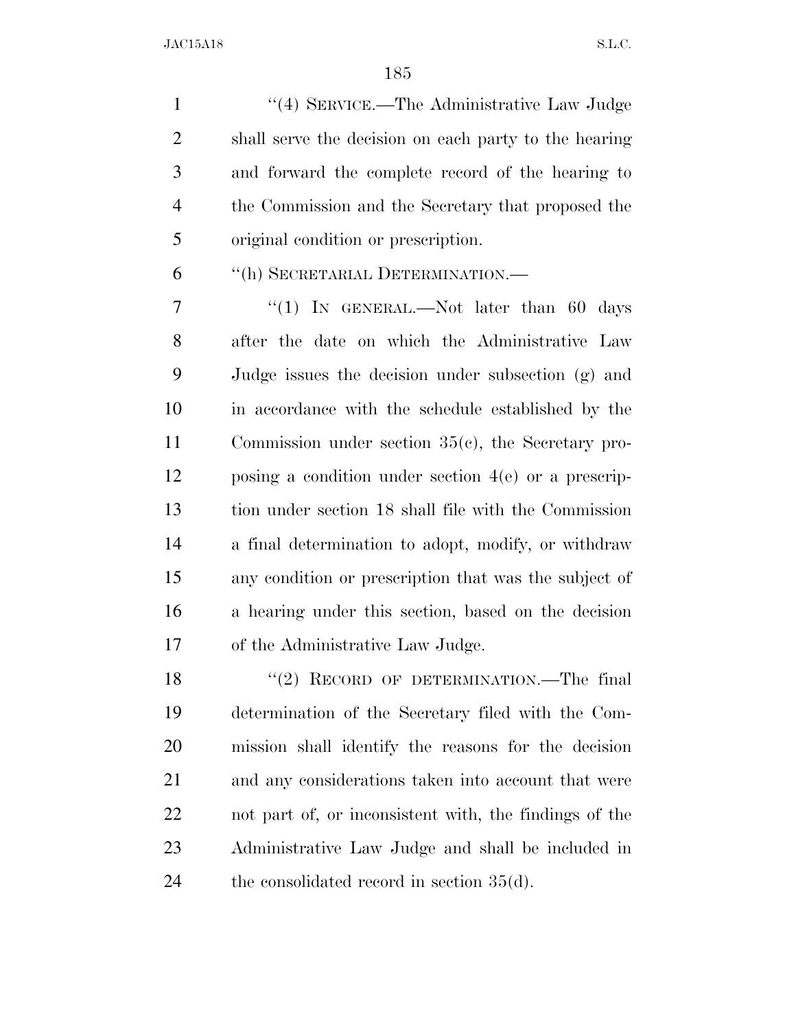''(4) SERVICE.—The Administrative Law Judge shall serve the decision on each party to the hearing and forward the complete record of the hearing to the Commission and the Secretary that proposed the original condition or prescription.

''(h) SECRETARIAL DETERMINATION.—

''(1) IN GENERAL.—Not later than 60 days after the date on which the Administrative Law Judge issues the decision under subsection (g) and in accordance with the schedule established by the Commission under section 35(c), the Secretary proposing a condition under section 4(e) or a prescription under section 18 shall file with the Commission a final determination to adopt, modify, or withdraw any condition or prescription that was the subject of a hearing under this section, based on the decision of the Administrative Law Judge.

''(2) RECORD OF DETERMINATION.—The final determination of the Secretary filed with the Commission shall identify the reasons for the decision and any considerations taken into account that were not part of, or inconsistent with, the findings of the Administrative Law Judge and shall be included in the consolidated record in section 35(d).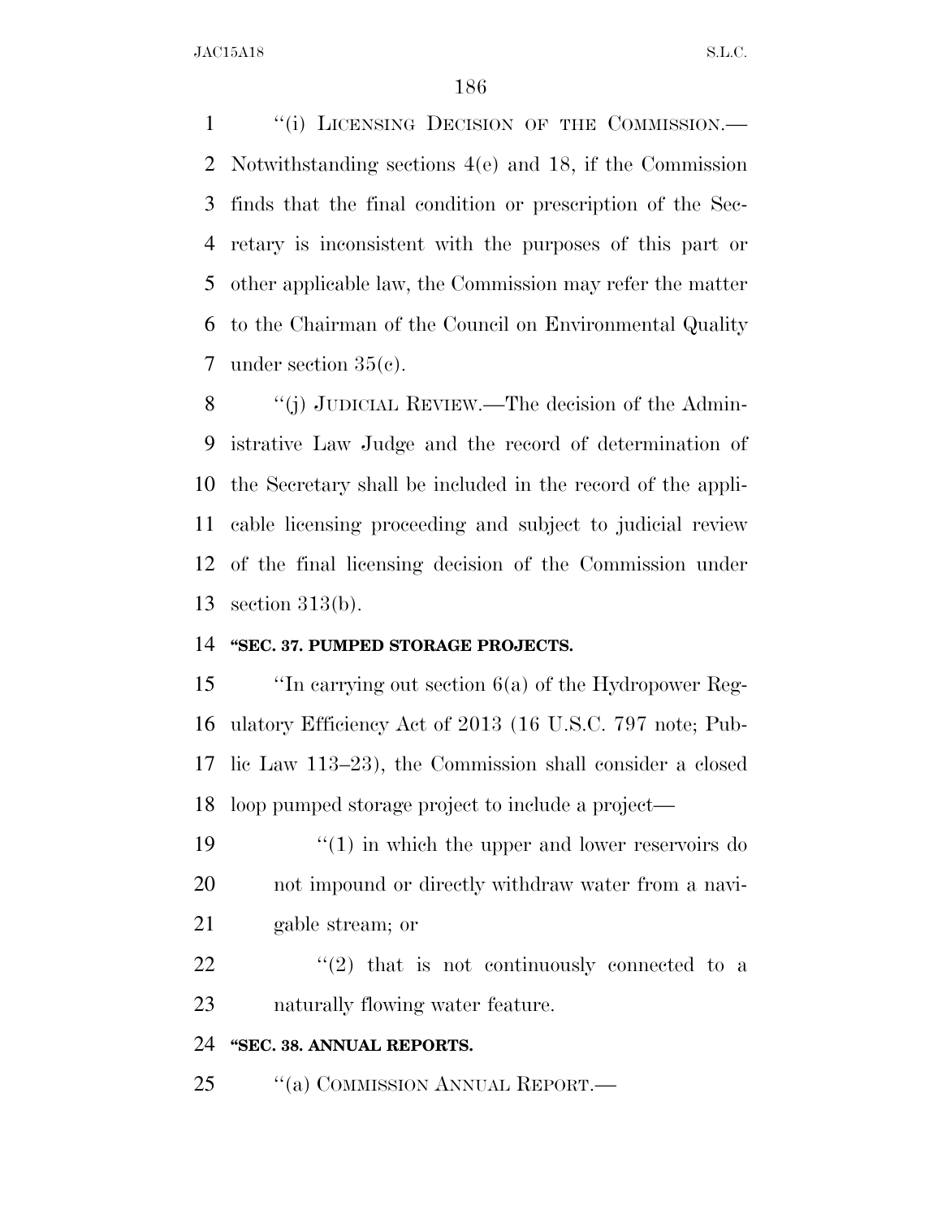"(i) LICENSING DECISION OF THE COMMISSION.—Notwithstanding sections 4(e) and 18, if the Commission finds that the final condition or prescription of the Secretary is inconsistent with the purposes of this part or other applicable law, the Commission may refer the matter to the Chairman of the Council on Environmental Quality under section 35(c).

"(j) JUDICIAL REVIEW.—The decision of the Administrative Law Judge and the record of determination of the Secretary shall be included in the record of the applicable licensing proceeding and subject to judicial review of the final licensing decision of the Commission under section 313(b).

**"SEC. 37. PUMPED STORAGE PROJECTS.**

"In carrying out section 6(a) of the Hydropower Regulatory Efficiency Act of 2013 (16 U.S.C. 797 note; Public Law 113–23), the Commission shall consider a closed loop pumped storage project to include a project—

"(1) in which the upper and lower reservoirs do not impound or directly withdraw water from a navigable stream; or

"(2) that is not continuously connected to a naturally flowing water feature.

**"SEC. 38. ANNUAL REPORTS.**

"(a) COMMISSION ANNUAL REPORT.—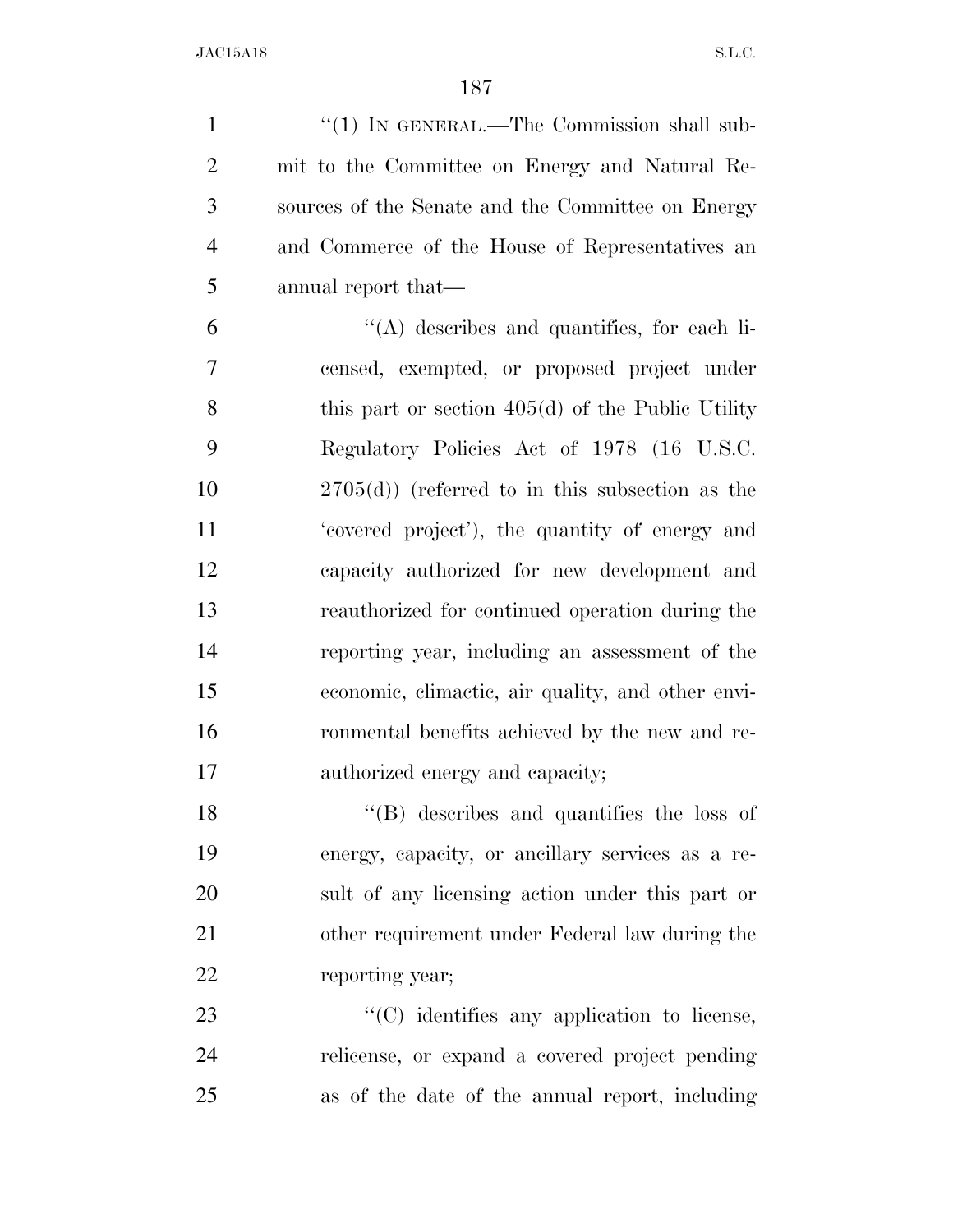"(1) IN GENERAL.—The Commission shall submit to the Committee on Energy and Natural Resources of the Senate and the Committee on Energy and Commerce of the House of Representatives an annual report that—

"(A) describes and quantifies, for each licensed, exempted, or proposed project under this part or section 405(d) of the Public Utility Regulatory Policies Act of 1978 (16 U.S.C. 2705(d)) (referred to in this subsection as the 'covered project'), the quantity of energy and capacity authorized for new development and reauthorized for continued operation during the reporting year, including an assessment of the economic, climactic, air quality, and other environmental benefits achieved by the new and reauthorized energy and capacity;

"(B) describes and quantifies the loss of energy, capacity, or ancillary services as a result of any licensing action under this part or other requirement under Federal law during the reporting year;

"(C) identifies any application to license, relicense, or expand a covered project pending as of the date of the annual report, including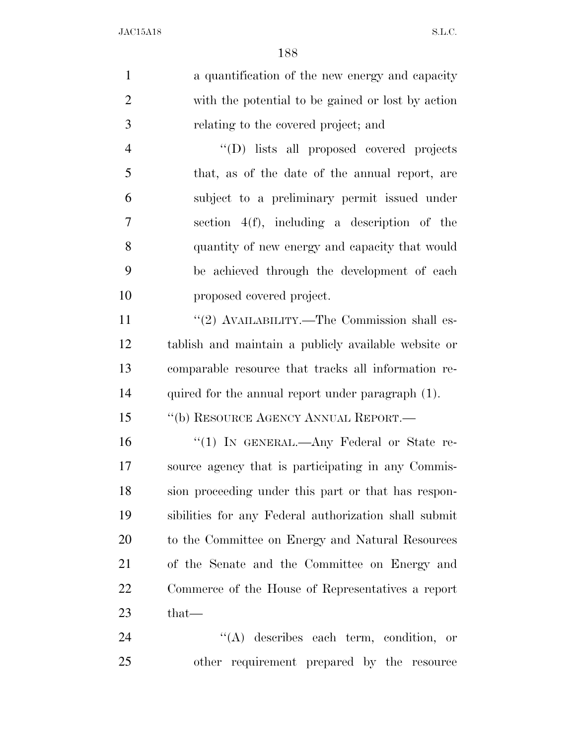a quantification of the new energy and capacity with the potential to be gained or lost by action relating to the covered project; and

''(D) lists all proposed covered projects that, as of the date of the annual report, are subject to a preliminary permit issued under section 4(f), including a description of the quantity of new energy and capacity that would be achieved through the development of each proposed covered project.

''(2) AVAILABILITY.—The Commission shall establish and maintain a publicly available website or comparable resource that tracks all information required for the annual report under paragraph (1).

''(b) RESOURCE AGENCY ANNUAL REPORT.—

''(1) IN GENERAL.—Any Federal or State resource agency that is participating in any Commission proceeding under this part or that has responsibilities for any Federal authorization shall submit to the Committee on Energy and Natural Resources of the Senate and the Committee on Energy and Commerce of the House of Representatives a report that—

''(A) describes each term, condition, or other requirement prepared by the resource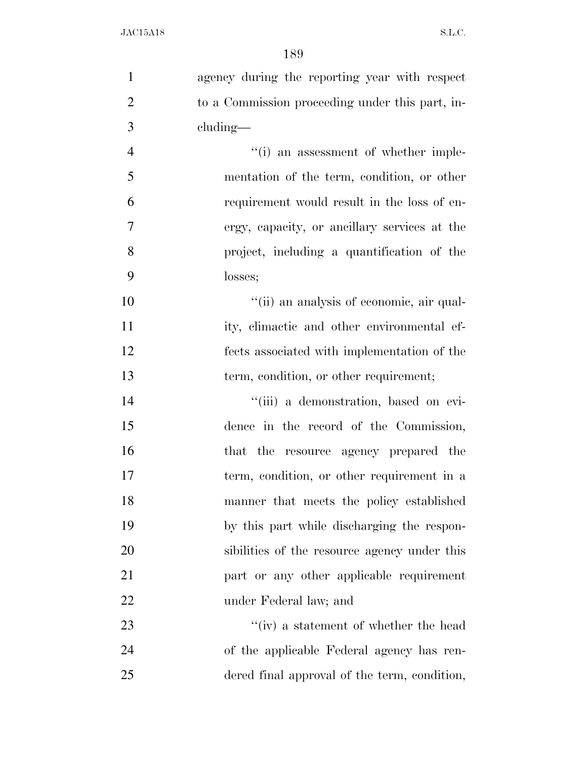agency during the reporting year with respect to a Commission proceeding under this part, including—

''(i) an assessment of whether implementation of the term, condition, or other requirement would result in the loss of energy, capacity, or ancillary services at the project, including a quantification of the losses;

''(ii) an analysis of economic, air quality, climactic and other environmental effects associated with implementation of the term, condition, or other requirement;

''(iii) a demonstration, based on evidence in the record of the Commission, that the resource agency prepared the term, condition, or other requirement in a manner that meets the policy established by this part while discharging the responsibilities of the resource agency under this part or any other applicable requirement under Federal law; and

''(iv) a statement of whether the head of the applicable Federal agency has rendered final approval of the term, condition,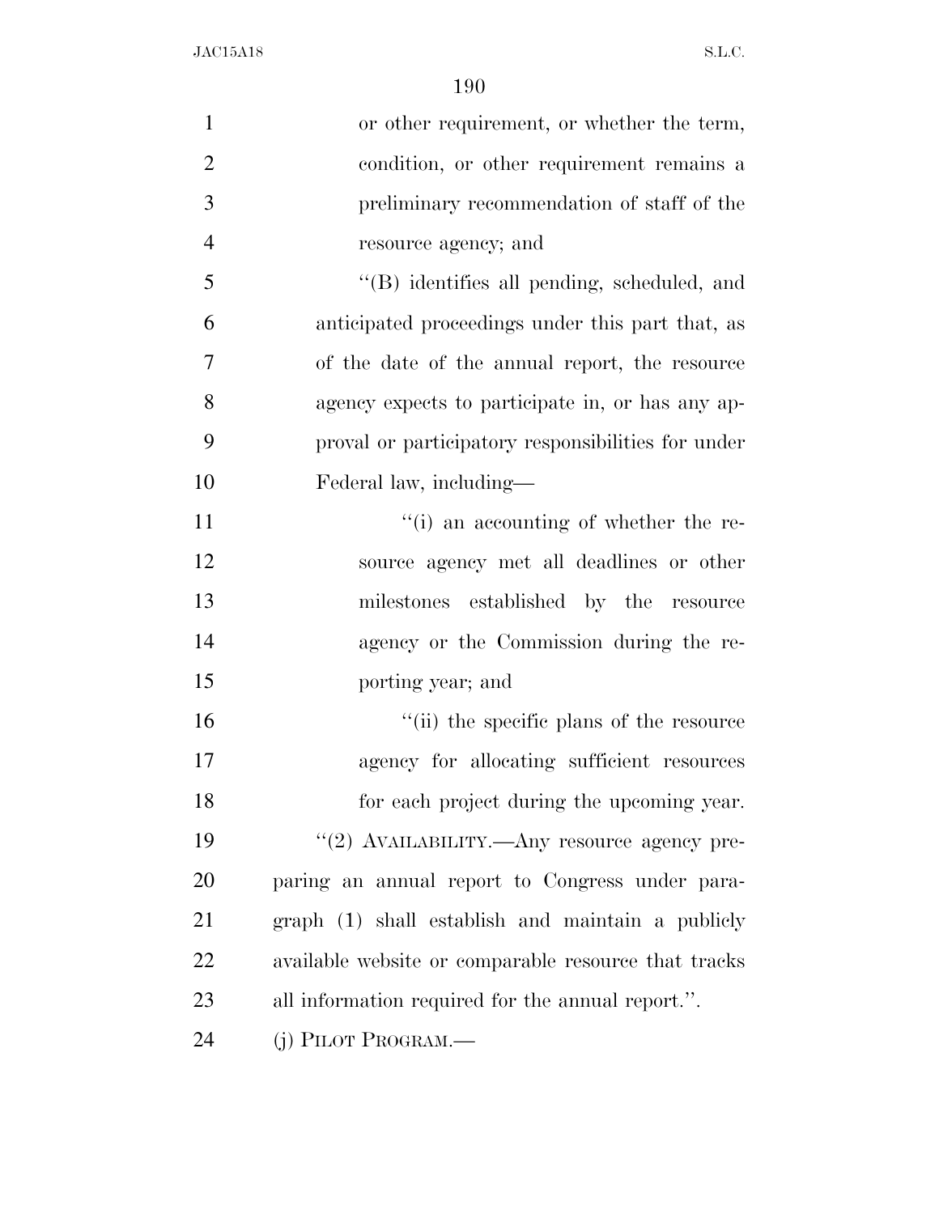or other requirement, or whether the term, condition, or other requirement remains a preliminary recommendation of staff of the resource agency; and

"(B) identifies all pending, scheduled, and anticipated proceedings under this part that, as of the date of the annual report, the resource agency expects to participate in, or has any approval or participatory responsibilities for under Federal law, including—

"(i) an accounting of whether the resource agency met all deadlines or other milestones established by the resource agency or the Commission during the reporting year; and

"(ii) the specific plans of the resource agency for allocating sufficient resources for each project during the upcoming year.

"(2) AVAILABILITY.—Any resource agency preparing an annual report to Congress under paragraph (1) shall establish and maintain a publicly available website or comparable resource that tracks all information required for the annual report.".

(j) PILOT PROGRAM.—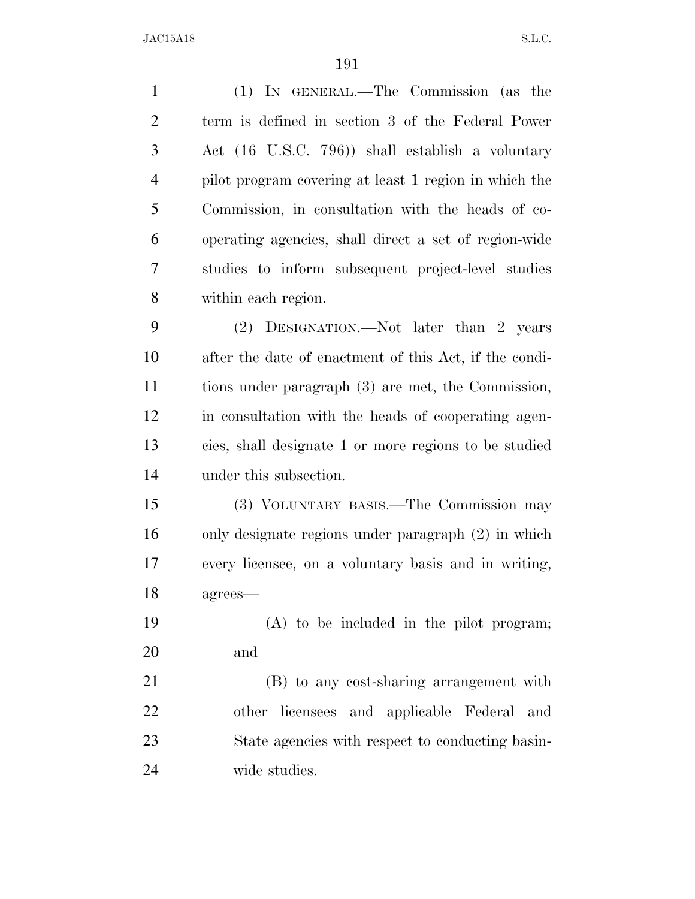(1) IN GENERAL.—The Commission (as the term is defined in section 3 of the Federal Power Act (16 U.S.C. 796)) shall establish a voluntary pilot program covering at least 1 region in which the Commission, in consultation with the heads of cooperating agencies, shall direct a set of region-wide studies to inform subsequent project-level studies within each region.

(2) DESIGNATION.—Not later than 2 years after the date of enactment of this Act, if the conditions under paragraph (3) are met, the Commission, in consultation with the heads of cooperating agencies, shall designate 1 or more regions to be studied under this subsection.

(3) VOLUNTARY BASIS.—The Commission may only designate regions under paragraph (2) in which every licensee, on a voluntary basis and in writing, agrees—

(A) to be included in the pilot program; and

(B) to any cost-sharing arrangement with other licensees and applicable Federal and State agencies with respect to conducting basin-wide studies.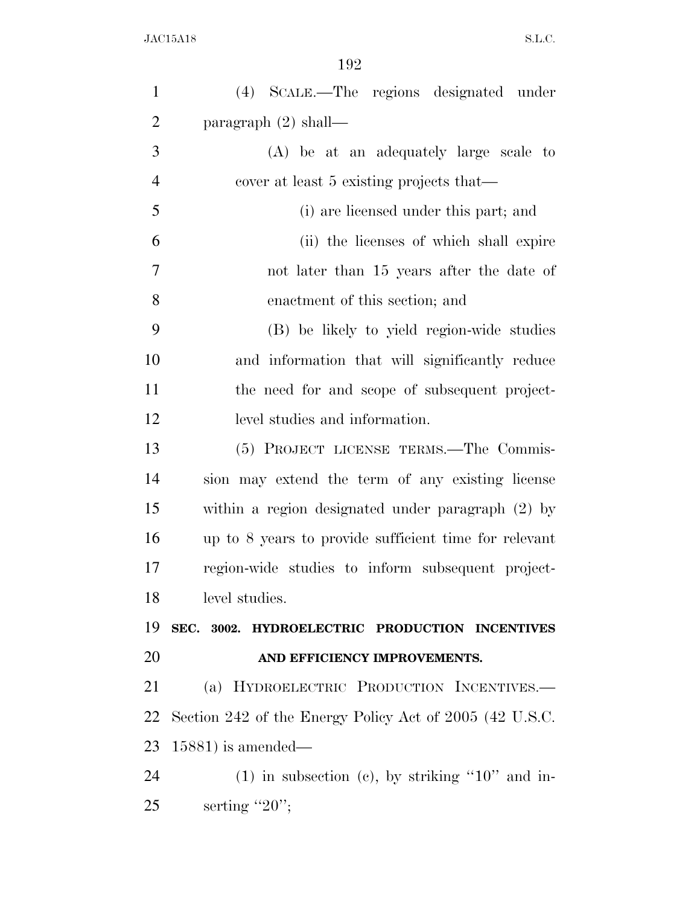(4) SCALE.—The regions designated under paragraph (2) shall—

(A) be at an adequately large scale to cover at least 5 existing projects that—

(i) are licensed under this part; and

(ii) the licenses of which shall expire not later than 15 years after the date of enactment of this section; and

(B) be likely to yield region-wide studies and information that will significantly reduce the need for and scope of subsequent project-level studies and information.

(5) PROJECT LICENSE TERMS.—The Commission may extend the term of any existing license within a region designated under paragraph (2) by up to 8 years to provide sufficient time for relevant region-wide studies to inform subsequent project-level studies.

**SEC. 3002. HYDROELECTRIC PRODUCTION INCENTIVES AND EFFICIENCY IMPROVEMENTS.**

(a) HYDROELECTRIC PRODUCTION INCENTIVES.—Section 242 of the Energy Policy Act of 2005 (42 U.S.C. 15881) is amended—

(1) in subsection (c), by striking "10" and inserting "20";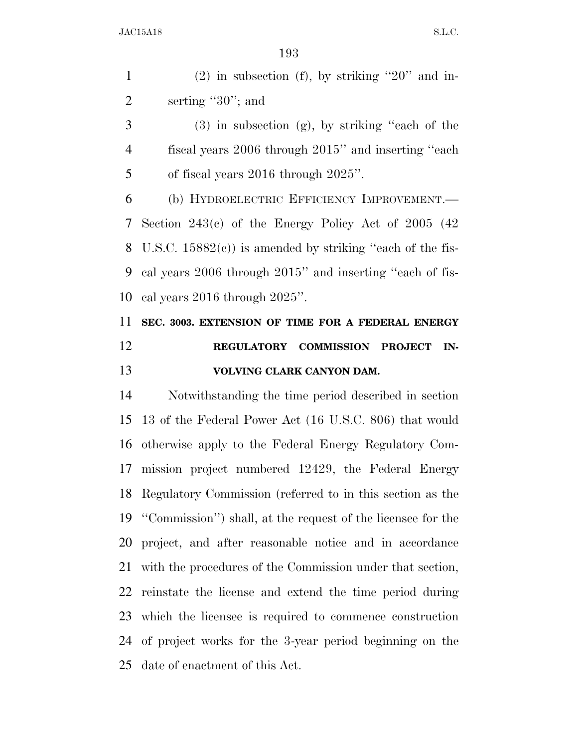(2) in subsection (f), by striking "20" and inserting "30"; and

(3) in subsection (g), by striking "each of the fiscal years 2006 through 2015" and inserting "each of fiscal years 2016 through 2025".

(b) HYDROELECTRIC EFFICIENCY IMPROVEMENT.—Section 243(c) of the Energy Policy Act of 2005 (42 U.S.C. 15882(c)) is amended by striking "each of the fiscal years 2006 through 2015" and inserting "each of fiscal years 2016 through 2025".

**SEC. 3003. EXTENSION OF TIME FOR A FEDERAL ENERGY REGULATORY COMMISSION PROJECT INVOLVING CLARK CANYON DAM.**

Notwithstanding the time period described in section 13 of the Federal Power Act (16 U.S.C. 806) that would otherwise apply to the Federal Energy Regulatory Commission project numbered 12429, the Federal Energy Regulatory Commission (referred to in this section as the "Commission") shall, at the request of the licensee for the project, and after reasonable notice and in accordance with the procedures of the Commission under that section, reinstate the license and extend the time period during which the licensee is required to commence construction of project works for the 3-year period beginning on the date of enactment of this Act.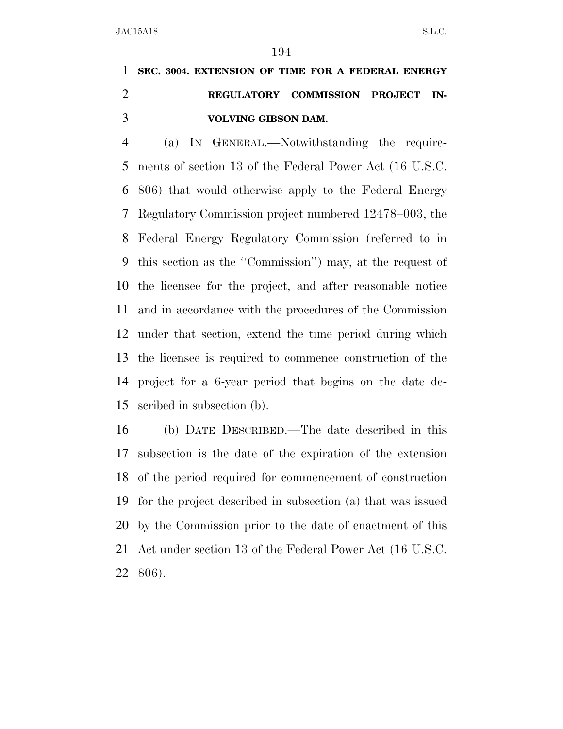## SEC. 3004. EXTENSION OF TIME FOR A FEDERAL ENERGY REGULATORY COMMISSION PROJECT INVOLVING GIBSON DAM.

(a) IN GENERAL.—Notwithstanding the requirements of section 13 of the Federal Power Act (16 U.S.C. 806) that would otherwise apply to the Federal Energy Regulatory Commission project numbered 12478–003, the Federal Energy Regulatory Commission (referred to in this section as the ''Commission'') may, at the request of the licensee for the project, and after reasonable notice and in accordance with the procedures of the Commission under that section, extend the time period during which the licensee is required to commence construction of the project for a 6-year period that begins on the date described in subsection (b).

(b) DATE DESCRIBED.—The date described in this subsection is the date of the expiration of the extension of the period required for commencement of construction for the project described in subsection (a) that was issued by the Commission prior to the date of enactment of this Act under section 13 of the Federal Power Act (16 U.S.C. 806).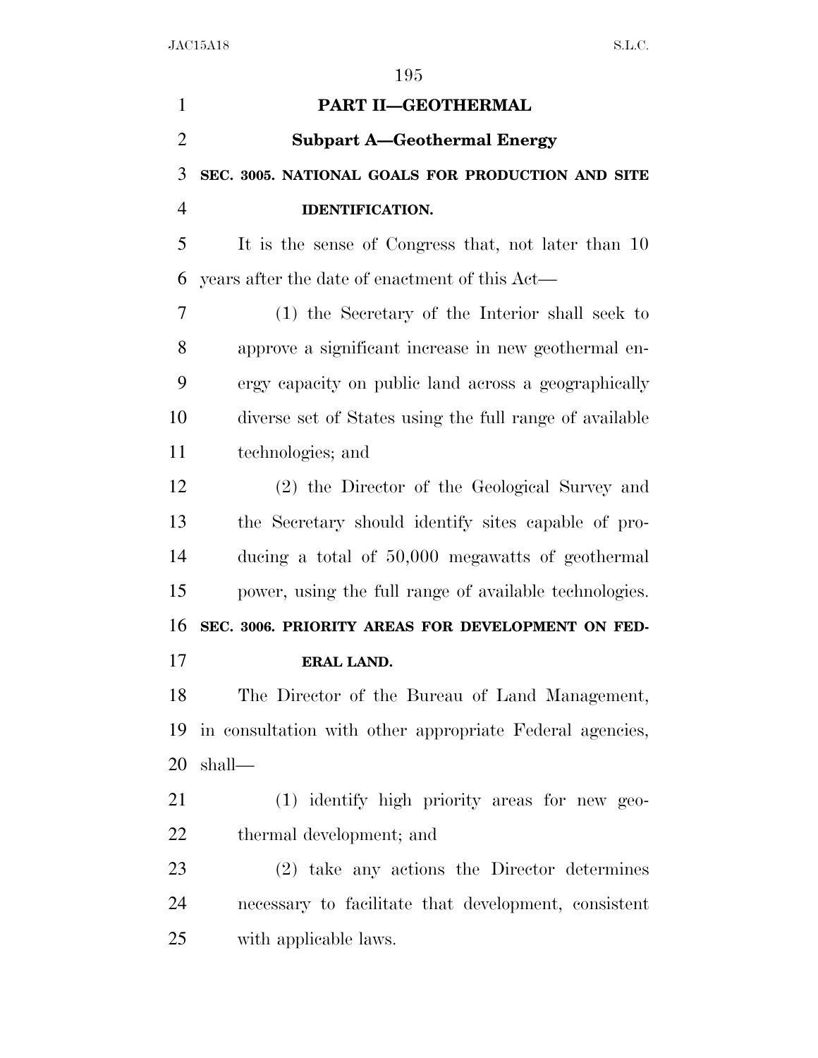## PART II—GEOTHERMAL

### Subpart A—Geothermal Energy

**SEC. 3005. NATIONAL GOALS FOR PRODUCTION AND SITE IDENTIFICATION.**

It is the sense of Congress that, not later than 10 years after the date of enactment of this Act—

(1) the Secretary of the Interior shall seek to approve a significant increase in new geothermal energy capacity on public land across a geographically diverse set of States using the full range of available technologies; and

(2) the Director of the Geological Survey and the Secretary should identify sites capable of producing a total of 50,000 megawatts of geothermal power, using the full range of available technologies.

**SEC. 3006. PRIORITY AREAS FOR DEVELOPMENT ON FEDERAL LAND.**

The Director of the Bureau of Land Management, in consultation with other appropriate Federal agencies, shall—

(1) identify high priority areas for new geothermal development; and

(2) take any actions the Director determines necessary to facilitate that development, consistent with applicable laws.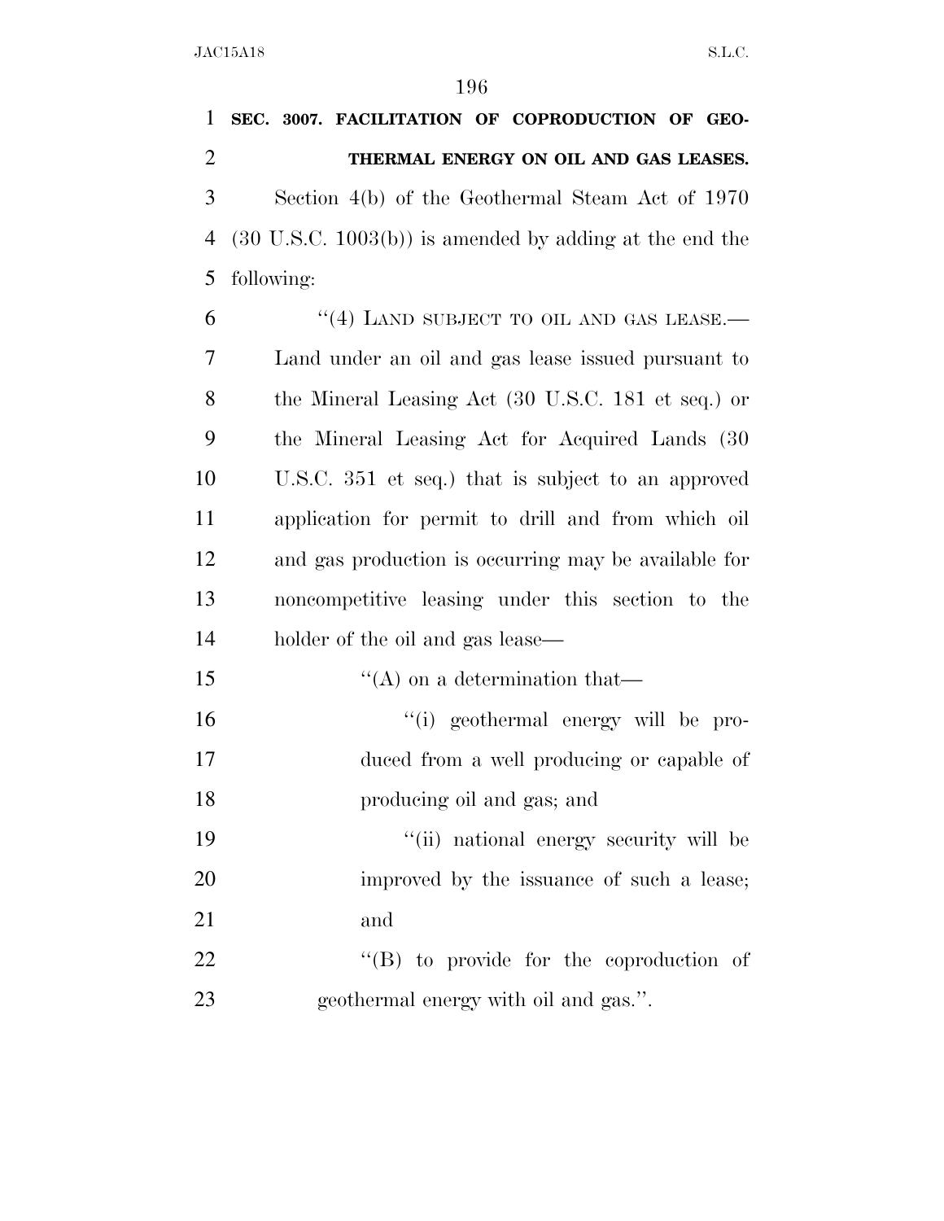**SEC. 3007. FACILITATION OF COPRODUCTION OF GEOTHERMAL ENERGY ON OIL AND GAS LEASES.**

Section 4(b) of the Geothermal Steam Act of 1970 (30 U.S.C. 1003(b)) is amended by adding at the end the following:

"(4) LAND SUBJECT TO OIL AND GAS LEASE.— Land under an oil and gas lease issued pursuant to the Mineral Leasing Act (30 U.S.C. 181 et seq.) or the Mineral Leasing Act for Acquired Lands (30 U.S.C. 351 et seq.) that is subject to an approved application for permit to drill and from which oil and gas production is occurring may be available for noncompetitive leasing under this section to the holder of the oil and gas lease—

"(A) on a determination that—

"(i) geothermal energy will be produced from a well producing or capable of producing oil and gas; and

"(ii) national energy security will be improved by the issuance of such a lease; and

"(B) to provide for the coproduction of geothermal energy with oil and gas.".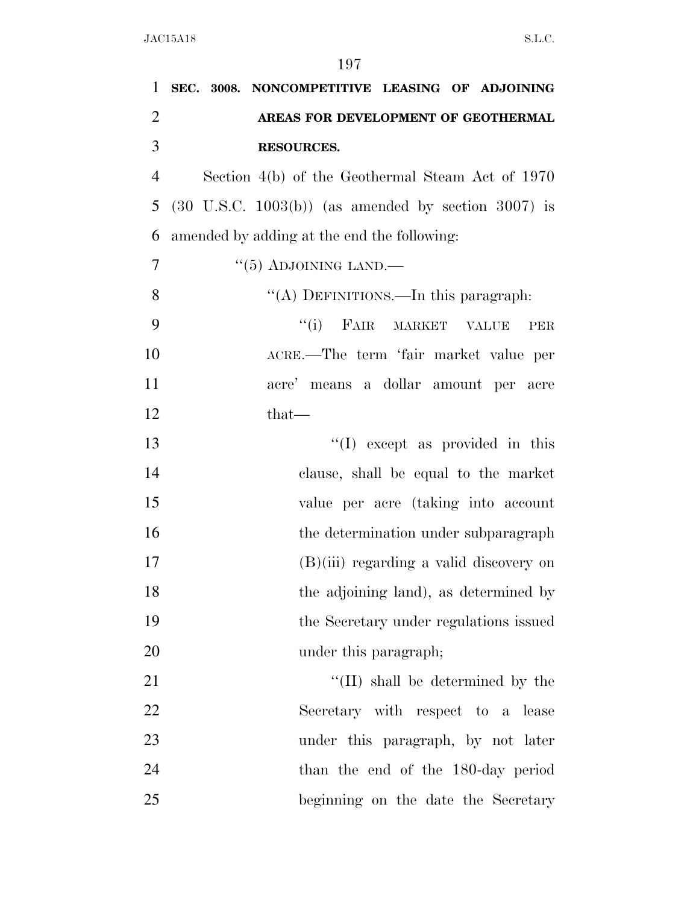**SEC. 3008. NONCOMPETITIVE LEASING OF ADJOINING AREAS FOR DEVELOPMENT OF GEOTHERMAL RESOURCES.**

Section 4(b) of the Geothermal Steam Act of 1970 (30 U.S.C. 1003(b)) (as amended by section 3007) is amended by adding at the end the following:

"(5) ADJOINING LAND.—

"(A) DEFINITIONS.—In this paragraph:

"(i) FAIR MARKET VALUE PER ACRE.—The term 'fair market value per acre' means a dollar amount per acre that—

"(I) except as provided in this clause, shall be equal to the market value per acre (taking into account the determination under subparagraph (B)(iii) regarding a valid discovery on the adjoining land), as determined by the Secretary under regulations issued under this paragraph;

"(II) shall be determined by the Secretary with respect to a lease under this paragraph, by not later than the end of the 180-day period beginning on the date the Secretary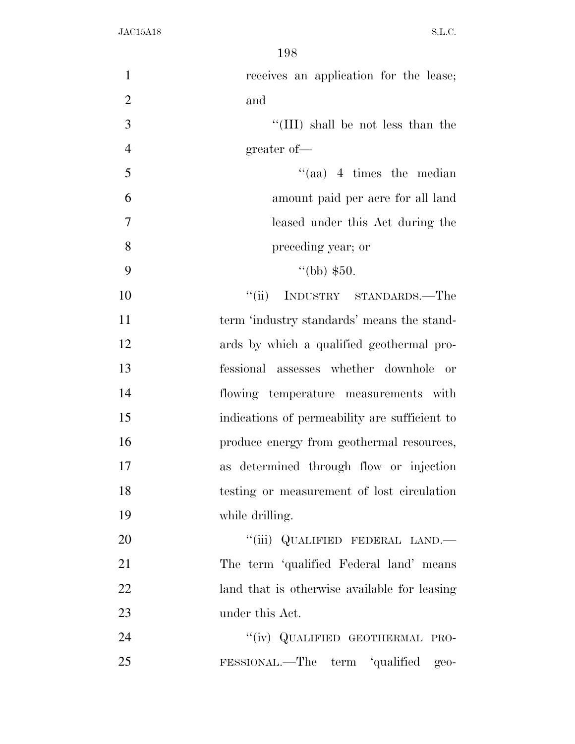receives an application for the lease; and

''(III) shall be not less than the greater of—

''(aa) 4 times the median amount paid per acre for all land leased under this Act during the preceding year; or

''(bb) $50.

''(ii) INDUSTRY STANDARDS.—The term 'industry standards' means the standards by which a qualified geothermal professional assesses whether downhole or flowing temperature measurements with indications of permeability are sufficient to produce energy from geothermal resources, as determined through flow or injection testing or measurement of lost circulation while drilling.

''(iii) QUALIFIED FEDERAL LAND.—The term 'qualified Federal land' means land that is otherwise available for leasing under this Act.

''(iv) QUALIFIED GEOTHERMAL PROFESSIONAL.—The term 'qualified geo-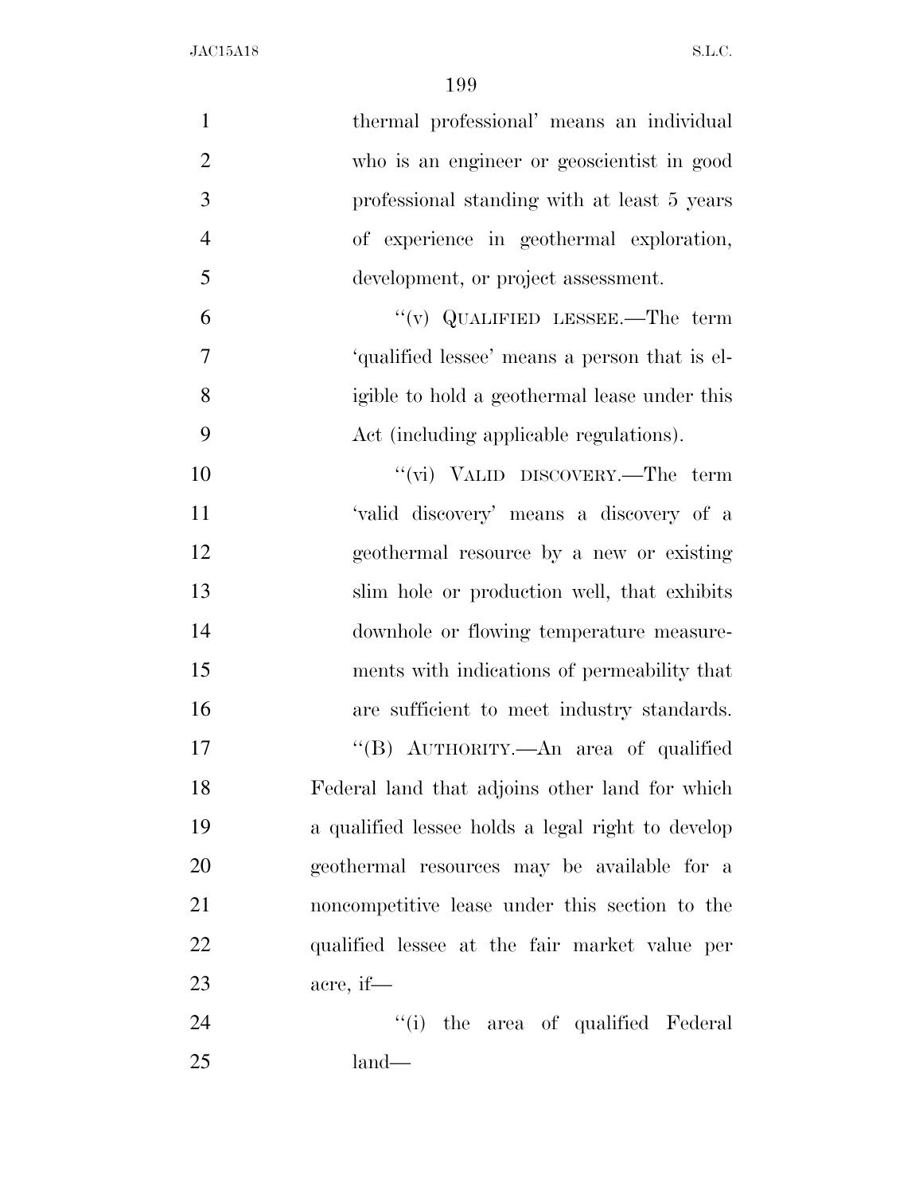thermal professional' means an individual who is an engineer or geoscientist in good professional standing with at least 5 years of experience in geothermal exploration, development, or project assessment.

"(v) QUALIFIED LESSEE.—The term 'qualified lessee' means a person that is eligible to hold a geothermal lease under this Act (including applicable regulations).

"(vi) VALID DISCOVERY.—The term 'valid discovery' means a discovery of a geothermal resource by a new or existing slim hole or production well, that exhibits downhole or flowing temperature measurements with indications of permeability that are sufficient to meet industry standards.

"(B) AUTHORITY.—An area of qualified Federal land that adjoins other land for which a qualified lessee holds a legal right to develop geothermal resources may be available for a noncompetitive lease under this section to the qualified lessee at the fair market value per acre, if—

"(i) the area of qualified Federal land—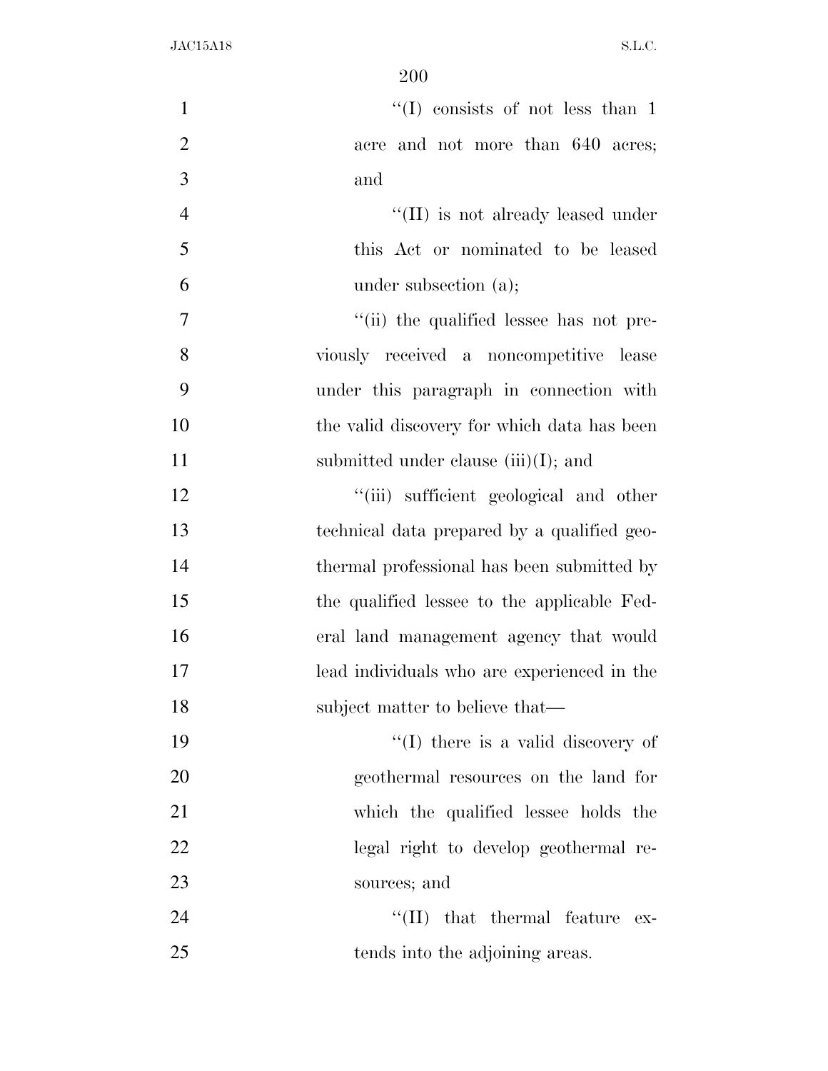''(I) consists of not less than 1 acre and not more than 640 acres; and

''(II) is not already leased under this Act or nominated to be leased under subsection (a);

''(ii) the qualified lessee has not previously received a noncompetitive lease under this paragraph in connection with the valid discovery for which data has been submitted under clause (iii)(I); and

''(iii) sufficient geological and other technical data prepared by a qualified geothermal professional has been submitted by the qualified lessee to the applicable Federal land management agency that would lead individuals who are experienced in the subject matter to believe that—

''(I) there is a valid discovery of geothermal resources on the land for which the qualified lessee holds the legal right to develop geothermal resources; and

''(II) that thermal feature extends into the adjoining areas.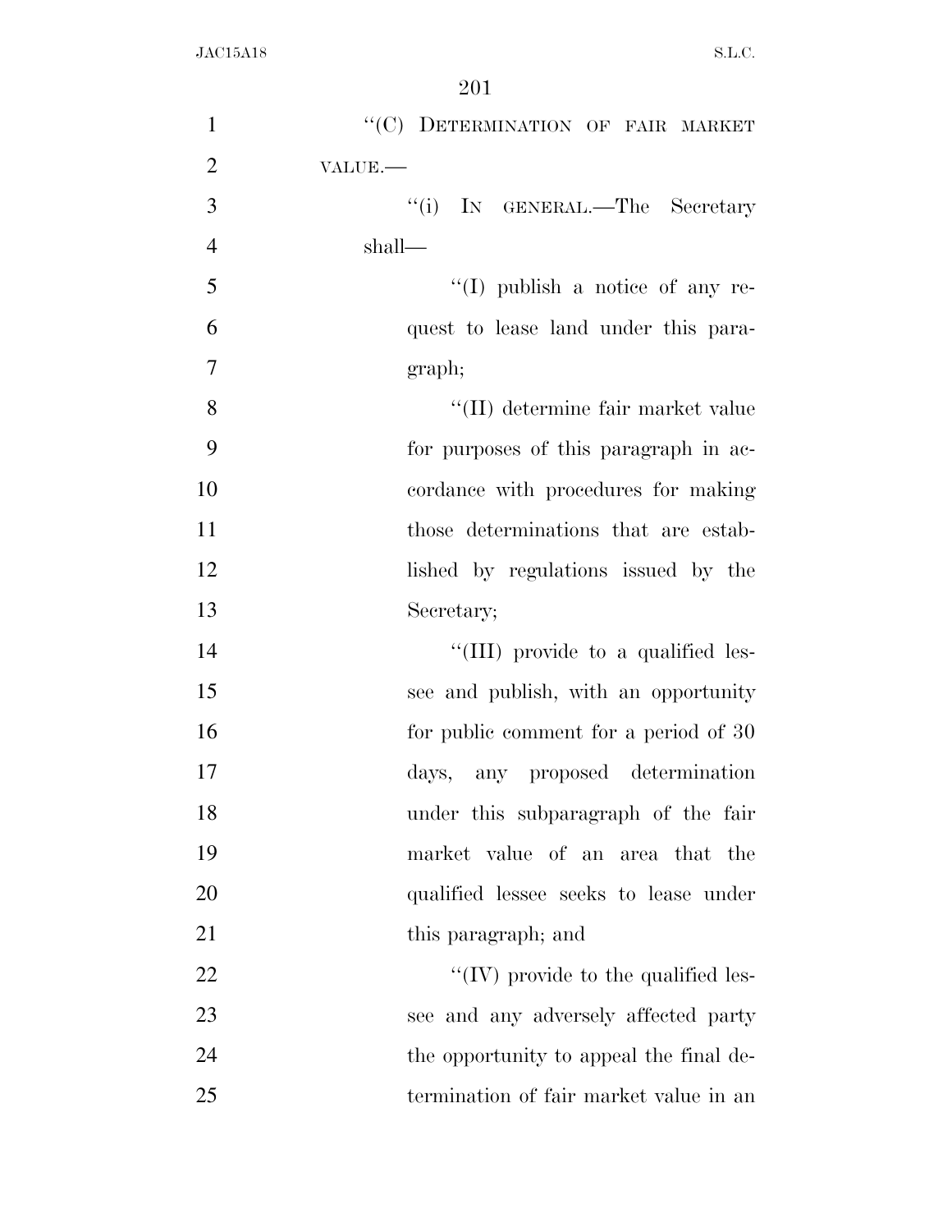"(C) DETERMINATION OF FAIR MARKET VALUE.—

"(i) IN GENERAL.—The Secretary shall—

"(I) publish a notice of any request to lease land under this paragraph;

"(II) determine fair market value for purposes of this paragraph in accordance with procedures for making those determinations that are established by regulations issued by the Secretary;

"(III) provide to a qualified lessee and publish, with an opportunity for public comment for a period of 30 days, any proposed determination under this subparagraph of the fair market value of an area that the qualified lessee seeks to lease under this paragraph; and

"(IV) provide to the qualified lessee and any adversely affected party the opportunity to appeal the final determination of fair market value in an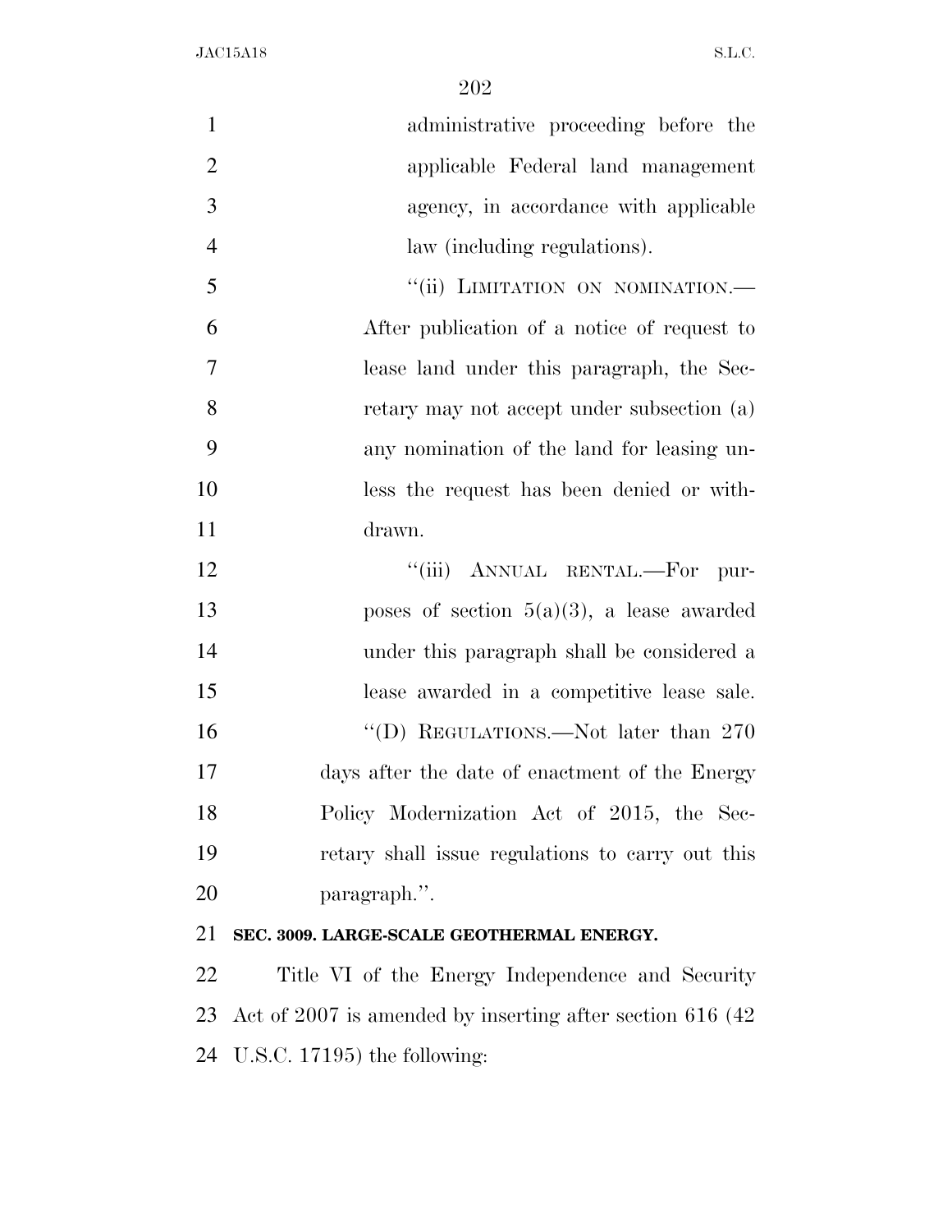administrative proceeding before the applicable Federal land management agency, in accordance with applicable law (including regulations).

"(ii) LIMITATION ON NOMINATION.—After publication of a notice of request to lease land under this paragraph, the Secretary may not accept under subsection (a) any nomination of the land for leasing unless the request has been denied or withdrawn.

"(iii) ANNUAL RENTAL.—For purposes of section 5(a)(3), a lease awarded under this paragraph shall be considered a lease awarded in a competitive lease sale.

"(D) REGULATIONS.—Not later than 270 days after the date of enactment of the Energy Policy Modernization Act of 2015, the Secretary shall issue regulations to carry out this paragraph.".

**SEC. 3009. LARGE-SCALE GEOTHERMAL ENERGY.**

Title VI of the Energy Independence and Security Act of 2007 is amended by inserting after section 616 (42 U.S.C. 17195) the following: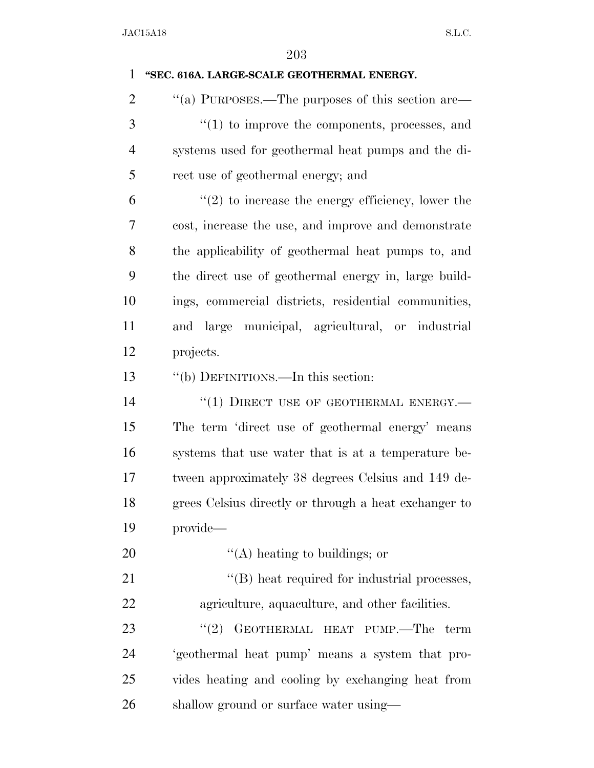**"SEC. 616A. LARGE-SCALE GEOTHERMAL ENERGY.**

"(a) PURPOSES.—The purposes of this section are—

"(1) to improve the components, processes, and systems used for geothermal heat pumps and the direct use of geothermal energy; and

"(2) to increase the energy efficiency, lower the cost, increase the use, and improve and demonstrate the applicability of geothermal heat pumps to, and the direct use of geothermal energy in, large buildings, commercial districts, residential communities, and large municipal, agricultural, or industrial projects.

"(b) DEFINITIONS.—In this section:

"(1) DIRECT USE OF GEOTHERMAL ENERGY.— The term 'direct use of geothermal energy' means systems that use water that is at a temperature between approximately 38 degrees Celsius and 149 degrees Celsius directly or through a heat exchanger to provide—

"(A) heating to buildings; or

"(B) heat required for industrial processes, agriculture, aquaculture, and other facilities.

"(2) GEOTHERMAL HEAT PUMP.—The term 'geothermal heat pump' means a system that provides heating and cooling by exchanging heat from shallow ground or surface water using—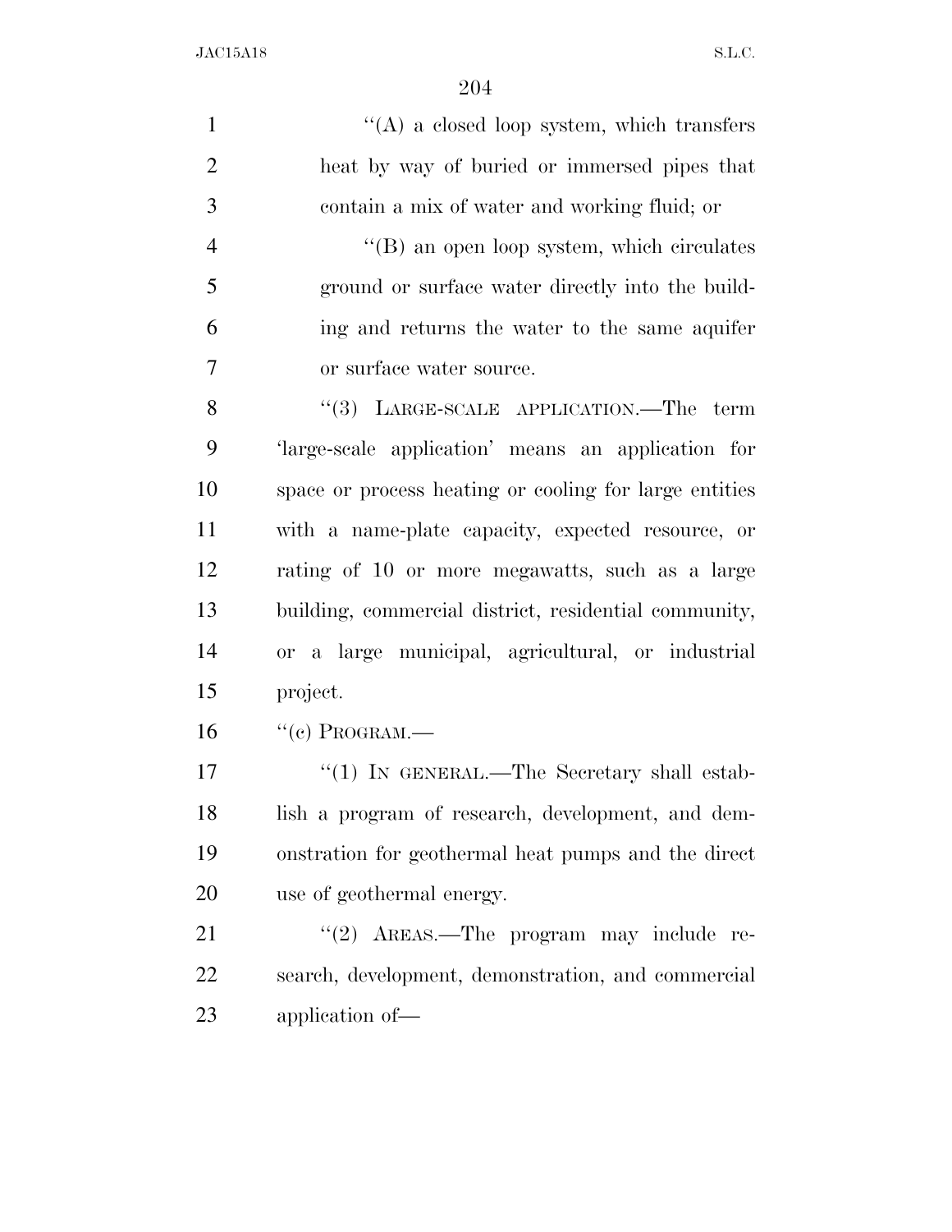''(A) a closed loop system, which transfers heat by way of buried or immersed pipes that contain a mix of water and working fluid; or

''(B) an open loop system, which circulates ground or surface water directly into the building and returns the water to the same aquifer or surface water source.

''(3) LARGE-SCALE APPLICATION.—The term 'large-scale application' means an application for space or process heating or cooling for large entities with a name-plate capacity, expected resource, or rating of 10 or more megawatts, such as a large building, commercial district, residential community, or a large municipal, agricultural, or industrial project.

''(c) PROGRAM.—

''(1) IN GENERAL.—The Secretary shall establish a program of research, development, and demonstration for geothermal heat pumps and the direct use of geothermal energy.

''(2) AREAS.—The program may include research, development, demonstration, and commercial application of—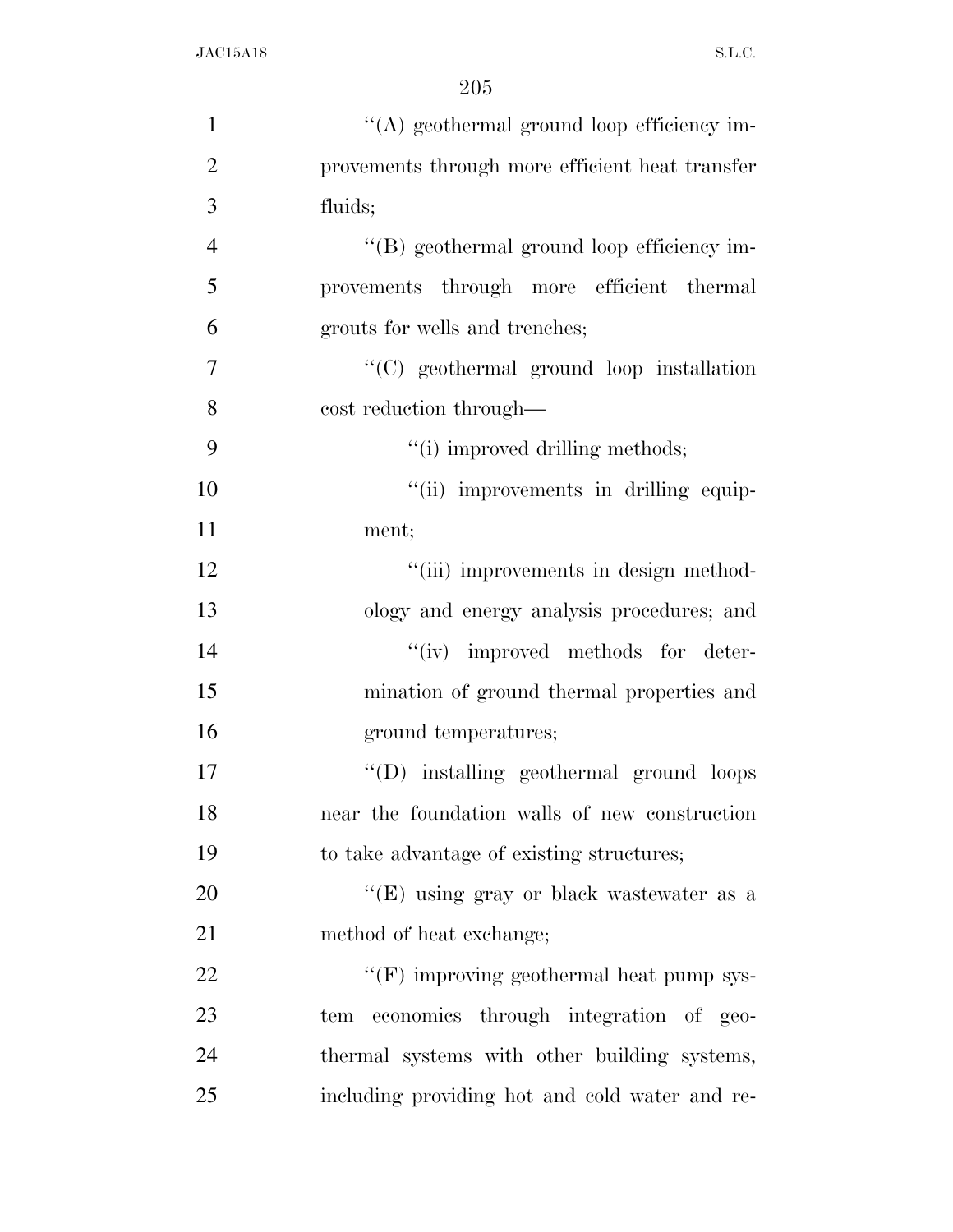''(A) geothermal ground loop efficiency improvements through more efficient heat transfer fluids;

''(B) geothermal ground loop efficiency improvements through more efficient thermal grouts for wells and trenches;

''(C) geothermal ground loop installation cost reduction through—

''(i) improved drilling methods;

''(ii) improvements in drilling equipment;

''(iii) improvements in design methodology and energy analysis procedures; and

''(iv) improved methods for determination of ground thermal properties and ground temperatures;

''(D) installing geothermal ground loops near the foundation walls of new construction to take advantage of existing structures;

''(E) using gray or black wastewater as a method of heat exchange;

''(F) improving geothermal heat pump system economics through integration of geothermal systems with other building systems, including providing hot and cold water and re-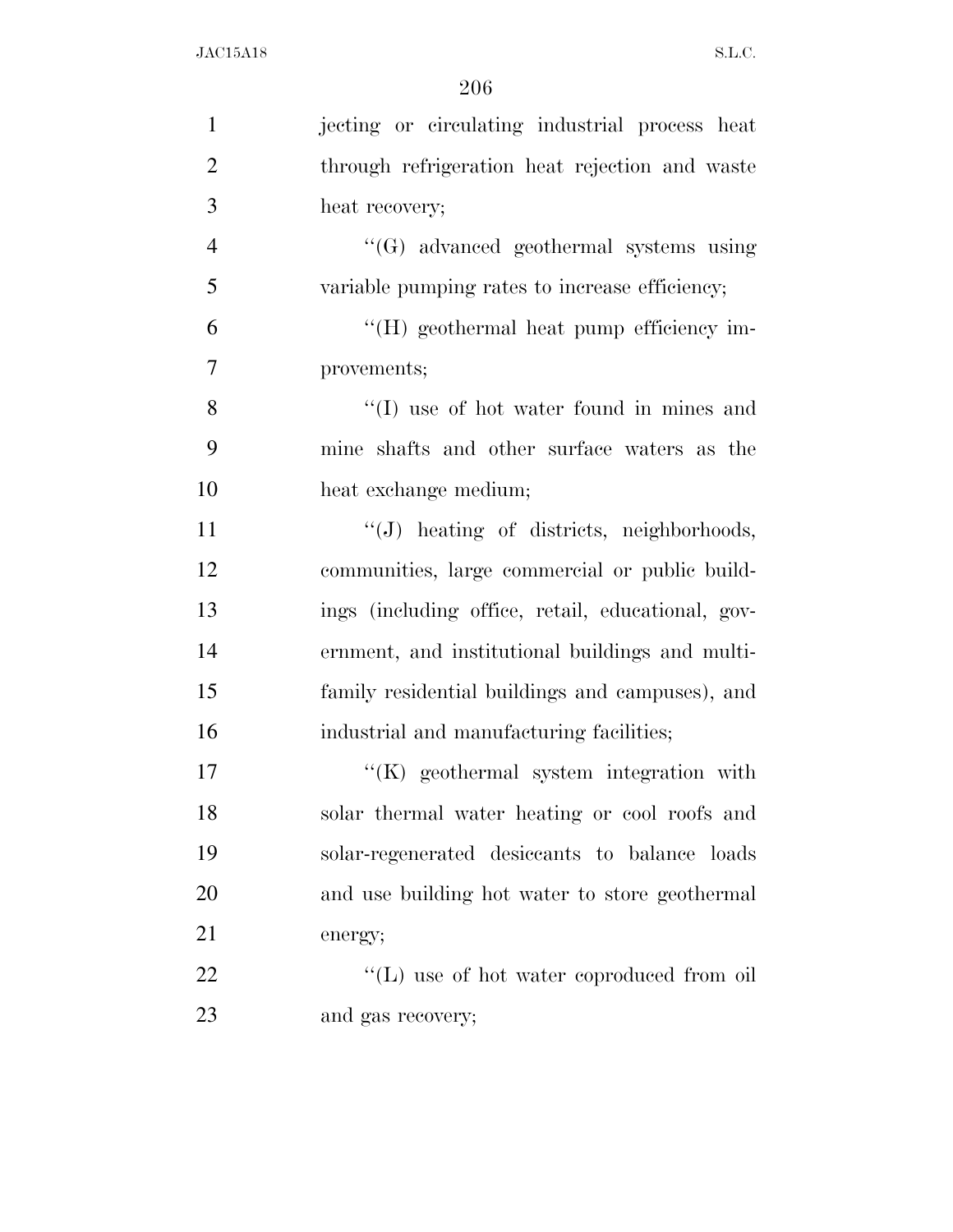jecting or circulating industrial process heat through refrigeration heat rejection and waste heat recovery;

''(G) advanced geothermal systems using variable pumping rates to increase efficiency;

''(H) geothermal heat pump efficiency improvements;

''(I) use of hot water found in mines and mine shafts and other surface waters as the heat exchange medium;

''(J) heating of districts, neighborhoods, communities, large commercial or public buildings (including office, retail, educational, government, and institutional buildings and multifamily residential buildings and campuses), and industrial and manufacturing facilities;

''(K) geothermal system integration with solar thermal water heating or cool roofs and solar-regenerated desiccants to balance loads and use building hot water to store geothermal energy;

''(L) use of hot water coproduced from oil and gas recovery;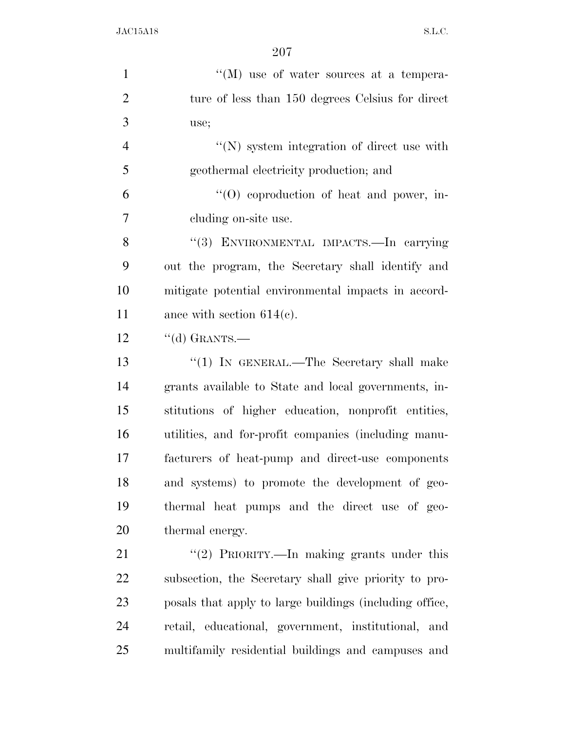''(M) use of water sources at a temperature of less than 150 degrees Celsius for direct use;

''(N) system integration of direct use with geothermal electricity production; and

''(O) coproduction of heat and power, including on-site use.

''(3) ENVIRONMENTAL IMPACTS.—In carrying out the program, the Secretary shall identify and mitigate potential environmental impacts in accordance with section 614(c).

''(d) GRANTS.—

''(1) IN GENERAL.—The Secretary shall make grants available to State and local governments, institutions of higher education, nonprofit entities, utilities, and for-profit companies (including manufacturers of heat-pump and direct-use components and systems) to promote the development of geothermal heat pumps and the direct use of geothermal energy.

''(2) PRIORITY.—In making grants under this subsection, the Secretary shall give priority to proposals that apply to large buildings (including office, retail, educational, government, institutional, and multifamily residential buildings and campuses and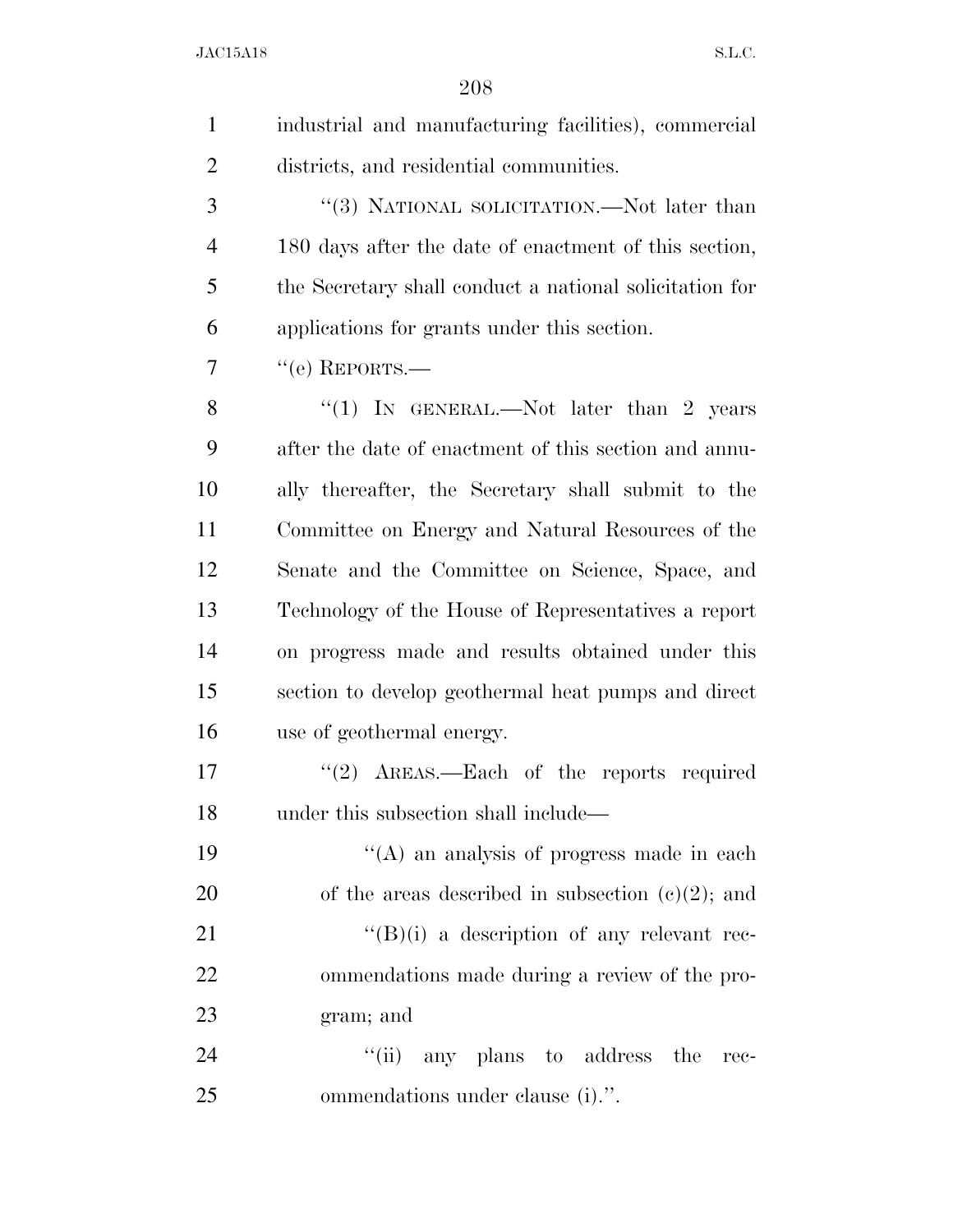industrial and manufacturing facilities), commercial districts, and residential communities.

"(3) NATIONAL SOLICITATION.—Not later than 180 days after the date of enactment of this section, the Secretary shall conduct a national solicitation for applications for grants under this section.

"(e) REPORTS.—

"(1) IN GENERAL.—Not later than 2 years after the date of enactment of this section and annually thereafter, the Secretary shall submit to the Committee on Energy and Natural Resources of the Senate and the Committee on Science, Space, and Technology of the House of Representatives a report on progress made and results obtained under this section to develop geothermal heat pumps and direct use of geothermal energy.

"(2) AREAS.—Each of the reports required under this subsection shall include—

"(A) an analysis of progress made in each of the areas described in subsection (c)(2); and

"(B)(i) a description of any relevant recommendations made during a review of the program; and

"(ii) any plans to address the recommendations under clause (i).".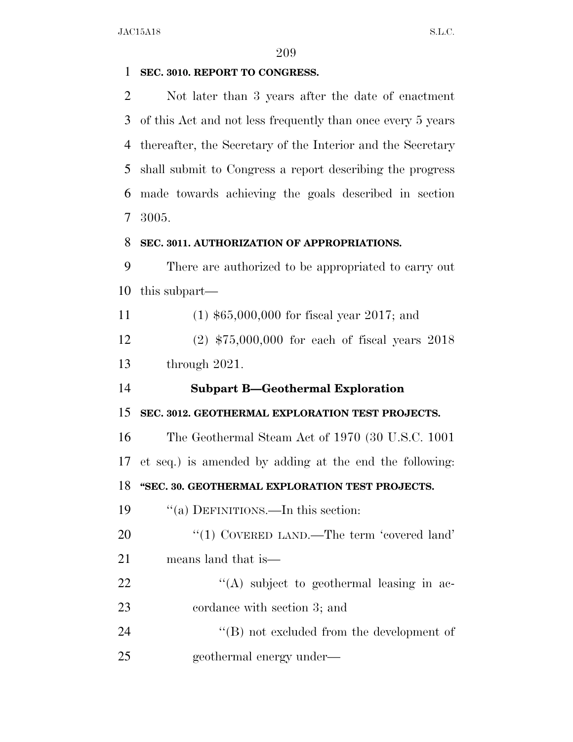**SEC. 3010. REPORT TO CONGRESS.**

Not later than 3 years after the date of enactment of this Act and not less frequently than once every 5 years thereafter, the Secretary of the Interior and the Secretary shall submit to Congress a report describing the progress made towards achieving the goals described in section 3005.

**SEC. 3011. AUTHORIZATION OF APPROPRIATIONS.**

There are authorized to be appropriated to carry out this subpart—

(1) $65,000,000 for fiscal year 2017; and

(2) $75,000,000 for each of fiscal years 2018 through 2021.

**Subpart B—Geothermal Exploration**

**SEC. 3012. GEOTHERMAL EXPLORATION TEST PROJECTS.**

The Geothermal Steam Act of 1970 (30 U.S.C. 1001 et seq.) is amended by adding at the end the following:

**"SEC. 30. GEOTHERMAL EXPLORATION TEST PROJECTS.**

"(a) DEFINITIONS.—In this section:

"(1) COVERED LAND.—The term 'covered land' means land that is—

"(A) subject to geothermal leasing in accordance with section 3; and

"(B) not excluded from the development of geothermal energy under—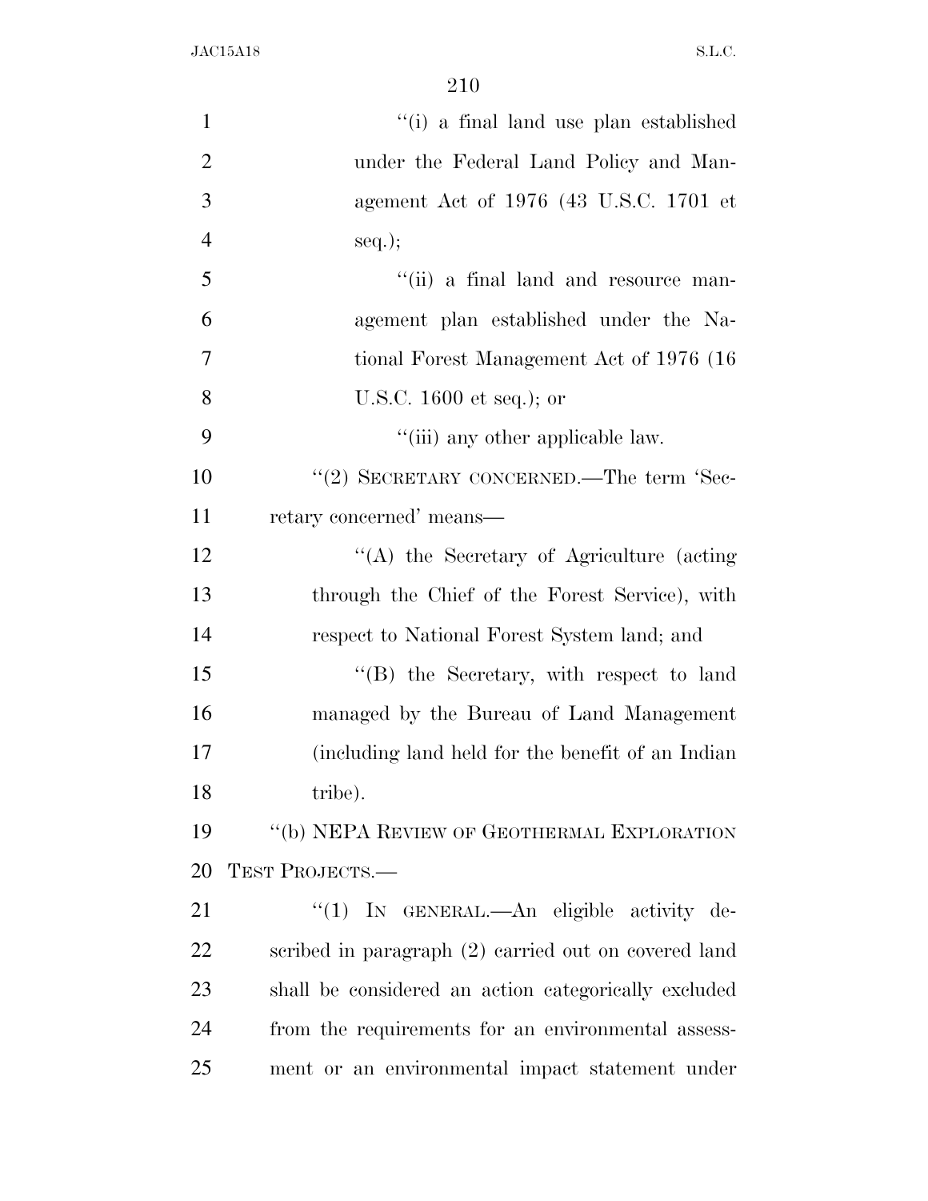"(i) a final land use plan established under the Federal Land Policy and Management Act of 1976 (43 U.S.C. 1701 et seq.);

"(ii) a final land and resource management plan established under the National Forest Management Act of 1976 (16 U.S.C. 1600 et seq.); or

"(iii) any other applicable law.

"(2) SECRETARY CONCERNED.—The term 'Secretary concerned' means—

"(A) the Secretary of Agriculture (acting through the Chief of the Forest Service), with respect to National Forest System land; and

"(B) the Secretary, with respect to land managed by the Bureau of Land Management (including land held for the benefit of an Indian tribe).

"(b) NEPA REVIEW OF GEOTHERMAL EXPLORATION TEST PROJECTS.—

"(1) IN GENERAL.—An eligible activity described in paragraph (2) carried out on covered land shall be considered an action categorically excluded from the requirements for an environmental assessment or an environmental impact statement under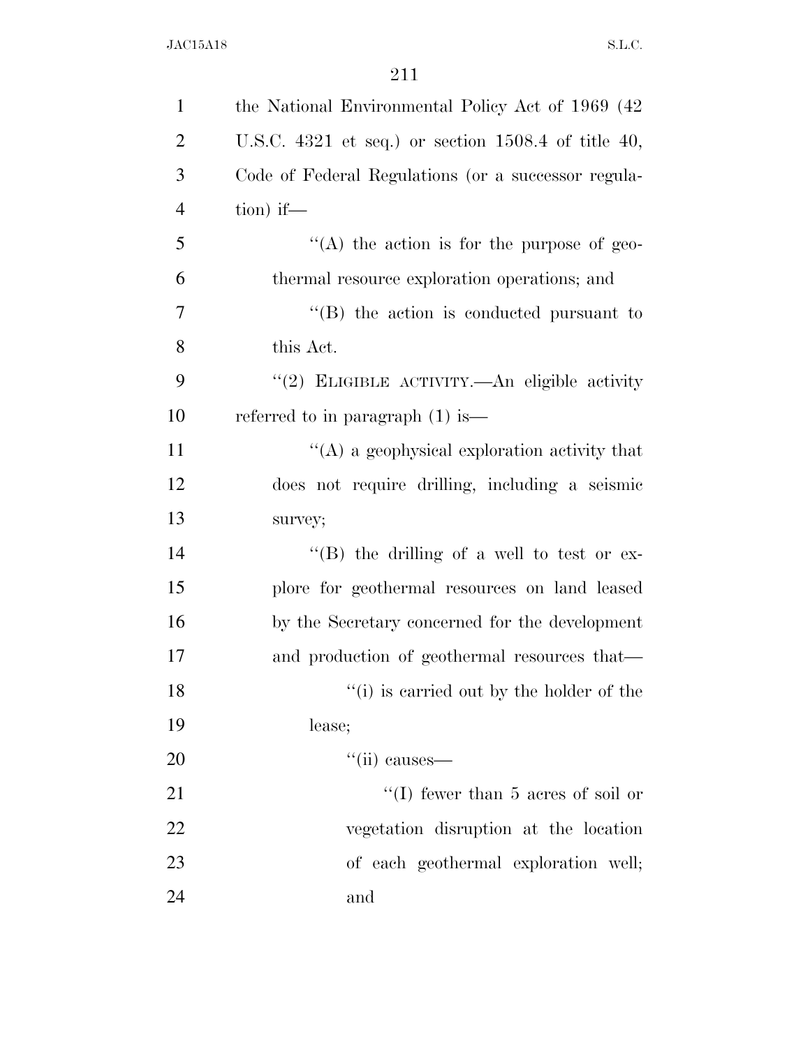the National Environmental Policy Act of 1969 (42 U.S.C. 4321 et seq.) or section 1508.4 of title 40, Code of Federal Regulations (or a successor regulation) if—

"(A) the action is for the purpose of geothermal resource exploration operations; and

"(B) the action is conducted pursuant to this Act.

"(2) ELIGIBLE ACTIVITY.—An eligible activity referred to in paragraph (1) is—

"(A) a geophysical exploration activity that does not require drilling, including a seismic survey;

"(B) the drilling of a well to test or explore for geothermal resources on land leased by the Secretary concerned for the development and production of geothermal resources that—

"(i) is carried out by the holder of the lease;

"(ii) causes—

"(I) fewer than 5 acres of soil or vegetation disruption at the location of each geothermal exploration well; and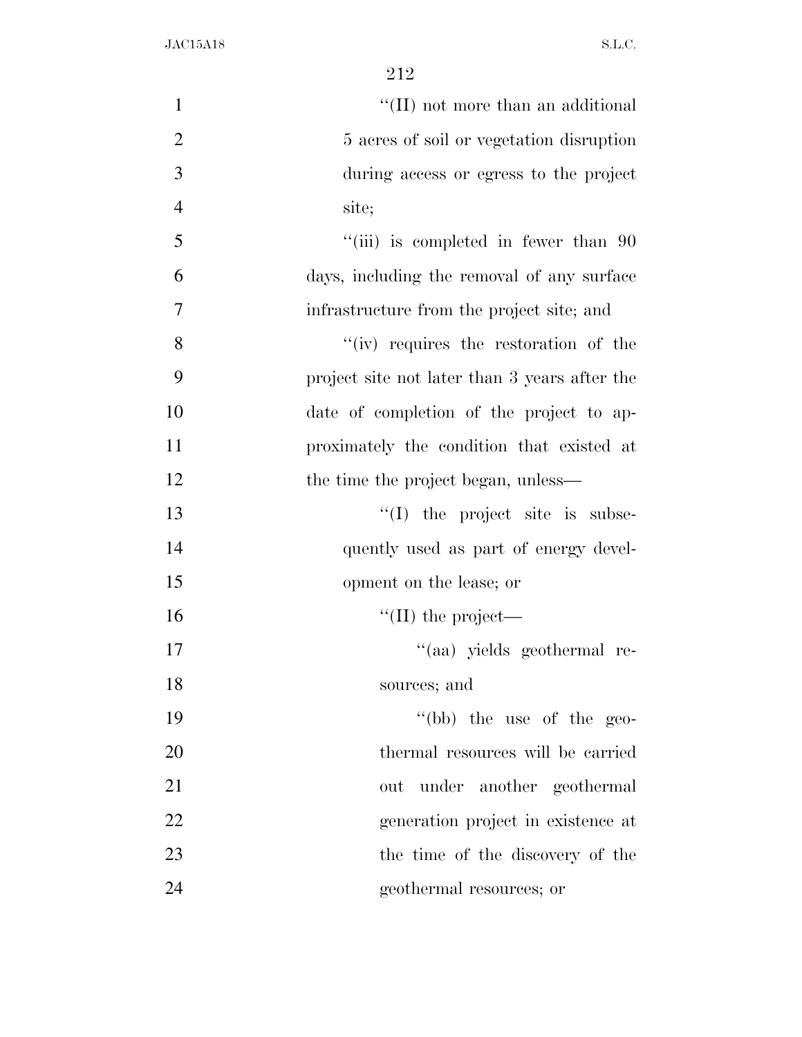"(II) not more than an additional 5 acres of soil or vegetation disruption during access or egress to the project site;

"(iii) is completed in fewer than 90 days, including the removal of any surface infrastructure from the project site; and

"(iv) requires the restoration of the project site not later than 3 years after the date of completion of the project to approximately the condition that existed at the time the project began, unless—

"(I) the project site is subsequently used as part of energy development on the lease; or

"(II) the project—

"(aa) yields geothermal resources; and

"(bb) the use of the geothermal resources will be carried out under another geothermal generation project in existence at the time of the discovery of the geothermal resources; or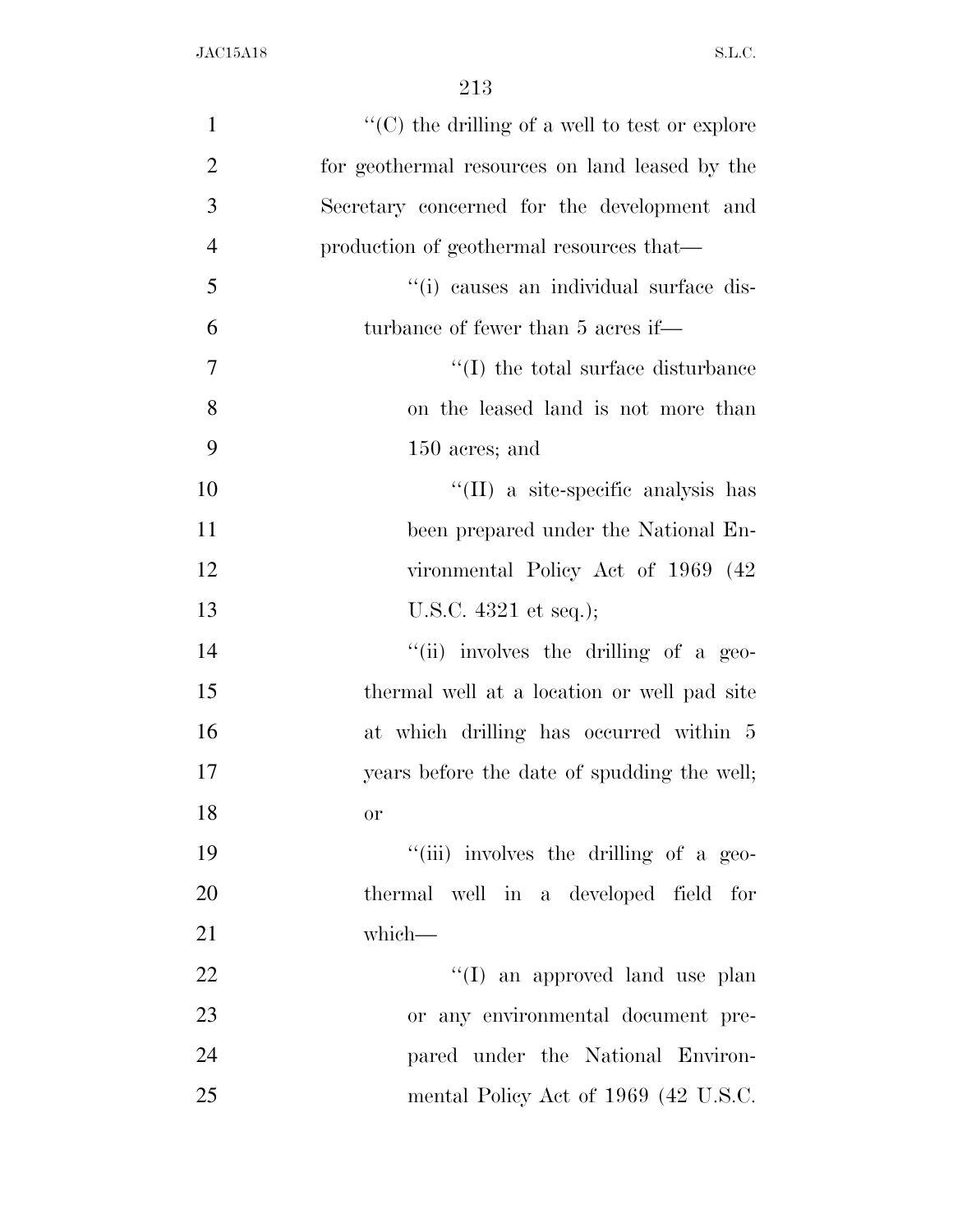''(C) the drilling of a well to test or explore for geothermal resources on land leased by the Secretary concerned for the development and production of geothermal resources that—

''(i) causes an individual surface disturbance of fewer than 5 acres if—

''(I) the total surface disturbance on the leased land is not more than 150 acres; and

''(II) a site-specific analysis has been prepared under the National Environmental Policy Act of 1969 (42 U.S.C. 4321 et seq.);

''(ii) involves the drilling of a geothermal well at a location or well pad site at which drilling has occurred within 5 years before the date of spudding the well; or

''(iii) involves the drilling of a geothermal well in a developed field for which—

''(I) an approved land use plan or any environmental document prepared under the National Environmental Policy Act of 1969 (42 U.S.C.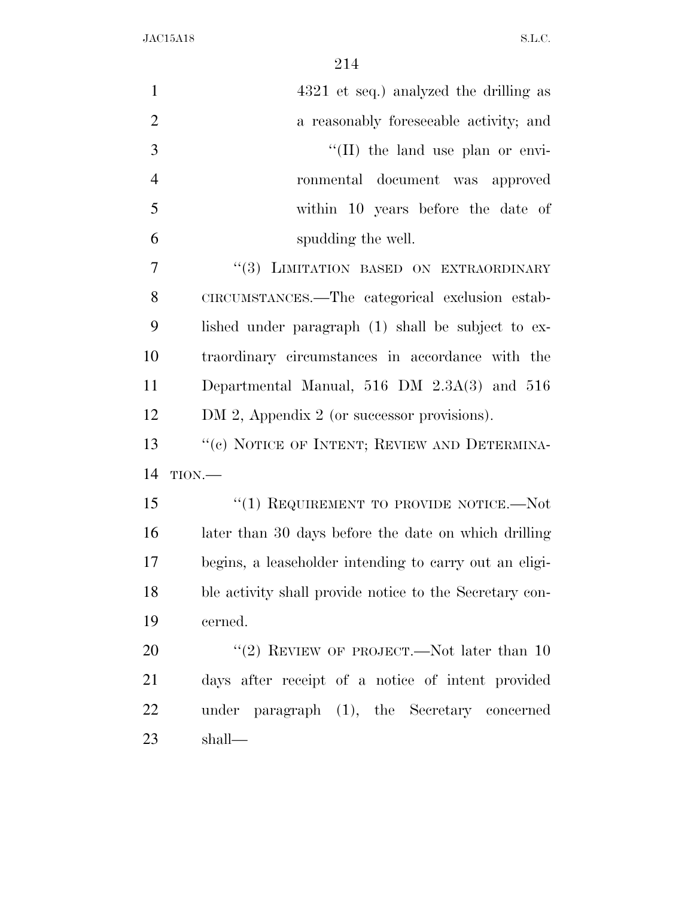4321 et seq.) analyzed the drilling as a reasonably foreseeable activity; and

''(II) the land use plan or environmental document was approved within 10 years before the date of spudding the well.

''(3) LIMITATION BASED ON EXTRAORDINARY CIRCUMSTANCES.—The categorical exclusion established under paragraph (1) shall be subject to extraordinary circumstances in accordance with the Departmental Manual, 516 DM 2.3A(3) and 516 DM 2, Appendix 2 (or successor provisions).

''(c) NOTICE OF INTENT; REVIEW AND DETERMINATION.—

''(1) REQUIREMENT TO PROVIDE NOTICE.—Not later than 30 days before the date on which drilling begins, a leaseholder intending to carry out an eligible activity shall provide notice to the Secretary concerned.

''(2) REVIEW OF PROJECT.—Not later than 10 days after receipt of a notice of intent provided under paragraph (1), the Secretary concerned shall—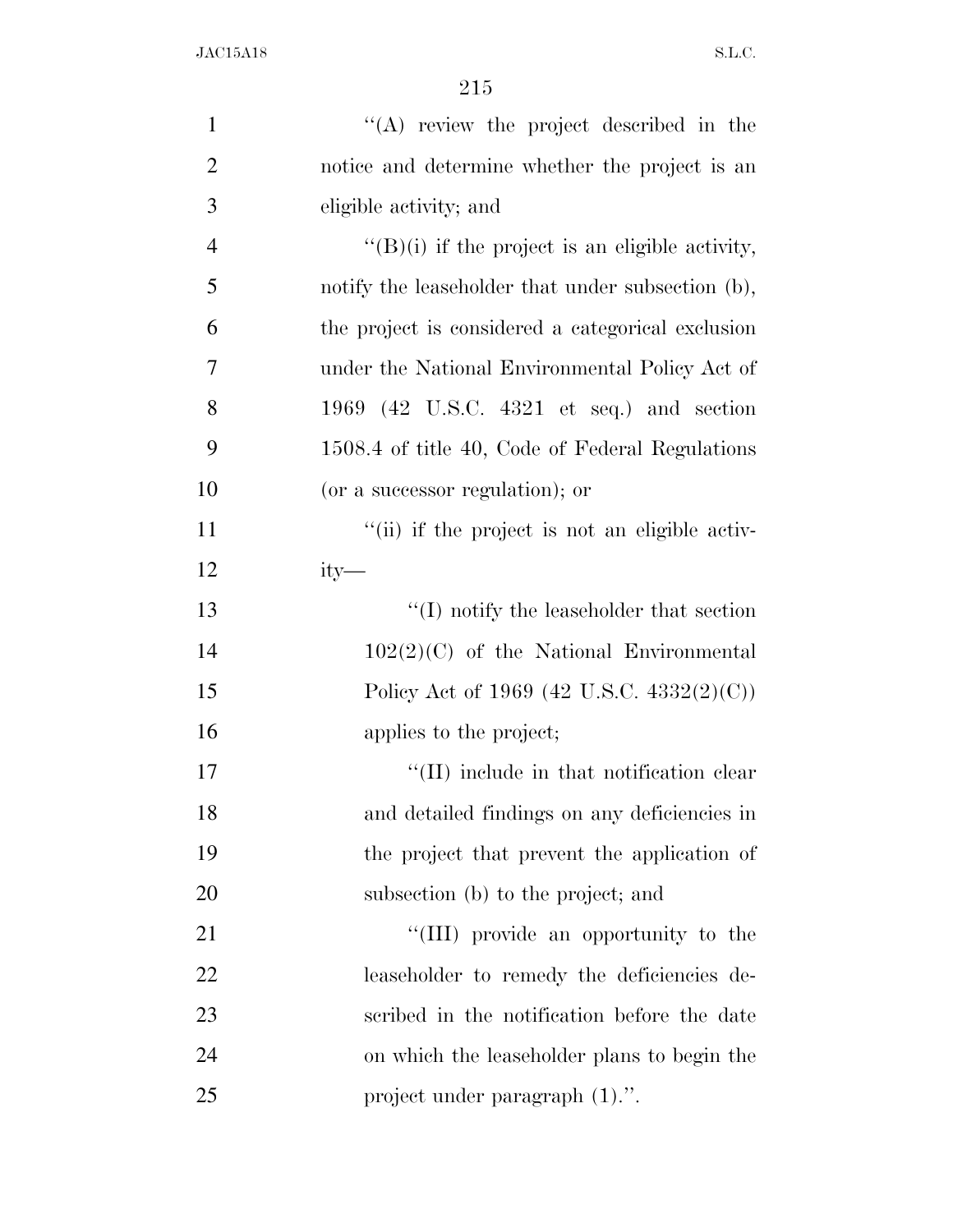"(A) review the project described in the notice and determine whether the project is an eligible activity; and

"(B)(i) if the project is an eligible activity, notify the leaseholder that under subsection (b), the project is considered a categorical exclusion under the National Environmental Policy Act of 1969 (42 U.S.C. 4321 et seq.) and section 1508.4 of title 40, Code of Federal Regulations (or a successor regulation); or

"(ii) if the project is not an eligible activity—

"(I) notify the leaseholder that section 102(2)(C) of the National Environmental Policy Act of 1969 (42 U.S.C. 4332(2)(C)) applies to the project;

"(II) include in that notification clear and detailed findings on any deficiencies in the project that prevent the application of subsection (b) to the project; and

"(III) provide an opportunity to the leaseholder to remedy the deficiencies described in the notification before the date on which the leaseholder plans to begin the project under paragraph (1).".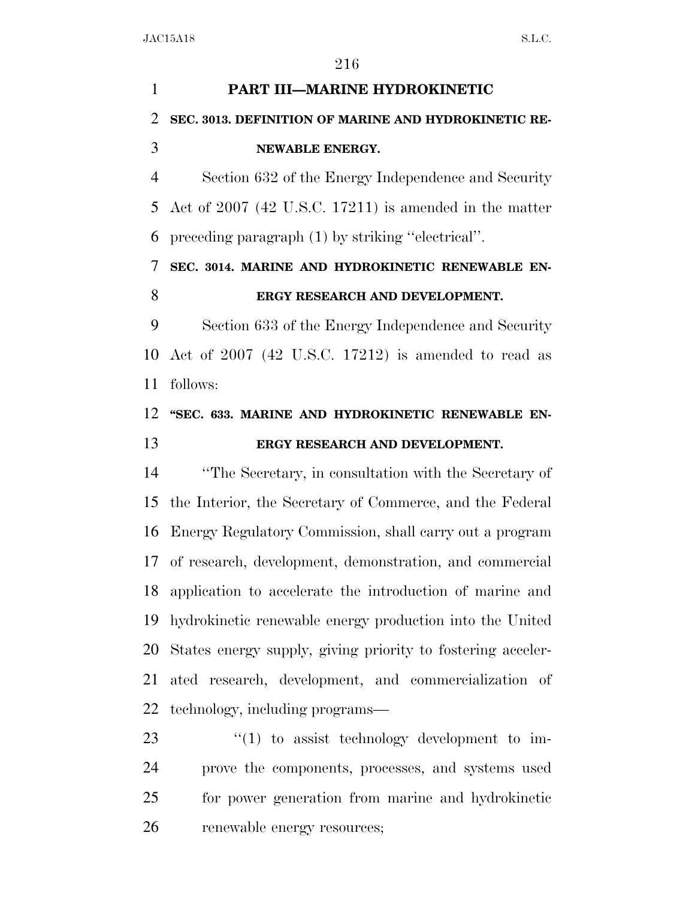## PART III—MARINE HYDROKINETIC

### SEC. 3013. DEFINITION OF MARINE AND HYDROKINETIC RENEWABLE ENERGY.

Section 632 of the Energy Independence and Security Act of 2007 (42 U.S.C. 17211) is amended in the matter preceding paragraph (1) by striking ''electrical''.

### SEC. 3014. MARINE AND HYDROKINETIC RENEWABLE ENERGY RESEARCH AND DEVELOPMENT.

Section 633 of the Energy Independence and Security Act of 2007 (42 U.S.C. 17212) is amended to read as follows:

### ''SEC. 633. MARINE AND HYDROKINETIC RENEWABLE ENERGY RESEARCH AND DEVELOPMENT.

''The Secretary, in consultation with the Secretary of the Interior, the Secretary of Commerce, and the Federal Energy Regulatory Commission, shall carry out a program of research, development, demonstration, and commercial application to accelerate the introduction of marine and hydrokinetic renewable energy production into the United States energy supply, giving priority to fostering accelerated research, development, and commercialization of technology, including programs—

''(1) to assist technology development to improve the components, processes, and systems used for power generation from marine and hydrokinetic renewable energy resources;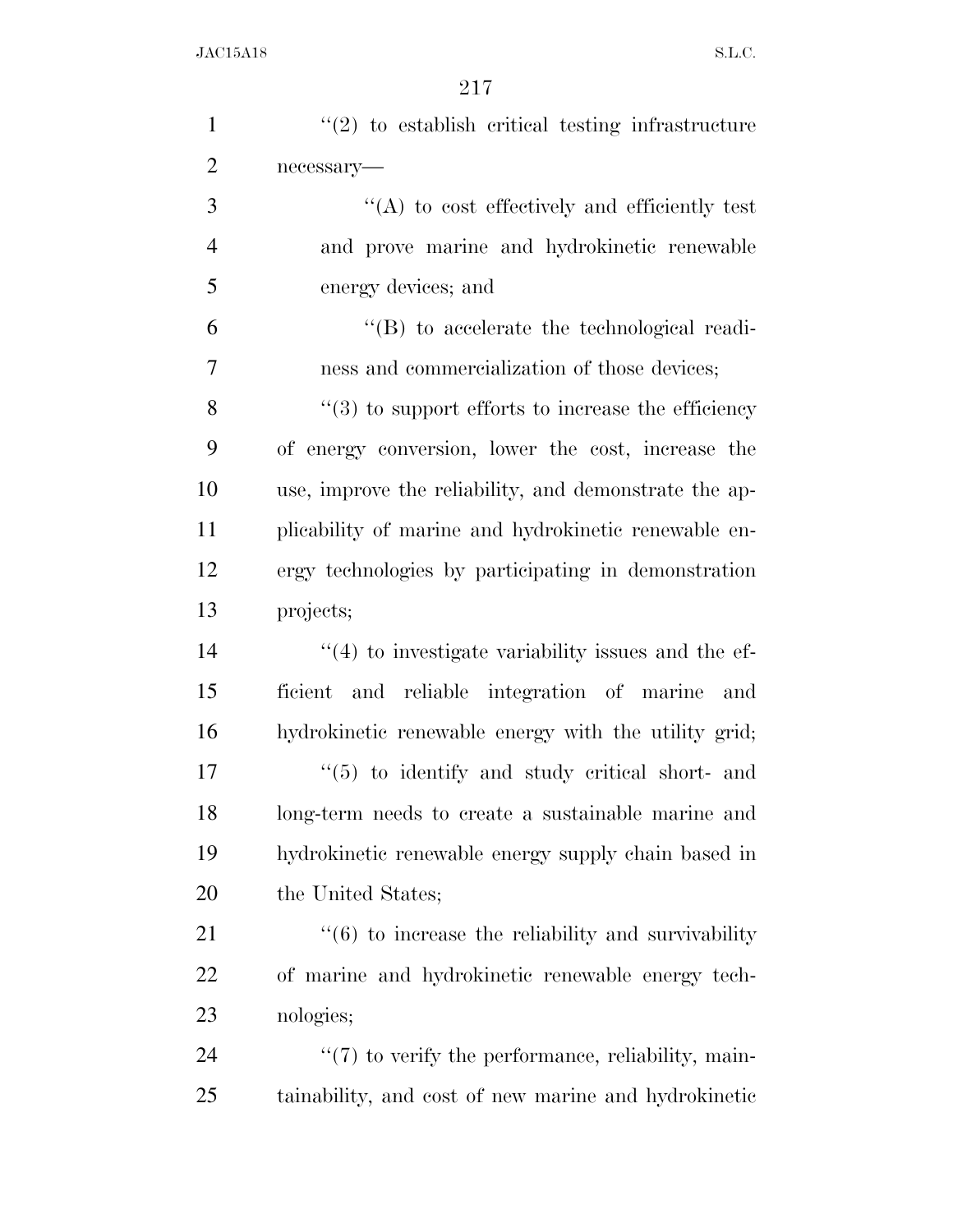''(2) to establish critical testing infrastructure necessary—

''(A) to cost effectively and efficiently test and prove marine and hydrokinetic renewable energy devices; and

''(B) to accelerate the technological readiness and commercialization of those devices;

''(3) to support efforts to increase the efficiency of energy conversion, lower the cost, increase the use, improve the reliability, and demonstrate the applicability of marine and hydrokinetic renewable energy technologies by participating in demonstration projects;

''(4) to investigate variability issues and the efficient and reliable integration of marine and hydrokinetic renewable energy with the utility grid;

''(5) to identify and study critical short- and long-term needs to create a sustainable marine and hydrokinetic renewable energy supply chain based in the United States;

''(6) to increase the reliability and survivability of marine and hydrokinetic renewable energy technologies;

''(7) to verify the performance, reliability, maintainability, and cost of new marine and hydrokinetic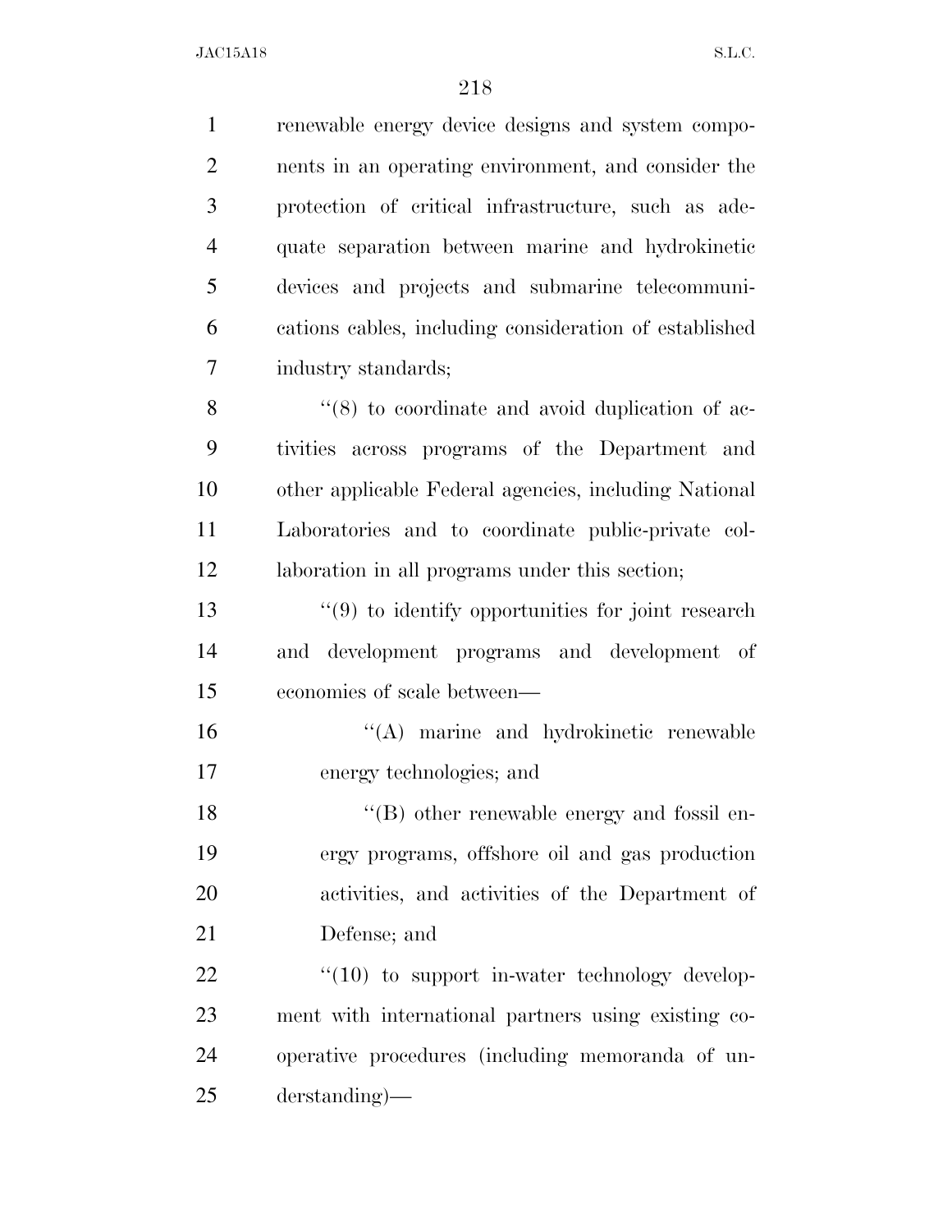renewable energy device designs and system components in an operating environment, and consider the protection of critical infrastructure, such as adequate separation between marine and hydrokinetic devices and projects and submarine telecommunications cables, including consideration of established industry standards;

"(8) to coordinate and avoid duplication of activities across programs of the Department and other applicable Federal agencies, including National Laboratories and to coordinate public-private collaboration in all programs under this section;

"(9) to identify opportunities for joint research and development programs and development of economies of scale between—

"(A) marine and hydrokinetic renewable energy technologies; and

"(B) other renewable energy and fossil energy programs, offshore oil and gas production activities, and activities of the Department of Defense; and

"(10) to support in-water technology development with international partners using existing cooperative procedures (including memoranda of understanding)—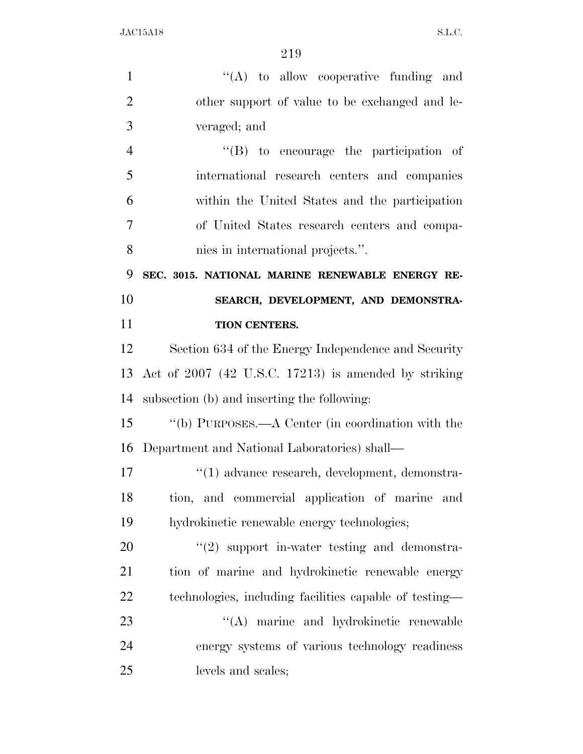"(A) to allow cooperative funding and other support of value to be exchanged and leveraged; and

"(B) to encourage the participation of international research centers and companies within the United States and the participation of United States research centers and companies in international projects.".

**SEC. 3015. NATIONAL MARINE RENEWABLE ENERGY RESEARCH, DEVELOPMENT, AND DEMONSTRATION CENTERS.**

Section 634 of the Energy Independence and Security Act of 2007 (42 U.S.C. 17213) is amended by striking subsection (b) and inserting the following:

"(b) PURPOSES.—A Center (in coordination with the Department and National Laboratories) shall—

"(1) advance research, development, demonstration, and commercial application of marine and hydrokinetic renewable energy technologies;

"(2) support in-water testing and demonstration of marine and hydrokinetic renewable energy technologies, including facilities capable of testing—

"(A) marine and hydrokinetic renewable energy systems of various technology readiness levels and scales;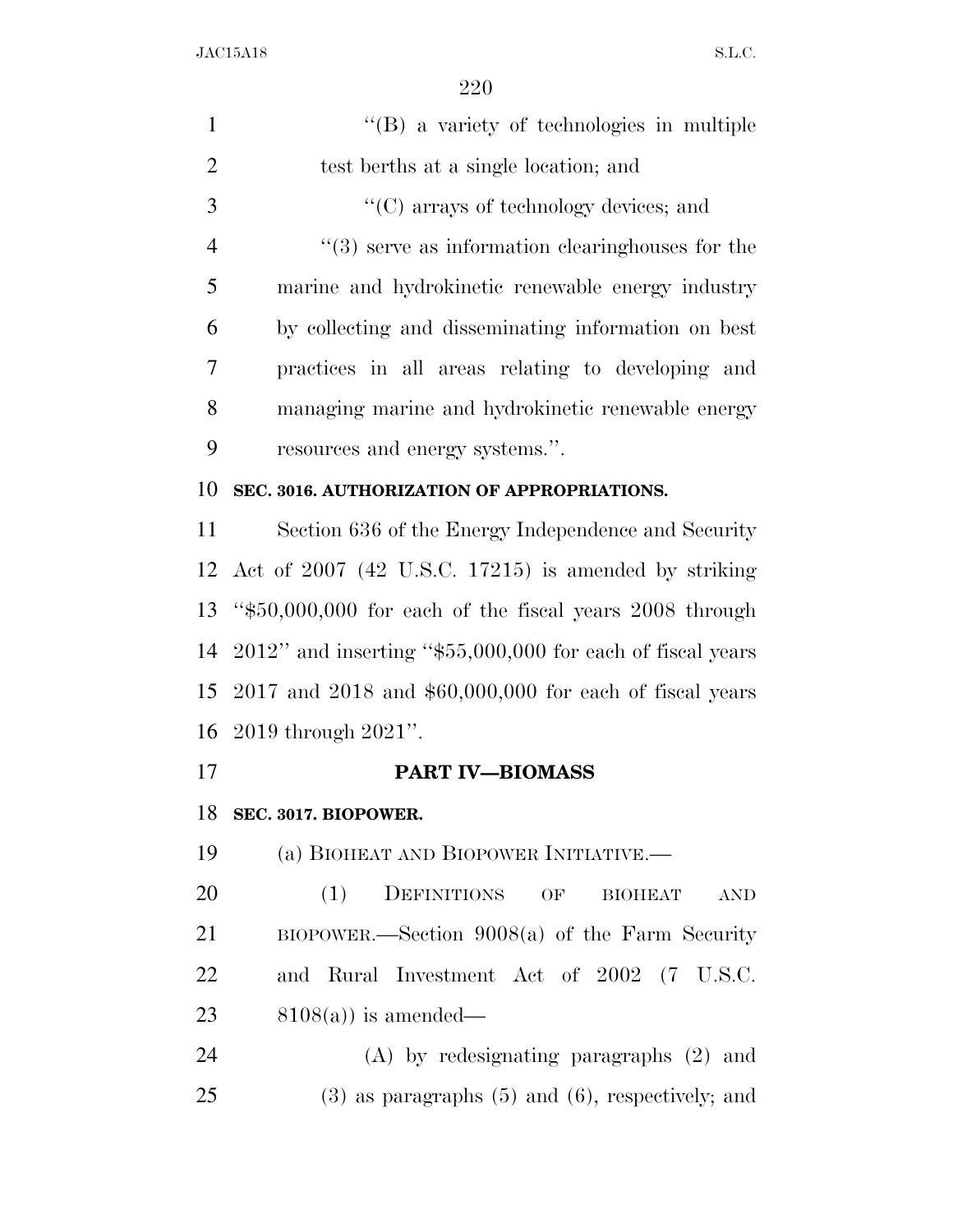''(B) a variety of technologies in multiple test berths at a single location; and

''(C) arrays of technology devices; and

''(3) serve as information clearinghouses for the marine and hydrokinetic renewable energy industry by collecting and disseminating information on best practices in all areas relating to developing and managing marine and hydrokinetic renewable energy resources and energy systems.''.

**SEC. 3016. AUTHORIZATION OF APPROPRIATIONS.**

Section 636 of the Energy Independence and Security Act of 2007 (42 U.S.C. 17215) is amended by striking ''$50,000,000 for each of the fiscal years 2008 through 2012'' and inserting ''$55,000,000 for each of fiscal years 2017 and 2018 and $60,000,000 for each of fiscal years 2019 through 2021''.

## PART IV—BIOMASS

**SEC. 3017. BIOPOWER.**

(a) BIOHEAT AND BIOPOWER INITIATIVE.—

(1) DEFINITIONS OF BIOHEAT AND BIOPOWER.—Section 9008(a) of the Farm Security and Rural Investment Act of 2002 (7 U.S.C. 8108(a)) is amended—

(A) by redesignating paragraphs (2) and (3) as paragraphs (5) and (6), respectively; and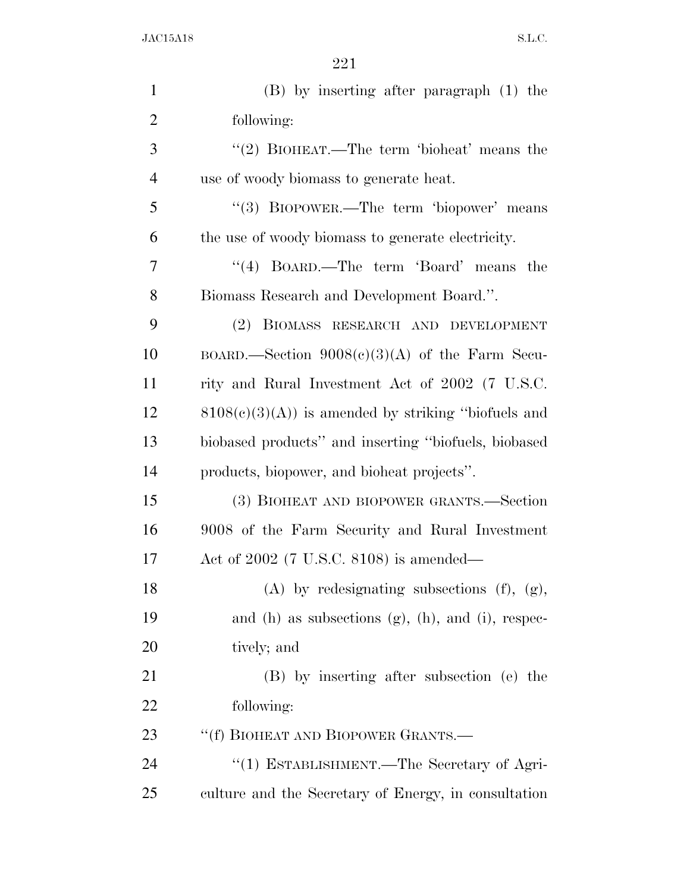(B) by inserting after paragraph (1) the following:

''(2) BIOHEAT.—The term 'bioheat' means the use of woody biomass to generate heat.

''(3) BIOPOWER.—The term 'biopower' means the use of woody biomass to generate electricity.

''(4) BOARD.—The term 'Board' means the Biomass Research and Development Board.''.

(2) BIOMASS RESEARCH AND DEVELOPMENT BOARD.—Section 9008(c)(3)(A) of the Farm Security and Rural Investment Act of 2002 (7 U.S.C. 8108(c)(3)(A)) is amended by striking ''biofuels and biobased products'' and inserting ''biofuels, biobased products, biopower, and bioheat projects''.

(3) BIOHEAT AND BIOPOWER GRANTS.—Section 9008 of the Farm Security and Rural Investment Act of 2002 (7 U.S.C. 8108) is amended—

(A) by redesignating subsections (f), (g), and (h) as subsections (g), (h), and (i), respectively; and

(B) by inserting after subsection (e) the following:

''(f) BIOHEAT AND BIOPOWER GRANTS.—

''(1) ESTABLISHMENT.—The Secretary of Agriculture and the Secretary of Energy, in consultation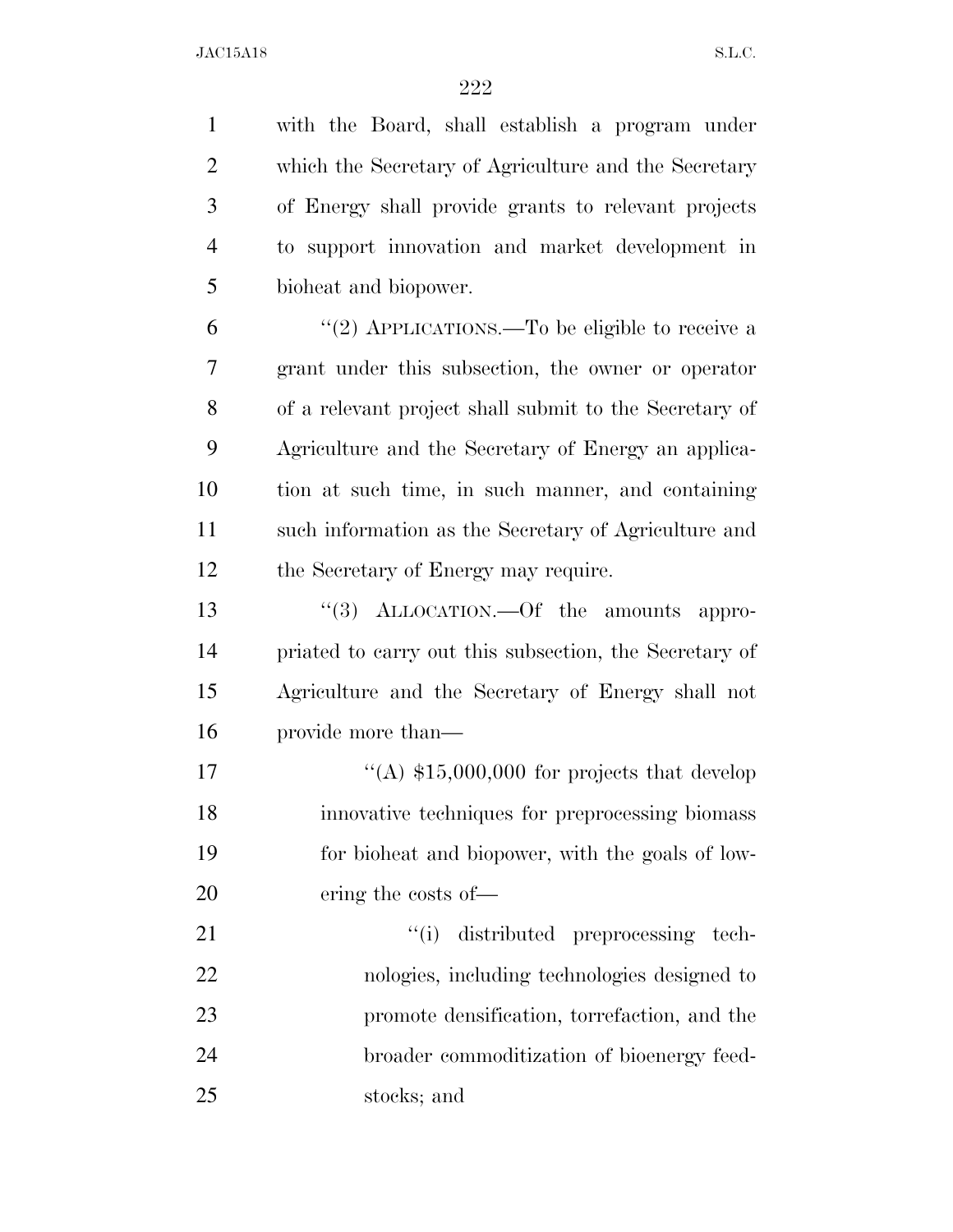with the Board, shall establish a program under which the Secretary of Agriculture and the Secretary of Energy shall provide grants to relevant projects to support innovation and market development in bioheat and biopower.

"(2) APPLICATIONS.—To be eligible to receive a grant under this subsection, the owner or operator of a relevant project shall submit to the Secretary of Agriculture and the Secretary of Energy an application at such time, in such manner, and containing such information as the Secretary of Agriculture and the Secretary of Energy may require.

"(3) ALLOCATION.—Of the amounts appropriated to carry out this subsection, the Secretary of Agriculture and the Secretary of Energy shall not provide more than—

"(A) $15,000,000 for projects that develop innovative techniques for preprocessing biomass for bioheat and biopower, with the goals of lowering the costs of—

"(i) distributed preprocessing technologies, including technologies designed to promote densification, torrefaction, and the broader commoditization of bioenergy feedstocks; and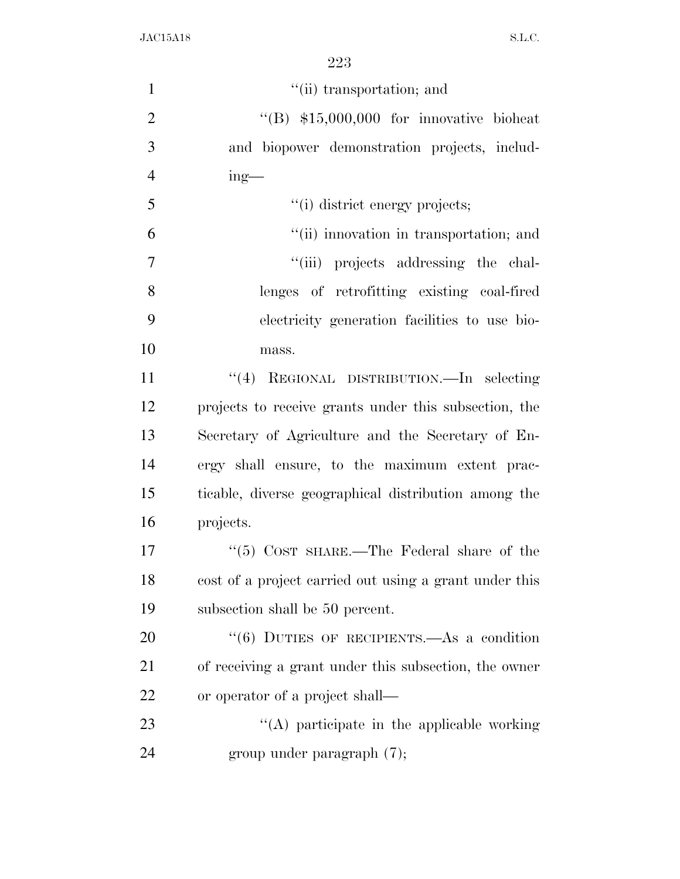"(ii) transportation; and

"(B) $15,000,000 for innovative bioheat and biopower demonstration projects, including—

"(i) district energy projects;

"(ii) innovation in transportation; and

"(iii) projects addressing the challenges of retrofitting existing coal-fired electricity generation facilities to use biomass.

"(4) REGIONAL DISTRIBUTION.—In selecting projects to receive grants under this subsection, the Secretary of Agriculture and the Secretary of Energy shall ensure, to the maximum extent practicable, diverse geographical distribution among the projects.

"(5) COST SHARE.—The Federal share of the cost of a project carried out using a grant under this subsection shall be 50 percent.

"(6) DUTIES OF RECIPIENTS.—As a condition of receiving a grant under this subsection, the owner or operator of a project shall—

"(A) participate in the applicable working group under paragraph (7);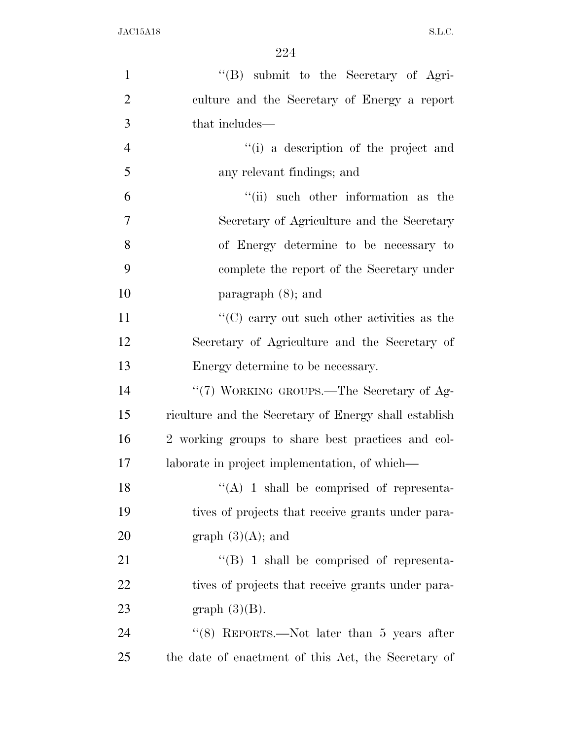''(B) submit to the Secretary of Agriculture and the Secretary of Energy a report that includes—

''(i) a description of the project and any relevant findings; and

''(ii) such other information as the Secretary of Agriculture and the Secretary of Energy determine to be necessary to complete the report of the Secretary under paragraph (8); and

''(C) carry out such other activities as the Secretary of Agriculture and the Secretary of Energy determine to be necessary.

''(7) WORKING GROUPS.—The Secretary of Agriculture and the Secretary of Energy shall establish 2 working groups to share best practices and collaborate in project implementation, of which—

''(A) 1 shall be comprised of representatives of projects that receive grants under paragraph (3)(A); and

''(B) 1 shall be comprised of representatives of projects that receive grants under paragraph (3)(B).

''(8) REPORTS.—Not later than 5 years after the date of enactment of this Act, the Secretary of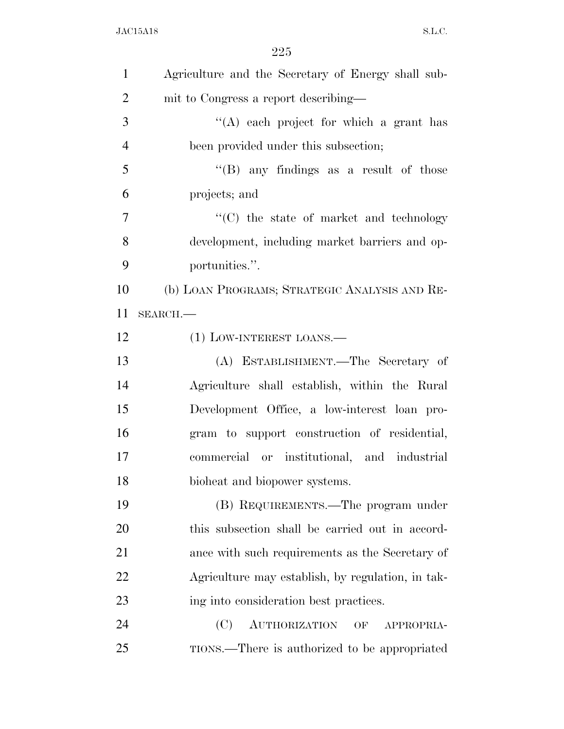Agriculture and the Secretary of Energy shall submit to Congress a report describing—

''(A) each project for which a grant has been provided under this subsection;

''(B) any findings as a result of those projects; and

''(C) the state of market and technology development, including market barriers and opportunities.''.

(b) LOAN PROGRAMS; STRATEGIC ANALYSIS AND RESEARCH.—

(1) LOW-INTEREST LOANS.—

(A) ESTABLISHMENT.—The Secretary of Agriculture shall establish, within the Rural Development Office, a low-interest loan program to support construction of residential, commercial or institutional, and industrial bioheat and biopower systems.

(B) REQUIREMENTS.—The program under this subsection shall be carried out in accordance with such requirements as the Secretary of Agriculture may establish, by regulation, in taking into consideration best practices.

(C) AUTHORIZATION OF APPROPRIATIONS.—There is authorized to be appropriated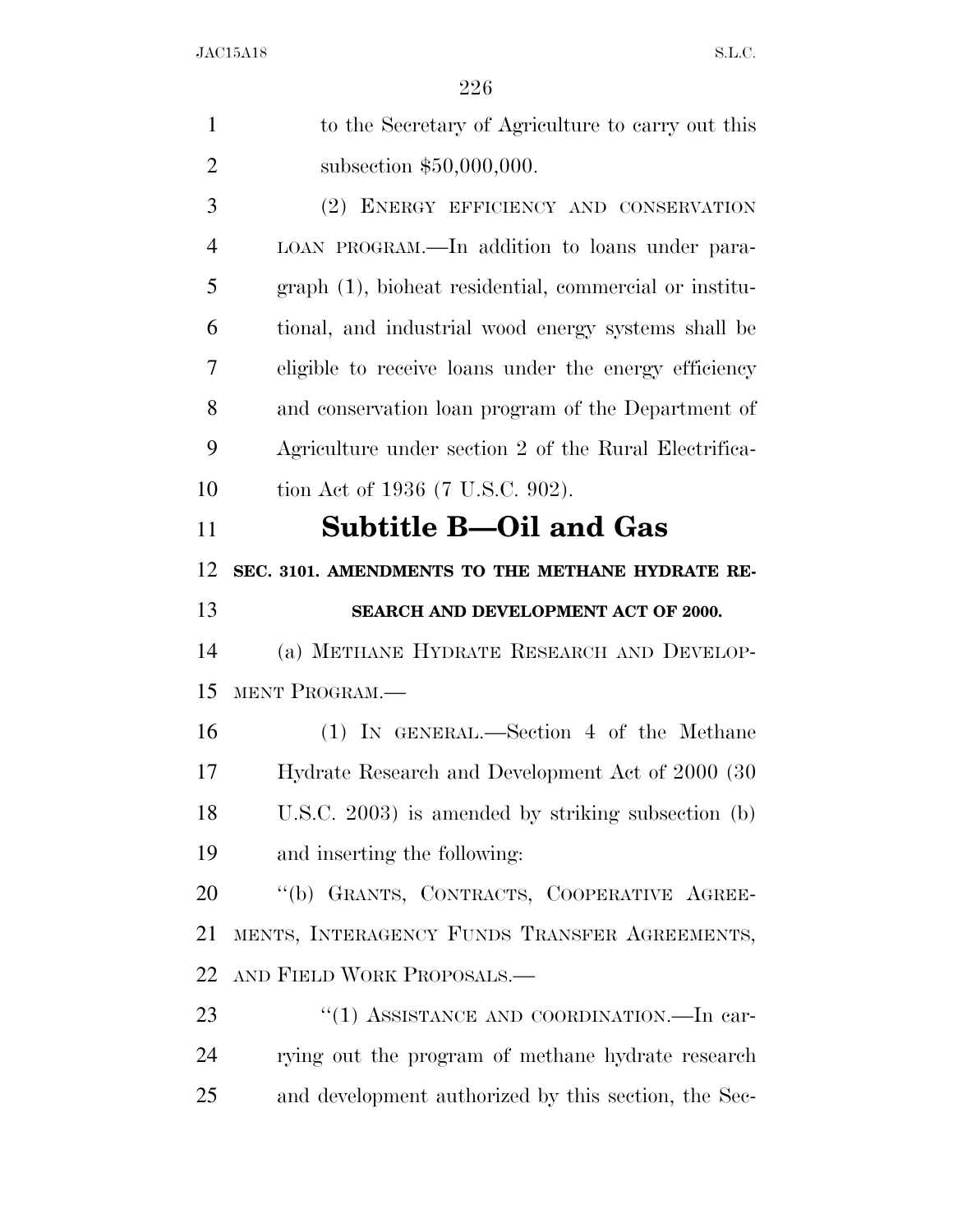to the Secretary of Agriculture to carry out this subsection $50,000,000.

(2) ENERGY EFFICIENCY AND CONSERVATION LOAN PROGRAM.—In addition to loans under paragraph (1), bioheat residential, commercial or institutional, and industrial wood energy systems shall be eligible to receive loans under the energy efficiency and conservation loan program of the Department of Agriculture under section 2 of the Rural Electrification Act of 1936 (7 U.S.C. 902).

## Subtitle B—Oil and Gas

### SEC. 3101. AMENDMENTS TO THE METHANE HYDRATE RESEARCH AND DEVELOPMENT ACT OF 2000.

(a) METHANE HYDRATE RESEARCH AND DEVELOPMENT PROGRAM.—

(1) IN GENERAL.—Section 4 of the Methane Hydrate Research and Development Act of 2000 (30 U.S.C. 2003) is amended by striking subsection (b) and inserting the following:

"(b) GRANTS, CONTRACTS, COOPERATIVE AGREEMENTS, INTERAGENCY FUNDS TRANSFER AGREEMENTS, AND FIELD WORK PROPOSALS.—

"(1) ASSISTANCE AND COORDINATION.—In carrying out the program of methane hydrate research and development authorized by this section, the Sec-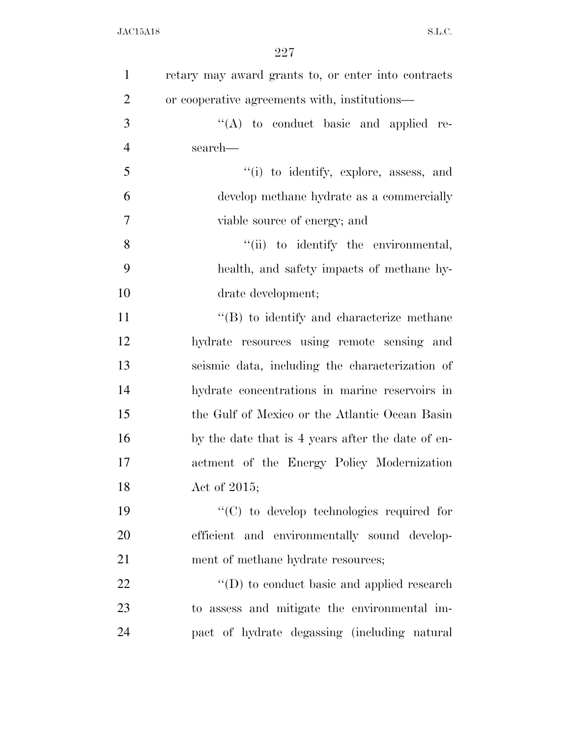retary may award grants to, or enter into contracts or cooperative agreements with, institutions—

''(A) to conduct basic and applied research—

''(i) to identify, explore, assess, and develop methane hydrate as a commercially viable source of energy; and

''(ii) to identify the environmental, health, and safety impacts of methane hydrate development;

''(B) to identify and characterize methane hydrate resources using remote sensing and seismic data, including the characterization of hydrate concentrations in marine reservoirs in the Gulf of Mexico or the Atlantic Ocean Basin by the date that is 4 years after the date of enactment of the Energy Policy Modernization Act of 2015;

''(C) to develop technologies required for efficient and environmentally sound development of methane hydrate resources;

''(D) to conduct basic and applied research to assess and mitigate the environmental impact of hydrate degassing (including natural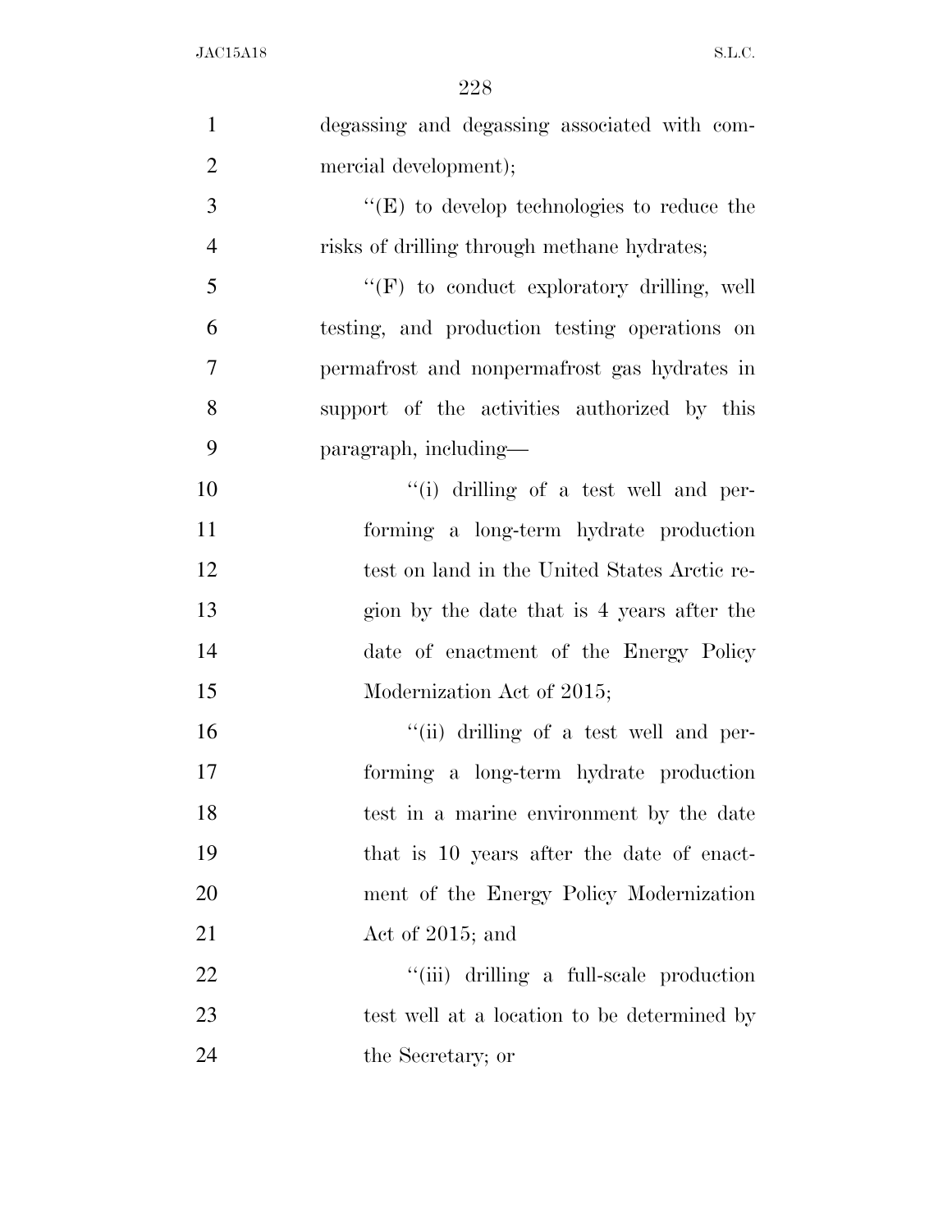degassing and degassing associated with commercial development);

"(E) to develop technologies to reduce the risks of drilling through methane hydrates;

"(F) to conduct exploratory drilling, well testing, and production testing operations on permafrost and nonpermafrost gas hydrates in support of the activities authorized by this paragraph, including—

"(i) drilling of a test well and performing a long-term hydrate production test on land in the United States Arctic region by the date that is 4 years after the date of enactment of the Energy Policy Modernization Act of 2015;

"(ii) drilling of a test well and performing a long-term hydrate production test in a marine environment by the date that is 10 years after the date of enactment of the Energy Policy Modernization Act of 2015; and

"(iii) drilling a full-scale production test well at a location to be determined by the Secretary; or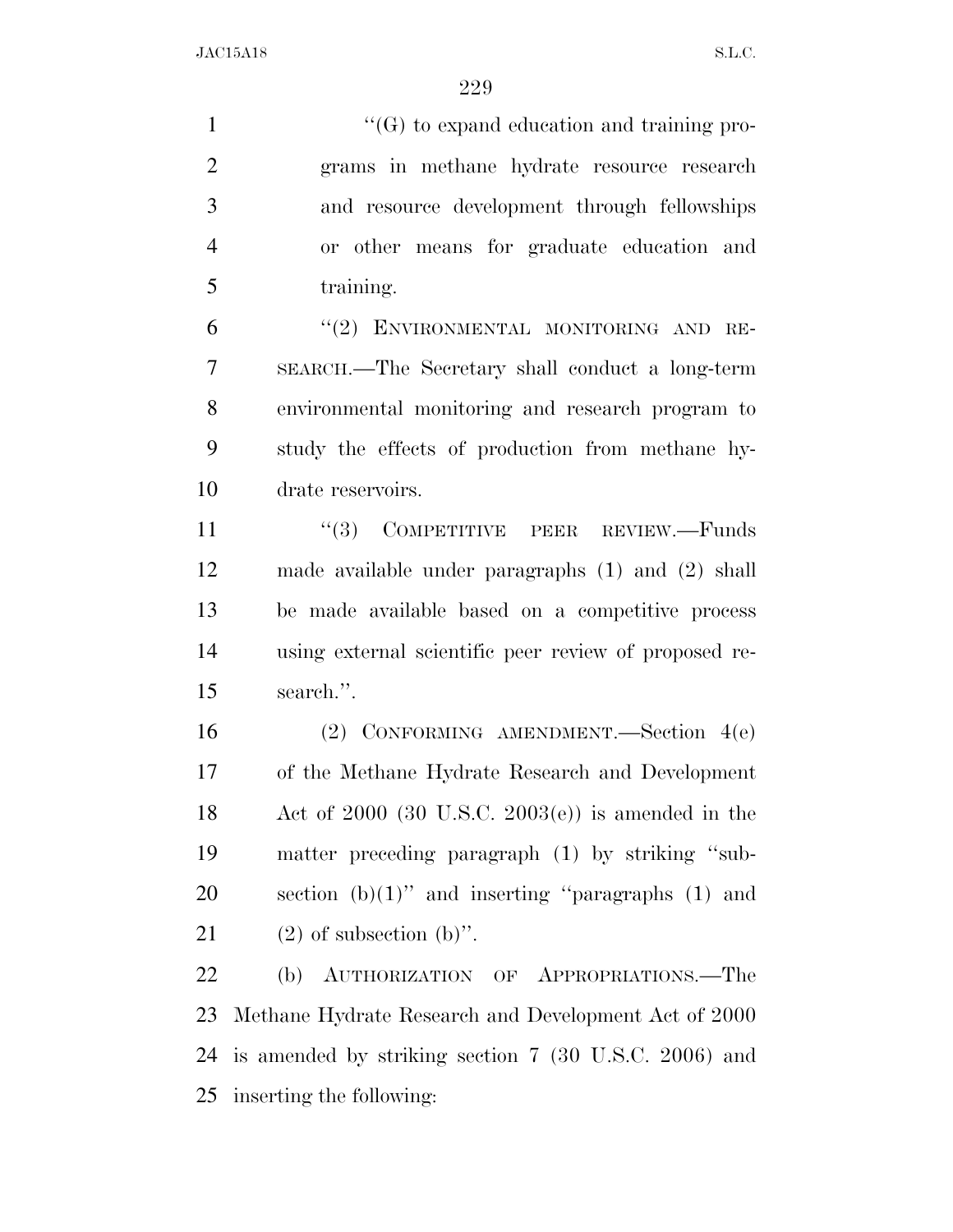''(G) to expand education and training programs in methane hydrate resource research and resource development through fellowships or other means for graduate education and training.

''(2) ENVIRONMENTAL MONITORING AND RESEARCH.—The Secretary shall conduct a long-term environmental monitoring and research program to study the effects of production from methane hydrate reservoirs.

''(3) COMPETITIVE PEER REVIEW.—Funds made available under paragraphs (1) and (2) shall be made available based on a competitive process using external scientific peer review of proposed research.''.

(2) CONFORMING AMENDMENT.—Section 4(e) of the Methane Hydrate Research and Development Act of 2000 (30 U.S.C. 2003(e)) is amended in the matter preceding paragraph (1) by striking ''subsection (b)(1)'' and inserting ''paragraphs (1) and (2) of subsection (b)''.

(b) AUTHORIZATION OF APPROPRIATIONS.—The Methane Hydrate Research and Development Act of 2000 is amended by striking section 7 (30 U.S.C. 2006) and inserting the following: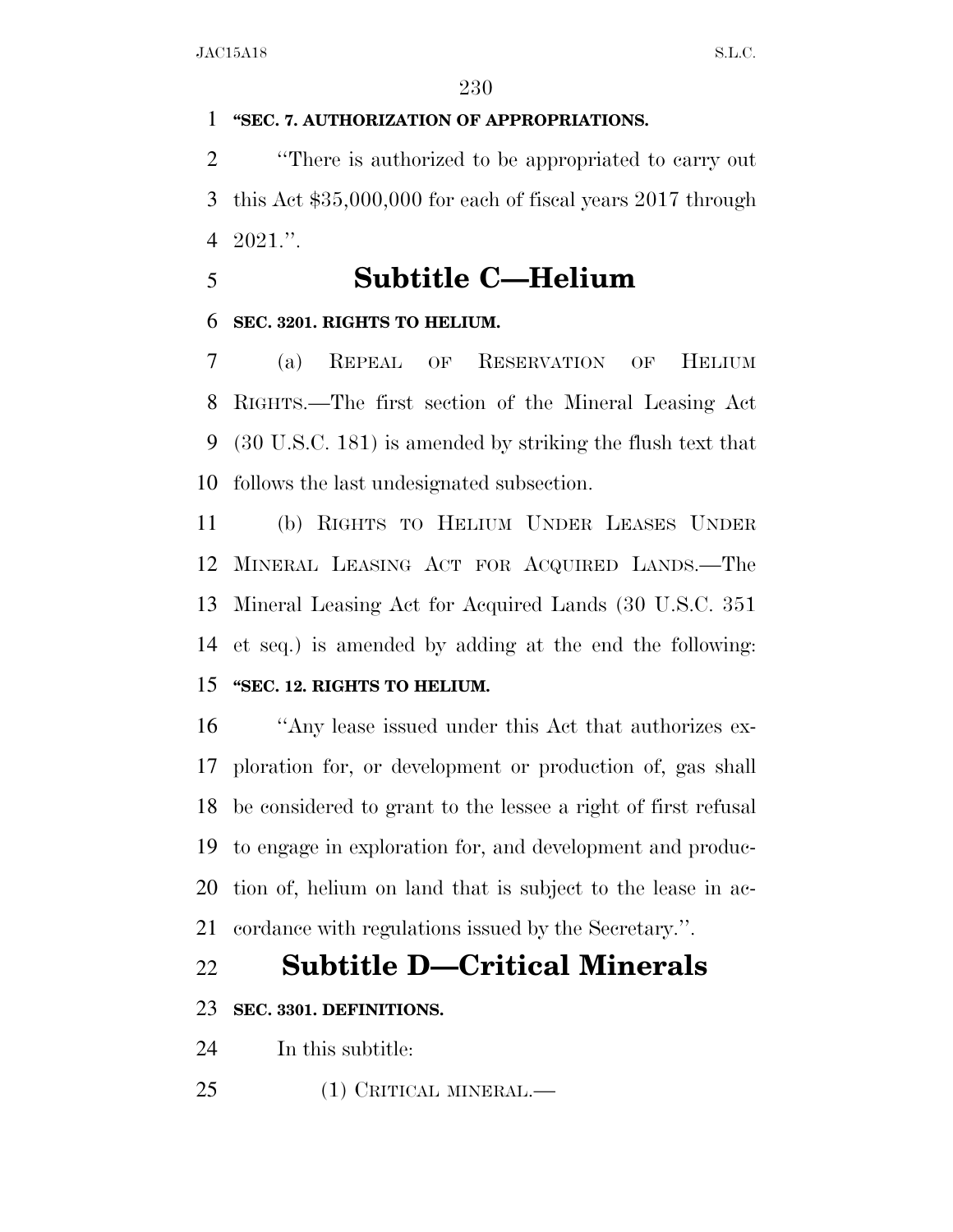**"SEC. 7. AUTHORIZATION OF APPROPRIATIONS.**

"There is authorized to be appropriated to carry out this Act $35,000,000 for each of fiscal years 2017 through 2021.".

## Subtitle C—Helium

**SEC. 3201. RIGHTS TO HELIUM.**

(a) REPEAL OF RESERVATION OF HELIUM RIGHTS.—The first section of the Mineral Leasing Act (30 U.S.C. 181) is amended by striking the flush text that follows the last undesignated subsection.

(b) RIGHTS TO HELIUM UNDER LEASES UNDER MINERAL LEASING ACT FOR ACQUIRED LANDS.—The Mineral Leasing Act for Acquired Lands (30 U.S.C. 351 et seq.) is amended by adding at the end the following:

**"SEC. 12. RIGHTS TO HELIUM.**

"Any lease issued under this Act that authorizes exploration for, or development or production of, gas shall be considered to grant to the lessee a right of first refusal to engage in exploration for, and development and production of, helium on land that is subject to the lease in accordance with regulations issued by the Secretary.".

## Subtitle D—Critical Minerals

**SEC. 3301. DEFINITIONS.**

In this subtitle:

(1) CRITICAL MINERAL.—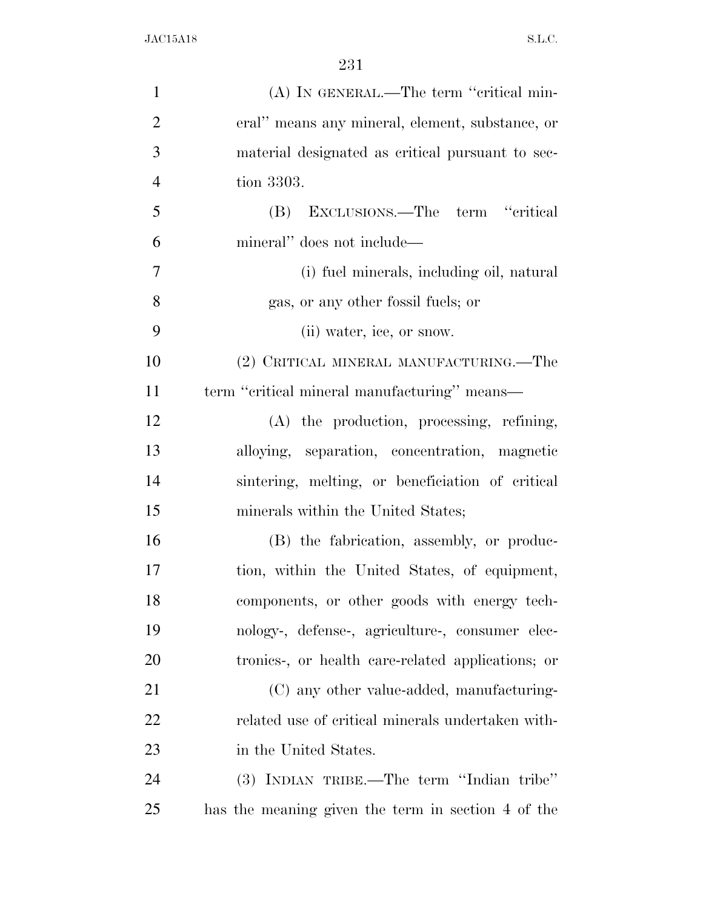(A) IN GENERAL.—The term ''critical mineral'' means any mineral, element, substance, or material designated as critical pursuant to section 3303.

(B) EXCLUSIONS.—The term ''critical mineral'' does not include—

(i) fuel minerals, including oil, natural gas, or any other fossil fuels; or

(ii) water, ice, or snow.

(2) CRITICAL MINERAL MANUFACTURING.—The term ''critical mineral manufacturing'' means—

(A) the production, processing, refining, alloying, separation, concentration, magnetic sintering, melting, or beneficiation of critical minerals within the United States;

(B) the fabrication, assembly, or production, within the United States, of equipment, components, or other goods with energy technology-, defense-, agriculture-, consumer electronics-, or health care-related applications; or

(C) any other value-added, manufacturing-related use of critical minerals undertaken within the United States.

(3) INDIAN TRIBE.—The term ''Indian tribe'' has the meaning given the term in section 4 of the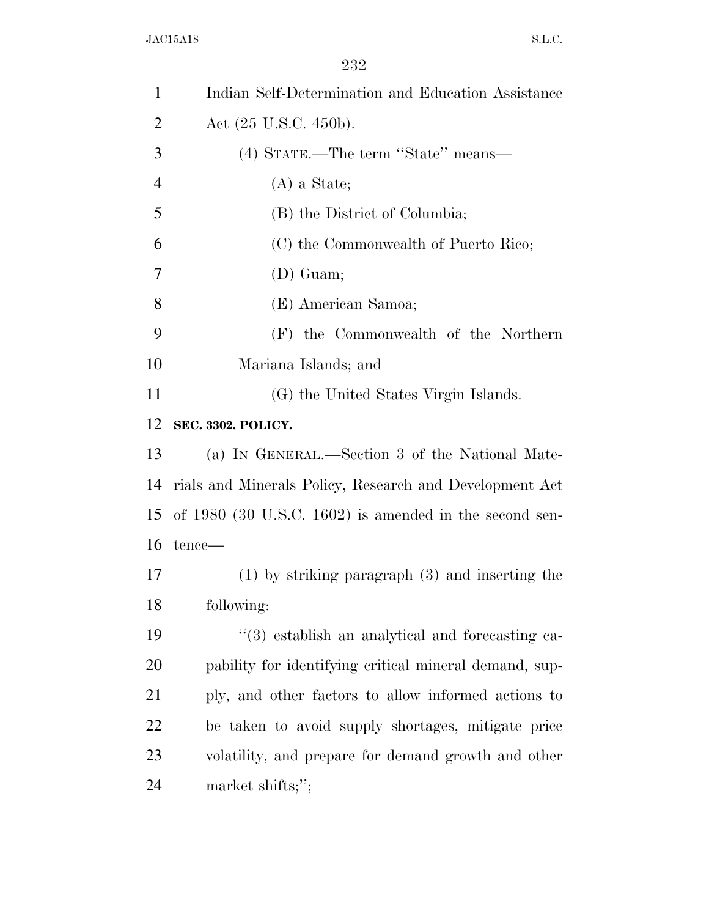Indian Self-Determination and Education Assistance Act (25 U.S.C. 450b).

(4) STATE.—The term ''State'' means—

(A) a State;

(B) the District of Columbia;

(C) the Commonwealth of Puerto Rico;

(D) Guam;

(E) American Samoa;

(F) the Commonwealth of the Northern Mariana Islands; and

(G) the United States Virgin Islands.

**SEC. 3302. POLICY.**

(a) IN GENERAL.—Section 3 of the National Materials and Minerals Policy, Research and Development Act of 1980 (30 U.S.C. 1602) is amended in the second sentence—

(1) by striking paragraph (3) and inserting the following:

''(3) establish an analytical and forecasting capability for identifying critical mineral demand, supply, and other factors to allow informed actions to be taken to avoid supply shortages, mitigate price volatility, and prepare for demand growth and other market shifts;'';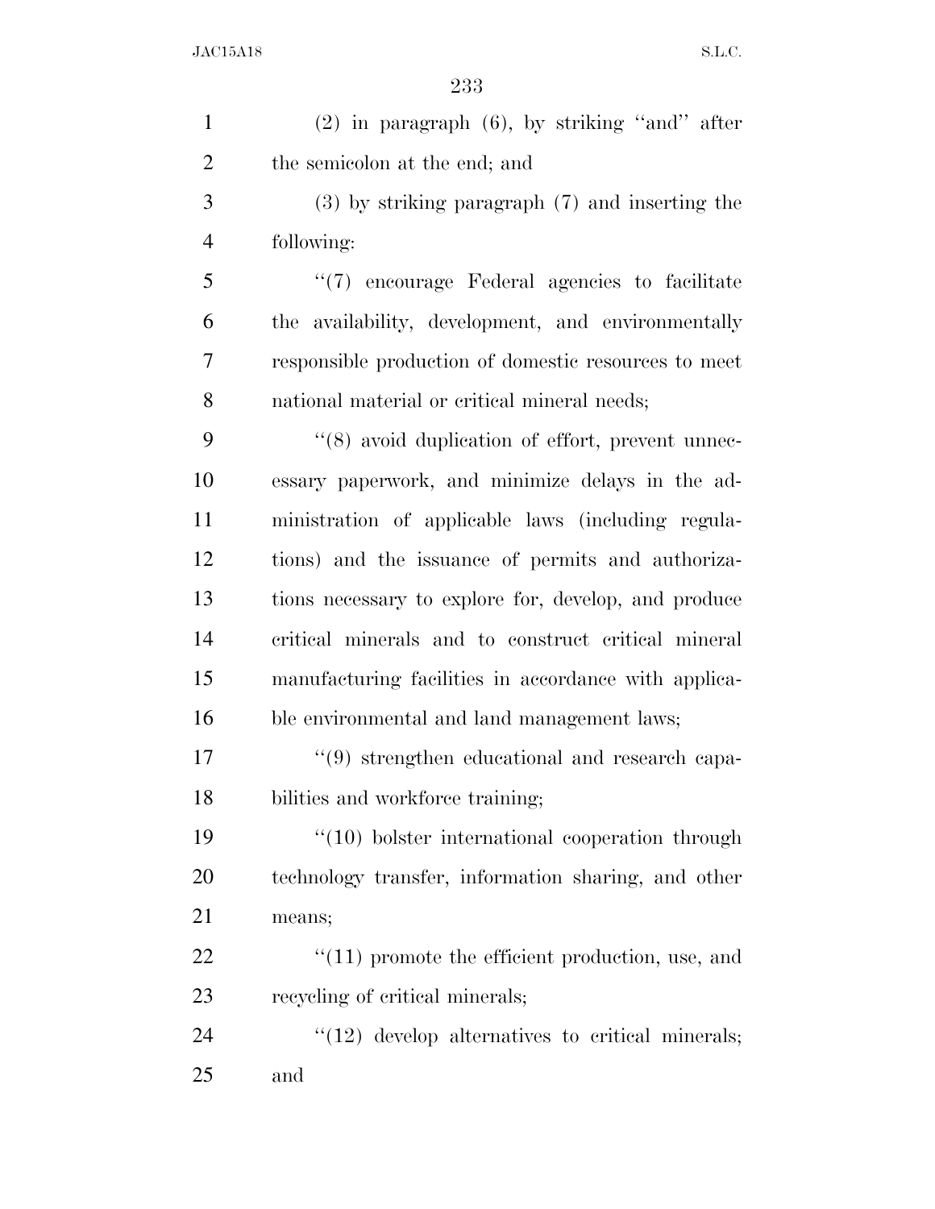(2) in paragraph (6), by striking ''and'' after the semicolon at the end; and

(3) by striking paragraph (7) and inserting the following:

''(7) encourage Federal agencies to facilitate the availability, development, and environmentally responsible production of domestic resources to meet national material or critical mineral needs;

''(8) avoid duplication of effort, prevent unnecessary paperwork, and minimize delays in the administration of applicable laws (including regulations) and the issuance of permits and authorizations necessary to explore for, develop, and produce critical minerals and to construct critical mineral manufacturing facilities in accordance with applicable environmental and land management laws;

''(9) strengthen educational and research capabilities and workforce training;

''(10) bolster international cooperation through technology transfer, information sharing, and other means;

''(11) promote the efficient production, use, and recycling of critical minerals;

''(12) develop alternatives to critical minerals; and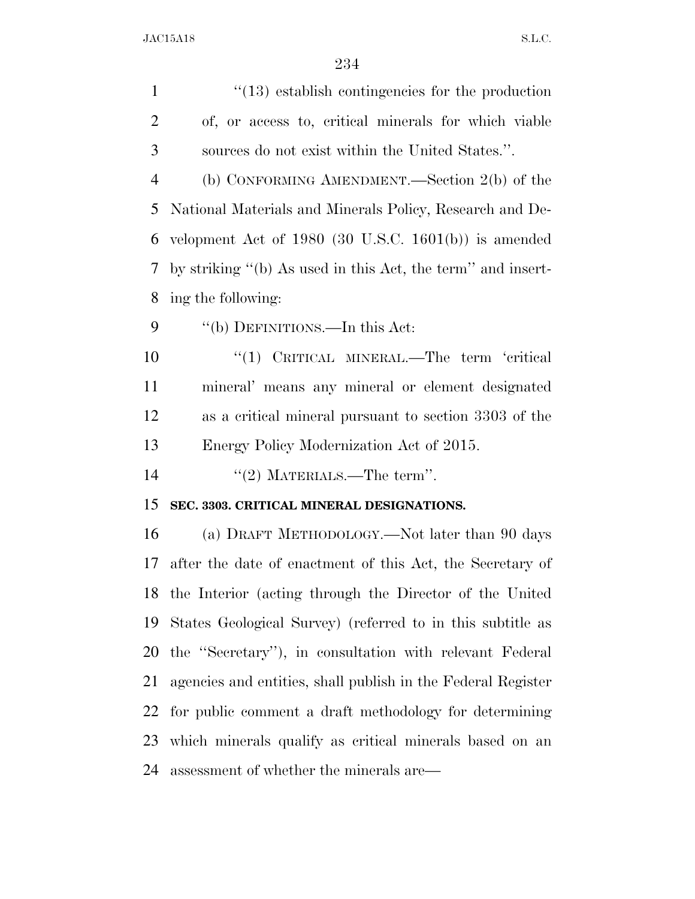"(13) establish contingencies for the production of, or access to, critical minerals for which viable sources do not exist within the United States.".

(b) CONFORMING AMENDMENT.—Section 2(b) of the National Materials and Minerals Policy, Research and Development Act of 1980 (30 U.S.C. 1601(b)) is amended by striking "(b) As used in this Act, the term" and inserting the following:

"(b) DEFINITIONS.—In this Act:

"(1) CRITICAL MINERAL.—The term 'critical mineral' means any mineral or element designated as a critical mineral pursuant to section 3303 of the Energy Policy Modernization Act of 2015.

"(2) MATERIALS.—The term".

**SEC. 3303. CRITICAL MINERAL DESIGNATIONS.**

(a) DRAFT METHODOLOGY.—Not later than 90 days after the date of enactment of this Act, the Secretary of the Interior (acting through the Director of the United States Geological Survey) (referred to in this subtitle as the "Secretary"), in consultation with relevant Federal agencies and entities, shall publish in the Federal Register for public comment a draft methodology for determining which minerals qualify as critical minerals based on an assessment of whether the minerals are—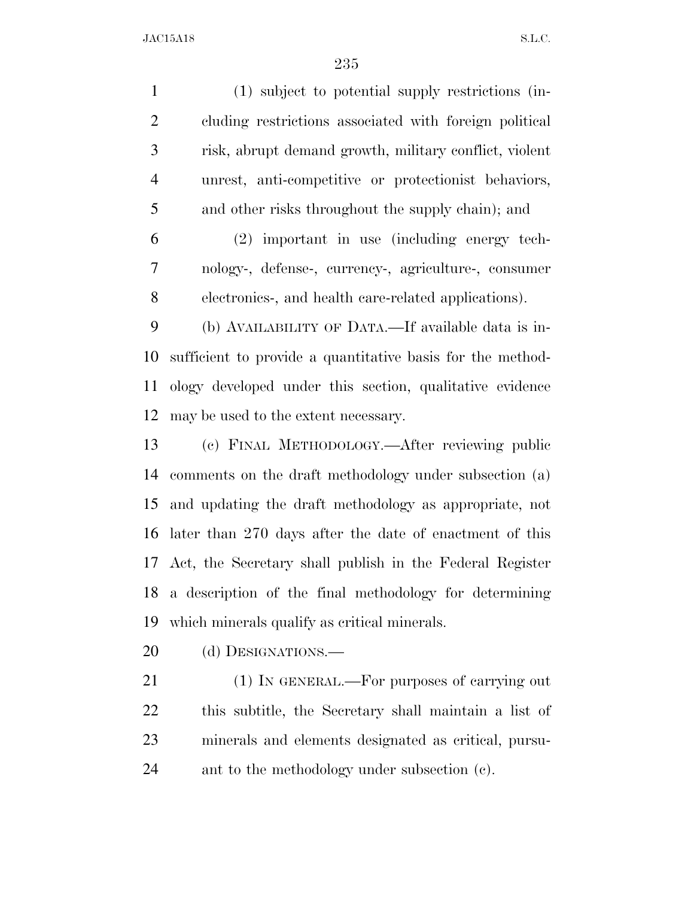(1) subject to potential supply restrictions (including restrictions associated with foreign political risk, abrupt demand growth, military conflict, violent unrest, anti-competitive or protectionist behaviors, and other risks throughout the supply chain); and

(2) important in use (including energy technology-, defense-, currency-, agriculture-, consumer electronics-, and health care-related applications).

(b) AVAILABILITY OF DATA.—If available data is insufficient to provide a quantitative basis for the methodology developed under this section, qualitative evidence may be used to the extent necessary.

(c) FINAL METHODOLOGY.—After reviewing public comments on the draft methodology under subsection (a) and updating the draft methodology as appropriate, not later than 270 days after the date of enactment of this Act, the Secretary shall publish in the Federal Register a description of the final methodology for determining which minerals qualify as critical minerals.

(d) DESIGNATIONS.—

(1) IN GENERAL.—For purposes of carrying out this subtitle, the Secretary shall maintain a list of minerals and elements designated as critical, pursuant to the methodology under subsection (c).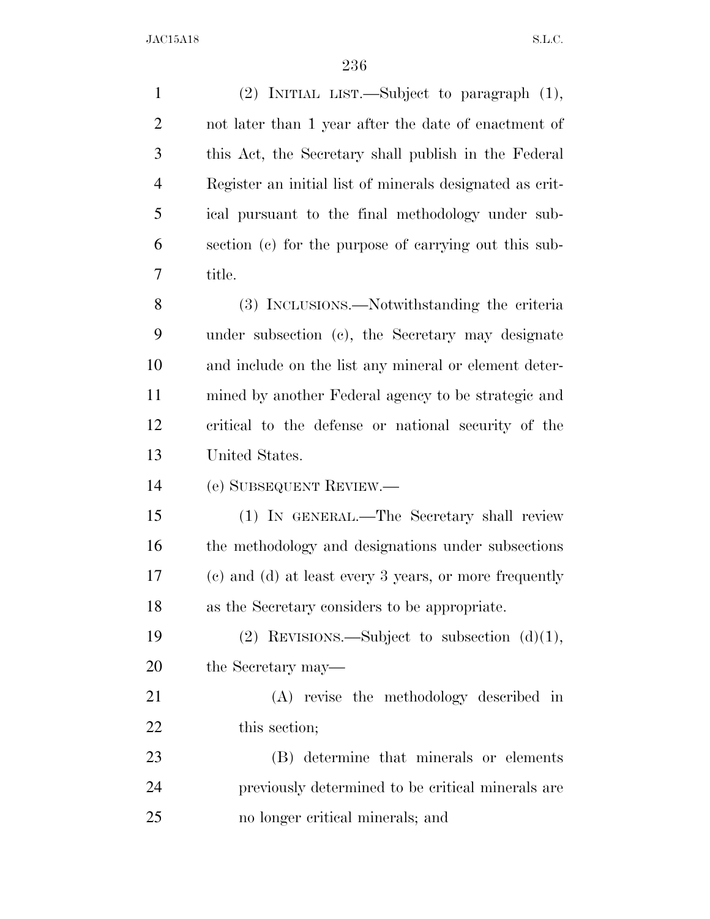(2) INITIAL LIST.—Subject to paragraph (1), not later than 1 year after the date of enactment of this Act, the Secretary shall publish in the Federal Register an initial list of minerals designated as critical pursuant to the final methodology under subsection (c) for the purpose of carrying out this subtitle.

(3) INCLUSIONS.—Notwithstanding the criteria under subsection (c), the Secretary may designate and include on the list any mineral or element determined by another Federal agency to be strategic and critical to the defense or national security of the United States.

(e) SUBSEQUENT REVIEW.—

(1) IN GENERAL.—The Secretary shall review the methodology and designations under subsections (c) and (d) at least every 3 years, or more frequently as the Secretary considers to be appropriate.

(2) REVISIONS.—Subject to subsection (d)(1), the Secretary may—

(A) revise the methodology described in this section;

(B) determine that minerals or elements previously determined to be critical minerals are no longer critical minerals; and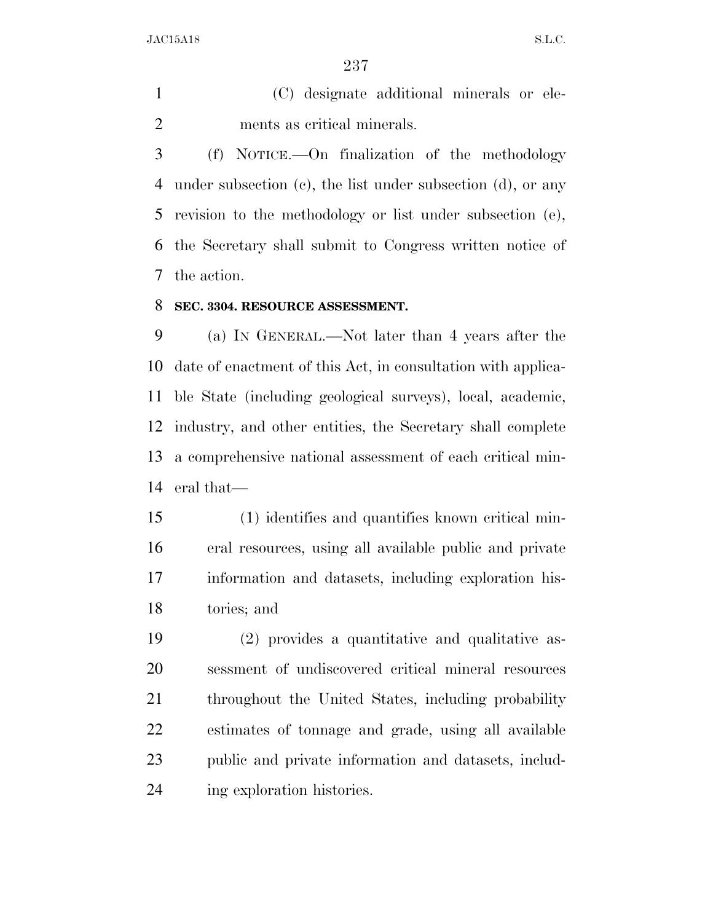(C) designate additional minerals or elements as critical minerals.

(f) NOTICE.—On finalization of the methodology under subsection (c), the list under subsection (d), or any revision to the methodology or list under subsection (e), the Secretary shall submit to Congress written notice of the action.

**SEC. 3304. RESOURCE ASSESSMENT.**

(a) IN GENERAL.—Not later than 4 years after the date of enactment of this Act, in consultation with applicable State (including geological surveys), local, academic, industry, and other entities, the Secretary shall complete a comprehensive national assessment of each critical mineral that—

(1) identifies and quantifies known critical mineral resources, using all available public and private information and datasets, including exploration histories; and

(2) provides a quantitative and qualitative assessment of undiscovered critical mineral resources throughout the United States, including probability estimates of tonnage and grade, using all available public and private information and datasets, including exploration histories.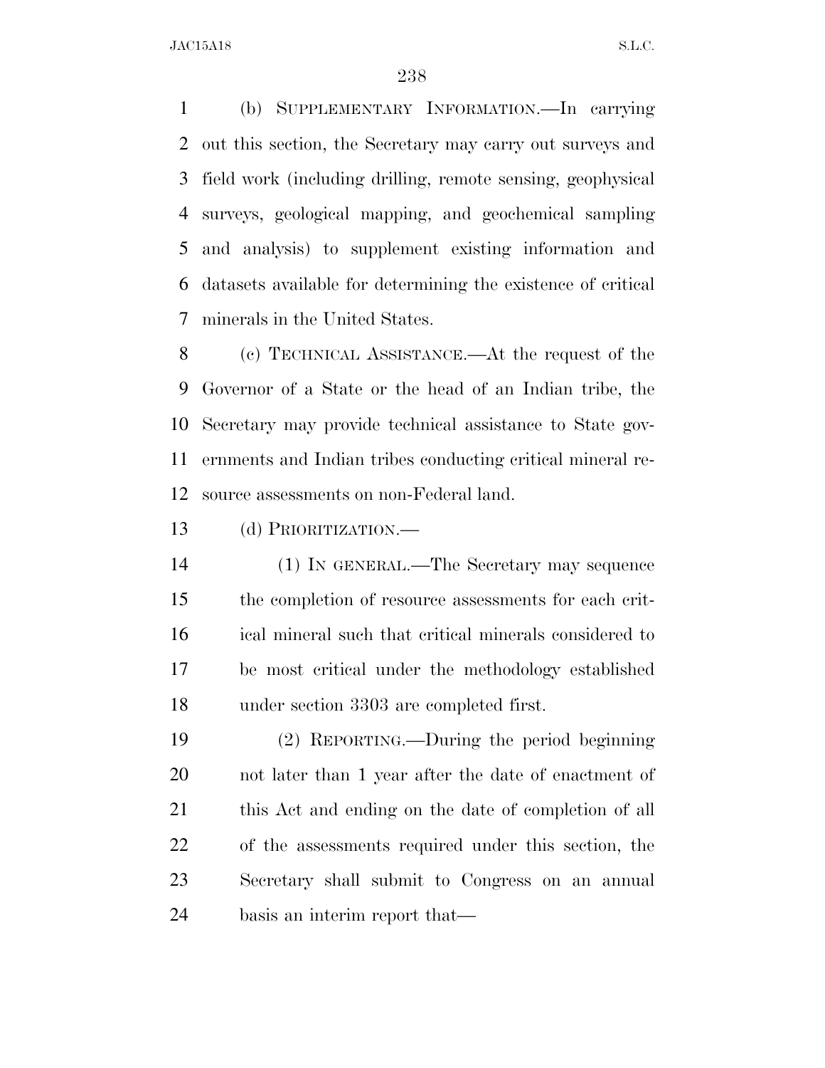(b) SUPPLEMENTARY INFORMATION.—In carrying out this section, the Secretary may carry out surveys and field work (including drilling, remote sensing, geophysical surveys, geological mapping, and geochemical sampling and analysis) to supplement existing information and datasets available for determining the existence of critical minerals in the United States.

(c) TECHNICAL ASSISTANCE.—At the request of the Governor of a State or the head of an Indian tribe, the Secretary may provide technical assistance to State governments and Indian tribes conducting critical mineral resource assessments on non-Federal land.

(d) PRIORITIZATION.—

(1) IN GENERAL.—The Secretary may sequence the completion of resource assessments for each critical mineral such that critical minerals considered to be most critical under the methodology established under section 3303 are completed first.

(2) REPORTING.—During the period beginning not later than 1 year after the date of enactment of this Act and ending on the date of completion of all of the assessments required under this section, the Secretary shall submit to Congress on an annual basis an interim report that—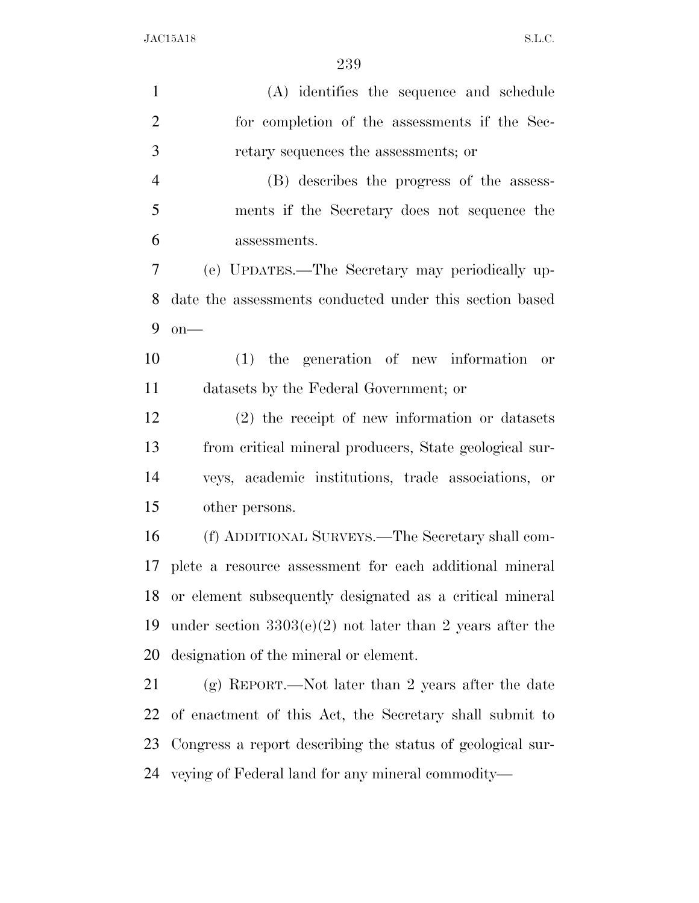(A) identifies the sequence and schedule for completion of the assessments if the Secretary sequences the assessments; or

(B) describes the progress of the assessments if the Secretary does not sequence the assessments.

(e) UPDATES.—The Secretary may periodically update the assessments conducted under this section based on—

(1) the generation of new information or datasets by the Federal Government; or

(2) the receipt of new information or datasets from critical mineral producers, State geological surveys, academic institutions, trade associations, or other persons.

(f) ADDITIONAL SURVEYS.—The Secretary shall complete a resource assessment for each additional mineral or element subsequently designated as a critical mineral under section 3303(e)(2) not later than 2 years after the designation of the mineral or element.

(g) REPORT.—Not later than 2 years after the date of enactment of this Act, the Secretary shall submit to Congress a report describing the status of geological surveying of Federal land for any mineral commodity—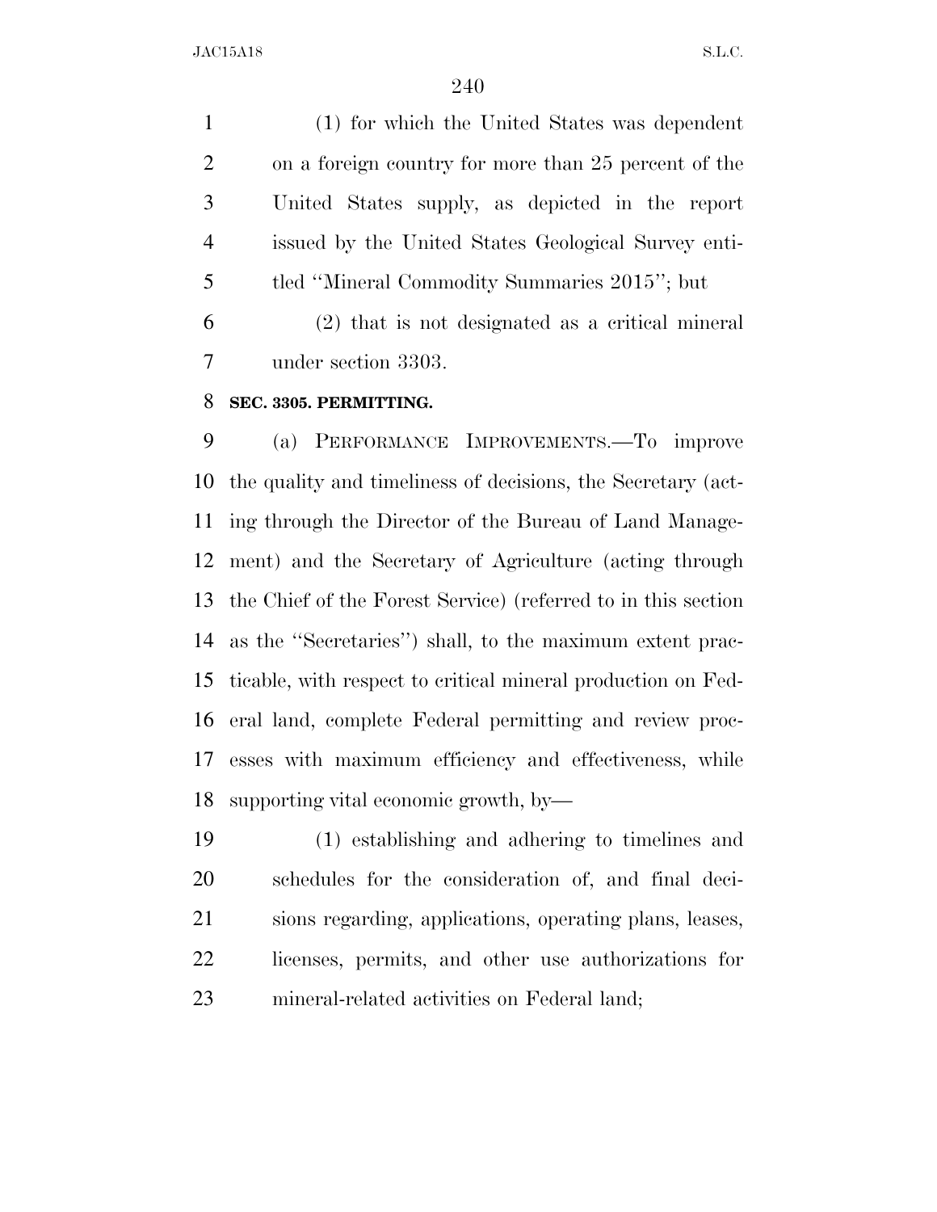(1) for which the United States was dependent on a foreign country for more than 25 percent of the United States supply, as depicted in the report issued by the United States Geological Survey entitled ''Mineral Commodity Summaries 2015''; but

(2) that is not designated as a critical mineral under section 3303.

**SEC. 3305. PERMITTING.**

(a) PERFORMANCE IMPROVEMENTS.—To improve the quality and timeliness of decisions, the Secretary (acting through the Director of the Bureau of Land Management) and the Secretary of Agriculture (acting through the Chief of the Forest Service) (referred to in this section as the ''Secretaries'') shall, to the maximum extent practicable, with respect to critical mineral production on Federal land, complete Federal permitting and review processes with maximum efficiency and effectiveness, while supporting vital economic growth, by—

(1) establishing and adhering to timelines and schedules for the consideration of, and final decisions regarding, applications, operating plans, leases, licenses, permits, and other use authorizations for mineral-related activities on Federal land;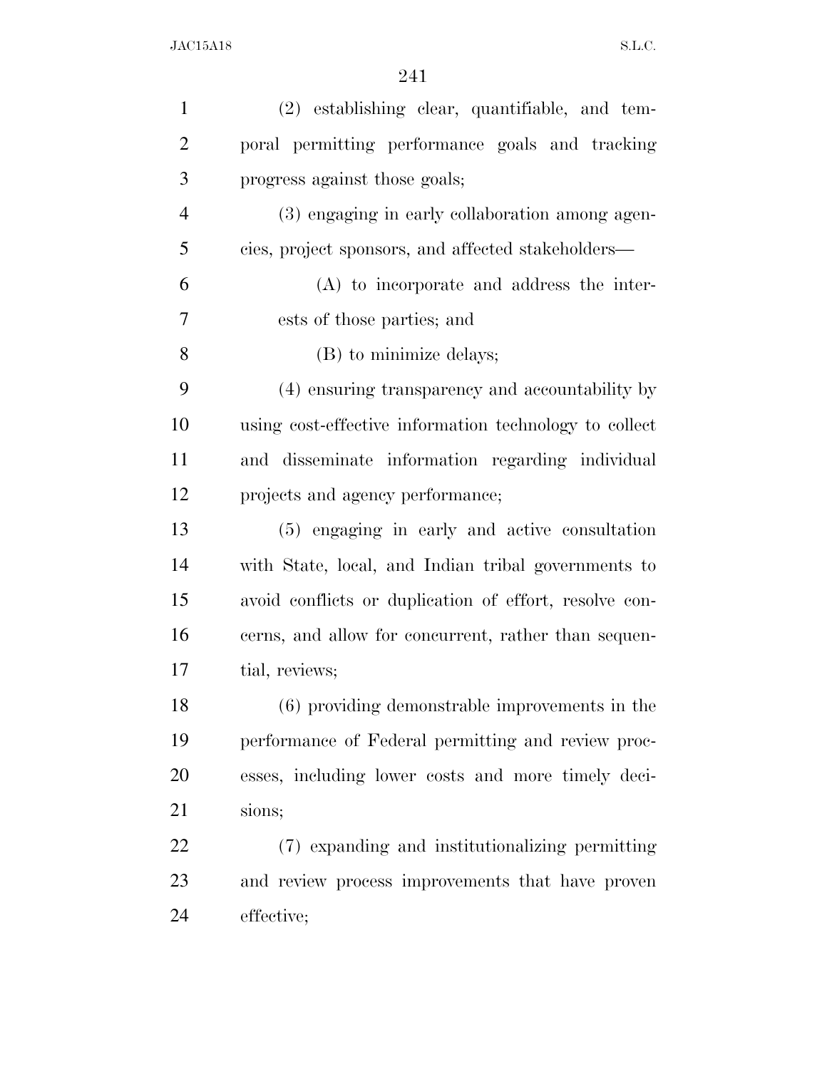(2) establishing clear, quantifiable, and temporal permitting performance goals and tracking progress against those goals;

(3) engaging in early collaboration among agencies, project sponsors, and affected stakeholders—

(A) to incorporate and address the interests of those parties; and

(B) to minimize delays;

(4) ensuring transparency and accountability by using cost-effective information technology to collect and disseminate information regarding individual projects and agency performance;

(5) engaging in early and active consultation with State, local, and Indian tribal governments to avoid conflicts or duplication of effort, resolve concerns, and allow for concurrent, rather than sequential, reviews;

(6) providing demonstrable improvements in the performance of Federal permitting and review processes, including lower costs and more timely decisions;

(7) expanding and institutionalizing permitting and review process improvements that have proven effective;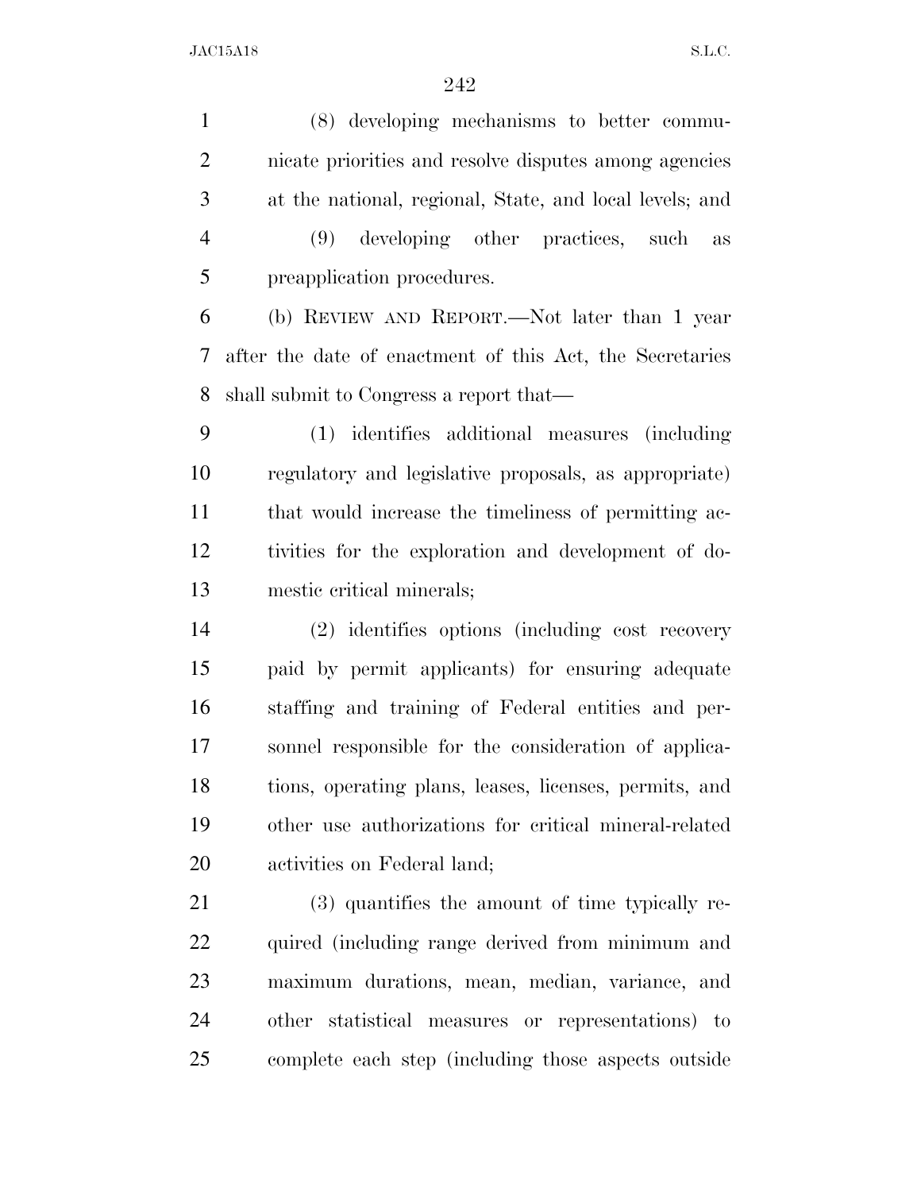(8) developing mechanisms to better communicate priorities and resolve disputes among agencies at the national, regional, State, and local levels; and

(9) developing other practices, such as preapplication procedures.

(b) REVIEW AND REPORT.—Not later than 1 year after the date of enactment of this Act, the Secretaries shall submit to Congress a report that—

(1) identifies additional measures (including regulatory and legislative proposals, as appropriate) that would increase the timeliness of permitting activities for the exploration and development of domestic critical minerals;

(2) identifies options (including cost recovery paid by permit applicants) for ensuring adequate staffing and training of Federal entities and personnel responsible for the consideration of applications, operating plans, leases, licenses, permits, and other use authorizations for critical mineral-related activities on Federal land;

(3) quantifies the amount of time typically required (including range derived from minimum and maximum durations, mean, median, variance, and other statistical measures or representations) to complete each step (including those aspects outside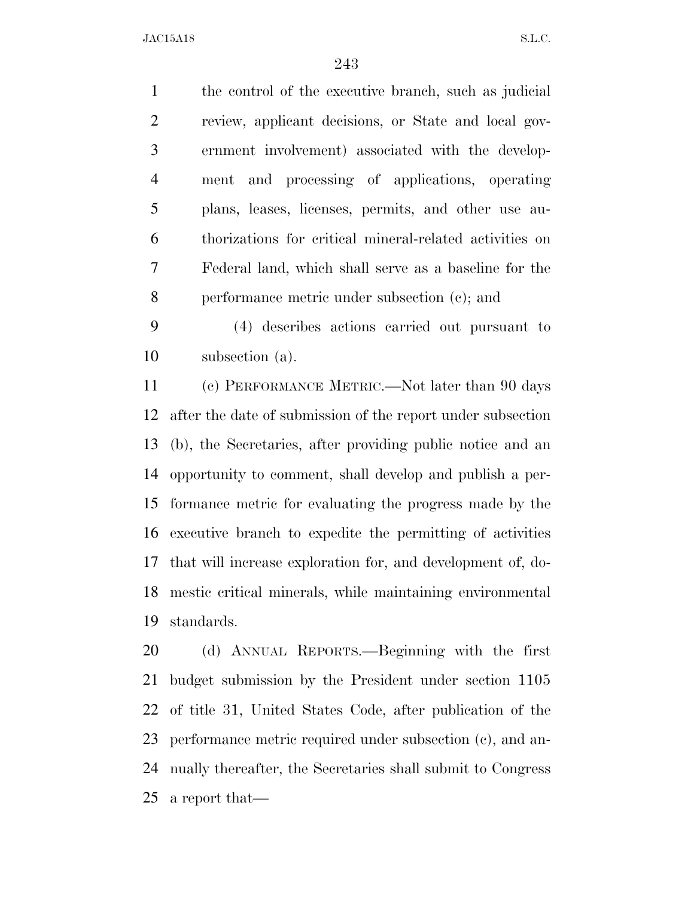the control of the executive branch, such as judicial review, applicant decisions, or State and local government involvement) associated with the development and processing of applications, operating plans, leases, licenses, permits, and other use authorizations for critical mineral-related activities on Federal land, which shall serve as a baseline for the performance metric under subsection (c); and

(4) describes actions carried out pursuant to subsection (a).

(c) PERFORMANCE METRIC.—Not later than 90 days after the date of submission of the report under subsection (b), the Secretaries, after providing public notice and an opportunity to comment, shall develop and publish a performance metric for evaluating the progress made by the executive branch to expedite the permitting of activities that will increase exploration for, and development of, domestic critical minerals, while maintaining environmental standards.

(d) ANNUAL REPORTS.—Beginning with the first budget submission by the President under section 1105 of title 31, United States Code, after publication of the performance metric required under subsection (c), and annually thereafter, the Secretaries shall submit to Congress a report that—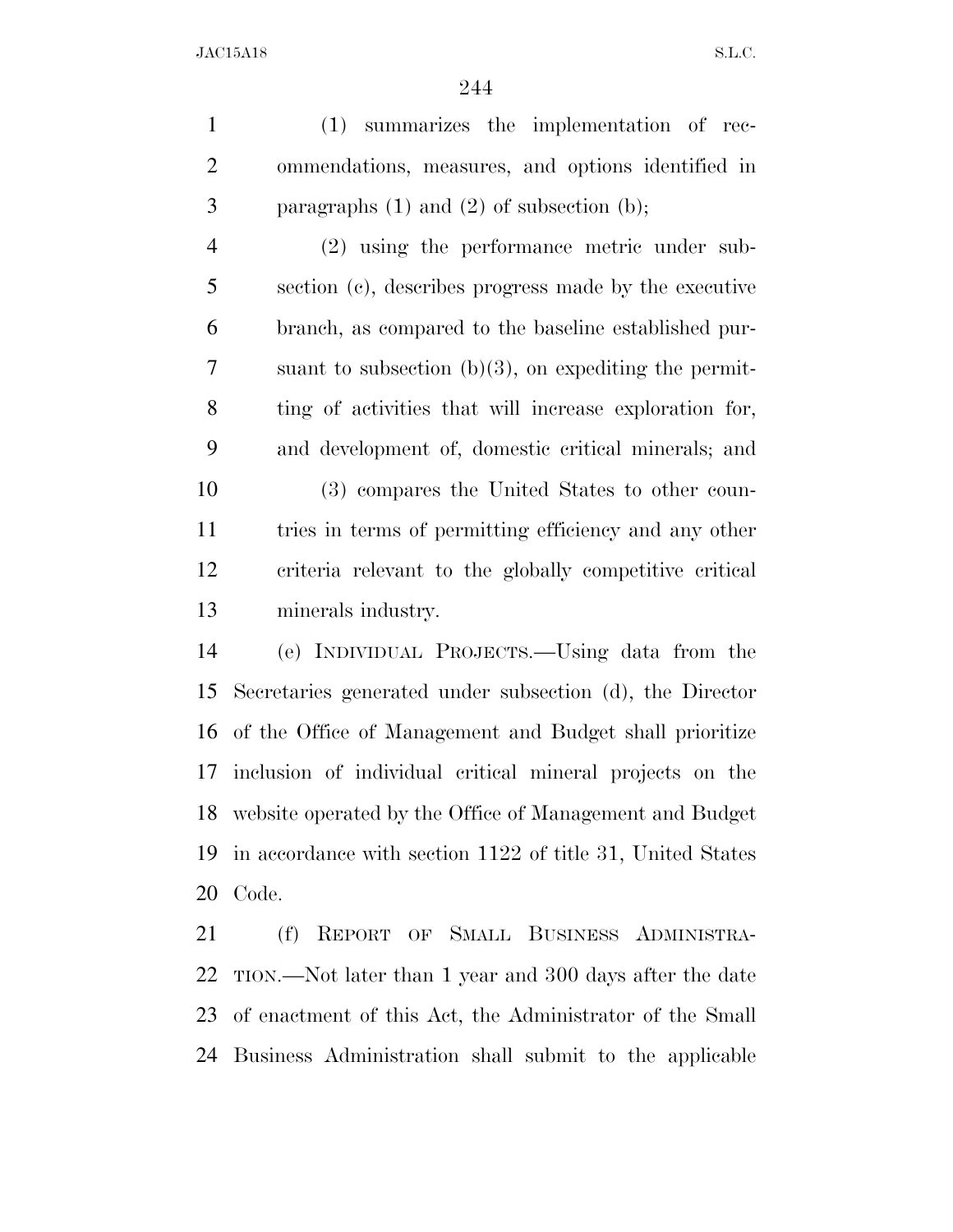(1) summarizes the implementation of recommendations, measures, and options identified in paragraphs (1) and (2) of subsection (b);

(2) using the performance metric under subsection (c), describes progress made by the executive branch, as compared to the baseline established pursuant to subsection (b)(3), on expediting the permitting of activities that will increase exploration for, and development of, domestic critical minerals; and

(3) compares the United States to other countries in terms of permitting efficiency and any other criteria relevant to the globally competitive critical minerals industry.

(e) INDIVIDUAL PROJECTS.—Using data from the Secretaries generated under subsection (d), the Director of the Office of Management and Budget shall prioritize inclusion of individual critical mineral projects on the website operated by the Office of Management and Budget in accordance with section 1122 of title 31, United States Code.

(f) REPORT OF SMALL BUSINESS ADMINISTRATION.—Not later than 1 year and 300 days after the date of enactment of this Act, the Administrator of the Small Business Administration shall submit to the applicable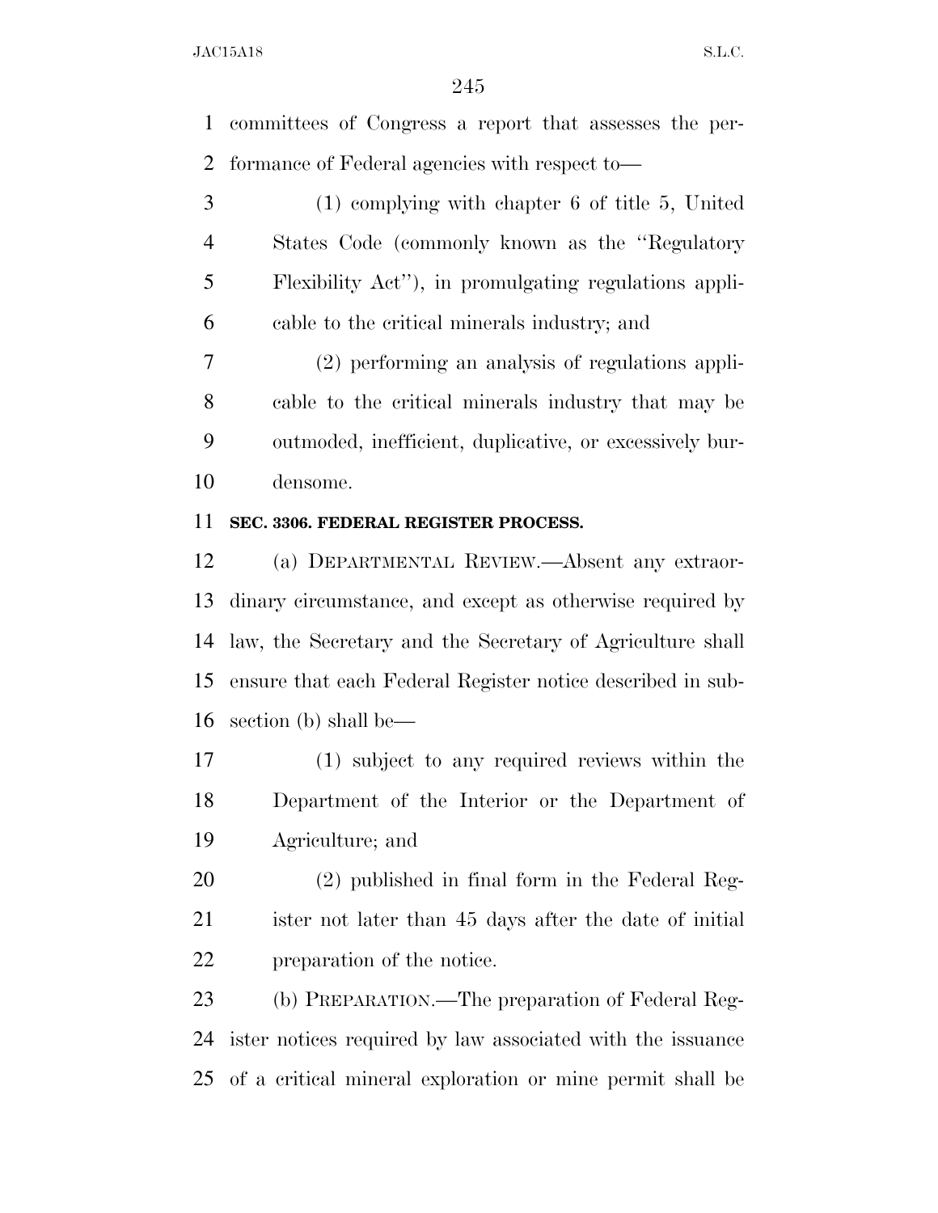committees of Congress a report that assesses the performance of Federal agencies with respect to—

(1) complying with chapter 6 of title 5, United States Code (commonly known as the ''Regulatory Flexibility Act''), in promulgating regulations applicable to the critical minerals industry; and

(2) performing an analysis of regulations applicable to the critical minerals industry that may be outmoded, inefficient, duplicative, or excessively burdensome.

**SEC. 3306. FEDERAL REGISTER PROCESS.**

(a) DEPARTMENTAL REVIEW.—Absent any extraordinary circumstance, and except as otherwise required by law, the Secretary and the Secretary of Agriculture shall ensure that each Federal Register notice described in subsection (b) shall be—

(1) subject to any required reviews within the Department of the Interior or the Department of Agriculture; and

(2) published in final form in the Federal Register not later than 45 days after the date of initial preparation of the notice.

(b) PREPARATION.—The preparation of Federal Register notices required by law associated with the issuance of a critical mineral exploration or mine permit shall be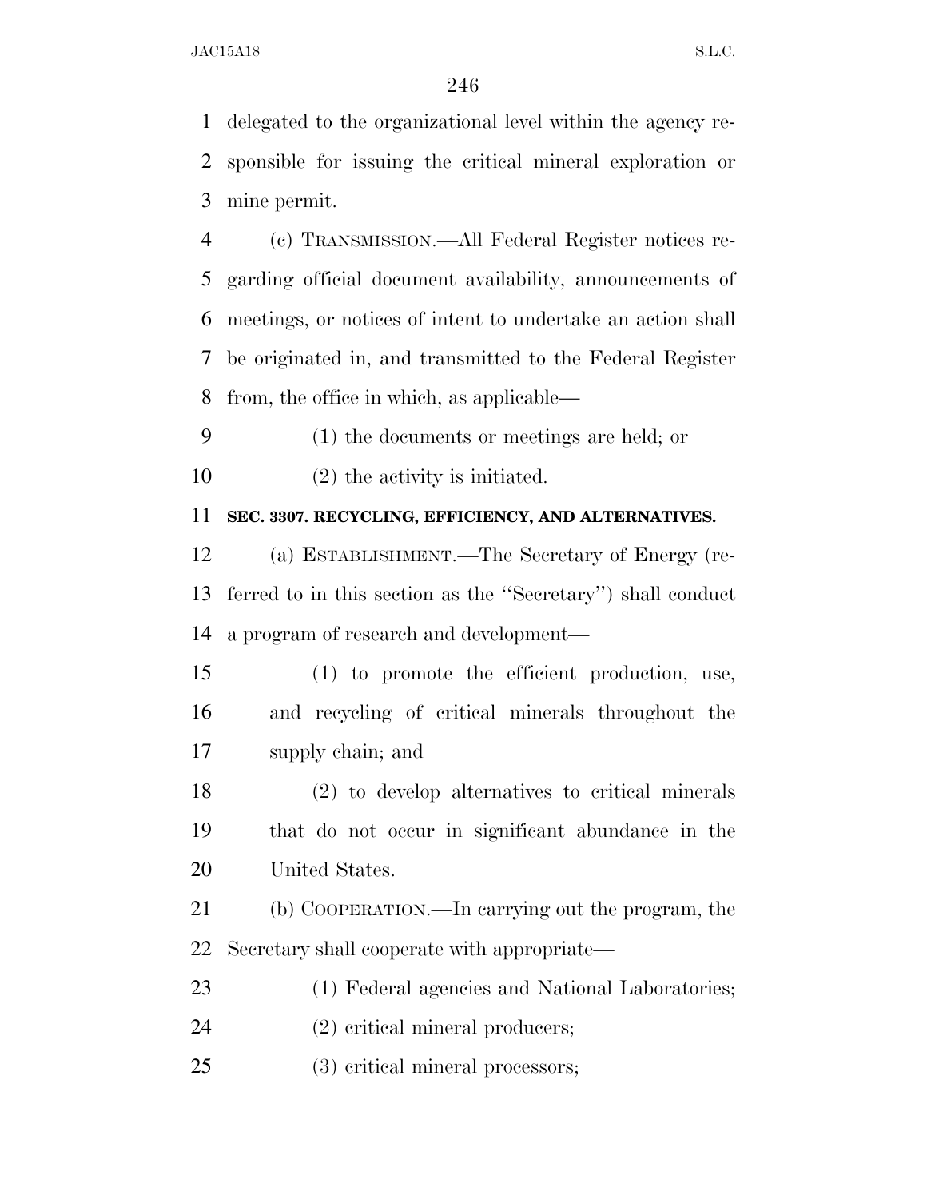delegated to the organizational level within the agency responsible for issuing the critical mineral exploration or mine permit.

(c) TRANSMISSION.—All Federal Register notices regarding official document availability, announcements of meetings, or notices of intent to undertake an action shall be originated in, and transmitted to the Federal Register from, the office in which, as applicable—

(1) the documents or meetings are held; or

(2) the activity is initiated.

**SEC. 3307. RECYCLING, EFFICIENCY, AND ALTERNATIVES.**

(a) ESTABLISHMENT.—The Secretary of Energy (referred to in this section as the ''Secretary'') shall conduct a program of research and development—

(1) to promote the efficient production, use, and recycling of critical minerals throughout the supply chain; and

(2) to develop alternatives to critical minerals that do not occur in significant abundance in the United States.

(b) COOPERATION.—In carrying out the program, the Secretary shall cooperate with appropriate—

(1) Federal agencies and National Laboratories;

(2) critical mineral producers;

(3) critical mineral processors;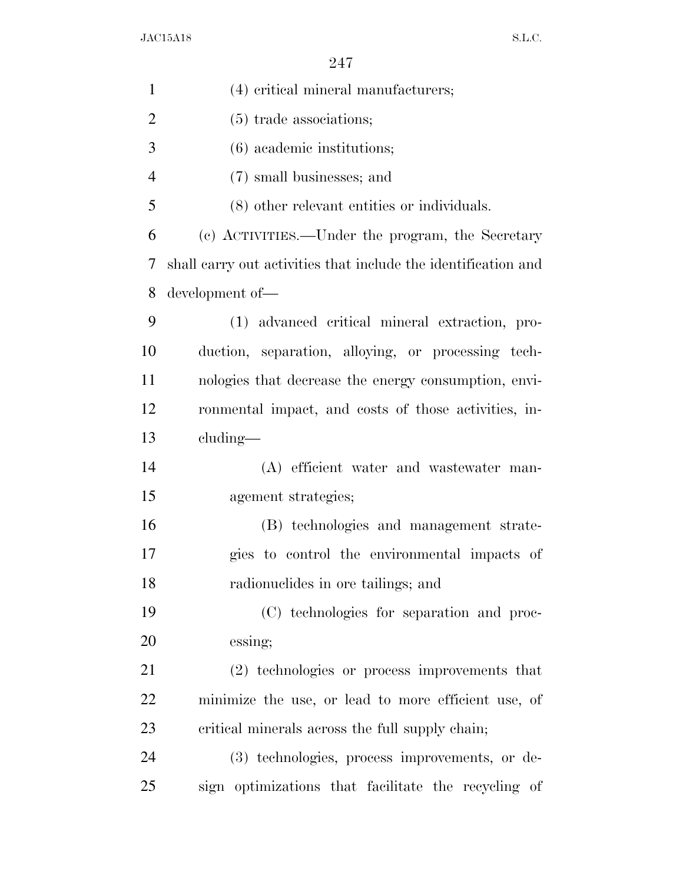(4) critical mineral manufacturers;

(5) trade associations;

(6) academic institutions;

(7) small businesses; and

(8) other relevant entities or individuals.

(c) ACTIVITIES.—Under the program, the Secretary shall carry out activities that include the identification and development of—

(1) advanced critical mineral extraction, production, separation, alloying, or processing technologies that decrease the energy consumption, environmental impact, and costs of those activities, including—

(A) efficient water and wastewater management strategies;

(B) technologies and management strategies to control the environmental impacts of radionuclides in ore tailings; and

(C) technologies for separation and processing;

(2) technologies or process improvements that minimize the use, or lead to more efficient use, of critical minerals across the full supply chain;

(3) technologies, process improvements, or design optimizations that facilitate the recycling of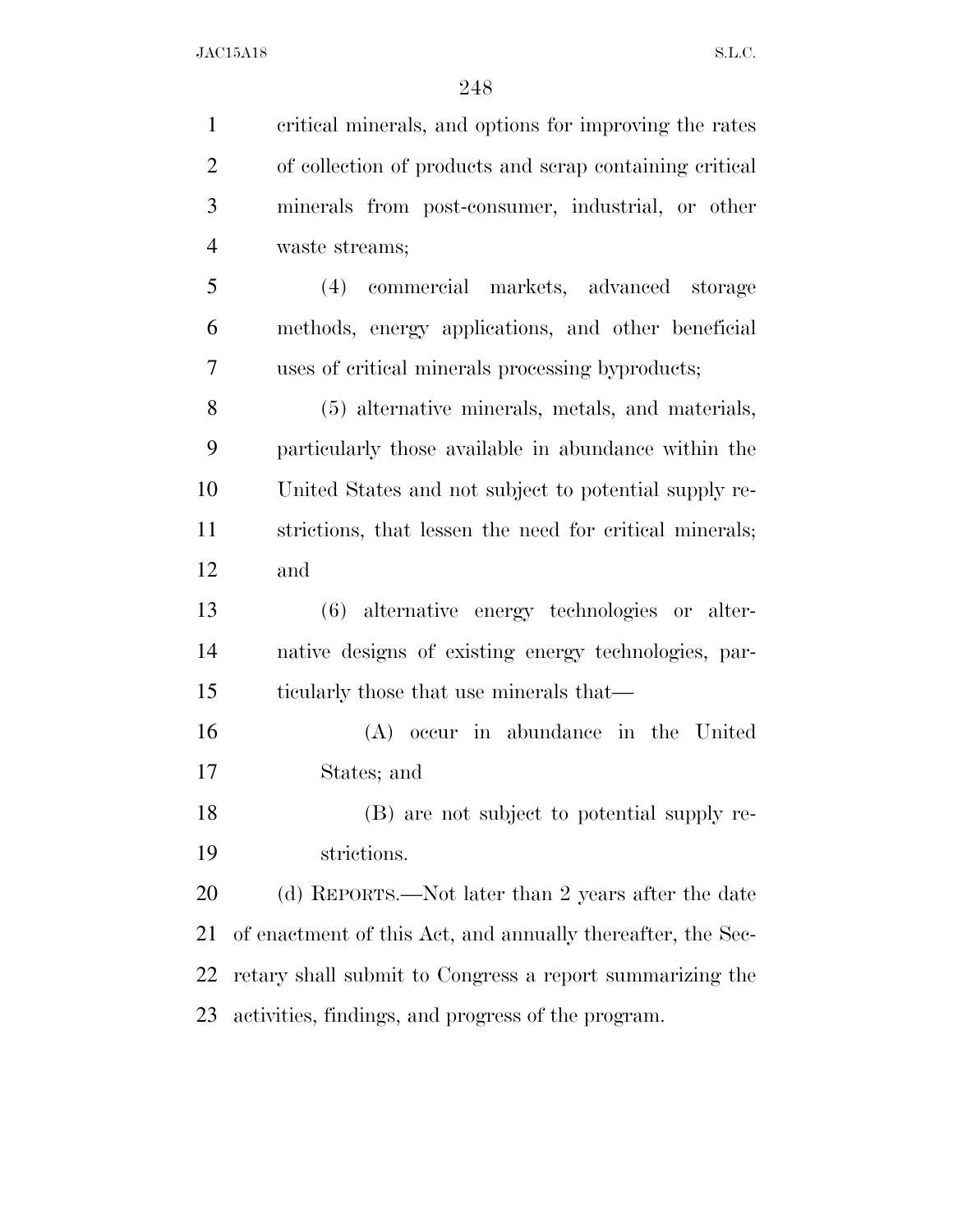critical minerals, and options for improving the rates of collection of products and scrap containing critical minerals from post-consumer, industrial, or other waste streams;

(4) commercial markets, advanced storage methods, energy applications, and other beneficial uses of critical minerals processing byproducts;

(5) alternative minerals, metals, and materials, particularly those available in abundance within the United States and not subject to potential supply restrictions, that lessen the need for critical minerals; and

(6) alternative energy technologies or alternative designs of existing energy technologies, particularly those that use minerals that—

(A) occur in abundance in the United States; and

(B) are not subject to potential supply restrictions.

(d) REPORTS.—Not later than 2 years after the date of enactment of this Act, and annually thereafter, the Secretary shall submit to Congress a report summarizing the activities, findings, and progress of the program.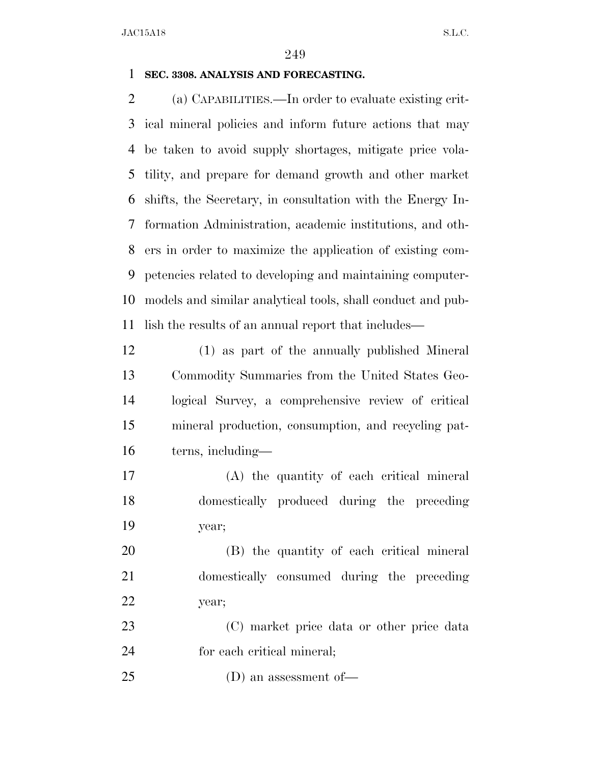**SEC. 3308. ANALYSIS AND FORECASTING.**

(a) CAPABILITIES.—In order to evaluate existing critical mineral policies and inform future actions that may be taken to avoid supply shortages, mitigate price volatility, and prepare for demand growth and other market shifts, the Secretary, in consultation with the Energy Information Administration, academic institutions, and others in order to maximize the application of existing competencies related to developing and maintaining computer-models and similar analytical tools, shall conduct and publish the results of an annual report that includes—

(1) as part of the annually published Mineral Commodity Summaries from the United States Geological Survey, a comprehensive review of critical mineral production, consumption, and recycling patterns, including—

(A) the quantity of each critical mineral domestically produced during the preceding year;

(B) the quantity of each critical mineral domestically consumed during the preceding year;

(C) market price data or other price data for each critical mineral;

(D) an assessment of—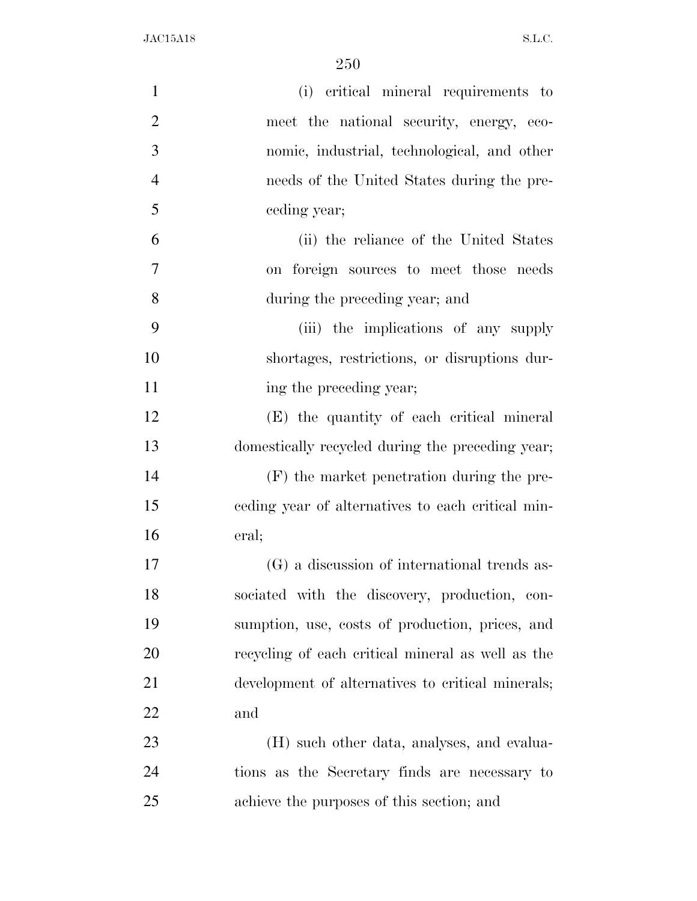(i) critical mineral requirements to meet the national security, energy, economic, industrial, technological, and other needs of the United States during the preceding year;

(ii) the reliance of the United States on foreign sources to meet those needs during the preceding year; and

(iii) the implications of any supply shortages, restrictions, or disruptions during the preceding year;

(E) the quantity of each critical mineral domestically recycled during the preceding year;

(F) the market penetration during the preceding year of alternatives to each critical mineral;

(G) a discussion of international trends associated with the discovery, production, consumption, use, costs of production, prices, and recycling of each critical mineral as well as the development of alternatives to critical minerals; and

(H) such other data, analyses, and evaluations as the Secretary finds are necessary to achieve the purposes of this section; and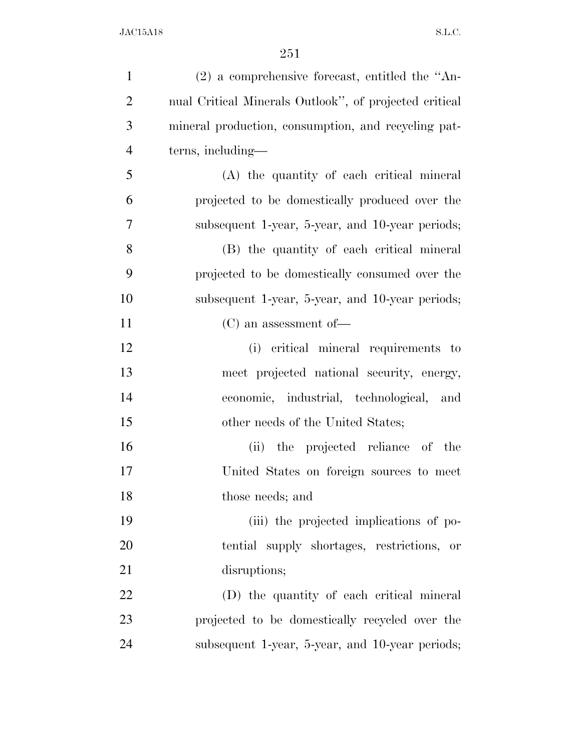(2) a comprehensive forecast, entitled the "Annual Critical Minerals Outlook", of projected critical mineral production, consumption, and recycling patterns, including—

(A) the quantity of each critical mineral projected to be domestically produced over the subsequent 1-year, 5-year, and 10-year periods;

(B) the quantity of each critical mineral projected to be domestically consumed over the subsequent 1-year, 5-year, and 10-year periods;

(C) an assessment of—

(i) critical mineral requirements to meet projected national security, energy, economic, industrial, technological, and other needs of the United States;

(ii) the projected reliance of the United States on foreign sources to meet those needs; and

(iii) the projected implications of potential supply shortages, restrictions, or disruptions;

(D) the quantity of each critical mineral projected to be domestically recycled over the subsequent 1-year, 5-year, and 10-year periods;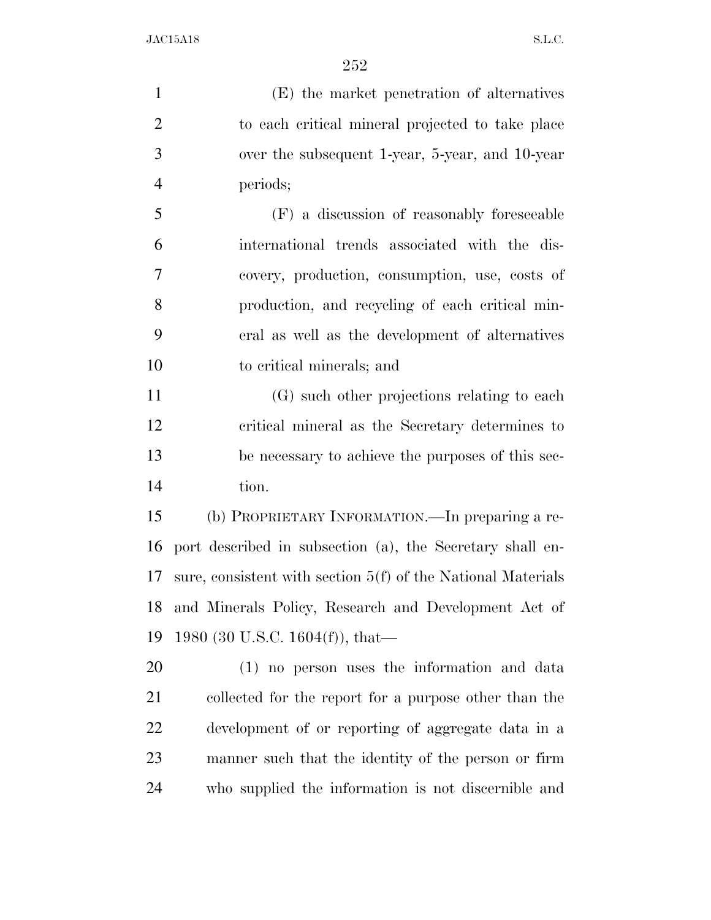(E) the market penetration of alternatives to each critical mineral projected to take place over the subsequent 1-year, 5-year, and 10-year periods;

(F) a discussion of reasonably foreseeable international trends associated with the discovery, production, consumption, use, costs of production, and recycling of each critical mineral as well as the development of alternatives to critical minerals; and

(G) such other projections relating to each critical mineral as the Secretary determines to be necessary to achieve the purposes of this section.

(b) PROPRIETARY INFORMATION.—In preparing a report described in subsection (a), the Secretary shall ensure, consistent with section 5(f) of the National Materials and Minerals Policy, Research and Development Act of 1980 (30 U.S.C. 1604(f)), that—

(1) no person uses the information and data collected for the report for a purpose other than the development of or reporting of aggregate data in a manner such that the identity of the person or firm who supplied the information is not discernible and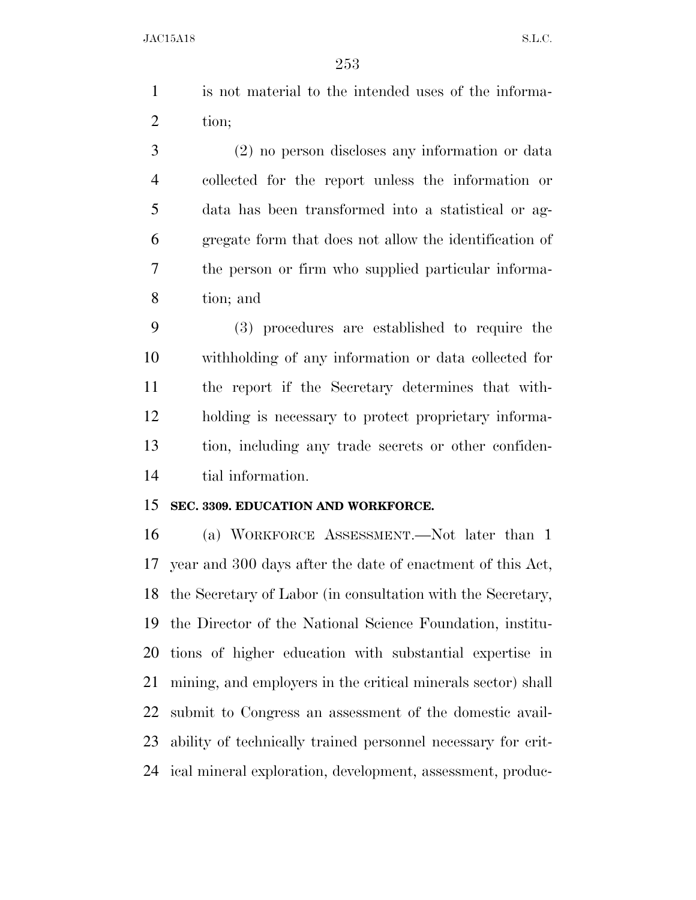is not material to the intended uses of the information;

(2) no person discloses any information or data collected for the report unless the information or data has been transformed into a statistical or aggregate form that does not allow the identification of the person or firm who supplied particular information; and

(3) procedures are established to require the withholding of any information or data collected for the report if the Secretary determines that withholding is necessary to protect proprietary information, including any trade secrets or other confidential information.

**SEC. 3309. EDUCATION AND WORKFORCE.**

(a) WORKFORCE ASSESSMENT.—Not later than 1 year and 300 days after the date of enactment of this Act, the Secretary of Labor (in consultation with the Secretary, the Director of the National Science Foundation, institutions of higher education with substantial expertise in mining, and employers in the critical minerals sector) shall submit to Congress an assessment of the domestic availability of technically trained personnel necessary for critical mineral exploration, development, assessment, produc-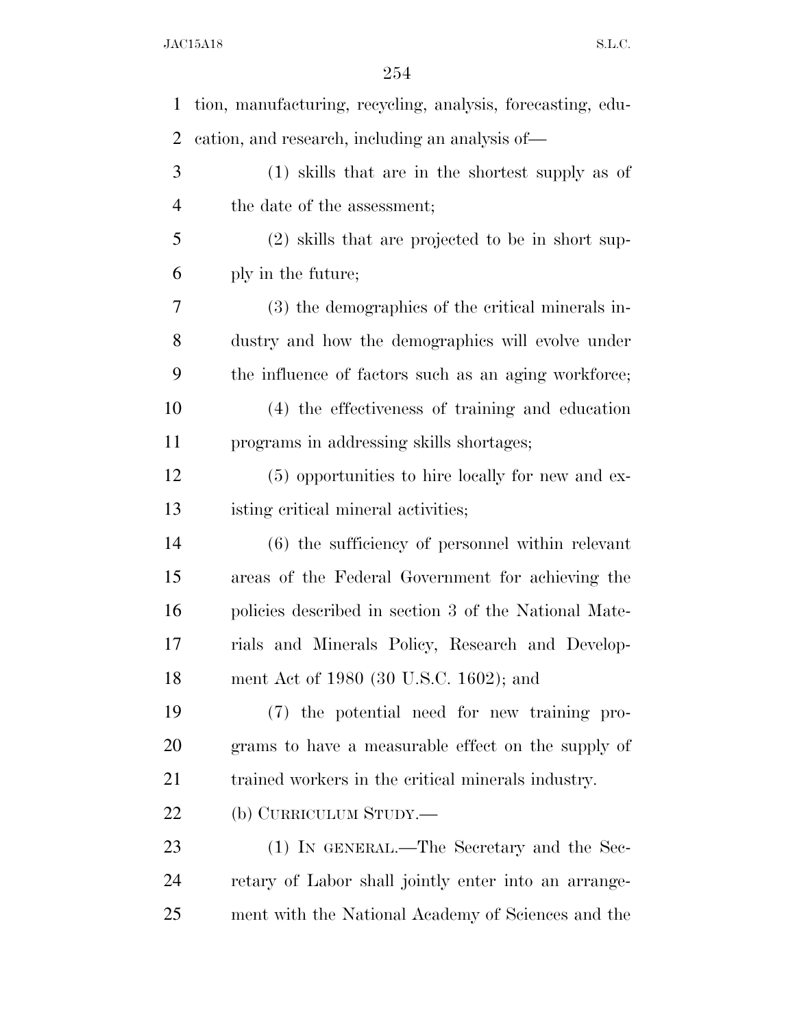tion, manufacturing, recycling, analysis, forecasting, education, and research, including an analysis of—

(1) skills that are in the shortest supply as of the date of the assessment;

(2) skills that are projected to be in short supply in the future;

(3) the demographics of the critical minerals industry and how the demographics will evolve under the influence of factors such as an aging workforce;

(4) the effectiveness of training and education programs in addressing skills shortages;

(5) opportunities to hire locally for new and existing critical mineral activities;

(6) the sufficiency of personnel within relevant areas of the Federal Government for achieving the policies described in section 3 of the National Materials and Minerals Policy, Research and Development Act of 1980 (30 U.S.C. 1602); and

(7) the potential need for new training programs to have a measurable effect on the supply of trained workers in the critical minerals industry.

(b) CURRICULUM STUDY.—

(1) IN GENERAL.—The Secretary and the Secretary of Labor shall jointly enter into an arrangement with the National Academy of Sciences and the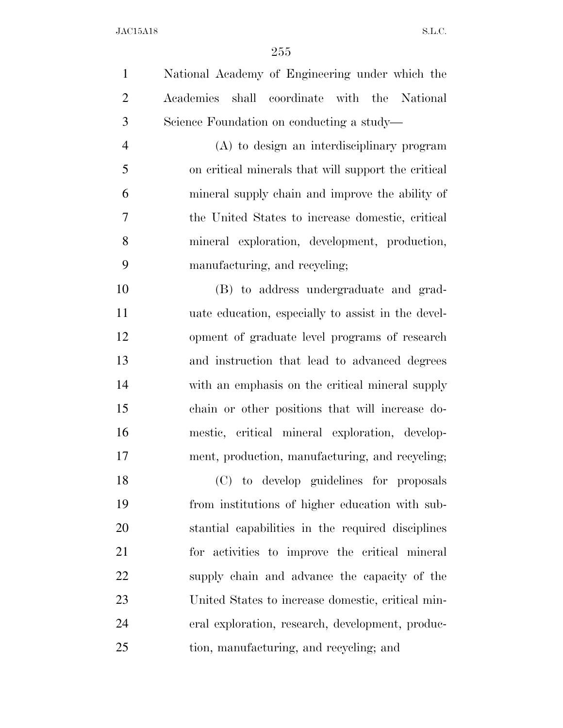National Academy of Engineering under which the Academies shall coordinate with the National Science Foundation on conducting a study—

(A) to design an interdisciplinary program on critical minerals that will support the critical mineral supply chain and improve the ability of the United States to increase domestic, critical mineral exploration, development, production, manufacturing, and recycling;

(B) to address undergraduate and graduate education, especially to assist in the development of graduate level programs of research and instruction that lead to advanced degrees with an emphasis on the critical mineral supply chain or other positions that will increase domestic, critical mineral exploration, development, production, manufacturing, and recycling;

(C) to develop guidelines for proposals from institutions of higher education with substantial capabilities in the required disciplines for activities to improve the critical mineral supply chain and advance the capacity of the United States to increase domestic, critical mineral exploration, research, development, production, manufacturing, and recycling; and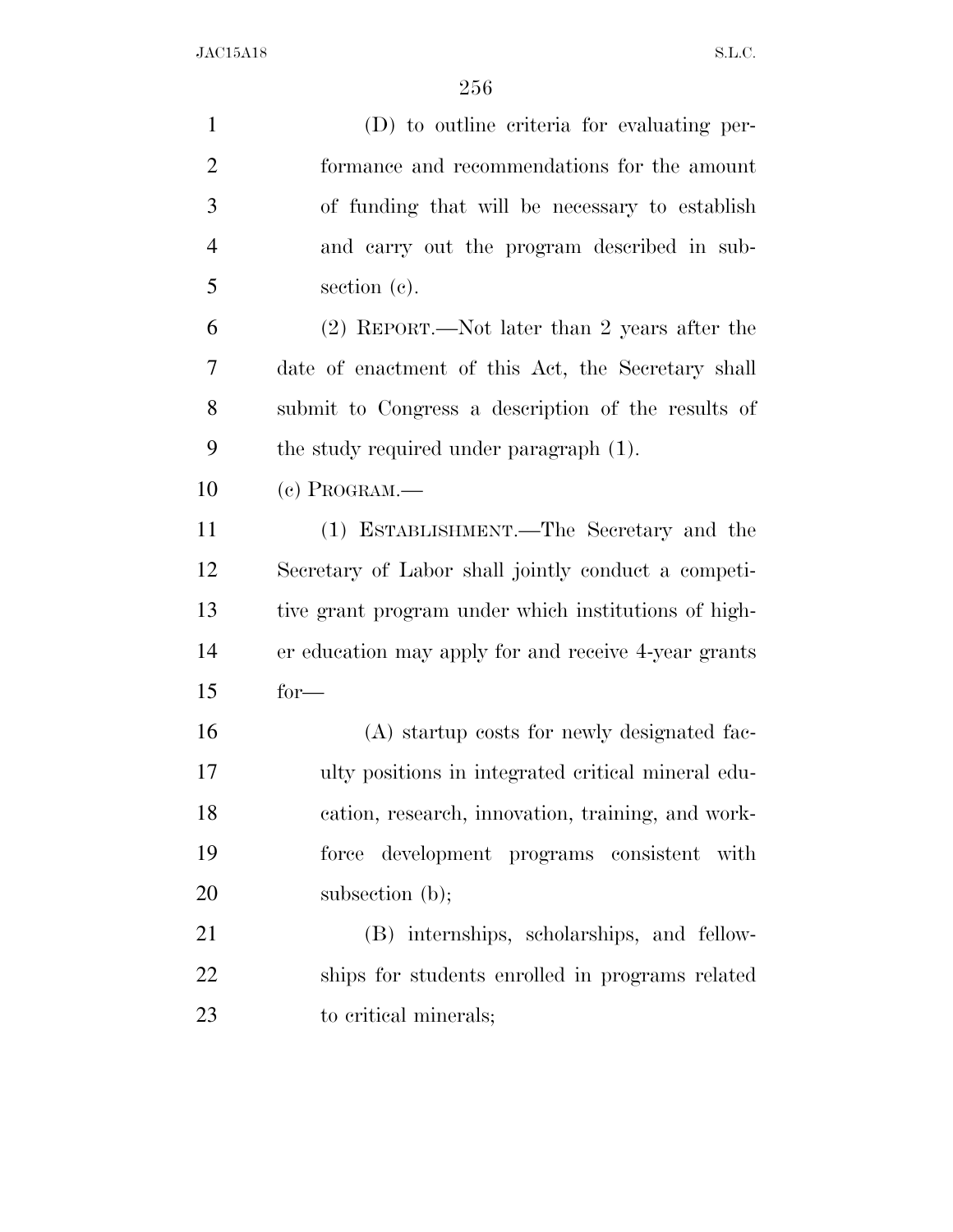(D) to outline criteria for evaluating performance and recommendations for the amount of funding that will be necessary to establish and carry out the program described in subsection (c).

(2) REPORT.—Not later than 2 years after the date of enactment of this Act, the Secretary shall submit to Congress a description of the results of the study required under paragraph (1).

(c) PROGRAM.—

(1) ESTABLISHMENT.—The Secretary and the Secretary of Labor shall jointly conduct a competitive grant program under which institutions of higher education may apply for and receive 4-year grants for—

(A) startup costs for newly designated faculty positions in integrated critical mineral education, research, innovation, training, and workforce development programs consistent with subsection (b);

(B) internships, scholarships, and fellowships for students enrolled in programs related to critical minerals;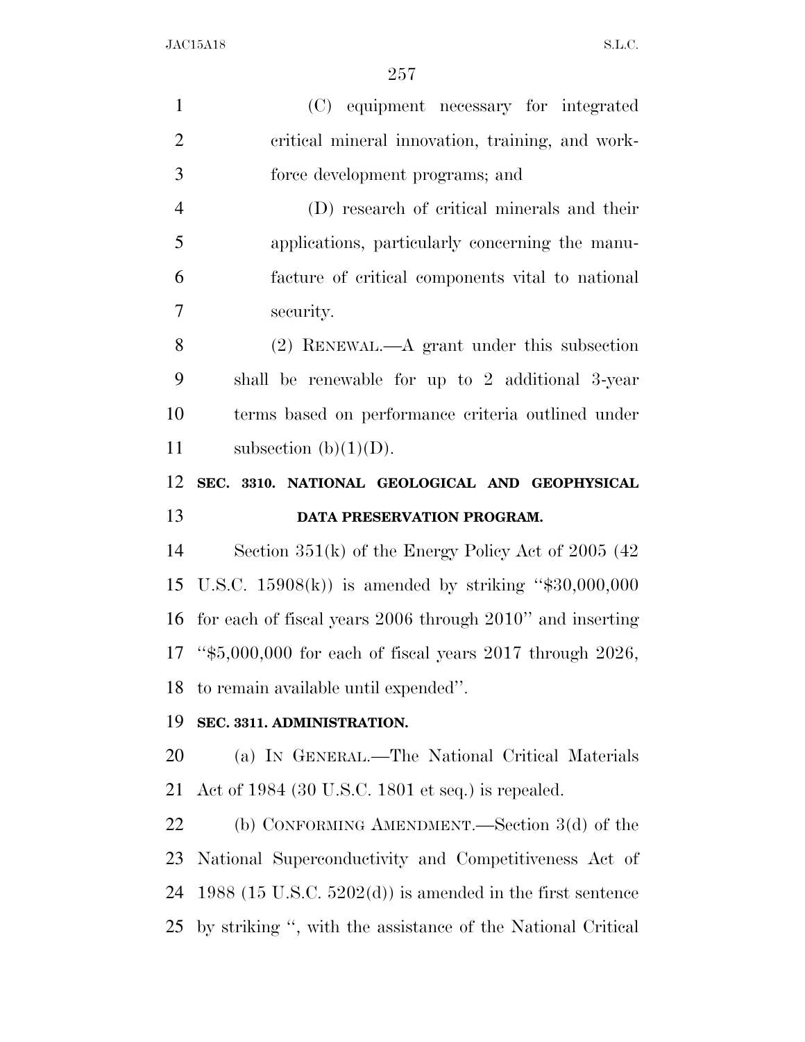(C) equipment necessary for integrated critical mineral innovation, training, and workforce development programs; and

(D) research of critical minerals and their applications, particularly concerning the manufacture of critical components vital to national security.

(2) RENEWAL.—A grant under this subsection shall be renewable for up to 2 additional 3-year terms based on performance criteria outlined under subsection (b)(1)(D).

**SEC. 3310. NATIONAL GEOLOGICAL AND GEOPHYSICAL DATA PRESERVATION PROGRAM.**

Section 351(k) of the Energy Policy Act of 2005 (42 U.S.C. 15908(k)) is amended by striking "$30,000,000 for each of fiscal years 2006 through 2010" and inserting "$5,000,000 for each of fiscal years 2017 through 2026, to remain available until expended".

**SEC. 3311. ADMINISTRATION.**

(a) IN GENERAL.—The National Critical Materials Act of 1984 (30 U.S.C. 1801 et seq.) is repealed.

(b) CONFORMING AMENDMENT.—Section 3(d) of the National Superconductivity and Competitiveness Act of 1988 (15 U.S.C. 5202(d)) is amended in the first sentence by striking ", with the assistance of the National Critical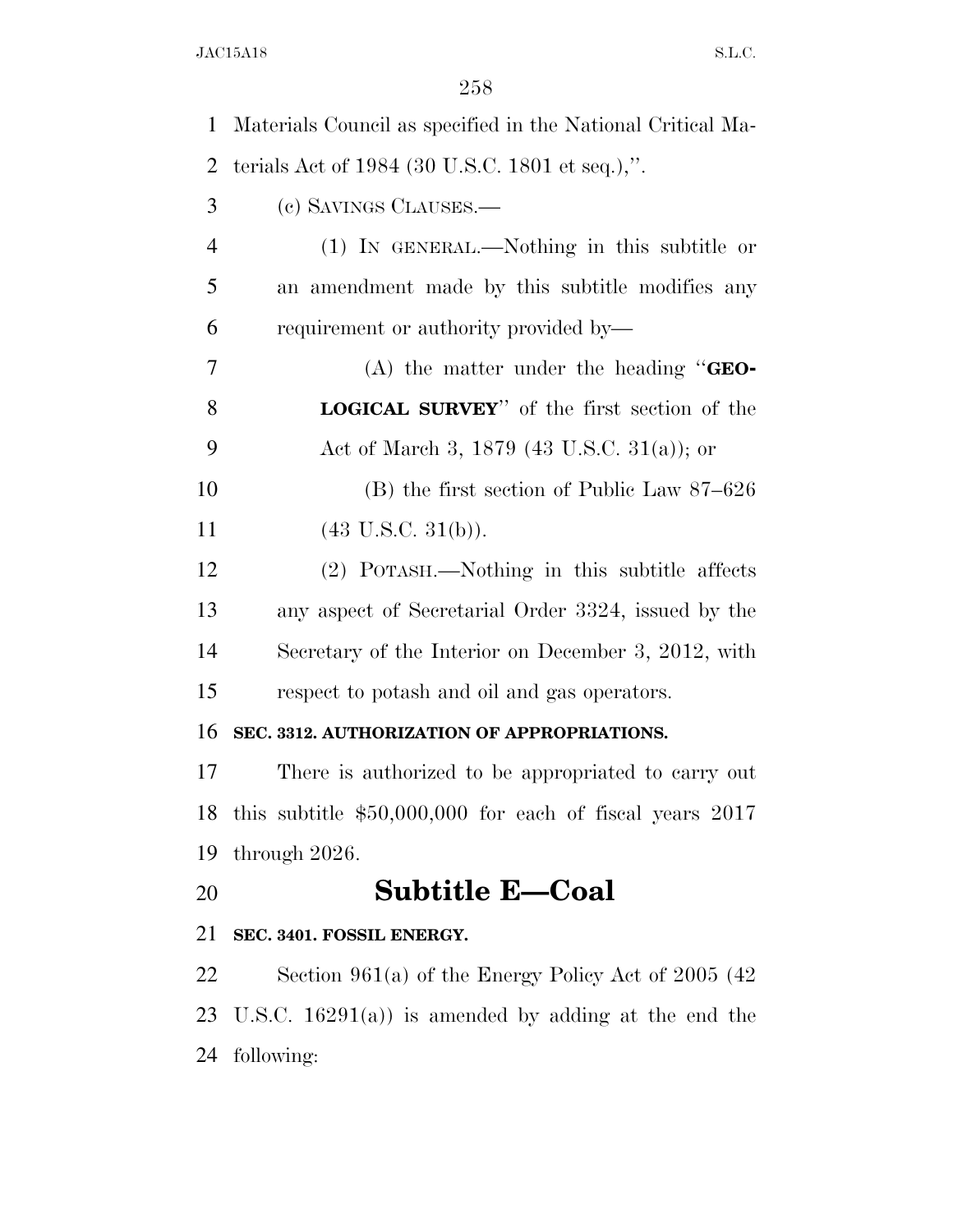Materials Council as specified in the National Critical Materials Act of 1984 (30 U.S.C. 1801 et seq.),''.

(c) SAVINGS CLAUSES.—

(1) IN GENERAL.—Nothing in this subtitle or an amendment made by this subtitle modifies any requirement or authority provided by—

(A) the matter under the heading ''**GEOLOGICAL SURVEY**'' of the first section of the Act of March 3, 1879 (43 U.S.C. 31(a)); or

(B) the first section of Public Law 87–626 (43 U.S.C. 31(b)).

(2) POTASH.—Nothing in this subtitle affects any aspect of Secretarial Order 3324, issued by the Secretary of the Interior on December 3, 2012, with respect to potash and oil and gas operators.

**SEC. 3312. AUTHORIZATION OF APPROPRIATIONS.**

There is authorized to be appropriated to carry out this subtitle $50,000,000 for each of fiscal years 2017 through 2026.

## Subtitle E—Coal

**SEC. 3401. FOSSIL ENERGY.**

Section 961(a) of the Energy Policy Act of 2005 (42 U.S.C. 16291(a)) is amended by adding at the end the following: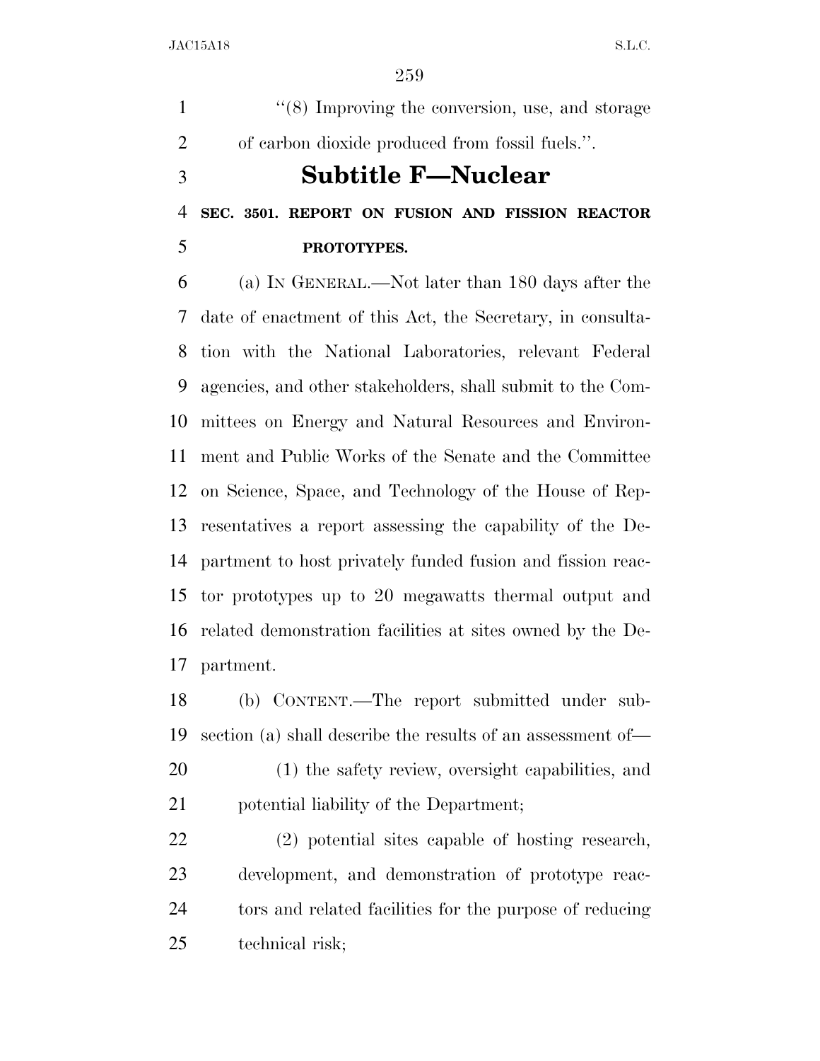"(8) Improving the conversion, use, and storage of carbon dioxide produced from fossil fuels.".

# Subtitle F—Nuclear

## SEC. 3501. REPORT ON FUSION AND FISSION REACTOR PROTOTYPES.

(a) IN GENERAL.—Not later than 180 days after the date of enactment of this Act, the Secretary, in consultation with the National Laboratories, relevant Federal agencies, and other stakeholders, shall submit to the Committees on Energy and Natural Resources and Environment and Public Works of the Senate and the Committee on Science, Space, and Technology of the House of Representatives a report assessing the capability of the Department to host privately funded fusion and fission reactor prototypes up to 20 megawatts thermal output and related demonstration facilities at sites owned by the Department.

(b) CONTENT.—The report submitted under subsection (a) shall describe the results of an assessment of—

(1) the safety review, oversight capabilities, and potential liability of the Department;

(2) potential sites capable of hosting research, development, and demonstration of prototype reactors and related facilities for the purpose of reducing technical risk;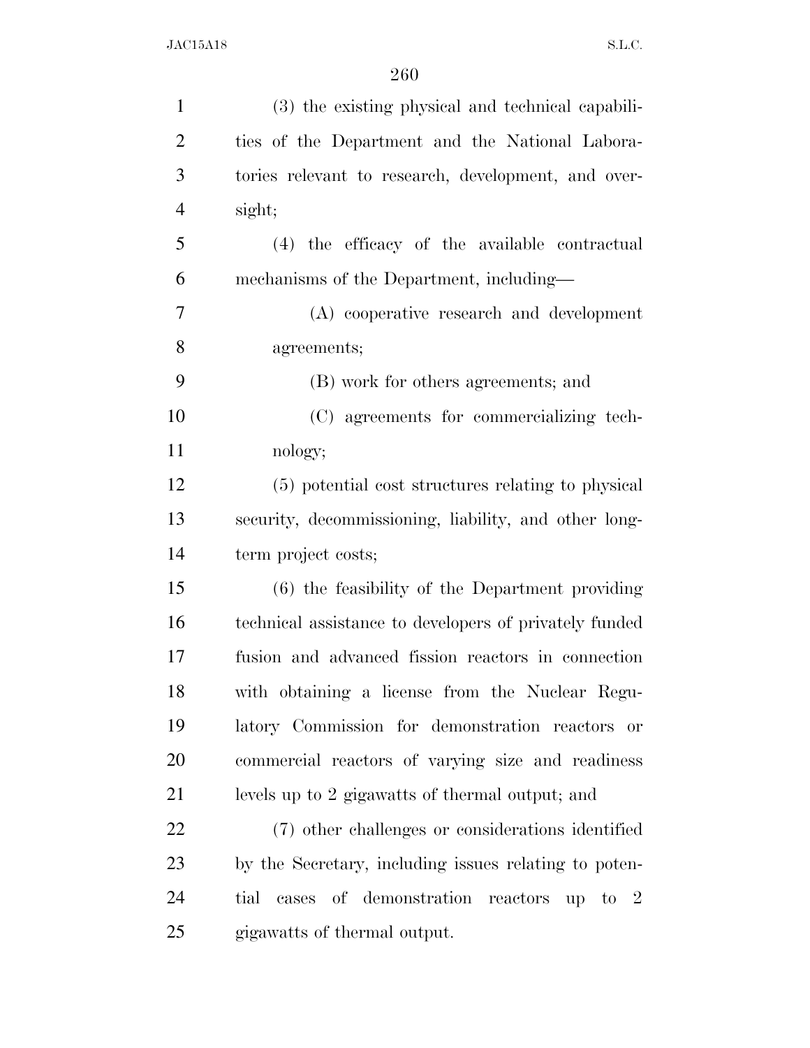(3) the existing physical and technical capabilities of the Department and the National Laboratories relevant to research, development, and oversight;

(4) the efficacy of the available contractual mechanisms of the Department, including—

(A) cooperative research and development agreements;

(B) work for others agreements; and

(C) agreements for commercializing technology;

(5) potential cost structures relating to physical security, decommissioning, liability, and other long-term project costs;

(6) the feasibility of the Department providing technical assistance to developers of privately funded fusion and advanced fission reactors in connection with obtaining a license from the Nuclear Regulatory Commission for demonstration reactors or commercial reactors of varying size and readiness levels up to 2 gigawatts of thermal output; and

(7) other challenges or considerations identified by the Secretary, including issues relating to potential cases of demonstration reactors up to 2 gigawatts of thermal output.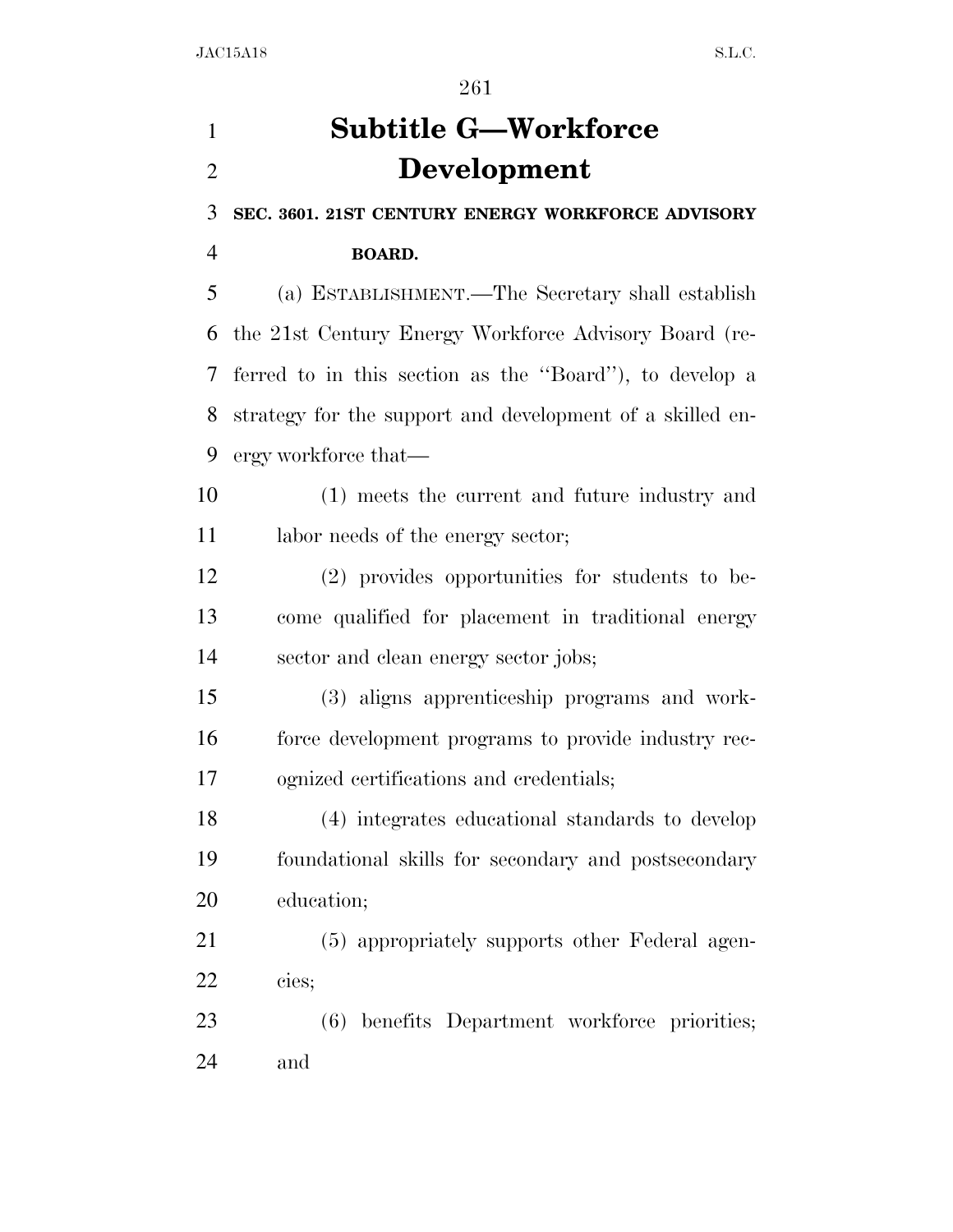# Subtitle G—Workforce Development

**SEC. 3601. 21ST CENTURY ENERGY WORKFORCE ADVISORY BOARD.**

(a) ESTABLISHMENT.—The Secretary shall establish the 21st Century Energy Workforce Advisory Board (referred to in this section as the ''Board''), to develop a strategy for the support and development of a skilled energy workforce that—

(1) meets the current and future industry and labor needs of the energy sector;

(2) provides opportunities for students to become qualified for placement in traditional energy sector and clean energy sector jobs;

(3) aligns apprenticeship programs and workforce development programs to provide industry recognized certifications and credentials;

(4) integrates educational standards to develop foundational skills for secondary and postsecondary education;

(5) appropriately supports other Federal agencies;

(6) benefits Department workforce priorities; and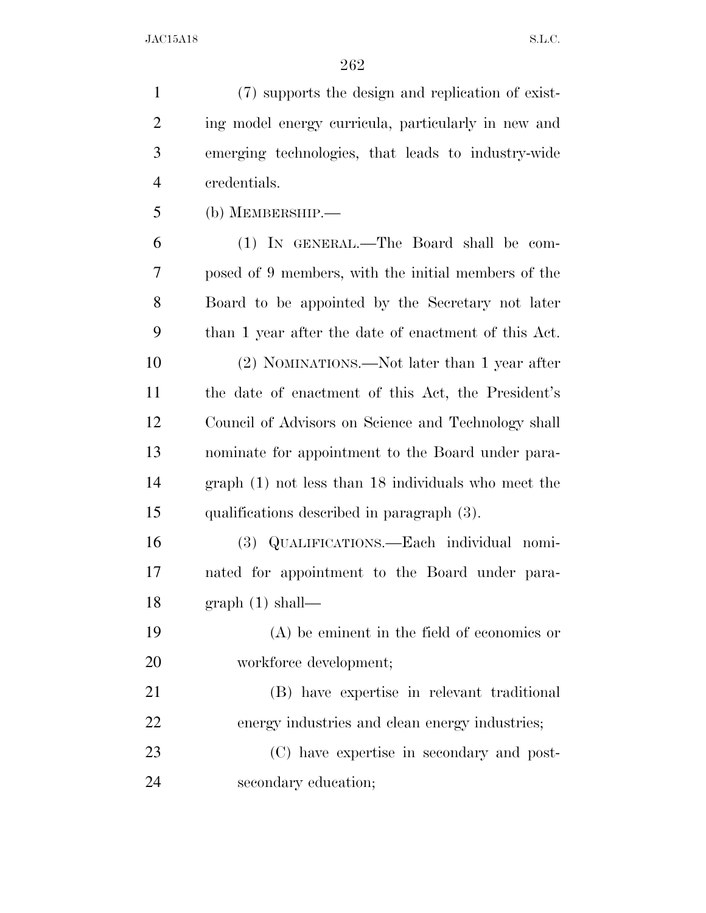(7) supports the design and replication of existing model energy curricula, particularly in new and emerging technologies, that leads to industry-wide credentials.

(b) MEMBERSHIP.—

(1) IN GENERAL.—The Board shall be composed of 9 members, with the initial members of the Board to be appointed by the Secretary not later than 1 year after the date of enactment of this Act.

(2) NOMINATIONS.—Not later than 1 year after the date of enactment of this Act, the President's Council of Advisors on Science and Technology shall nominate for appointment to the Board under paragraph (1) not less than 18 individuals who meet the qualifications described in paragraph (3).

(3) QUALIFICATIONS.—Each individual nominated for appointment to the Board under paragraph (1) shall—

(A) be eminent in the field of economics or workforce development;

(B) have expertise in relevant traditional energy industries and clean energy industries;

(C) have expertise in secondary and postsecondary education;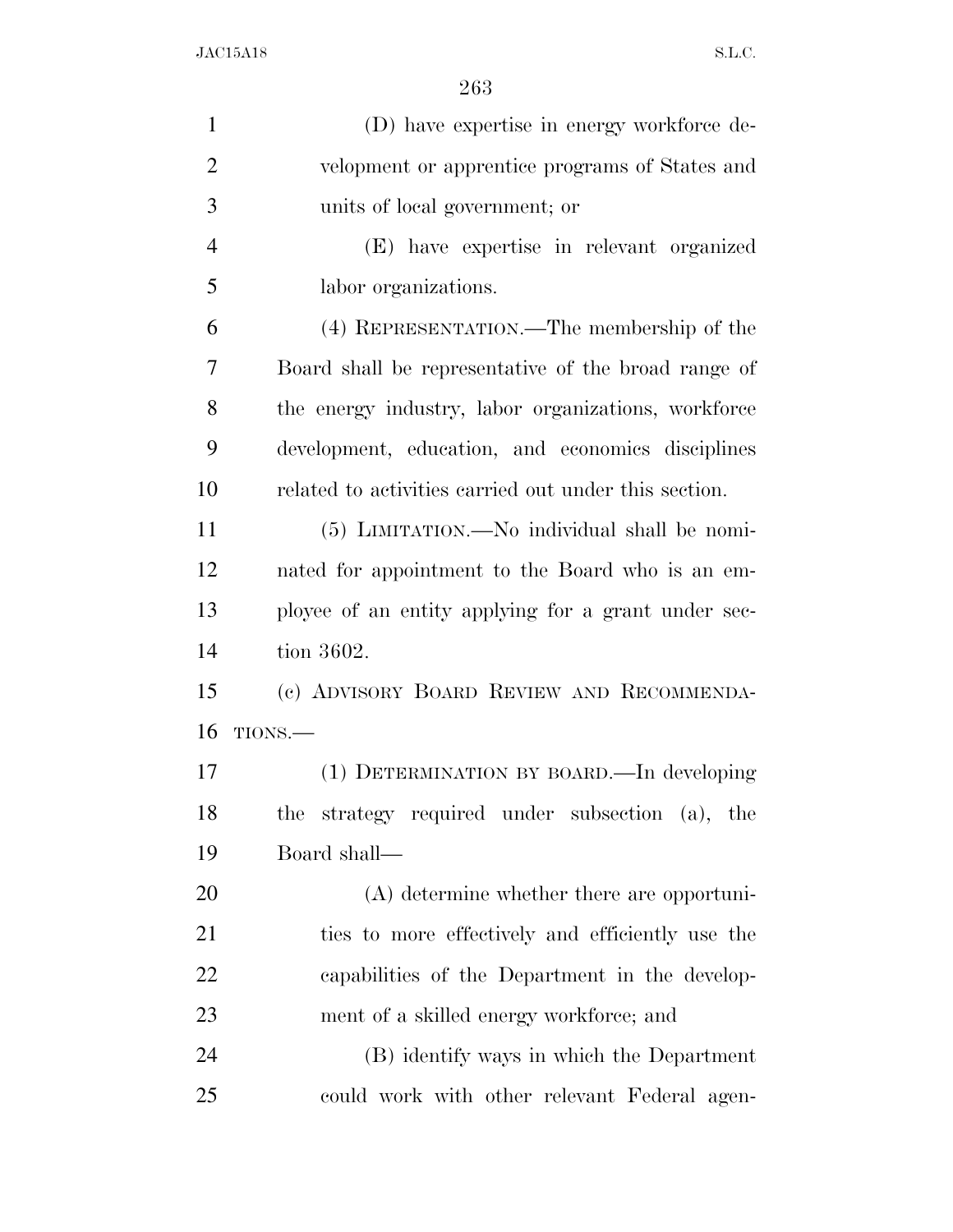(D) have expertise in energy workforce development or apprentice programs of States and units of local government; or

(E) have expertise in relevant organized labor organizations.

(4) REPRESENTATION.—The membership of the Board shall be representative of the broad range of the energy industry, labor organizations, workforce development, education, and economics disciplines related to activities carried out under this section.

(5) LIMITATION.—No individual shall be nominated for appointment to the Board who is an employee of an entity applying for a grant under section 3602.

(c) ADVISORY BOARD REVIEW AND RECOMMENDATIONS.—

(1) DETERMINATION BY BOARD.—In developing the strategy required under subsection (a), the Board shall—

(A) determine whether there are opportunities to more effectively and efficiently use the capabilities of the Department in the development of a skilled energy workforce; and

(B) identify ways in which the Department could work with other relevant Federal agen-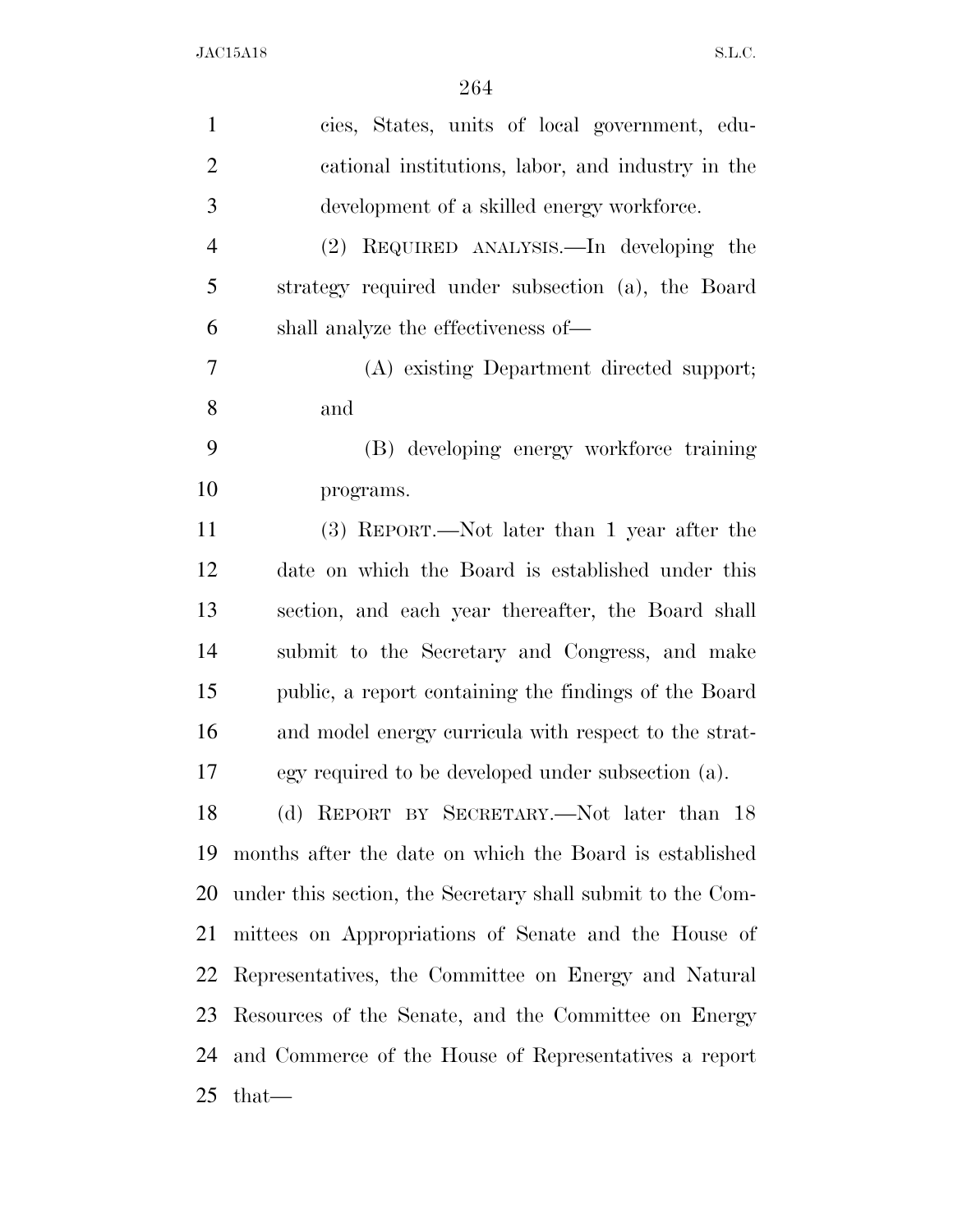cies, States, units of local government, educational institutions, labor, and industry in the development of a skilled energy workforce.

(2) REQUIRED ANALYSIS.—In developing the strategy required under subsection (a), the Board shall analyze the effectiveness of—

(A) existing Department directed support; and

(B) developing energy workforce training programs.

(3) REPORT.—Not later than 1 year after the date on which the Board is established under this section, and each year thereafter, the Board shall submit to the Secretary and Congress, and make public, a report containing the findings of the Board and model energy curricula with respect to the strategy required to be developed under subsection (a).

(d) REPORT BY SECRETARY.—Not later than 18 months after the date on which the Board is established under this section, the Secretary shall submit to the Committees on Appropriations of Senate and the House of Representatives, the Committee on Energy and Natural Resources of the Senate, and the Committee on Energy and Commerce of the House of Representatives a report that—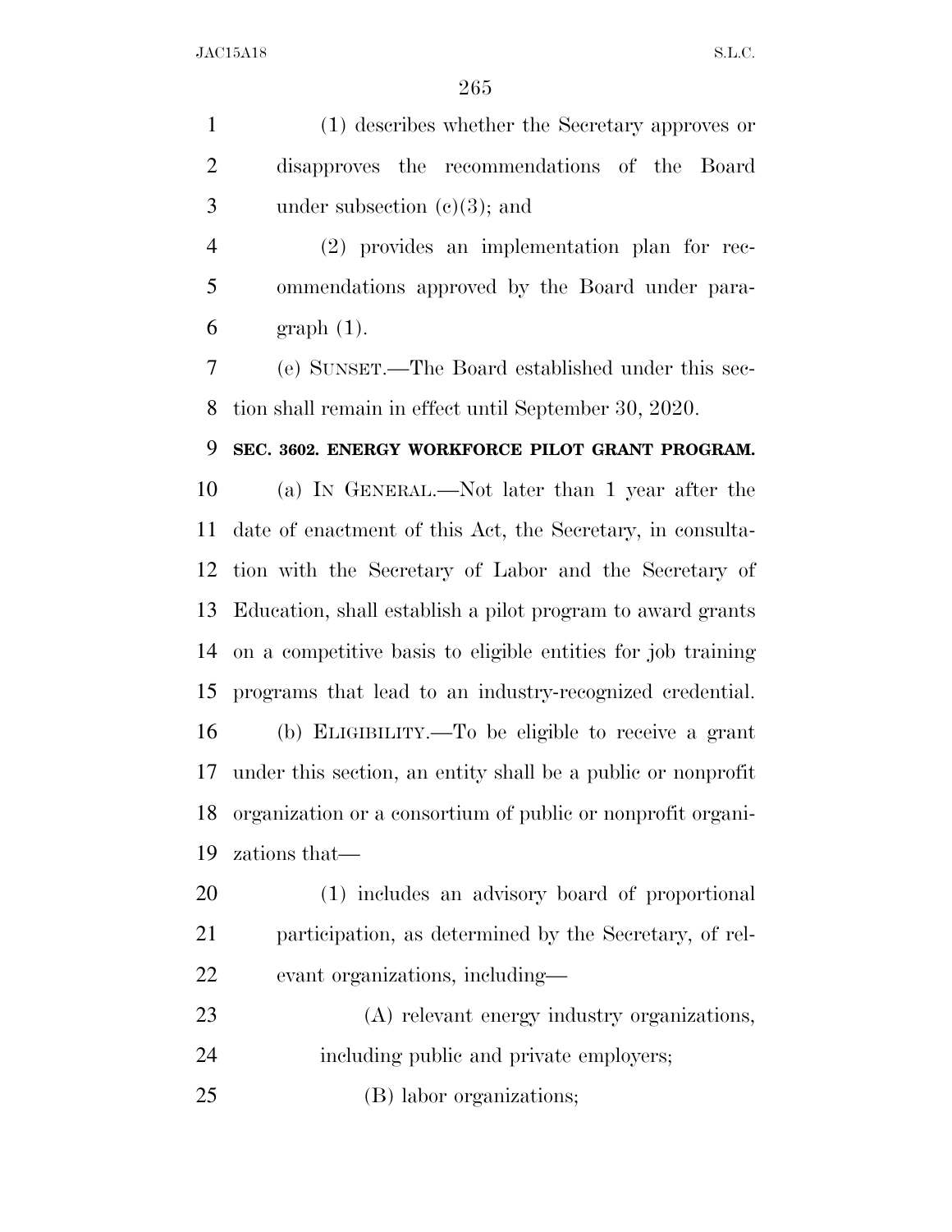(1) describes whether the Secretary approves or disapproves the recommendations of the Board under subsection (c)(3); and

(2) provides an implementation plan for recommendations approved by the Board under paragraph (1).

(e) SUNSET.—The Board established under this section shall remain in effect until September 30, 2020.

**SEC. 3602. ENERGY WORKFORCE PILOT GRANT PROGRAM.**

(a) IN GENERAL.—Not later than 1 year after the date of enactment of this Act, the Secretary, in consultation with the Secretary of Labor and the Secretary of Education, shall establish a pilot program to award grants on a competitive basis to eligible entities for job training programs that lead to an industry-recognized credential.

(b) ELIGIBILITY.—To be eligible to receive a grant under this section, an entity shall be a public or nonprofit organization or a consortium of public or nonprofit organizations that—

(1) includes an advisory board of proportional participation, as determined by the Secretary, of relevant organizations, including—

(A) relevant energy industry organizations, including public and private employers;

(B) labor organizations;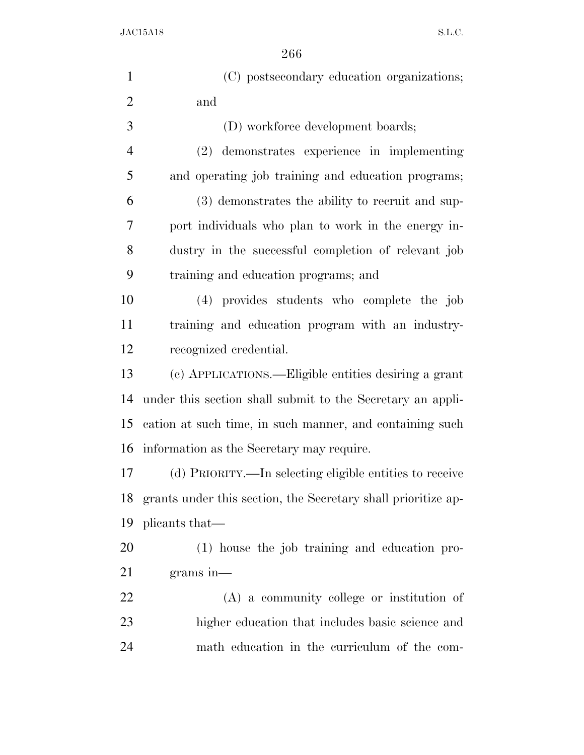(C) postsecondary education organizations; and

(D) workforce development boards;

(2) demonstrates experience in implementing and operating job training and education programs;

(3) demonstrates the ability to recruit and support individuals who plan to work in the energy industry in the successful completion of relevant job training and education programs; and

(4) provides students who complete the job training and education program with an industry-recognized credential.

(c) APPLICATIONS.—Eligible entities desiring a grant under this section shall submit to the Secretary an application at such time, in such manner, and containing such information as the Secretary may require.

(d) PRIORITY.—In selecting eligible entities to receive grants under this section, the Secretary shall prioritize applicants that—

(1) house the job training and education programs in—

(A) a community college or institution of higher education that includes basic science and math education in the curriculum of the com-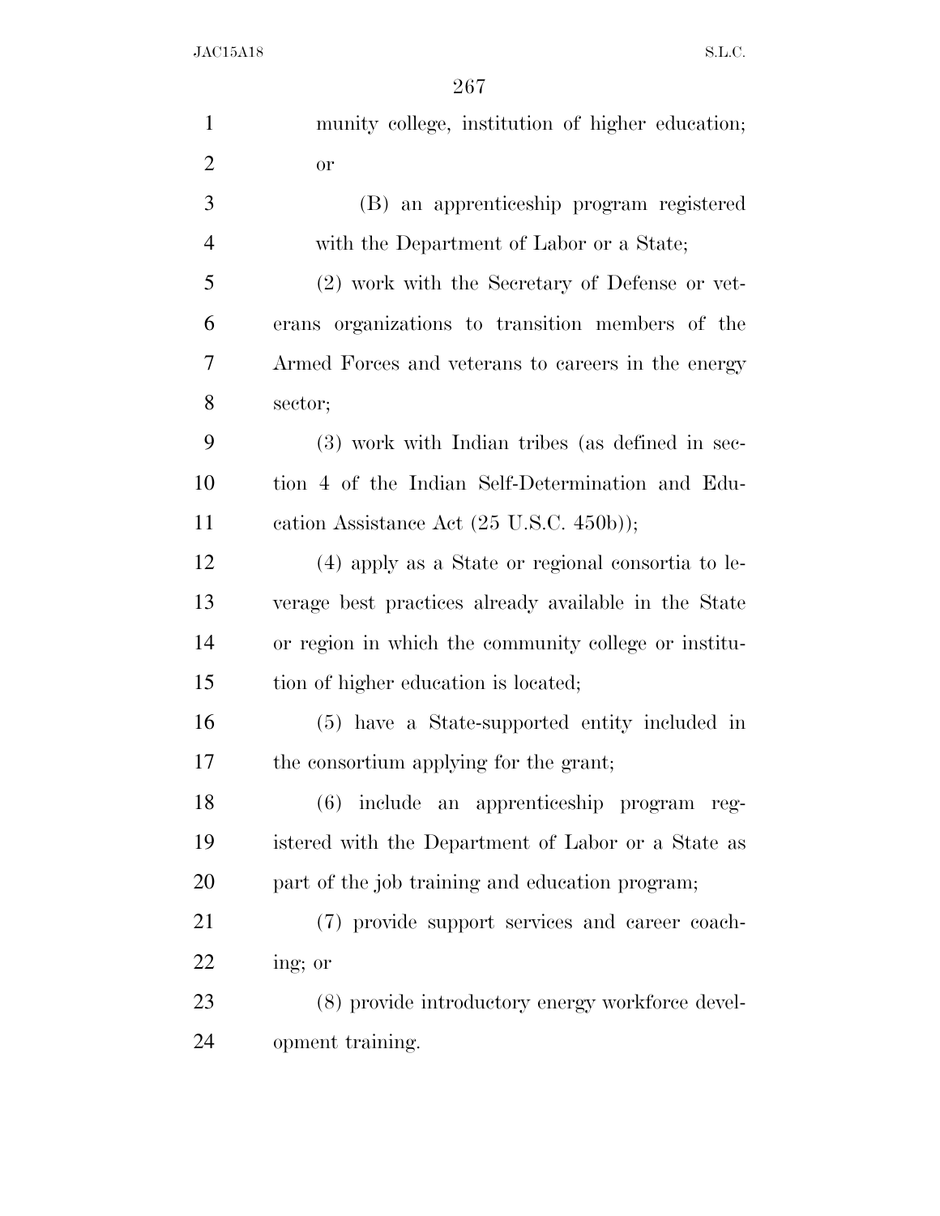munity college, institution of higher education; or

(B) an apprenticeship program registered with the Department of Labor or a State;

(2) work with the Secretary of Defense or veterans organizations to transition members of the Armed Forces and veterans to careers in the energy sector;

(3) work with Indian tribes (as defined in section 4 of the Indian Self-Determination and Education Assistance Act (25 U.S.C. 450b));

(4) apply as a State or regional consortia to leverage best practices already available in the State or region in which the community college or institution of higher education is located;

(5) have a State-supported entity included in the consortium applying for the grant;

(6) include an apprenticeship program registered with the Department of Labor or a State as part of the job training and education program;

(7) provide support services and career coaching; or

(8) provide introductory energy workforce development training.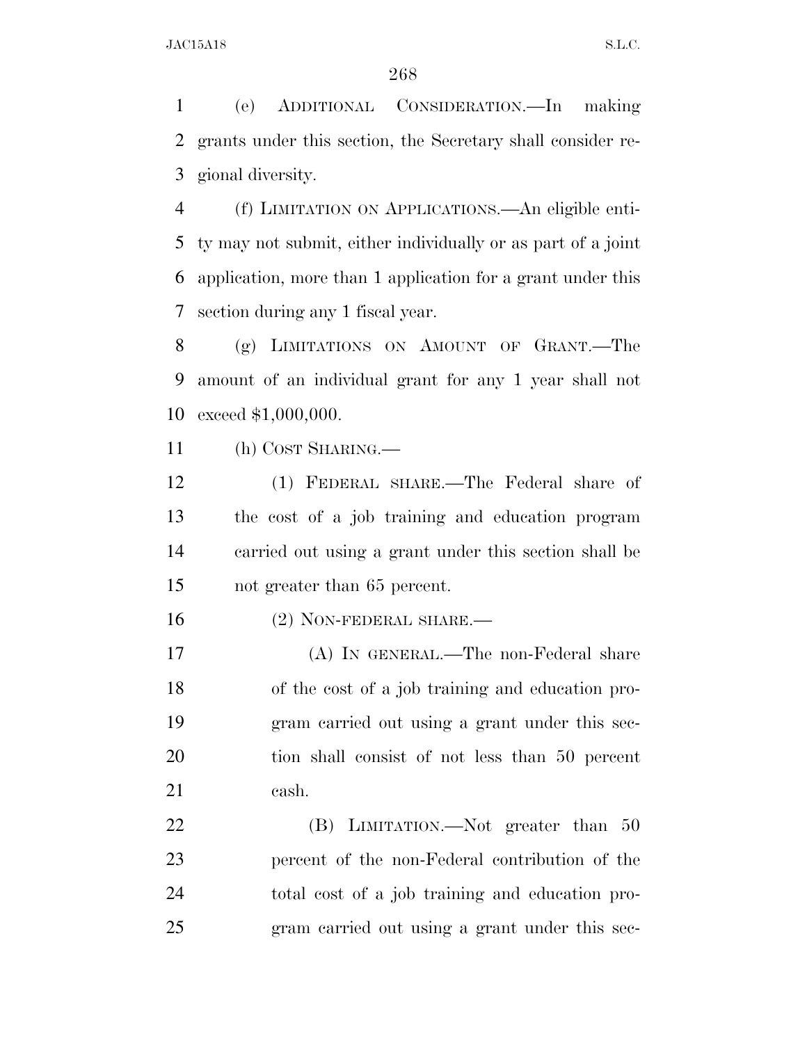(e) ADDITIONAL CONSIDERATION.—In making grants under this section, the Secretary shall consider regional diversity.

(f) LIMITATION ON APPLICATIONS.—An eligible entity may not submit, either individually or as part of a joint application, more than 1 application for a grant under this section during any 1 fiscal year.

(g) LIMITATIONS ON AMOUNT OF GRANT.—The amount of an individual grant for any 1 year shall not exceed $1,000,000.

(h) COST SHARING.—

(1) FEDERAL SHARE.—The Federal share of the cost of a job training and education program carried out using a grant under this section shall be not greater than 65 percent.

(2) NON-FEDERAL SHARE.—

(A) IN GENERAL.—The non-Federal share of the cost of a job training and education program carried out using a grant under this section shall consist of not less than 50 percent cash.

(B) LIMITATION.—Not greater than 50 percent of the non-Federal contribution of the total cost of a job training and education program carried out using a grant under this sec-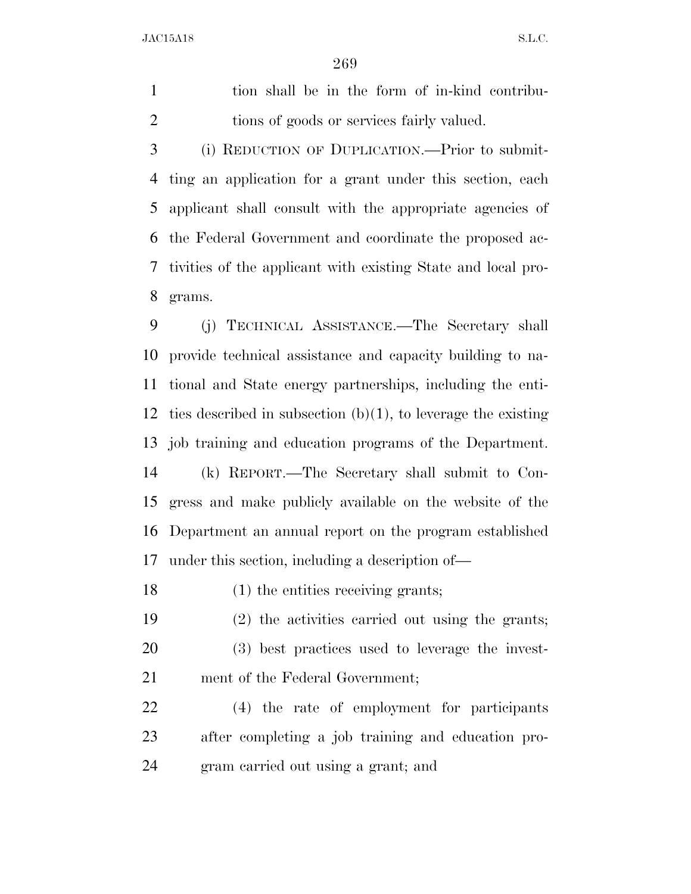tion shall be in the form of in-kind contributions of goods or services fairly valued.

(i) REDUCTION OF DUPLICATION.—Prior to submitting an application for a grant under this section, each applicant shall consult with the appropriate agencies of the Federal Government and coordinate the proposed activities of the applicant with existing State and local programs.

(j) TECHNICAL ASSISTANCE.—The Secretary shall provide technical assistance and capacity building to national and State energy partnerships, including the entities described in subsection (b)(1), to leverage the existing job training and education programs of the Department.

(k) REPORT.—The Secretary shall submit to Congress and make publicly available on the website of the Department an annual report on the program established under this section, including a description of—

(1) the entities receiving grants;

(2) the activities carried out using the grants;

(3) best practices used to leverage the investment of the Federal Government;

(4) the rate of employment for participants after completing a job training and education program carried out using a grant; and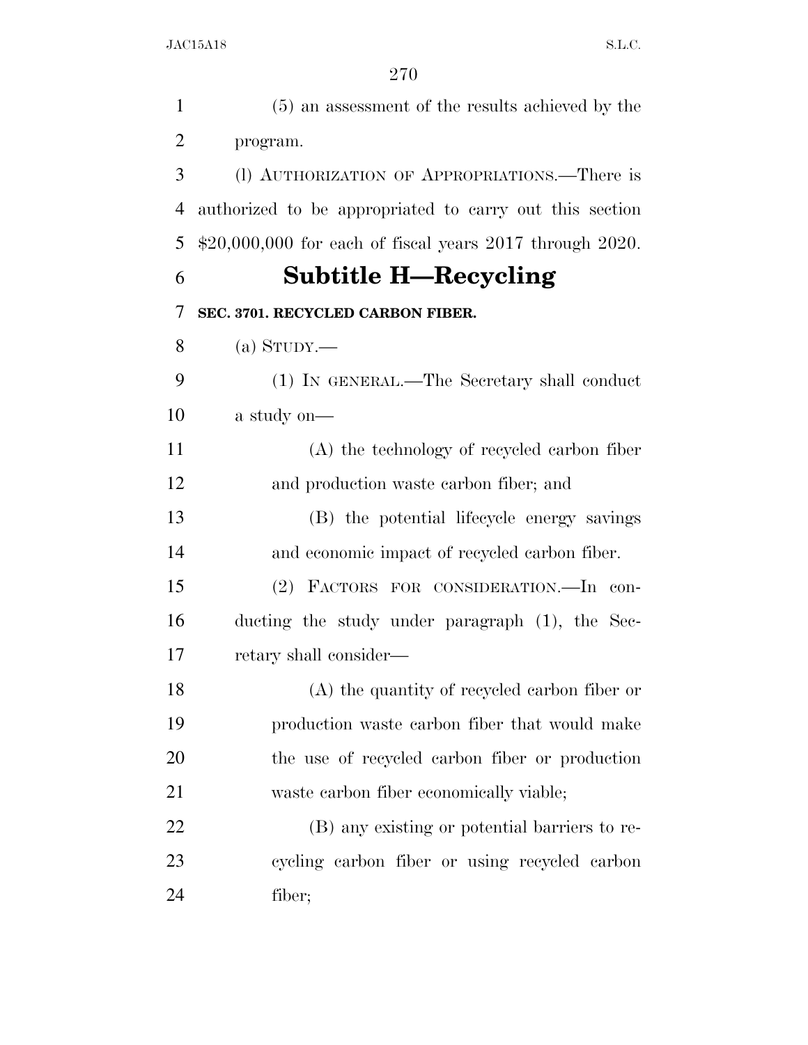(5) an assessment of the results achieved by the program.

(l) AUTHORIZATION OF APPROPRIATIONS.—There is authorized to be appropriated to carry out this section $20,000,000 for each of fiscal years 2017 through 2020.

## Subtitle H—Recycling

**SEC. 3701. RECYCLED CARBON FIBER.**

(a) STUDY.—

(1) IN GENERAL.—The Secretary shall conduct a study on—

(A) the technology of recycled carbon fiber and production waste carbon fiber; and

(B) the potential lifecycle energy savings and economic impact of recycled carbon fiber.

(2) FACTORS FOR CONSIDERATION.—In conducting the study under paragraph (1), the Secretary shall consider—

(A) the quantity of recycled carbon fiber or production waste carbon fiber that would make the use of recycled carbon fiber or production waste carbon fiber economically viable;

(B) any existing or potential barriers to recycling carbon fiber or using recycled carbon fiber;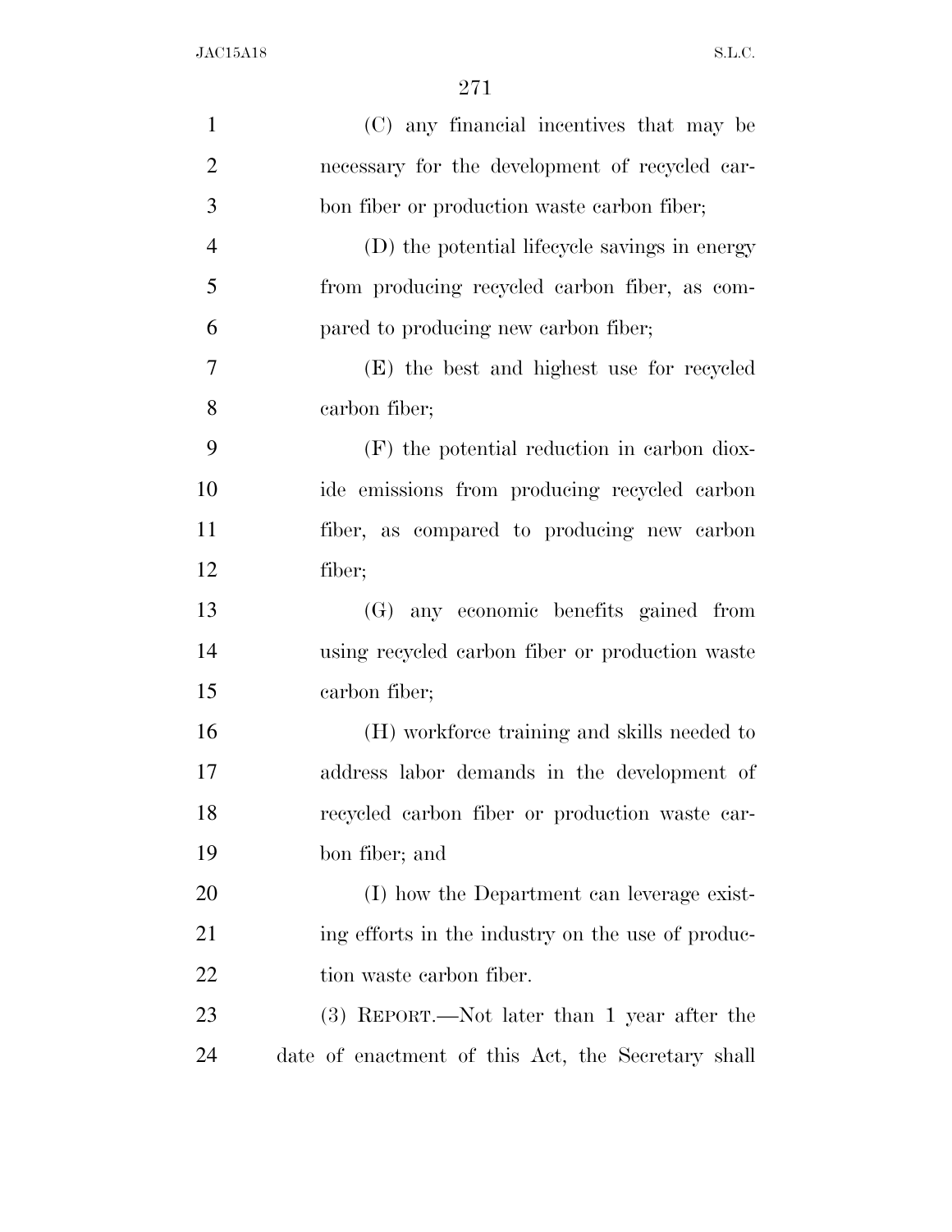(C) any financial incentives that may be necessary for the development of recycled carbon fiber or production waste carbon fiber;

(D) the potential lifecycle savings in energy from producing recycled carbon fiber, as compared to producing new carbon fiber;

(E) the best and highest use for recycled carbon fiber;

(F) the potential reduction in carbon dioxide emissions from producing recycled carbon fiber, as compared to producing new carbon fiber;

(G) any economic benefits gained from using recycled carbon fiber or production waste carbon fiber;

(H) workforce training and skills needed to address labor demands in the development of recycled carbon fiber or production waste carbon fiber; and

(I) how the Department can leverage existing efforts in the industry on the use of production waste carbon fiber.

(3) REPORT.—Not later than 1 year after the date of enactment of this Act, the Secretary shall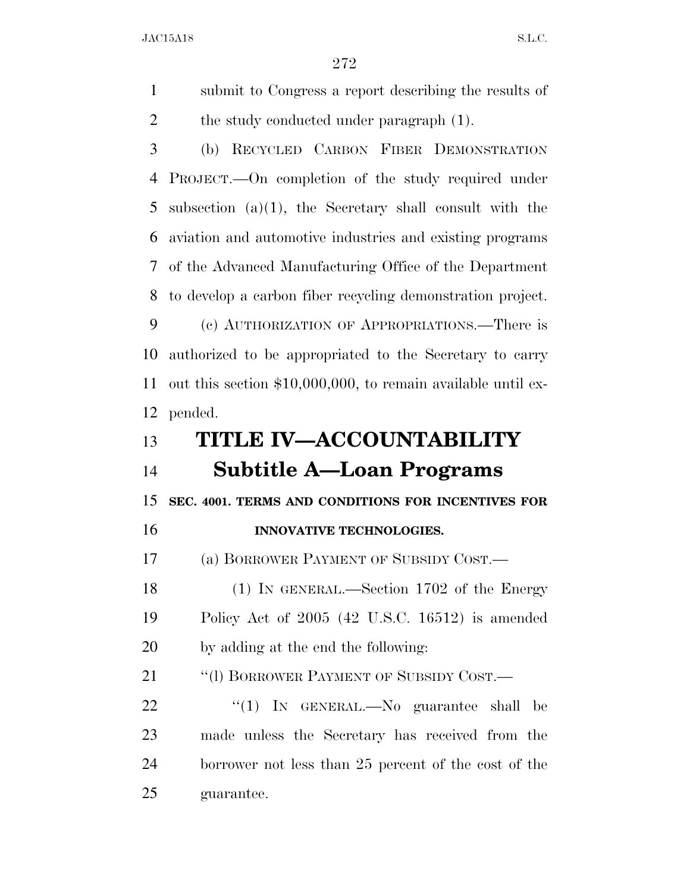submit to Congress a report describing the results of the study conducted under paragraph (1).

(b) RECYCLED CARBON FIBER DEMONSTRATION PROJECT.—On completion of the study required under subsection (a)(1), the Secretary shall consult with the aviation and automotive industries and existing programs of the Advanced Manufacturing Office of the Department to develop a carbon fiber recycling demonstration project.

(c) AUTHORIZATION OF APPROPRIATIONS.—There is authorized to be appropriated to the Secretary to carry out this section $10,000,000, to remain available until expended.

# TITLE IV—ACCOUNTABILITY

## Subtitle A—Loan Programs

### SEC. 4001. TERMS AND CONDITIONS FOR INCENTIVES FOR INNOVATIVE TECHNOLOGIES.

(a) BORROWER PAYMENT OF SUBSIDY COST.—

(1) IN GENERAL.—Section 1702 of the Energy Policy Act of 2005 (42 U.S.C. 16512) is amended by adding at the end the following:

"(l) BORROWER PAYMENT OF SUBSIDY COST.—

"(1) IN GENERAL.—No guarantee shall be made unless the Secretary has received from the borrower not less than 25 percent of the cost of the guarantee.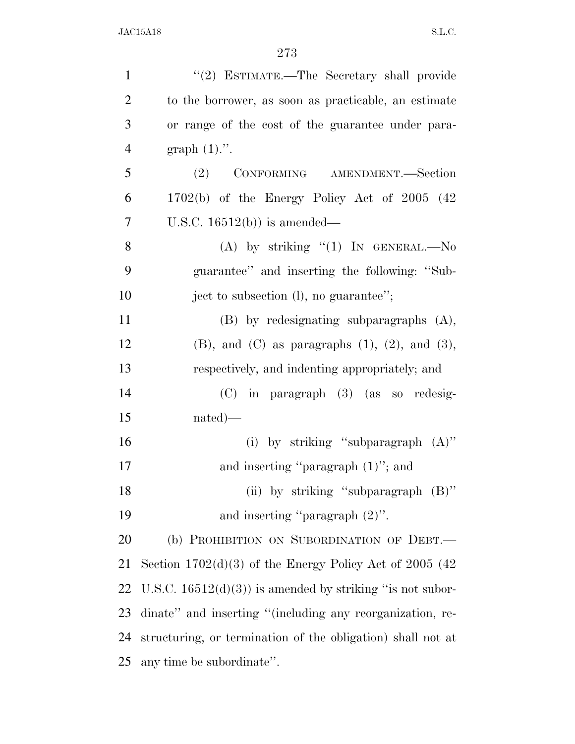"(2) ESTIMATE.—The Secretary shall provide to the borrower, as soon as practicable, an estimate or range of the cost of the guarantee under paragraph (1).".

(2) CONFORMING AMENDMENT.—Section 1702(b) of the Energy Policy Act of 2005 (42 U.S.C. 16512(b)) is amended—

(A) by striking "(1) IN GENERAL.—No guarantee" and inserting the following: "Subject to subsection (l), no guarantee";

(B) by redesignating subparagraphs (A), (B), and (C) as paragraphs (1), (2), and (3), respectively, and indenting appropriately; and

(C) in paragraph (3) (as so redesignated)—

(i) by striking "subparagraph (A)" and inserting "paragraph (1)"; and

(ii) by striking "subparagraph (B)" and inserting "paragraph (2)".

(b) PROHIBITION ON SUBORDINATION OF DEBT.—Section 1702(d)(3) of the Energy Policy Act of 2005 (42 U.S.C. 16512(d)(3)) is amended by striking "is not subordinate" and inserting "(including any reorganization, restructuring, or termination of the obligation) shall not at any time be subordinate".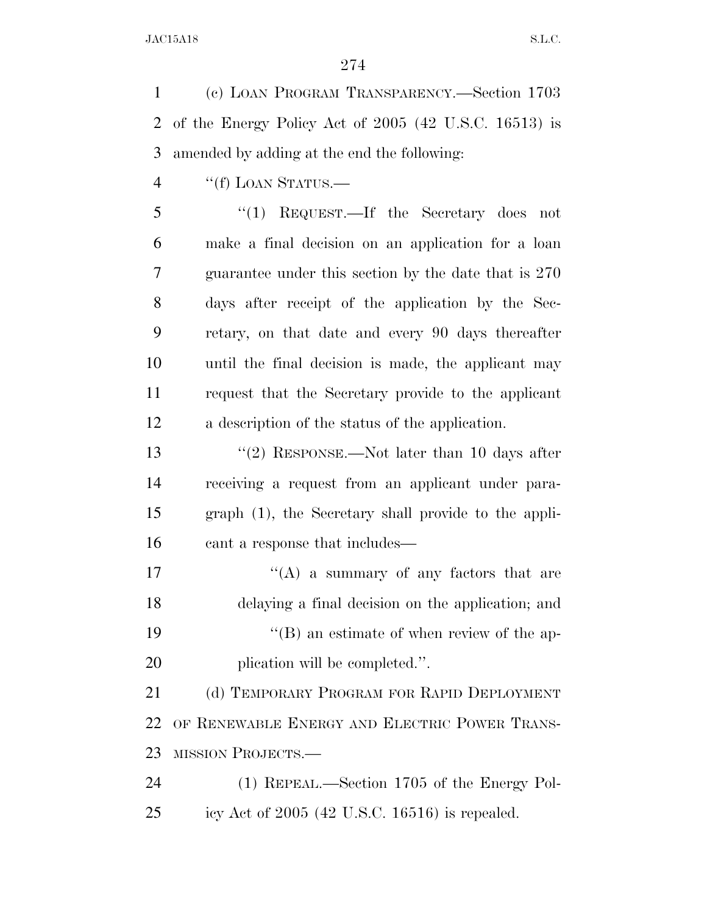(c) LOAN PROGRAM TRANSPARENCY.—Section 1703 of the Energy Policy Act of 2005 (42 U.S.C. 16513) is amended by adding at the end the following:

"(f) LOAN STATUS.—

"(1) REQUEST.—If the Secretary does not make a final decision on an application for a loan guarantee under this section by the date that is 270 days after receipt of the application by the Secretary, on that date and every 90 days thereafter until the final decision is made, the applicant may request that the Secretary provide to the applicant a description of the status of the application.

"(2) RESPONSE.—Not later than 10 days after receiving a request from an applicant under paragraph (1), the Secretary shall provide to the applicant a response that includes—

"(A) a summary of any factors that are delaying a final decision on the application; and

"(B) an estimate of when review of the application will be completed.".

(d) TEMPORARY PROGRAM FOR RAPID DEPLOYMENT OF RENEWABLE ENERGY AND ELECTRIC POWER TRANSMISSION PROJECTS.—

(1) REPEAL.—Section 1705 of the Energy Policy Act of 2005 (42 U.S.C. 16516) is repealed.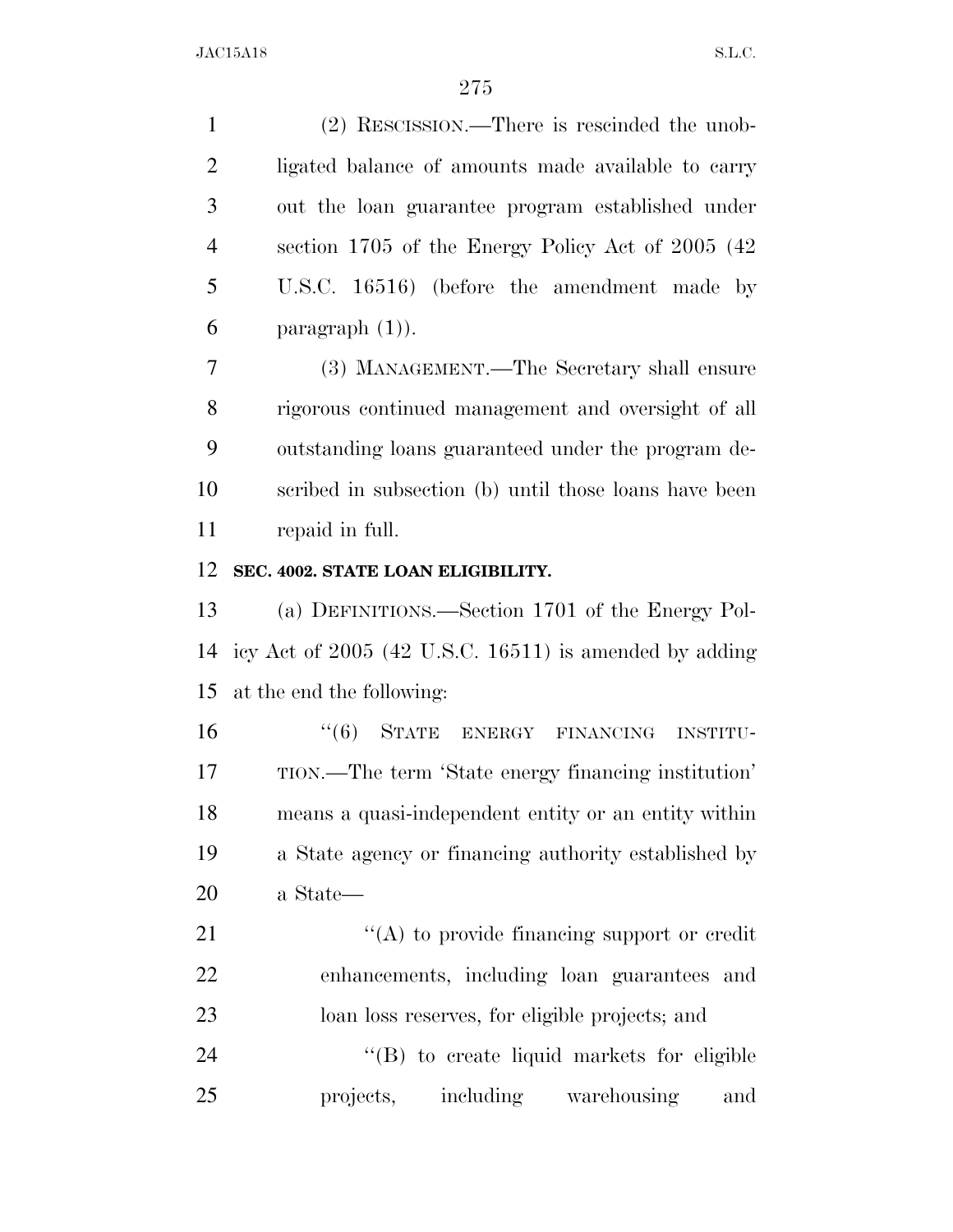(2) RESCISSION.—There is rescinded the unobligated balance of amounts made available to carry out the loan guarantee program established under section 1705 of the Energy Policy Act of 2005 (42 U.S.C. 16516) (before the amendment made by paragraph (1)).

(3) MANAGEMENT.—The Secretary shall ensure rigorous continued management and oversight of all outstanding loans guaranteed under the program described in subsection (b) until those loans have been repaid in full.

**SEC. 4002. STATE LOAN ELIGIBILITY.**

(a) DEFINITIONS.—Section 1701 of the Energy Policy Act of 2005 (42 U.S.C. 16511) is amended by adding at the end the following:

"(6) STATE ENERGY FINANCING INSTITUTION.—The term 'State energy financing institution' means a quasi-independent entity or an entity within a State agency or financing authority established by a State—

"(A) to provide financing support or credit enhancements, including loan guarantees and loan loss reserves, for eligible projects; and

"(B) to create liquid markets for eligible projects, including warehousing and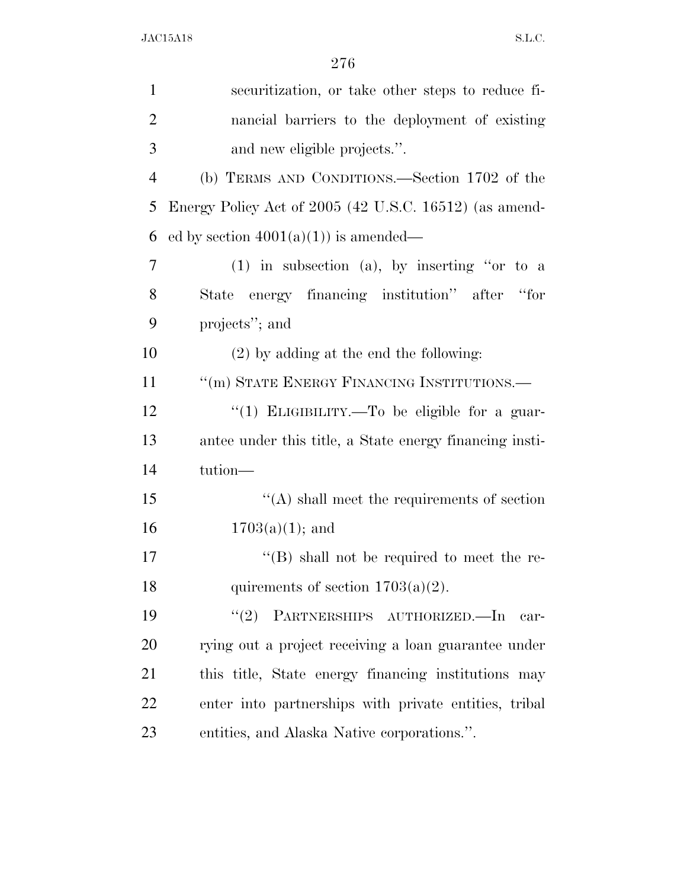securitization, or take other steps to reduce financial barriers to the deployment of existing and new eligible projects.''.

(b) TERMS AND CONDITIONS.—Section 1702 of the Energy Policy Act of 2005 (42 U.S.C. 16512) (as amended by section 4001(a)(1)) is amended—

(1) in subsection (a), by inserting ''or to a State energy financing institution'' after ''for projects''; and

(2) by adding at the end the following:

''(m) STATE ENERGY FINANCING INSTITUTIONS.—

''(1) ELIGIBILITY.—To be eligible for a guarantee under this title, a State energy financing institution—

''(A) shall meet the requirements of section 1703(a)(1); and

''(B) shall not be required to meet the requirements of section 1703(a)(2).

''(2) PARTNERSHIPS AUTHORIZED.—In carrying out a project receiving a loan guarantee under this title, State energy financing institutions may enter into partnerships with private entities, tribal entities, and Alaska Native corporations.''.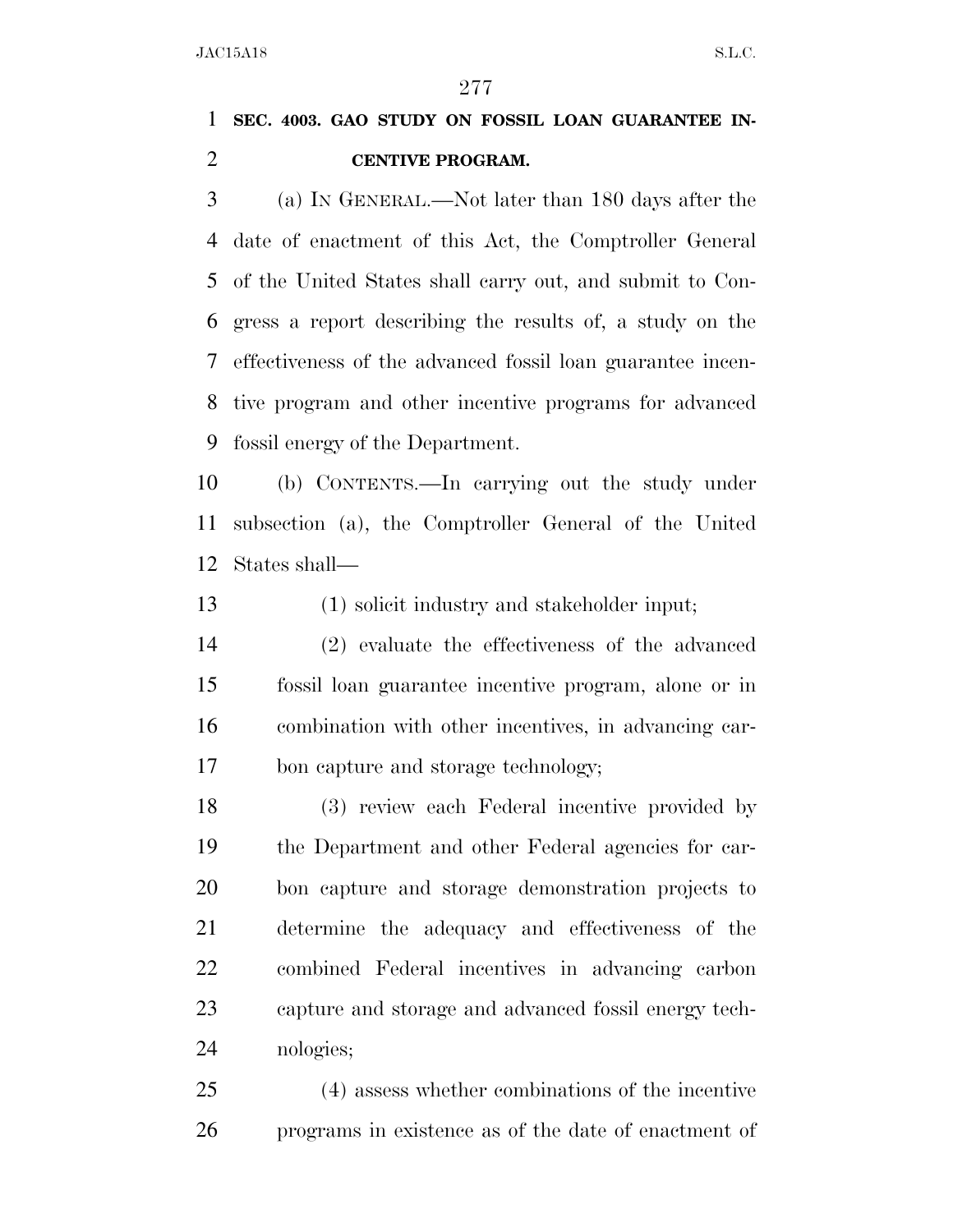**SEC. 4003. GAO STUDY ON FOSSIL LOAN GUARANTEE INCENTIVE PROGRAM.**

(a) IN GENERAL.—Not later than 180 days after the date of enactment of this Act, the Comptroller General of the United States shall carry out, and submit to Congress a report describing the results of, a study on the effectiveness of the advanced fossil loan guarantee incentive program and other incentive programs for advanced fossil energy of the Department.

(b) CONTENTS.—In carrying out the study under subsection (a), the Comptroller General of the United States shall—

(1) solicit industry and stakeholder input;

(2) evaluate the effectiveness of the advanced fossil loan guarantee incentive program, alone or in combination with other incentives, in advancing carbon capture and storage technology;

(3) review each Federal incentive provided by the Department and other Federal agencies for carbon capture and storage demonstration projects to determine the adequacy and effectiveness of the combined Federal incentives in advancing carbon capture and storage and advanced fossil energy technologies;

(4) assess whether combinations of the incentive programs in existence as of the date of enactment of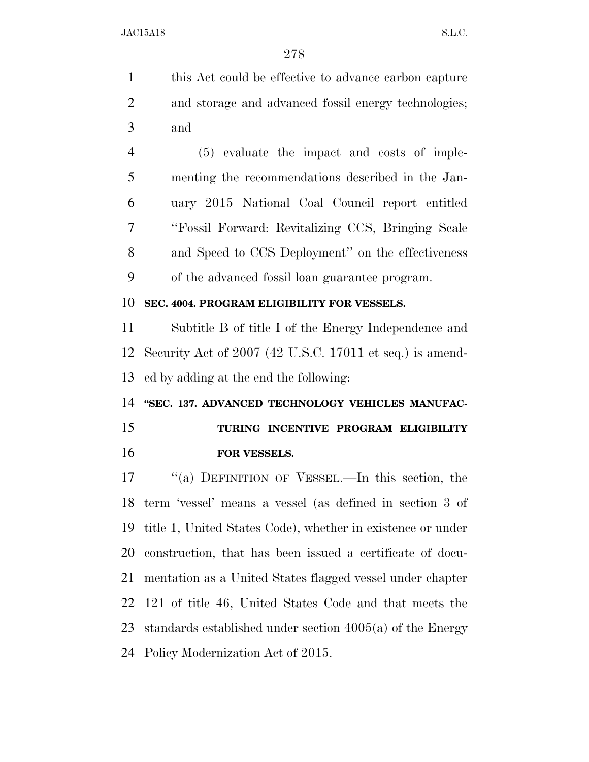this Act could be effective to advance carbon capture and storage and advanced fossil energy technologies; and

(5) evaluate the impact and costs of implementing the recommendations described in the January 2015 National Coal Council report entitled "Fossil Forward: Revitalizing CCS, Bringing Scale and Speed to CCS Deployment" on the effectiveness of the advanced fossil loan guarantee program.

**SEC. 4004. PROGRAM ELIGIBILITY FOR VESSELS.**

Subtitle B of title I of the Energy Independence and Security Act of 2007 (42 U.S.C. 17011 et seq.) is amended by adding at the end the following:

**"SEC. 137. ADVANCED TECHNOLOGY VEHICLES MANUFACTURING INCENTIVE PROGRAM ELIGIBILITY FOR VESSELS.**

"(a) DEFINITION OF VESSEL.—In this section, the term 'vessel' means a vessel (as defined in section 3 of title 1, United States Code), whether in existence or under construction, that has been issued a certificate of documentation as a United States flagged vessel under chapter 121 of title 46, United States Code and that meets the standards established under section 4005(a) of the Energy Policy Modernization Act of 2015.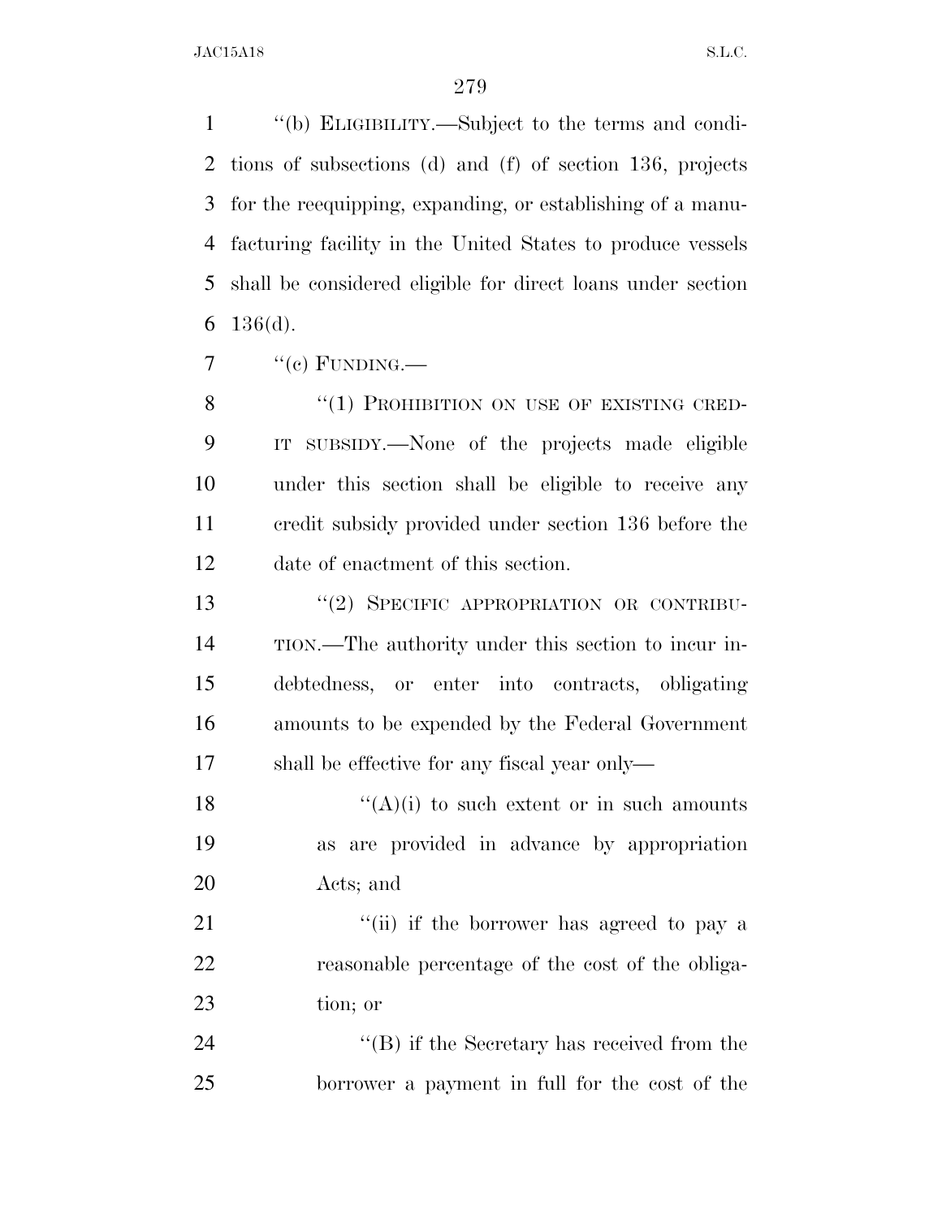"(b) ELIGIBILITY.—Subject to the terms and conditions of subsections (d) and (f) of section 136, projects for the reequipping, expanding, or establishing of a manufacturing facility in the United States to produce vessels shall be considered eligible for direct loans under section 136(d).

"(c) FUNDING.—

"(1) PROHIBITION ON USE OF EXISTING CREDIT SUBSIDY.—None of the projects made eligible under this section shall be eligible to receive any credit subsidy provided under section 136 before the date of enactment of this section.

"(2) SPECIFIC APPROPRIATION OR CONTRIBUTION.—The authority under this section to incur indebtedness, or enter into contracts, obligating amounts to be expended by the Federal Government shall be effective for any fiscal year only—

"(A)(i) to such extent or in such amounts as are provided in advance by appropriation Acts; and

"(ii) if the borrower has agreed to pay a reasonable percentage of the cost of the obligation; or

"(B) if the Secretary has received from the borrower a payment in full for the cost of the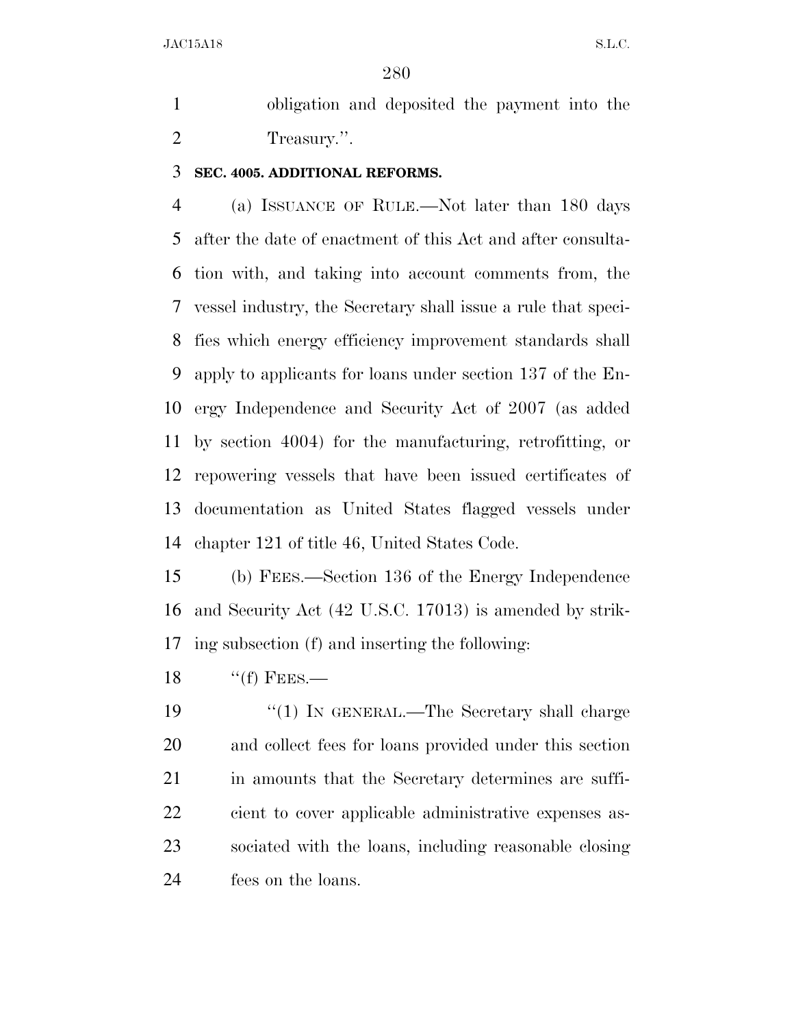obligation and deposited the payment into the Treasury.".

**SEC. 4005. ADDITIONAL REFORMS.**

(a) ISSUANCE OF RULE.—Not later than 180 days after the date of enactment of this Act and after consultation with, and taking into account comments from, the vessel industry, the Secretary shall issue a rule that specifies which energy efficiency improvement standards shall apply to applicants for loans under section 137 of the Energy Independence and Security Act of 2007 (as added by section 4004) for the manufacturing, retrofitting, or repowering vessels that have been issued certificates of documentation as United States flagged vessels under chapter 121 of title 46, United States Code.

(b) FEES.—Section 136 of the Energy Independence and Security Act (42 U.S.C. 17013) is amended by striking subsection (f) and inserting the following:

"(f) FEES.—

"(1) IN GENERAL.—The Secretary shall charge and collect fees for loans provided under this section in amounts that the Secretary determines are sufficient to cover applicable administrative expenses associated with the loans, including reasonable closing fees on the loans.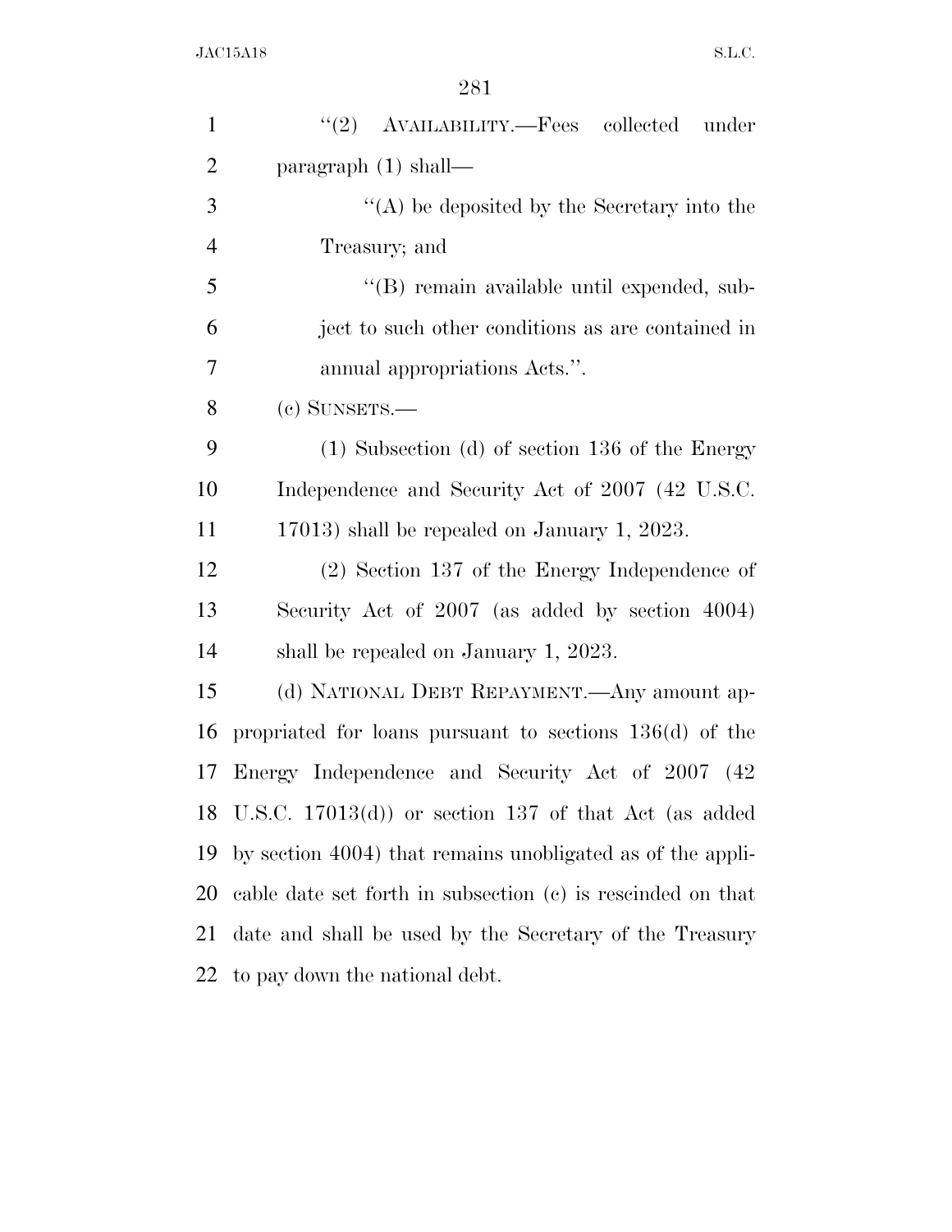''(2) AVAILABILITY.—Fees collected under paragraph (1) shall—

''(A) be deposited by the Secretary into the Treasury; and

''(B) remain available until expended, subject to such other conditions as are contained in annual appropriations Acts.''.

(c) SUNSETS.—

(1) Subsection (d) of section 136 of the Energy Independence and Security Act of 2007 (42 U.S.C. 17013) shall be repealed on January 1, 2023.

(2) Section 137 of the Energy Independence of Security Act of 2007 (as added by section 4004) shall be repealed on January 1, 2023.

(d) NATIONAL DEBT REPAYMENT.—Any amount appropriated for loans pursuant to sections 136(d) of the Energy Independence and Security Act of 2007 (42 U.S.C. 17013(d)) or section 137 of that Act (as added by section 4004) that remains unobligated as of the applicable date set forth in subsection (c) is rescinded on that date and shall be used by the Secretary of the Treasury to pay down the national debt.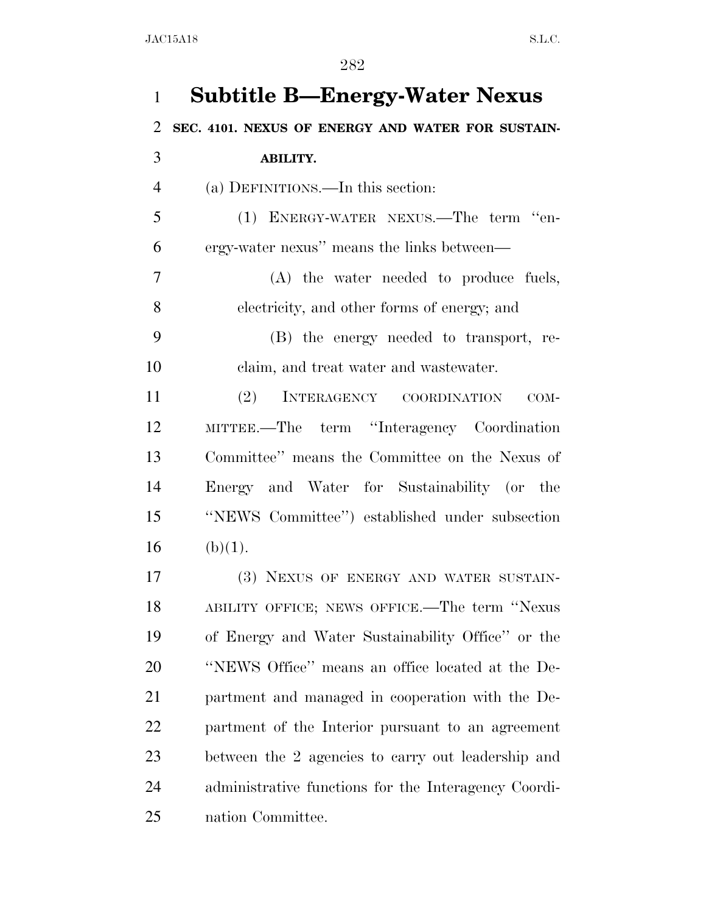# Subtitle B—Energy-Water Nexus

**SEC. 4101. NEXUS OF ENERGY AND WATER FOR SUSTAINABILITY.**

(a) DEFINITIONS.—In this section:

(1) ENERGY-WATER NEXUS.—The term ''energy-water nexus'' means the links between—

(A) the water needed to produce fuels, electricity, and other forms of energy; and

(B) the energy needed to transport, reclaim, and treat water and wastewater.

(2) INTERAGENCY COORDINATION COMMITTEE.—The term ''Interagency Coordination Committee'' means the Committee on the Nexus of Energy and Water for Sustainability (or the ''NEWS Committee'') established under subsection (b)(1).

(3) NEXUS OF ENERGY AND WATER SUSTAINABILITY OFFICE; NEWS OFFICE.—The term ''Nexus of Energy and Water Sustainability Office'' or the ''NEWS Office'' means an office located at the Department and managed in cooperation with the Department of the Interior pursuant to an agreement between the 2 agencies to carry out leadership and administrative functions for the Interagency Coordination Committee.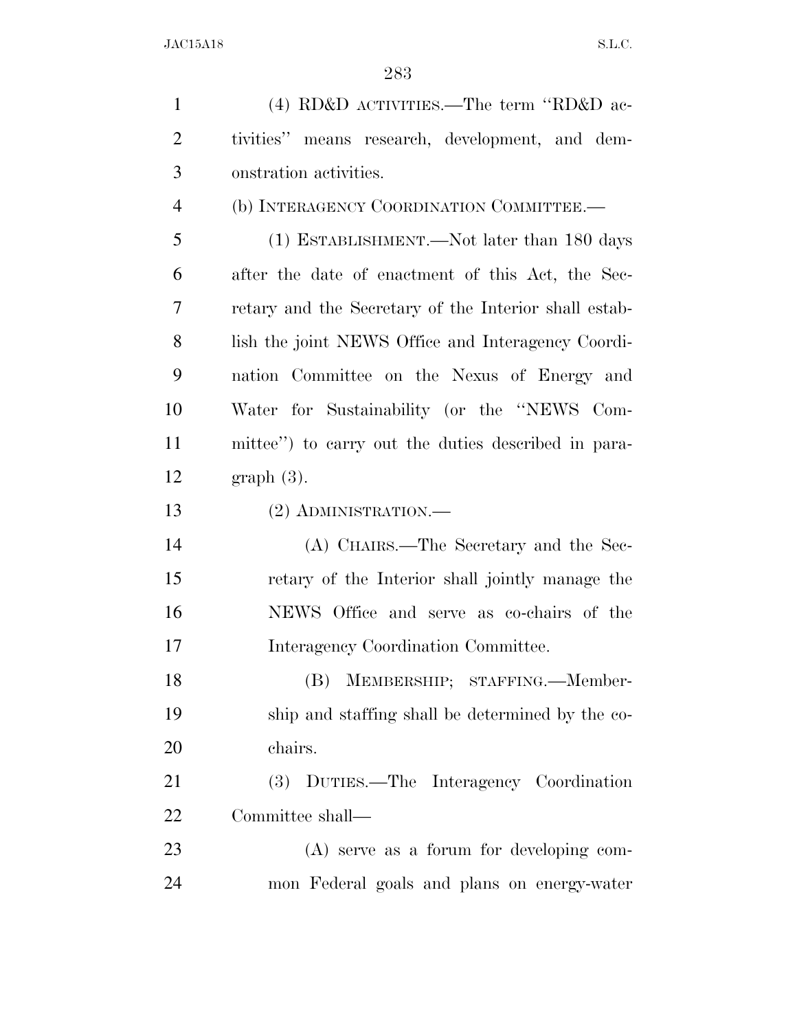(4) RD&D ACTIVITIES.—The term "RD&D activities" means research, development, and demonstration activities.

(b) INTERAGENCY COORDINATION COMMITTEE.—

(1) ESTABLISHMENT.—Not later than 180 days after the date of enactment of this Act, the Secretary and the Secretary of the Interior shall establish the joint NEWS Office and Interagency Coordination Committee on the Nexus of Energy and Water for Sustainability (or the "NEWS Committee") to carry out the duties described in paragraph (3).

(2) ADMINISTRATION.—

(A) CHAIRS.—The Secretary and the Secretary of the Interior shall jointly manage the NEWS Office and serve as co-chairs of the Interagency Coordination Committee.

(B) MEMBERSHIP; STAFFING.—Membership and staffing shall be determined by the co-chairs.

(3) DUTIES.—The Interagency Coordination Committee shall—

(A) serve as a forum for developing common Federal goals and plans on energy-water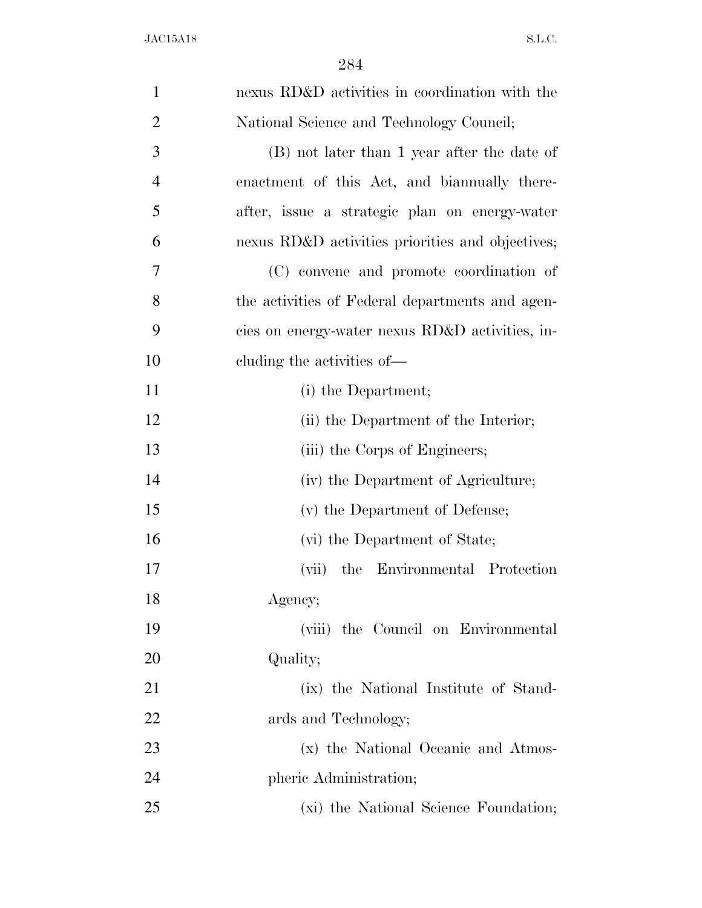nexus RD&D activities in coordination with the National Science and Technology Council;

(B) not later than 1 year after the date of enactment of this Act, and biannually thereafter, issue a strategic plan on energy-water nexus RD&D activities priorities and objectives;

(C) convene and promote coordination of the activities of Federal departments and agencies on energy-water nexus RD&D activities, including the activities of—

(i) the Department;

(ii) the Department of the Interior;

(iii) the Corps of Engineers;

(iv) the Department of Agriculture;

(v) the Department of Defense;

(vi) the Department of State;

(vii) the Environmental Protection Agency;

(viii) the Council on Environmental Quality;

(ix) the National Institute of Standards and Technology;

(x) the National Oceanic and Atmospheric Administration;

(xi) the National Science Foundation;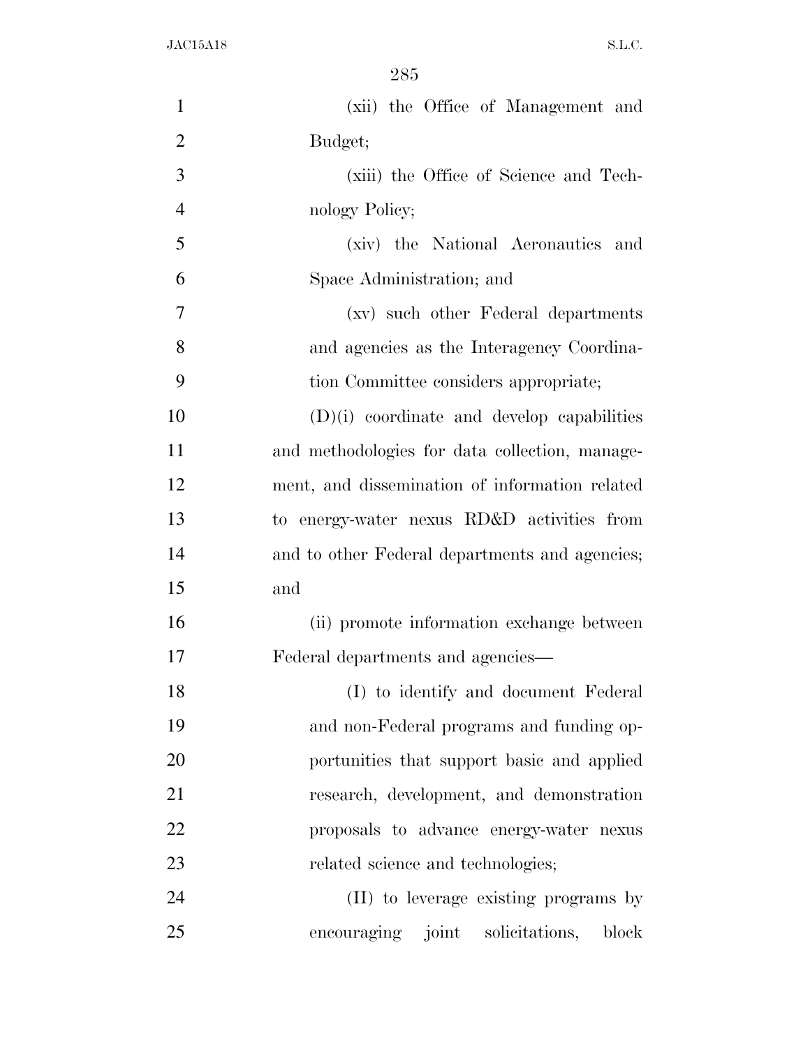(xii) the Office of Management and Budget;

(xiii) the Office of Science and Technology Policy;

(xiv) the National Aeronautics and Space Administration; and

(xv) such other Federal departments and agencies as the Interagency Coordination Committee considers appropriate;

(D)(i) coordinate and develop capabilities and methodologies for data collection, management, and dissemination of information related to energy-water nexus RD&D activities from and to other Federal departments and agencies; and

(ii) promote information exchange between Federal departments and agencies—

(I) to identify and document Federal and non-Federal programs and funding opportunities that support basic and applied research, development, and demonstration proposals to advance energy-water nexus related science and technologies;

(II) to leverage existing programs by encouraging joint solicitations, block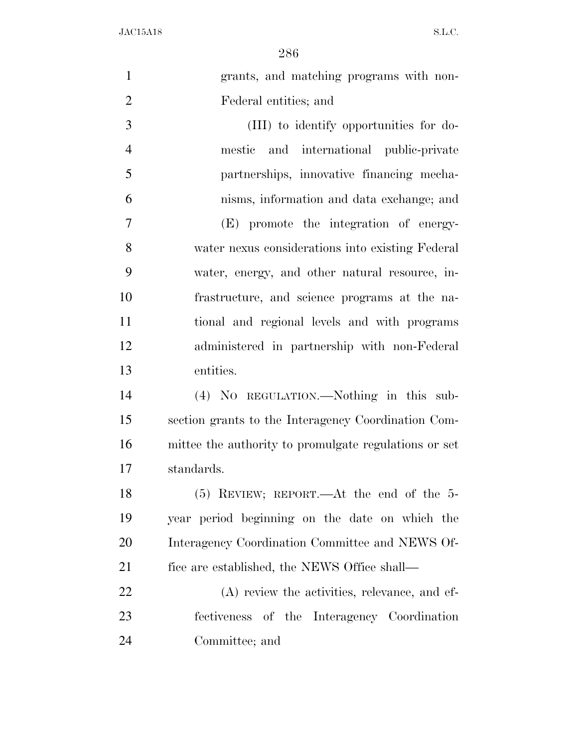grants, and matching programs with non-Federal entities; and

(III) to identify opportunities for domestic and international public-private partnerships, innovative financing mechanisms, information and data exchange; and

(E) promote the integration of energy-water nexus considerations into existing Federal water, energy, and other natural resource, infrastructure, and science programs at the national and regional levels and with programs administered in partnership with non-Federal entities.

(4) NO REGULATION.—Nothing in this subsection grants to the Interagency Coordination Committee the authority to promulgate regulations or set standards.

(5) REVIEW; REPORT.—At the end of the 5-year period beginning on the date on which the Interagency Coordination Committee and NEWS Office are established, the NEWS Office shall—

(A) review the activities, relevance, and effectiveness of the Interagency Coordination Committee; and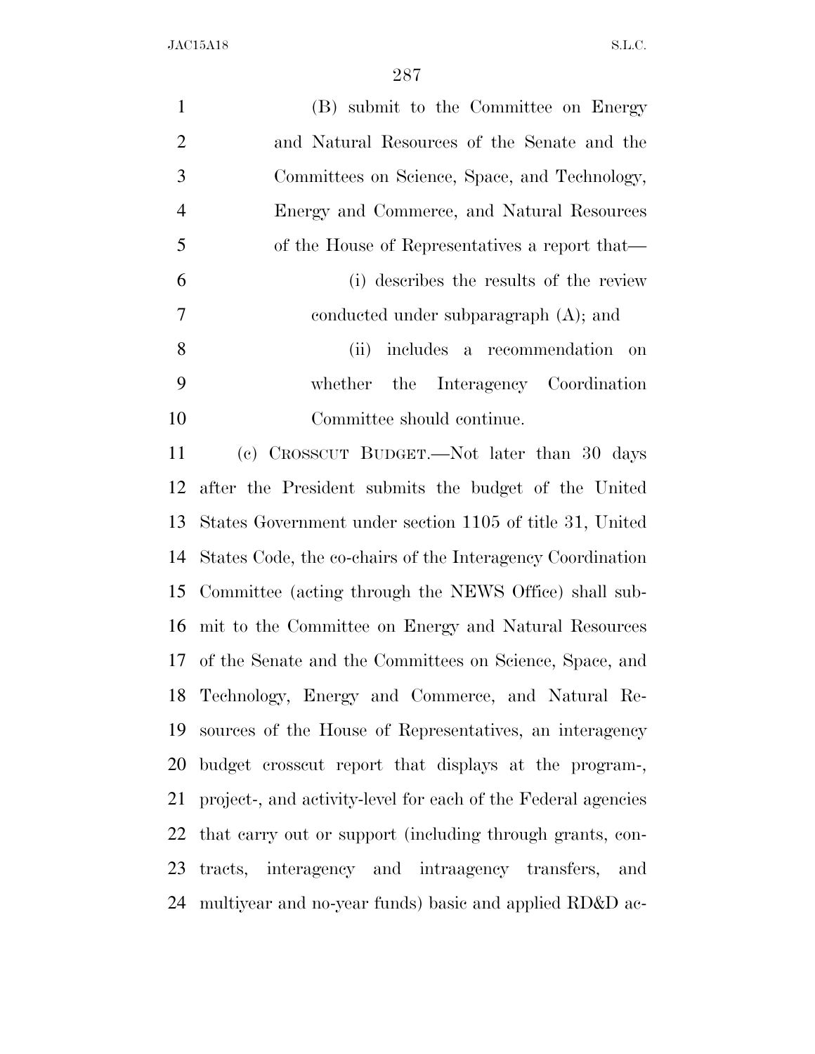(B) submit to the Committee on Energy and Natural Resources of the Senate and the Committees on Science, Space, and Technology, Energy and Commerce, and Natural Resources of the House of Representatives a report that—

(i) describes the results of the review conducted under subparagraph (A); and

(ii) includes a recommendation on whether the Interagency Coordination Committee should continue.

(c) CROSSCUT BUDGET.—Not later than 30 days after the President submits the budget of the United States Government under section 1105 of title 31, United States Code, the co-chairs of the Interagency Coordination Committee (acting through the NEWS Office) shall submit to the Committee on Energy and Natural Resources of the Senate and the Committees on Science, Space, and Technology, Energy and Commerce, and Natural Resources of the House of Representatives, an interagency budget crosscut report that displays at the program-, project-, and activity-level for each of the Federal agencies that carry out or support (including through grants, contracts, interagency and intraagency transfers, and multiyear and no-year funds) basic and applied RD&D ac-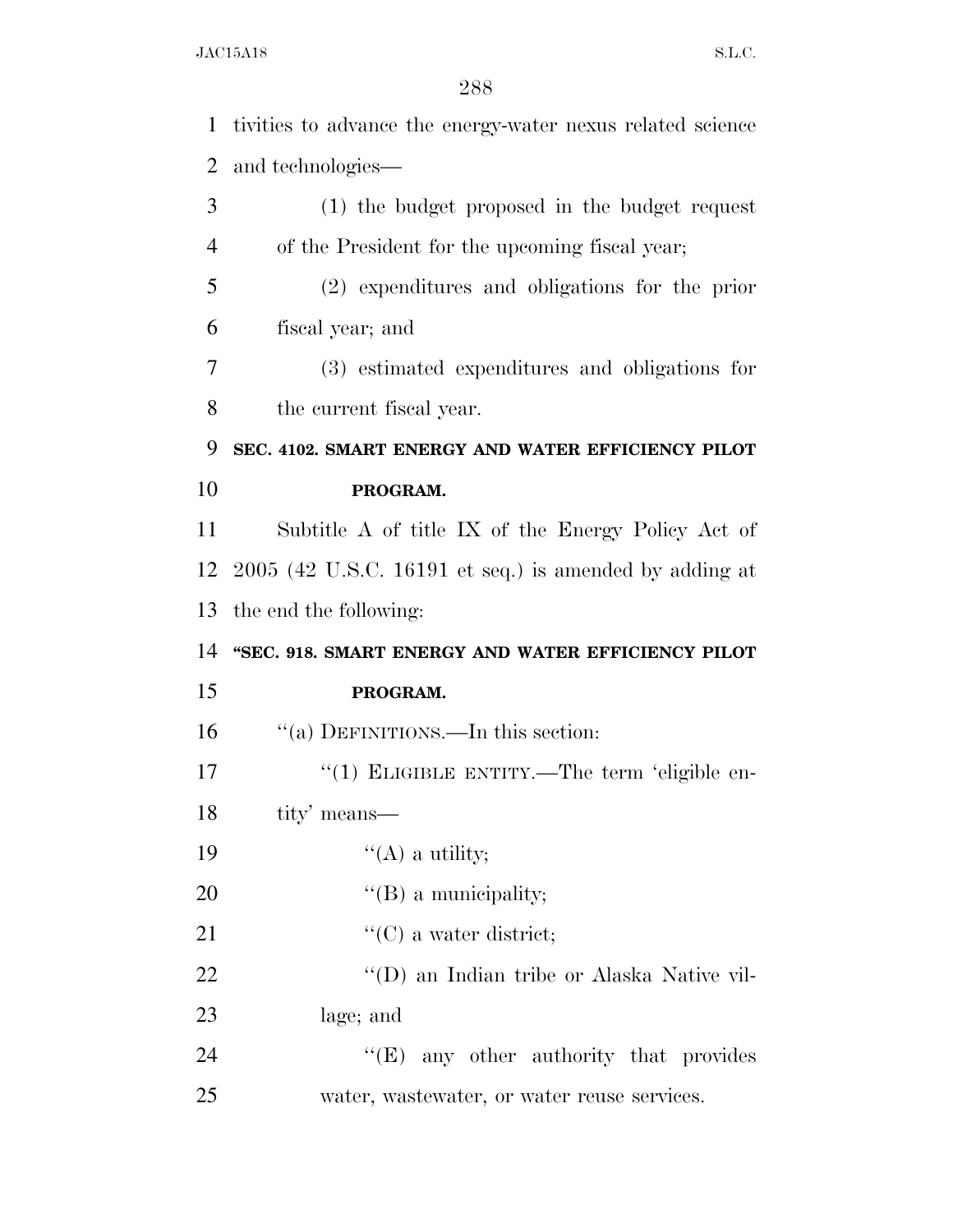tivities to advance the energy-water nexus related science and technologies—

(1) the budget proposed in the budget request of the President for the upcoming fiscal year;

(2) expenditures and obligations for the prior fiscal year; and

(3) estimated expenditures and obligations for the current fiscal year.

**SEC. 4102. SMART ENERGY AND WATER EFFICIENCY PILOT PROGRAM.**

Subtitle A of title IX of the Energy Policy Act of 2005 (42 U.S.C. 16191 et seq.) is amended by adding at the end the following:

**"SEC. 918. SMART ENERGY AND WATER EFFICIENCY PILOT PROGRAM.**

"(a) DEFINITIONS.—In this section:

"(1) ELIGIBLE ENTITY.—The term 'eligible entity' means—

"(A) a utility;

"(B) a municipality;

"(C) a water district;

"(D) an Indian tribe or Alaska Native village; and

"(E) any other authority that provides water, wastewater, or water reuse services.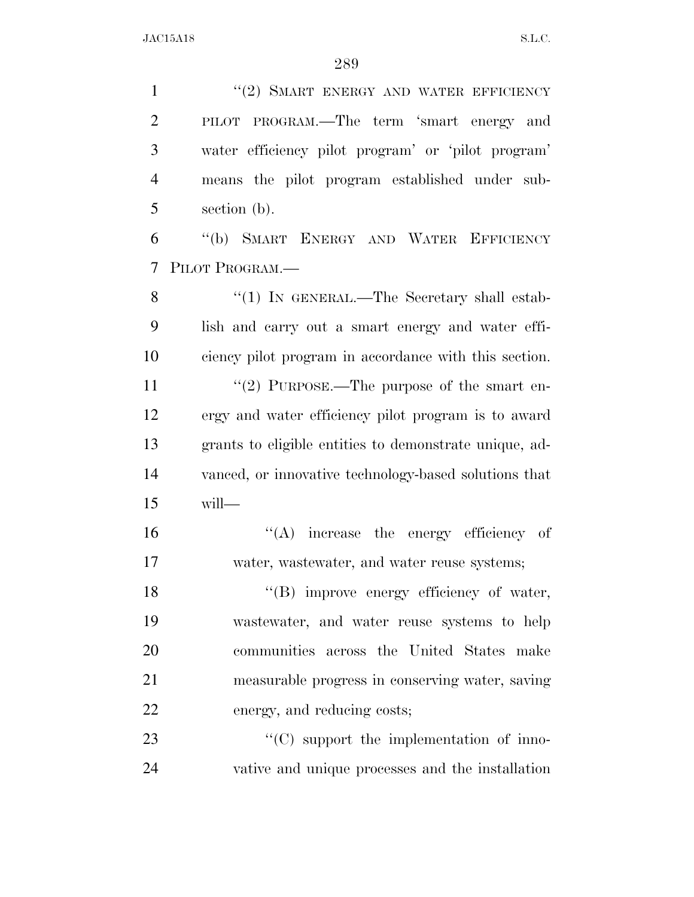"(2) SMART ENERGY AND WATER EFFICIENCY PILOT PROGRAM.—The term 'smart energy and water efficiency pilot program' or 'pilot program' means the pilot program established under subsection (b).

"(b) SMART ENERGY AND WATER EFFICIENCY PILOT PROGRAM.—

"(1) IN GENERAL.—The Secretary shall establish and carry out a smart energy and water efficiency pilot program in accordance with this section.

"(2) PURPOSE.—The purpose of the smart energy and water efficiency pilot program is to award grants to eligible entities to demonstrate unique, advanced, or innovative technology-based solutions that will—

"(A) increase the energy efficiency of water, wastewater, and water reuse systems;

"(B) improve energy efficiency of water, wastewater, and water reuse systems to help communities across the United States make measurable progress in conserving water, saving energy, and reducing costs;

"(C) support the implementation of innovative and unique processes and the installation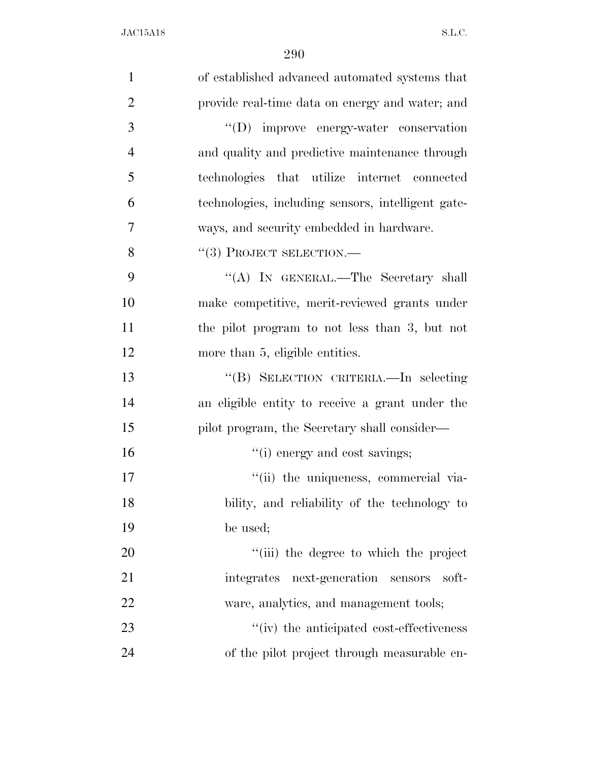of established advanced automated systems that provide real-time data on energy and water; and

''(D) improve energy-water conservation and quality and predictive maintenance through technologies that utilize internet connected technologies, including sensors, intelligent gateways, and security embedded in hardware.

''(3) PROJECT SELECTION.—

''(A) IN GENERAL.—The Secretary shall make competitive, merit-reviewed grants under the pilot program to not less than 3, but not more than 5, eligible entities.

''(B) SELECTION CRITERIA.—In selecting an eligible entity to receive a grant under the pilot program, the Secretary shall consider—

''(i) energy and cost savings;

''(ii) the uniqueness, commercial viability, and reliability of the technology to be used;

''(iii) the degree to which the project integrates next-generation sensors software, analytics, and management tools;

''(iv) the anticipated cost-effectiveness of the pilot project through measurable en-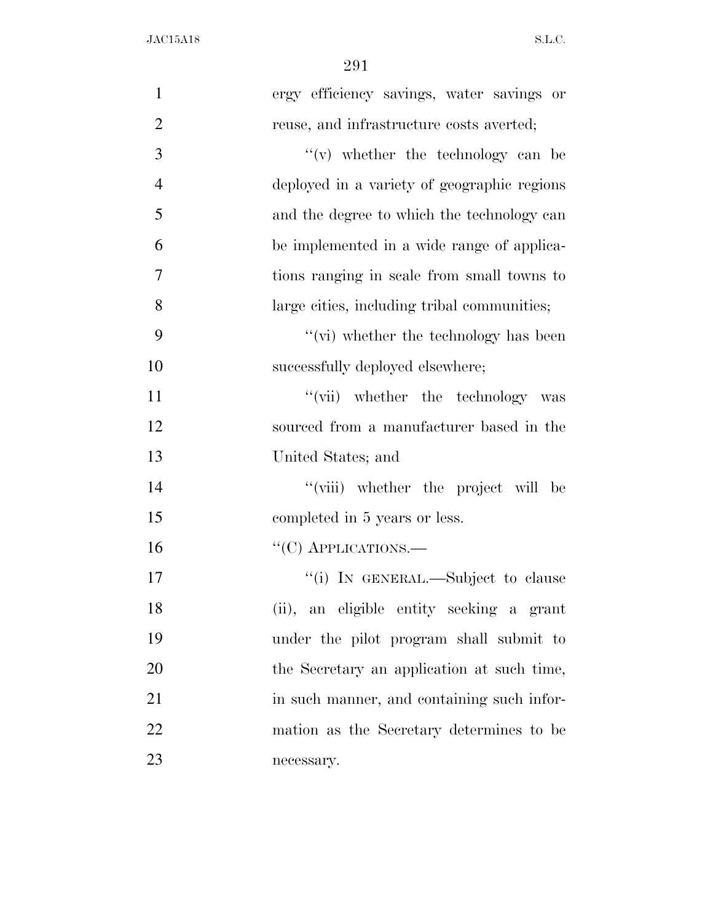ergy efficiency savings, water savings or reuse, and infrastructure costs averted;

"(v) whether the technology can be deployed in a variety of geographic regions and the degree to which the technology can be implemented in a wide range of applications ranging in scale from small towns to large cities, including tribal communities;

"(vi) whether the technology has been successfully deployed elsewhere;

"(vii) whether the technology was sourced from a manufacturer based in the United States; and

"(viii) whether the project will be completed in 5 years or less.

"(C) APPLICATIONS.—

"(i) IN GENERAL.—Subject to clause (ii), an eligible entity seeking a grant under the pilot program shall submit to the Secretary an application at such time, in such manner, and containing such information as the Secretary determines to be necessary.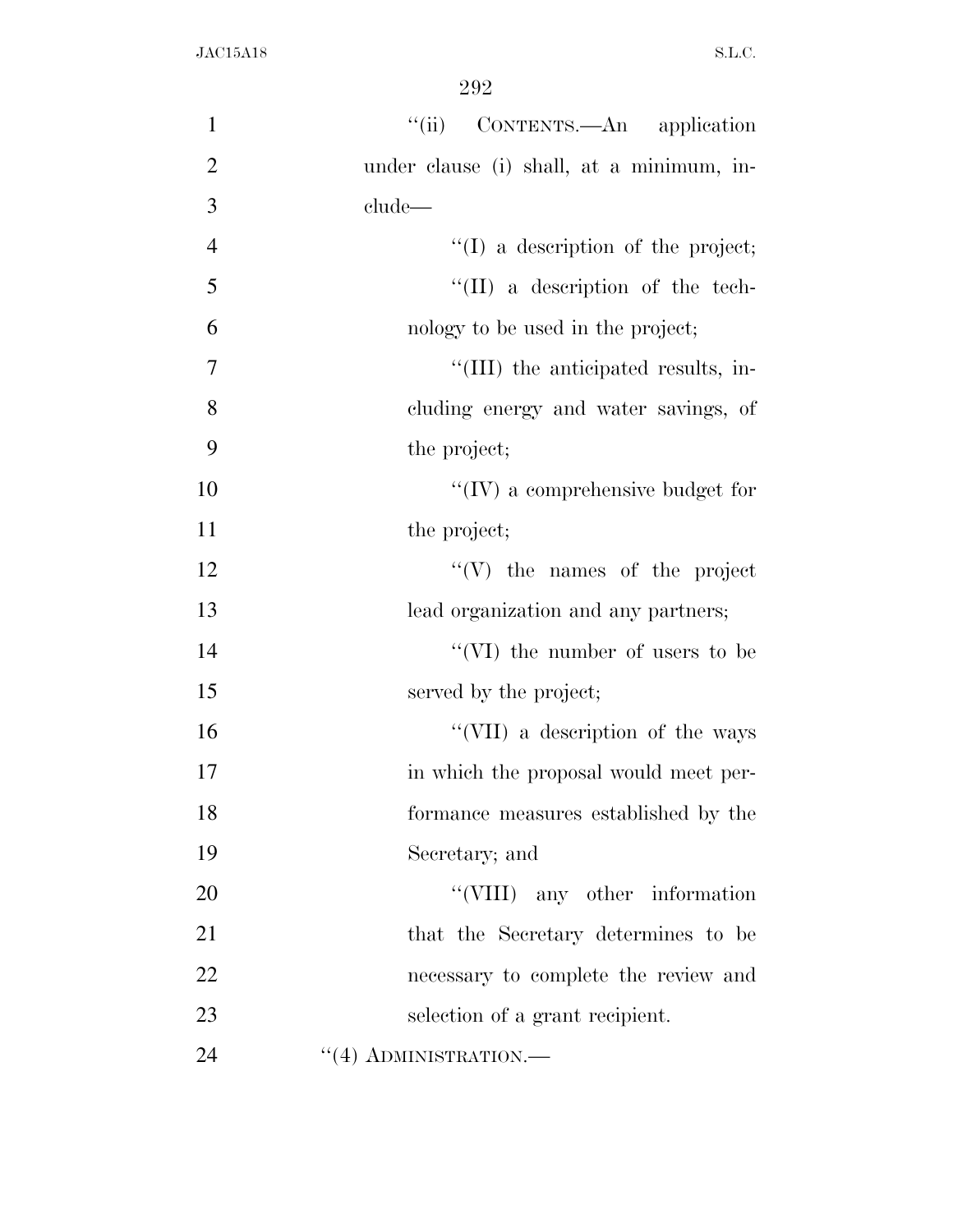''(ii) CONTENTS.—An application under clause (i) shall, at a minimum, include—

''(I) a description of the project;

''(II) a description of the technology to be used in the project;

''(III) the anticipated results, including energy and water savings, of the project;

''(IV) a comprehensive budget for the project;

''(V) the names of the project lead organization and any partners;

''(VI) the number of users to be served by the project;

''(VII) a description of the ways in which the proposal would meet performance measures established by the Secretary; and

''(VIII) any other information that the Secretary determines to be necessary to complete the review and selection of a grant recipient.

''(4) ADMINISTRATION.—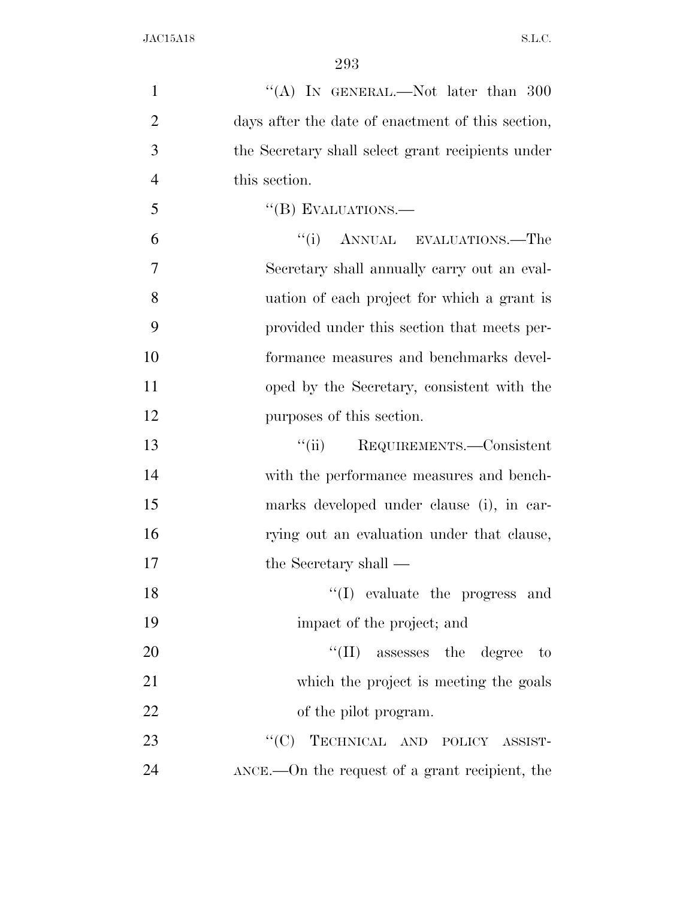"(A) IN GENERAL.—Not later than 300 days after the date of enactment of this section, the Secretary shall select grant recipients under this section.

"(B) EVALUATIONS.—

"(i) ANNUAL EVALUATIONS.—The Secretary shall annually carry out an evaluation of each project for which a grant is provided under this section that meets performance measures and benchmarks developed by the Secretary, consistent with the purposes of this section.

"(ii) REQUIREMENTS.—Consistent with the performance measures and benchmarks developed under clause (i), in carrying out an evaluation under that clause, the Secretary shall —

"(I) evaluate the progress and impact of the project; and

"(II) assesses the degree to which the project is meeting the goals of the pilot program.

"(C) TECHNICAL AND POLICY ASSISTANCE.—On the request of a grant recipient, the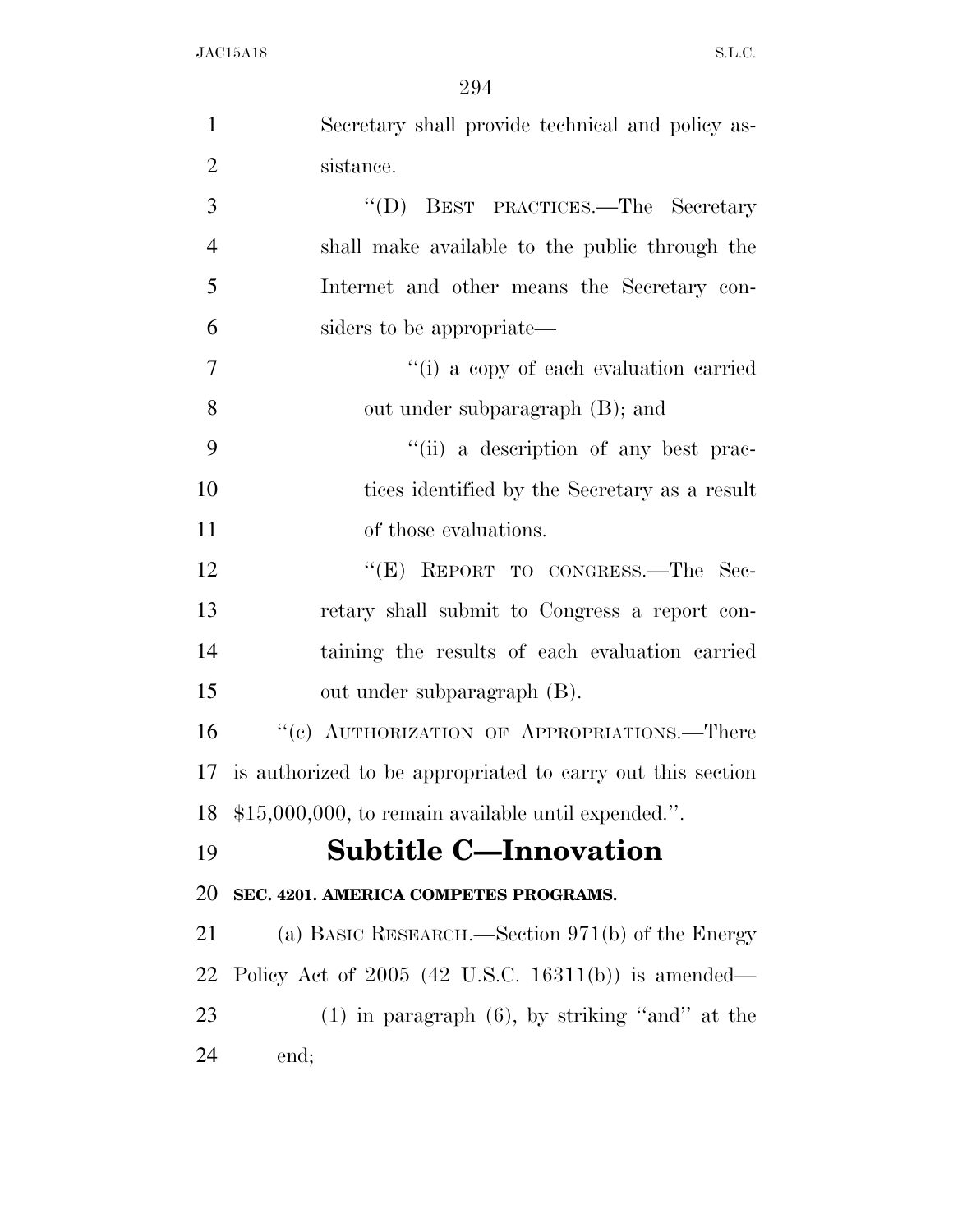Secretary shall provide technical and policy assistance.

"(D) BEST PRACTICES.—The Secretary shall make available to the public through the Internet and other means the Secretary considers to be appropriate—

"(i) a copy of each evaluation carried out under subparagraph (B); and

"(ii) a description of any best practices identified by the Secretary as a result of those evaluations.

"(E) REPORT TO CONGRESS.—The Secretary shall submit to Congress a report containing the results of each evaluation carried out under subparagraph (B).

"(c) AUTHORIZATION OF APPROPRIATIONS.—There is authorized to be appropriated to carry out this section $15,000,000, to remain available until expended.".

# Subtitle C—Innovation

**SEC. 4201. AMERICA COMPETES PROGRAMS.**

(a) BASIC RESEARCH.—Section 971(b) of the Energy Policy Act of 2005 (42 U.S.C. 16311(b)) is amended—

(1) in paragraph (6), by striking "and" at the end;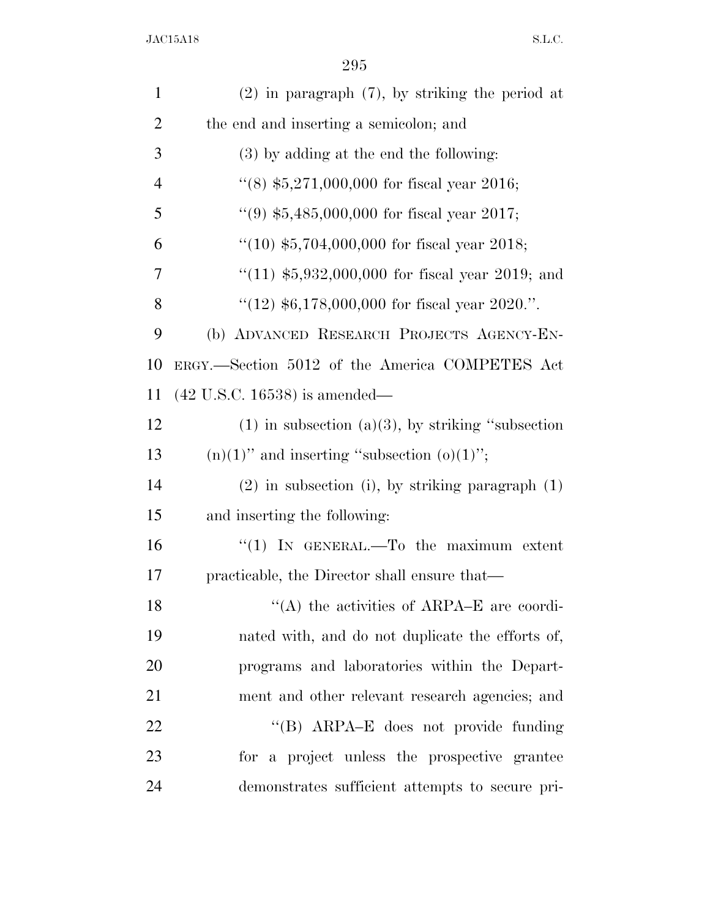(2) in paragraph (7), by striking the period at the end and inserting a semicolon; and

(3) by adding at the end the following:

''(8) $5,271,000,000 for fiscal year 2016;

''(9) $5,485,000,000 for fiscal year 2017;

''(10) $5,704,000,000 for fiscal year 2018;

''(11) $5,932,000,000 for fiscal year 2019; and

''(12) $6,178,000,000 for fiscal year 2020.''.

(b) ADVANCED RESEARCH PROJECTS AGENCY-ENERGY.—Section 5012 of the America COMPETES Act (42 U.S.C. 16538) is amended—

(1) in subsection (a)(3), by striking ''subsection (n)(1)'' and inserting ''subsection (o)(1)'';

(2) in subsection (i), by striking paragraph (1) and inserting the following:

''(1) IN GENERAL.—To the maximum extent practicable, the Director shall ensure that—

''(A) the activities of ARPA–E are coordinated with, and do not duplicate the efforts of, programs and laboratories within the Department and other relevant research agencies; and

''(B) ARPA–E does not provide funding for a project unless the prospective grantee demonstrates sufficient attempts to secure pri-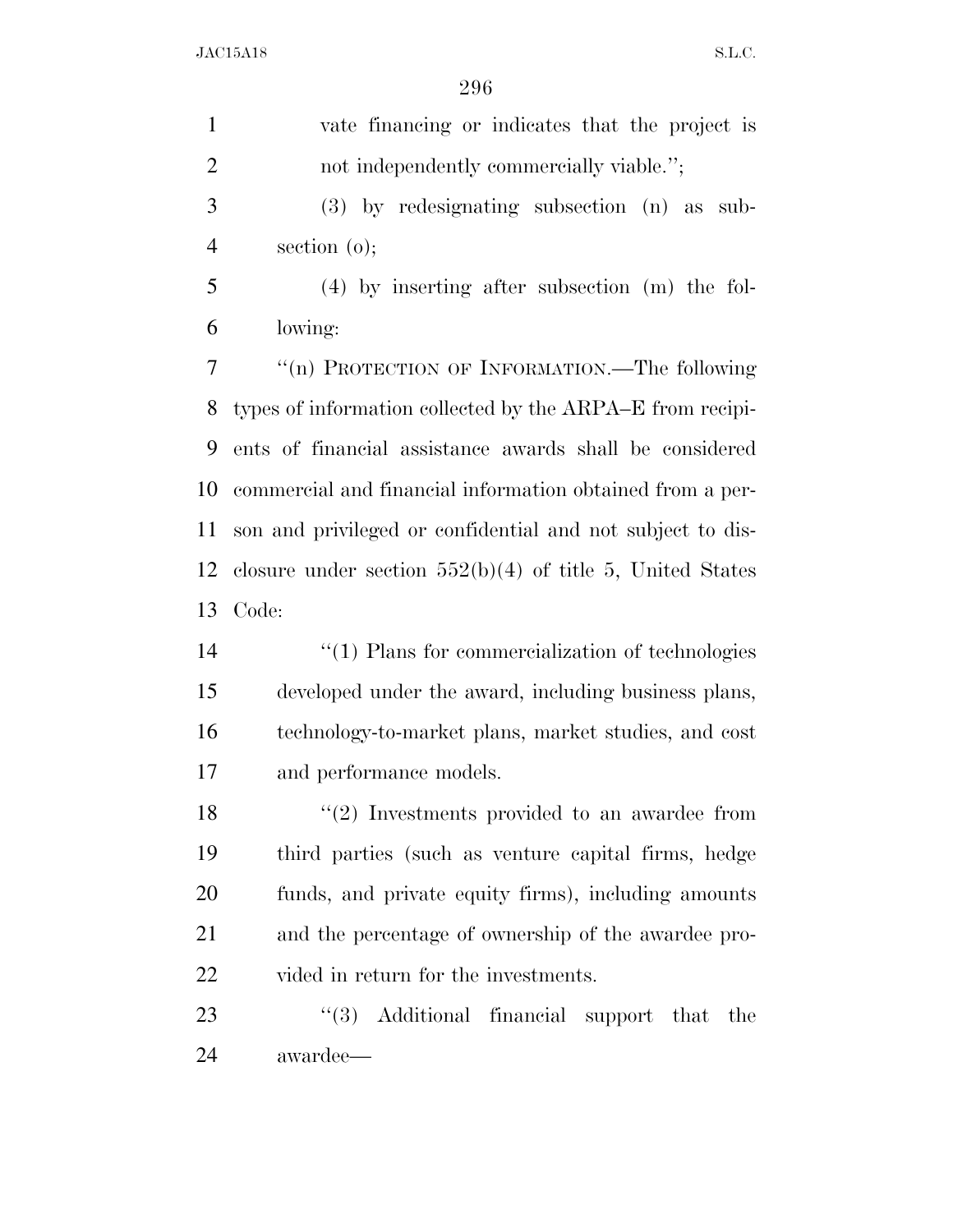vate financing or indicates that the project is not independently commercially viable.'';

(3) by redesignating subsection (n) as subsection (o);

(4) by inserting after subsection (m) the following:

''(n) PROTECTION OF INFORMATION.—The following types of information collected by the ARPA–E from recipients of financial assistance awards shall be considered commercial and financial information obtained from a person and privileged or confidential and not subject to disclosure under section 552(b)(4) of title 5, United States Code:

''(1) Plans for commercialization of technologies developed under the award, including business plans, technology-to-market plans, market studies, and cost and performance models.

''(2) Investments provided to an awardee from third parties (such as venture capital firms, hedge funds, and private equity firms), including amounts and the percentage of ownership of the awardee provided in return for the investments.

''(3) Additional financial support that the awardee—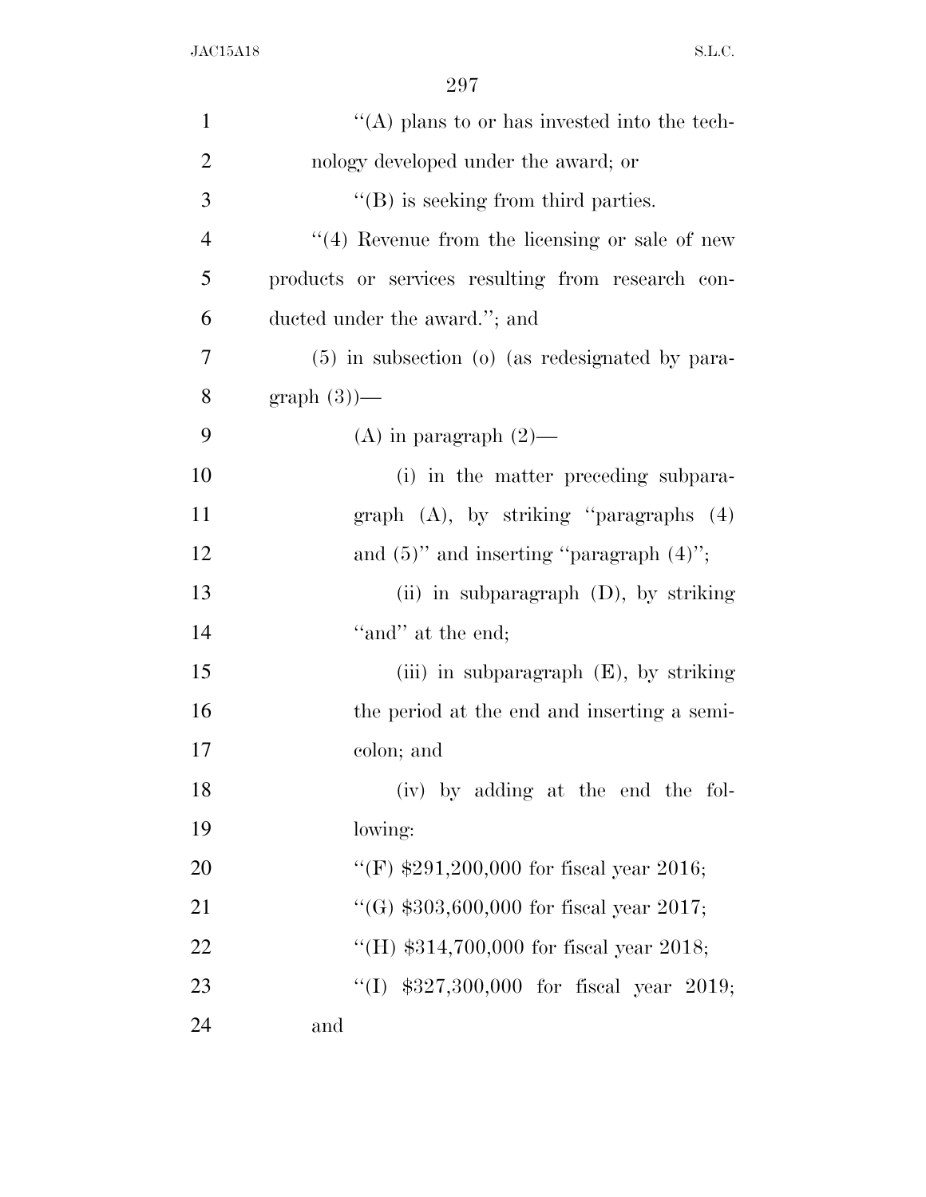''(A) plans to or has invested into the technology developed under the award; or

''(B) is seeking from third parties.

''(4) Revenue from the licensing or sale of new products or services resulting from research conducted under the award.''; and

(5) in subsection (o) (as redesignated by paragraph (3))—

(A) in paragraph (2)—

(i) in the matter preceding subparagraph (A), by striking ''paragraphs (4) and (5)'' and inserting ''paragraph (4)'';

(ii) in subparagraph (D), by striking ''and'' at the end;

(iii) in subparagraph (E), by striking the period at the end and inserting a semicolon; and

(iv) by adding at the end the following:

''(F) $291,200,000 for fiscal year 2016;

''(G) $303,600,000 for fiscal year 2017;

''(H) $314,700,000 for fiscal year 2018;

''(I) $327,300,000 for fiscal year 2019; and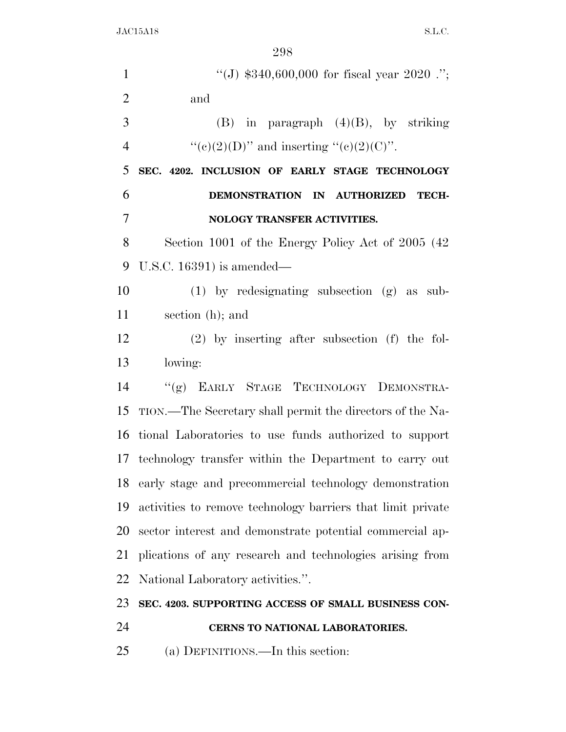"(J) $340,600,000 for fiscal year 2020 ."; and

(B) in paragraph (4)(B), by striking "(c)(2)(D)" and inserting "(c)(2)(C)".

**SEC. 4202. INCLUSION OF EARLY STAGE TECHNOLOGY DEMONSTRATION IN AUTHORIZED TECHNOLOGY TRANSFER ACTIVITIES.**

Section 1001 of the Energy Policy Act of 2005 (42 U.S.C. 16391) is amended—

(1) by redesignating subsection (g) as subsection (h); and

(2) by inserting after subsection (f) the following:

"(g) EARLY STAGE TECHNOLOGY DEMONSTRATION.—The Secretary shall permit the directors of the National Laboratories to use funds authorized to support technology transfer within the Department to carry out early stage and precommercial technology demonstration activities to remove technology barriers that limit private sector interest and demonstrate potential commercial applications of any research and technologies arising from National Laboratory activities.".

**SEC. 4203. SUPPORTING ACCESS OF SMALL BUSINESS CONCERNS TO NATIONAL LABORATORIES.**

(a) DEFINITIONS.—In this section: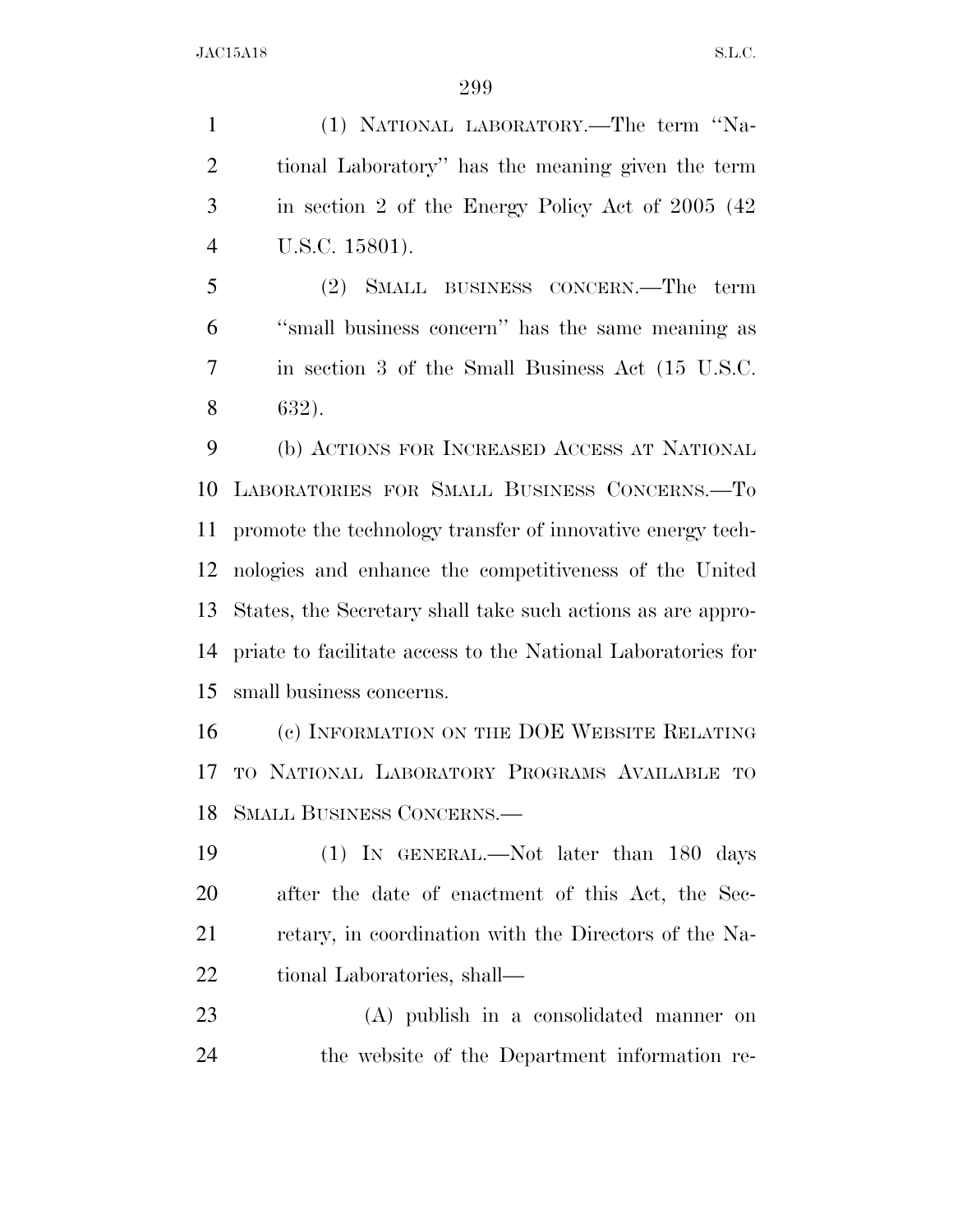(1) NATIONAL LABORATORY.—The term ''National Laboratory'' has the meaning given the term in section 2 of the Energy Policy Act of 2005 (42 U.S.C. 15801).

(2) SMALL BUSINESS CONCERN.—The term ''small business concern'' has the same meaning as in section 3 of the Small Business Act (15 U.S.C. 632).

(b) ACTIONS FOR INCREASED ACCESS AT NATIONAL LABORATORIES FOR SMALL BUSINESS CONCERNS.—To promote the technology transfer of innovative energy technologies and enhance the competitiveness of the United States, the Secretary shall take such actions as are appropriate to facilitate access to the National Laboratories for small business concerns.

(c) INFORMATION ON THE DOE WEBSITE RELATING TO NATIONAL LABORATORY PROGRAMS AVAILABLE TO SMALL BUSINESS CONCERNS.—

(1) IN GENERAL.—Not later than 180 days after the date of enactment of this Act, the Secretary, in coordination with the Directors of the National Laboratories, shall—

(A) publish in a consolidated manner on the website of the Department information re-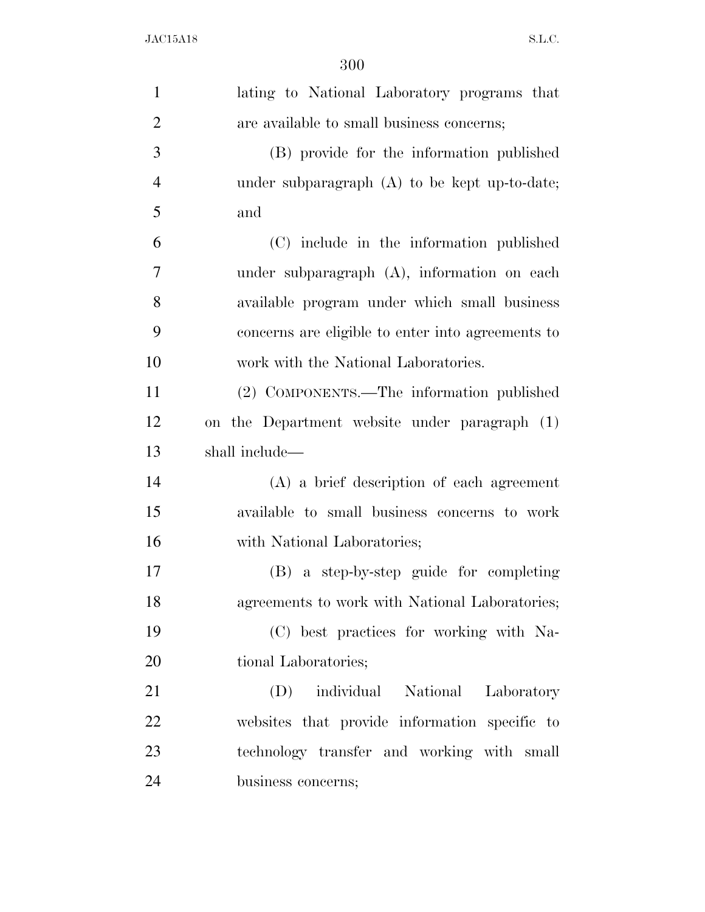lating to National Laboratory programs that are available to small business concerns;

(B) provide for the information published under subparagraph (A) to be kept up-to-date; and

(C) include in the information published under subparagraph (A), information on each available program under which small business concerns are eligible to enter into agreements to work with the National Laboratories.

(2) COMPONENTS.—The information published on the Department website under paragraph (1) shall include—

(A) a brief description of each agreement available to small business concerns to work with National Laboratories;

(B) a step-by-step guide for completing agreements to work with National Laboratories;

(C) best practices for working with National Laboratories;

(D) individual National Laboratory websites that provide information specific to technology transfer and working with small business concerns;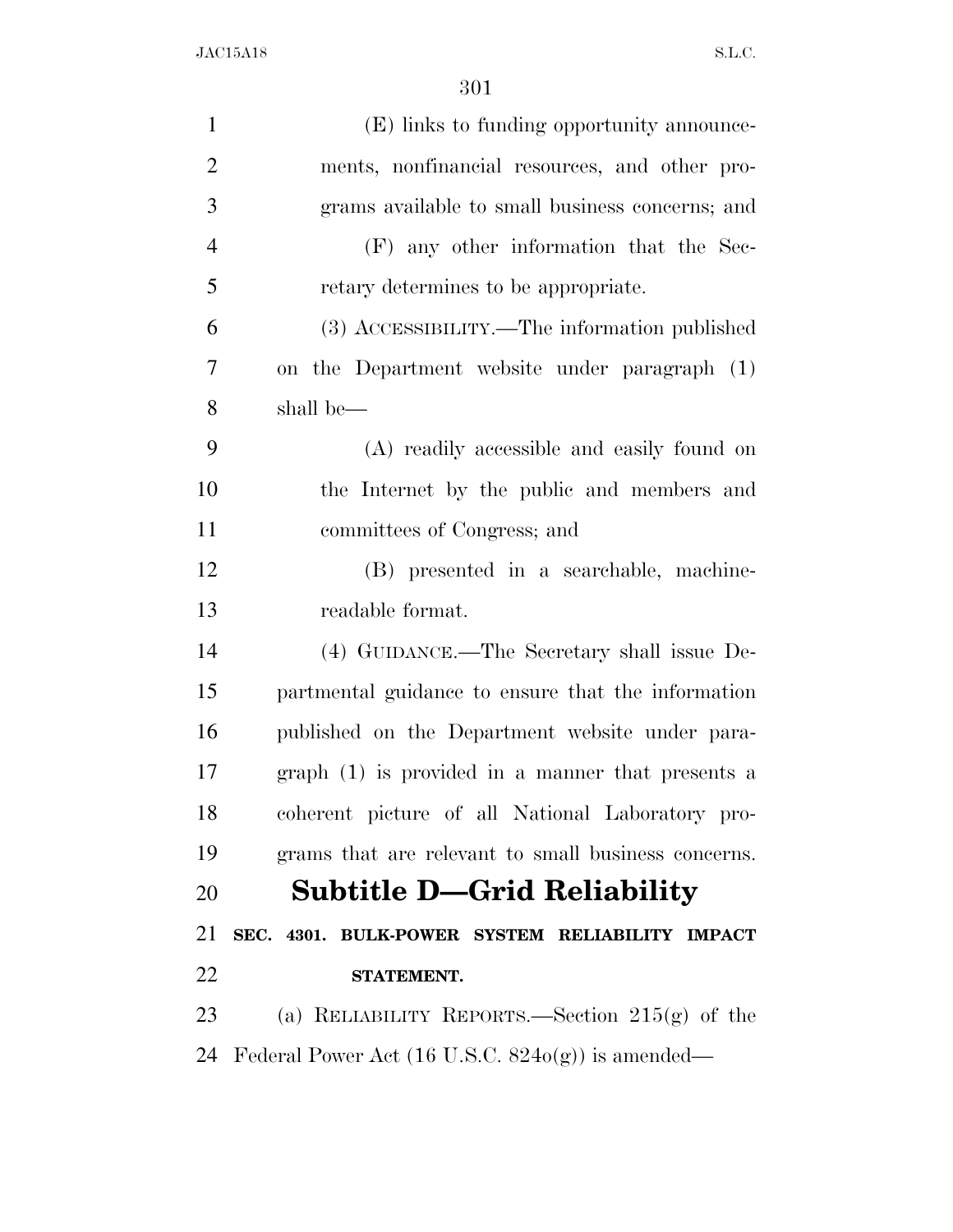(E) links to funding opportunity announcements, nonfinancial resources, and other programs available to small business concerns; and

(F) any other information that the Secretary determines to be appropriate.

(3) ACCESSIBILITY.—The information published on the Department website under paragraph (1) shall be—

(A) readily accessible and easily found on the Internet by the public and members and committees of Congress; and

(B) presented in a searchable, machine-readable format.

(4) GUIDANCE.—The Secretary shall issue Departmental guidance to ensure that the information published on the Department website under paragraph (1) is provided in a manner that presents a coherent picture of all National Laboratory programs that are relevant to small business concerns.

## Subtitle D—Grid Reliability

### SEC. 4301. BULK-POWER SYSTEM RELIABILITY IMPACT STATEMENT.

(a) RELIABILITY REPORTS.—Section 215(g) of the Federal Power Act (16 U.S.C. 824o(g)) is amended—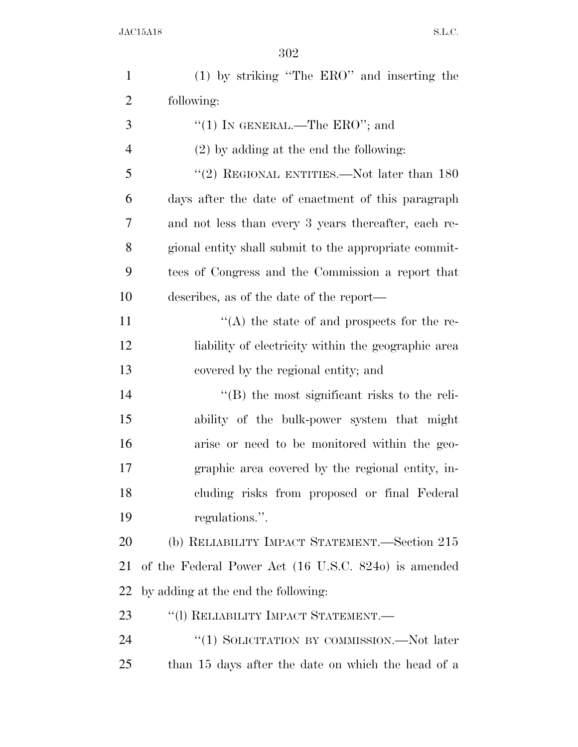(1) by striking "The ERO" and inserting the following:

"(1) IN GENERAL.—The ERO"; and

(2) by adding at the end the following:

"(2) REGIONAL ENTITIES.—Not later than 180 days after the date of enactment of this paragraph and not less than every 3 years thereafter, each regional entity shall submit to the appropriate committees of Congress and the Commission a report that describes, as of the date of the report—

"(A) the state of and prospects for the reliability of electricity within the geographic area covered by the regional entity; and

"(B) the most significant risks to the reliability of the bulk-power system that might arise or need to be monitored within the geographic area covered by the regional entity, including risks from proposed or final Federal regulations.".

(b) RELIABILITY IMPACT STATEMENT.—Section 215 of the Federal Power Act (16 U.S.C. 824o) is amended by adding at the end the following:

"(l) RELIABILITY IMPACT STATEMENT.—

"(1) SOLICITATION BY COMMISSION.—Not later than 15 days after the date on which the head of a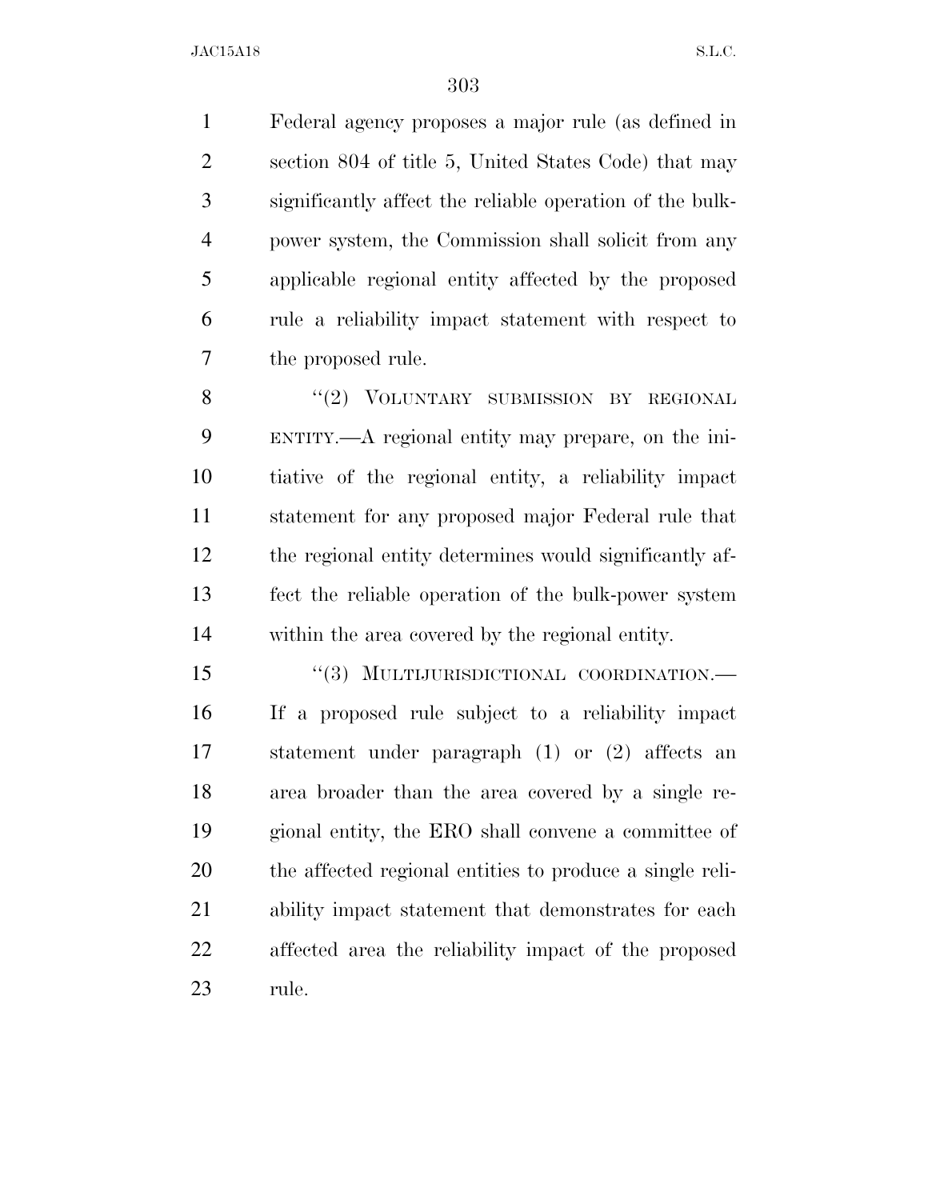Federal agency proposes a major rule (as defined in section 804 of title 5, United States Code) that may significantly affect the reliable operation of the bulk-power system, the Commission shall solicit from any applicable regional entity affected by the proposed rule a reliability impact statement with respect to the proposed rule.

"(2) VOLUNTARY SUBMISSION BY REGIONAL ENTITY.—A regional entity may prepare, on the initiative of the regional entity, a reliability impact statement for any proposed major Federal rule that the regional entity determines would significantly affect the reliable operation of the bulk-power system within the area covered by the regional entity.

"(3) MULTIJURISDICTIONAL COORDINATION.— If a proposed rule subject to a reliability impact statement under paragraph (1) or (2) affects an area broader than the area covered by a single regional entity, the ERO shall convene a committee of the affected regional entities to produce a single reliability impact statement that demonstrates for each affected area the reliability impact of the proposed rule.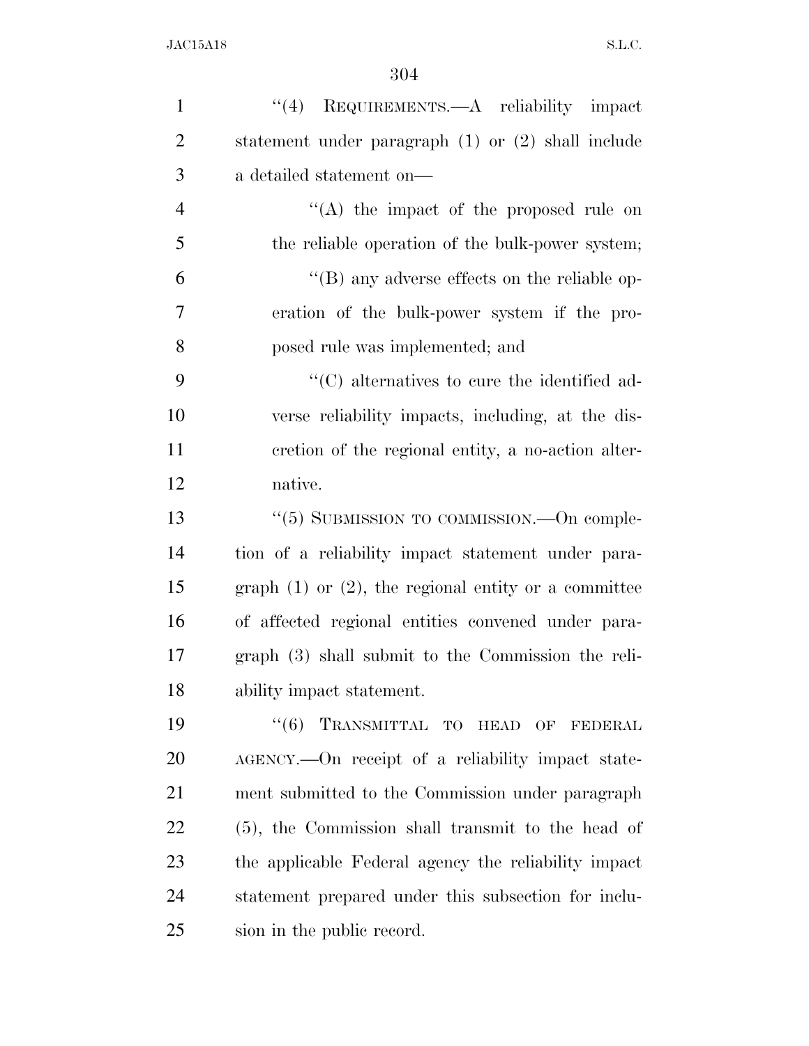"(4) REQUIREMENTS.—A reliability impact statement under paragraph (1) or (2) shall include a detailed statement on—

"(A) the impact of the proposed rule on the reliable operation of the bulk-power system;

"(B) any adverse effects on the reliable operation of the bulk-power system if the proposed rule was implemented; and

"(C) alternatives to cure the identified adverse reliability impacts, including, at the discretion of the regional entity, a no-action alternative.

"(5) SUBMISSION TO COMMISSION.—On completion of a reliability impact statement under paragraph (1) or (2), the regional entity or a committee of affected regional entities convened under paragraph (3) shall submit to the Commission the reliability impact statement.

"(6) TRANSMITTAL TO HEAD OF FEDERAL AGENCY.—On receipt of a reliability impact statement submitted to the Commission under paragraph (5), the Commission shall transmit to the head of the applicable Federal agency the reliability impact statement prepared under this subsection for inclusion in the public record.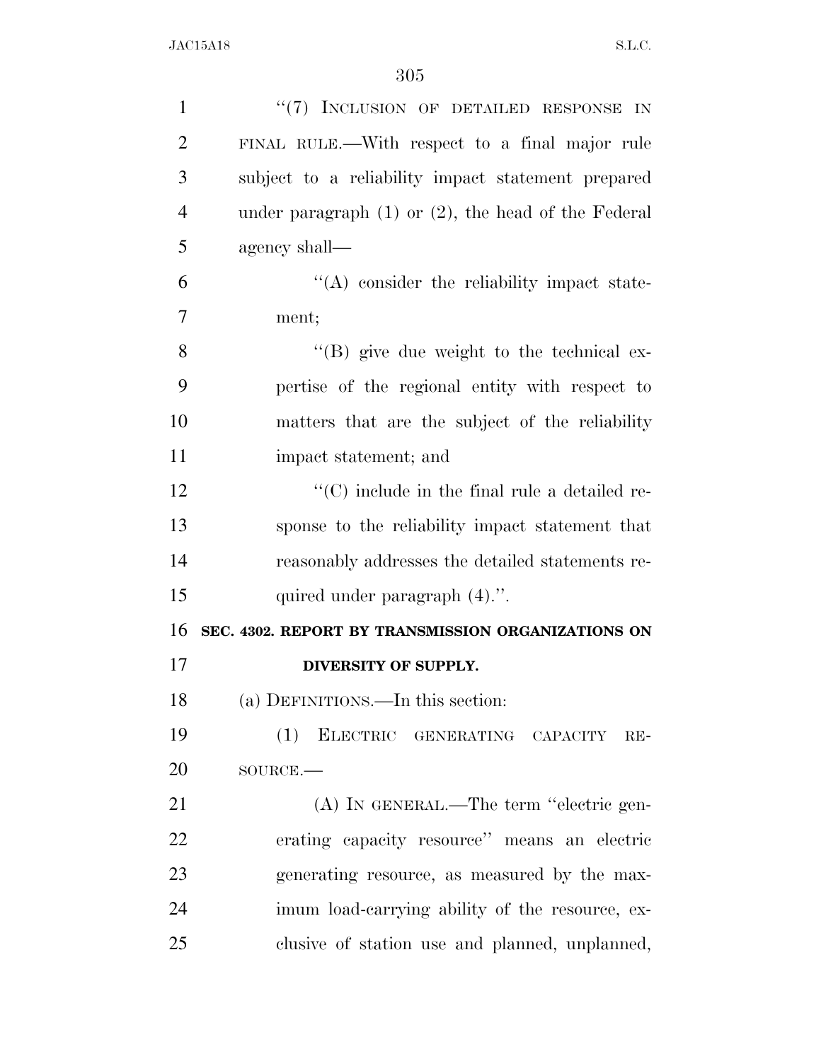"(7) INCLUSION OF DETAILED RESPONSE IN FINAL RULE.—With respect to a final major rule subject to a reliability impact statement prepared under paragraph (1) or (2), the head of the Federal agency shall—

"(A) consider the reliability impact statement;

"(B) give due weight to the technical expertise of the regional entity with respect to matters that are the subject of the reliability impact statement; and

"(C) include in the final rule a detailed response to the reliability impact statement that reasonably addresses the detailed statements required under paragraph (4).".

**SEC. 4302. REPORT BY TRANSMISSION ORGANIZATIONS ON DIVERSITY OF SUPPLY.**

(a) DEFINITIONS.—In this section:

(1) ELECTRIC GENERATING CAPACITY RESOURCE.—

(A) IN GENERAL.—The term "electric generating capacity resource" means an electric generating resource, as measured by the maximum load-carrying ability of the resource, exclusive of station use and planned, unplanned,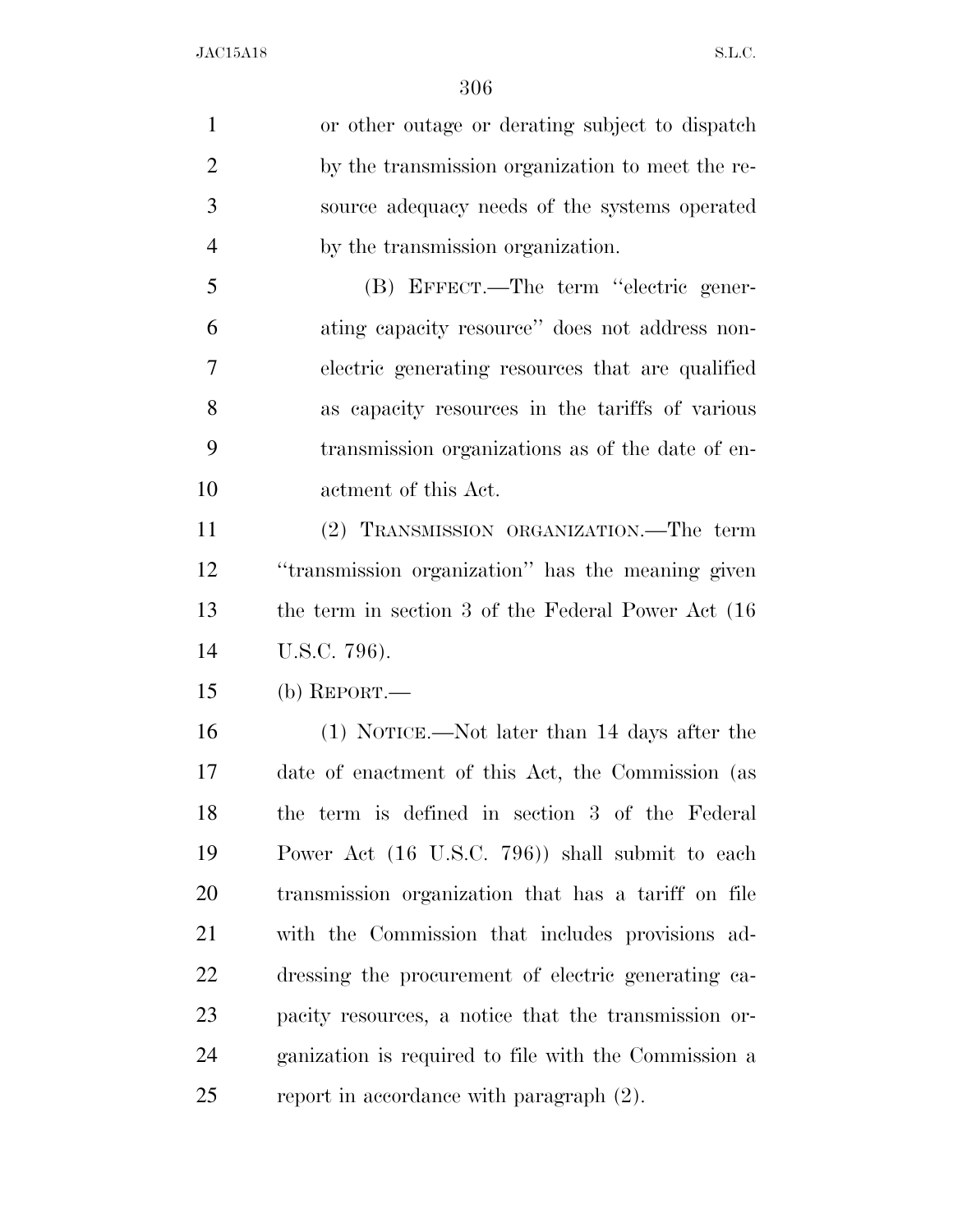or other outage or derating subject to dispatch by the transmission organization to meet the resource adequacy needs of the systems operated by the transmission organization.

(B) EFFECT.—The term "electric generating capacity resource" does not address non-electric generating resources that are qualified as capacity resources in the tariffs of various transmission organizations as of the date of enactment of this Act.

(2) TRANSMISSION ORGANIZATION.—The term "transmission organization" has the meaning given the term in section 3 of the Federal Power Act (16 U.S.C. 796).

(b) REPORT.—

(1) NOTICE.—Not later than 14 days after the date of enactment of this Act, the Commission (as the term is defined in section 3 of the Federal Power Act (16 U.S.C. 796)) shall submit to each transmission organization that has a tariff on file with the Commission that includes provisions addressing the procurement of electric generating capacity resources, a notice that the transmission organization is required to file with the Commission a report in accordance with paragraph (2).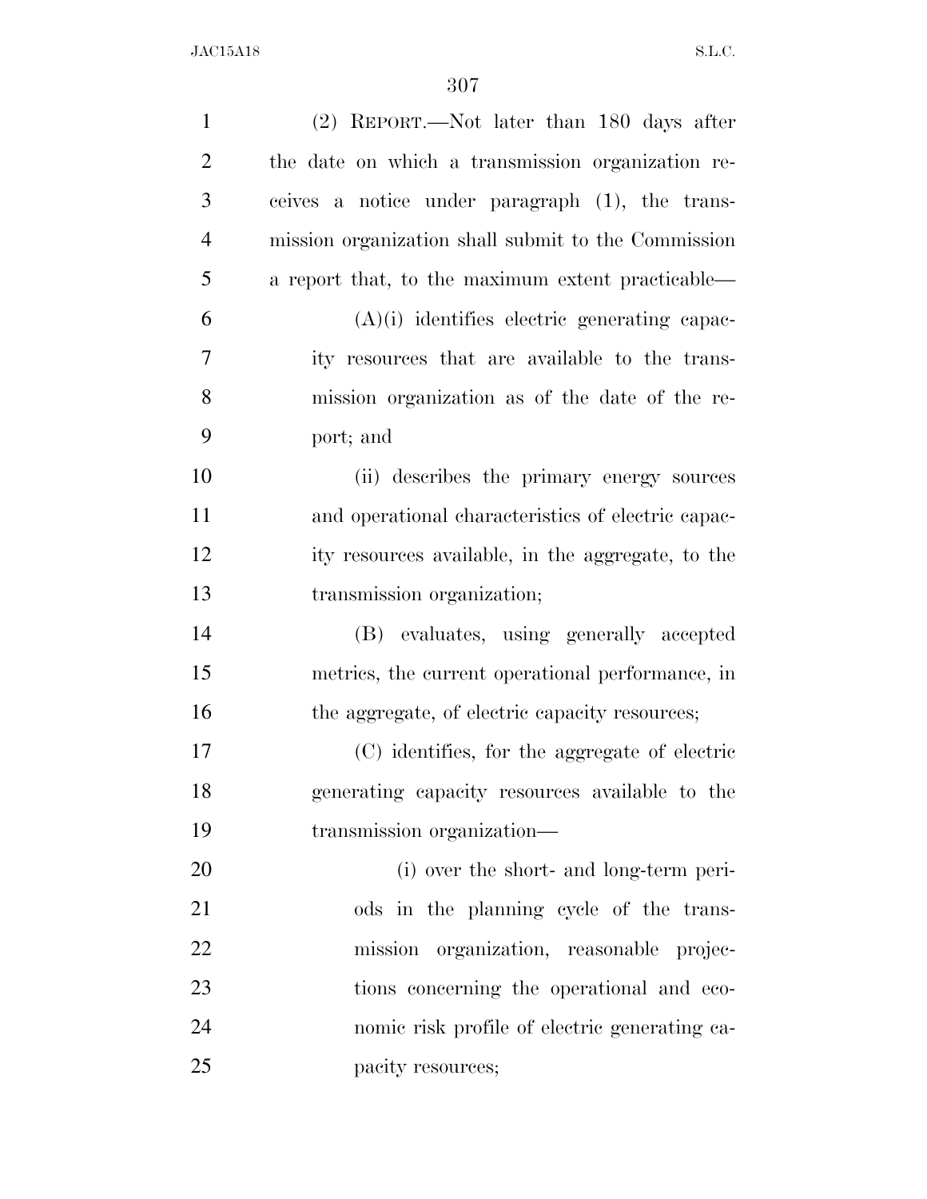(2) REPORT.—Not later than 180 days after the date on which a transmission organization receives a notice under paragraph (1), the transmission organization shall submit to the Commission a report that, to the maximum extent practicable—

(A)(i) identifies electric generating capacity resources that are available to the transmission organization as of the date of the report; and

(ii) describes the primary energy sources and operational characteristics of electric capacity resources available, in the aggregate, to the transmission organization;

(B) evaluates, using generally accepted metrics, the current operational performance, in the aggregate, of electric capacity resources;

(C) identifies, for the aggregate of electric generating capacity resources available to the transmission organization—

(i) over the short- and long-term periods in the planning cycle of the transmission organization, reasonable projections concerning the operational and economic risk profile of electric generating capacity resources;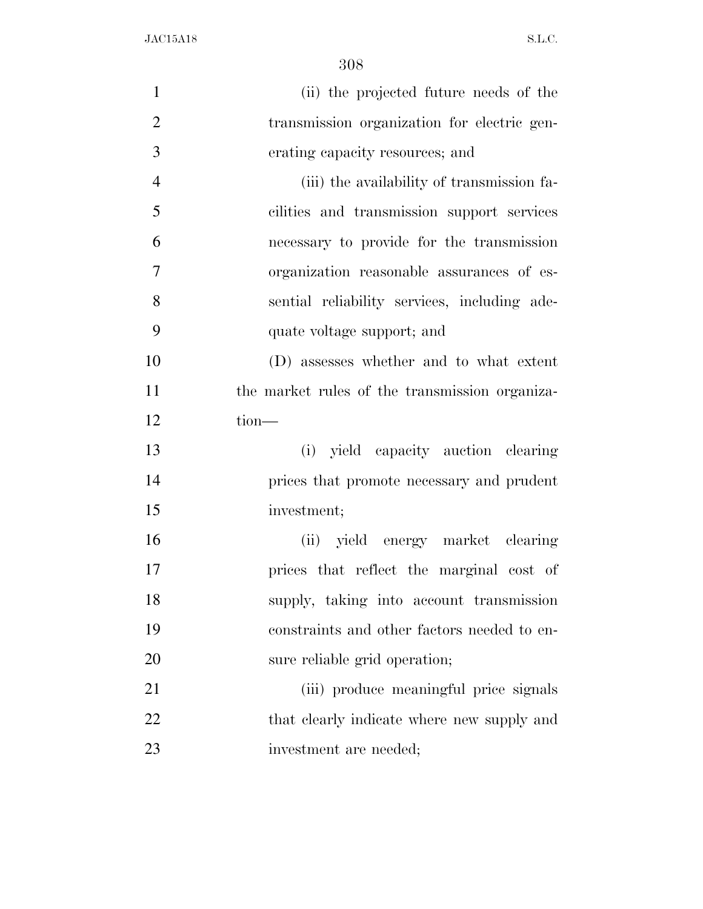(ii) the projected future needs of the transmission organization for electric generating capacity resources; and

(iii) the availability of transmission facilities and transmission support services necessary to provide for the transmission organization reasonable assurances of essential reliability services, including adequate voltage support; and

(D) assesses whether and to what extent the market rules of the transmission organization—

(i) yield capacity auction clearing prices that promote necessary and prudent investment;

(ii) yield energy market clearing prices that reflect the marginal cost of supply, taking into account transmission constraints and other factors needed to ensure reliable grid operation;

(iii) produce meaningful price signals that clearly indicate where new supply and investment are needed;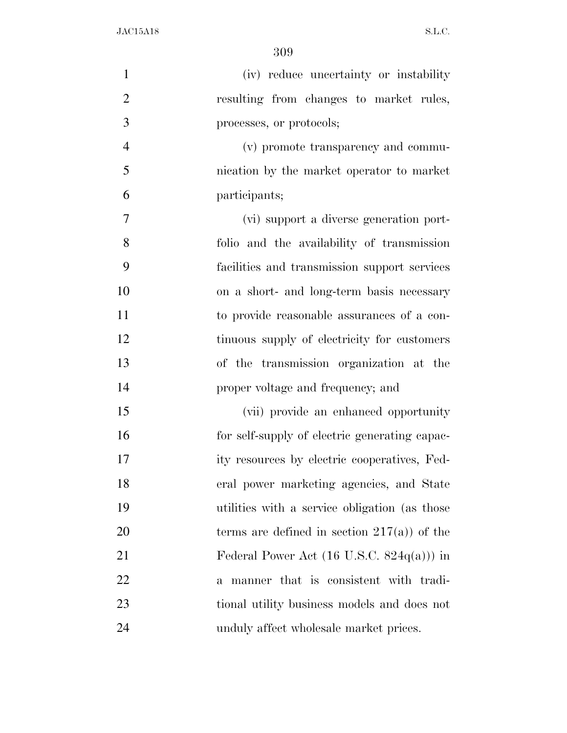(iv) reduce uncertainty or instability resulting from changes to market rules, processes, or protocols;

(v) promote transparency and communication by the market operator to market participants;

(vi) support a diverse generation portfolio and the availability of transmission facilities and transmission support services on a short- and long-term basis necessary to provide reasonable assurances of a continuous supply of electricity for customers of the transmission organization at the proper voltage and frequency; and

(vii) provide an enhanced opportunity for self-supply of electric generating capacity resources by electric cooperatives, Federal power marketing agencies, and State utilities with a service obligation (as those terms are defined in section 217(a)) of the Federal Power Act (16 U.S.C. 824q(a))) in a manner that is consistent with traditional utility business models and does not unduly affect wholesale market prices.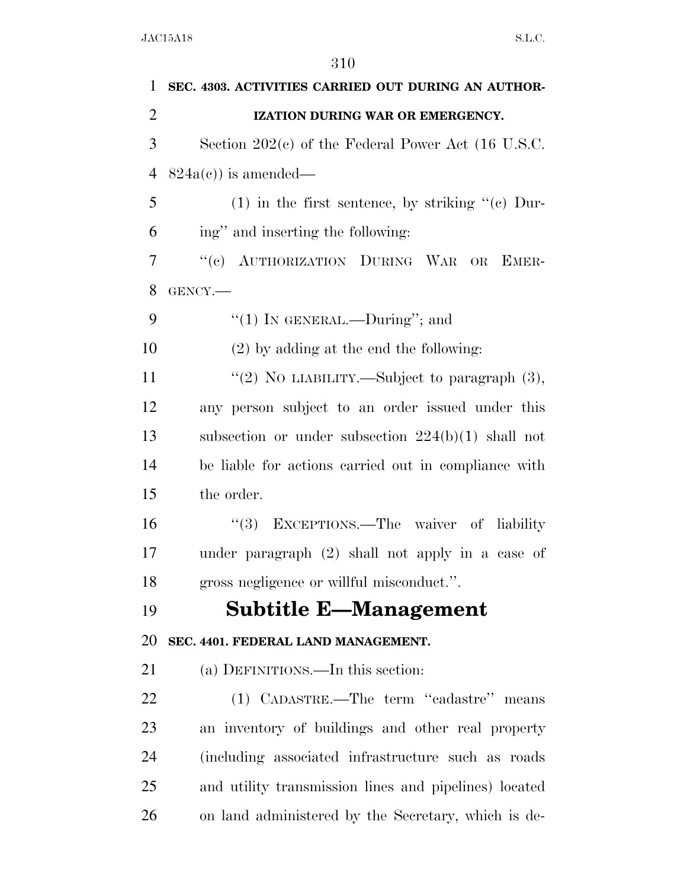**SEC. 4303. ACTIVITIES CARRIED OUT DURING AN AUTHORIZATION DURING WAR OR EMERGENCY.**

Section 202(c) of the Federal Power Act (16 U.S.C. 824a(c)) is amended—

(1) in the first sentence, by striking "(c) During" and inserting the following:

"(c) AUTHORIZATION DURING WAR OR EMERGENCY.—

"(1) IN GENERAL.—During"; and

(2) by adding at the end the following:

"(2) NO LIABILITY.—Subject to paragraph (3), any person subject to an order issued under this subsection or under subsection 224(b)(1) shall not be liable for actions carried out in compliance with the order.

"(3) EXCEPTIONS.—The waiver of liability under paragraph (2) shall not apply in a case of gross negligence or willful misconduct.".

## Subtitle E—Management

**SEC. 4401. FEDERAL LAND MANAGEMENT.**

(a) DEFINITIONS.—In this section:

(1) CADASTRE.—The term "cadastre" means an inventory of buildings and other real property (including associated infrastructure such as roads and utility transmission lines and pipelines) located on land administered by the Secretary, which is de-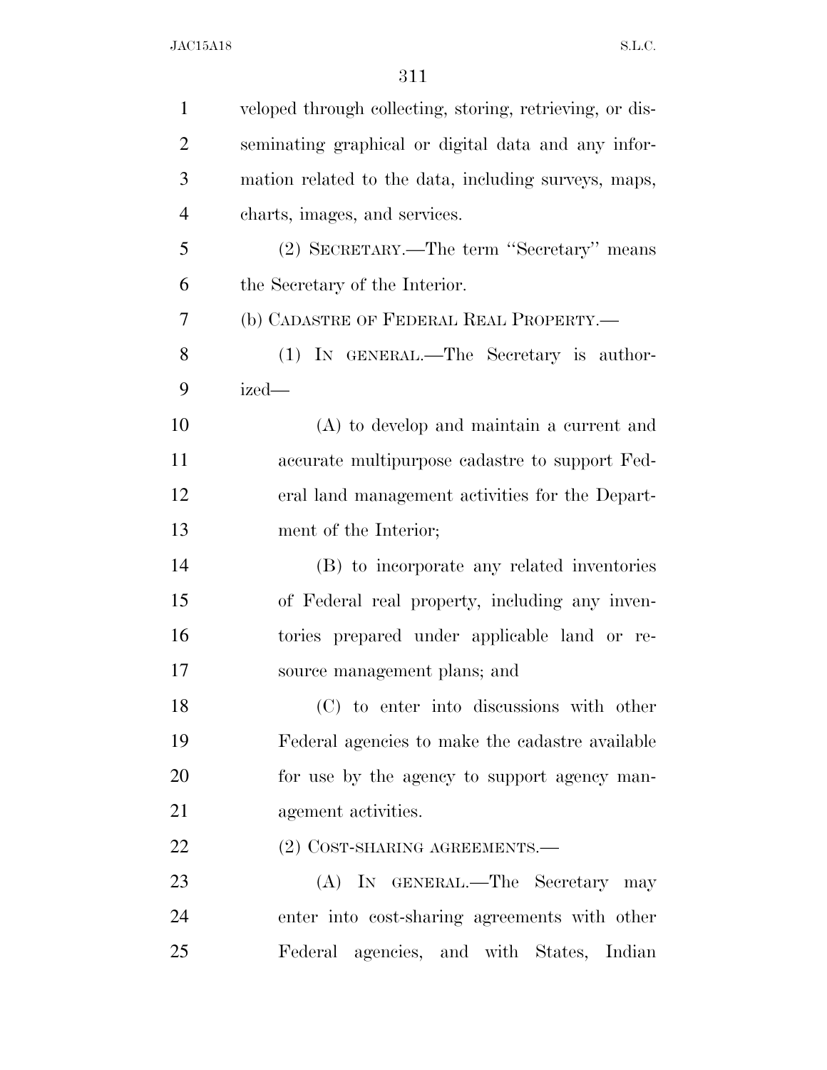veloped through collecting, storing, retrieving, or disseminating graphical or digital data and any information related to the data, including surveys, maps, charts, images, and services.

(2) SECRETARY.—The term "Secretary" means the Secretary of the Interior.

(b) CADASTRE OF FEDERAL REAL PROPERTY.—

(1) IN GENERAL.—The Secretary is authorized—

(A) to develop and maintain a current and accurate multipurpose cadastre to support Federal land management activities for the Department of the Interior;

(B) to incorporate any related inventories of Federal real property, including any inventories prepared under applicable land or resource management plans; and

(C) to enter into discussions with other Federal agencies to make the cadastre available for use by the agency to support agency management activities.

(2) COST-SHARING AGREEMENTS.—

(A) IN GENERAL.—The Secretary may enter into cost-sharing agreements with other Federal agencies, and with States, Indian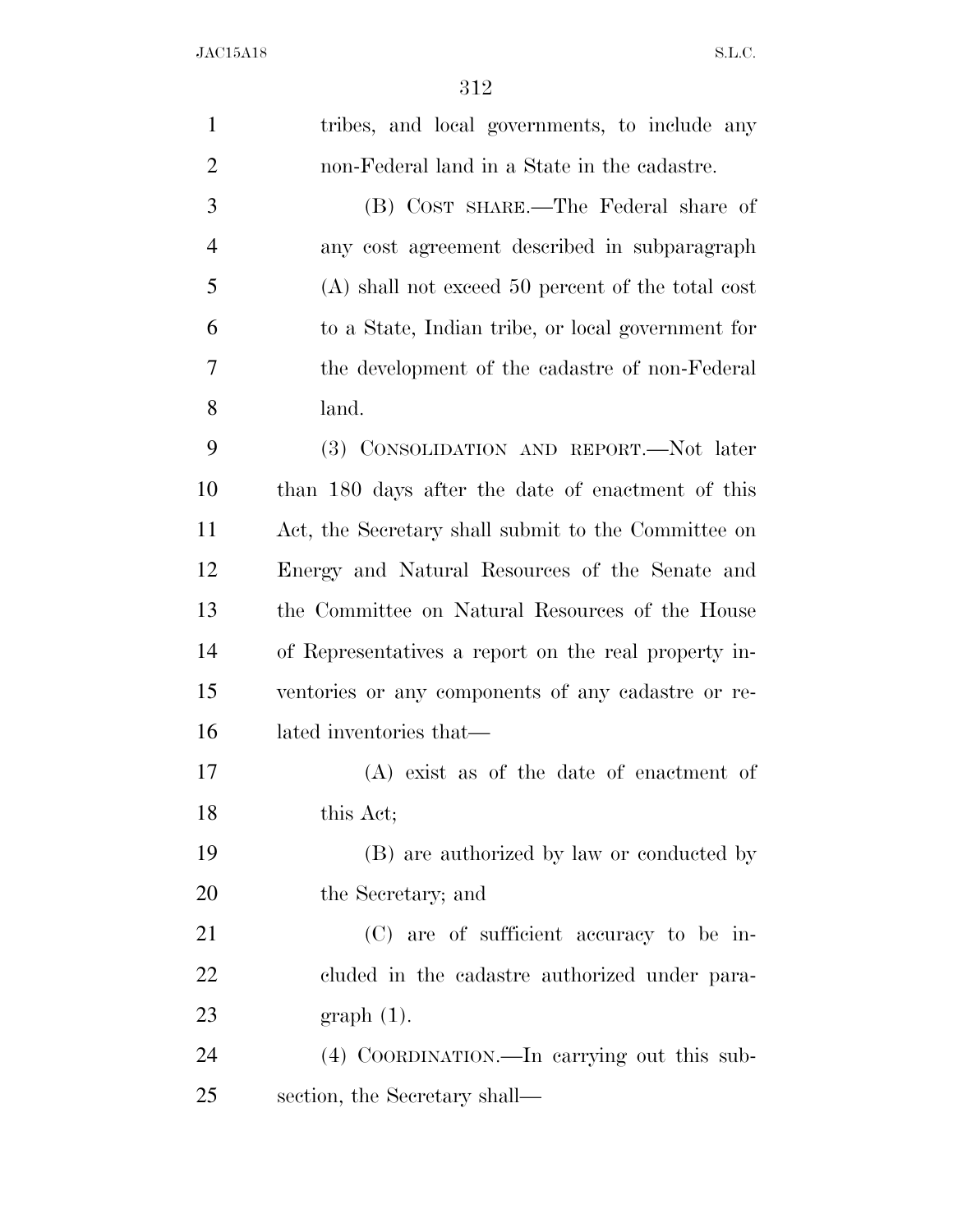tribes, and local governments, to include any non-Federal land in a State in the cadastre.

(B) COST SHARE.—The Federal share of any cost agreement described in subparagraph (A) shall not exceed 50 percent of the total cost to a State, Indian tribe, or local government for the development of the cadastre of non-Federal land.

(3) CONSOLIDATION AND REPORT.—Not later than 180 days after the date of enactment of this Act, the Secretary shall submit to the Committee on Energy and Natural Resources of the Senate and the Committee on Natural Resources of the House of Representatives a report on the real property inventories or any components of any cadastre or related inventories that—

(A) exist as of the date of enactment of this Act;

(B) are authorized by law or conducted by the Secretary; and

(C) are of sufficient accuracy to be included in the cadastre authorized under paragraph (1).

(4) COORDINATION.—In carrying out this subsection, the Secretary shall—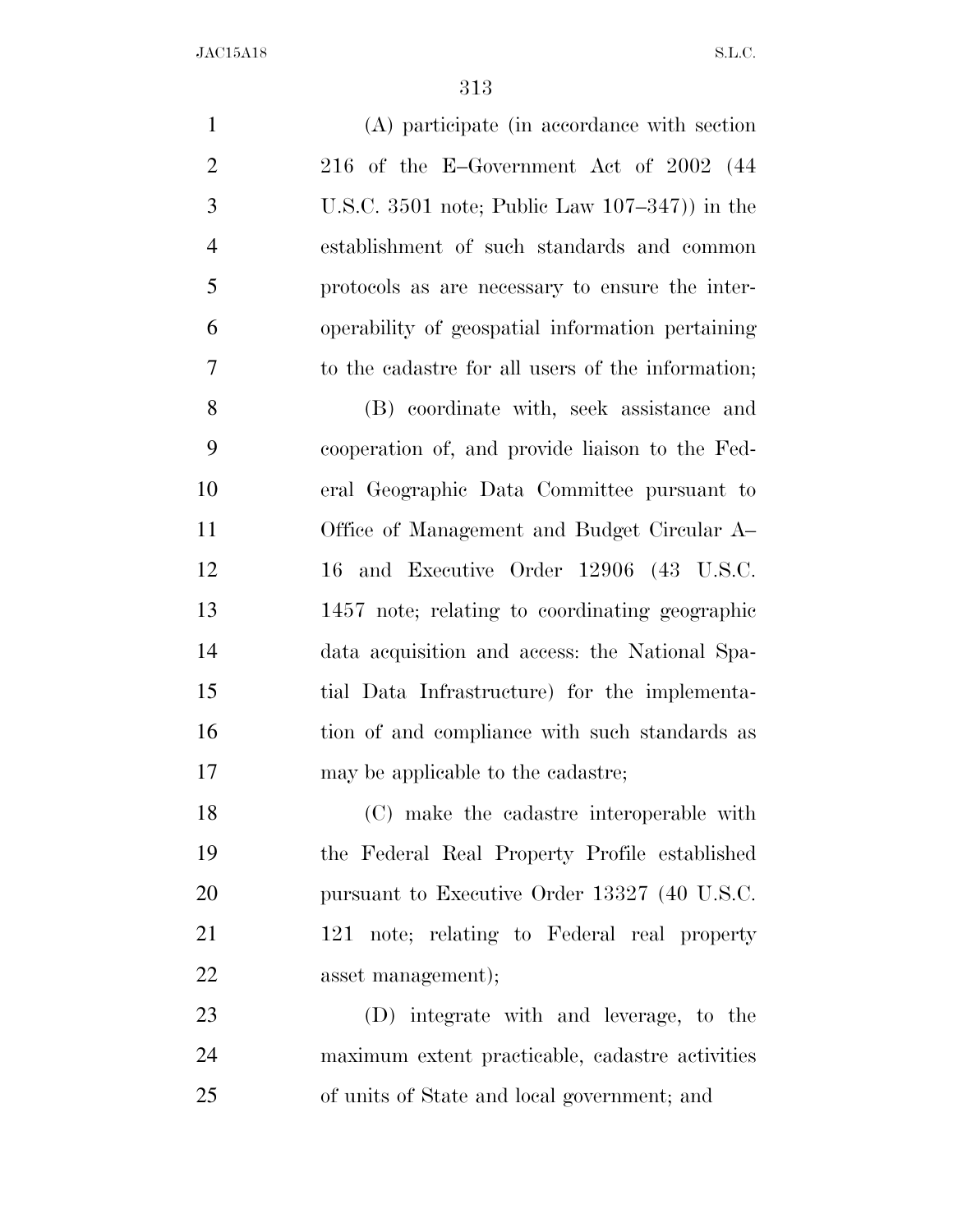(A) participate (in accordance with section 216 of the E–Government Act of 2002 (44 U.S.C. 3501 note; Public Law 107–347)) in the establishment of such standards and common protocols as are necessary to ensure the interoperability of geospatial information pertaining to the cadastre for all users of the information;

(B) coordinate with, seek assistance and cooperation of, and provide liaison to the Federal Geographic Data Committee pursuant to Office of Management and Budget Circular A–16 and Executive Order 12906 (43 U.S.C. 1457 note; relating to coordinating geographic data acquisition and access: the National Spatial Data Infrastructure) for the implementation of and compliance with such standards as may be applicable to the cadastre;

(C) make the cadastre interoperable with the Federal Real Property Profile established pursuant to Executive Order 13327 (40 U.S.C. 121 note; relating to Federal real property asset management);

(D) integrate with and leverage, to the maximum extent practicable, cadastre activities of units of State and local government; and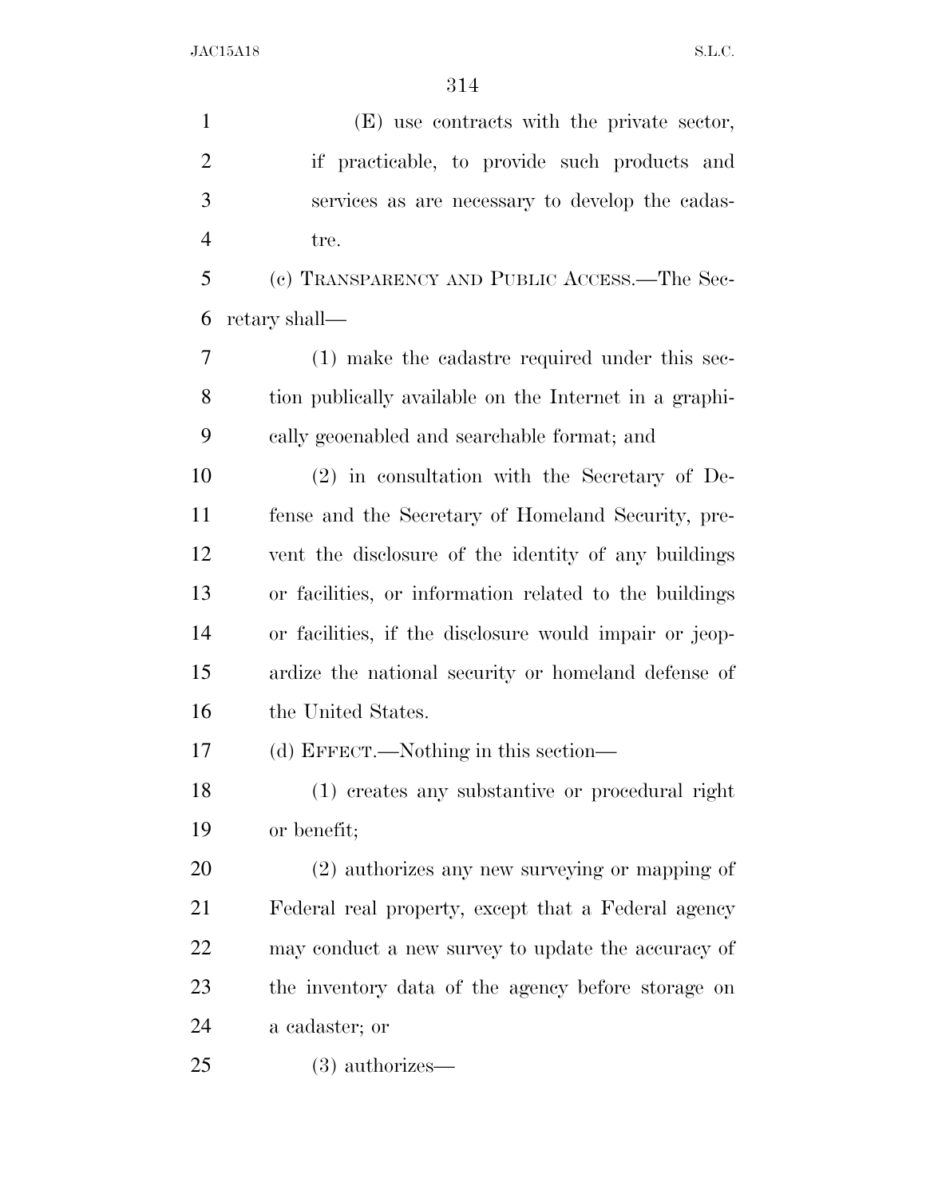(E) use contracts with the private sector, if practicable, to provide such products and services as are necessary to develop the cadastre.

(c) TRANSPARENCY AND PUBLIC ACCESS.—The Secretary shall—

(1) make the cadastre required under this section publically available on the Internet in a graphically geoenabled and searchable format; and

(2) in consultation with the Secretary of Defense and the Secretary of Homeland Security, prevent the disclosure of the identity of any buildings or facilities, or information related to the buildings or facilities, if the disclosure would impair or jeopardize the national security or homeland defense of the United States.

(d) EFFECT.—Nothing in this section—

(1) creates any substantive or procedural right or benefit;

(2) authorizes any new surveying or mapping of Federal real property, except that a Federal agency may conduct a new survey to update the accuracy of the inventory data of the agency before storage on a cadaster; or

(3) authorizes—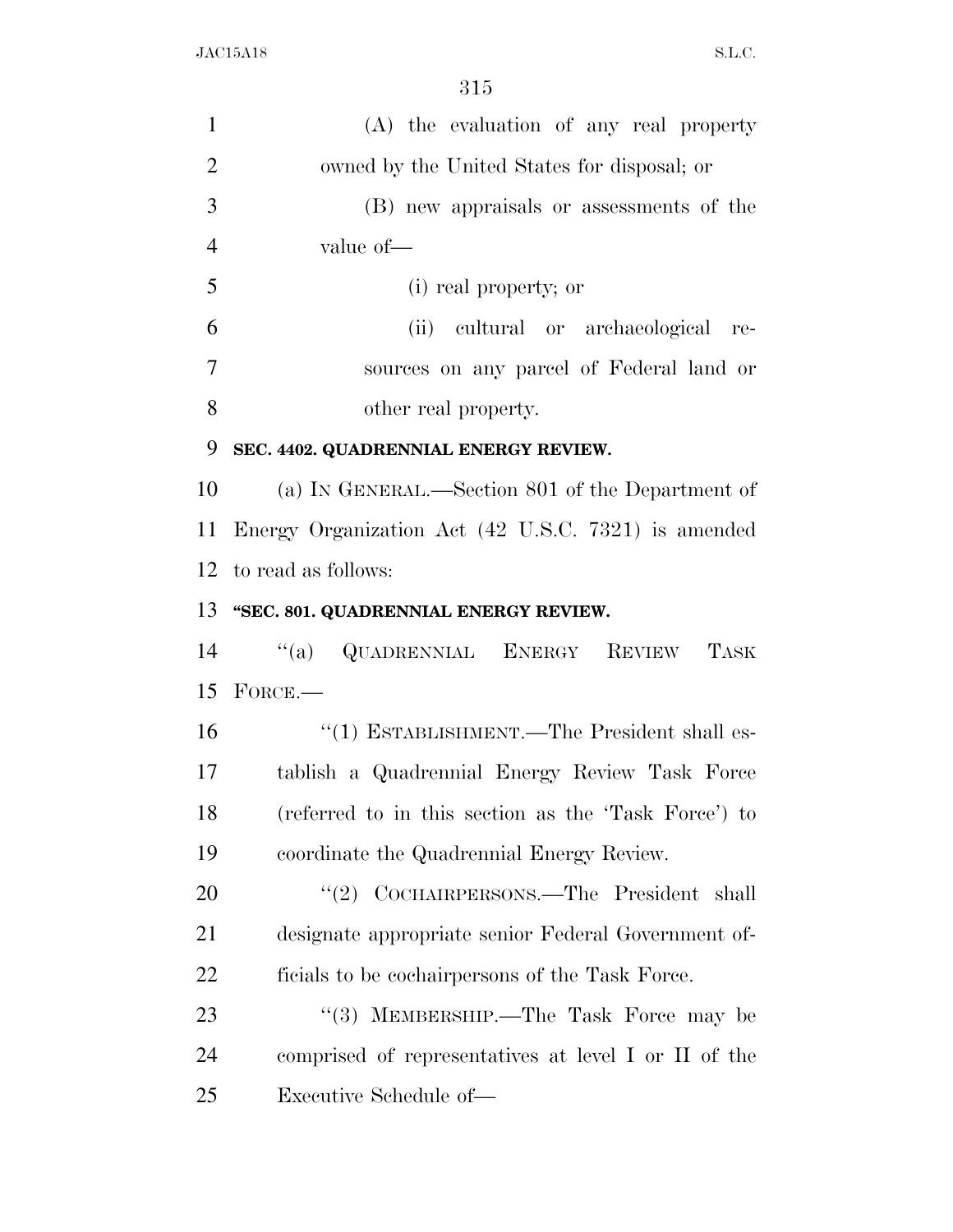(A) the evaluation of any real property owned by the United States for disposal; or

(B) new appraisals or assessments of the value of—

(i) real property; or

(ii) cultural or archaeological resources on any parcel of Federal land or other real property.

**SEC. 4402. QUADRENNIAL ENERGY REVIEW.**

(a) IN GENERAL.—Section 801 of the Department of Energy Organization Act (42 U.S.C. 7321) is amended to read as follows:

**"SEC. 801. QUADRENNIAL ENERGY REVIEW.**

"(a) QUADRENNIAL ENERGY REVIEW TASK FORCE.—

"(1) ESTABLISHMENT.—The President shall establish a Quadrennial Energy Review Task Force (referred to in this section as the 'Task Force') to coordinate the Quadrennial Energy Review.

"(2) COCHAIRPERSONS.—The President shall designate appropriate senior Federal Government officials to be cochairpersons of the Task Force.

"(3) MEMBERSHIP.—The Task Force may be comprised of representatives at level I or II of the Executive Schedule of—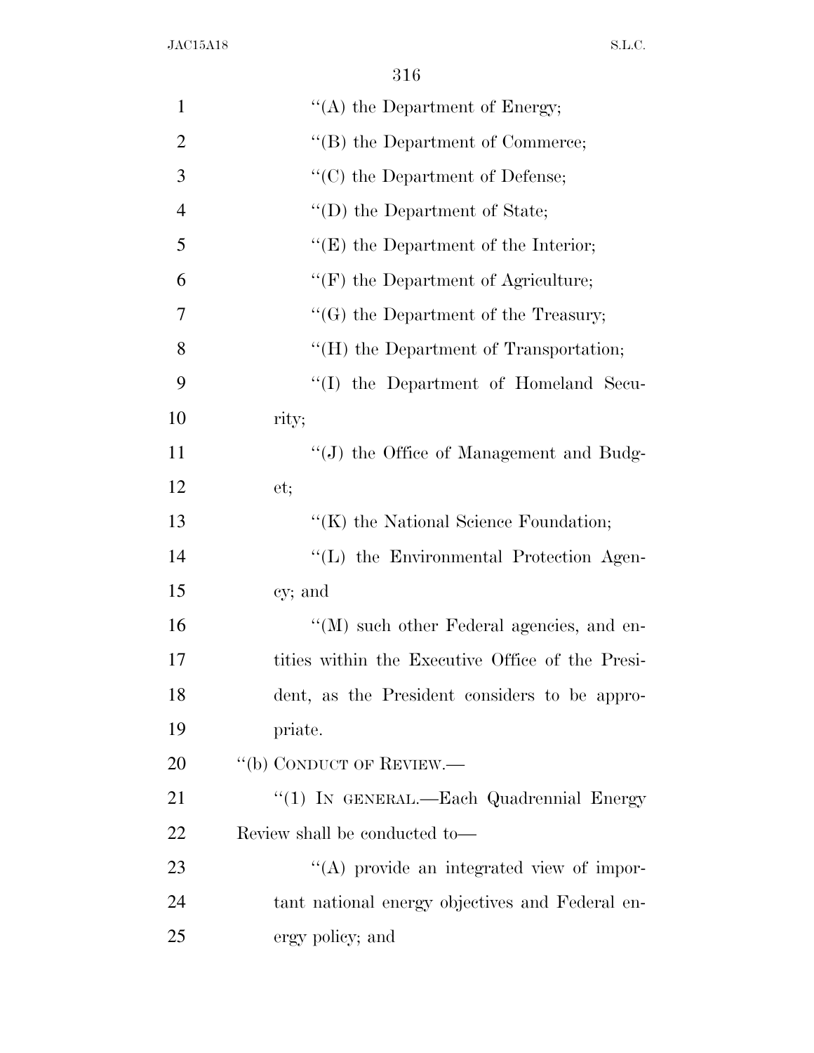''(A) the Department of Energy;

''(B) the Department of Commerce;

''(C) the Department of Defense;

''(D) the Department of State;

''(E) the Department of the Interior;

''(F) the Department of Agriculture;

''(G) the Department of the Treasury;

''(H) the Department of Transportation;

''(I) the Department of Homeland Security;

''(J) the Office of Management and Budget;

''(K) the National Science Foundation;

''(L) the Environmental Protection Agency; and

''(M) such other Federal agencies, and entities within the Executive Office of the President, as the President considers to be appropriate.

''(b) CONDUCT OF REVIEW.—

''(1) IN GENERAL.—Each Quadrennial Energy Review shall be conducted to—

''(A) provide an integrated view of important national energy objectives and Federal energy policy; and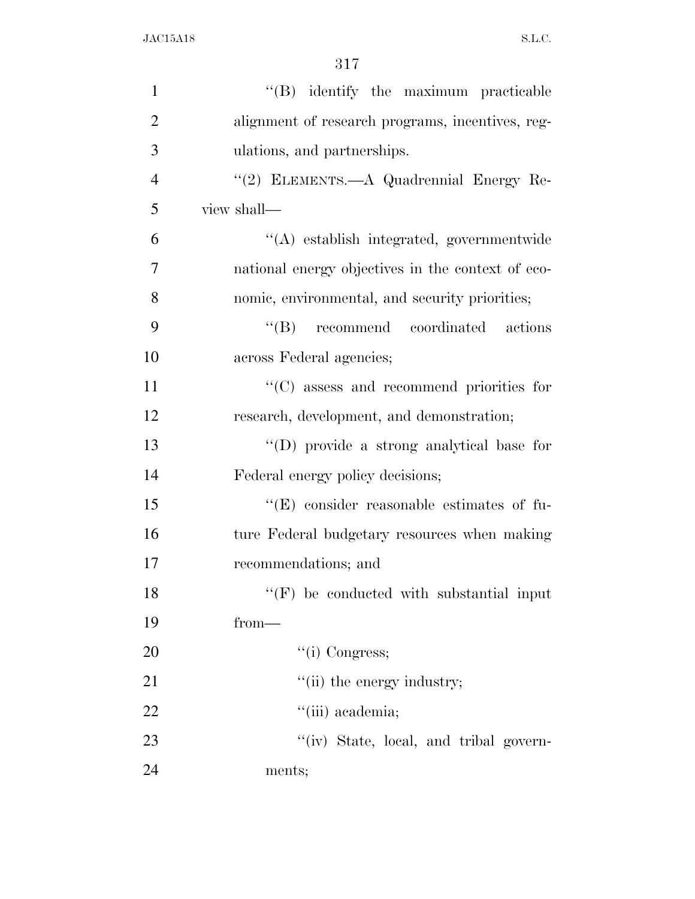"(B) identify the maximum practicable alignment of research programs, incentives, regulations, and partnerships.

"(2) ELEMENTS.—A Quadrennial Energy Review shall—

"(A) establish integrated, governmentwide national energy objectives in the context of economic, environmental, and security priorities;

"(B) recommend coordinated actions across Federal agencies;

"(C) assess and recommend priorities for research, development, and demonstration;

"(D) provide a strong analytical base for Federal energy policy decisions;

"(E) consider reasonable estimates of future Federal budgetary resources when making recommendations; and

"(F) be conducted with substantial input from—

"(i) Congress;

"(ii) the energy industry;

"(iii) academia;

"(iv) State, local, and tribal governments;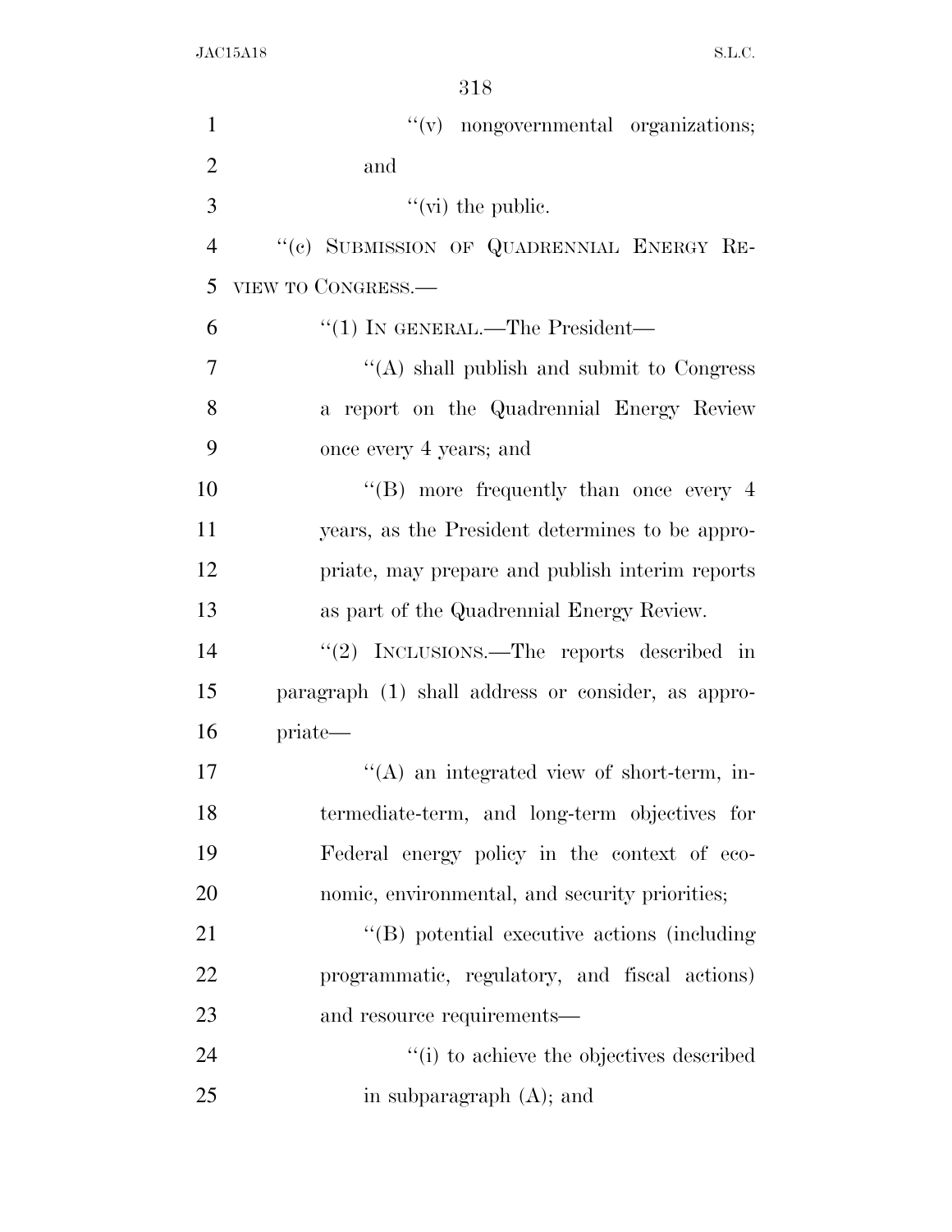"(v) nongovernmental organizations; and

"(vi) the public.

"(c) SUBMISSION OF QUADRENNIAL ENERGY REVIEW TO CONGRESS.—

"(1) IN GENERAL.—The President—

"(A) shall publish and submit to Congress a report on the Quadrennial Energy Review once every 4 years; and

"(B) more frequently than once every 4 years, as the President determines to be appropriate, may prepare and publish interim reports as part of the Quadrennial Energy Review.

"(2) INCLUSIONS.—The reports described in paragraph (1) shall address or consider, as appropriate—

"(A) an integrated view of short-term, intermediate-term, and long-term objectives for Federal energy policy in the context of economic, environmental, and security priorities;

"(B) potential executive actions (including programmatic, regulatory, and fiscal actions) and resource requirements—

"(i) to achieve the objectives described in subparagraph (A); and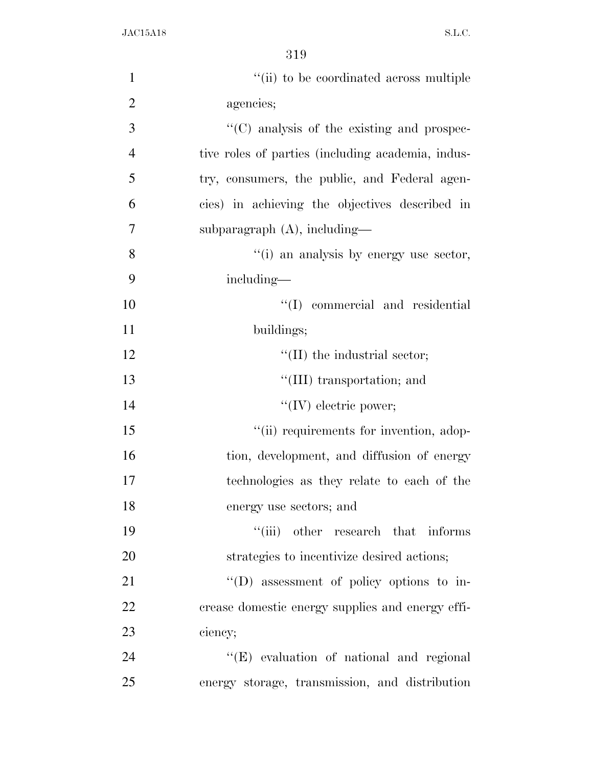''(ii) to be coordinated across multiple agencies;

''(C) analysis of the existing and prospective roles of parties (including academia, industry, consumers, the public, and Federal agencies) in achieving the objectives described in subparagraph (A), including—

''(i) an analysis by energy use sector, including—

''(I) commercial and residential buildings;

''(II) the industrial sector;

''(III) transportation; and

''(IV) electric power;

''(ii) requirements for invention, adoption, development, and diffusion of energy technologies as they relate to each of the energy use sectors; and

''(iii) other research that informs strategies to incentivize desired actions;

''(D) assessment of policy options to increase domestic energy supplies and energy efficiency;

''(E) evaluation of national and regional energy storage, transmission, and distribution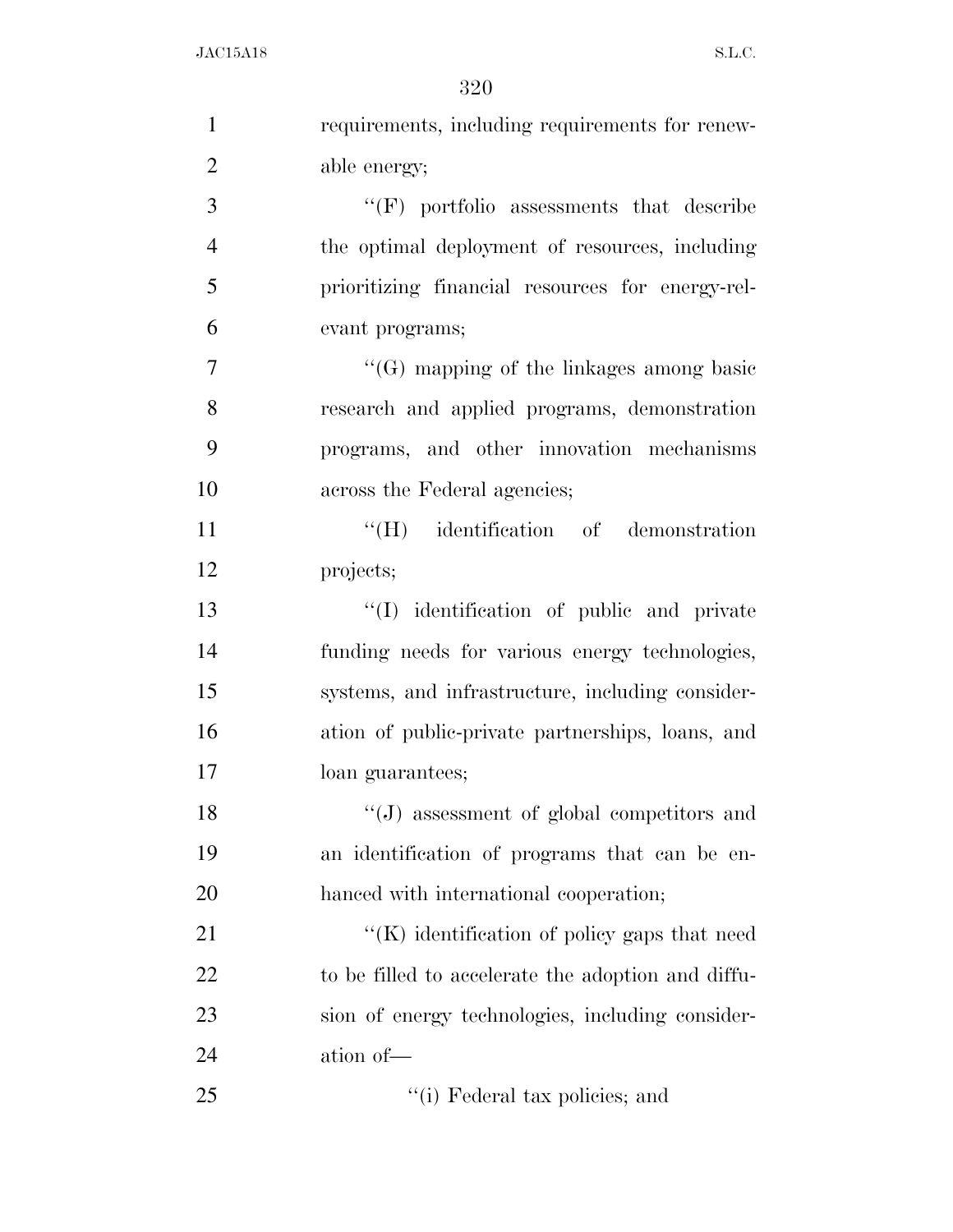requirements, including requirements for renewable energy;

''(F) portfolio assessments that describe the optimal deployment of resources, including prioritizing financial resources for energy-relevant programs;

''(G) mapping of the linkages among basic research and applied programs, demonstration programs, and other innovation mechanisms across the Federal agencies;

''(H) identification of demonstration projects;

''(I) identification of public and private funding needs for various energy technologies, systems, and infrastructure, including consideration of public-private partnerships, loans, and loan guarantees;

''(J) assessment of global competitors and an identification of programs that can be enhanced with international cooperation;

''(K) identification of policy gaps that need to be filled to accelerate the adoption and diffusion of energy technologies, including consideration of—

''(i) Federal tax policies; and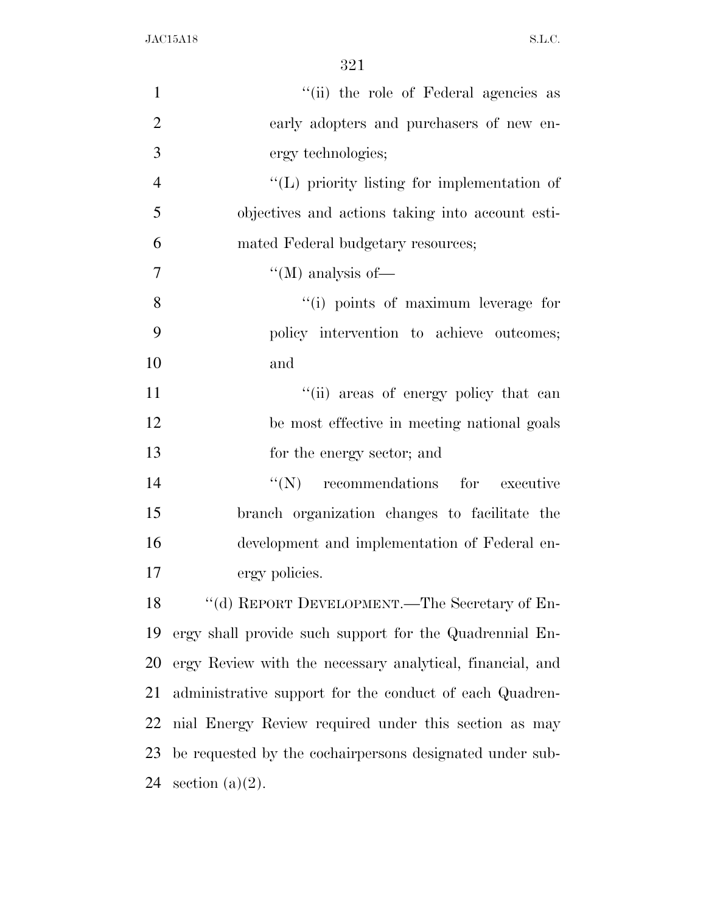''(ii) the role of Federal agencies as early adopters and purchasers of new energy technologies;

''(L) priority listing for implementation of objectives and actions taking into account estimated Federal budgetary resources;

''(M) analysis of—

''(i) points of maximum leverage for policy intervention to achieve outcomes; and

''(ii) areas of energy policy that can be most effective in meeting national goals for the energy sector; and

''(N) recommendations for executive branch organization changes to facilitate the development and implementation of Federal energy policies.

''(d) REPORT DEVELOPMENT.—The Secretary of Energy shall provide such support for the Quadrennial Energy Review with the necessary analytical, financial, and administrative support for the conduct of each Quadrennial Energy Review required under this section as may be requested by the cochairpersons designated under subsection (a)(2).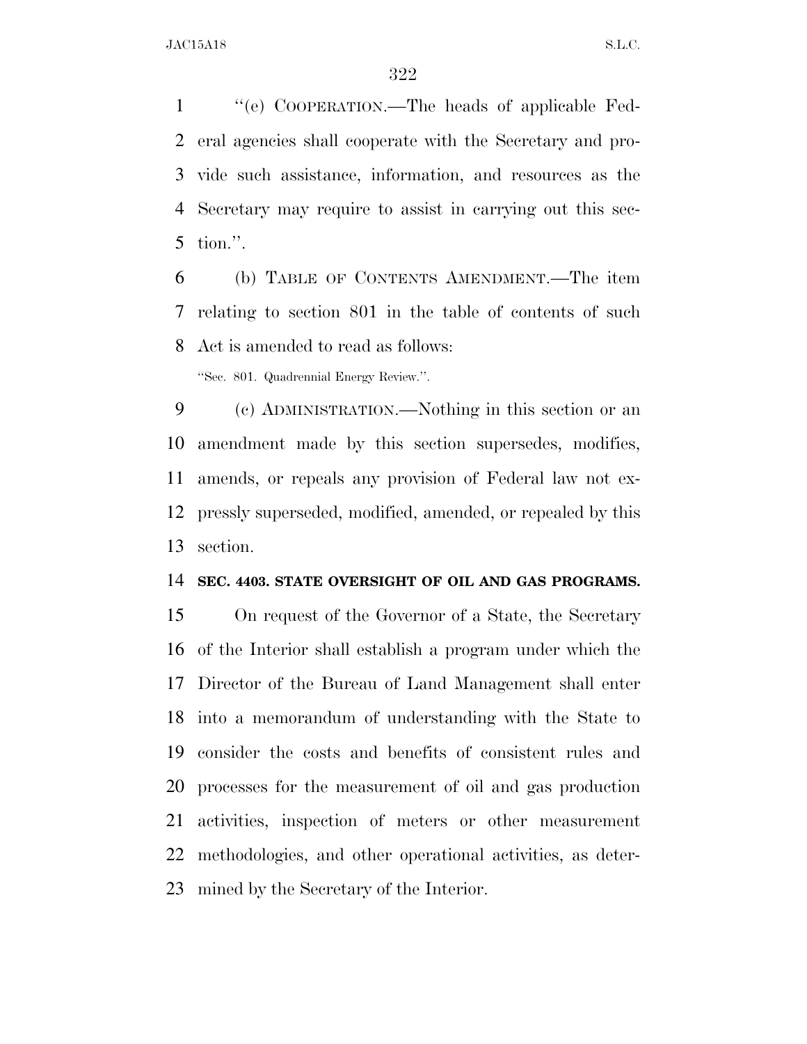"(e) COOPERATION.—The heads of applicable Federal agencies shall cooperate with the Secretary and provide such assistance, information, and resources as the Secretary may require to assist in carrying out this section.".

(b) TABLE OF CONTENTS AMENDMENT.—The item relating to section 801 in the table of contents of such Act is amended to read as follows:

"Sec. 801. Quadrennial Energy Review.".

(c) ADMINISTRATION.—Nothing in this section or an amendment made by this section supersedes, modifies, amends, or repeals any provision of Federal law not expressly superseded, modified, amended, or repealed by this section.

**SEC. 4403. STATE OVERSIGHT OF OIL AND GAS PROGRAMS.**

On request of the Governor of a State, the Secretary of the Interior shall establish a program under which the Director of the Bureau of Land Management shall enter into a memorandum of understanding with the State to consider the costs and benefits of consistent rules and processes for the measurement of oil and gas production activities, inspection of meters or other measurement methodologies, and other operational activities, as determined by the Secretary of the Interior.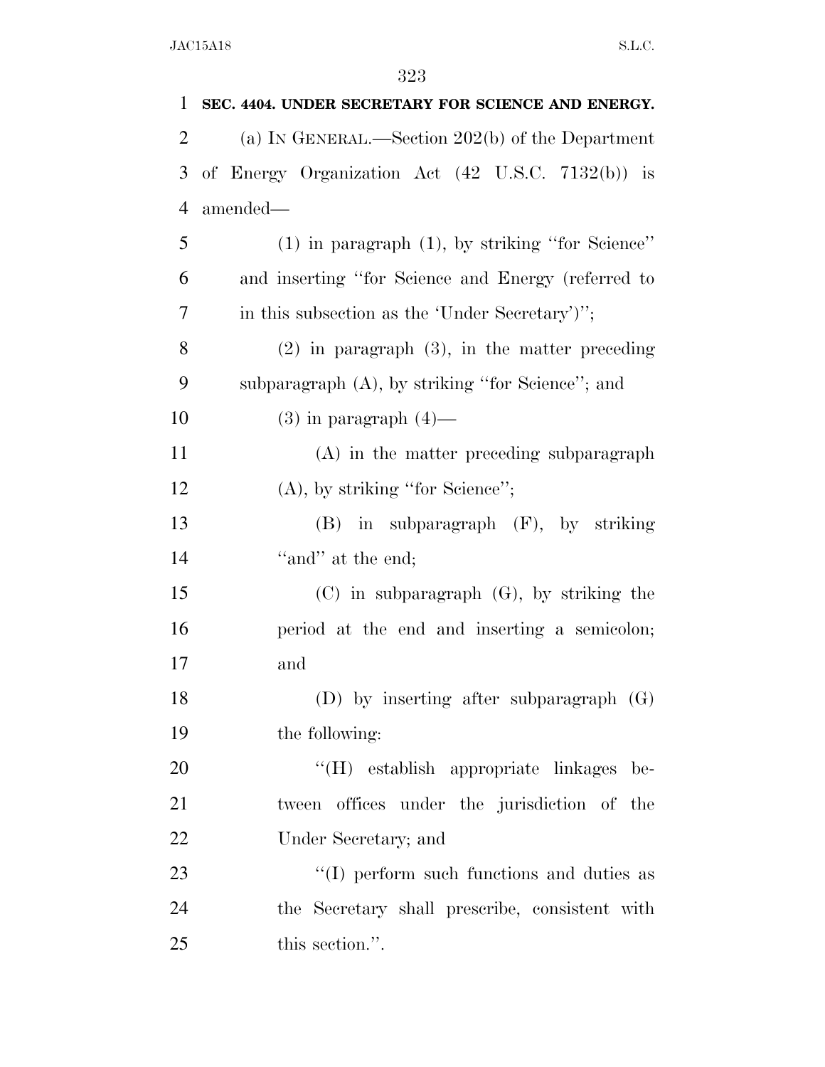**SEC. 4404. UNDER SECRETARY FOR SCIENCE AND ENERGY.**

(a) IN GENERAL.—Section 202(b) of the Department of Energy Organization Act (42 U.S.C. 7132(b)) is amended—

(1) in paragraph (1), by striking ''for Science'' and inserting ''for Science and Energy (referred to in this subsection as the 'Under Secretary')'';

(2) in paragraph (3), in the matter preceding subparagraph (A), by striking ''for Science''; and

(3) in paragraph (4)—

(A) in the matter preceding subparagraph (A), by striking ''for Science'';

(B) in subparagraph (F), by striking ''and'' at the end;

(C) in subparagraph (G), by striking the period at the end and inserting a semicolon; and

(D) by inserting after subparagraph (G) the following:

''(H) establish appropriate linkages between offices under the jurisdiction of the Under Secretary; and

''(I) perform such functions and duties as the Secretary shall prescribe, consistent with this section.''.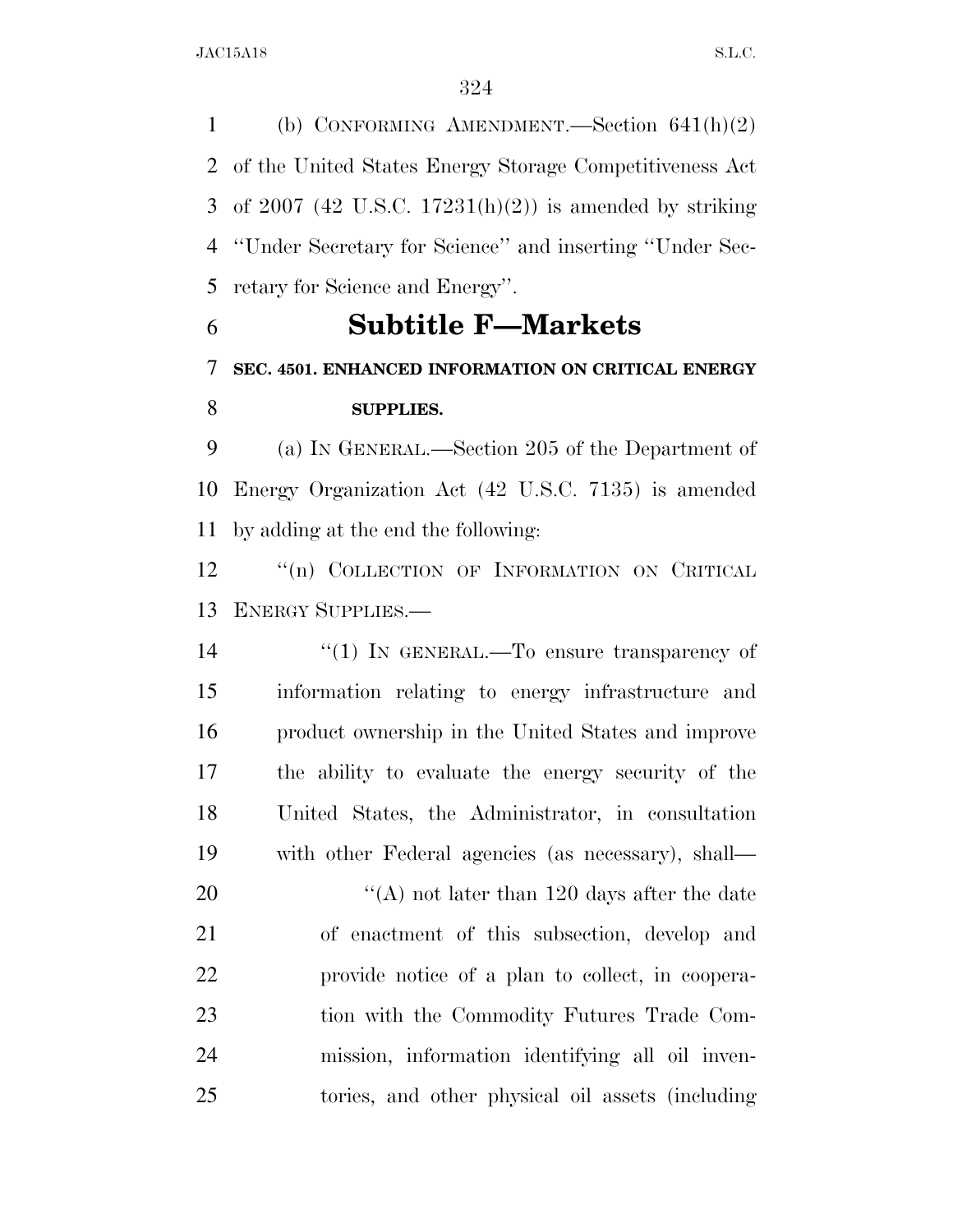(b) CONFORMING AMENDMENT.—Section 641(h)(2) of the United States Energy Storage Competitiveness Act of 2007 (42 U.S.C. 17231(h)(2)) is amended by striking ''Under Secretary for Science'' and inserting ''Under Secretary for Science and Energy''.

## Subtitle F—Markets

### SEC. 4501. ENHANCED INFORMATION ON CRITICAL ENERGY SUPPLIES.

(a) IN GENERAL.—Section 205 of the Department of Energy Organization Act (42 U.S.C. 7135) is amended by adding at the end the following:

''(n) COLLECTION OF INFORMATION ON CRITICAL ENERGY SUPPLIES.—

''(1) IN GENERAL.—To ensure transparency of information relating to energy infrastructure and product ownership in the United States and improve the ability to evaluate the energy security of the United States, the Administrator, in consultation with other Federal agencies (as necessary), shall—

''(A) not later than 120 days after the date of enactment of this subsection, develop and provide notice of a plan to collect, in cooperation with the Commodity Futures Trade Commission, information identifying all oil inventories, and other physical oil assets (including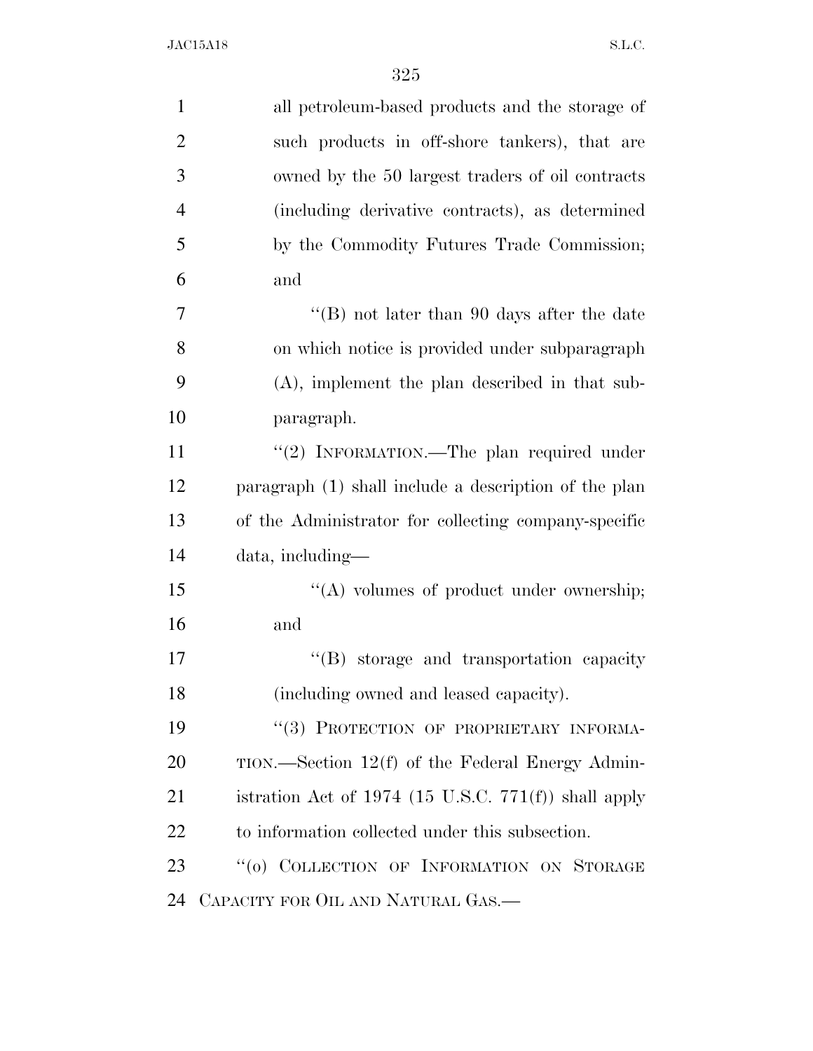all petroleum-based products and the storage of such products in off-shore tankers), that are owned by the 50 largest traders of oil contracts (including derivative contracts), as determined by the Commodity Futures Trade Commission; and

"(B) not later than 90 days after the date on which notice is provided under subparagraph (A), implement the plan described in that subparagraph.

"(2) INFORMATION.—The plan required under paragraph (1) shall include a description of the plan of the Administrator for collecting company-specific data, including—

"(A) volumes of product under ownership; and

"(B) storage and transportation capacity (including owned and leased capacity).

"(3) PROTECTION OF PROPRIETARY INFORMATION.—Section 12(f) of the Federal Energy Administration Act of 1974 (15 U.S.C. 771(f)) shall apply to information collected under this subsection.

"(o) COLLECTION OF INFORMATION ON STORAGE CAPACITY FOR OIL AND NATURAL GAS.—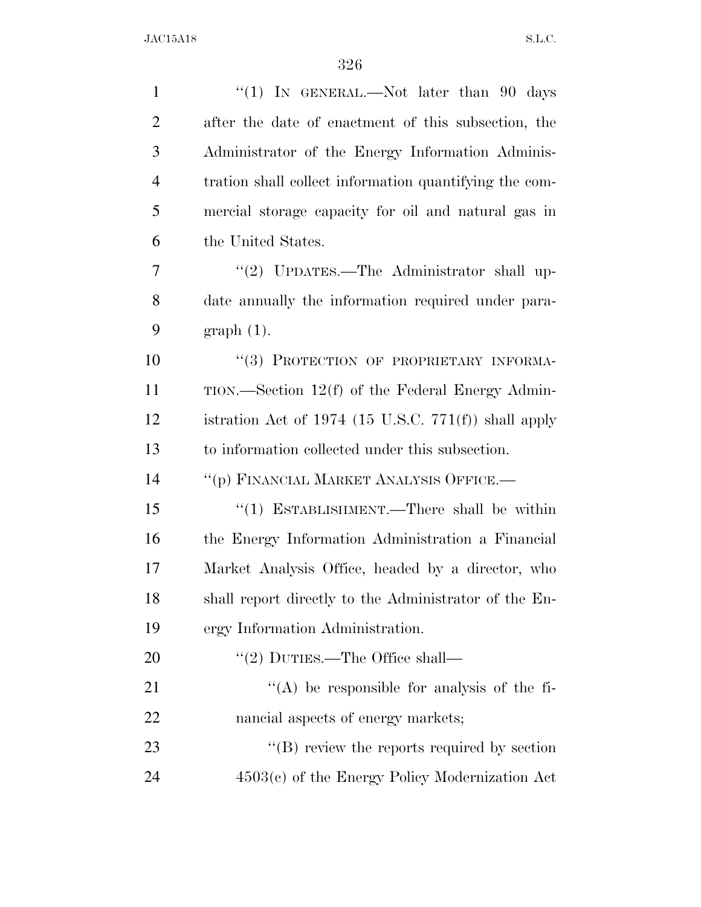"(1) IN GENERAL.—Not later than 90 days after the date of enactment of this subsection, the Administrator of the Energy Information Administration shall collect information quantifying the commercial storage capacity for oil and natural gas in the United States.

"(2) UPDATES.—The Administrator shall update annually the information required under paragraph (1).

"(3) PROTECTION OF PROPRIETARY INFORMATION.—Section 12(f) of the Federal Energy Administration Act of 1974 (15 U.S.C. 771(f)) shall apply to information collected under this subsection.

"(p) FINANCIAL MARKET ANALYSIS OFFICE.—

"(1) ESTABLISHMENT.—There shall be within the Energy Information Administration a Financial Market Analysis Office, headed by a director, who shall report directly to the Administrator of the Energy Information Administration.

"(2) DUTIES.—The Office shall—

"(A) be responsible for analysis of the financial aspects of energy markets;

"(B) review the reports required by section 4503(c) of the Energy Policy Modernization Act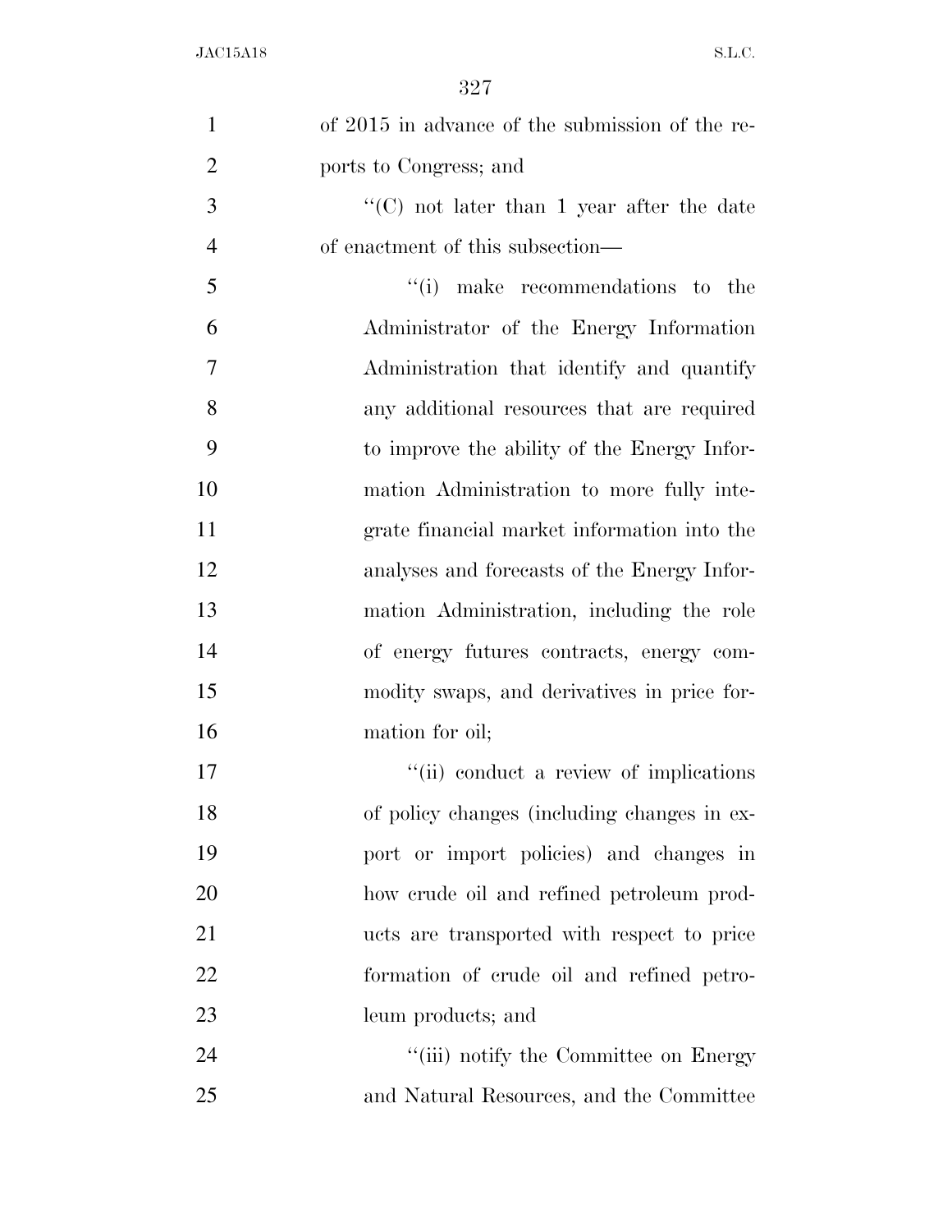of 2015 in advance of the submission of the reports to Congress; and

''(C) not later than 1 year after the date of enactment of this subsection—

''(i) make recommendations to the Administrator of the Energy Information Administration that identify and quantify any additional resources that are required to improve the ability of the Energy Information Administration to more fully integrate financial market information into the analyses and forecasts of the Energy Information Administration, including the role of energy futures contracts, energy commodity swaps, and derivatives in price formation for oil;

''(ii) conduct a review of implications of policy changes (including changes in export or import policies) and changes in how crude oil and refined petroleum products are transported with respect to price formation of crude oil and refined petroleum products; and

''(iii) notify the Committee on Energy and Natural Resources, and the Committee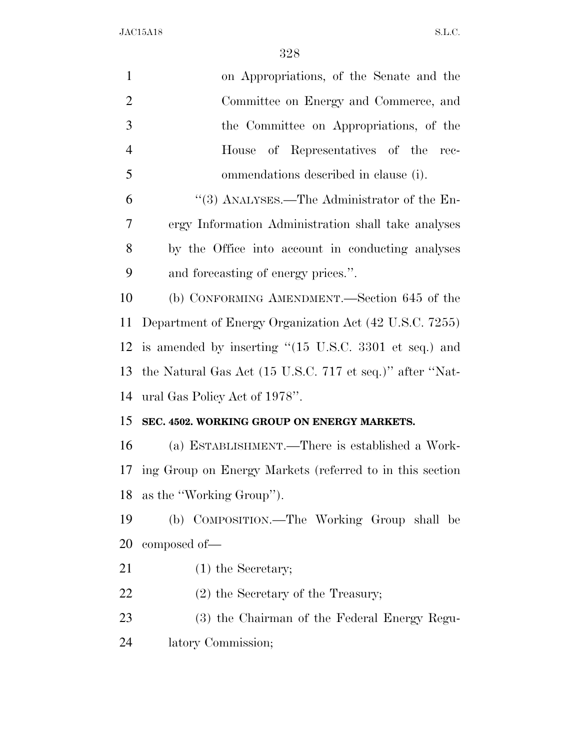on Appropriations, of the Senate and the Committee on Energy and Commerce, and the Committee on Appropriations, of the House of Representatives of the recommendations described in clause (i).

"(3) ANALYSES.—The Administrator of the Energy Information Administration shall take analyses by the Office into account in conducting analyses and forecasting of energy prices.".

(b) CONFORMING AMENDMENT.—Section 645 of the Department of Energy Organization Act (42 U.S.C. 7255) is amended by inserting "(15 U.S.C. 3301 et seq.) and the Natural Gas Act (15 U.S.C. 717 et seq.)" after "Natural Gas Policy Act of 1978".

**SEC. 4502. WORKING GROUP ON ENERGY MARKETS.**

(a) ESTABLISHMENT.—There is established a Working Group on Energy Markets (referred to in this section as the "Working Group").

(b) COMPOSITION.—The Working Group shall be composed of—

(1) the Secretary;

(2) the Secretary of the Treasury;

(3) the Chairman of the Federal Energy Regulatory Commission;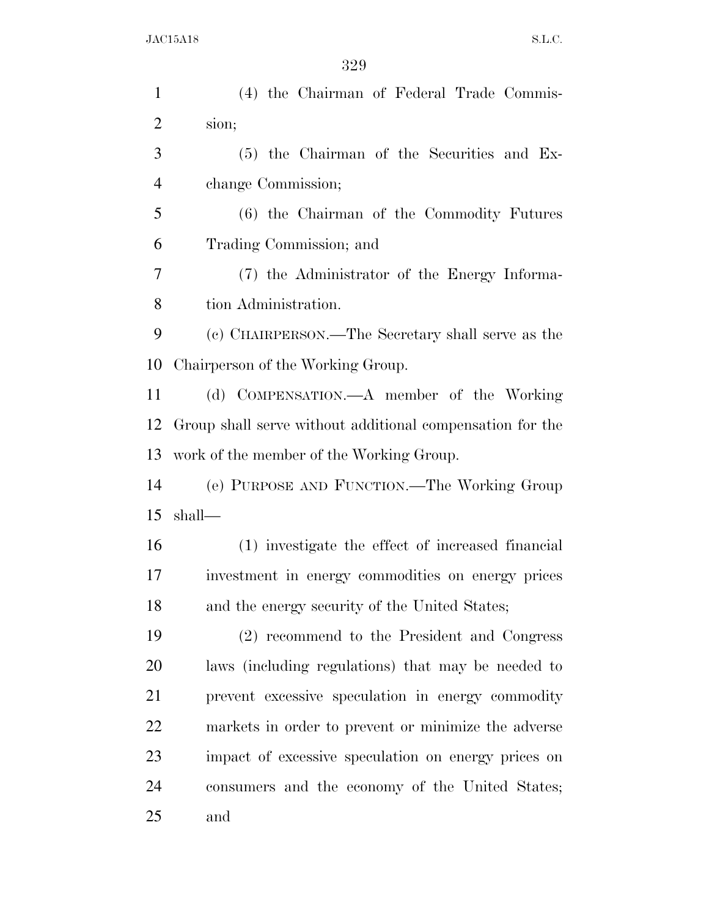(4) the Chairman of Federal Trade Commission;

(5) the Chairman of the Securities and Exchange Commission;

(6) the Chairman of the Commodity Futures Trading Commission; and

(7) the Administrator of the Energy Information Administration.

(c) CHAIRPERSON.—The Secretary shall serve as the Chairperson of the Working Group.

(d) COMPENSATION.—A member of the Working Group shall serve without additional compensation for the work of the member of the Working Group.

(e) PURPOSE AND FUNCTION.—The Working Group shall—

(1) investigate the effect of increased financial investment in energy commodities on energy prices and the energy security of the United States;

(2) recommend to the President and Congress laws (including regulations) that may be needed to prevent excessive speculation in energy commodity markets in order to prevent or minimize the adverse impact of excessive speculation on energy prices on consumers and the economy of the United States; and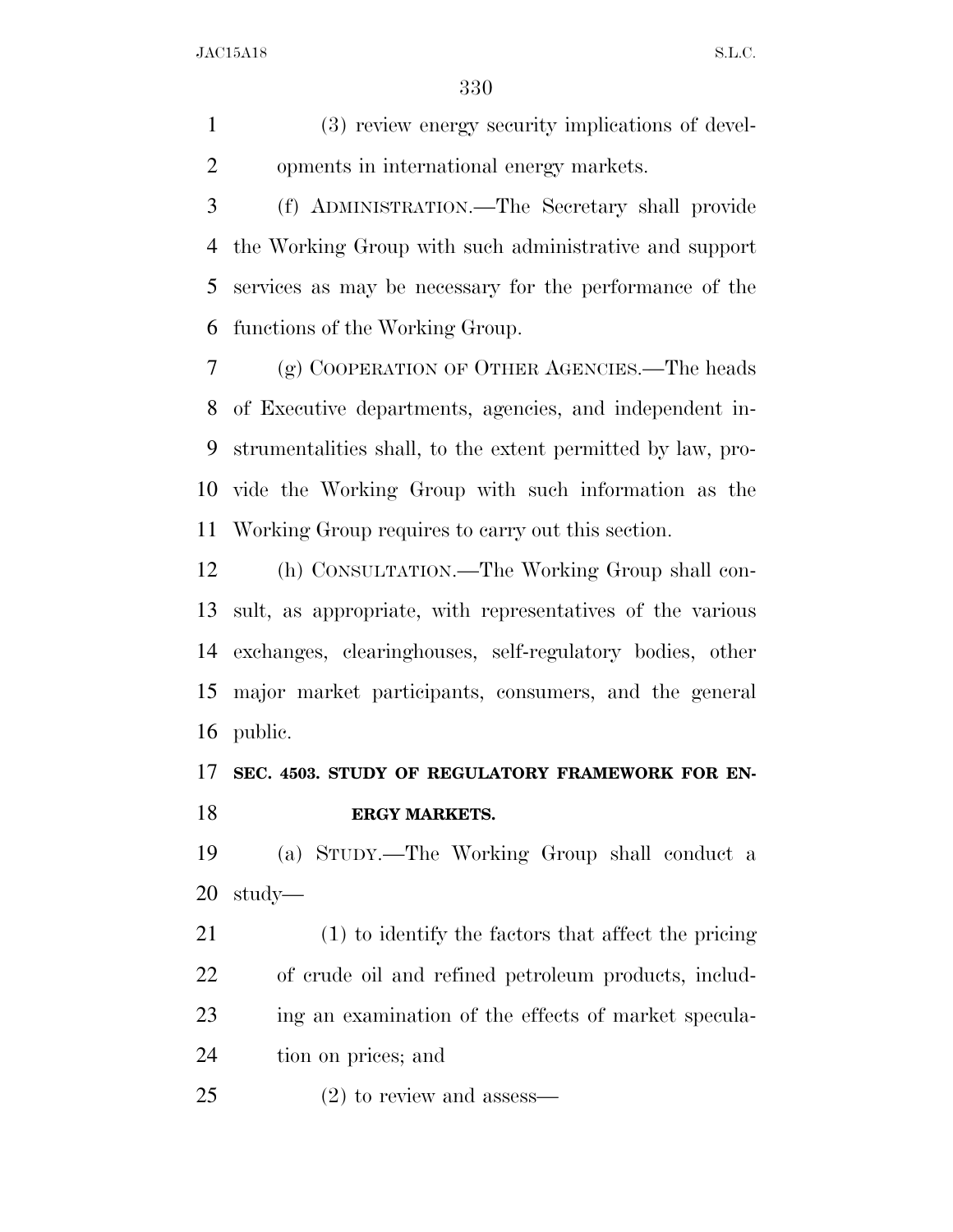(3) review energy security implications of developments in international energy markets.

(f) ADMINISTRATION.—The Secretary shall provide the Working Group with such administrative and support services as may be necessary for the performance of the functions of the Working Group.

(g) COOPERATION OF OTHER AGENCIES.—The heads of Executive departments, agencies, and independent instrumentalities shall, to the extent permitted by law, provide the Working Group with such information as the Working Group requires to carry out this section.

(h) CONSULTATION.—The Working Group shall consult, as appropriate, with representatives of the various exchanges, clearinghouses, self-regulatory bodies, other major market participants, consumers, and the general public.

**SEC. 4503. STUDY OF REGULATORY FRAMEWORK FOR ENERGY MARKETS.**

(a) STUDY.—The Working Group shall conduct a study—

(1) to identify the factors that affect the pricing of crude oil and refined petroleum products, including an examination of the effects of market speculation on prices; and

(2) to review and assess—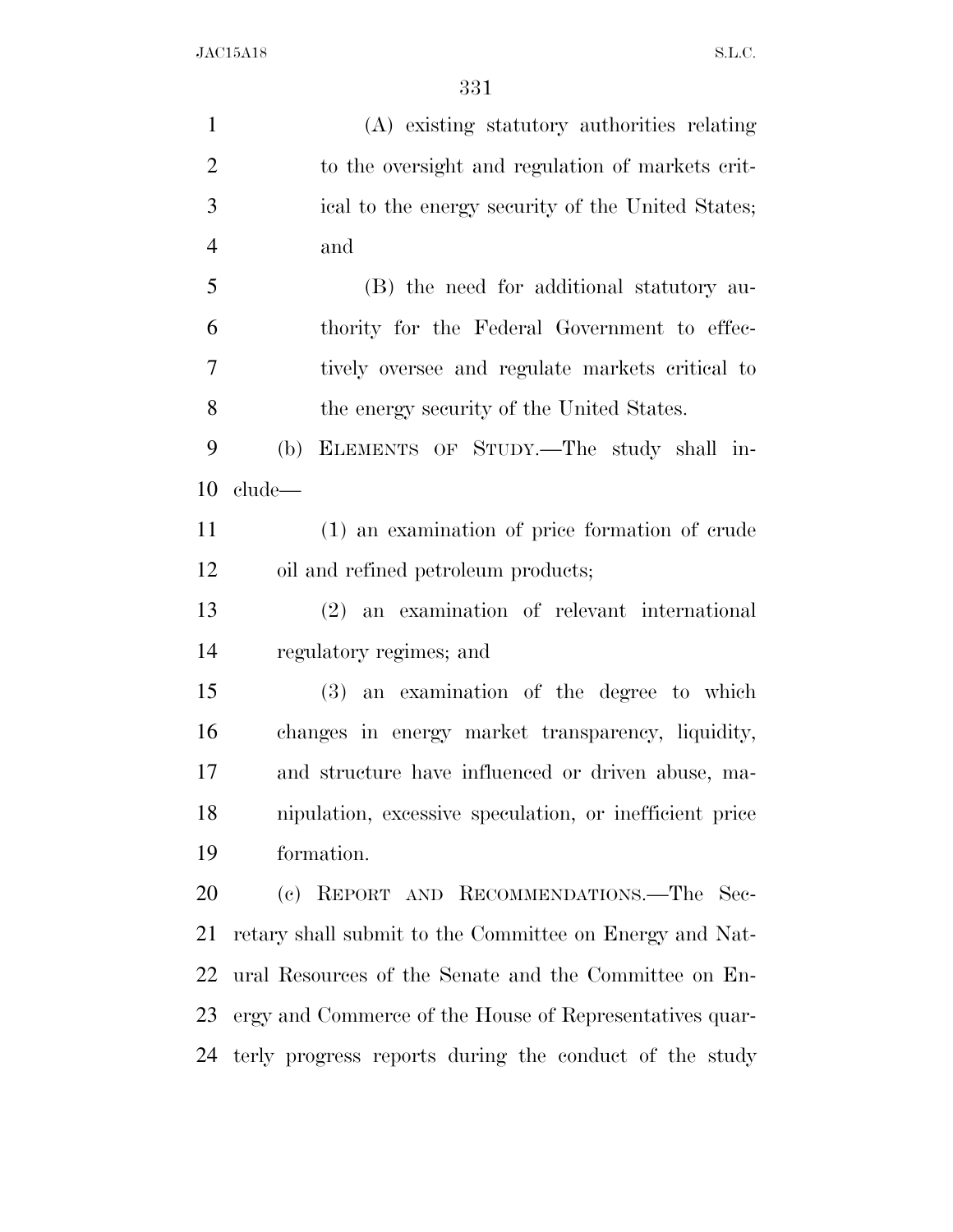(A) existing statutory authorities relating to the oversight and regulation of markets critical to the energy security of the United States; and

(B) the need for additional statutory authority for the Federal Government to effectively oversee and regulate markets critical to the energy security of the United States.

(b) ELEMENTS OF STUDY.—The study shall include—

(1) an examination of price formation of crude oil and refined petroleum products;

(2) an examination of relevant international regulatory regimes; and

(3) an examination of the degree to which changes in energy market transparency, liquidity, and structure have influenced or driven abuse, manipulation, excessive speculation, or inefficient price formation.

(c) REPORT AND RECOMMENDATIONS.—The Secretary shall submit to the Committee on Energy and Natural Resources of the Senate and the Committee on Energy and Commerce of the House of Representatives quarterly progress reports during the conduct of the study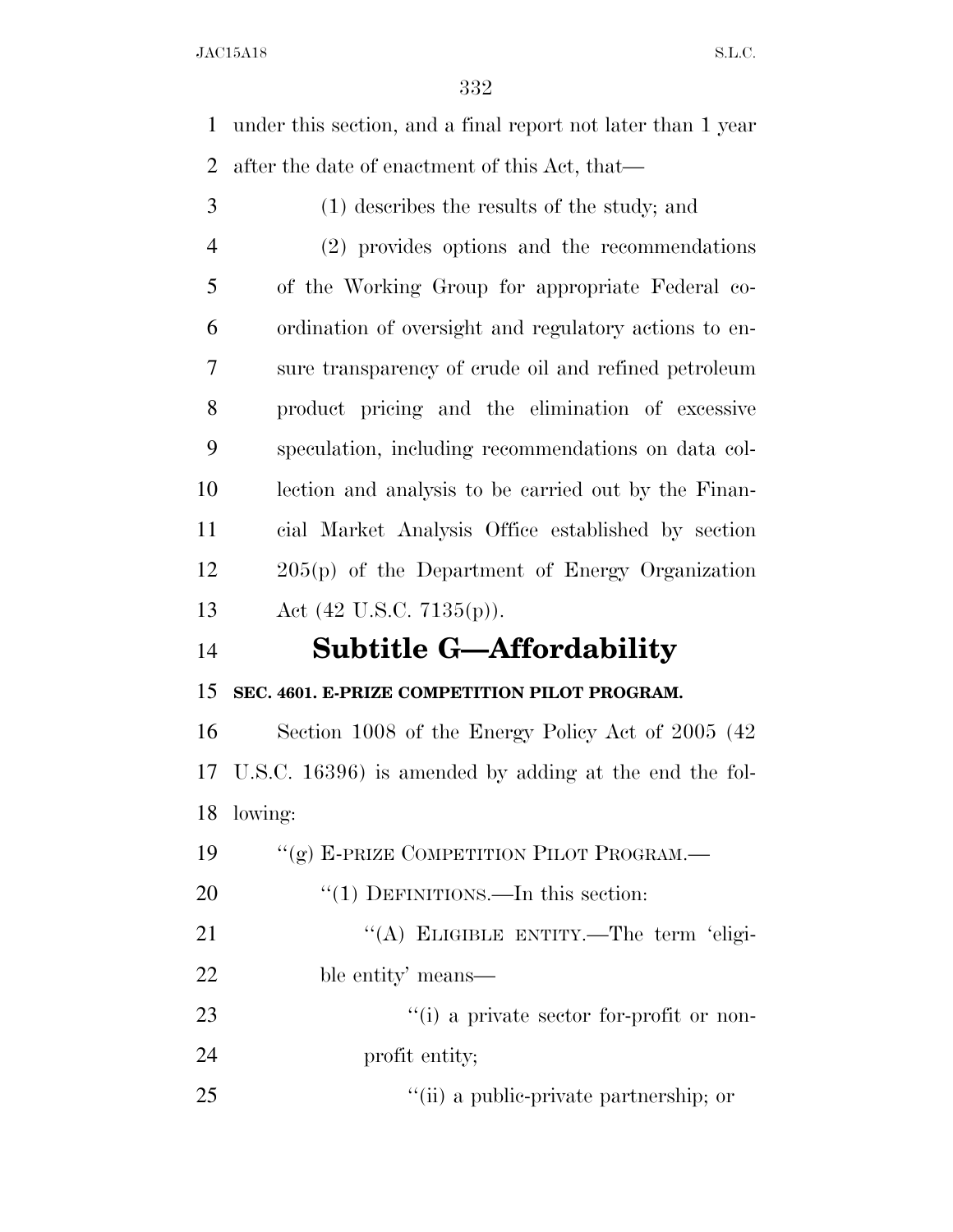under this section, and a final report not later than 1 year after the date of enactment of this Act, that—

(1) describes the results of the study; and

(2) provides options and the recommendations of the Working Group for appropriate Federal coordination of oversight and regulatory actions to ensure transparency of crude oil and refined petroleum product pricing and the elimination of excessive speculation, including recommendations on data collection and analysis to be carried out by the Financial Market Analysis Office established by section 205(p) of the Department of Energy Organization Act (42 U.S.C. 7135(p)).

## Subtitle G—Affordability

**SEC. 4601. E-PRIZE COMPETITION PILOT PROGRAM.**

Section 1008 of the Energy Policy Act of 2005 (42 U.S.C. 16396) is amended by adding at the end the following:

"(g) E-PRIZE COMPETITION PILOT PROGRAM.—

"(1) DEFINITIONS.—In this section:

"(A) ELIGIBLE ENTITY.—The term 'eligible entity' means—

"(i) a private sector for-profit or nonprofit entity;

"(ii) a public-private partnership; or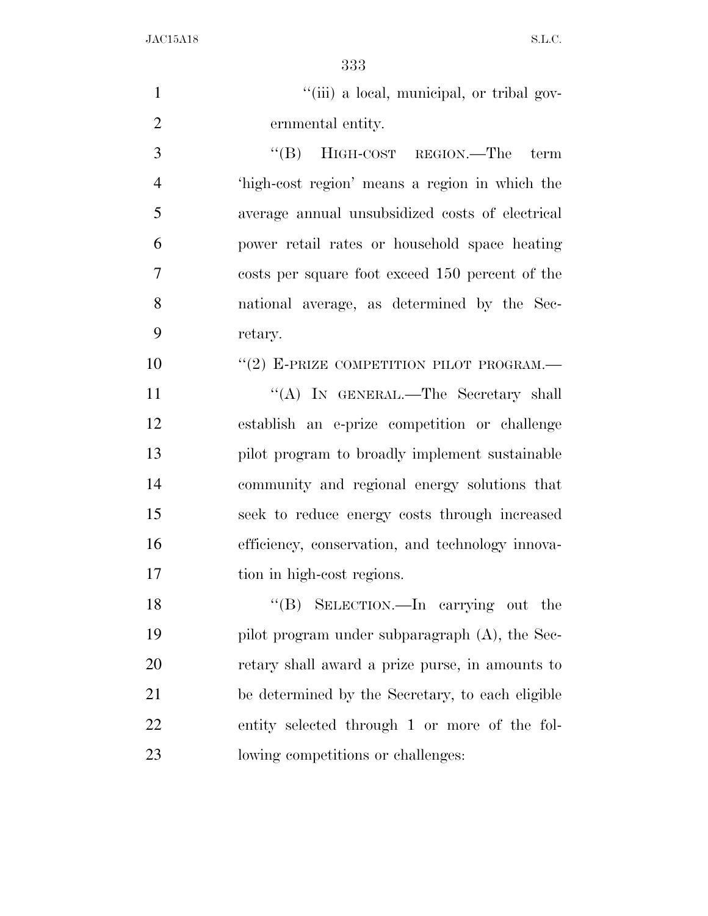''(iii) a local, municipal, or tribal governmental entity.

''(B) HIGH-COST REGION.—The term 'high-cost region' means a region in which the average annual unsubsidized costs of electrical power retail rates or household space heating costs per square foot exceed 150 percent of the national average, as determined by the Secretary.

''(2) E-PRIZE COMPETITION PILOT PROGRAM.—

''(A) IN GENERAL.—The Secretary shall establish an e-prize competition or challenge pilot program to broadly implement sustainable community and regional energy solutions that seek to reduce energy costs through increased efficiency, conservation, and technology innovation in high-cost regions.

''(B) SELECTION.—In carrying out the pilot program under subparagraph (A), the Secretary shall award a prize purse, in amounts to be determined by the Secretary, to each eligible entity selected through 1 or more of the following competitions or challenges: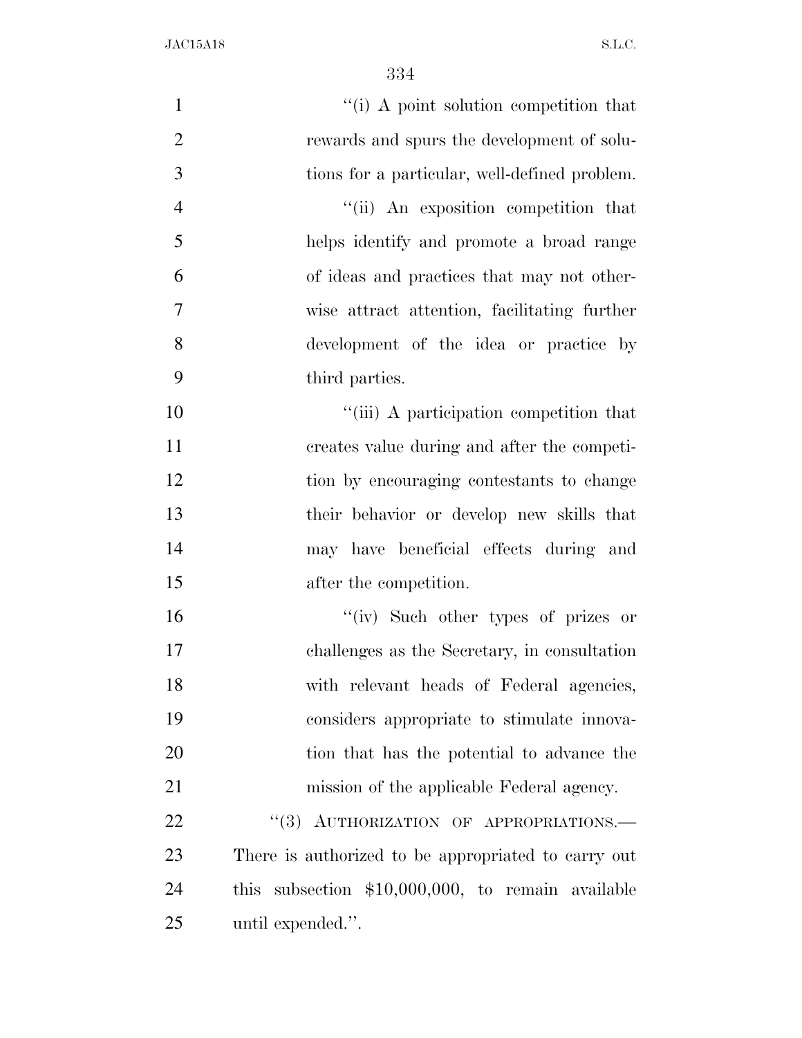"(i) A point solution competition that rewards and spurs the development of solutions for a particular, well-defined problem.

"(ii) An exposition competition that helps identify and promote a broad range of ideas and practices that may not otherwise attract attention, facilitating further development of the idea or practice by third parties.

"(iii) A participation competition that creates value during and after the competition by encouraging contestants to change their behavior or develop new skills that may have beneficial effects during and after the competition.

"(iv) Such other types of prizes or challenges as the Secretary, in consultation with relevant heads of Federal agencies, considers appropriate to stimulate innovation that has the potential to advance the mission of the applicable Federal agency.

"(3) AUTHORIZATION OF APPROPRIATIONS.—There is authorized to be appropriated to carry out this subsection $10,000,000, to remain available until expended.".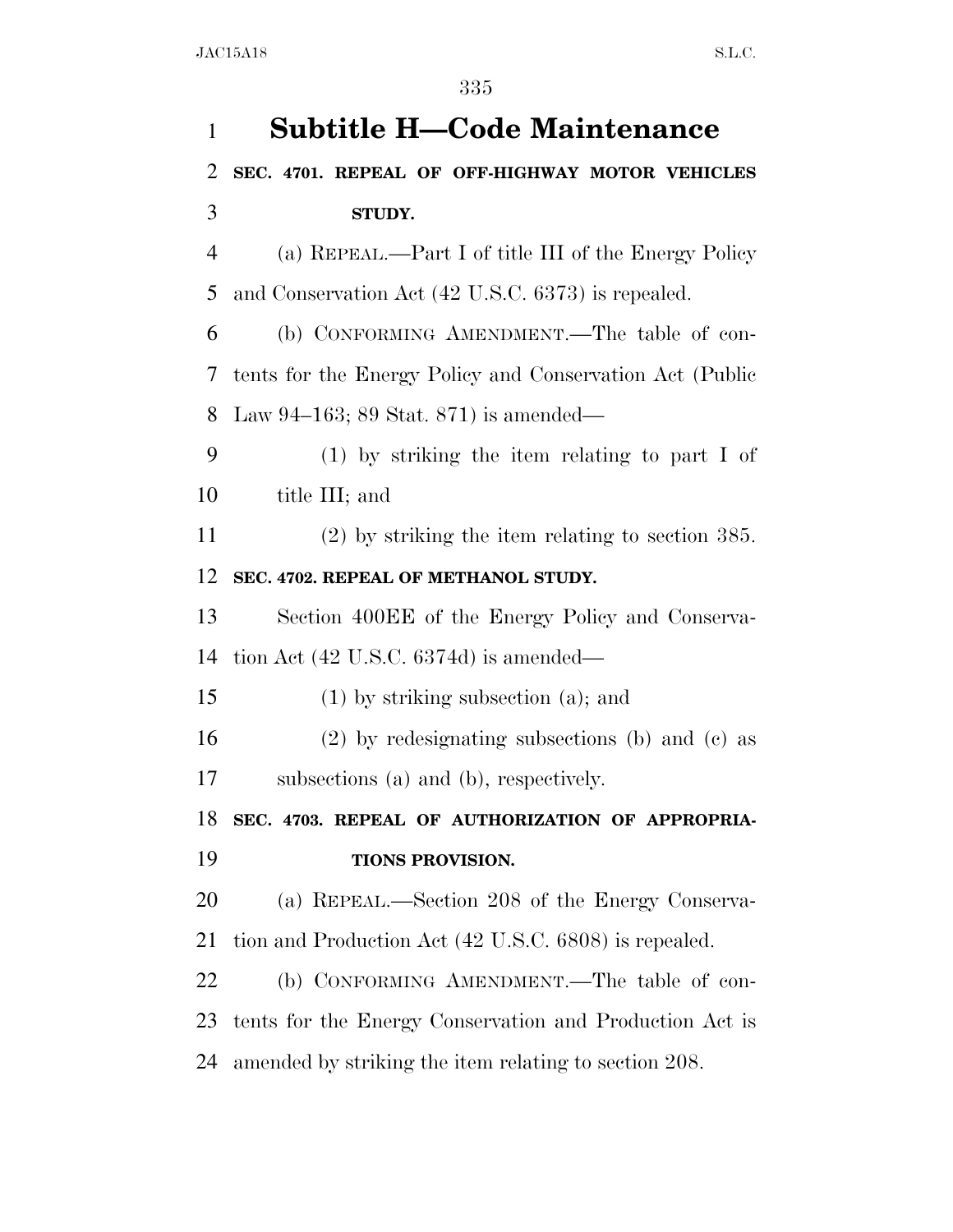# Subtitle H—Code Maintenance

**SEC. 4701. REPEAL OF OFF-HIGHWAY MOTOR VEHICLES STUDY.**

(a) REPEAL.—Part I of title III of the Energy Policy and Conservation Act (42 U.S.C. 6373) is repealed.

(b) CONFORMING AMENDMENT.—The table of contents for the Energy Policy and Conservation Act (Public Law 94–163; 89 Stat. 871) is amended—

(1) by striking the item relating to part I of title III; and

(2) by striking the item relating to section 385.

**SEC. 4702. REPEAL OF METHANOL STUDY.**

Section 400EE of the Energy Policy and Conservation Act (42 U.S.C. 6374d) is amended—

(1) by striking subsection (a); and

(2) by redesignating subsections (b) and (c) as subsections (a) and (b), respectively.

**SEC. 4703. REPEAL OF AUTHORIZATION OF APPROPRIATIONS PROVISION.**

(a) REPEAL.—Section 208 of the Energy Conservation and Production Act (42 U.S.C. 6808) is repealed.

(b) CONFORMING AMENDMENT.—The table of contents for the Energy Conservation and Production Act is amended by striking the item relating to section 208.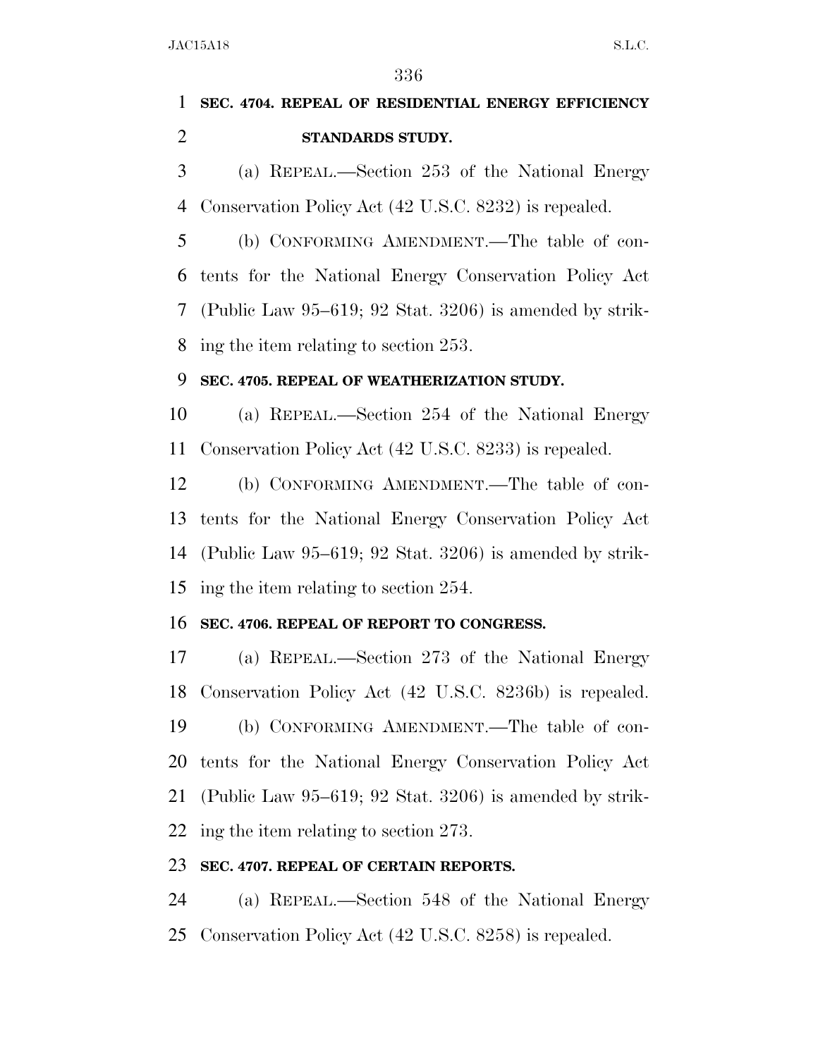**SEC. 4704. REPEAL OF RESIDENTIAL ENERGY EFFICIENCY STANDARDS STUDY.**

(a) REPEAL.—Section 253 of the National Energy Conservation Policy Act (42 U.S.C. 8232) is repealed.

(b) CONFORMING AMENDMENT.—The table of contents for the National Energy Conservation Policy Act (Public Law 95–619; 92 Stat. 3206) is amended by striking the item relating to section 253.

**SEC. 4705. REPEAL OF WEATHERIZATION STUDY.**

(a) REPEAL.—Section 254 of the National Energy Conservation Policy Act (42 U.S.C. 8233) is repealed.

(b) CONFORMING AMENDMENT.—The table of contents for the National Energy Conservation Policy Act (Public Law 95–619; 92 Stat. 3206) is amended by striking the item relating to section 254.

**SEC. 4706. REPEAL OF REPORT TO CONGRESS.**

(a) REPEAL.—Section 273 of the National Energy Conservation Policy Act (42 U.S.C. 8236b) is repealed.

(b) CONFORMING AMENDMENT.—The table of contents for the National Energy Conservation Policy Act (Public Law 95–619; 92 Stat. 3206) is amended by striking the item relating to section 273.

**SEC. 4707. REPEAL OF CERTAIN REPORTS.**

(a) REPEAL.—Section 548 of the National Energy Conservation Policy Act (42 U.S.C. 8258) is repealed.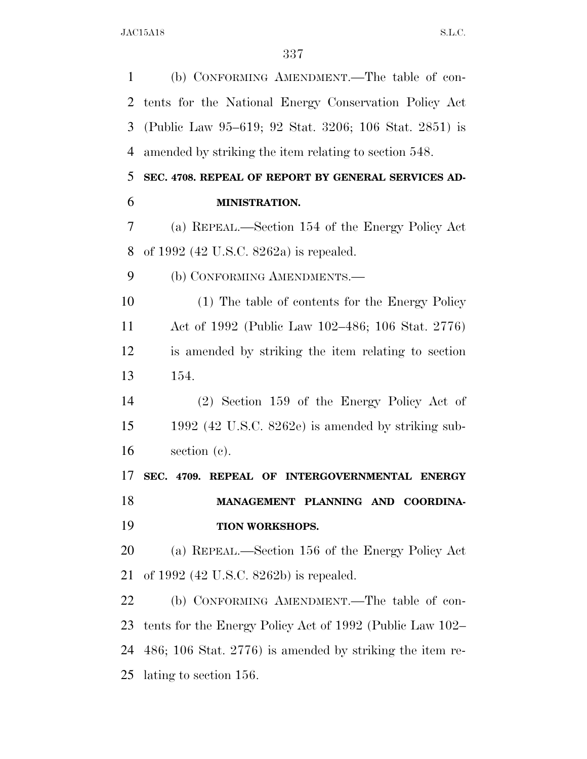(b) CONFORMING AMENDMENT.—The table of contents for the National Energy Conservation Policy Act (Public Law 95–619; 92 Stat. 3206; 106 Stat. 2851) is amended by striking the item relating to section 548.

**SEC. 4708. REPEAL OF REPORT BY GENERAL SERVICES ADMINISTRATION.**

(a) REPEAL.—Section 154 of the Energy Policy Act of 1992 (42 U.S.C. 8262a) is repealed.

(b) CONFORMING AMENDMENTS.—

(1) The table of contents for the Energy Policy Act of 1992 (Public Law 102–486; 106 Stat. 2776) is amended by striking the item relating to section 154.

(2) Section 159 of the Energy Policy Act of 1992 (42 U.S.C. 8262e) is amended by striking subsection (c).

**SEC. 4709. REPEAL OF INTERGOVERNMENTAL ENERGY MANAGEMENT PLANNING AND COORDINATION WORKSHOPS.**

(a) REPEAL.—Section 156 of the Energy Policy Act of 1992 (42 U.S.C. 8262b) is repealed.

(b) CONFORMING AMENDMENT.—The table of contents for the Energy Policy Act of 1992 (Public Law 102–486; 106 Stat. 2776) is amended by striking the item relating to section 156.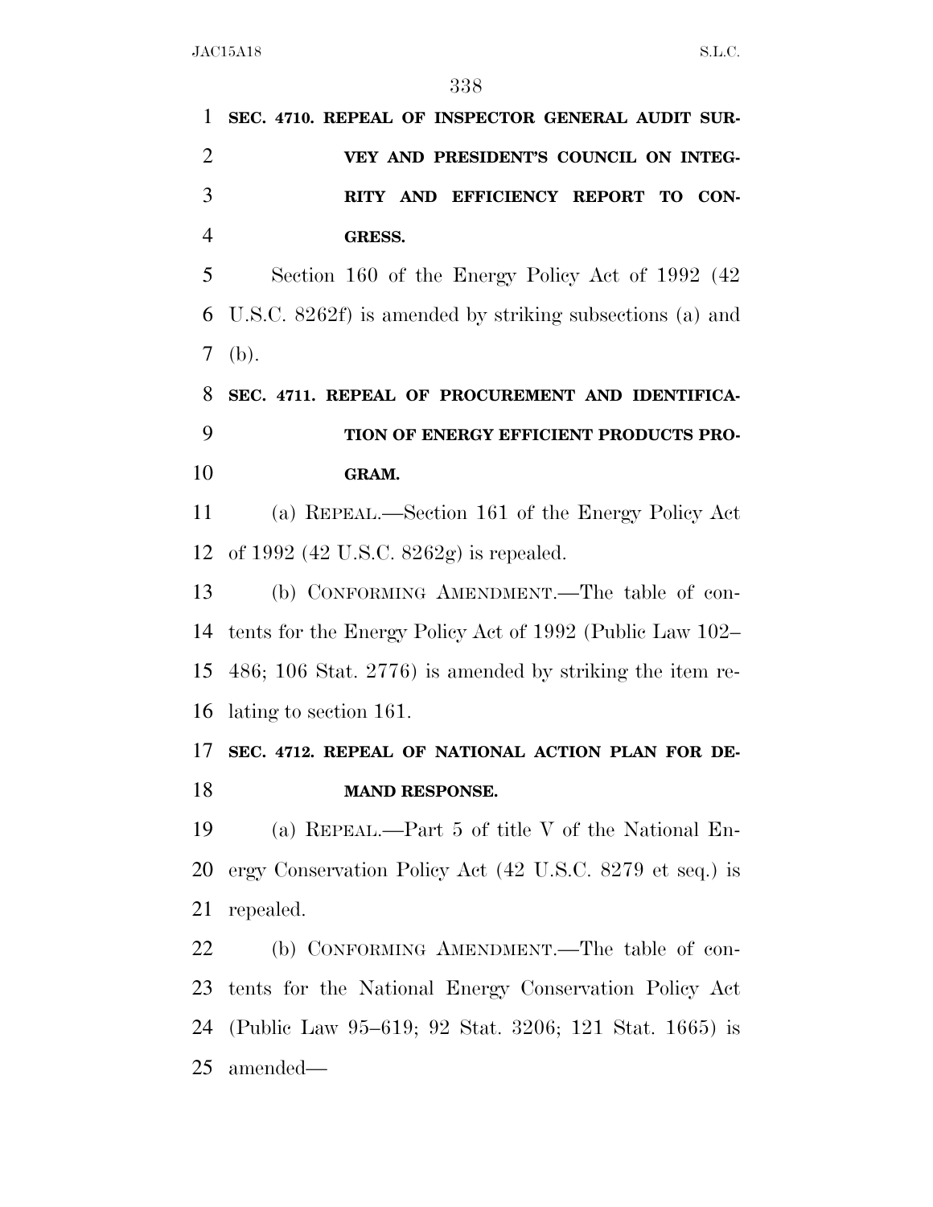**SEC. 4710. REPEAL OF INSPECTOR GENERAL AUDIT SURVEY AND PRESIDENT'S COUNCIL ON INTEGRITY AND EFFICIENCY REPORT TO CONGRESS.**

Section 160 of the Energy Policy Act of 1992 (42 U.S.C. 8262f) is amended by striking subsections (a) and (b).

**SEC. 4711. REPEAL OF PROCUREMENT AND IDENTIFICATION OF ENERGY EFFICIENT PRODUCTS PROGRAM.**

(a) REPEAL.—Section 161 of the Energy Policy Act of 1992 (42 U.S.C. 8262g) is repealed.

(b) CONFORMING AMENDMENT.—The table of contents for the Energy Policy Act of 1992 (Public Law 102–486; 106 Stat. 2776) is amended by striking the item relating to section 161.

**SEC. 4712. REPEAL OF NATIONAL ACTION PLAN FOR DEMAND RESPONSE.**

(a) REPEAL.—Part 5 of title V of the National Energy Conservation Policy Act (42 U.S.C. 8279 et seq.) is repealed.

(b) CONFORMING AMENDMENT.—The table of contents for the National Energy Conservation Policy Act (Public Law 95–619; 92 Stat. 3206; 121 Stat. 1665) is amended—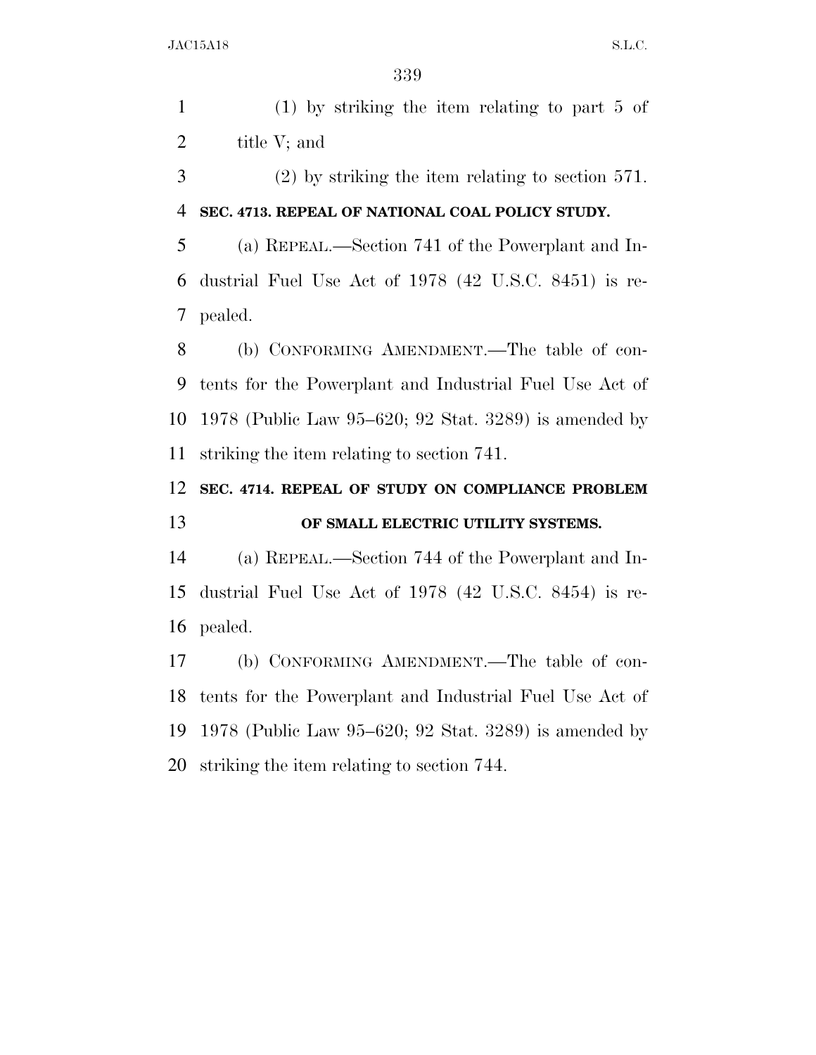(1) by striking the item relating to part 5 of title V; and

(2) by striking the item relating to section 571.

**SEC. 4713. REPEAL OF NATIONAL COAL POLICY STUDY.**

(a) REPEAL.—Section 741 of the Powerplant and Industrial Fuel Use Act of 1978 (42 U.S.C. 8451) is repealed.

(b) CONFORMING AMENDMENT.—The table of contents for the Powerplant and Industrial Fuel Use Act of 1978 (Public Law 95–620; 92 Stat. 3289) is amended by striking the item relating to section 741.

**SEC. 4714. REPEAL OF STUDY ON COMPLIANCE PROBLEM OF SMALL ELECTRIC UTILITY SYSTEMS.**

(a) REPEAL.—Section 744 of the Powerplant and Industrial Fuel Use Act of 1978 (42 U.S.C. 8454) is repealed.

(b) CONFORMING AMENDMENT.—The table of contents for the Powerplant and Industrial Fuel Use Act of 1978 (Public Law 95–620; 92 Stat. 3289) is amended by striking the item relating to section 744.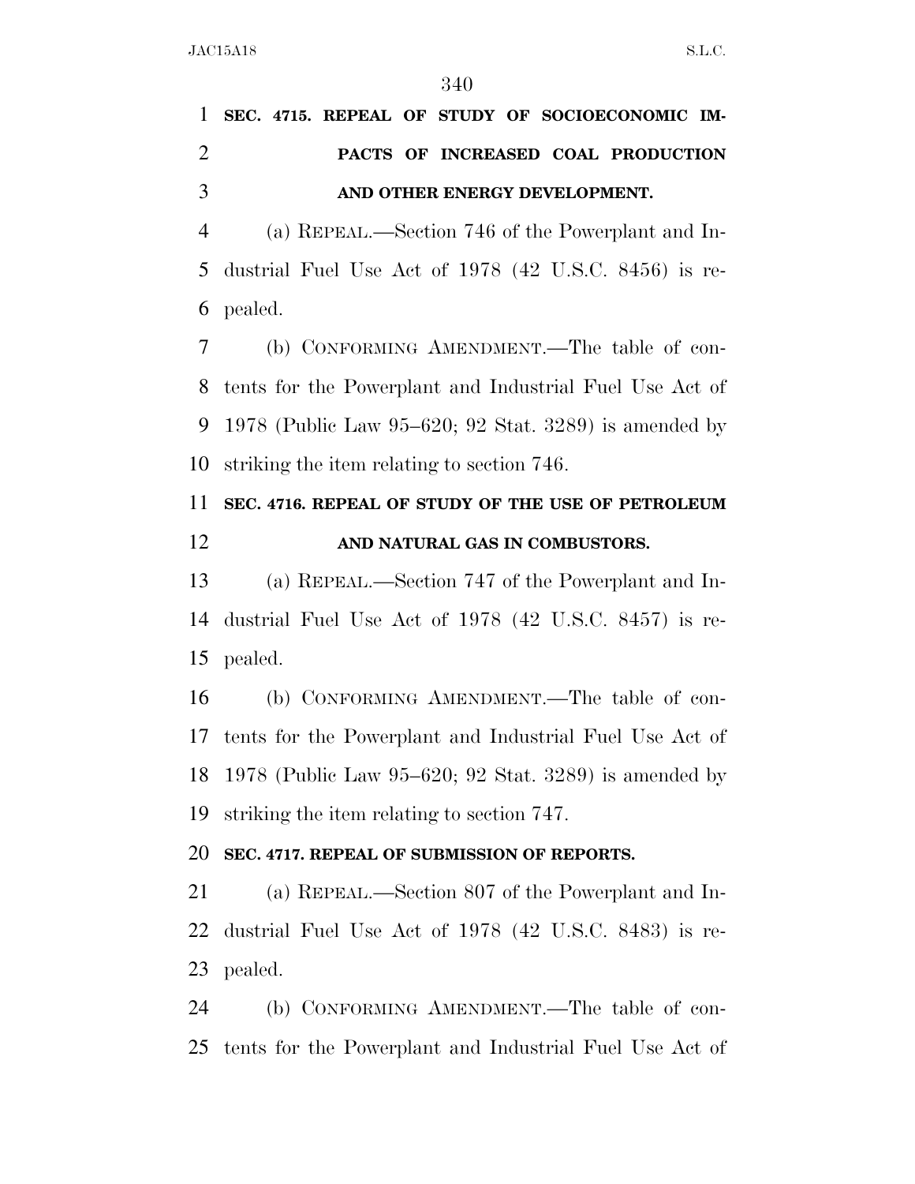**SEC. 4715. REPEAL OF STUDY OF SOCIOECONOMIC IMPACTS OF INCREASED COAL PRODUCTION AND OTHER ENERGY DEVELOPMENT.**

(a) REPEAL.—Section 746 of the Powerplant and Industrial Fuel Use Act of 1978 (42 U.S.C. 8456) is repealed.

(b) CONFORMING AMENDMENT.—The table of contents for the Powerplant and Industrial Fuel Use Act of 1978 (Public Law 95–620; 92 Stat. 3289) is amended by striking the item relating to section 746.

**SEC. 4716. REPEAL OF STUDY OF THE USE OF PETROLEUM AND NATURAL GAS IN COMBUSTORS.**

(a) REPEAL.—Section 747 of the Powerplant and Industrial Fuel Use Act of 1978 (42 U.S.C. 8457) is repealed.

(b) CONFORMING AMENDMENT.—The table of contents for the Powerplant and Industrial Fuel Use Act of 1978 (Public Law 95–620; 92 Stat. 3289) is amended by striking the item relating to section 747.

**SEC. 4717. REPEAL OF SUBMISSION OF REPORTS.**

(a) REPEAL.—Section 807 of the Powerplant and Industrial Fuel Use Act of 1978 (42 U.S.C. 8483) is repealed.

(b) CONFORMING AMENDMENT.—The table of contents for the Powerplant and Industrial Fuel Use Act of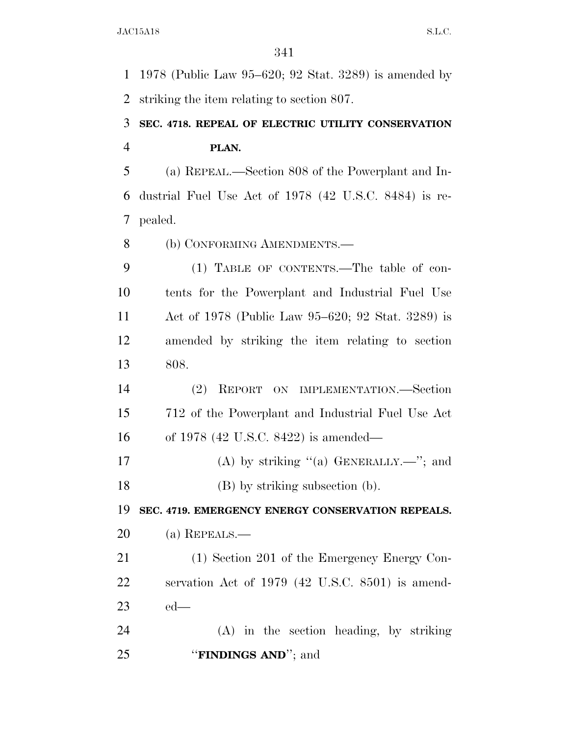1978 (Public Law 95–620; 92 Stat. 3289) is amended by striking the item relating to section 807.

**SEC. 4718. REPEAL OF ELECTRIC UTILITY CONSERVATION PLAN.**

(a) REPEAL.—Section 808 of the Powerplant and Industrial Fuel Use Act of 1978 (42 U.S.C. 8484) is repealed.

(b) CONFORMING AMENDMENTS.—

(1) TABLE OF CONTENTS.—The table of contents for the Powerplant and Industrial Fuel Use Act of 1978 (Public Law 95–620; 92 Stat. 3289) is amended by striking the item relating to section 808.

(2) REPORT ON IMPLEMENTATION.—Section 712 of the Powerplant and Industrial Fuel Use Act of 1978 (42 U.S.C. 8422) is amended—

(A) by striking ''(a) GENERALLY.—''; and

(B) by striking subsection (b).

**SEC. 4719. EMERGENCY ENERGY CONSERVATION REPEALS.**

(a) REPEALS.—

(1) Section 201 of the Emergency Energy Conservation Act of 1979 (42 U.S.C. 8501) is amended—

(A) in the section heading, by striking ''**FINDINGS AND**''; and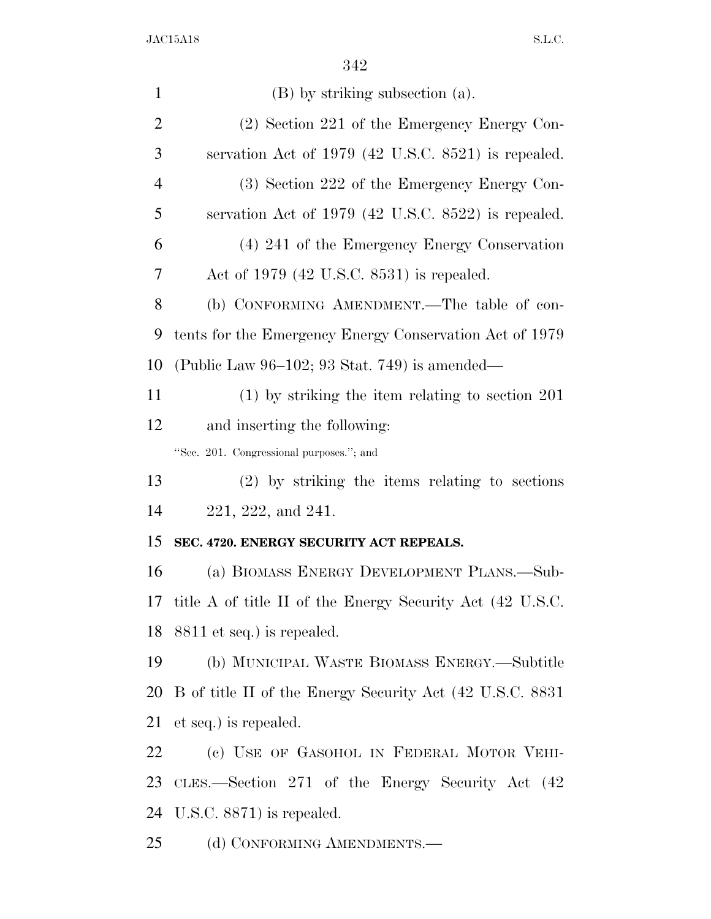(B) by striking subsection (a).

(2) Section 221 of the Emergency Energy Conservation Act of 1979 (42 U.S.C. 8521) is repealed.

(3) Section 222 of the Emergency Energy Conservation Act of 1979 (42 U.S.C. 8522) is repealed.

(4) 241 of the Emergency Energy Conservation Act of 1979 (42 U.S.C. 8531) is repealed.

(b) CONFORMING AMENDMENT.—The table of contents for the Emergency Energy Conservation Act of 1979 (Public Law 96–102; 93 Stat. 749) is amended—

(1) by striking the item relating to section 201 and inserting the following:

"Sec. 201. Congressional purposes."; and

(2) by striking the items relating to sections 221, 222, and 241.

**SEC. 4720. ENERGY SECURITY ACT REPEALS.**

(a) BIOMASS ENERGY DEVELOPMENT PLANS.—Subtitle A of title II of the Energy Security Act (42 U.S.C. 8811 et seq.) is repealed.

(b) MUNICIPAL WASTE BIOMASS ENERGY.—Subtitle B of title II of the Energy Security Act (42 U.S.C. 8831 et seq.) is repealed.

(c) USE OF GASOHOL IN FEDERAL MOTOR VEHICLES.—Section 271 of the Energy Security Act (42 U.S.C. 8871) is repealed.

(d) CONFORMING AMENDMENTS.—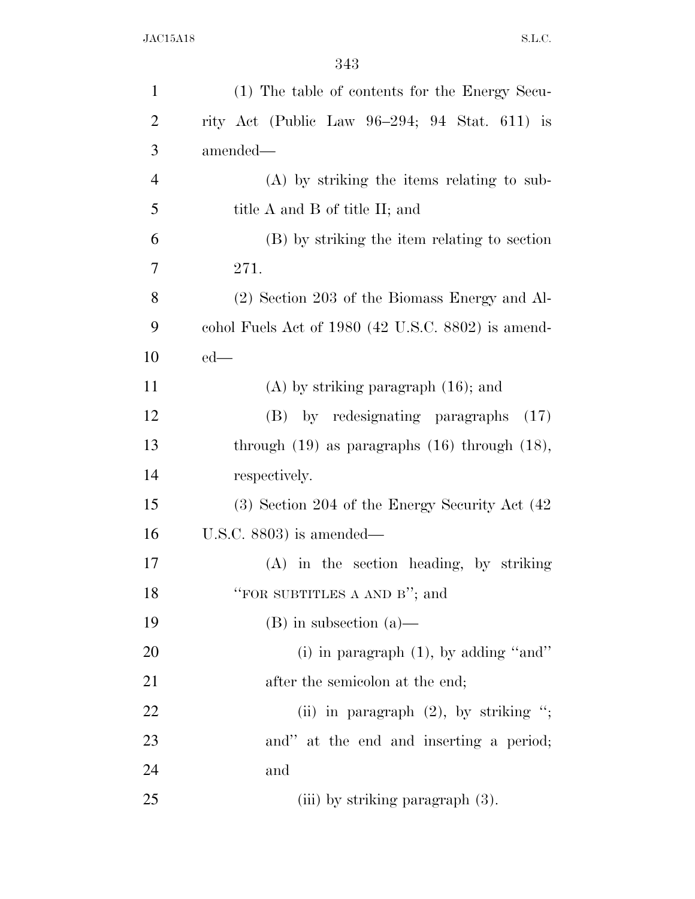(1) The table of contents for the Energy Security Act (Public Law 96–294; 94 Stat. 611) is amended—

(A) by striking the items relating to subtitle A and B of title II; and

(B) by striking the item relating to section 271.

(2) Section 203 of the Biomass Energy and Alcohol Fuels Act of 1980 (42 U.S.C. 8802) is amended—

(A) by striking paragraph (16); and

(B) by redesignating paragraphs (17) through (19) as paragraphs (16) through (18), respectively.

(3) Section 204 of the Energy Security Act (42 U.S.C. 8803) is amended—

(A) in the section heading, by striking ''FOR SUBTITLES A AND B''; and

(B) in subsection (a)—

(i) in paragraph (1), by adding ''and'' after the semicolon at the end;

(ii) in paragraph (2), by striking ''; and'' at the end and inserting a period; and

(iii) by striking paragraph (3).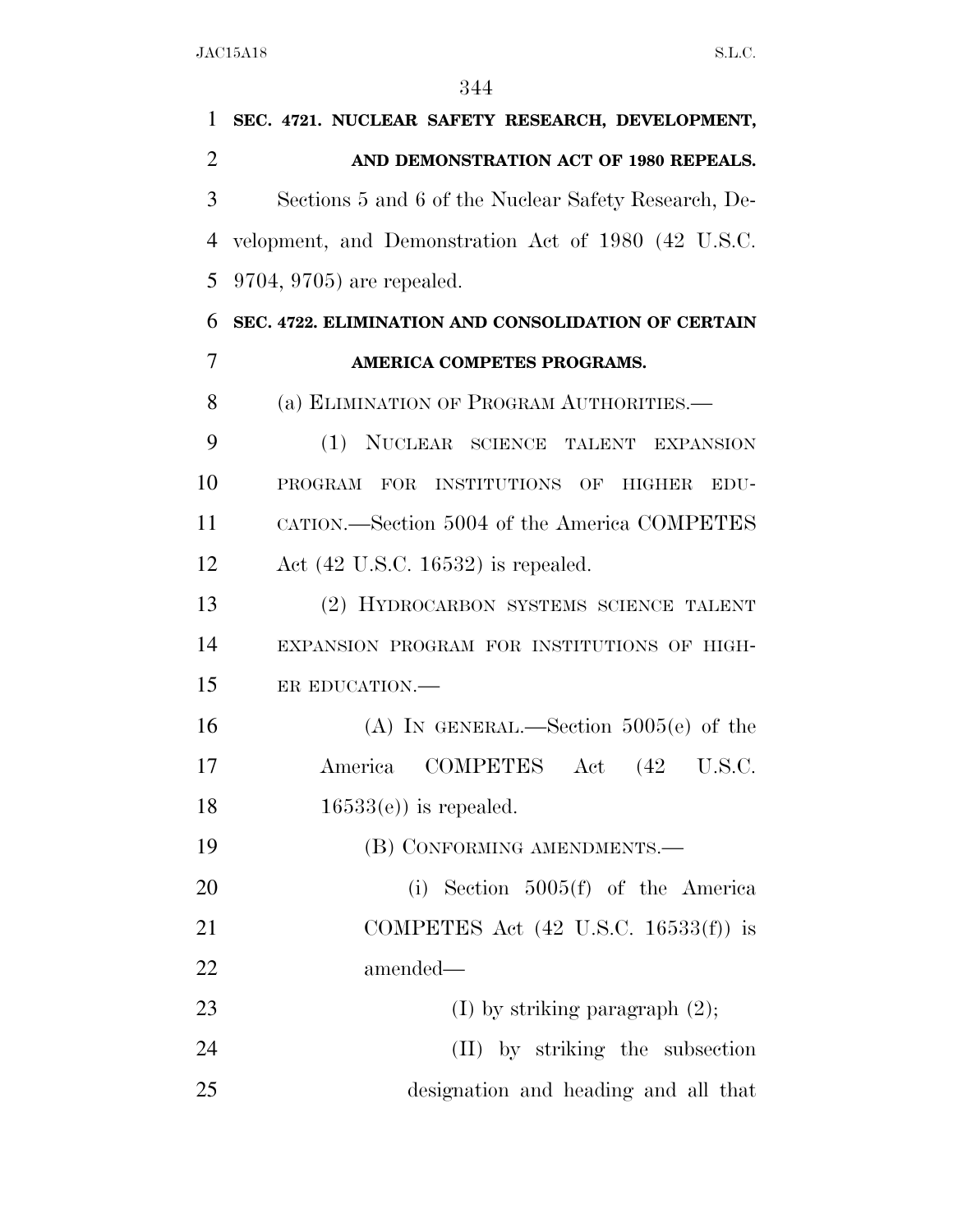**SEC. 4721. NUCLEAR SAFETY RESEARCH, DEVELOPMENT, AND DEMONSTRATION ACT OF 1980 REPEALS.**

Sections 5 and 6 of the Nuclear Safety Research, Development, and Demonstration Act of 1980 (42 U.S.C. 9704, 9705) are repealed.

**SEC. 4722. ELIMINATION AND CONSOLIDATION OF CERTAIN AMERICA COMPETES PROGRAMS.**

(a) ELIMINATION OF PROGRAM AUTHORITIES.—

(1) NUCLEAR SCIENCE TALENT EXPANSION PROGRAM FOR INSTITUTIONS OF HIGHER EDUCATION.—Section 5004 of the America COMPETES Act (42 U.S.C. 16532) is repealed.

(2) HYDROCARBON SYSTEMS SCIENCE TALENT EXPANSION PROGRAM FOR INSTITUTIONS OF HIGHER EDUCATION.—

(A) IN GENERAL.—Section 5005(e) of the America COMPETES Act (42 U.S.C. 16533(e)) is repealed.

(B) CONFORMING AMENDMENTS.—

(i) Section 5005(f) of the America COMPETES Act (42 U.S.C. 16533(f)) is amended—

(I) by striking paragraph (2);

(II) by striking the subsection designation and heading and all that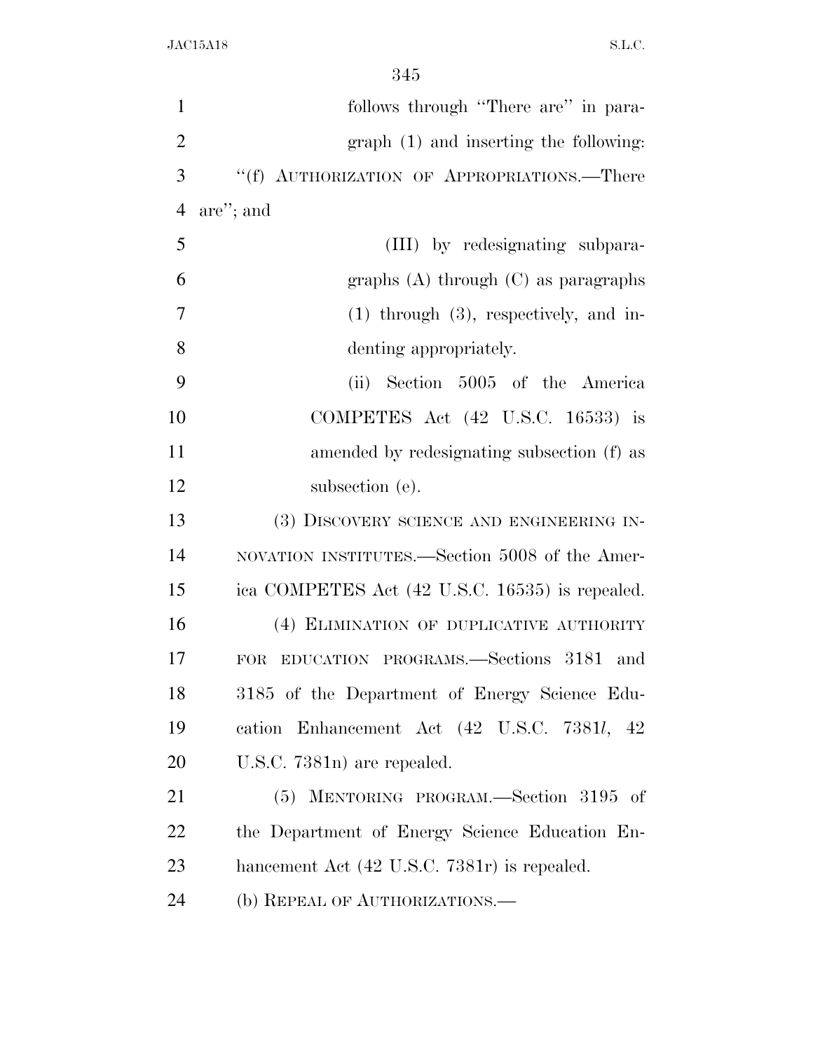follows through "There are" in paragraph (1) and inserting the following: "(f) AUTHORIZATION OF APPROPRIATIONS.—There are"; and

(III) by redesignating subparagraphs (A) through (C) as paragraphs (1) through (3), respectively, and indenting appropriately.

(ii) Section 5005 of the America COMPETES Act (42 U.S.C. 16533) is amended by redesignating subsection (f) as subsection (e).

(3) DISCOVERY SCIENCE AND ENGINEERING INNOVATION INSTITUTES.—Section 5008 of the America COMPETES Act (42 U.S.C. 16535) is repealed.

(4) ELIMINATION OF DUPLICATIVE AUTHORITY FOR EDUCATION PROGRAMS.—Sections 3181 and 3185 of the Department of Energy Science Education Enhancement Act (42 U.S.C. 7381*l*, 42 U.S.C. 7381n) are repealed.

(5) MENTORING PROGRAM.—Section 3195 of the Department of Energy Science Education Enhancement Act (42 U.S.C. 7381r) is repealed.

(b) REPEAL OF AUTHORIZATIONS.—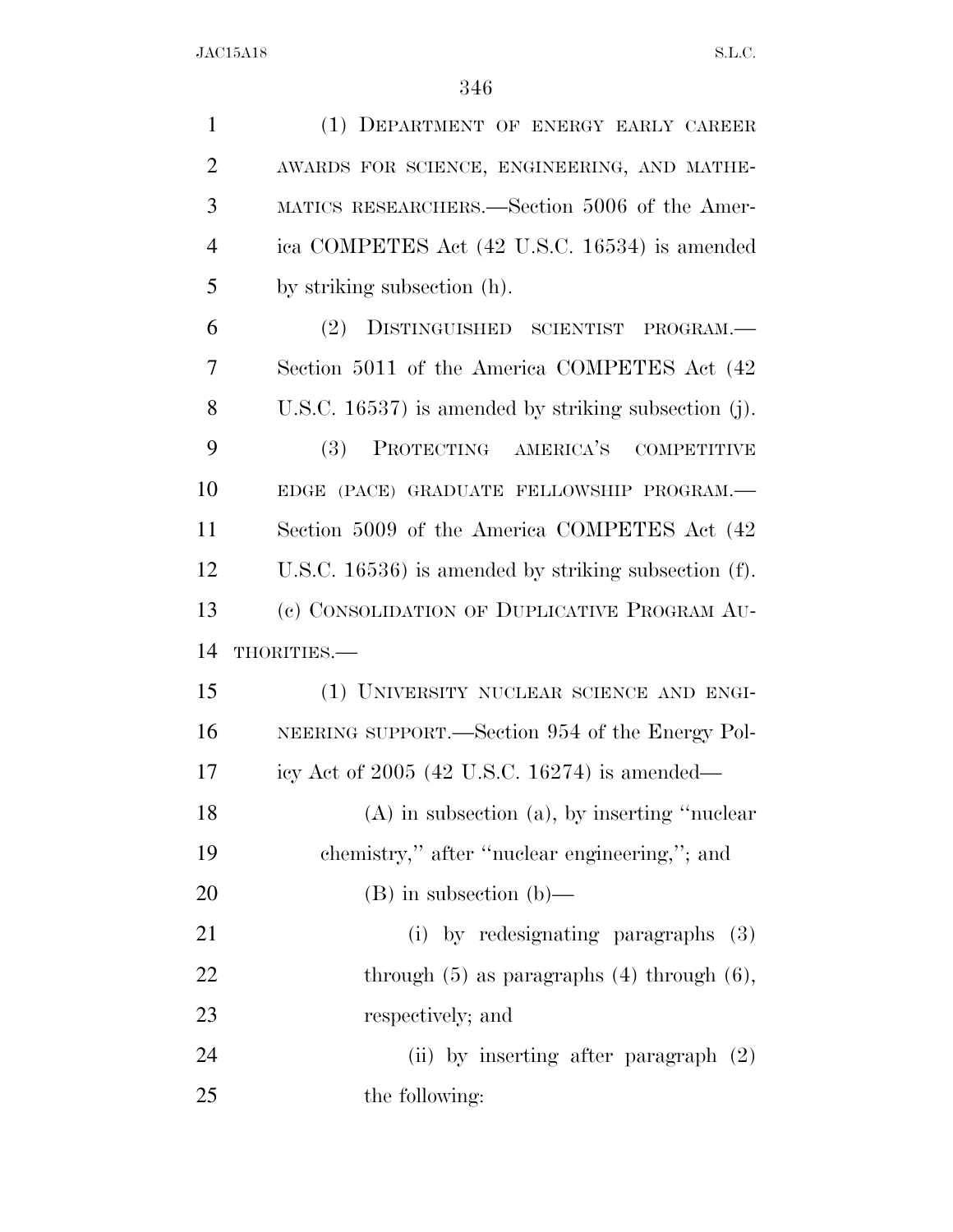(1) DEPARTMENT OF ENERGY EARLY CAREER AWARDS FOR SCIENCE, ENGINEERING, AND MATHEMATICS RESEARCHERS.—Section 5006 of the America COMPETES Act (42 U.S.C. 16534) is amended by striking subsection (h).

(2) DISTINGUISHED SCIENTIST PROGRAM.—Section 5011 of the America COMPETES Act (42 U.S.C. 16537) is amended by striking subsection (j).

(3) PROTECTING AMERICA'S COMPETITIVE EDGE (PACE) GRADUATE FELLOWSHIP PROGRAM.—Section 5009 of the America COMPETES Act (42 U.S.C. 16536) is amended by striking subsection (f).

(c) CONSOLIDATION OF DUPLICATIVE PROGRAM AUTHORITIES.—

(1) UNIVERSITY NUCLEAR SCIENCE AND ENGINEERING SUPPORT.—Section 954 of the Energy Policy Act of 2005 (42 U.S.C. 16274) is amended—

(A) in subsection (a), by inserting "nuclear chemistry," after "nuclear engineering,"; and

(B) in subsection (b)—

(i) by redesignating paragraphs (3) through (5) as paragraphs (4) through (6), respectively; and

(ii) by inserting after paragraph (2) the following: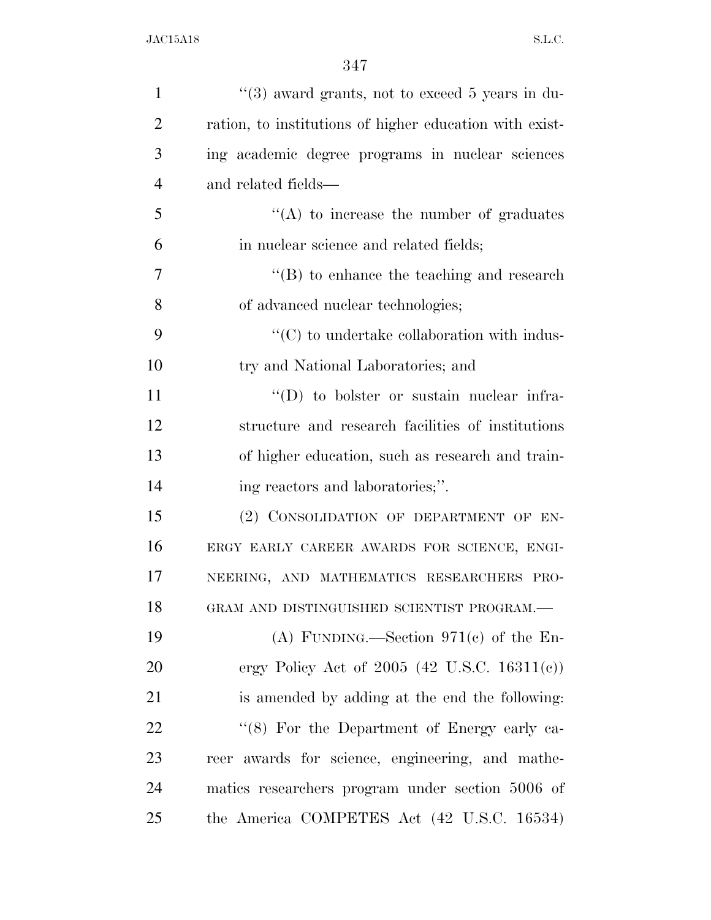"(3) award grants, not to exceed 5 years in duration, to institutions of higher education with existing academic degree programs in nuclear sciences and related fields—

"(A) to increase the number of graduates in nuclear science and related fields;

"(B) to enhance the teaching and research of advanced nuclear technologies;

"(C) to undertake collaboration with industry and National Laboratories; and

"(D) to bolster or sustain nuclear infrastructure and research facilities of institutions of higher education, such as research and training reactors and laboratories;".

(2) CONSOLIDATION OF DEPARTMENT OF ENERGY EARLY CAREER AWARDS FOR SCIENCE, ENGINEERING, AND MATHEMATICS RESEARCHERS PROGRAM AND DISTINGUISHED SCIENTIST PROGRAM.—

(A) FUNDING.—Section 971(c) of the Energy Policy Act of 2005 (42 U.S.C. 16311(c)) is amended by adding at the end the following:

"(8) For the Department of Energy early career awards for science, engineering, and mathematics researchers program under section 5006 of the America COMPETES Act (42 U.S.C. 16534)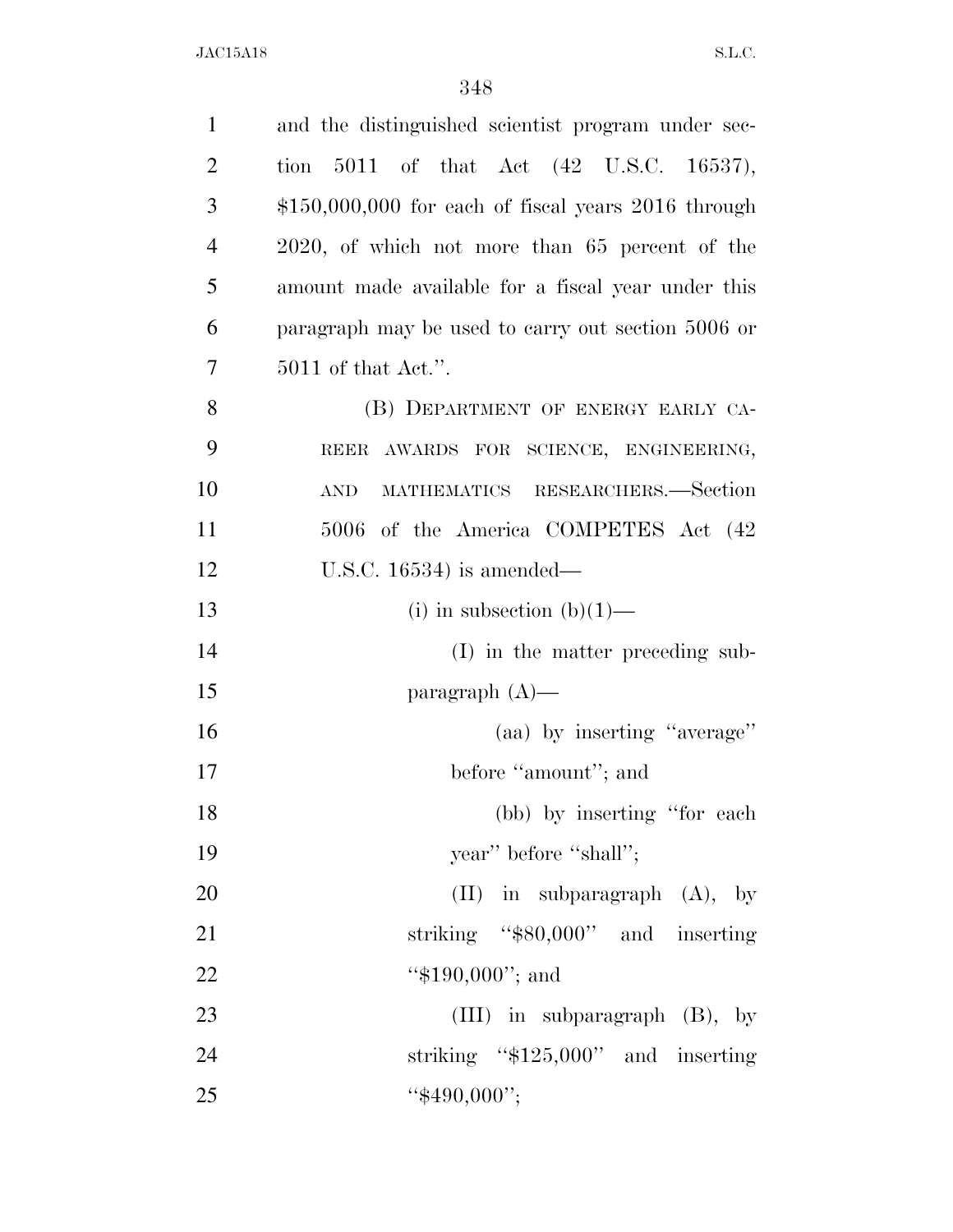and the distinguished scientist program under section 5011 of that Act (42 U.S.C. 16537), $150,000,000 for each of fiscal years 2016 through 2020, of which not more than 65 percent of the amount made available for a fiscal year under this paragraph may be used to carry out section 5006 or 5011 of that Act.''.

(B) DEPARTMENT OF ENERGY EARLY CAREER AWARDS FOR SCIENCE, ENGINEERING, AND MATHEMATICS RESEARCHERS.—Section 5006 of the America COMPETES Act (42 U.S.C. 16534) is amended—

(i) in subsection (b)(1)—

(I) in the matter preceding subparagraph (A)—

(aa) by inserting ''average'' before ''amount''; and

(bb) by inserting ''for each year'' before ''shall'';

(II) in subparagraph (A), by striking ''$80,000'' and inserting ''$190,000''; and

(III) in subparagraph (B), by striking ''$125,000'' and inserting ''$490,000'';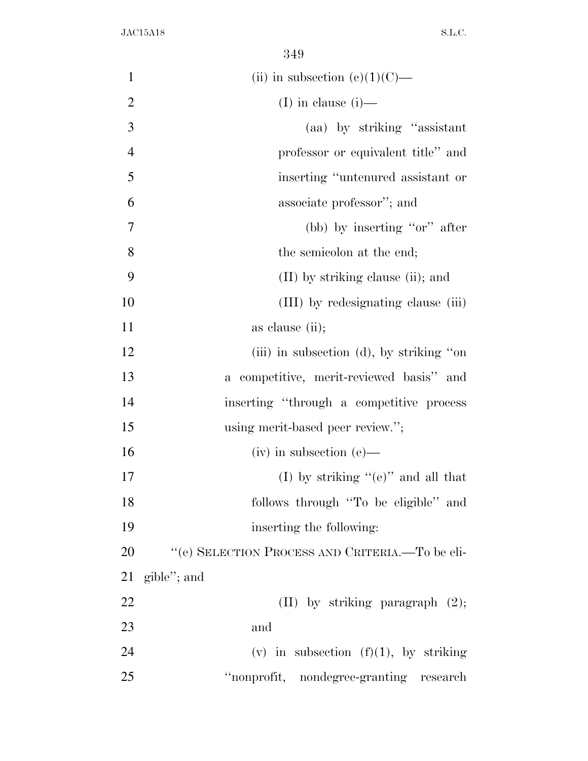(ii) in subsection (c)(1)(C)—

(I) in clause (i)—

(aa) by striking "assistant professor or equivalent title" and inserting "untenured assistant or associate professor"; and

(bb) by inserting "or" after the semicolon at the end;

(II) by striking clause (ii); and

(III) by redesignating clause (iii) as clause (ii);

(iii) in subsection (d), by striking "on a competitive, merit-reviewed basis" and inserting "through a competitive process using merit-based peer review.";

(iv) in subsection (e)—

(I) by striking "(e)" and all that follows through "To be eligible" and inserting the following:

"(e) SELECTION PROCESS AND CRITERIA.—To be eligible"; and

(II) by striking paragraph (2); and

(v) in subsection (f)(1), by striking "nonprofit, nondegree-granting research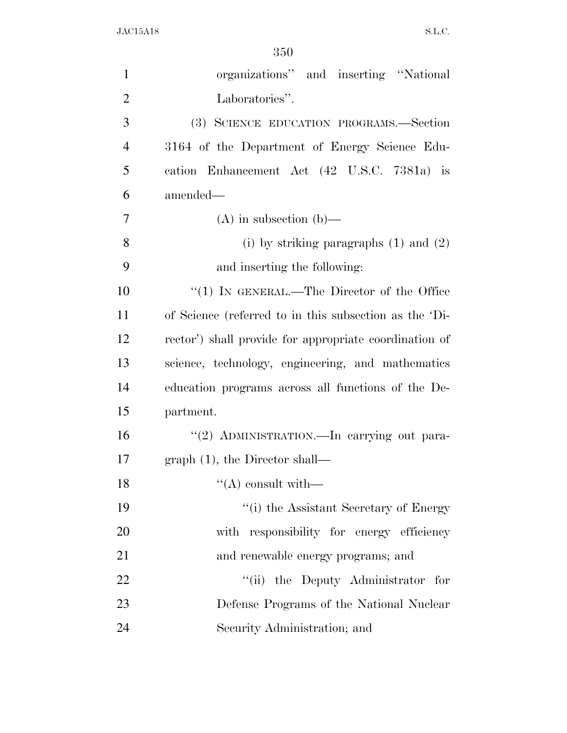organizations'' and inserting ''National Laboratories''.

(3) SCIENCE EDUCATION PROGRAMS.—Section 3164 of the Department of Energy Science Education Enhancement Act (42 U.S.C. 7381a) is amended—

(A) in subsection (b)—

(i) by striking paragraphs (1) and (2) and inserting the following:

''(1) IN GENERAL.—The Director of the Office of Science (referred to in this subsection as the 'Director') shall provide for appropriate coordination of science, technology, engineering, and mathematics education programs across all functions of the Department.

''(2) ADMINISTRATION.—In carrying out paragraph (1), the Director shall—

''(A) consult with—

''(i) the Assistant Secretary of Energy with responsibility for energy efficiency and renewable energy programs; and

''(ii) the Deputy Administrator for Defense Programs of the National Nuclear Security Administration; and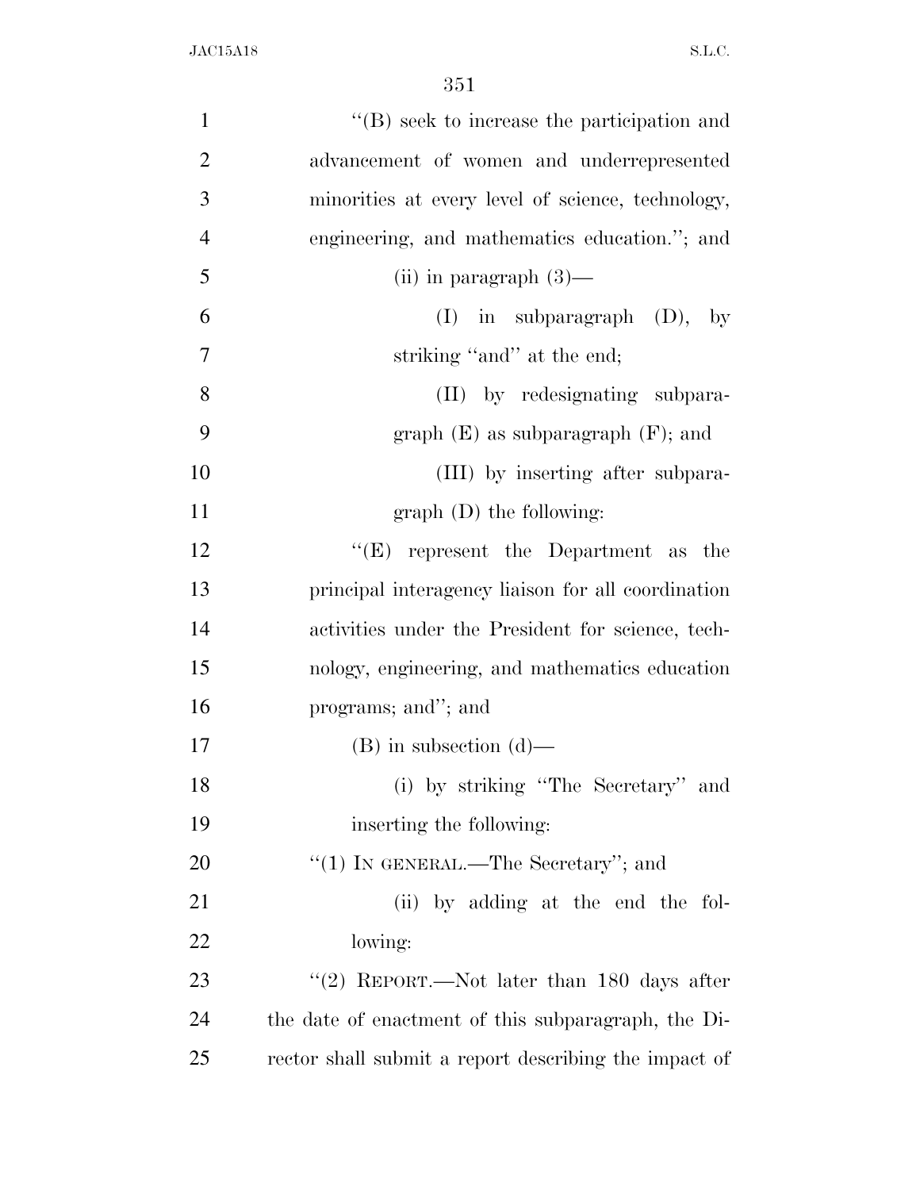"(B) seek to increase the participation and advancement of women and underrepresented minorities at every level of science, technology, engineering, and mathematics education."; and

(ii) in paragraph (3)—

(I) in subparagraph (D), by striking "and" at the end;

(II) by redesignating subparagraph (E) as subparagraph (F); and

(III) by inserting after subparagraph (D) the following:

"(E) represent the Department as the principal interagency liaison for all coordination activities under the President for science, technology, engineering, and mathematics education programs; and"; and

(B) in subsection (d)—

(i) by striking "The Secretary" and inserting the following:

"(1) IN GENERAL.—The Secretary"; and

(ii) by adding at the end the following:

"(2) REPORT.—Not later than 180 days after the date of enactment of this subparagraph, the Director shall submit a report describing the impact of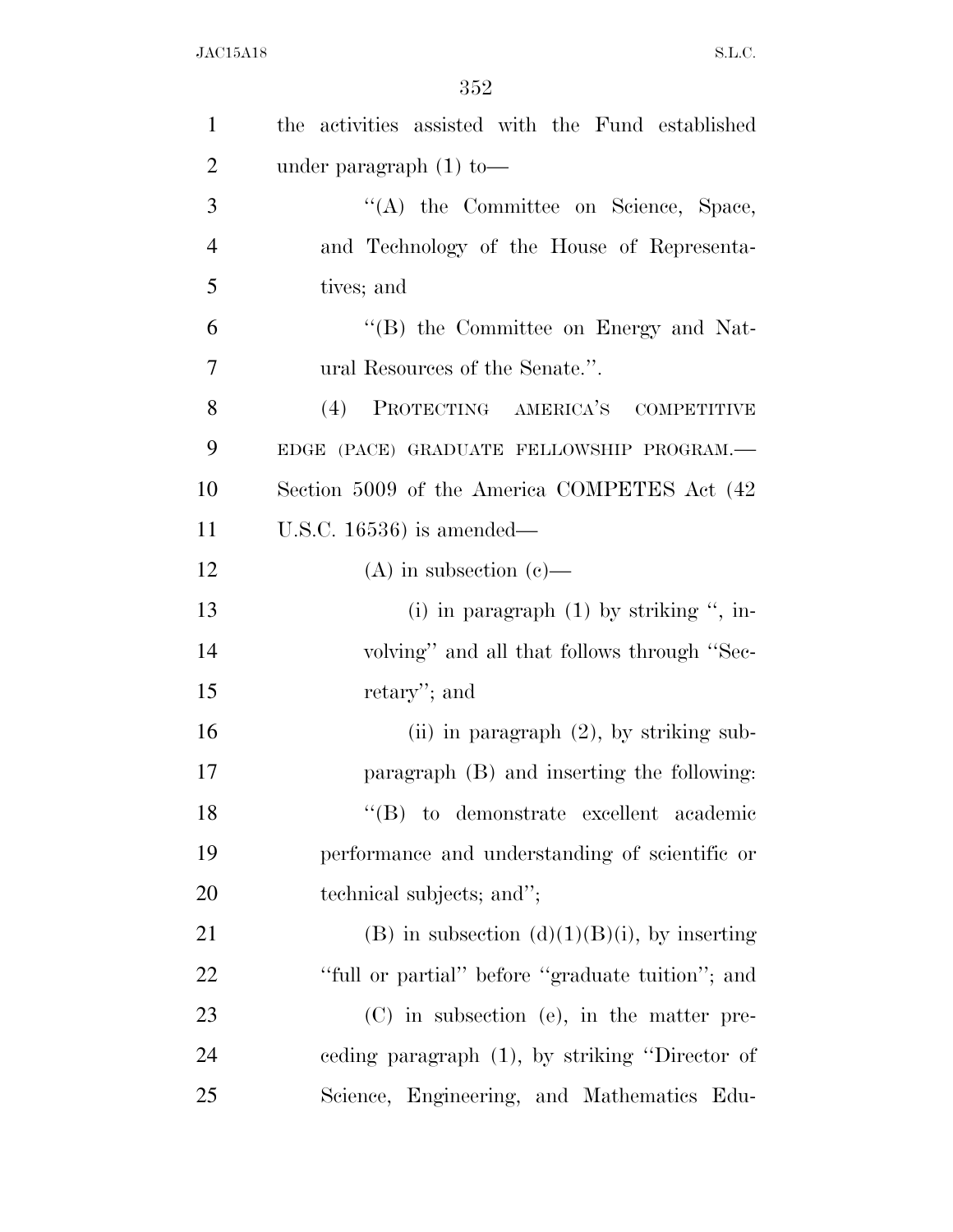the activities assisted with the Fund established under paragraph (1) to—

''(A) the Committee on Science, Space, and Technology of the House of Representatives; and

''(B) the Committee on Energy and Natural Resources of the Senate.''.

(4) PROTECTING AMERICA'S COMPETITIVE EDGE (PACE) GRADUATE FELLOWSHIP PROGRAM.—Section 5009 of the America COMPETES Act (42 U.S.C. 16536) is amended—

(A) in subsection (c)—

(i) in paragraph (1) by striking '', involving'' and all that follows through ''Secretary''; and

(ii) in paragraph (2), by striking subparagraph (B) and inserting the following:

''(B) to demonstrate excellent academic performance and understanding of scientific or technical subjects; and'';

(B) in subsection (d)(1)(B)(i), by inserting ''full or partial'' before ''graduate tuition''; and

(C) in subsection (e), in the matter preceding paragraph (1), by striking ''Director of Science, Engineering, and Mathematics Edu-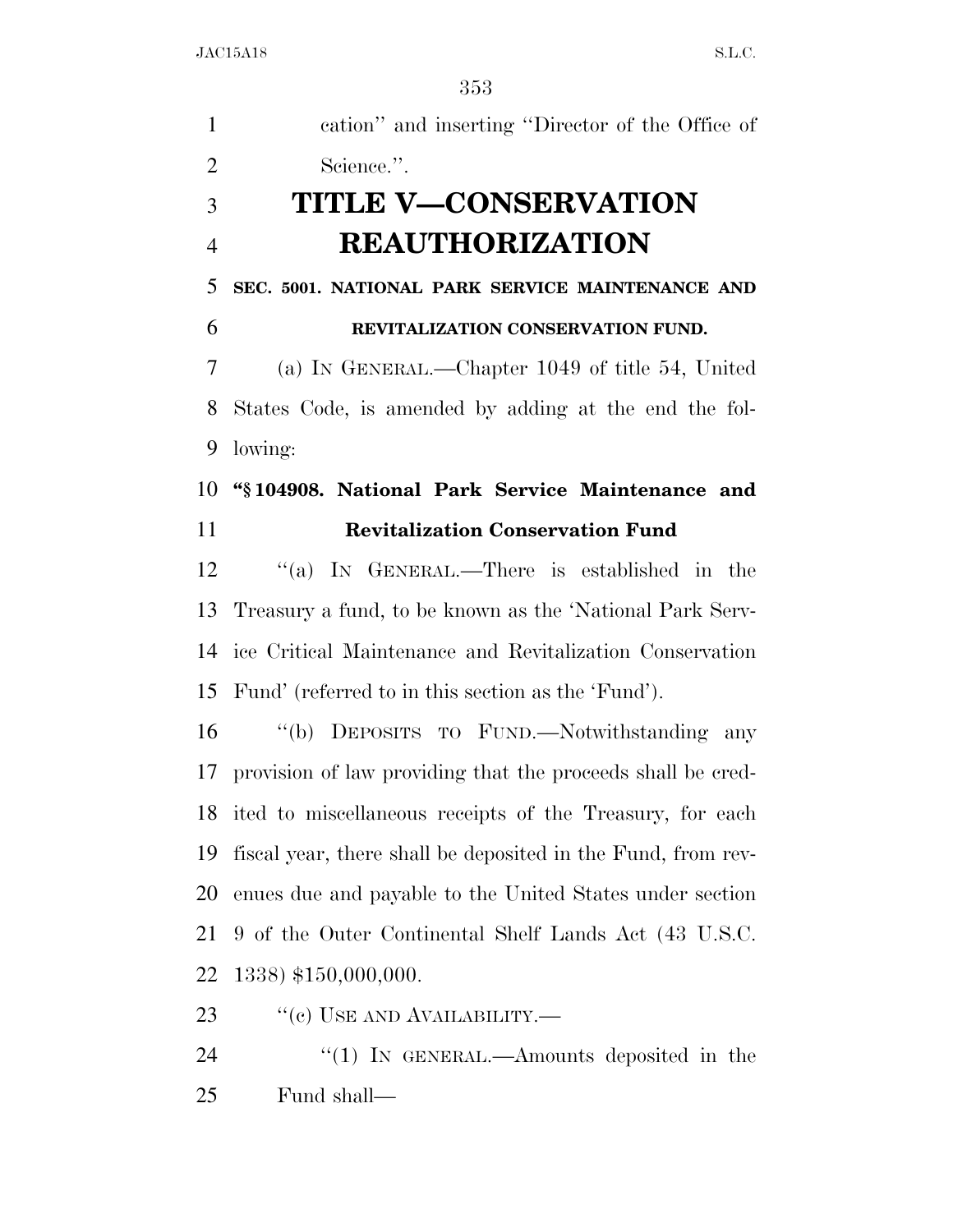cation'' and inserting ''Director of the Office of Science.''.

# TITLE V—CONSERVATION REAUTHORIZATION

### SEC. 5001. NATIONAL PARK SERVICE MAINTENANCE AND REVITALIZATION CONSERVATION FUND.

(a) IN GENERAL.—Chapter 1049 of title 54, United States Code, is amended by adding at the end the following:

**''§ 104908. National Park Service Maintenance and Revitalization Conservation Fund**

''(a) IN GENERAL.—There is established in the Treasury a fund, to be known as the 'National Park Service Critical Maintenance and Revitalization Conservation Fund' (referred to in this section as the 'Fund').

''(b) DEPOSITS TO FUND.—Notwithstanding any provision of law providing that the proceeds shall be credited to miscellaneous receipts of the Treasury, for each fiscal year, there shall be deposited in the Fund, from revenues due and payable to the United States under section 9 of the Outer Continental Shelf Lands Act (43 U.S.C. 1338) $150,000,000.

''(c) USE AND AVAILABILITY.—

''(1) IN GENERAL.—Amounts deposited in the Fund shall—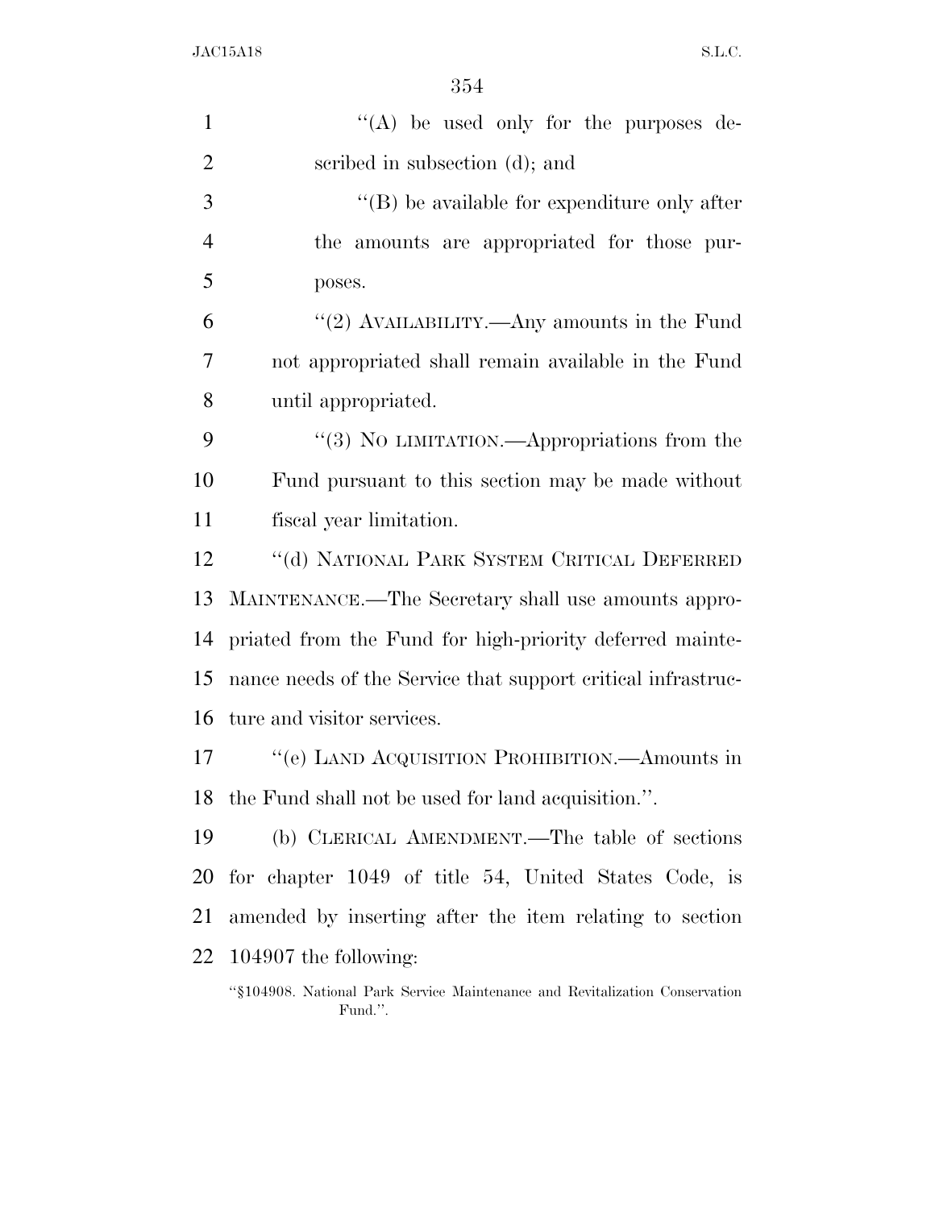''(A) be used only for the purposes described in subsection (d); and

''(B) be available for expenditure only after the amounts are appropriated for those purposes.

''(2) AVAILABILITY.—Any amounts in the Fund not appropriated shall remain available in the Fund until appropriated.

''(3) NO LIMITATION.—Appropriations from the Fund pursuant to this section may be made without fiscal year limitation.

''(d) NATIONAL PARK SYSTEM CRITICAL DEFERRED MAINTENANCE.—The Secretary shall use amounts appropriated from the Fund for high-priority deferred maintenance needs of the Service that support critical infrastructure and visitor services.

''(e) LAND ACQUISITION PROHIBITION.—Amounts in the Fund shall not be used for land acquisition.''.

(b) CLERICAL AMENDMENT.—The table of sections for chapter 1049 of title 54, United States Code, is amended by inserting after the item relating to section 104907 the following:

''§104908. National Park Service Maintenance and Revitalization Conservation Fund.''.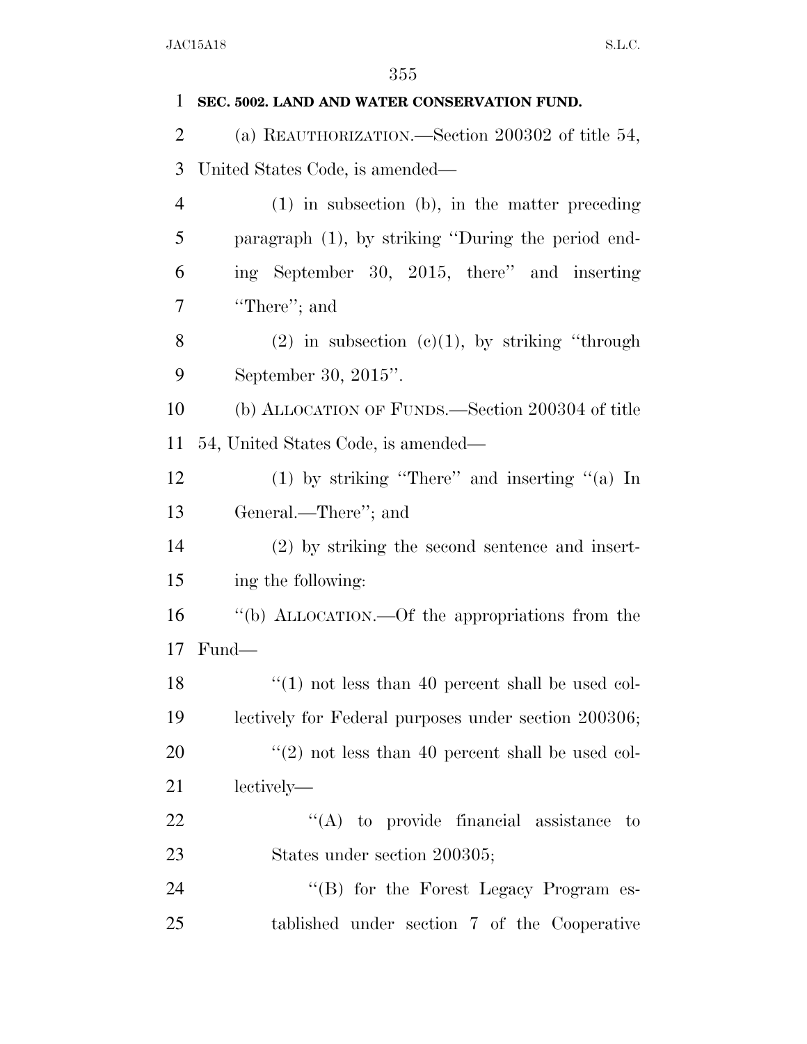**SEC. 5002. LAND AND WATER CONSERVATION FUND.**

(a) REAUTHORIZATION.—Section 200302 of title 54, United States Code, is amended—

(1) in subsection (b), in the matter preceding paragraph (1), by striking ''During the period ending September 30, 2015, there'' and inserting ''There''; and

(2) in subsection (c)(1), by striking ''through September 30, 2015''.

(b) ALLOCATION OF FUNDS.—Section 200304 of title 54, United States Code, is amended—

(1) by striking ''There'' and inserting ''(a) In General.—There''; and

(2) by striking the second sentence and inserting the following:

''(b) ALLOCATION.—Of the appropriations from the Fund—

''(1) not less than 40 percent shall be used collectively for Federal purposes under section 200306;

''(2) not less than 40 percent shall be used collectively—

''(A) to provide financial assistance to States under section 200305;

''(B) for the Forest Legacy Program established under section 7 of the Cooperative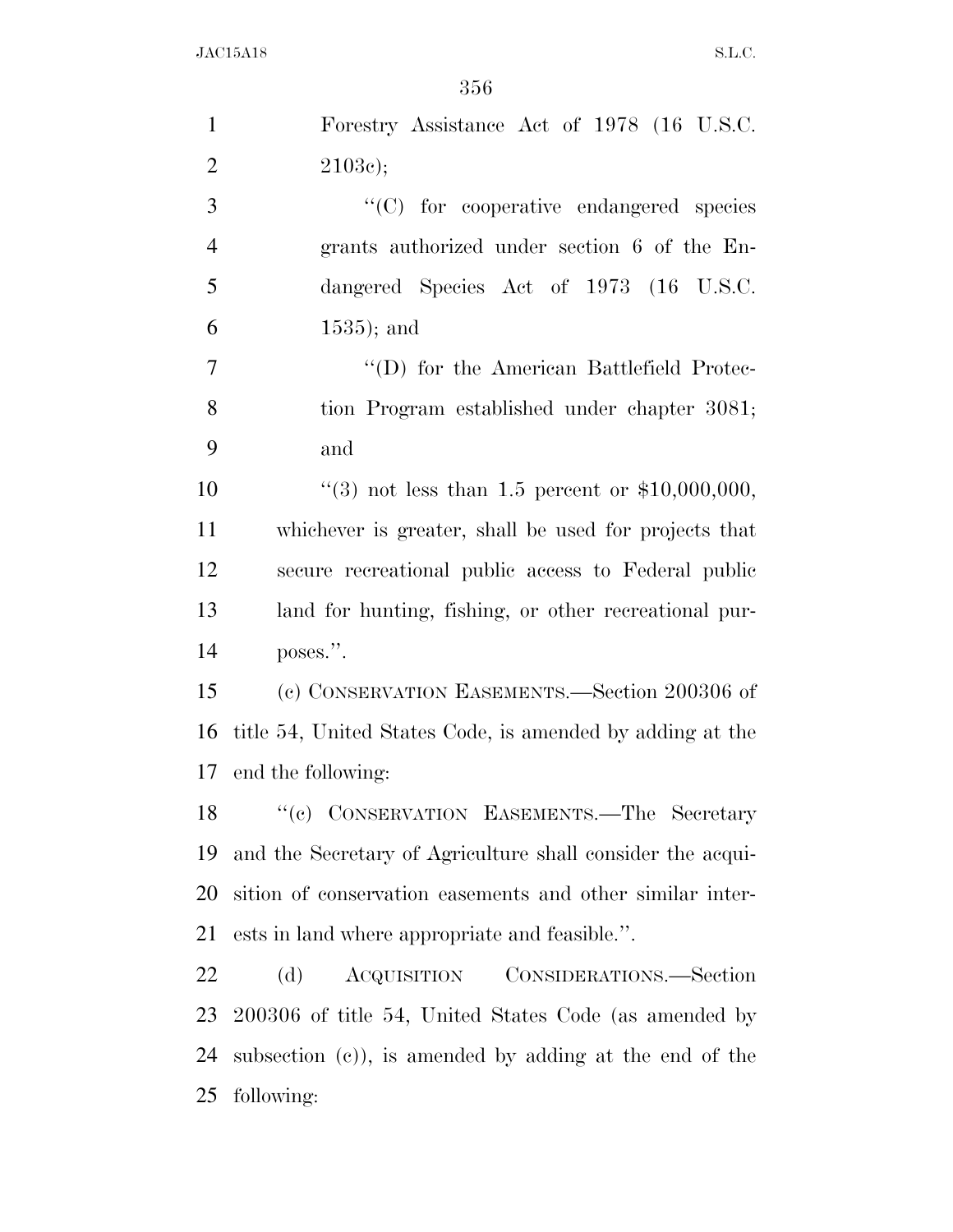Forestry Assistance Act of 1978 (16 U.S.C. 2103c);

''(C) for cooperative endangered species grants authorized under section 6 of the Endangered Species Act of 1973 (16 U.S.C. 1535); and

''(D) for the American Battlefield Protection Program established under chapter 3081; and

''(3) not less than 1.5 percent or $10,000,000, whichever is greater, shall be used for projects that secure recreational public access to Federal public land for hunting, fishing, or other recreational purposes.''.

(c) CONSERVATION EASEMENTS.—Section 200306 of title 54, United States Code, is amended by adding at the end the following:

''(c) CONSERVATION EASEMENTS.—The Secretary and the Secretary of Agriculture shall consider the acquisition of conservation easements and other similar interests in land where appropriate and feasible.''.

(d) ACQUISITION CONSIDERATIONS.—Section 200306 of title 54, United States Code (as amended by subsection (c)), is amended by adding at the end of the following: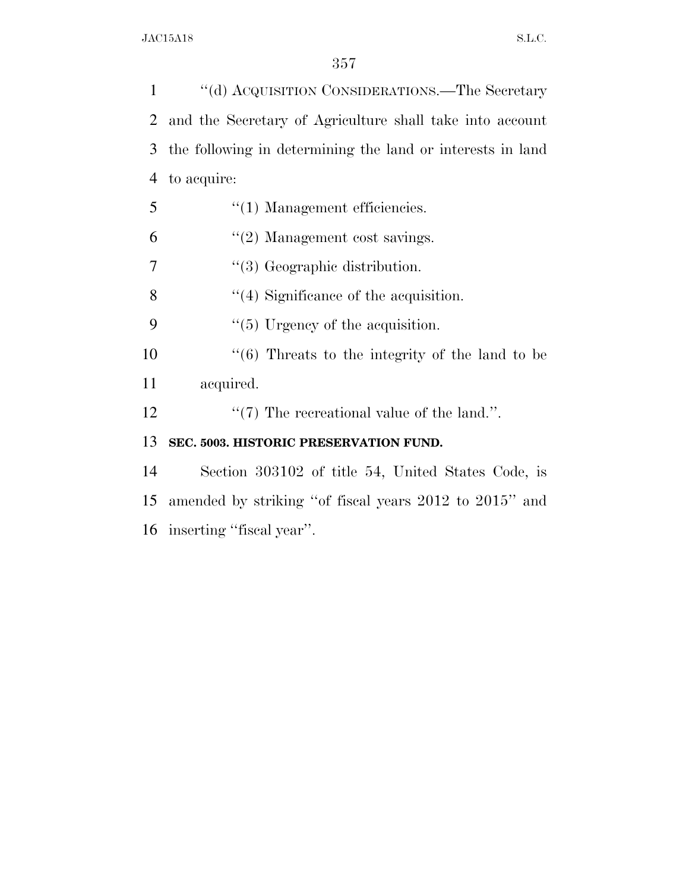"(d) ACQUISITION CONSIDERATIONS.—The Secretary and the Secretary of Agriculture shall take into account the following in determining the land or interests in land to acquire:

"(1) Management efficiencies.

"(2) Management cost savings.

"(3) Geographic distribution.

"(4) Significance of the acquisition.

"(5) Urgency of the acquisition.

"(6) Threats to the integrity of the land to be acquired.

"(7) The recreational value of the land.".

**SEC. 5003. HISTORIC PRESERVATION FUND.**

Section 303102 of title 54, United States Code, is amended by striking "of fiscal years 2012 to 2015" and inserting "fiscal year".